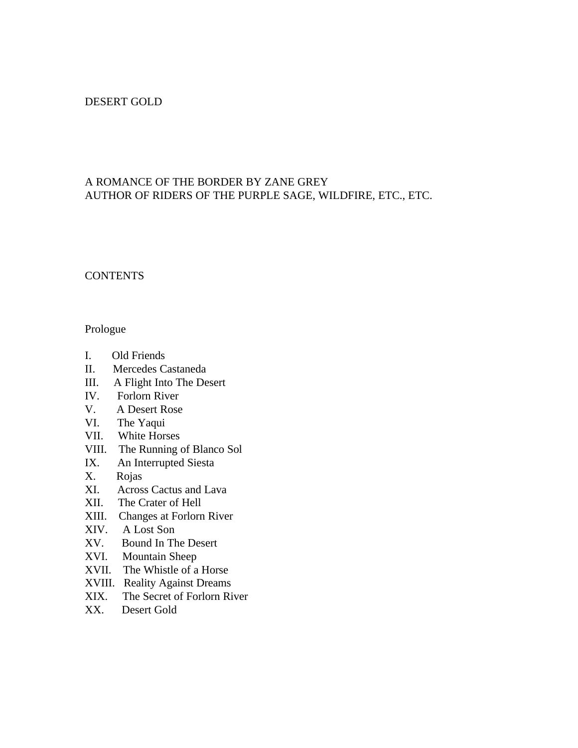# DESERT GOLD

A ROMANCE OF THE BORDER BY ZANE GREY
AUTHOR OF RIDERS OF THE PURPLE SAGE, WILDFIRE, ETC., ETC.

## CONTENTS

Prologue

I. Old Friends
II. Mercedes Castaneda
III. A Flight Into The Desert
IV. Forlorn River
V. A Desert Rose
VI. The Yaqui
VII. White Horses
VIII. The Running of Blanco Sol
IX. An Interrupted Siesta
X. Rojas
XI. Across Cactus and Lava
XII. The Crater of Hell
XIII. Changes at Forlorn River
XIV. A Lost Son
XV. Bound In The Desert
XVI. Mountain Sheep
XVII. The Whistle of a Horse
XVIII. Reality Against Dreams
XIX. The Secret of Forlorn River
XX. Desert Gold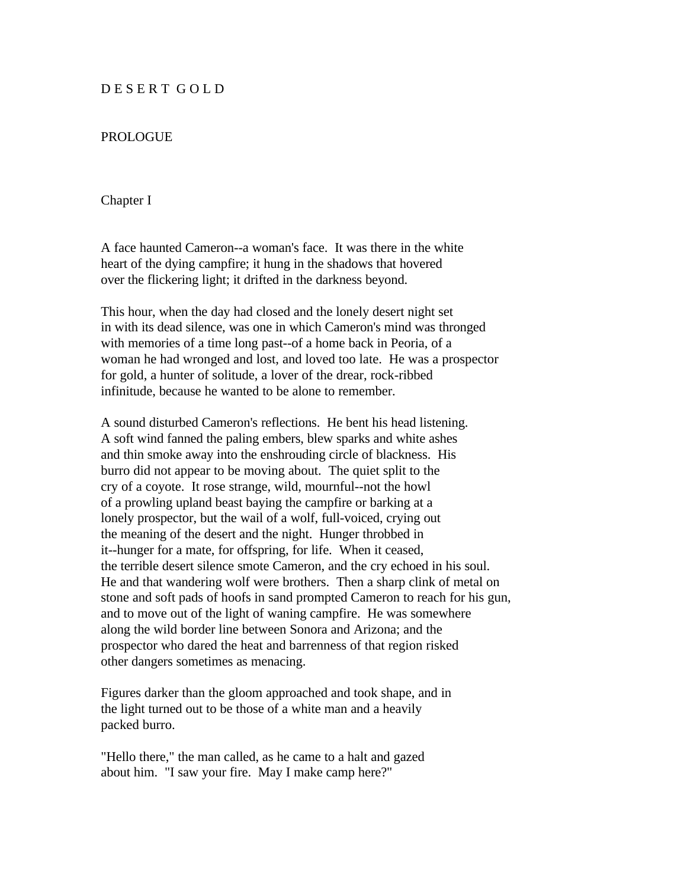# DESERT GOLD

## PROLOGUE

### Chapter I

A face haunted Cameron--a woman's face. It was there in the white heart of the dying campfire; it hung in the shadows that hovered over the flickering light; it drifted in the darkness beyond.

This hour, when the day had closed and the lonely desert night set in with its dead silence, was one in which Cameron's mind was thronged with memories of a time long past--of a home back in Peoria, of a woman he had wronged and lost, and loved too late. He was a prospector for gold, a hunter of solitude, a lover of the drear, rock-ribbed infinitude, because he wanted to be alone to remember.

A sound disturbed Cameron's reflections. He bent his head listening. A soft wind fanned the paling embers, blew sparks and white ashes and thin smoke away into the enshrouding circle of blackness. His burro did not appear to be moving about. The quiet split to the cry of a coyote. It rose strange, wild, mournful--not the howl of a prowling upland beast baying the campfire or barking at a lonely prospector, but the wail of a wolf, full-voiced, crying out the meaning of the desert and the night. Hunger throbbed in it--hunger for a mate, for offspring, for life. When it ceased, the terrible desert silence smote Cameron, and the cry echoed in his soul. He and that wandering wolf were brothers. Then a sharp clink of metal on stone and soft pads of hoofs in sand prompted Cameron to reach for his gun, and to move out of the light of waning campfire. He was somewhere along the wild border line between Sonora and Arizona; and the prospector who dared the heat and barrenness of that region risked other dangers sometimes as menacing.

Figures darker than the gloom approached and took shape, and in the light turned out to be those of a white man and a heavily packed burro.

"Hello there," the man called, as he came to a halt and gazed about him. "I saw your fire. May I make camp here?"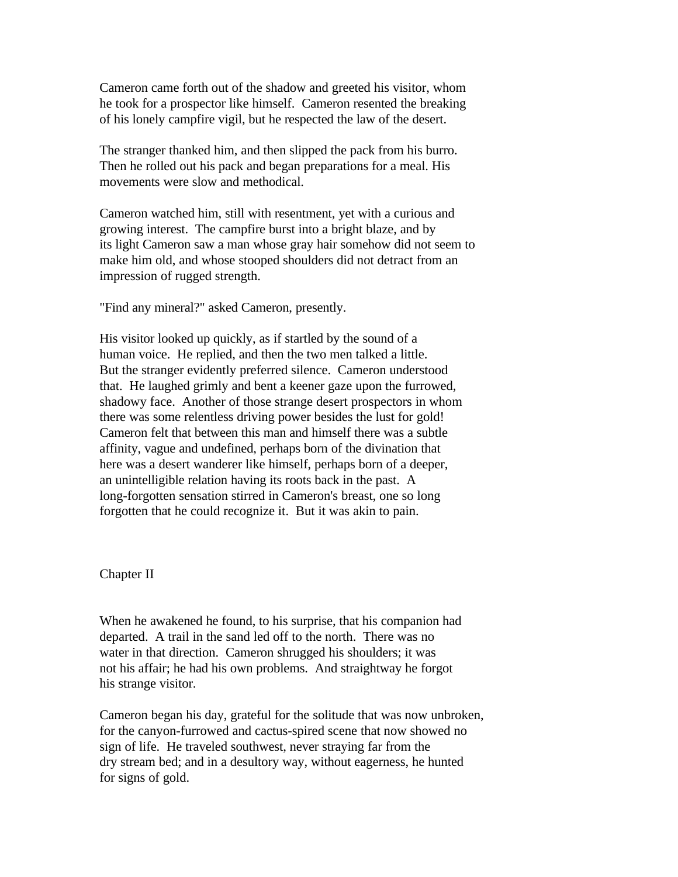Cameron came forth out of the shadow and greeted his visitor, whom he took for a prospector like himself. Cameron resented the breaking of his lonely campfire vigil, but he respected the law of the desert.

The stranger thanked him, and then slipped the pack from his burro. Then he rolled out his pack and began preparations for a meal. His movements were slow and methodical.

Cameron watched him, still with resentment, yet with a curious and growing interest. The campfire burst into a bright blaze, and by its light Cameron saw a man whose gray hair somehow did not seem to make him old, and whose stooped shoulders did not detract from an impression of rugged strength.

"Find any mineral?" asked Cameron, presently.

His visitor looked up quickly, as if startled by the sound of a human voice. He replied, and then the two men talked a little. But the stranger evidently preferred silence. Cameron understood that. He laughed grimly and bent a keener gaze upon the furrowed, shadowy face. Another of those strange desert prospectors in whom there was some relentless driving power besides the lust for gold! Cameron felt that between this man and himself there was a subtle affinity, vague and undefined, perhaps born of the divination that here was a desert wanderer like himself, perhaps born of a deeper, an unintelligible relation having its roots back in the past. A long-forgotten sensation stirred in Cameron's breast, one so long forgotten that he could recognize it. But it was akin to pain.

## Chapter II

When he awakened he found, to his surprise, that his companion had departed. A trail in the sand led off to the north. There was no water in that direction. Cameron shrugged his shoulders; it was not his affair; he had his own problems. And straightway he forgot his strange visitor.

Cameron began his day, grateful for the solitude that was now unbroken, for the canyon-furrowed and cactus-spired scene that now showed no sign of life. He traveled southwest, never straying far from the dry stream bed; and in a desultory way, without eagerness, he hunted for signs of gold.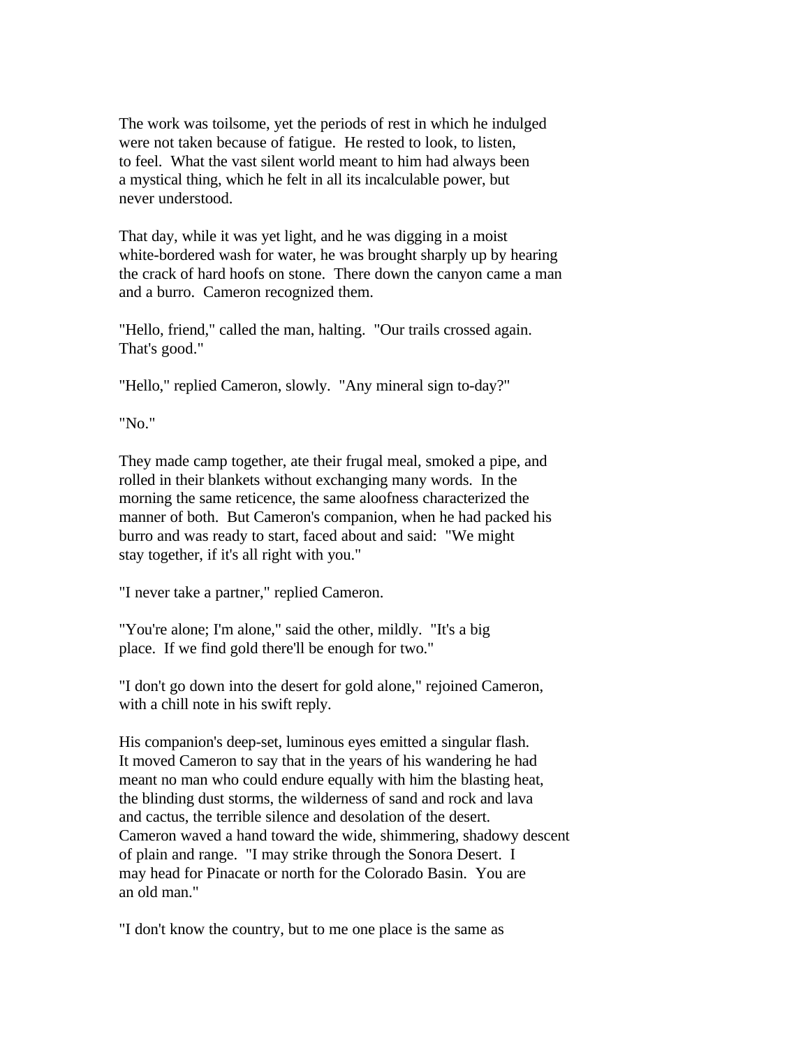The work was toilsome, yet the periods of rest in which he indulged were not taken because of fatigue. He rested to look, to listen, to feel. What the vast silent world meant to him had always been a mystical thing, which he felt in all its incalculable power, but never understood.

That day, while it was yet light, and he was digging in a moist white-bordered wash for water, he was brought sharply up by hearing the crack of hard hoofs on stone. There down the canyon came a man and a burro. Cameron recognized them.

"Hello, friend," called the man, halting. "Our trails crossed again. That's good."

"Hello," replied Cameron, slowly. "Any mineral sign to-day?"

"No."

They made camp together, ate their frugal meal, smoked a pipe, and rolled in their blankets without exchanging many words. In the morning the same reticence, the same aloofness characterized the manner of both. But Cameron's companion, when he had packed his burro and was ready to start, faced about and said: "We might stay together, if it's all right with you."

"I never take a partner," replied Cameron.

"You're alone; I'm alone," said the other, mildly. "It's a big place. If we find gold there'll be enough for two."

"I don't go down into the desert for gold alone," rejoined Cameron, with a chill note in his swift reply.

His companion's deep-set, luminous eyes emitted a singular flash. It moved Cameron to say that in the years of his wandering he had meant no man who could endure equally with him the blasting heat, the blinding dust storms, the wilderness of sand and rock and lava and cactus, the terrible silence and desolation of the desert. Cameron waved a hand toward the wide, shimmering, shadowy descent of plain and range. "I may strike through the Sonora Desert. I may head for Pinacate or north for the Colorado Basin. You are an old man."

"I don't know the country, but to me one place is the same as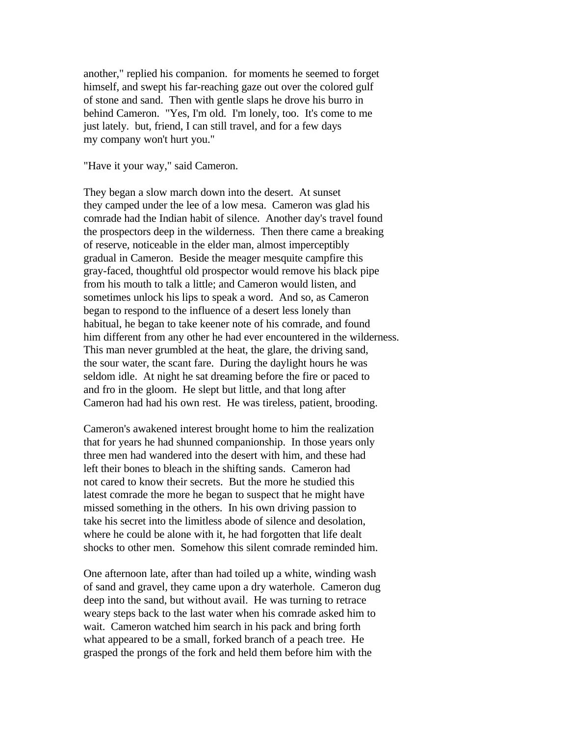another," replied his companion. for moments he seemed to forget himself, and swept his far-reaching gaze out over the colored gulf of stone and sand. Then with gentle slaps he drove his burro in behind Cameron. "Yes, I'm old. I'm lonely, too. It's come to me just lately. but, friend, I can still travel, and for a few days my company won't hurt you."

"Have it your way," said Cameron.

They began a slow march down into the desert. At sunset they camped under the lee of a low mesa. Cameron was glad his comrade had the Indian habit of silence. Another day's travel found the prospectors deep in the wilderness. Then there came a breaking of reserve, noticeable in the elder man, almost imperceptibly gradual in Cameron. Beside the meager mesquite campfire this gray-faced, thoughtful old prospector would remove his black pipe from his mouth to talk a little; and Cameron would listen, and sometimes unlock his lips to speak a word. And so, as Cameron began to respond to the influence of a desert less lonely than habitual, he began to take keener note of his comrade, and found him different from any other he had ever encountered in the wilderness. This man never grumbled at the heat, the glare, the driving sand, the sour water, the scant fare. During the daylight hours he was seldom idle. At night he sat dreaming before the fire or paced to and fro in the gloom. He slept but little, and that long after Cameron had had his own rest. He was tireless, patient, brooding.

Cameron's awakened interest brought home to him the realization that for years he had shunned companionship. In those years only three men had wandered into the desert with him, and these had left their bones to bleach in the shifting sands. Cameron had not cared to know their secrets. But the more he studied this latest comrade the more he began to suspect that he might have missed something in the others. In his own driving passion to take his secret into the limitless abode of silence and desolation, where he could be alone with it, he had forgotten that life dealt shocks to other men. Somehow this silent comrade reminded him.

One afternoon late, after than had toiled up a white, winding wash of sand and gravel, they came upon a dry waterhole. Cameron dug deep into the sand, but without avail. He was turning to retrace weary steps back to the last water when his comrade asked him to wait. Cameron watched him search in his pack and bring forth what appeared to be a small, forked branch of a peach tree. He grasped the prongs of the fork and held them before him with the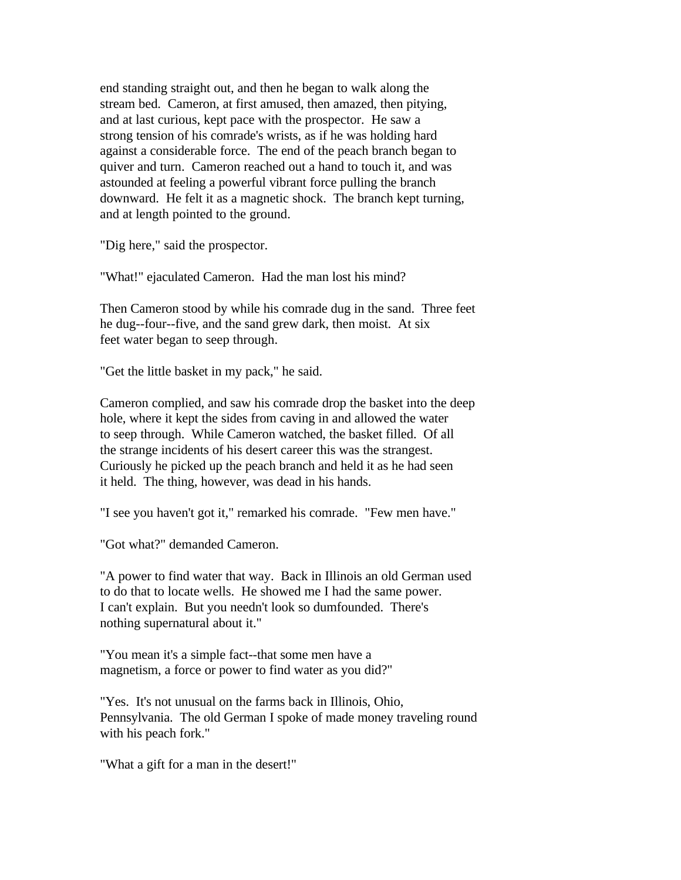end standing straight out, and then he began to walk along the stream bed. Cameron, at first amused, then amazed, then pitying, and at last curious, kept pace with the prospector. He saw a strong tension of his comrade's wrists, as if he was holding hard against a considerable force. The end of the peach branch began to quiver and turn. Cameron reached out a hand to touch it, and was astounded at feeling a powerful vibrant force pulling the branch downward. He felt it as a magnetic shock. The branch kept turning, and at length pointed to the ground.

"Dig here," said the prospector.

"What!" ejaculated Cameron. Had the man lost his mind?

Then Cameron stood by while his comrade dug in the sand. Three feet he dug--four--five, and the sand grew dark, then moist. At six feet water began to seep through.

"Get the little basket in my pack," he said.

Cameron complied, and saw his comrade drop the basket into the deep hole, where it kept the sides from caving in and allowed the water to seep through. While Cameron watched, the basket filled. Of all the strange incidents of his desert career this was the strangest. Curiously he picked up the peach branch and held it as he had seen it held. The thing, however, was dead in his hands.

"I see you haven't got it," remarked his comrade. "Few men have."

"Got what?" demanded Cameron.

"A power to find water that way. Back in Illinois an old German used to do that to locate wells. He showed me I had the same power. I can't explain. But you needn't look so dumfounded. There's nothing supernatural about it."

"You mean it's a simple fact--that some men have a magnetism, a force or power to find water as you did?"

"Yes. It's not unusual on the farms back in Illinois, Ohio, Pennsylvania. The old German I spoke of made money traveling round with his peach fork."

"What a gift for a man in the desert!"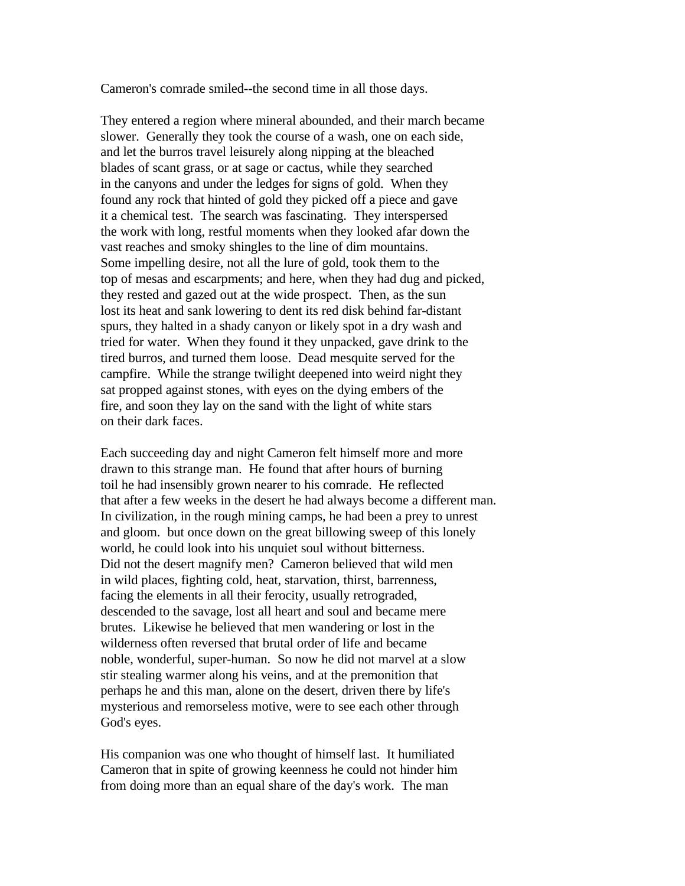Cameron's comrade smiled--the second time in all those days.

They entered a region where mineral abounded, and their march became slower. Generally they took the course of a wash, one on each side, and let the burros travel leisurely along nipping at the bleached blades of scant grass, or at sage or cactus, while they searched in the canyons and under the ledges for signs of gold. When they found any rock that hinted of gold they picked off a piece and gave it a chemical test. The search was fascinating. They interspersed the work with long, restful moments when they looked afar down the vast reaches and smoky shingles to the line of dim mountains. Some impelling desire, not all the lure of gold, took them to the top of mesas and escarpments; and here, when they had dug and picked, they rested and gazed out at the wide prospect. Then, as the sun lost its heat and sank lowering to dent its red disk behind far-distant spurs, they halted in a shady canyon or likely spot in a dry wash and tried for water. When they found it they unpacked, gave drink to the tired burros, and turned them loose. Dead mesquite served for the campfire. While the strange twilight deepened into weird night they sat propped against stones, with eyes on the dying embers of the fire, and soon they lay on the sand with the light of white stars on their dark faces.

Each succeeding day and night Cameron felt himself more and more drawn to this strange man. He found that after hours of burning toil he had insensibly grown nearer to his comrade. He reflected that after a few weeks in the desert he had always become a different man. In civilization, in the rough mining camps, he had been a prey to unrest and gloom. but once down on the great billowing sweep of this lonely world, he could look into his unquiet soul without bitterness. Did not the desert magnify men? Cameron believed that wild men in wild places, fighting cold, heat, starvation, thirst, barrenness, facing the elements in all their ferocity, usually retrograded, descended to the savage, lost all heart and soul and became mere brutes. Likewise he believed that men wandering or lost in the wilderness often reversed that brutal order of life and became noble, wonderful, super-human. So now he did not marvel at a slow stir stealing warmer along his veins, and at the premonition that perhaps he and this man, alone on the desert, driven there by life's mysterious and remorseless motive, were to see each other through God's eyes.

His companion was one who thought of himself last. It humiliated Cameron that in spite of growing keenness he could not hinder him from doing more than an equal share of the day's work. The man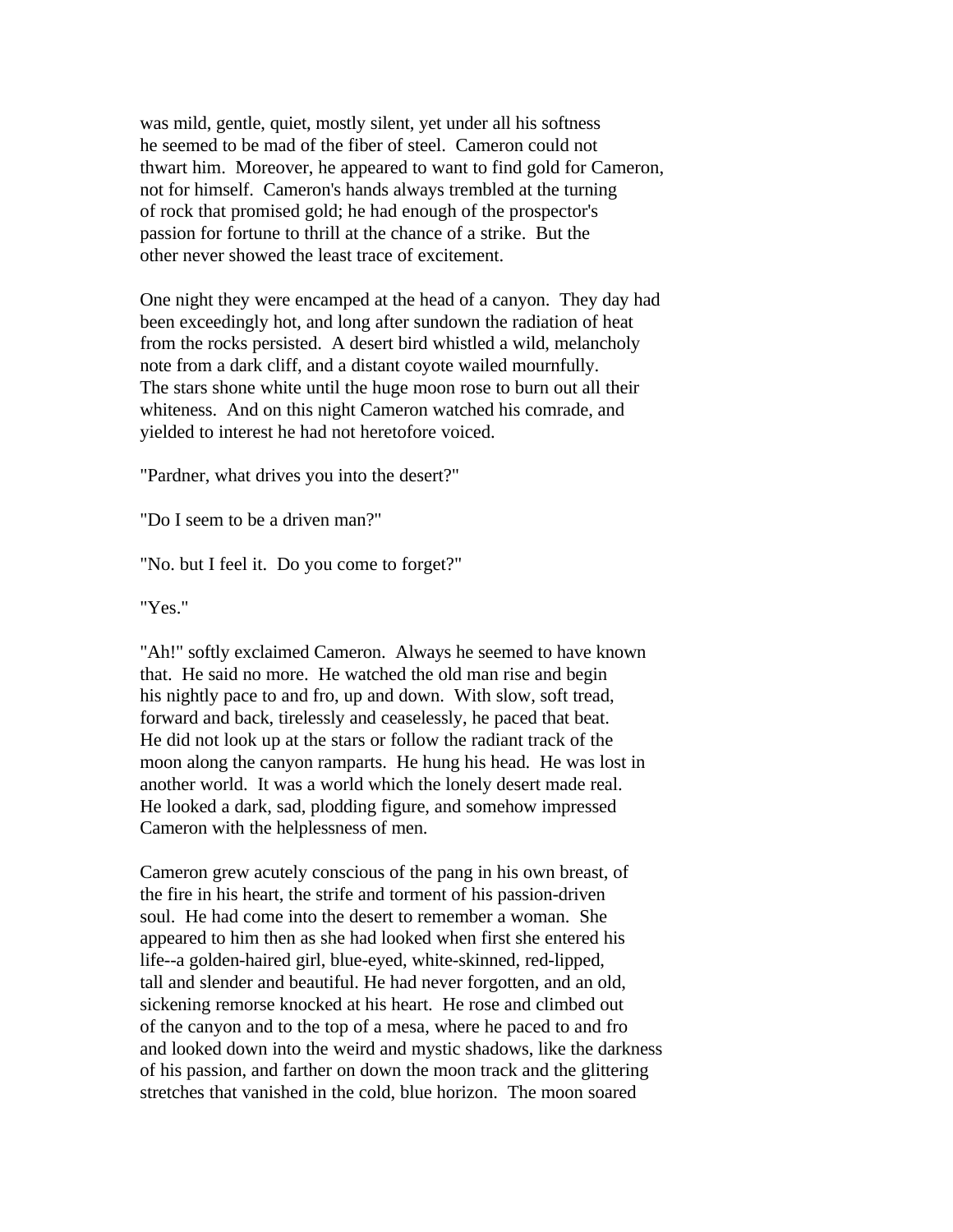was mild, gentle, quiet, mostly silent, yet under all his softness he seemed to be mad of the fiber of steel. Cameron could not thwart him. Moreover, he appeared to want to find gold for Cameron, not for himself. Cameron's hands always trembled at the turning of rock that promised gold; he had enough of the prospector's passion for fortune to thrill at the chance of a strike. But the other never showed the least trace of excitement.

One night they were encamped at the head of a canyon. They day had been exceedingly hot, and long after sundown the radiation of heat from the rocks persisted. A desert bird whistled a wild, melancholy note from a dark cliff, and a distant coyote wailed mournfully. The stars shone white until the huge moon rose to burn out all their whiteness. And on this night Cameron watched his comrade, and yielded to interest he had not heretofore voiced.

"Pardner, what drives you into the desert?"

"Do I seem to be a driven man?"

"No. but I feel it. Do you come to forget?"

"Yes."

"Ah!" softly exclaimed Cameron. Always he seemed to have known that. He said no more. He watched the old man rise and begin his nightly pace to and fro, up and down. With slow, soft tread, forward and back, tirelessly and ceaselessly, he paced that beat. He did not look up at the stars or follow the radiant track of the moon along the canyon ramparts. He hung his head. He was lost in another world. It was a world which the lonely desert made real. He looked a dark, sad, plodding figure, and somehow impressed Cameron with the helplessness of men.

Cameron grew acutely conscious of the pang in his own breast, of the fire in his heart, the strife and torment of his passion-driven soul. He had come into the desert to remember a woman. She appeared to him then as she had looked when first she entered his life--a golden-haired girl, blue-eyed, white-skinned, red-lipped, tall and slender and beautiful. He had never forgotten, and an old, sickening remorse knocked at his heart. He rose and climbed out of the canyon and to the top of a mesa, where he paced to and fro and looked down into the weird and mystic shadows, like the darkness of his passion, and farther on down the moon track and the glittering stretches that vanished in the cold, blue horizon. The moon soared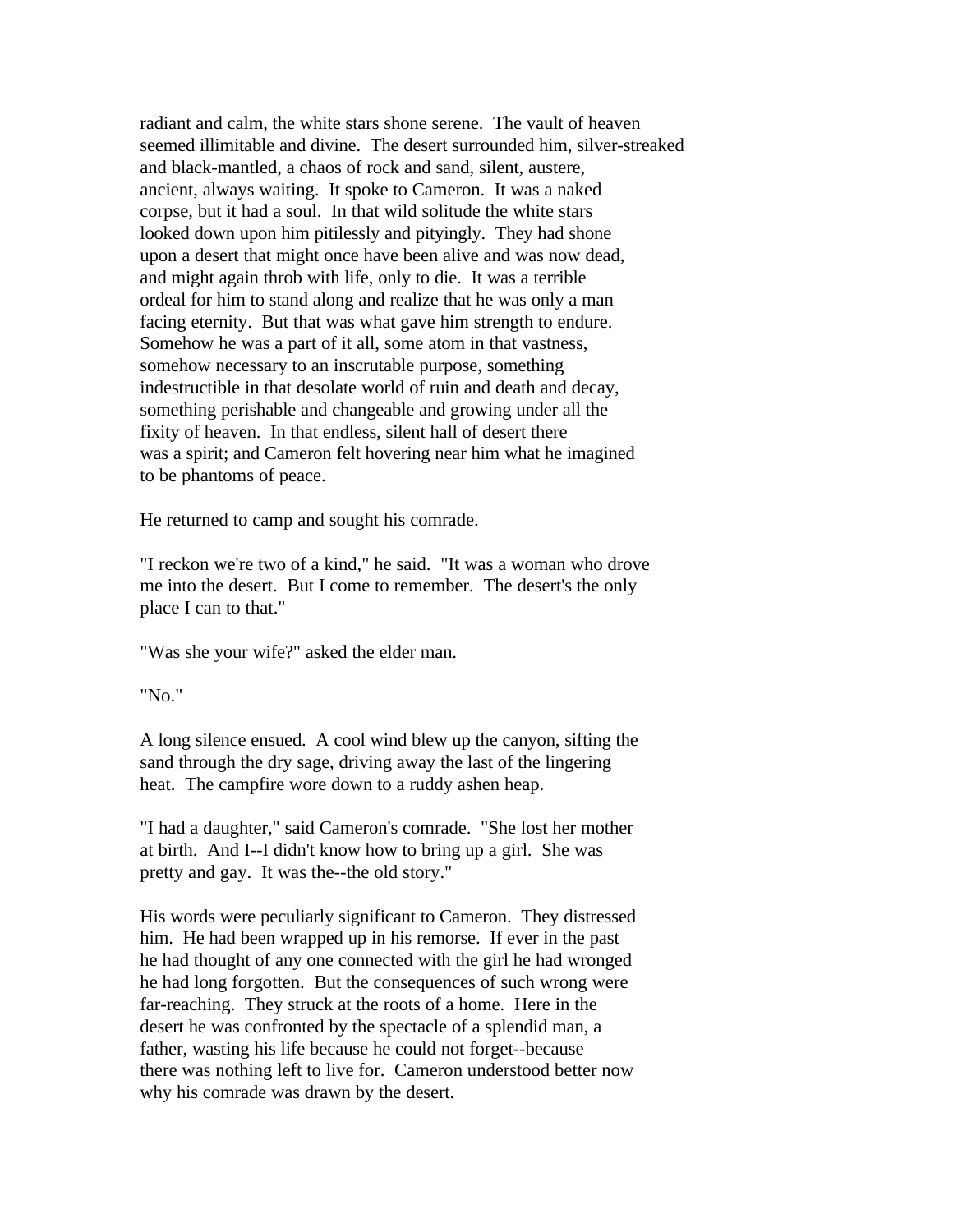radiant and calm, the white stars shone serene. The vault of heaven seemed illimitable and divine. The desert surrounded him, silver-streaked and black-mantled, a chaos of rock and sand, silent, austere, ancient, always waiting. It spoke to Cameron. It was a naked corpse, but it had a soul. In that wild solitude the white stars looked down upon him pitilessly and pityingly. They had shone upon a desert that might once have been alive and was now dead, and might again throb with life, only to die. It was a terrible ordeal for him to stand along and realize that he was only a man facing eternity. But that was what gave him strength to endure. Somehow he was a part of it all, some atom in that vastness, somehow necessary to an inscrutable purpose, something indestructible in that desolate world of ruin and death and decay, something perishable and changeable and growing under all the fixity of heaven. In that endless, silent hall of desert there was a spirit; and Cameron felt hovering near him what he imagined to be phantoms of peace.

He returned to camp and sought his comrade.

"I reckon we're two of a kind," he said. "It was a woman who drove me into the desert. But I come to remember. The desert's the only place I can to that."

"Was she your wife?" asked the elder man.

"No."

A long silence ensued. A cool wind blew up the canyon, sifting the sand through the dry sage, driving away the last of the lingering heat. The campfire wore down to a ruddy ashen heap.

"I had a daughter," said Cameron's comrade. "She lost her mother at birth. And I--I didn't know how to bring up a girl. She was pretty and gay. It was the--the old story."

His words were peculiarly significant to Cameron. They distressed him. He had been wrapped up in his remorse. If ever in the past he had thought of any one connected with the girl he had wronged he had long forgotten. But the consequences of such wrong were far-reaching. They struck at the roots of a home. Here in the desert he was confronted by the spectacle of a splendid man, a father, wasting his life because he could not forget--because there was nothing left to live for. Cameron understood better now why his comrade was drawn by the desert.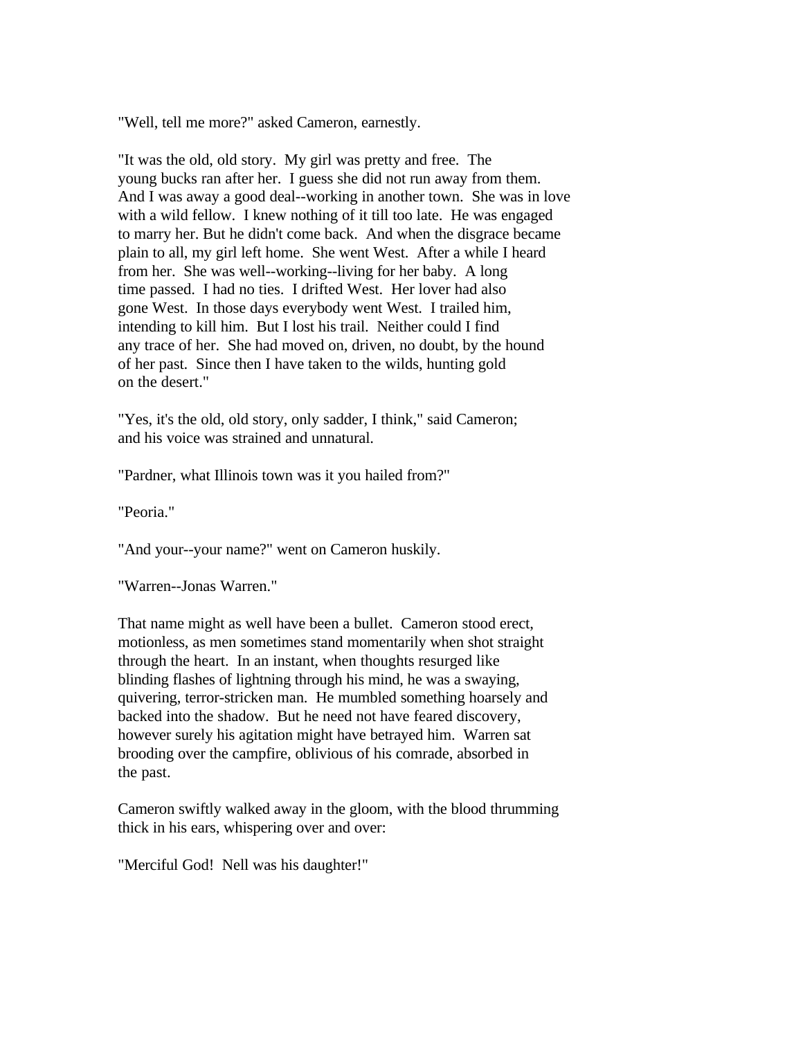"Well, tell me more?" asked Cameron, earnestly.

"It was the old, old story. My girl was pretty and free. The young bucks ran after her. I guess she did not run away from them. And I was away a good deal--working in another town. She was in love with a wild fellow. I knew nothing of it till too late. He was engaged to marry her. But he didn't come back. And when the disgrace became plain to all, my girl left home. She went West. After a while I heard from her. She was well--working--living for her baby. A long time passed. I had no ties. I drifted West. Her lover had also gone West. In those days everybody went West. I trailed him, intending to kill him. But I lost his trail. Neither could I find any trace of her. She had moved on, driven, no doubt, by the hound of her past. Since then I have taken to the wilds, hunting gold on the desert."

"Yes, it's the old, old story, only sadder, I think," said Cameron; and his voice was strained and unnatural.

"Pardner, what Illinois town was it you hailed from?"

"Peoria."

"And your--your name?" went on Cameron huskily.

"Warren--Jonas Warren."

That name might as well have been a bullet. Cameron stood erect, motionless, as men sometimes stand momentarily when shot straight through the heart. In an instant, when thoughts resurged like blinding flashes of lightning through his mind, he was a swaying, quivering, terror-stricken man. He mumbled something hoarsely and backed into the shadow. But he need not have feared discovery, however surely his agitation might have betrayed him. Warren sat brooding over the campfire, oblivious of his comrade, absorbed in the past.

Cameron swiftly walked away in the gloom, with the blood thrumming thick in his ears, whispering over and over:

"Merciful God! Nell was his daughter!"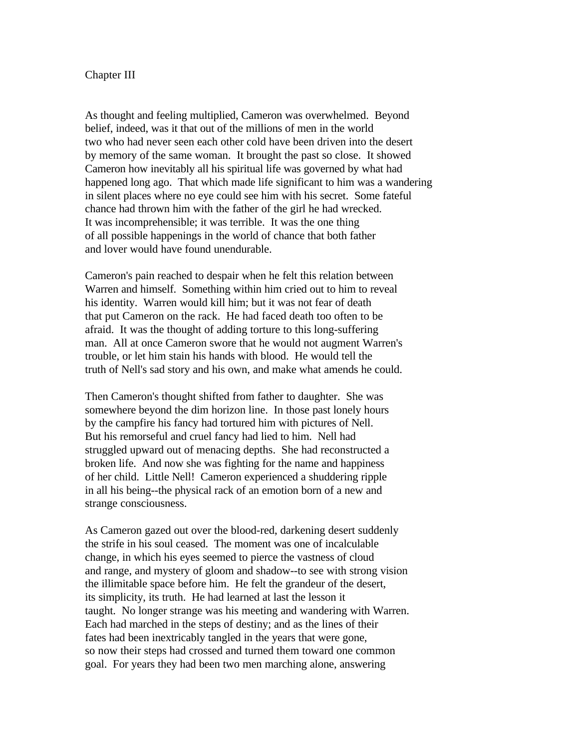## Chapter III

As thought and feeling multiplied, Cameron was overwhelmed. Beyond belief, indeed, was it that out of the millions of men in the world two who had never seen each other cold have been driven into the desert by memory of the same woman. It brought the past so close. It showed Cameron how inevitably all his spiritual life was governed by what had happened long ago. That which made life significant to him was a wandering in silent places where no eye could see him with his secret. Some fateful chance had thrown him with the father of the girl he had wrecked. It was incomprehensible; it was terrible. It was the one thing of all possible happenings in the world of chance that both father and lover would have found unendurable.

Cameron's pain reached to despair when he felt this relation between Warren and himself. Something within him cried out to him to reveal his identity. Warren would kill him; but it was not fear of death that put Cameron on the rack. He had faced death too often to be afraid. It was the thought of adding torture to this long-suffering man. All at once Cameron swore that he would not augment Warren's trouble, or let him stain his hands with blood. He would tell the truth of Nell's sad story and his own, and make what amends he could.

Then Cameron's thought shifted from father to daughter. She was somewhere beyond the dim horizon line. In those past lonely hours by the campfire his fancy had tortured him with pictures of Nell. But his remorseful and cruel fancy had lied to him. Nell had struggled upward out of menacing depths. She had reconstructed a broken life. And now she was fighting for the name and happiness of her child. Little Nell! Cameron experienced a shuddering ripple in all his being--the physical rack of an emotion born of a new and strange consciousness.

As Cameron gazed out over the blood-red, darkening desert suddenly the strife in his soul ceased. The moment was one of incalculable change, in which his eyes seemed to pierce the vastness of cloud and range, and mystery of gloom and shadow--to see with strong vision the illimitable space before him. He felt the grandeur of the desert, its simplicity, its truth. He had learned at last the lesson it taught. No longer strange was his meeting and wandering with Warren. Each had marched in the steps of destiny; and as the lines of their fates had been inextricably tangled in the years that were gone, so now their steps had crossed and turned them toward one common goal. For years they had been two men marching alone, answering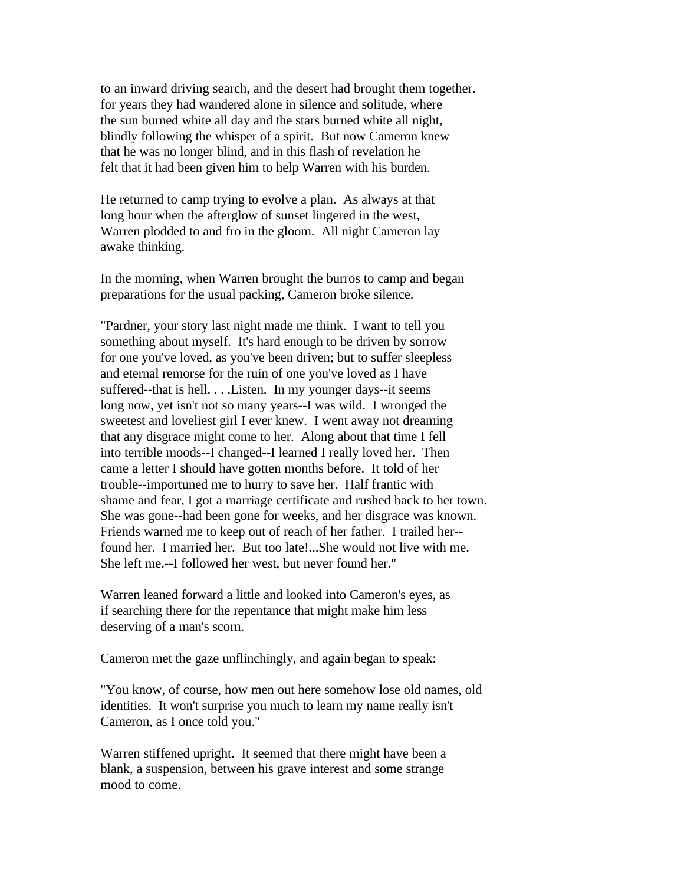to an inward driving search, and the desert had brought them together. for years they had wandered alone in silence and solitude, where the sun burned white all day and the stars burned white all night, blindly following the whisper of a spirit. But now Cameron knew that he was no longer blind, and in this flash of revelation he felt that it had been given him to help Warren with his burden.

He returned to camp trying to evolve a plan. As always at that long hour when the afterglow of sunset lingered in the west, Warren plodded to and fro in the gloom. All night Cameron lay awake thinking.

In the morning, when Warren brought the burros to camp and began preparations for the usual packing, Cameron broke silence.

"Pardner, your story last night made me think. I want to tell you something about myself. It's hard enough to be driven by sorrow for one you've loved, as you've been driven; but to suffer sleepless and eternal remorse for the ruin of one you've loved as I have suffered--that is hell. . . .Listen. In my younger days--it seems long now, yet isn't not so many years--I was wild. I wronged the sweetest and loveliest girl I ever knew. I went away not dreaming that any disgrace might come to her. Along about that time I fell into terrible moods--I changed--I learned I really loved her. Then came a letter I should have gotten months before. It told of her trouble--importuned me to hurry to save her. Half frantic with shame and fear, I got a marriage certificate and rushed back to her town. She was gone--had been gone for weeks, and her disgrace was known. Friends warned me to keep out of reach of her father. I trailed her--found her. I married her. But too late!...She would not live with me. She left me.--I followed her west, but never found her."

Warren leaned forward a little and looked into Cameron's eyes, as if searching there for the repentance that might make him less deserving of a man's scorn.

Cameron met the gaze unflinchingly, and again began to speak:

"You know, of course, how men out here somehow lose old names, old identities. It won't surprise you much to learn my name really isn't Cameron, as I once told you."

Warren stiffened upright. It seemed that there might have been a blank, a suspension, between his grave interest and some strange mood to come.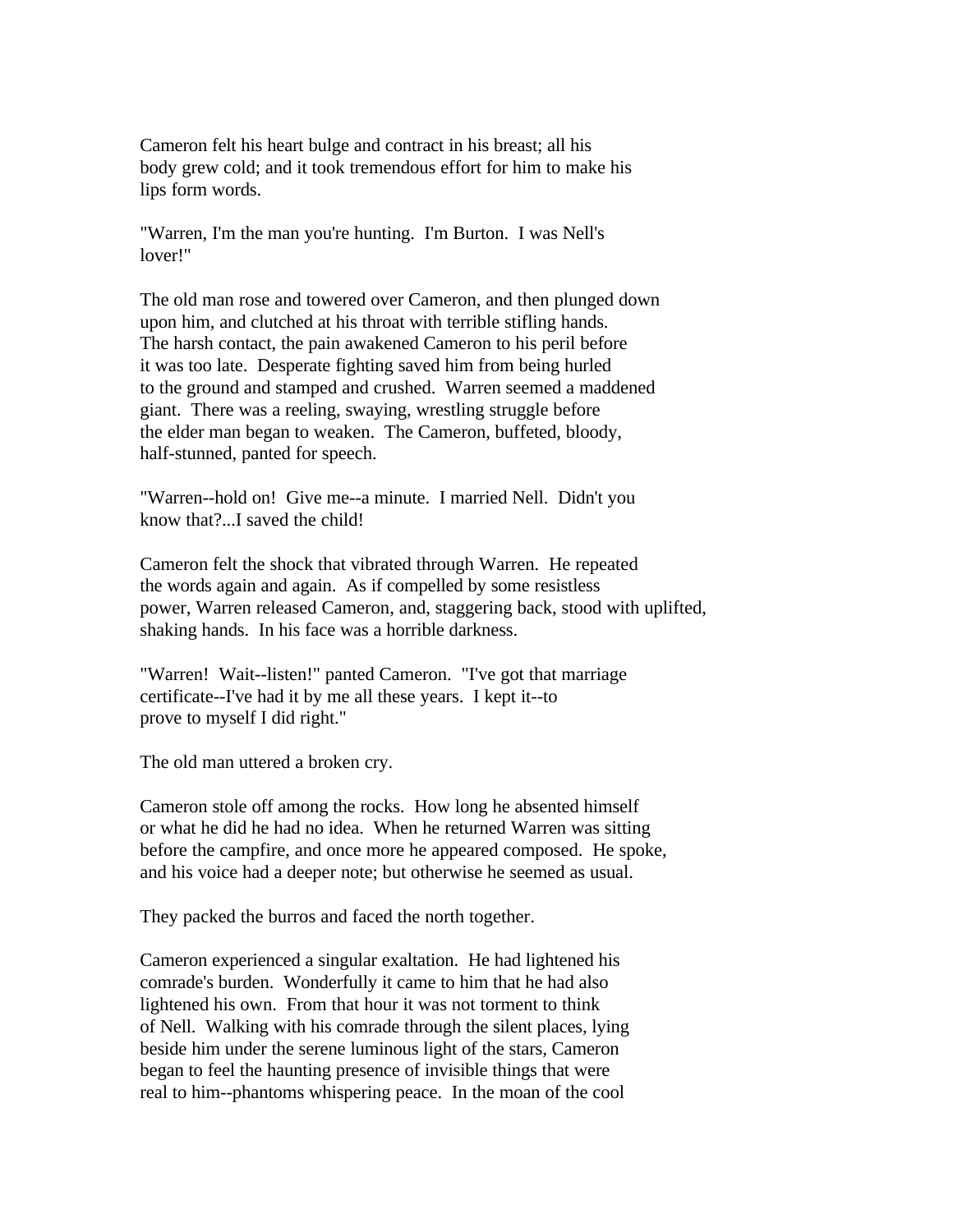Cameron felt his heart bulge and contract in his breast; all his body grew cold; and it took tremendous effort for him to make his lips form words.

"Warren, I'm the man you're hunting. I'm Burton. I was Nell's lover!"

The old man rose and towered over Cameron, and then plunged down upon him, and clutched at his throat with terrible stifling hands. The harsh contact, the pain awakened Cameron to his peril before it was too late. Desperate fighting saved him from being hurled to the ground and stamped and crushed. Warren seemed a maddened giant. There was a reeling, swaying, wrestling struggle before the elder man began to weaken. The Cameron, buffeted, bloody, half-stunned, panted for speech.

"Warren--hold on! Give me--a minute. I married Nell. Didn't you know that?...I saved the child!

Cameron felt the shock that vibrated through Warren. He repeated the words again and again. As if compelled by some resistless power, Warren released Cameron, and, staggering back, stood with uplifted, shaking hands. In his face was a horrible darkness.

"Warren! Wait--listen!" panted Cameron. "I've got that marriage certificate--I've had it by me all these years. I kept it--to prove to myself I did right."

The old man uttered a broken cry.

Cameron stole off among the rocks. How long he absented himself or what he did he had no idea. When he returned Warren was sitting before the campfire, and once more he appeared composed. He spoke, and his voice had a deeper note; but otherwise he seemed as usual.

They packed the burros and faced the north together.

Cameron experienced a singular exaltation. He had lightened his comrade's burden. Wonderfully it came to him that he had also lightened his own. From that hour it was not torment to think of Nell. Walking with his comrade through the silent places, lying beside him under the serene luminous light of the stars, Cameron began to feel the haunting presence of invisible things that were real to him--phantoms whispering peace. In the moan of the cool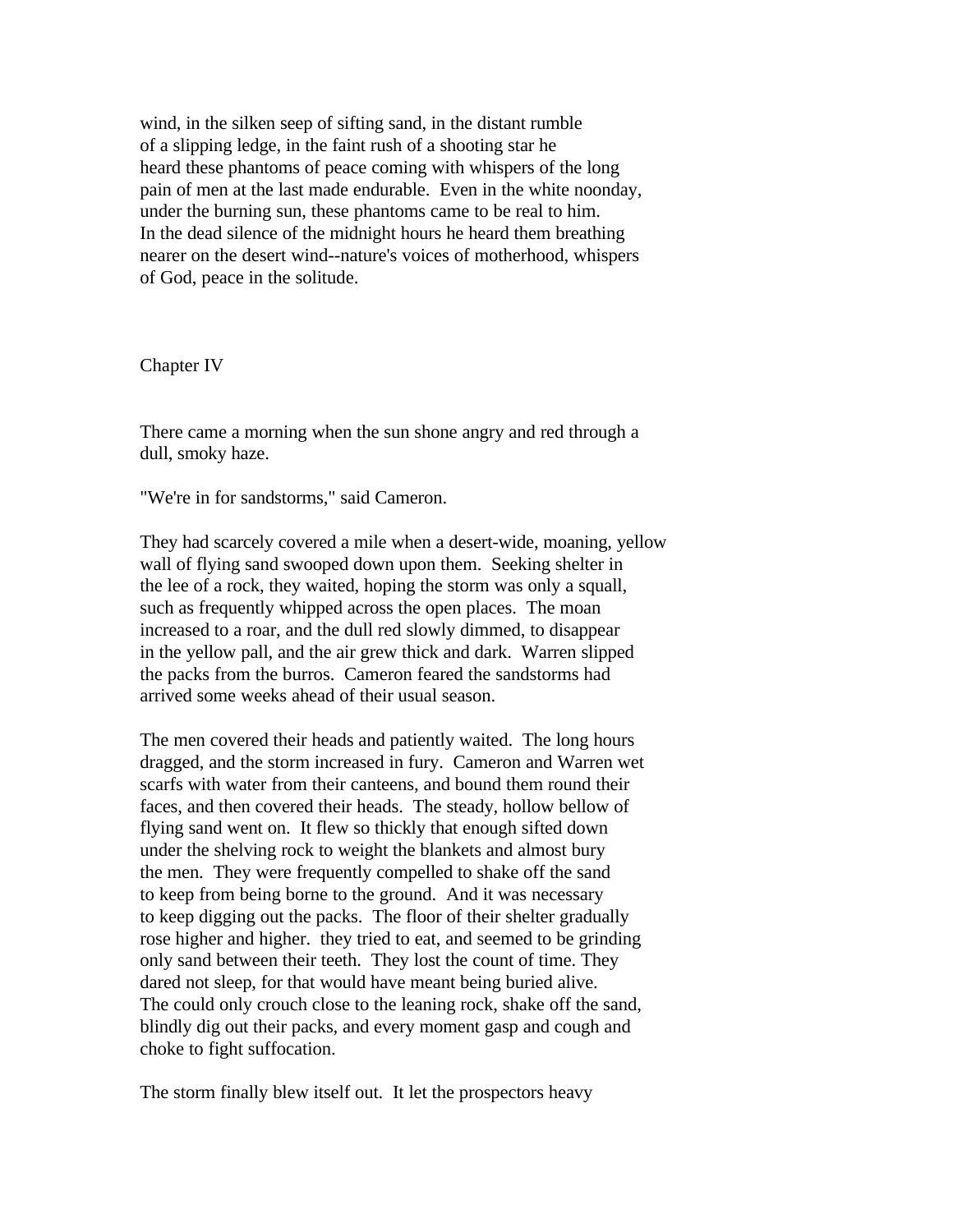wind, in the silken seep of sifting sand, in the distant rumble of a slipping ledge, in the faint rush of a shooting star he heard these phantoms of peace coming with whispers of the long pain of men at the last made endurable. Even in the white noonday, under the burning sun, these phantoms came to be real to him. In the dead silence of the midnight hours he heard them breathing nearer on the desert wind--nature's voices of motherhood, whispers of God, peace in the solitude.

## Chapter IV

There came a morning when the sun shone angry and red through a dull, smoky haze.

"We're in for sandstorms," said Cameron.

They had scarcely covered a mile when a desert-wide, moaning, yellow wall of flying sand swooped down upon them. Seeking shelter in the lee of a rock, they waited, hoping the storm was only a squall, such as frequently whipped across the open places. The moan increased to a roar, and the dull red slowly dimmed, to disappear in the yellow pall, and the air grew thick and dark. Warren slipped the packs from the burros. Cameron feared the sandstorms had arrived some weeks ahead of their usual season.

The men covered their heads and patiently waited. The long hours dragged, and the storm increased in fury. Cameron and Warren wet scarfs with water from their canteens, and bound them round their faces, and then covered their heads. The steady, hollow bellow of flying sand went on. It flew so thickly that enough sifted down under the shelving rock to weight the blankets and almost bury the men. They were frequently compelled to shake off the sand to keep from being borne to the ground. And it was necessary to keep digging out the packs. The floor of their shelter gradually rose higher and higher. they tried to eat, and seemed to be grinding only sand between their teeth. They lost the count of time. They dared not sleep, for that would have meant being buried alive. The could only crouch close to the leaning rock, shake off the sand, blindly dig out their packs, and every moment gasp and cough and choke to fight suffocation.

The storm finally blew itself out. It let the prospectors heavy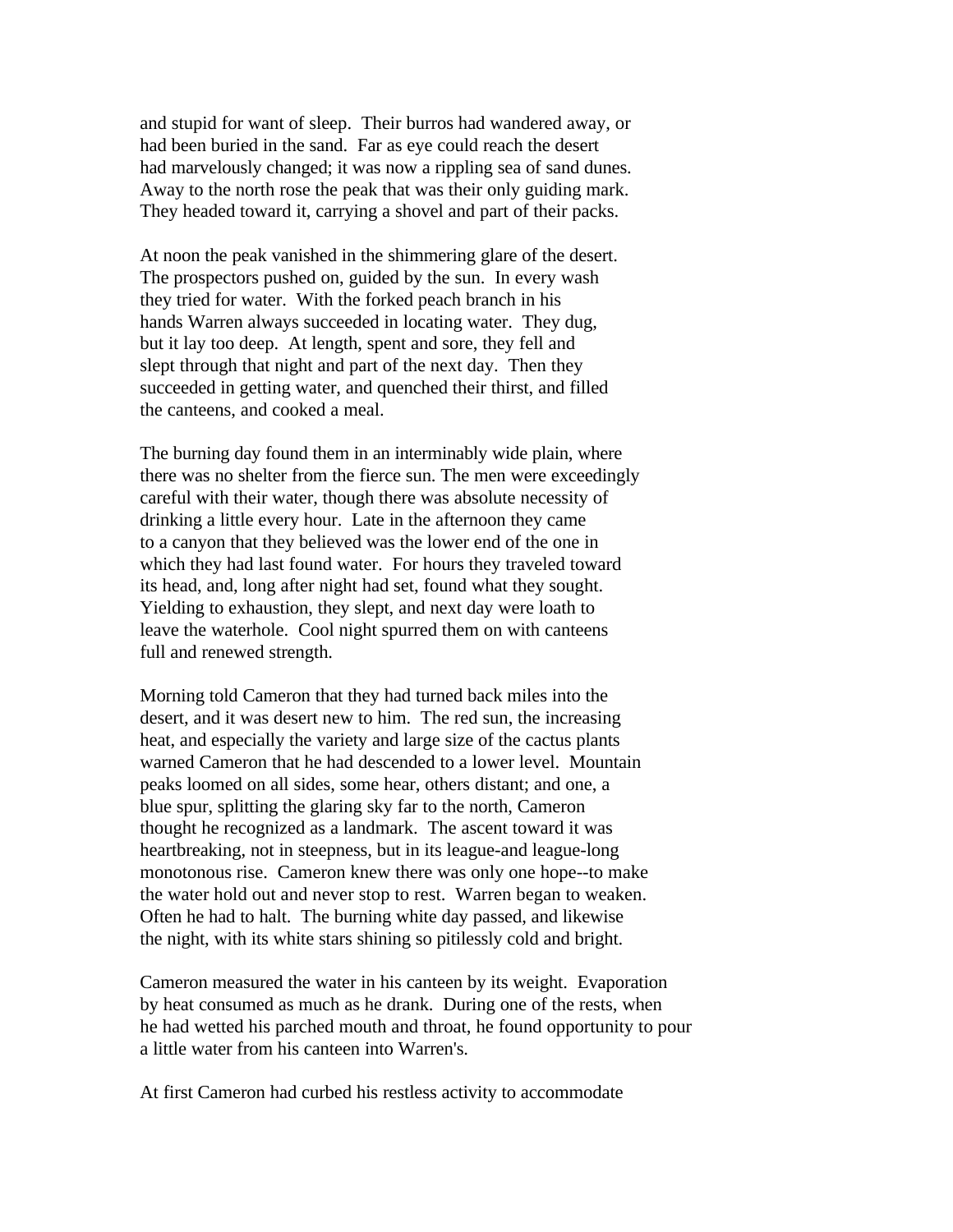and stupid for want of sleep. Their burros had wandered away, or had been buried in the sand. Far as eye could reach the desert had marvelously changed; it was now a rippling sea of sand dunes. Away to the north rose the peak that was their only guiding mark. They headed toward it, carrying a shovel and part of their packs.

At noon the peak vanished in the shimmering glare of the desert. The prospectors pushed on, guided by the sun. In every wash they tried for water. With the forked peach branch in his hands Warren always succeeded in locating water. They dug, but it lay too deep. At length, spent and sore, they fell and slept through that night and part of the next day. Then they succeeded in getting water, and quenched their thirst, and filled the canteens, and cooked a meal.

The burning day found them in an interminably wide plain, where there was no shelter from the fierce sun. The men were exceedingly careful with their water, though there was absolute necessity of drinking a little every hour. Late in the afternoon they came to a canyon that they believed was the lower end of the one in which they had last found water. For hours they traveled toward its head, and, long after night had set, found what they sought. Yielding to exhaustion, they slept, and next day were loath to leave the waterhole. Cool night spurred them on with canteens full and renewed strength.

Morning told Cameron that they had turned back miles into the desert, and it was desert new to him. The red sun, the increasing heat, and especially the variety and large size of the cactus plants warned Cameron that he had descended to a lower level. Mountain peaks loomed on all sides, some hear, others distant; and one, a blue spur, splitting the glaring sky far to the north, Cameron thought he recognized as a landmark. The ascent toward it was heartbreaking, not in steepness, but in its league-and league-long monotonous rise. Cameron knew there was only one hope--to make the water hold out and never stop to rest. Warren began to weaken. Often he had to halt. The burning white day passed, and likewise the night, with its white stars shining so pitilessly cold and bright.

Cameron measured the water in his canteen by its weight. Evaporation by heat consumed as much as he drank. During one of the rests, when he had wetted his parched mouth and throat, he found opportunity to pour a little water from his canteen into Warren's.

At first Cameron had curbed his restless activity to accommodate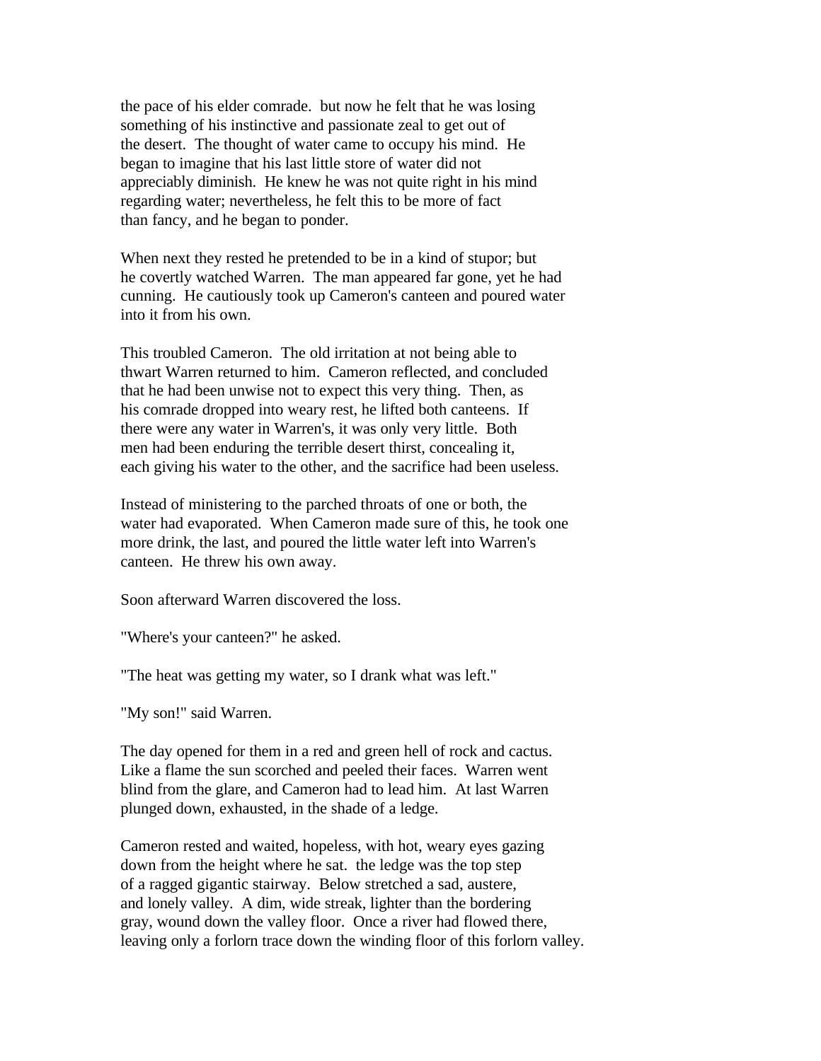the pace of his elder comrade. but now he felt that he was losing something of his instinctive and passionate zeal to get out of the desert. The thought of water came to occupy his mind. He began to imagine that his last little store of water did not appreciably diminish. He knew he was not quite right in his mind regarding water; nevertheless, he felt this to be more of fact than fancy, and he began to ponder.

When next they rested he pretended to be in a kind of stupor; but he covertly watched Warren. The man appeared far gone, yet he had cunning. He cautiously took up Cameron's canteen and poured water into it from his own.

This troubled Cameron. The old irritation at not being able to thwart Warren returned to him. Cameron reflected, and concluded that he had been unwise not to expect this very thing. Then, as his comrade dropped into weary rest, he lifted both canteens. If there were any water in Warren's, it was only very little. Both men had been enduring the terrible desert thirst, concealing it, each giving his water to the other, and the sacrifice had been useless.

Instead of ministering to the parched throats of one or both, the water had evaporated. When Cameron made sure of this, he took one more drink, the last, and poured the little water left into Warren's canteen. He threw his own away.

Soon afterward Warren discovered the loss.

"Where's your canteen?" he asked.

"The heat was getting my water, so I drank what was left."

"My son!" said Warren.

The day opened for them in a red and green hell of rock and cactus. Like a flame the sun scorched and peeled their faces. Warren went blind from the glare, and Cameron had to lead him. At last Warren plunged down, exhausted, in the shade of a ledge.

Cameron rested and waited, hopeless, with hot, weary eyes gazing down from the height where he sat. the ledge was the top step of a ragged gigantic stairway. Below stretched a sad, austere, and lonely valley. A dim, wide streak, lighter than the bordering gray, wound down the valley floor. Once a river had flowed there, leaving only a forlorn trace down the winding floor of this forlorn valley.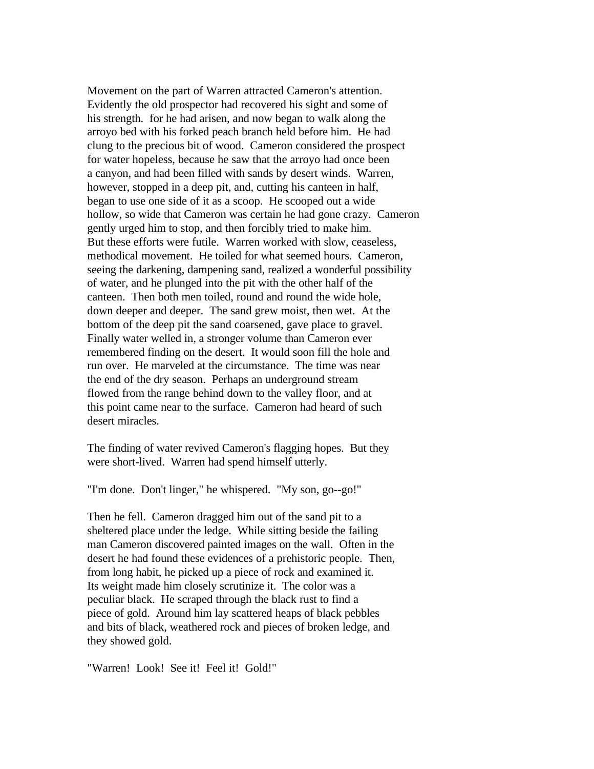Movement on the part of Warren attracted Cameron's attention. Evidently the old prospector had recovered his sight and some of his strength. for he had arisen, and now began to walk along the arroyo bed with his forked peach branch held before him. He had clung to the precious bit of wood. Cameron considered the prospect for water hopeless, because he saw that the arroyo had once been a canyon, and had been filled with sands by desert winds. Warren, however, stopped in a deep pit, and, cutting his canteen in half, began to use one side of it as a scoop. He scooped out a wide hollow, so wide that Cameron was certain he had gone crazy. Cameron gently urged him to stop, and then forcibly tried to make him. But these efforts were futile. Warren worked with slow, ceaseless, methodical movement. He toiled for what seemed hours. Cameron, seeing the darkening, dampening sand, realized a wonderful possibility of water, and he plunged into the pit with the other half of the canteen. Then both men toiled, round and round the wide hole, down deeper and deeper. The sand grew moist, then wet. At the bottom of the deep pit the sand coarsened, gave place to gravel. Finally water welled in, a stronger volume than Cameron ever remembered finding on the desert. It would soon fill the hole and run over. He marveled at the circumstance. The time was near the end of the dry season. Perhaps an underground stream flowed from the range behind down to the valley floor, and at this point came near to the surface. Cameron had heard of such desert miracles.

The finding of water revived Cameron's flagging hopes. But they were short-lived. Warren had spend himself utterly.

"I'm done. Don't linger," he whispered. "My son, go--go!"

Then he fell. Cameron dragged him out of the sand pit to a sheltered place under the ledge. While sitting beside the failing man Cameron discovered painted images on the wall. Often in the desert he had found these evidences of a prehistoric people. Then, from long habit, he picked up a piece of rock and examined it. Its weight made him closely scrutinize it. The color was a peculiar black. He scraped through the black rust to find a piece of gold. Around him lay scattered heaps of black pebbles and bits of black, weathered rock and pieces of broken ledge, and they showed gold.

"Warren! Look! See it! Feel it! Gold!"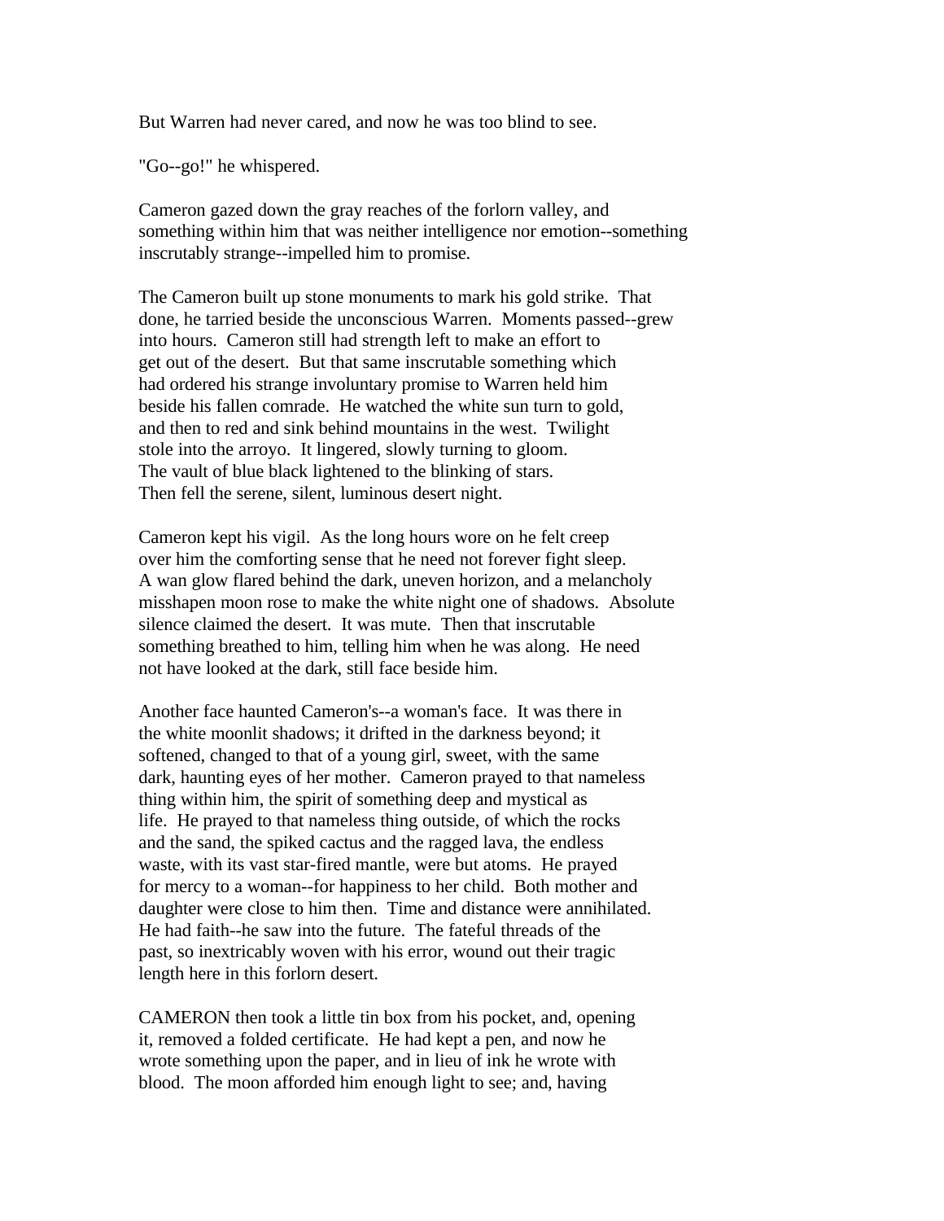But Warren had never cared, and now he was too blind to see.

"Go--go!" he whispered.

Cameron gazed down the gray reaches of the forlorn valley, and something within him that was neither intelligence nor emotion--something inscrutably strange--impelled him to promise.

The Cameron built up stone monuments to mark his gold strike. That done, he tarried beside the unconscious Warren. Moments passed--grew into hours. Cameron still had strength left to make an effort to get out of the desert. But that same inscrutable something which had ordered his strange involuntary promise to Warren held him beside his fallen comrade. He watched the white sun turn to gold, and then to red and sink behind mountains in the west. Twilight stole into the arroyo. It lingered, slowly turning to gloom. The vault of blue black lightened to the blinking of stars. Then fell the serene, silent, luminous desert night.

Cameron kept his vigil. As the long hours wore on he felt creep over him the comforting sense that he need not forever fight sleep. A wan glow flared behind the dark, uneven horizon, and a melancholy misshapen moon rose to make the white night one of shadows. Absolute silence claimed the desert. It was mute. Then that inscrutable something breathed to him, telling him when he was along. He need not have looked at the dark, still face beside him.

Another face haunted Cameron's--a woman's face. It was there in the white moonlit shadows; it drifted in the darkness beyond; it softened, changed to that of a young girl, sweet, with the same dark, haunting eyes of her mother. Cameron prayed to that nameless thing within him, the spirit of something deep and mystical as life. He prayed to that nameless thing outside, of which the rocks and the sand, the spiked cactus and the ragged lava, the endless waste, with its vast star-fired mantle, were but atoms. He prayed for mercy to a woman--for happiness to her child. Both mother and daughter were close to him then. Time and distance were annihilated. He had faith--he saw into the future. The fateful threads of the past, so inextricably woven with his error, wound out their tragic length here in this forlorn desert.

CAMERON then took a little tin box from his pocket, and, opening it, removed a folded certificate. He had kept a pen, and now he wrote something upon the paper, and in lieu of ink he wrote with blood. The moon afforded him enough light to see; and, having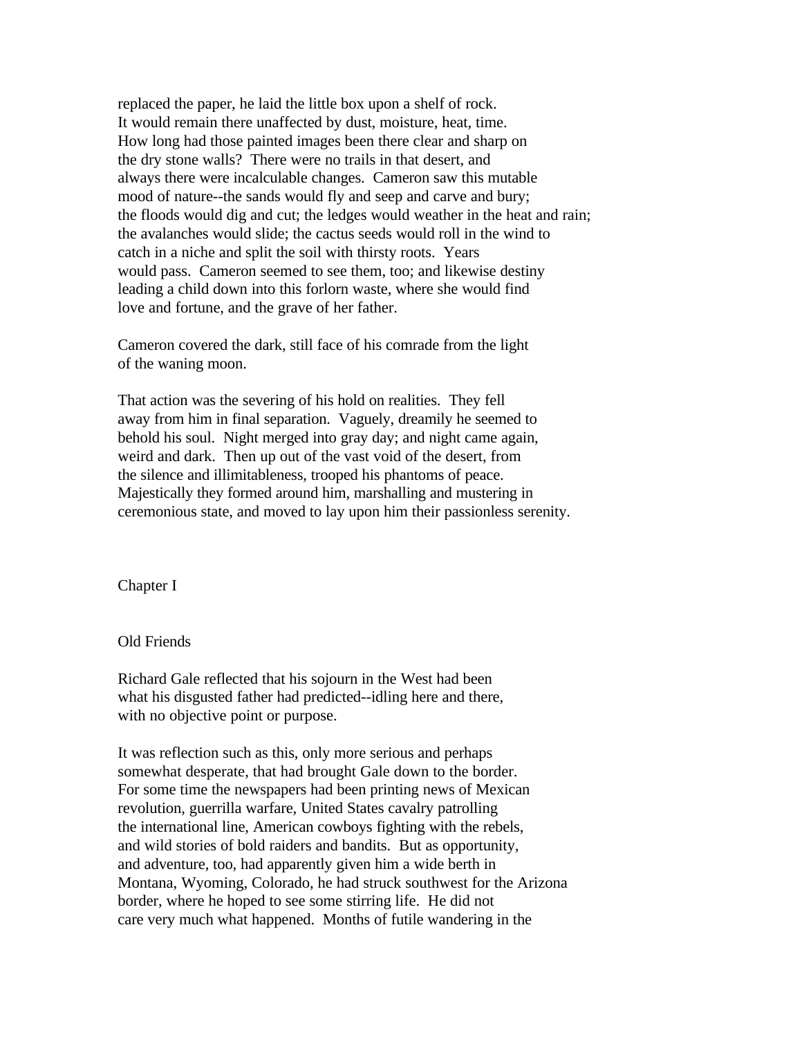replaced the paper, he laid the little box upon a shelf of rock. It would remain there unaffected by dust, moisture, heat, time. How long had those painted images been there clear and sharp on the dry stone walls? There were no trails in that desert, and always there were incalculable changes. Cameron saw this mutable mood of nature--the sands would fly and seep and carve and bury; the floods would dig and cut; the ledges would weather in the heat and rain; the avalanches would slide; the cactus seeds would roll in the wind to catch in a niche and split the soil with thirsty roots. Years would pass. Cameron seemed to see them, too; and likewise destiny leading a child down into this forlorn waste, where she would find love and fortune, and the grave of her father.

Cameron covered the dark, still face of his comrade from the light of the waning moon.

That action was the severing of his hold on realities. They fell away from him in final separation. Vaguely, dreamily he seemed to behold his soul. Night merged into gray day; and night came again, weird and dark. Then up out of the vast void of the desert, from the silence and illimitableness, trooped his phantoms of peace. Majestically they formed around him, marshalling and mustering in ceremonious state, and moved to lay upon him their passionless serenity.

## Chapter I

### Old Friends

Richard Gale reflected that his sojourn in the West had been what his disgusted father had predicted--idling here and there, with no objective point or purpose.

It was reflection such as this, only more serious and perhaps somewhat desperate, that had brought Gale down to the border. For some time the newspapers had been printing news of Mexican revolution, guerrilla warfare, United States cavalry patrolling the international line, American cowboys fighting with the rebels, and wild stories of bold raiders and bandits. But as opportunity, and adventure, too, had apparently given him a wide berth in Montana, Wyoming, Colorado, he had struck southwest for the Arizona border, where he hoped to see some stirring life. He did not care very much what happened. Months of futile wandering in the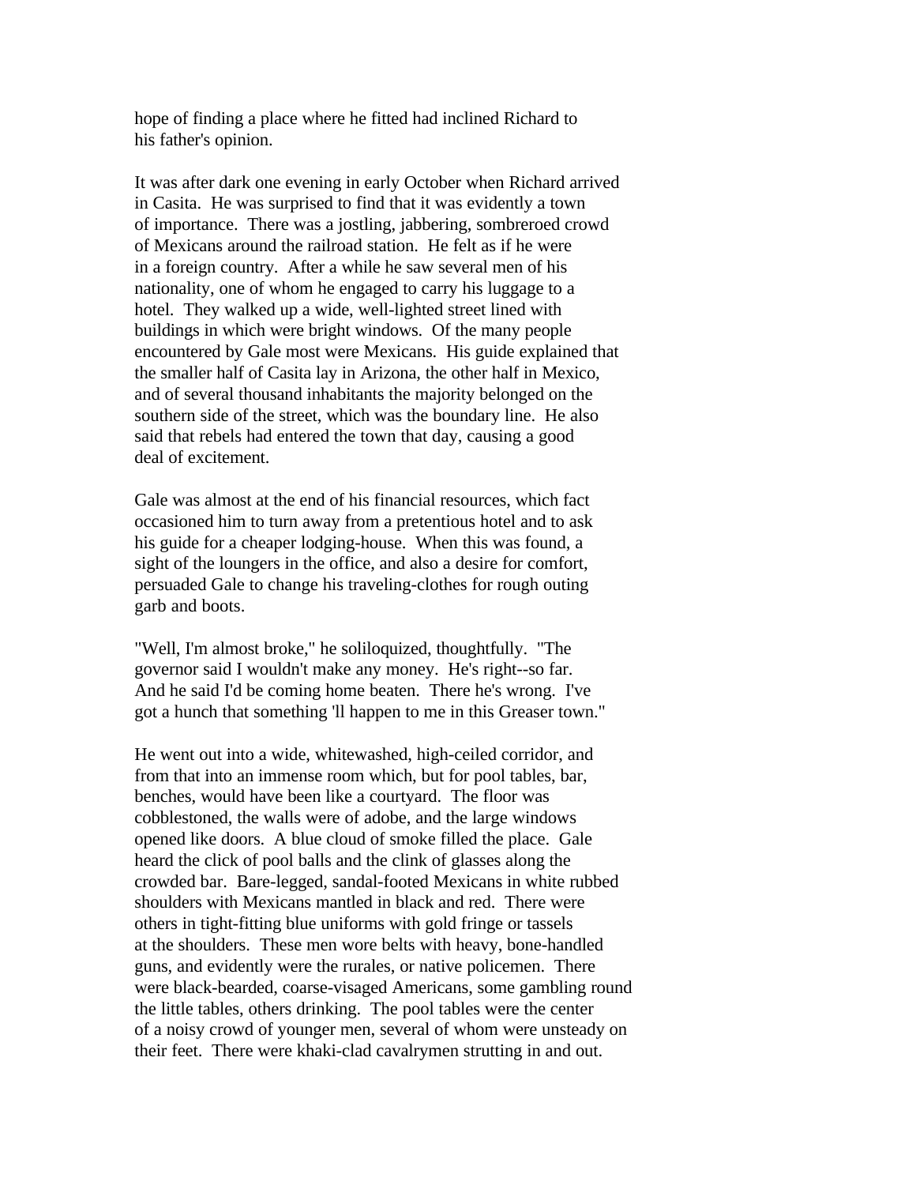hope of finding a place where he fitted had inclined Richard to his father's opinion.

It was after dark one evening in early October when Richard arrived in Casita. He was surprised to find that it was evidently a town of importance. There was a jostling, jabbering, sombreroed crowd of Mexicans around the railroad station. He felt as if he were in a foreign country. After a while he saw several men of his nationality, one of whom he engaged to carry his luggage to a hotel. They walked up a wide, well-lighted street lined with buildings in which were bright windows. Of the many people encountered by Gale most were Mexicans. His guide explained that the smaller half of Casita lay in Arizona, the other half in Mexico, and of several thousand inhabitants the majority belonged on the southern side of the street, which was the boundary line. He also said that rebels had entered the town that day, causing a good deal of excitement.

Gale was almost at the end of his financial resources, which fact occasioned him to turn away from a pretentious hotel and to ask his guide for a cheaper lodging-house. When this was found, a sight of the loungers in the office, and also a desire for comfort, persuaded Gale to change his traveling-clothes for rough outing garb and boots.

"Well, I'm almost broke," he soliloquized, thoughtfully. "The governor said I wouldn't make any money. He's right--so far. And he said I'd be coming home beaten. There he's wrong. I've got a hunch that something 'll happen to me in this Greaser town."

He went out into a wide, whitewashed, high-ceiled corridor, and from that into an immense room which, but for pool tables, bar, benches, would have been like a courtyard. The floor was cobblestoned, the walls were of adobe, and the large windows opened like doors. A blue cloud of smoke filled the place. Gale heard the click of pool balls and the clink of glasses along the crowded bar. Bare-legged, sandal-footed Mexicans in white rubbed shoulders with Mexicans mantled in black and red. There were others in tight-fitting blue uniforms with gold fringe or tassels at the shoulders. These men wore belts with heavy, bone-handled guns, and evidently were the rurales, or native policemen. There were black-bearded, coarse-visaged Americans, some gambling round the little tables, others drinking. The pool tables were the center of a noisy crowd of younger men, several of whom were unsteady on their feet. There were khaki-clad cavalrymen strutting in and out.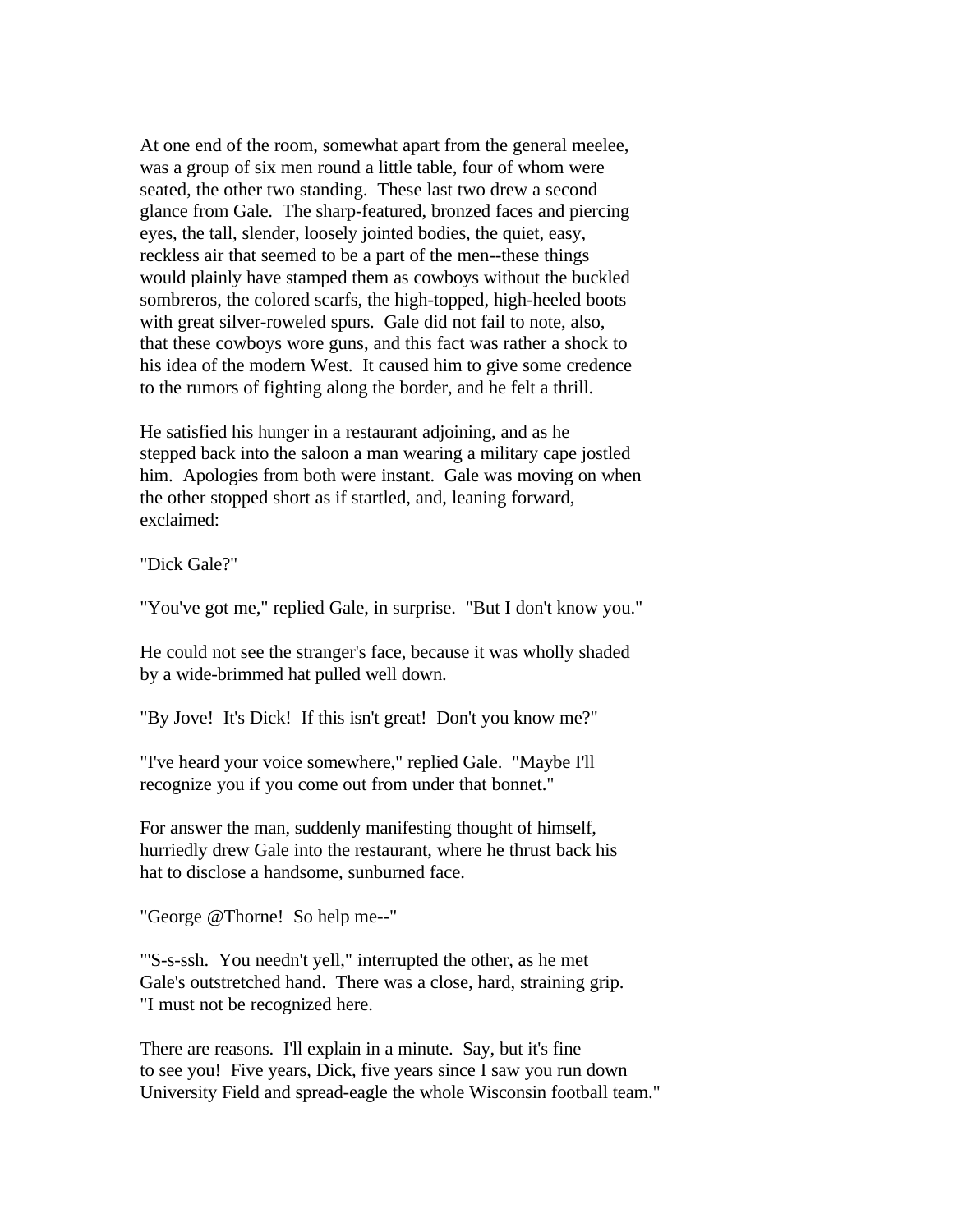At one end of the room, somewhat apart from the general meelee, was a group of six men round a little table, four of whom were seated, the other two standing. These last two drew a second glance from Gale. The sharp-featured, bronzed faces and piercing eyes, the tall, slender, loosely jointed bodies, the quiet, easy, reckless air that seemed to be a part of the men--these things would plainly have stamped them as cowboys without the buckled sombreros, the colored scarfs, the high-topped, high-heeled boots with great silver-roweled spurs. Gale did not fail to note, also, that these cowboys wore guns, and this fact was rather a shock to his idea of the modern West. It caused him to give some credence to the rumors of fighting along the border, and he felt a thrill.

He satisfied his hunger in a restaurant adjoining, and as he stepped back into the saloon a man wearing a military cape jostled him. Apologies from both were instant. Gale was moving on when the other stopped short as if startled, and, leaning forward, exclaimed:

"Dick Gale?"

"You've got me," replied Gale, in surprise. "But I don't know you."

He could not see the stranger's face, because it was wholly shaded by a wide-brimmed hat pulled well down.

"By Jove! It's Dick! If this isn't great! Don't you know me?"

"I've heard your voice somewhere," replied Gale. "Maybe I'll recognize you if you come out from under that bonnet."

For answer the man, suddenly manifesting thought of himself, hurriedly drew Gale into the restaurant, where he thrust back his hat to disclose a handsome, sunburned face.

"George @Thorne! So help me--"

"'S-s-ssh. You needn't yell," interrupted the other, as he met Gale's outstretched hand. There was a close, hard, straining grip. "I must not be recognized here.

There are reasons. I'll explain in a minute. Say, but it's fine to see you! Five years, Dick, five years since I saw you run down University Field and spread-eagle the whole Wisconsin football team."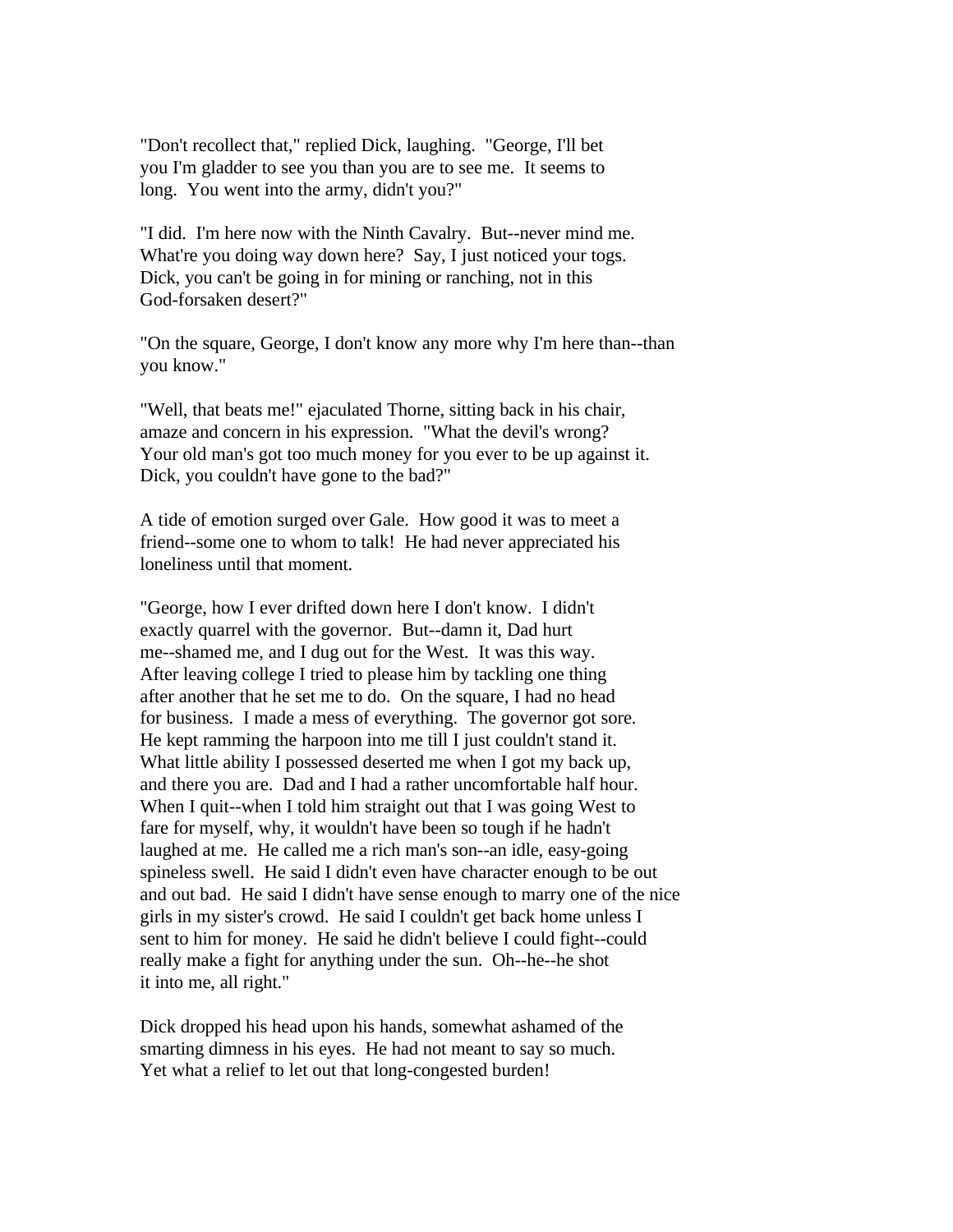"Don't recollect that," replied Dick, laughing. "George, I'll bet you I'm gladder to see you than you are to see me. It seems to long. You went into the army, didn't you?"

"I did. I'm here now with the Ninth Cavalry. But--never mind me. What're you doing way down here? Say, I just noticed your togs. Dick, you can't be going in for mining or ranching, not in this God-forsaken desert?"

"On the square, George, I don't know any more why I'm here than--than you know."

"Well, that beats me!" ejaculated Thorne, sitting back in his chair, amaze and concern in his expression. "What the devil's wrong? Your old man's got too much money for you ever to be up against it. Dick, you couldn't have gone to the bad?"

A tide of emotion surged over Gale. How good it was to meet a friend--some one to whom to talk! He had never appreciated his loneliness until that moment.

"George, how I ever drifted down here I don't know. I didn't exactly quarrel with the governor. But--damn it, Dad hurt me--shamed me, and I dug out for the West. It was this way. After leaving college I tried to please him by tackling one thing after another that he set me to do. On the square, I had no head for business. I made a mess of everything. The governor got sore. He kept ramming the harpoon into me till I just couldn't stand it. What little ability I possessed deserted me when I got my back up, and there you are. Dad and I had a rather uncomfortable half hour. When I quit--when I told him straight out that I was going West to fare for myself, why, it wouldn't have been so tough if he hadn't laughed at me. He called me a rich man's son--an idle, easy-going spineless swell. He said I didn't even have character enough to be out and out bad. He said I didn't have sense enough to marry one of the nice girls in my sister's crowd. He said I couldn't get back home unless I sent to him for money. He said he didn't believe I could fight--could really make a fight for anything under the sun. Oh--he--he shot it into me, all right."

Dick dropped his head upon his hands, somewhat ashamed of the smarting dimness in his eyes. He had not meant to say so much. Yet what a relief to let out that long-congested burden!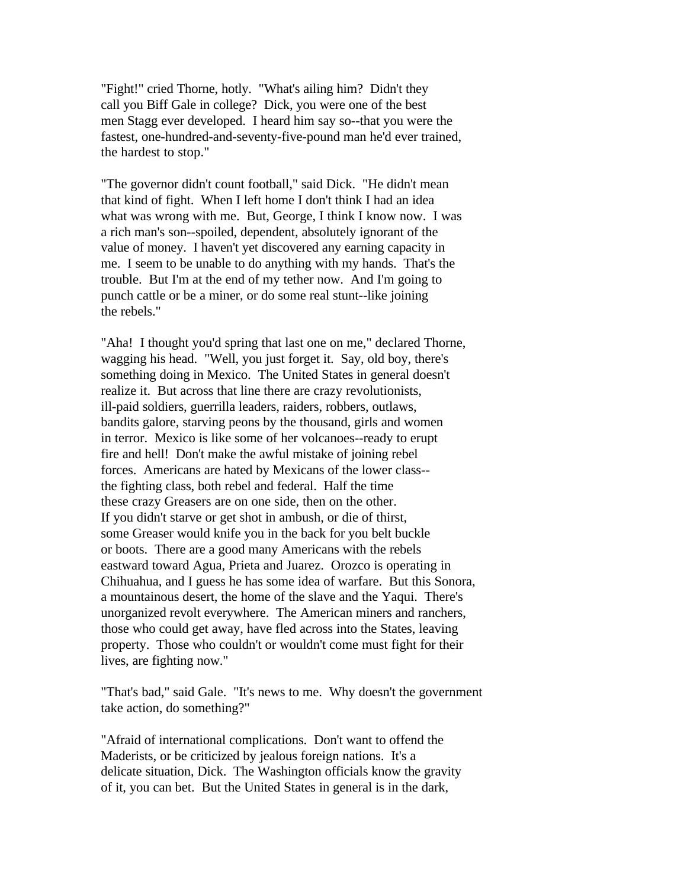"Fight!" cried Thorne, hotly. "What's ailing him? Didn't they call you Biff Gale in college? Dick, you were one of the best men Stagg ever developed. I heard him say so--that you were the fastest, one-hundred-and-seventy-five-pound man he'd ever trained, the hardest to stop."

"The governor didn't count football," said Dick. "He didn't mean that kind of fight. When I left home I don't think I had an idea what was wrong with me. But, George, I think I know now. I was a rich man's son--spoiled, dependent, absolutely ignorant of the value of money. I haven't yet discovered any earning capacity in me. I seem to be unable to do anything with my hands. That's the trouble. But I'm at the end of my tether now. And I'm going to punch cattle or be a miner, or do some real stunt--like joining the rebels."

"Aha! I thought you'd spring that last one on me," declared Thorne, wagging his head. "Well, you just forget it. Say, old boy, there's something doing in Mexico. The United States in general doesn't realize it. But across that line there are crazy revolutionists, ill-paid soldiers, guerrilla leaders, raiders, robbers, outlaws, bandits galore, starving peons by the thousand, girls and women in terror. Mexico is like some of her volcanoes--ready to erupt fire and hell! Don't make the awful mistake of joining rebel forces. Americans are hated by Mexicans of the lower class--the fighting class, both rebel and federal. Half the time these crazy Greasers are on one side, then on the other. If you didn't starve or get shot in ambush, or die of thirst, some Greaser would knife you in the back for you belt buckle or boots. There are a good many Americans with the rebels eastward toward Agua, Prieta and Juarez. Orozco is operating in Chihuahua, and I guess he has some idea of warfare. But this Sonora, a mountainous desert, the home of the slave and the Yaqui. There's unorganized revolt everywhere. The American miners and ranchers, those who could get away, have fled across into the States, leaving property. Those who couldn't or wouldn't come must fight for their lives, are fighting now."

"That's bad," said Gale. "It's news to me. Why doesn't the government take action, do something?"

"Afraid of international complications. Don't want to offend the Maderists, or be criticized by jealous foreign nations. It's a delicate situation, Dick. The Washington officials know the gravity of it, you can bet. But the United States in general is in the dark,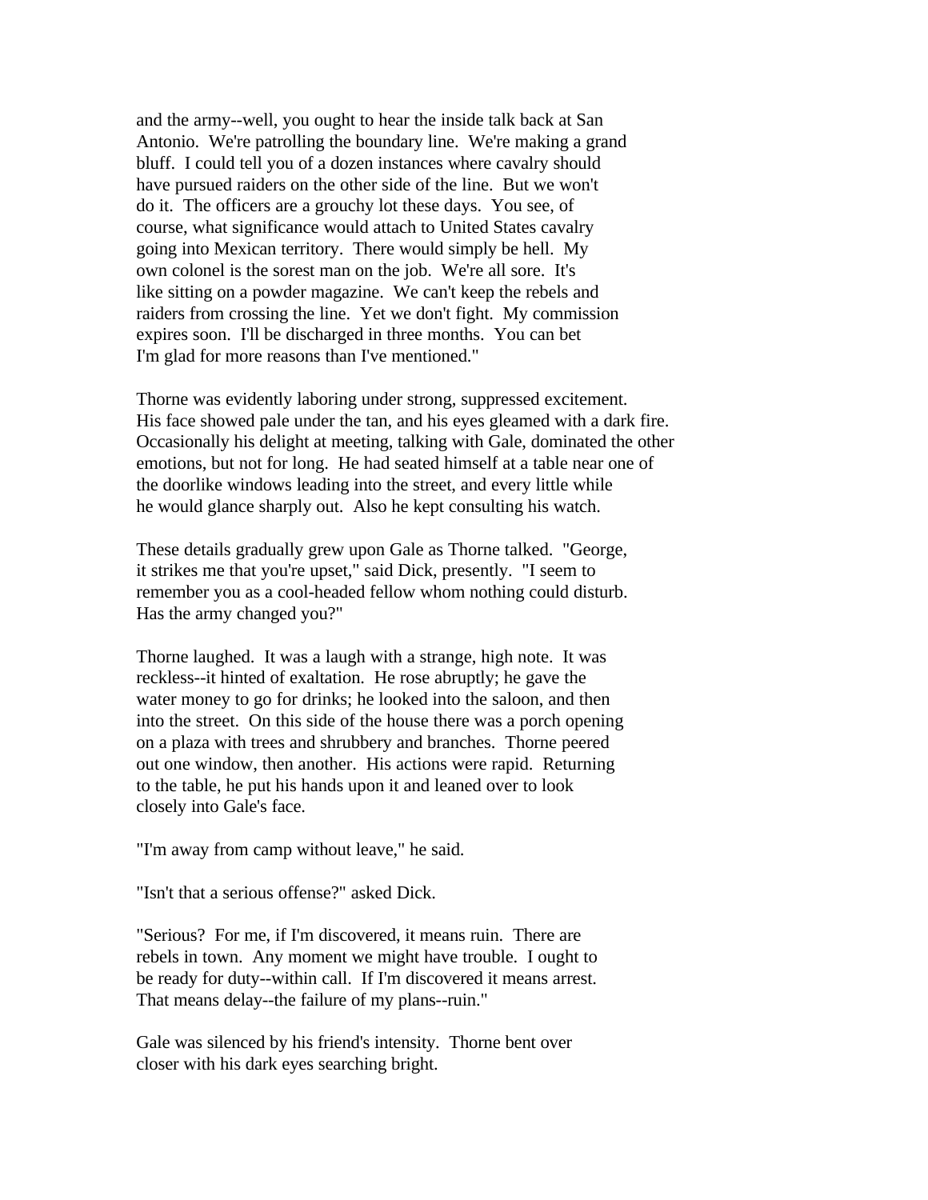and the army--well, you ought to hear the inside talk back at San Antonio. We're patrolling the boundary line. We're making a grand bluff. I could tell you of a dozen instances where cavalry should have pursued raiders on the other side of the line. But we won't do it. The officers are a grouchy lot these days. You see, of course, what significance would attach to United States cavalry going into Mexican territory. There would simply be hell. My own colonel is the sorest man on the job. We're all sore. It's like sitting on a powder magazine. We can't keep the rebels and raiders from crossing the line. Yet we don't fight. My commission expires soon. I'll be discharged in three months. You can bet I'm glad for more reasons than I've mentioned."

Thorne was evidently laboring under strong, suppressed excitement. His face showed pale under the tan, and his eyes gleamed with a dark fire. Occasionally his delight at meeting, talking with Gale, dominated the other emotions, but not for long. He had seated himself at a table near one of the doorlike windows leading into the street, and every little while he would glance sharply out. Also he kept consulting his watch.

These details gradually grew upon Gale as Thorne talked. "George, it strikes me that you're upset," said Dick, presently. "I seem to remember you as a cool-headed fellow whom nothing could disturb. Has the army changed you?"

Thorne laughed. It was a laugh with a strange, high note. It was reckless--it hinted of exaltation. He rose abruptly; he gave the water money to go for drinks; he looked into the saloon, and then into the street. On this side of the house there was a porch opening on a plaza with trees and shrubbery and branches. Thorne peered out one window, then another. His actions were rapid. Returning to the table, he put his hands upon it and leaned over to look closely into Gale's face.

"I'm away from camp without leave," he said.

"Isn't that a serious offense?" asked Dick.

"Serious? For me, if I'm discovered, it means ruin. There are rebels in town. Any moment we might have trouble. I ought to be ready for duty--within call. If I'm discovered it means arrest. That means delay--the failure of my plans--ruin."

Gale was silenced by his friend's intensity. Thorne bent over closer with his dark eyes searching bright.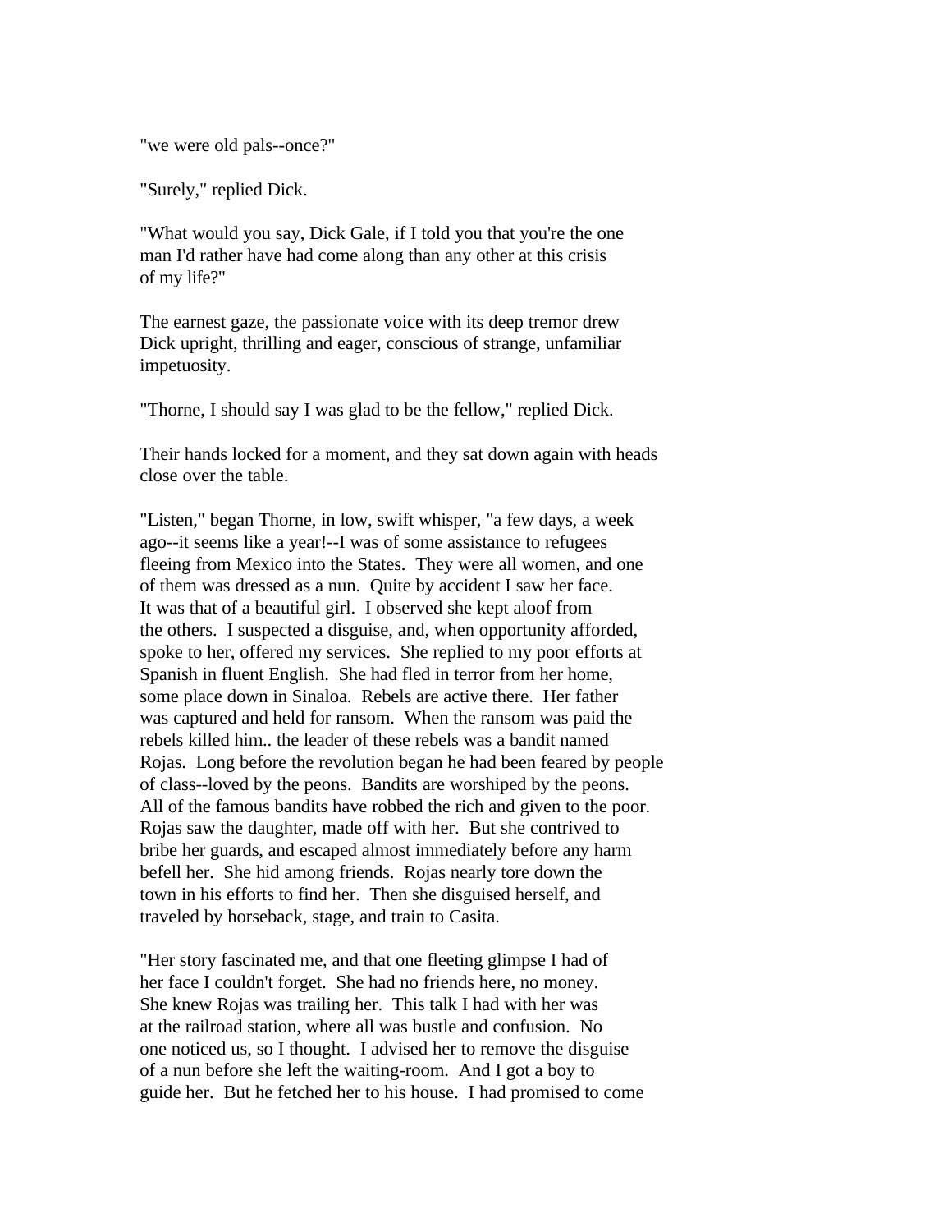"we were old pals--once?"

"Surely," replied Dick.

"What would you say, Dick Gale, if I told you that you're the one man I'd rather have had come along than any other at this crisis of my life?"

The earnest gaze, the passionate voice with its deep tremor drew Dick upright, thrilling and eager, conscious of strange, unfamiliar impetuosity.

"Thorne, I should say I was glad to be the fellow," replied Dick.

Their hands locked for a moment, and they sat down again with heads close over the table.

"Listen," began Thorne, in low, swift whisper, "a few days, a week ago--it seems like a year!--I was of some assistance to refugees fleeing from Mexico into the States. They were all women, and one of them was dressed as a nun. Quite by accident I saw her face. It was that of a beautiful girl. I observed she kept aloof from the others. I suspected a disguise, and, when opportunity afforded, spoke to her, offered my services. She replied to my poor efforts at Spanish in fluent English. She had fled in terror from her home, some place down in Sinaloa. Rebels are active there. Her father was captured and held for ransom. When the ransom was paid the rebels killed him.. the leader of these rebels was a bandit named Rojas. Long before the revolution began he had been feared by people of class--loved by the peons. Bandits are worshiped by the peons. All of the famous bandits have robbed the rich and given to the poor. Rojas saw the daughter, made off with her. But she contrived to bribe her guards, and escaped almost immediately before any harm befell her. She hid among friends. Rojas nearly tore down the town in his efforts to find her. Then she disguised herself, and traveled by horseback, stage, and train to Casita.

"Her story fascinated me, and that one fleeting glimpse I had of her face I couldn't forget. She had no friends here, no money. She knew Rojas was trailing her. This talk I had with her was at the railroad station, where all was bustle and confusion. No one noticed us, so I thought. I advised her to remove the disguise of a nun before she left the waiting-room. And I got a boy to guide her. But he fetched her to his house. I had promised to come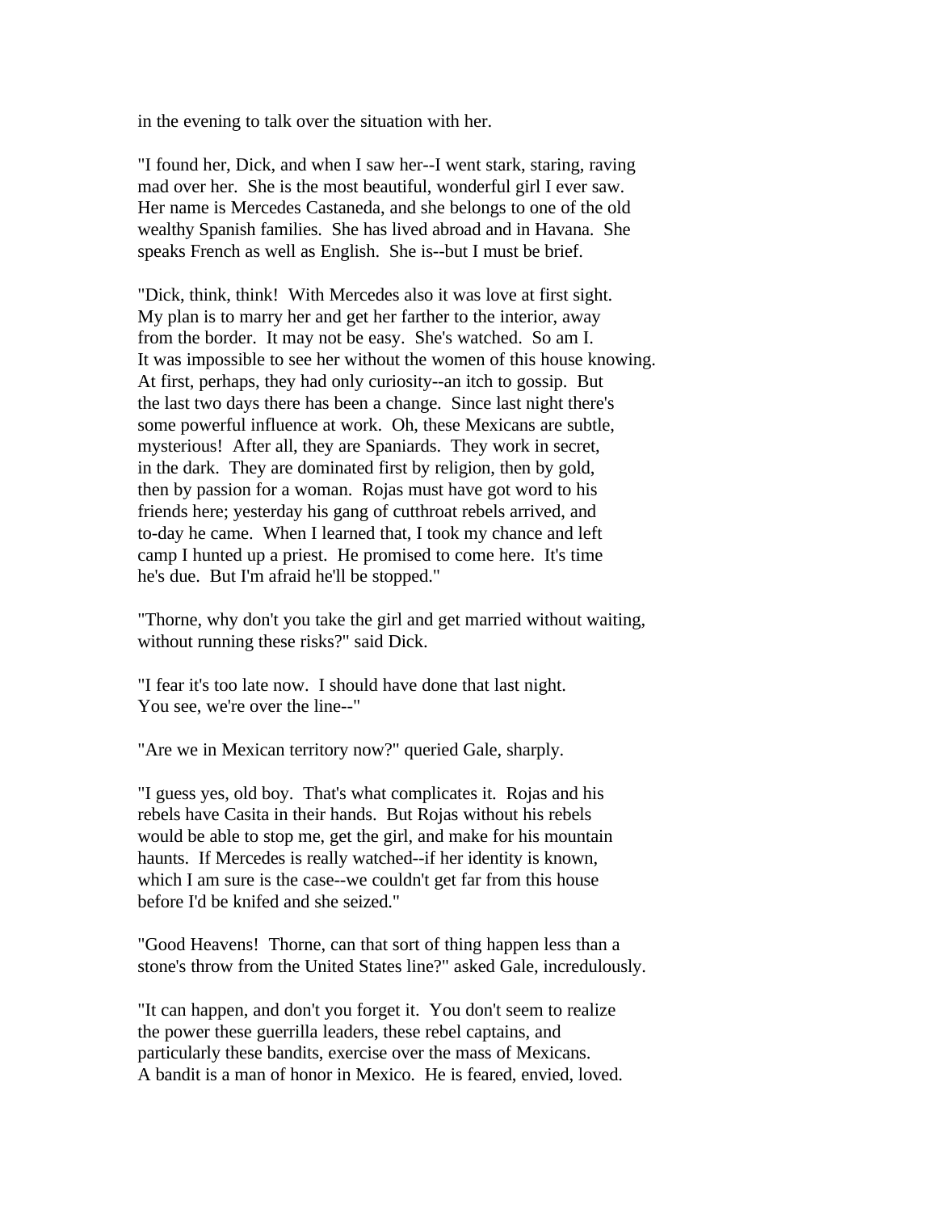in the evening to talk over the situation with her.

"I found her, Dick, and when I saw her--I went stark, staring, raving mad over her. She is the most beautiful, wonderful girl I ever saw. Her name is Mercedes Castaneda, and she belongs to one of the old wealthy Spanish families. She has lived abroad and in Havana. She speaks French as well as English. She is--but I must be brief.

"Dick, think, think! With Mercedes also it was love at first sight. My plan is to marry her and get her farther to the interior, away from the border. It may not be easy. She's watched. So am I. It was impossible to see her without the women of this house knowing. At first, perhaps, they had only curiosity--an itch to gossip. But the last two days there has been a change. Since last night there's some powerful influence at work. Oh, these Mexicans are subtle, mysterious! After all, they are Spaniards. They work in secret, in the dark. They are dominated first by religion, then by gold, then by passion for a woman. Rojas must have got word to his friends here; yesterday his gang of cutthroat rebels arrived, and to-day he came. When I learned that, I took my chance and left camp I hunted up a priest. He promised to come here. It's time he's due. But I'm afraid he'll be stopped."

"Thorne, why don't you take the girl and get married without waiting, without running these risks?" said Dick.

"I fear it's too late now. I should have done that last night. You see, we're over the line--"

"Are we in Mexican territory now?" queried Gale, sharply.

"I guess yes, old boy. That's what complicates it. Rojas and his rebels have Casita in their hands. But Rojas without his rebels would be able to stop me, get the girl, and make for his mountain haunts. If Mercedes is really watched--if her identity is known, which I am sure is the case--we couldn't get far from this house before I'd be knifed and she seized."

"Good Heavens! Thorne, can that sort of thing happen less than a stone's throw from the United States line?" asked Gale, incredulously.

"It can happen, and don't you forget it. You don't seem to realize the power these guerrilla leaders, these rebel captains, and particularly these bandits, exercise over the mass of Mexicans. A bandit is a man of honor in Mexico. He is feared, envied, loved.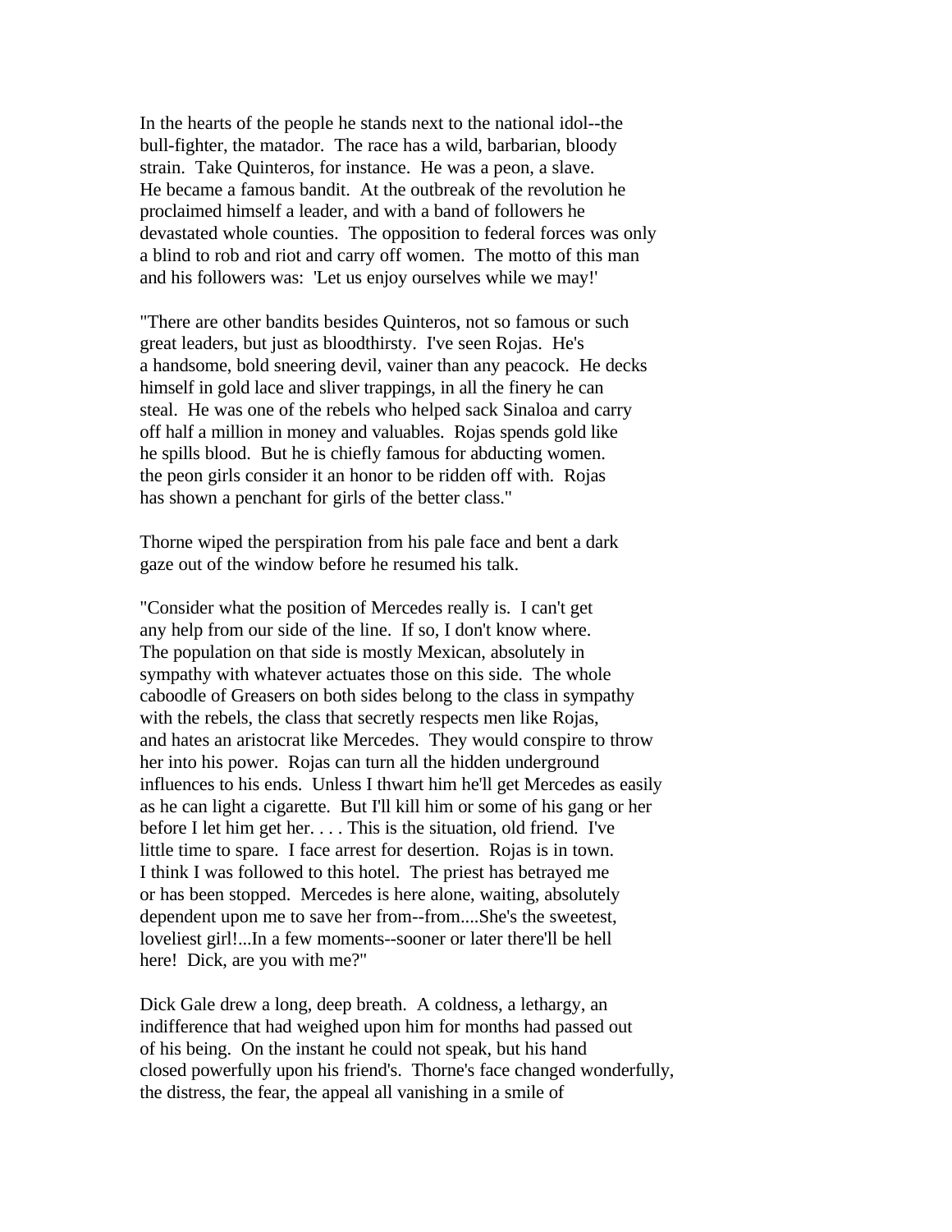In the hearts of the people he stands next to the national idol--the bull-fighter, the matador. The race has a wild, barbarian, bloody strain. Take Quinteros, for instance. He was a peon, a slave. He became a famous bandit. At the outbreak of the revolution he proclaimed himself a leader, and with a band of followers he devastated whole counties. The opposition to federal forces was only a blind to rob and riot and carry off women. The motto of this man and his followers was: 'Let us enjoy ourselves while we may!'

"There are other bandits besides Quinteros, not so famous or such great leaders, but just as bloodthirsty. I've seen Rojas. He's a handsome, bold sneering devil, vainer than any peacock. He decks himself in gold lace and sliver trappings, in all the finery he can steal. He was one of the rebels who helped sack Sinaloa and carry off half a million in money and valuables. Rojas spends gold like he spills blood. But he is chiefly famous for abducting women. the peon girls consider it an honor to be ridden off with. Rojas has shown a penchant for girls of the better class."

Thorne wiped the perspiration from his pale face and bent a dark gaze out of the window before he resumed his talk.

"Consider what the position of Mercedes really is. I can't get any help from our side of the line. If so, I don't know where. The population on that side is mostly Mexican, absolutely in sympathy with whatever actuates those on this side. The whole caboodle of Greasers on both sides belong to the class in sympathy with the rebels, the class that secretly respects men like Rojas, and hates an aristocrat like Mercedes. They would conspire to throw her into his power. Rojas can turn all the hidden underground influences to his ends. Unless I thwart him he'll get Mercedes as easily as he can light a cigarette. But I'll kill him or some of his gang or her before I let him get her. . . . This is the situation, old friend. I've little time to spare. I face arrest for desertion. Rojas is in town. I think I was followed to this hotel. The priest has betrayed me or has been stopped. Mercedes is here alone, waiting, absolutely dependent upon me to save her from--from....She's the sweetest, loveliest girl!...In a few moments--sooner or later there'll be hell here! Dick, are you with me?"

Dick Gale drew a long, deep breath. A coldness, a lethargy, an indifference that had weighed upon him for months had passed out of his being. On the instant he could not speak, but his hand closed powerfully upon his friend's. Thorne's face changed wonderfully, the distress, the fear, the appeal all vanishing in a smile of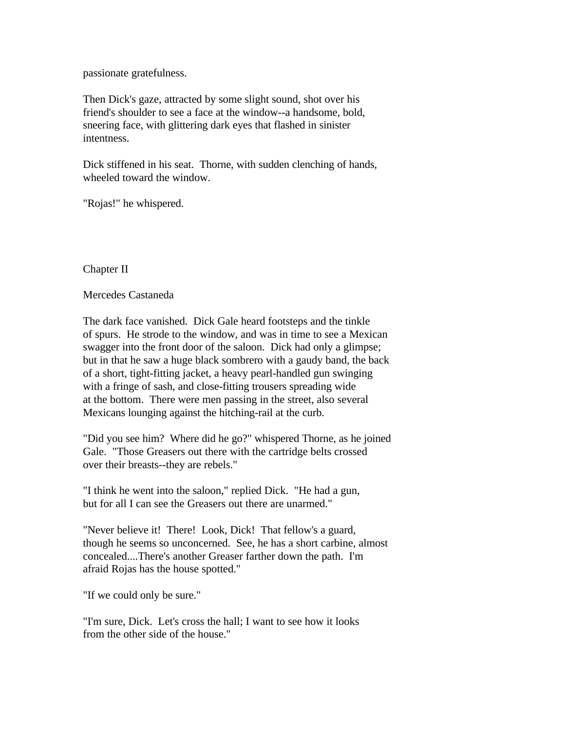passionate gratefulness.

Then Dick's gaze, attracted by some slight sound, shot over his friend's shoulder to see a face at the window--a handsome, bold, sneering face, with glittering dark eyes that flashed in sinister intentness.

Dick stiffened in his seat. Thorne, with sudden clenching of hands, wheeled toward the window.

"Rojas!" he whispered.

## Chapter II

### Mercedes Castaneda

The dark face vanished. Dick Gale heard footsteps and the tinkle of spurs. He strode to the window, and was in time to see a Mexican swagger into the front door of the saloon. Dick had only a glimpse; but in that he saw a huge black sombrero with a gaudy band, the back of a short, tight-fitting jacket, a heavy pearl-handled gun swinging with a fringe of sash, and close-fitting trousers spreading wide at the bottom. There were men passing in the street, also several Mexicans lounging against the hitching-rail at the curb.

"Did you see him? Where did he go?" whispered Thorne, as he joined Gale. "Those Greasers out there with the cartridge belts crossed over their breasts--they are rebels."

"I think he went into the saloon," replied Dick. "He had a gun, but for all I can see the Greasers out there are unarmed."

"Never believe it! There! Look, Dick! That fellow's a guard, though he seems so unconcerned. See, he has a short carbine, almost concealed....There's another Greaser farther down the path. I'm afraid Rojas has the house spotted."

"If we could only be sure."

"I'm sure, Dick. Let's cross the hall; I want to see how it looks from the other side of the house."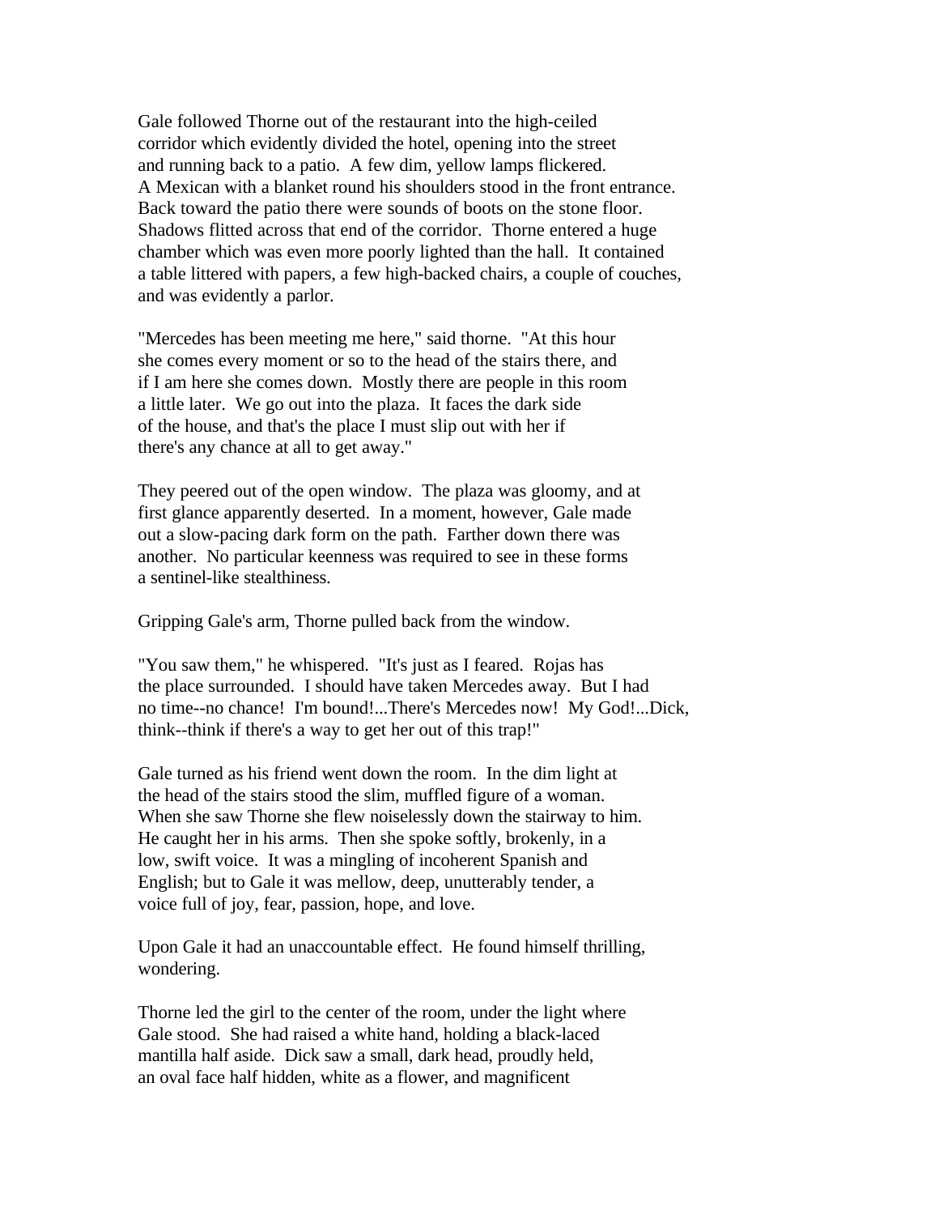Gale followed Thorne out of the restaurant into the high-ceiled corridor which evidently divided the hotel, opening into the street and running back to a patio. A few dim, yellow lamps flickered. A Mexican with a blanket round his shoulders stood in the front entrance. Back toward the patio there were sounds of boots on the stone floor. Shadows flitted across that end of the corridor. Thorne entered a huge chamber which was even more poorly lighted than the hall. It contained a table littered with papers, a few high-backed chairs, a couple of couches, and was evidently a parlor.

"Mercedes has been meeting me here," said thorne. "At this hour she comes every moment or so to the head of the stairs there, and if I am here she comes down. Mostly there are people in this room a little later. We go out into the plaza. It faces the dark side of the house, and that's the place I must slip out with her if there's any chance at all to get away."

They peered out of the open window. The plaza was gloomy, and at first glance apparently deserted. In a moment, however, Gale made out a slow-pacing dark form on the path. Farther down there was another. No particular keenness was required to see in these forms a sentinel-like stealthiness.

Gripping Gale's arm, Thorne pulled back from the window.

"You saw them," he whispered. "It's just as I feared. Rojas has the place surrounded. I should have taken Mercedes away. But I had no time--no chance! I'm bound!...There's Mercedes now! My God!...Dick, think--think if there's a way to get her out of this trap!"

Gale turned as his friend went down the room. In the dim light at the head of the stairs stood the slim, muffled figure of a woman. When she saw Thorne she flew noiselessly down the stairway to him. He caught her in his arms. Then she spoke softly, brokenly, in a low, swift voice. It was a mingling of incoherent Spanish and English; but to Gale it was mellow, deep, unutterably tender, a voice full of joy, fear, passion, hope, and love.

Upon Gale it had an unaccountable effect. He found himself thrilling, wondering.

Thorne led the girl to the center of the room, under the light where Gale stood. She had raised a white hand, holding a black-laced mantilla half aside. Dick saw a small, dark head, proudly held, an oval face half hidden, white as a flower, and magnificent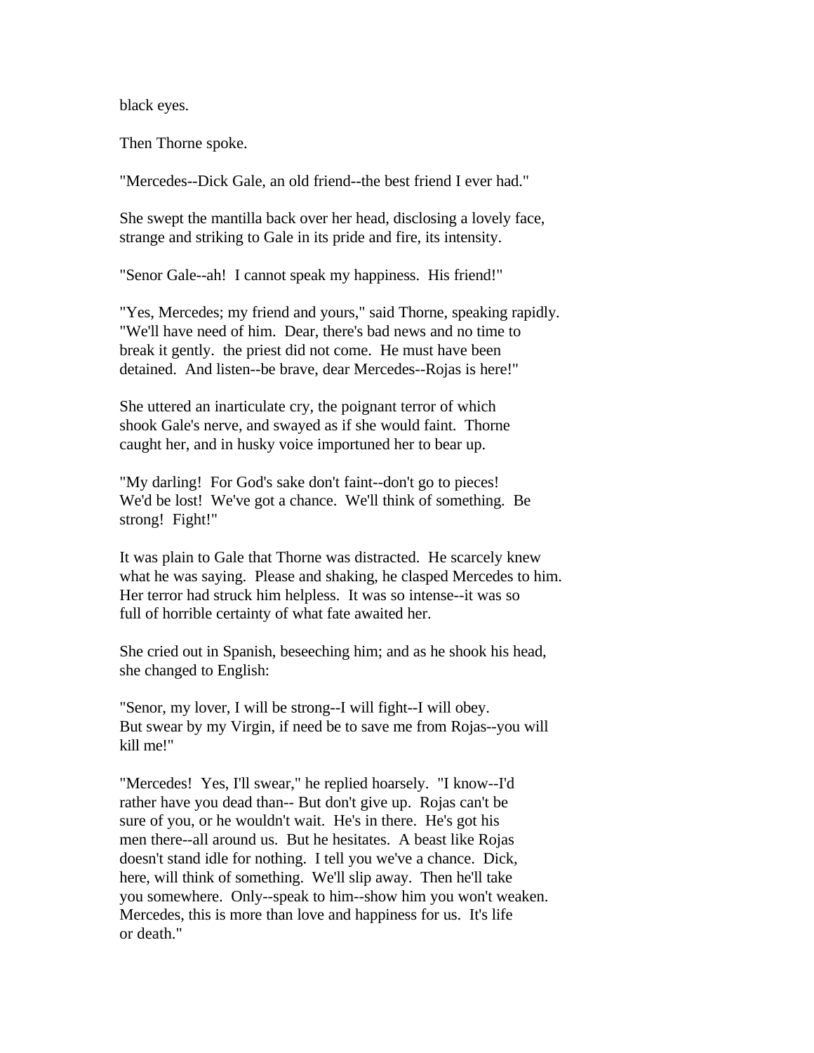black eyes.

Then Thorne spoke.

"Mercedes--Dick Gale, an old friend--the best friend I ever had."

She swept the mantilla back over her head, disclosing a lovely face, strange and striking to Gale in its pride and fire, its intensity.

"Senor Gale--ah! I cannot speak my happiness. His friend!"

"Yes, Mercedes; my friend and yours," said Thorne, speaking rapidly. "We'll have need of him. Dear, there's bad news and no time to break it gently. the priest did not come. He must have been detained. And listen--be brave, dear Mercedes--Rojas is here!"

She uttered an inarticulate cry, the poignant terror of which shook Gale's nerve, and swayed as if she would faint. Thorne caught her, and in husky voice importuned her to bear up.

"My darling! For God's sake don't faint--don't go to pieces! We'd be lost! We've got a chance. We'll think of something. Be strong! Fight!"

It was plain to Gale that Thorne was distracted. He scarcely knew what he was saying. Please and shaking, he clasped Mercedes to him. Her terror had struck him helpless. It was so intense--it was so full of horrible certainty of what fate awaited her.

She cried out in Spanish, beseeching him; and as he shook his head, she changed to English:

"Senor, my lover, I will be strong--I will fight--I will obey. But swear by my Virgin, if need be to save me from Rojas--you will kill me!"

"Mercedes! Yes, I'll swear," he replied hoarsely. "I know--I'd rather have you dead than-- But don't give up. Rojas can't be sure of you, or he wouldn't wait. He's in there. He's got his men there--all around us. But he hesitates. A beast like Rojas doesn't stand idle for nothing. I tell you we've a chance. Dick, here, will think of something. We'll slip away. Then he'll take you somewhere. Only--speak to him--show him you won't weaken. Mercedes, this is more than love and happiness for us. It's life or death."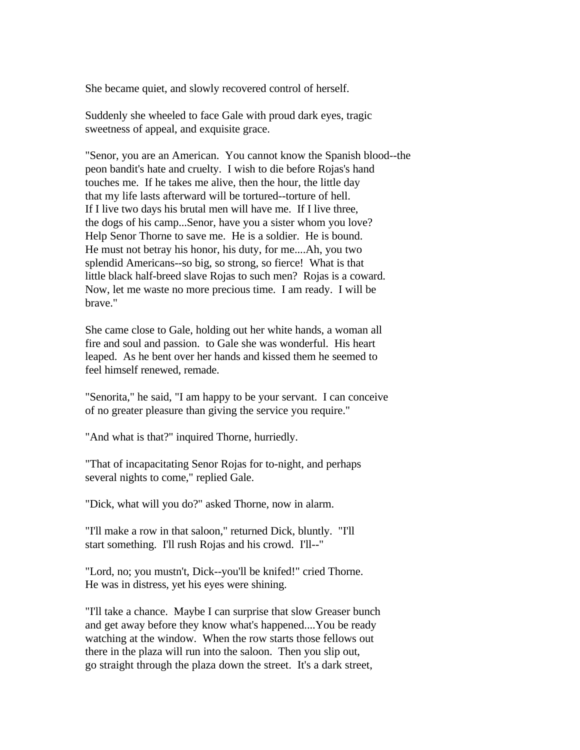She became quiet, and slowly recovered control of herself.

Suddenly she wheeled to face Gale with proud dark eyes, tragic sweetness of appeal, and exquisite grace.

"Senor, you are an American. You cannot know the Spanish blood--the peon bandit's hate and cruelty. I wish to die before Rojas's hand touches me. If he takes me alive, then the hour, the little day that my life lasts afterward will be tortured--torture of hell. If I live two days his brutal men will have me. If I live three, the dogs of his camp...Senor, have you a sister whom you love? Help Senor Thorne to save me. He is a soldier. He is bound. He must not betray his honor, his duty, for me....Ah, you two splendid Americans--so big, so strong, so fierce! What is that little black half-breed slave Rojas to such men? Rojas is a coward. Now, let me waste no more precious time. I am ready. I will be brave."

She came close to Gale, holding out her white hands, a woman all fire and soul and passion. to Gale she was wonderful. His heart leaped. As he bent over her hands and kissed them he seemed to feel himself renewed, remade.

"Senorita," he said, "I am happy to be your servant. I can conceive of no greater pleasure than giving the service you require."

"And what is that?" inquired Thorne, hurriedly.

"That of incapacitating Senor Rojas for to-night, and perhaps several nights to come," replied Gale.

"Dick, what will you do?" asked Thorne, now in alarm.

"I'll make a row in that saloon," returned Dick, bluntly. "I'll start something. I'll rush Rojas and his crowd. I'll--"

"Lord, no; you mustn't, Dick--you'll be knifed!" cried Thorne. He was in distress, yet his eyes were shining.

"I'll take a chance. Maybe I can surprise that slow Greaser bunch and get away before they know what's happened....You be ready watching at the window. When the row starts those fellows out there in the plaza will run into the saloon. Then you slip out, go straight through the plaza down the street. It's a dark street,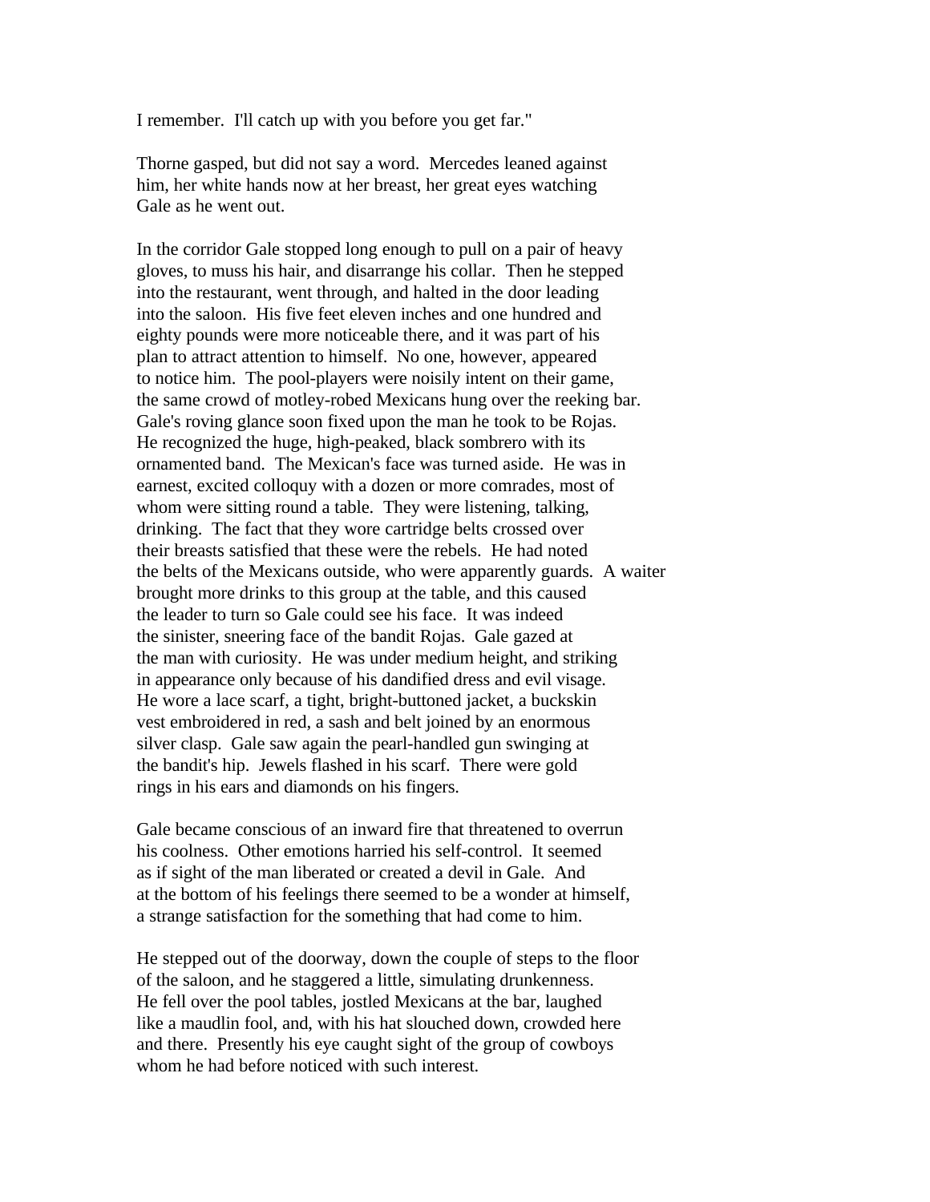I remember. I'll catch up with you before you get far."

Thorne gasped, but did not say a word. Mercedes leaned against him, her white hands now at her breast, her great eyes watching Gale as he went out.

In the corridor Gale stopped long enough to pull on a pair of heavy gloves, to muss his hair, and disarrange his collar. Then he stepped into the restaurant, went through, and halted in the door leading into the saloon. His five feet eleven inches and one hundred and eighty pounds were more noticeable there, and it was part of his plan to attract attention to himself. No one, however, appeared to notice him. The pool-players were noisily intent on their game, the same crowd of motley-robed Mexicans hung over the reeking bar. Gale's roving glance soon fixed upon the man he took to be Rojas. He recognized the huge, high-peaked, black sombrero with its ornamented band. The Mexican's face was turned aside. He was in earnest, excited colloquy with a dozen or more comrades, most of whom were sitting round a table. They were listening, talking, drinking. The fact that they wore cartridge belts crossed over their breasts satisfied that these were the rebels. He had noted the belts of the Mexicans outside, who were apparently guards. A waiter brought more drinks to this group at the table, and this caused the leader to turn so Gale could see his face. It was indeed the sinister, sneering face of the bandit Rojas. Gale gazed at the man with curiosity. He was under medium height, and striking in appearance only because of his dandified dress and evil visage. He wore a lace scarf, a tight, bright-buttoned jacket, a buckskin vest embroidered in red, a sash and belt joined by an enormous silver clasp. Gale saw again the pearl-handled gun swinging at the bandit's hip. Jewels flashed in his scarf. There were gold rings in his ears and diamonds on his fingers.

Gale became conscious of an inward fire that threatened to overrun his coolness. Other emotions harried his self-control. It seemed as if sight of the man liberated or created a devil in Gale. And at the bottom of his feelings there seemed to be a wonder at himself, a strange satisfaction for the something that had come to him.

He stepped out of the doorway, down the couple of steps to the floor of the saloon, and he staggered a little, simulating drunkenness. He fell over the pool tables, jostled Mexicans at the bar, laughed like a maudlin fool, and, with his hat slouched down, crowded here and there. Presently his eye caught sight of the group of cowboys whom he had before noticed with such interest.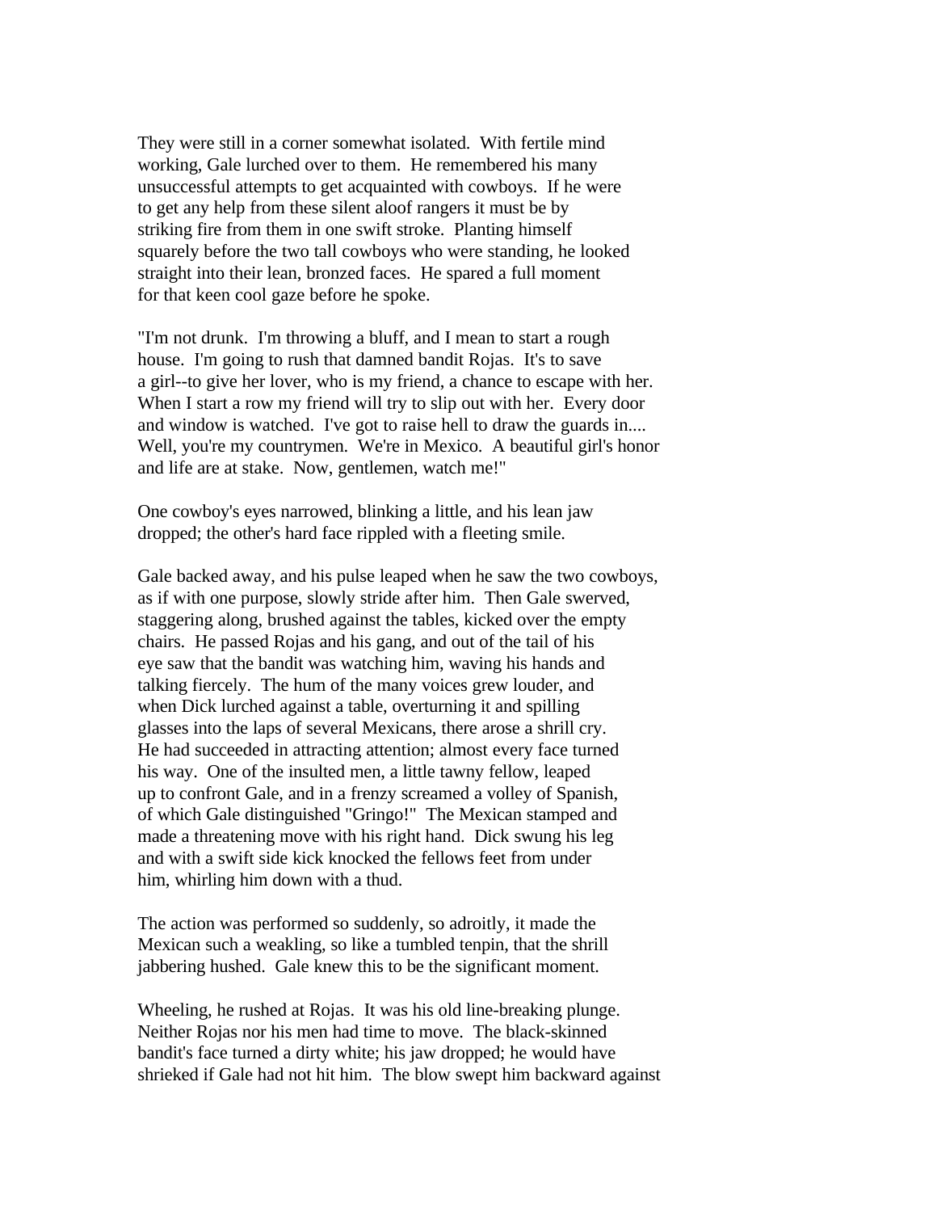They were still in a corner somewhat isolated. With fertile mind working, Gale lurched over to them. He remembered his many unsuccessful attempts to get acquainted with cowboys. If he were to get any help from these silent aloof rangers it must be by striking fire from them in one swift stroke. Planting himself squarely before the two tall cowboys who were standing, he looked straight into their lean, bronzed faces. He spared a full moment for that keen cool gaze before he spoke.

"I'm not drunk. I'm throwing a bluff, and I mean to start a rough house. I'm going to rush that damned bandit Rojas. It's to save a girl--to give her lover, who is my friend, a chance to escape with her. When I start a row my friend will try to slip out with her. Every door and window is watched. I've got to raise hell to draw the guards in.... Well, you're my countrymen. We're in Mexico. A beautiful girl's honor and life are at stake. Now, gentlemen, watch me!"

One cowboy's eyes narrowed, blinking a little, and his lean jaw dropped; the other's hard face rippled with a fleeting smile.

Gale backed away, and his pulse leaped when he saw the two cowboys, as if with one purpose, slowly stride after him. Then Gale swerved, staggering along, brushed against the tables, kicked over the empty chairs. He passed Rojas and his gang, and out of the tail of his eye saw that the bandit was watching him, waving his hands and talking fiercely. The hum of the many voices grew louder, and when Dick lurched against a table, overturning it and spilling glasses into the laps of several Mexicans, there arose a shrill cry. He had succeeded in attracting attention; almost every face turned his way. One of the insulted men, a little tawny fellow, leaped up to confront Gale, and in a frenzy screamed a volley of Spanish, of which Gale distinguished "Gringo!" The Mexican stamped and made a threatening move with his right hand. Dick swung his leg and with a swift side kick knocked the fellows feet from under him, whirling him down with a thud.

The action was performed so suddenly, so adroitly, it made the Mexican such a weakling, so like a tumbled tenpin, that the shrill jabbering hushed. Gale knew this to be the significant moment.

Wheeling, he rushed at Rojas. It was his old line-breaking plunge. Neither Rojas nor his men had time to move. The black-skinned bandit's face turned a dirty white; his jaw dropped; he would have shrieked if Gale had not hit him. The blow swept him backward against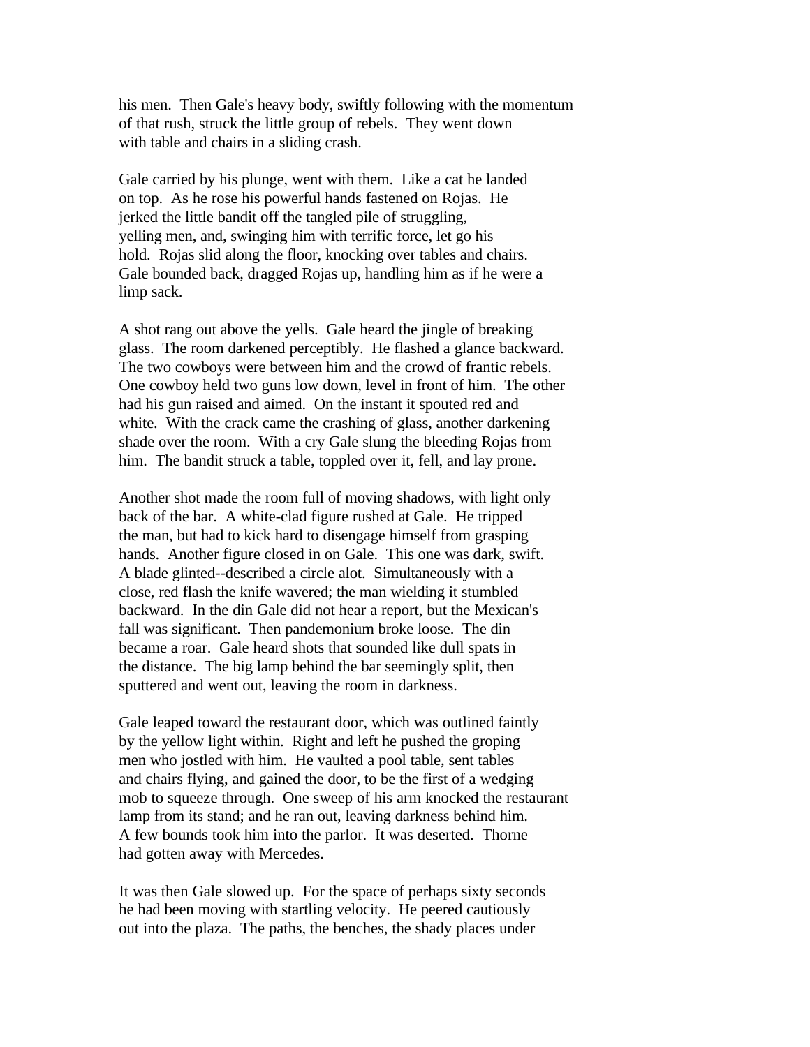his men. Then Gale's heavy body, swiftly following with the momentum of that rush, struck the little group of rebels. They went down with table and chairs in a sliding crash.

Gale carried by his plunge, went with them. Like a cat he landed on top. As he rose his powerful hands fastened on Rojas. He jerked the little bandit off the tangled pile of struggling, yelling men, and, swinging him with terrific force, let go his hold. Rojas slid along the floor, knocking over tables and chairs. Gale bounded back, dragged Rojas up, handling him as if he were a limp sack.

A shot rang out above the yells. Gale heard the jingle of breaking glass. The room darkened perceptibly. He flashed a glance backward. The two cowboys were between him and the crowd of frantic rebels. One cowboy held two guns low down, level in front of him. The other had his gun raised and aimed. On the instant it spouted red and white. With the crack came the crashing of glass, another darkening shade over the room. With a cry Gale slung the bleeding Rojas from him. The bandit struck a table, toppled over it, fell, and lay prone.

Another shot made the room full of moving shadows, with light only back of the bar. A white-clad figure rushed at Gale. He tripped the man, but had to kick hard to disengage himself from grasping hands. Another figure closed in on Gale. This one was dark, swift. A blade glinted--described a circle alot. Simultaneously with a close, red flash the knife wavered; the man wielding it stumbled backward. In the din Gale did not hear a report, but the Mexican's fall was significant. Then pandemonium broke loose. The din became a roar. Gale heard shots that sounded like dull spats in the distance. The big lamp behind the bar seemingly split, then sputtered and went out, leaving the room in darkness.

Gale leaped toward the restaurant door, which was outlined faintly by the yellow light within. Right and left he pushed the groping men who jostled with him. He vaulted a pool table, sent tables and chairs flying, and gained the door, to be the first of a wedging mob to squeeze through. One sweep of his arm knocked the restaurant lamp from its stand; and he ran out, leaving darkness behind him. A few bounds took him into the parlor. It was deserted. Thorne had gotten away with Mercedes.

It was then Gale slowed up. For the space of perhaps sixty seconds he had been moving with startling velocity. He peered cautiously out into the plaza. The paths, the benches, the shady places under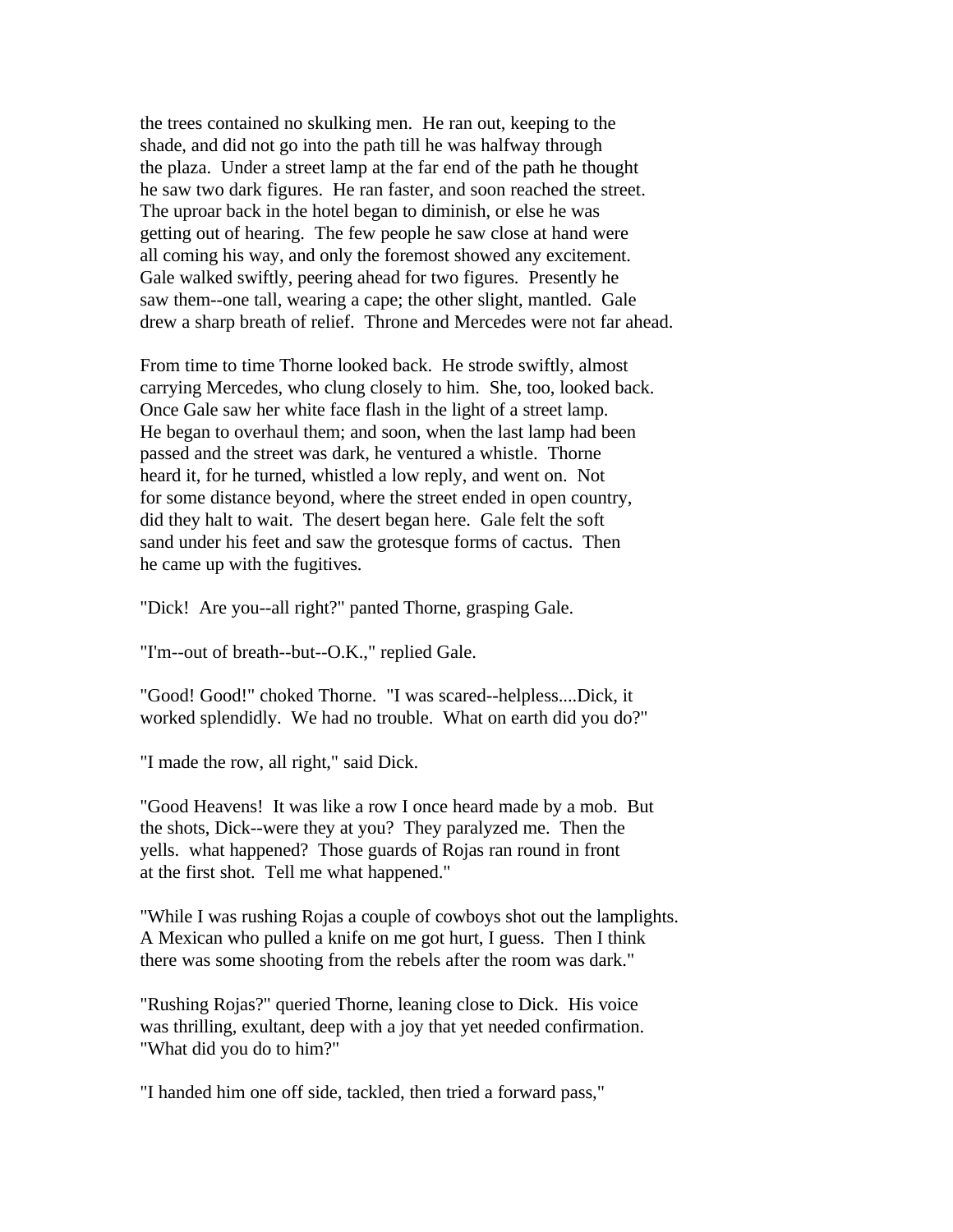the trees contained no skulking men. He ran out, keeping to the shade, and did not go into the path till he was halfway through the plaza. Under a street lamp at the far end of the path he thought he saw two dark figures. He ran faster, and soon reached the street. The uproar back in the hotel began to diminish, or else he was getting out of hearing. The few people he saw close at hand were all coming his way, and only the foremost showed any excitement. Gale walked swiftly, peering ahead for two figures. Presently he saw them--one tall, wearing a cape; the other slight, mantled. Gale drew a sharp breath of relief. Throne and Mercedes were not far ahead.

From time to time Thorne looked back. He strode swiftly, almost carrying Mercedes, who clung closely to him. She, too, looked back. Once Gale saw her white face flash in the light of a street lamp. He began to overhaul them; and soon, when the last lamp had been passed and the street was dark, he ventured a whistle. Thorne heard it, for he turned, whistled a low reply, and went on. Not for some distance beyond, where the street ended in open country, did they halt to wait. The desert began here. Gale felt the soft sand under his feet and saw the grotesque forms of cactus. Then he came up with the fugitives.

"Dick! Are you--all right?" panted Thorne, grasping Gale.

"I'm--out of breath--but--O.K.," replied Gale.

"Good! Good!" choked Thorne. "I was scared--helpless....Dick, it worked splendidly. We had no trouble. What on earth did you do?"

"I made the row, all right," said Dick.

"Good Heavens! It was like a row I once heard made by a mob. But the shots, Dick--were they at you? They paralyzed me. Then the yells. what happened? Those guards of Rojas ran round in front at the first shot. Tell me what happened."

"While I was rushing Rojas a couple of cowboys shot out the lamplights. A Mexican who pulled a knife on me got hurt, I guess. Then I think there was some shooting from the rebels after the room was dark."

"Rushing Rojas?" queried Thorne, leaning close to Dick. His voice was thrilling, exultant, deep with a joy that yet needed confirmation. "What did you do to him?"

"I handed him one off side, tackled, then tried a forward pass,"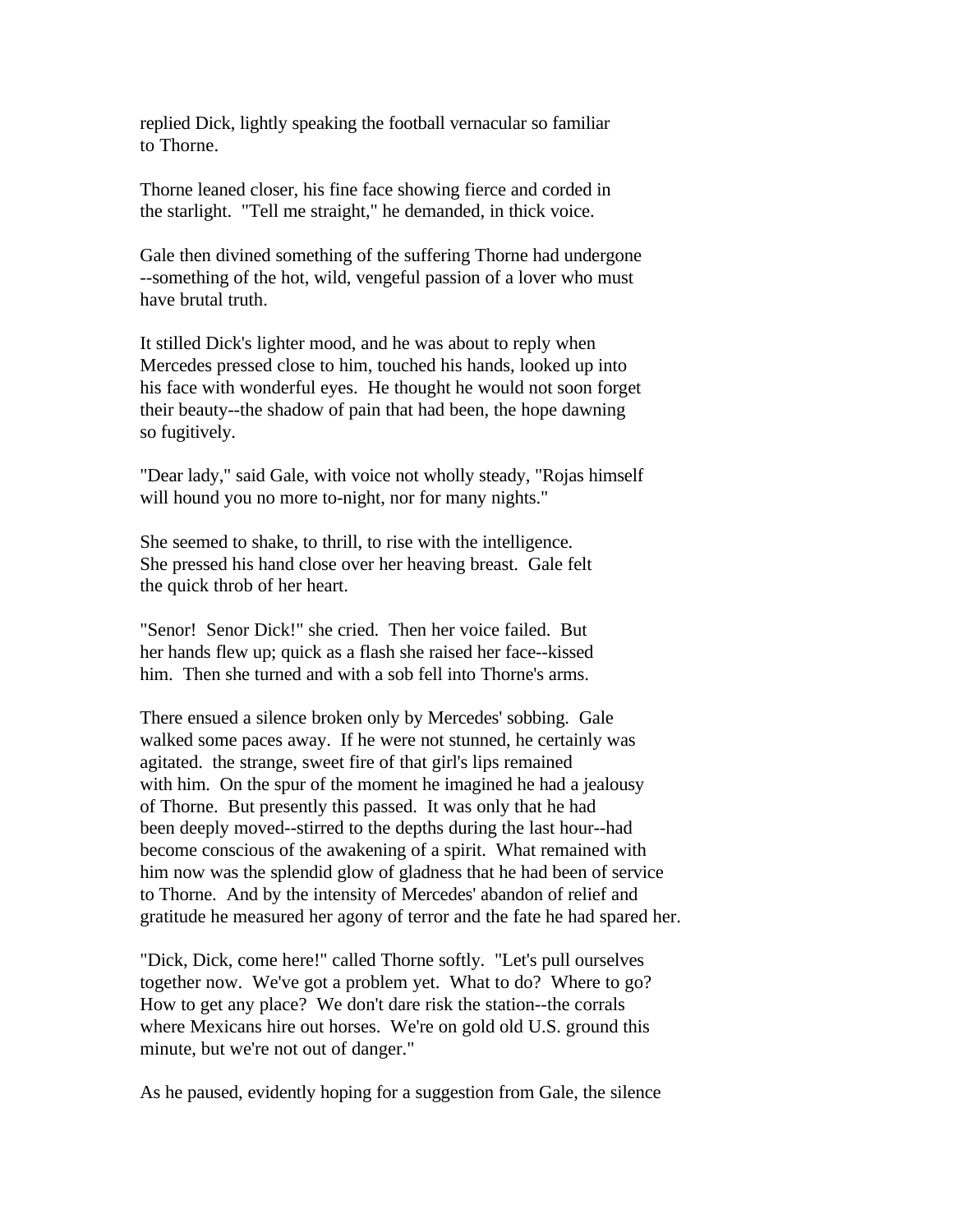replied Dick, lightly speaking the football vernacular so familiar to Thorne.

Thorne leaned closer, his fine face showing fierce and corded in the starlight. "Tell me straight," he demanded, in thick voice.

Gale then divined something of the suffering Thorne had undergone --something of the hot, wild, vengeful passion of a lover who must have brutal truth.

It stilled Dick's lighter mood, and he was about to reply when Mercedes pressed close to him, touched his hands, looked up into his face with wonderful eyes. He thought he would not soon forget their beauty--the shadow of pain that had been, the hope dawning so fugitively.

"Dear lady," said Gale, with voice not wholly steady, "Rojas himself will hound you no more to-night, nor for many nights."

She seemed to shake, to thrill, to rise with the intelligence. She pressed his hand close over her heaving breast. Gale felt the quick throb of her heart.

"Senor! Senor Dick!" she cried. Then her voice failed. But her hands flew up; quick as a flash she raised her face--kissed him. Then she turned and with a sob fell into Thorne's arms.

There ensued a silence broken only by Mercedes' sobbing. Gale walked some paces away. If he were not stunned, he certainly was agitated. the strange, sweet fire of that girl's lips remained with him. On the spur of the moment he imagined he had a jealousy of Thorne. But presently this passed. It was only that he had been deeply moved--stirred to the depths during the last hour--had become conscious of the awakening of a spirit. What remained with him now was the splendid glow of gladness that he had been of service to Thorne. And by the intensity of Mercedes' abandon of relief and gratitude he measured her agony of terror and the fate he had spared her.

"Dick, Dick, come here!" called Thorne softly. "Let's pull ourselves together now. We've got a problem yet. What to do? Where to go? How to get any place? We don't dare risk the station--the corrals where Mexicans hire out horses. We're on gold old U.S. ground this minute, but we're not out of danger."

As he paused, evidently hoping for a suggestion from Gale, the silence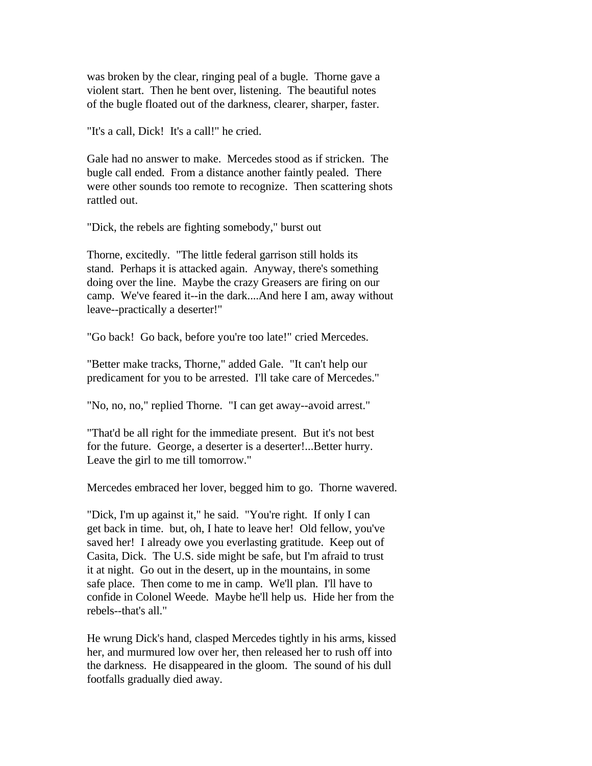was broken by the clear, ringing peal of a bugle. Thorne gave a violent start. Then he bent over, listening. The beautiful notes of the bugle floated out of the darkness, clearer, sharper, faster.

"It's a call, Dick! It's a call!" he cried.

Gale had no answer to make. Mercedes stood as if stricken. The bugle call ended. From a distance another faintly pealed. There were other sounds too remote to recognize. Then scattering shots rattled out.

"Dick, the rebels are fighting somebody," burst out

Thorne, excitedly. "The little federal garrison still holds its stand. Perhaps it is attacked again. Anyway, there's something doing over the line. Maybe the crazy Greasers are firing on our camp. We've feared it--in the dark....And here I am, away without leave--practically a deserter!"

"Go back! Go back, before you're too late!" cried Mercedes.

"Better make tracks, Thorne," added Gale. "It can't help our predicament for you to be arrested. I'll take care of Mercedes."

"No, no, no," replied Thorne. "I can get away--avoid arrest."

"That'd be all right for the immediate present. But it's not best for the future. George, a deserter is a deserter!...Better hurry. Leave the girl to me till tomorrow."

Mercedes embraced her lover, begged him to go. Thorne wavered.

"Dick, I'm up against it," he said. "You're right. If only I can get back in time. but, oh, I hate to leave her! Old fellow, you've saved her! I already owe you everlasting gratitude. Keep out of Casita, Dick. The U.S. side might be safe, but I'm afraid to trust it at night. Go out in the desert, up in the mountains, in some safe place. Then come to me in camp. We'll plan. I'll have to confide in Colonel Weede. Maybe he'll help us. Hide her from the rebels--that's all."

He wrung Dick's hand, clasped Mercedes tightly in his arms, kissed her, and murmured low over her, then released her to rush off into the darkness. He disappeared in the gloom. The sound of his dull footfalls gradually died away.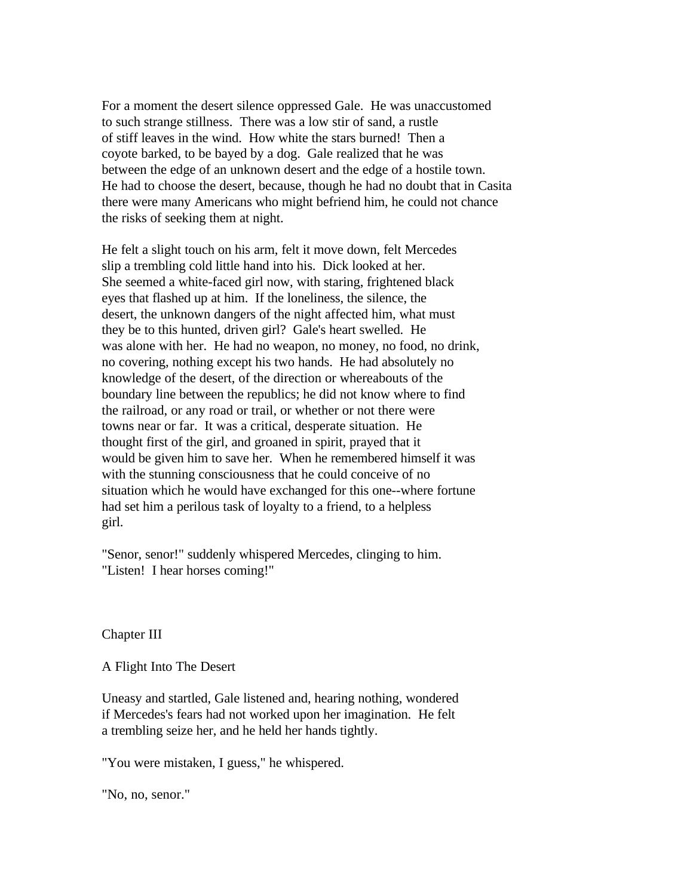For a moment the desert silence oppressed Gale. He was unaccustomed to such strange stillness. There was a low stir of sand, a rustle of stiff leaves in the wind. How white the stars burned! Then a coyote barked, to be bayed by a dog. Gale realized that he was between the edge of an unknown desert and the edge of a hostile town. He had to choose the desert, because, though he had no doubt that in Casita there were many Americans who might befriend him, he could not chance the risks of seeking them at night.

He felt a slight touch on his arm, felt it move down, felt Mercedes slip a trembling cold little hand into his. Dick looked at her. She seemed a white-faced girl now, with staring, frightened black eyes that flashed up at him. If the loneliness, the silence, the desert, the unknown dangers of the night affected him, what must they be to this hunted, driven girl? Gale's heart swelled. He was alone with her. He had no weapon, no money, no food, no drink, no covering, nothing except his two hands. He had absolutely no knowledge of the desert, of the direction or whereabouts of the boundary line between the republics; he did not know where to find the railroad, or any road or trail, or whether or not there were towns near or far. It was a critical, desperate situation. He thought first of the girl, and groaned in spirit, prayed that it would be given him to save her. When he remembered himself it was with the stunning consciousness that he could conceive of no situation which he would have exchanged for this one--where fortune had set him a perilous task of loyalty to a friend, to a helpless girl.

"Senor, senor!" suddenly whispered Mercedes, clinging to him. "Listen! I hear horses coming!"

## Chapter III

### A Flight Into The Desert

Uneasy and startled, Gale listened and, hearing nothing, wondered if Mercedes's fears had not worked upon her imagination. He felt a trembling seize her, and he held her hands tightly.

"You were mistaken, I guess," he whispered.

"No, no, senor."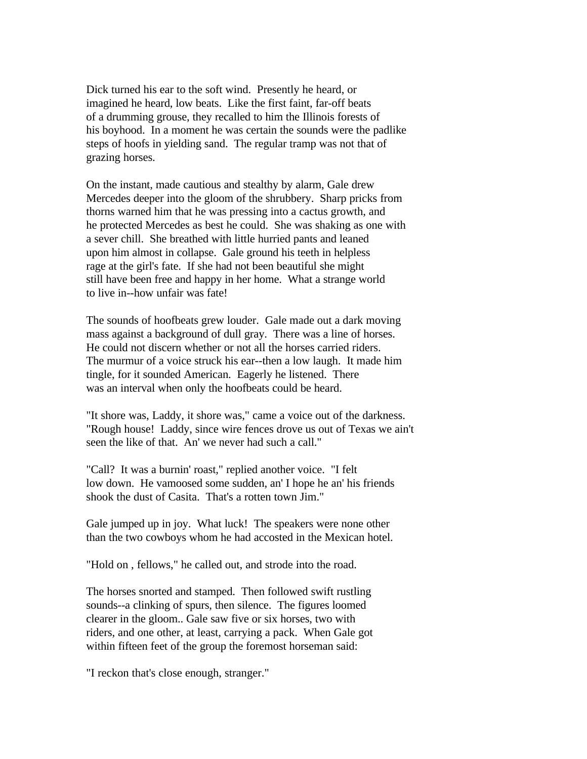Dick turned his ear to the soft wind. Presently he heard, or imagined he heard, low beats. Like the first faint, far-off beats of a drumming grouse, they recalled to him the Illinois forests of his boyhood. In a moment he was certain the sounds were the padlike steps of hoofs in yielding sand. The regular tramp was not that of grazing horses.

On the instant, made cautious and stealthy by alarm, Gale drew Mercedes deeper into the gloom of the shrubbery. Sharp pricks from thorns warned him that he was pressing into a cactus growth, and he protected Mercedes as best he could. She was shaking as one with a sever chill. She breathed with little hurried pants and leaned upon him almost in collapse. Gale ground his teeth in helpless rage at the girl's fate. If she had not been beautiful she might still have been free and happy in her home. What a strange world to live in--how unfair was fate!

The sounds of hoofbeats grew louder. Gale made out a dark moving mass against a background of dull gray. There was a line of horses. He could not discern whether or not all the horses carried riders. The murmur of a voice struck his ear--then a low laugh. It made him tingle, for it sounded American. Eagerly he listened. There was an interval when only the hoofbeats could be heard.

"It shore was, Laddy, it shore was," came a voice out of the darkness. "Rough house! Laddy, since wire fences drove us out of Texas we ain't seen the like of that. An' we never had such a call."

"Call? It was a burnin' roast," replied another voice. "I felt low down. He vamoosed some sudden, an' I hope he an' his friends shook the dust of Casita. That's a rotten town Jim."

Gale jumped up in joy. What luck! The speakers were none other than the two cowboys whom he had accosted in the Mexican hotel.

"Hold on , fellows," he called out, and strode into the road.

The horses snorted and stamped. Then followed swift rustling sounds--a clinking of spurs, then silence. The figures loomed clearer in the gloom.. Gale saw five or six horses, two with riders, and one other, at least, carrying a pack. When Gale got within fifteen feet of the group the foremost horseman said:

"I reckon that's close enough, stranger."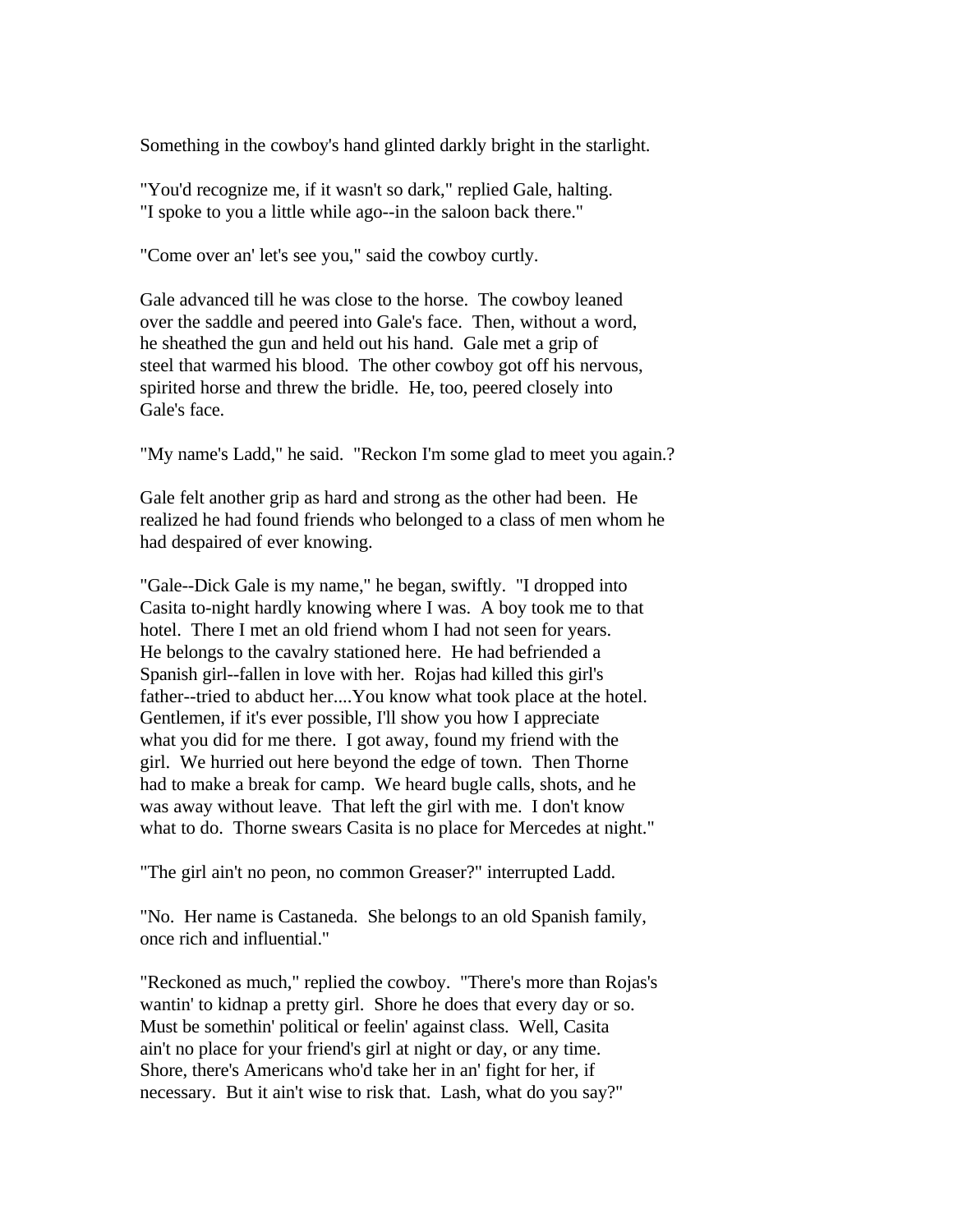Something in the cowboy's hand glinted darkly bright in the starlight.

"You'd recognize me, if it wasn't so dark," replied Gale, halting. "I spoke to you a little while ago--in the saloon back there."

"Come over an' let's see you," said the cowboy curtly.

Gale advanced till he was close to the horse. The cowboy leaned over the saddle and peered into Gale's face. Then, without a word, he sheathed the gun and held out his hand. Gale met a grip of steel that warmed his blood. The other cowboy got off his nervous, spirited horse and threw the bridle. He, too, peered closely into Gale's face.

"My name's Ladd," he said. "Reckon I'm some glad to meet you again.?

Gale felt another grip as hard and strong as the other had been. He realized he had found friends who belonged to a class of men whom he had despaired of ever knowing.

"Gale--Dick Gale is my name," he began, swiftly. "I dropped into Casita to-night hardly knowing where I was. A boy took me to that hotel. There I met an old friend whom I had not seen for years. He belongs to the cavalry stationed here. He had befriended a Spanish girl--fallen in love with her. Rojas had killed this girl's father--tried to abduct her....You know what took place at the hotel. Gentlemen, if it's ever possible, I'll show you how I appreciate what you did for me there. I got away, found my friend with the girl. We hurried out here beyond the edge of town. Then Thorne had to make a break for camp. We heard bugle calls, shots, and he was away without leave. That left the girl with me. I don't know what to do. Thorne swears Casita is no place for Mercedes at night."

"The girl ain't no peon, no common Greaser?" interrupted Ladd.

"No. Her name is Castaneda. She belongs to an old Spanish family, once rich and influential."

"Reckoned as much," replied the cowboy. "There's more than Rojas's wantin' to kidnap a pretty girl. Shore he does that every day or so. Must be somethin' political or feelin' against class. Well, Casita ain't no place for your friend's girl at night or day, or any time. Shore, there's Americans who'd take her in an' fight for her, if necessary. But it ain't wise to risk that. Lash, what do you say?"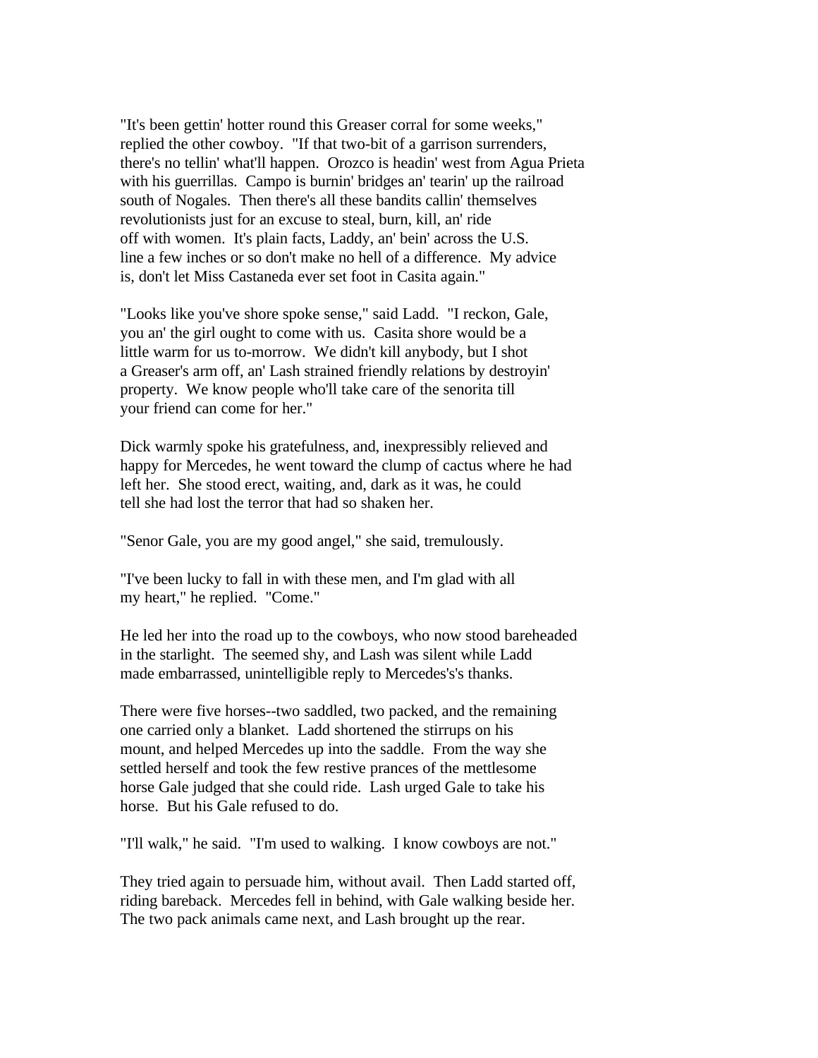"It's been gettin' hotter round this Greaser corral for some weeks," replied the other cowboy. "If that two-bit of a garrison surrenders, there's no tellin' what'll happen. Orozco is headin' west from Agua Prieta with his guerrillas. Campo is burnin' bridges an' tearin' up the railroad south of Nogales. Then there's all these bandits callin' themselves revolutionists just for an excuse to steal, burn, kill, an' ride off with women. It's plain facts, Laddy, an' bein' across the U.S. line a few inches or so don't make no hell of a difference. My advice is, don't let Miss Castaneda ever set foot in Casita again."

"Looks like you've shore spoke sense," said Ladd. "I reckon, Gale, you an' the girl ought to come with us. Casita shore would be a little warm for us to-morrow. We didn't kill anybody, but I shot a Greaser's arm off, an' Lash strained friendly relations by destroyin' property. We know people who'll take care of the senorita till your friend can come for her."

Dick warmly spoke his gratefulness, and, inexpressibly relieved and happy for Mercedes, he went toward the clump of cactus where he had left her. She stood erect, waiting, and, dark as it was, he could tell she had lost the terror that had so shaken her.

"Senor Gale, you are my good angel," she said, tremulously.

"I've been lucky to fall in with these men, and I'm glad with all my heart," he replied. "Come."

He led her into the road up to the cowboys, who now stood bareheaded in the starlight. The seemed shy, and Lash was silent while Ladd made embarrassed, unintelligible reply to Mercedes's's thanks.

There were five horses--two saddled, two packed, and the remaining one carried only a blanket. Ladd shortened the stirrups on his mount, and helped Mercedes up into the saddle. From the way she settled herself and took the few restive prances of the mettlesome horse Gale judged that she could ride. Lash urged Gale to take his horse. But his Gale refused to do.

"I'll walk," he said. "I'm used to walking. I know cowboys are not."

They tried again to persuade him, without avail. Then Ladd started off, riding bareback. Mercedes fell in behind, with Gale walking beside her. The two pack animals came next, and Lash brought up the rear.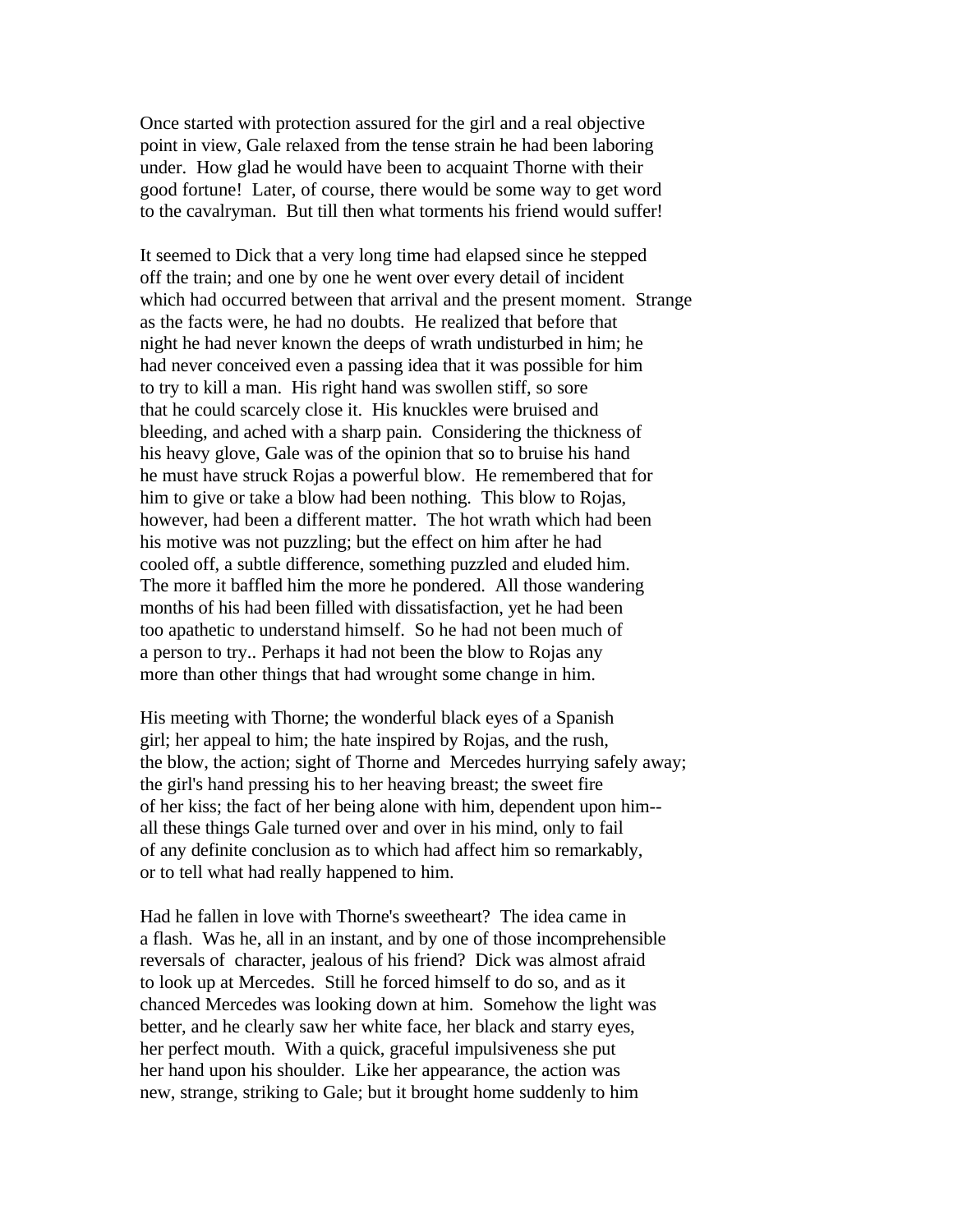Once started with protection assured for the girl and a real objective point in view, Gale relaxed from the tense strain he had been laboring under. How glad he would have been to acquaint Thorne with their good fortune! Later, of course, there would be some way to get word to the cavalryman. But till then what torments his friend would suffer!

It seemed to Dick that a very long time had elapsed since he stepped off the train; and one by one he went over every detail of incident which had occurred between that arrival and the present moment. Strange as the facts were, he had no doubts. He realized that before that night he had never known the deeps of wrath undisturbed in him; he had never conceived even a passing idea that it was possible for him to try to kill a man. His right hand was swollen stiff, so sore that he could scarcely close it. His knuckles were bruised and bleeding, and ached with a sharp pain. Considering the thickness of his heavy glove, Gale was of the opinion that so to bruise his hand he must have struck Rojas a powerful blow. He remembered that for him to give or take a blow had been nothing. This blow to Rojas, however, had been a different matter. The hot wrath which had been his motive was not puzzling; but the effect on him after he had cooled off, a subtle difference, something puzzled and eluded him. The more it baffled him the more he pondered. All those wandering months of his had been filled with dissatisfaction, yet he had been too apathetic to understand himself. So he had not been much of a person to try.. Perhaps it had not been the blow to Rojas any more than other things that had wrought some change in him.

His meeting with Thorne; the wonderful black eyes of a Spanish girl; her appeal to him; the hate inspired by Rojas, and the rush, the blow, the action; sight of Thorne and Mercedes hurrying safely away; the girl's hand pressing his to her heaving breast; the sweet fire of her kiss; the fact of her being alone with him, dependent upon him--all these things Gale turned over and over in his mind, only to fail of any definite conclusion as to which had affect him so remarkably, or to tell what had really happened to him.

Had he fallen in love with Thorne's sweetheart? The idea came in a flash. Was he, all in an instant, and by one of those incomprehensible reversals of character, jealous of his friend? Dick was almost afraid to look up at Mercedes. Still he forced himself to do so, and as it chanced Mercedes was looking down at him. Somehow the light was better, and he clearly saw her white face, her black and starry eyes, her perfect mouth. With a quick, graceful impulsiveness she put her hand upon his shoulder. Like her appearance, the action was new, strange, striking to Gale; but it brought home suddenly to him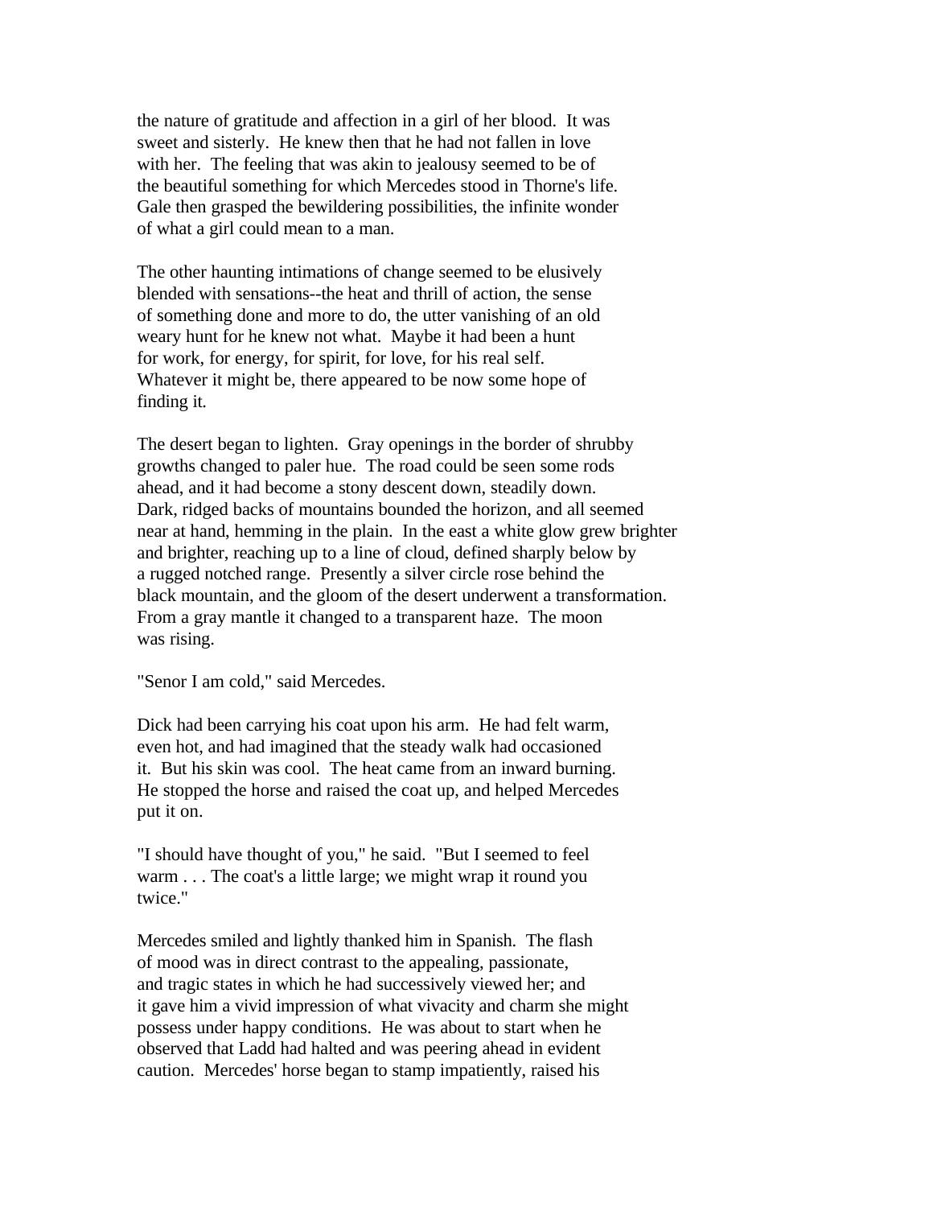the nature of gratitude and affection in a girl of her blood. It was sweet and sisterly. He knew then that he had not fallen in love with her. The feeling that was akin to jealousy seemed to be of the beautiful something for which Mercedes stood in Thorne's life. Gale then grasped the bewildering possibilities, the infinite wonder of what a girl could mean to a man.

The other haunting intimations of change seemed to be elusively blended with sensations--the heat and thrill of action, the sense of something done and more to do, the utter vanishing of an old weary hunt for he knew not what. Maybe it had been a hunt for work, for energy, for spirit, for love, for his real self. Whatever it might be, there appeared to be now some hope of finding it.

The desert began to lighten. Gray openings in the border of shrubby growths changed to paler hue. The road could be seen some rods ahead, and it had become a stony descent down, steadily down. Dark, ridged backs of mountains bounded the horizon, and all seemed near at hand, hemming in the plain. In the east a white glow grew brighter and brighter, reaching up to a line of cloud, defined sharply below by a rugged notched range. Presently a silver circle rose behind the black mountain, and the gloom of the desert underwent a transformation. From a gray mantle it changed to a transparent haze. The moon was rising.

"Senor I am cold," said Mercedes.

Dick had been carrying his coat upon his arm. He had felt warm, even hot, and had imagined that the steady walk had occasioned it. But his skin was cool. The heat came from an inward burning. He stopped the horse and raised the coat up, and helped Mercedes put it on.

"I should have thought of you," he said. "But I seemed to feel warm . . . The coat's a little large; we might wrap it round you twice."

Mercedes smiled and lightly thanked him in Spanish. The flash of mood was in direct contrast to the appealing, passionate, and tragic states in which he had successively viewed her; and it gave him a vivid impression of what vivacity and charm she might possess under happy conditions. He was about to start when he observed that Ladd had halted and was peering ahead in evident caution. Mercedes' horse began to stamp impatiently, raised his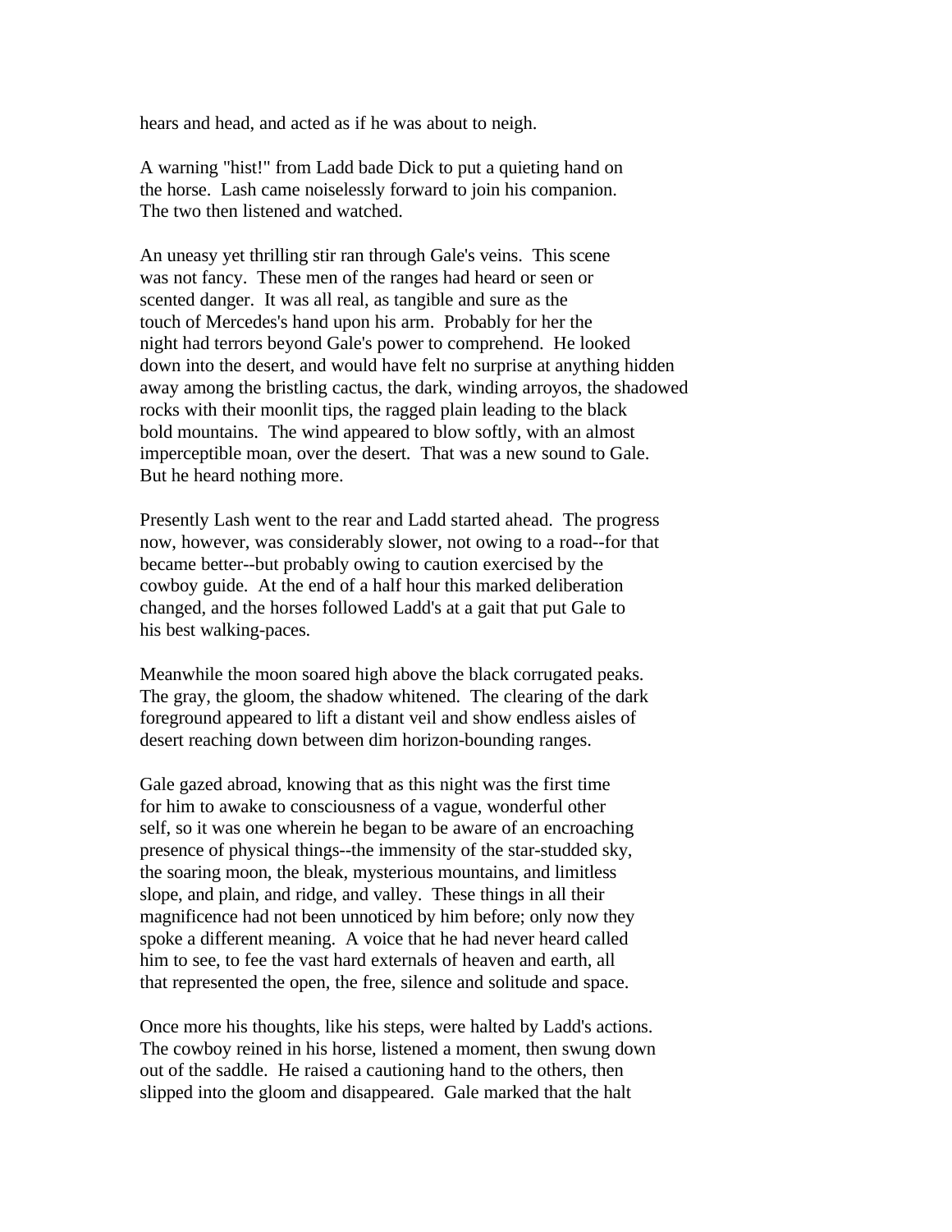hears and head, and acted as if he was about to neigh.

A warning "hist!" from Ladd bade Dick to put a quieting hand on the horse. Lash came noiselessly forward to join his companion. The two then listened and watched.

An uneasy yet thrilling stir ran through Gale's veins. This scene was not fancy. These men of the ranges had heard or seen or scented danger. It was all real, as tangible and sure as the touch of Mercedes's hand upon his arm. Probably for her the night had terrors beyond Gale's power to comprehend. He looked down into the desert, and would have felt no surprise at anything hidden away among the bristling cactus, the dark, winding arroyos, the shadowed rocks with their moonlit tips, the ragged plain leading to the black bold mountains. The wind appeared to blow softly, with an almost imperceptible moan, over the desert. That was a new sound to Gale. But he heard nothing more.

Presently Lash went to the rear and Ladd started ahead. The progress now, however, was considerably slower, not owing to a road--for that became better--but probably owing to caution exercised by the cowboy guide. At the end of a half hour this marked deliberation changed, and the horses followed Ladd's at a gait that put Gale to his best walking-paces.

Meanwhile the moon soared high above the black corrugated peaks. The gray, the gloom, the shadow whitened. The clearing of the dark foreground appeared to lift a distant veil and show endless aisles of desert reaching down between dim horizon-bounding ranges.

Gale gazed abroad, knowing that as this night was the first time for him to awake to consciousness of a vague, wonderful other self, so it was one wherein he began to be aware of an encroaching presence of physical things--the immensity of the star-studded sky, the soaring moon, the bleak, mysterious mountains, and limitless slope, and plain, and ridge, and valley. These things in all their magnificence had not been unnoticed by him before; only now they spoke a different meaning. A voice that he had never heard called him to see, to fee the vast hard externals of heaven and earth, all that represented the open, the free, silence and solitude and space.

Once more his thoughts, like his steps, were halted by Ladd's actions. The cowboy reined in his horse, listened a moment, then swung down out of the saddle. He raised a cautioning hand to the others, then slipped into the gloom and disappeared. Gale marked that the halt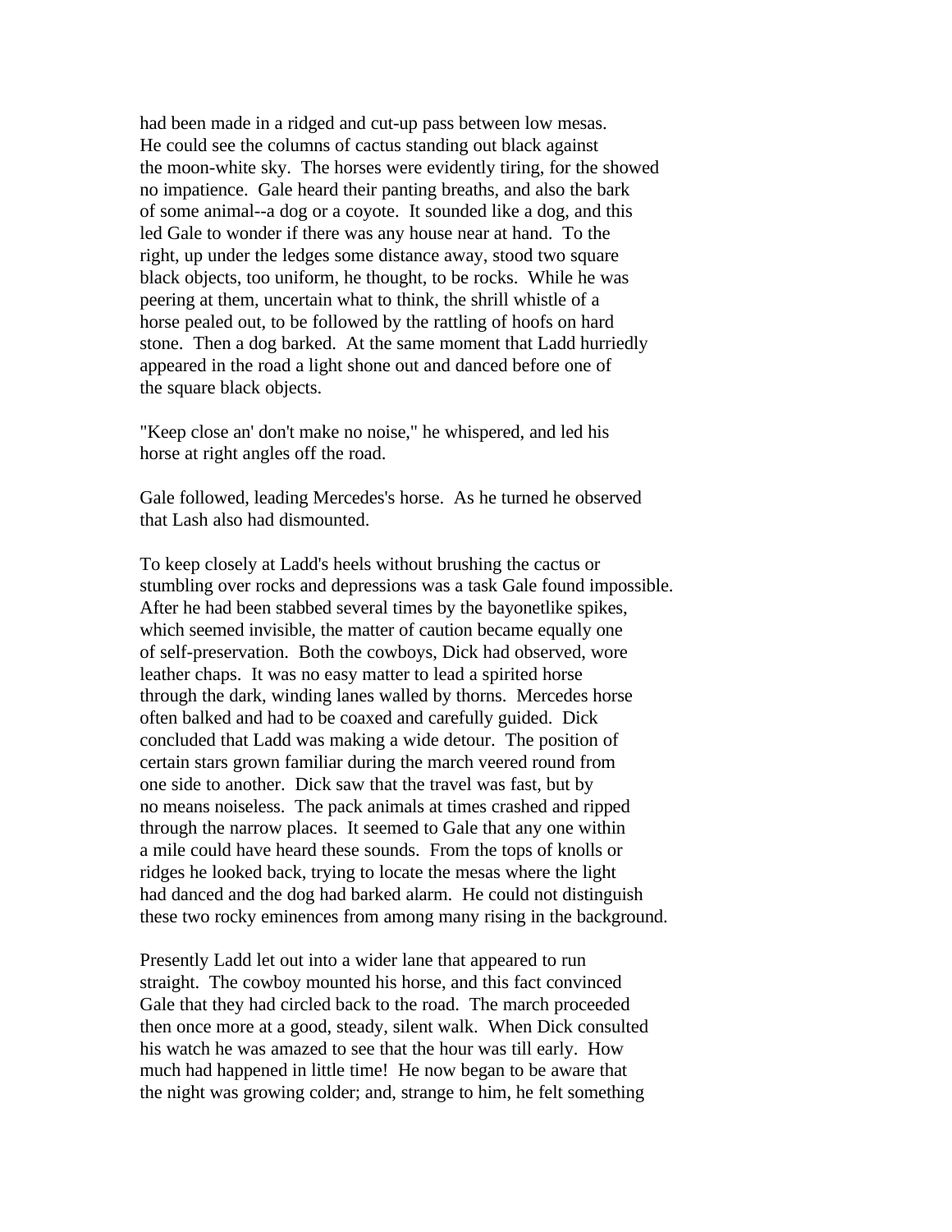had been made in a ridged and cut-up pass between low mesas. He could see the columns of cactus standing out black against the moon-white sky. The horses were evidently tiring, for the showed no impatience. Gale heard their panting breaths, and also the bark of some animal--a dog or a coyote. It sounded like a dog, and this led Gale to wonder if there was any house near at hand. To the right, up under the ledges some distance away, stood two square black objects, too uniform, he thought, to be rocks. While he was peering at them, uncertain what to think, the shrill whistle of a horse pealed out, to be followed by the rattling of hoofs on hard stone. Then a dog barked. At the same moment that Ladd hurriedly appeared in the road a light shone out and danced before one of the square black objects.

"Keep close an' don't make no noise," he whispered, and led his horse at right angles off the road.

Gale followed, leading Mercedes's horse. As he turned he observed that Lash also had dismounted.

To keep closely at Ladd's heels without brushing the cactus or stumbling over rocks and depressions was a task Gale found impossible. After he had been stabbed several times by the bayonetlike spikes, which seemed invisible, the matter of caution became equally one of self-preservation. Both the cowboys, Dick had observed, wore leather chaps. It was no easy matter to lead a spirited horse through the dark, winding lanes walled by thorns. Mercedes horse often balked and had to be coaxed and carefully guided. Dick concluded that Ladd was making a wide detour. The position of certain stars grown familiar during the march veered round from one side to another. Dick saw that the travel was fast, but by no means noiseless. The pack animals at times crashed and ripped through the narrow places. It seemed to Gale that any one within a mile could have heard these sounds. From the tops of knolls or ridges he looked back, trying to locate the mesas where the light had danced and the dog had barked alarm. He could not distinguish these two rocky eminences from among many rising in the background.

Presently Ladd let out into a wider lane that appeared to run straight. The cowboy mounted his horse, and this fact convinced Gale that they had circled back to the road. The march proceeded then once more at a good, steady, silent walk. When Dick consulted his watch he was amazed to see that the hour was till early. How much had happened in little time! He now began to be aware that the night was growing colder; and, strange to him, he felt something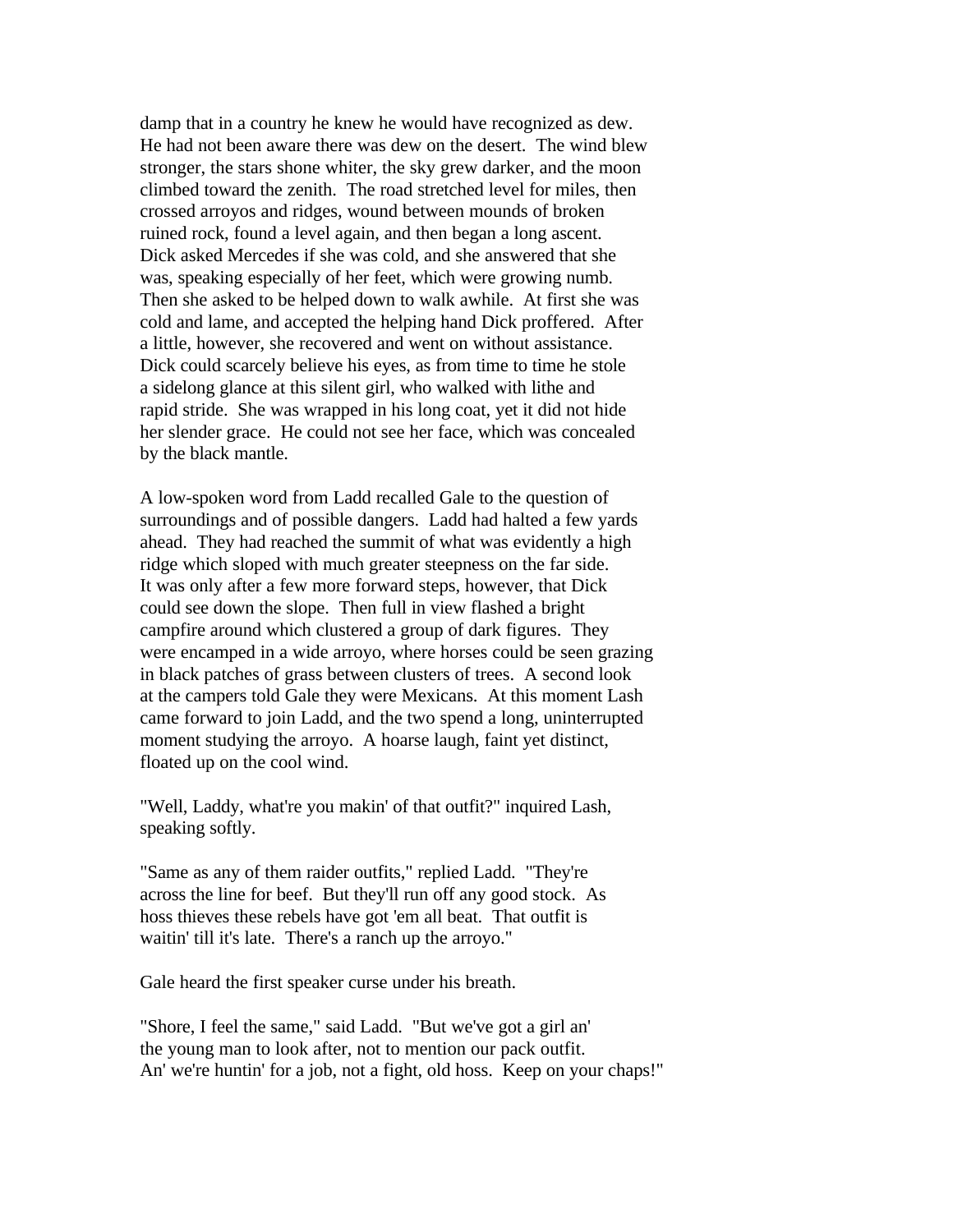damp that in a country he knew he would have recognized as dew. He had not been aware there was dew on the desert. The wind blew stronger, the stars shone whiter, the sky grew darker, and the moon climbed toward the zenith. The road stretched level for miles, then crossed arroyos and ridges, wound between mounds of broken ruined rock, found a level again, and then began a long ascent. Dick asked Mercedes if she was cold, and she answered that she was, speaking especially of her feet, which were growing numb. Then she asked to be helped down to walk awhile. At first she was cold and lame, and accepted the helping hand Dick proffered. After a little, however, she recovered and went on without assistance. Dick could scarcely believe his eyes, as from time to time he stole a sidelong glance at this silent girl, who walked with lithe and rapid stride. She was wrapped in his long coat, yet it did not hide her slender grace. He could not see her face, which was concealed by the black mantle.

A low-spoken word from Ladd recalled Gale to the question of surroundings and of possible dangers. Ladd had halted a few yards ahead. They had reached the summit of what was evidently a high ridge which sloped with much greater steepness on the far side. It was only after a few more forward steps, however, that Dick could see down the slope. Then full in view flashed a bright campfire around which clustered a group of dark figures. They were encamped in a wide arroyo, where horses could be seen grazing in black patches of grass between clusters of trees. A second look at the campers told Gale they were Mexicans. At this moment Lash came forward to join Ladd, and the two spend a long, uninterrupted moment studying the arroyo. A hoarse laugh, faint yet distinct, floated up on the cool wind.

"Well, Laddy, what're you makin' of that outfit?" inquired Lash, speaking softly.

"Same as any of them raider outfits," replied Ladd. "They're across the line for beef. But they'll run off any good stock. As hoss thieves these rebels have got 'em all beat. That outfit is waitin' till it's late. There's a ranch up the arroyo."

Gale heard the first speaker curse under his breath.

"Shore, I feel the same," said Ladd. "But we've got a girl an' the young man to look after, not to mention our pack outfit. An' we're huntin' for a job, not a fight, old hoss. Keep on your chaps!"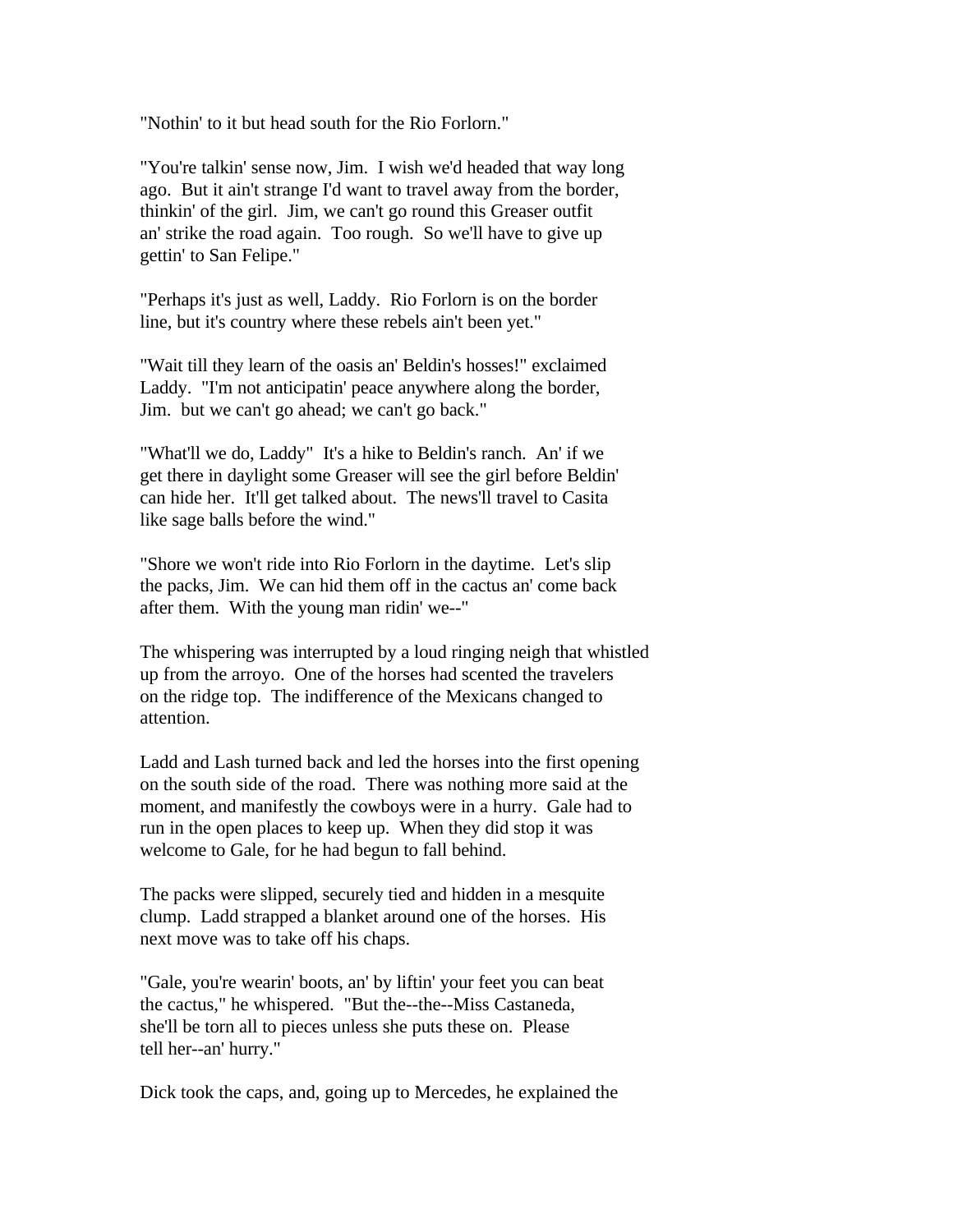"Nothin' to it but head south for the Rio Forlorn."

"You're talkin' sense now, Jim. I wish we'd headed that way long ago. But it ain't strange I'd want to travel away from the border, thinkin' of the girl. Jim, we can't go round this Greaser outfit an' strike the road again. Too rough. So we'll have to give up gettin' to San Felipe."

"Perhaps it's just as well, Laddy. Rio Forlorn is on the border line, but it's country where these rebels ain't been yet."

"Wait till they learn of the oasis an' Beldin's hosses!" exclaimed Laddy. "I'm not anticipatin' peace anywhere along the border, Jim. but we can't go ahead; we can't go back."

"What'll we do, Laddy" It's a hike to Beldin's ranch. An' if we get there in daylight some Greaser will see the girl before Beldin' can hide her. It'll get talked about. The news'll travel to Casita like sage balls before the wind."

"Shore we won't ride into Rio Forlorn in the daytime. Let's slip the packs, Jim. We can hid them off in the cactus an' come back after them. With the young man ridin' we--"

The whispering was interrupted by a loud ringing neigh that whistled up from the arroyo. One of the horses had scented the travelers on the ridge top. The indifference of the Mexicans changed to attention.

Ladd and Lash turned back and led the horses into the first opening on the south side of the road. There was nothing more said at the moment, and manifestly the cowboys were in a hurry. Gale had to run in the open places to keep up. When they did stop it was welcome to Gale, for he had begun to fall behind.

The packs were slipped, securely tied and hidden in a mesquite clump. Ladd strapped a blanket around one of the horses. His next move was to take off his chaps.

"Gale, you're wearin' boots, an' by liftin' your feet you can beat the cactus," he whispered. "But the--the--Miss Castaneda, she'll be torn all to pieces unless she puts these on. Please tell her--an' hurry."

Dick took the caps, and, going up to Mercedes, he explained the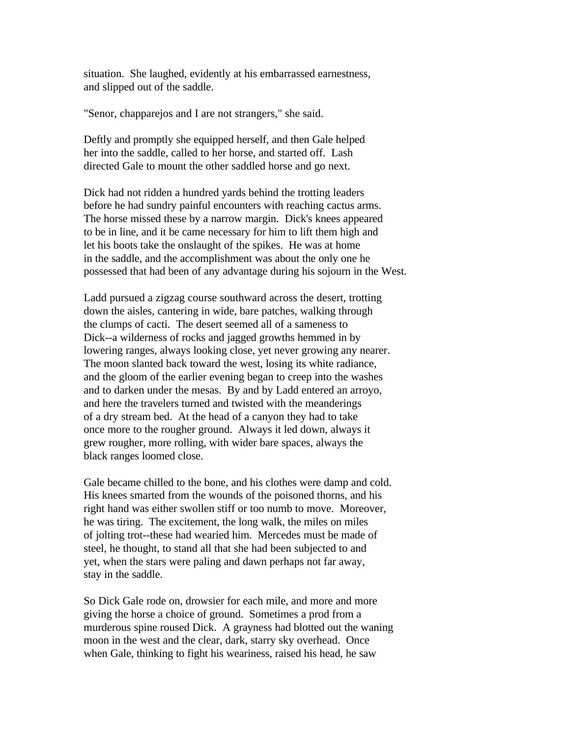situation. She laughed, evidently at his embarrassed earnestness, and slipped out of the saddle.

"Senor, chapparejos and I are not strangers," she said.

Deftly and promptly she equipped herself, and then Gale helped her into the saddle, called to her horse, and started off. Lash directed Gale to mount the other saddled horse and go next.

Dick had not ridden a hundred yards behind the trotting leaders before he had sundry painful encounters with reaching cactus arms. The horse missed these by a narrow margin. Dick's knees appeared to be in line, and it be came necessary for him to lift them high and let his boots take the onslaught of the spikes. He was at home in the saddle, and the accomplishment was about the only one he possessed that had been of any advantage during his sojourn in the West.

Ladd pursued a zigzag course southward across the desert, trotting down the aisles, cantering in wide, bare patches, walking through the clumps of cacti. The desert seemed all of a sameness to Dick--a wilderness of rocks and jagged growths hemmed in by lowering ranges, always looking close, yet never growing any nearer. The moon slanted back toward the west, losing its white radiance, and the gloom of the earlier evening began to creep into the washes and to darken under the mesas. By and by Ladd entered an arroyo, and here the travelers turned and twisted with the meanderings of a dry stream bed. At the head of a canyon they had to take once more to the rougher ground. Always it led down, always it grew rougher, more rolling, with wider bare spaces, always the black ranges loomed close.

Gale became chilled to the bone, and his clothes were damp and cold. His knees smarted from the wounds of the poisoned thorns, and his right hand was either swollen stiff or too numb to move. Moreover, he was tiring. The excitement, the long walk, the miles on miles of jolting trot--these had wearied him. Mercedes must be made of steel, he thought, to stand all that she had been subjected to and yet, when the stars were paling and dawn perhaps not far away, stay in the saddle.

So Dick Gale rode on, drowsier for each mile, and more and more giving the horse a choice of ground. Sometimes a prod from a murderous spine roused Dick. A grayness had blotted out the waning moon in the west and the clear, dark, starry sky overhead. Once when Gale, thinking to fight his weariness, raised his head, he saw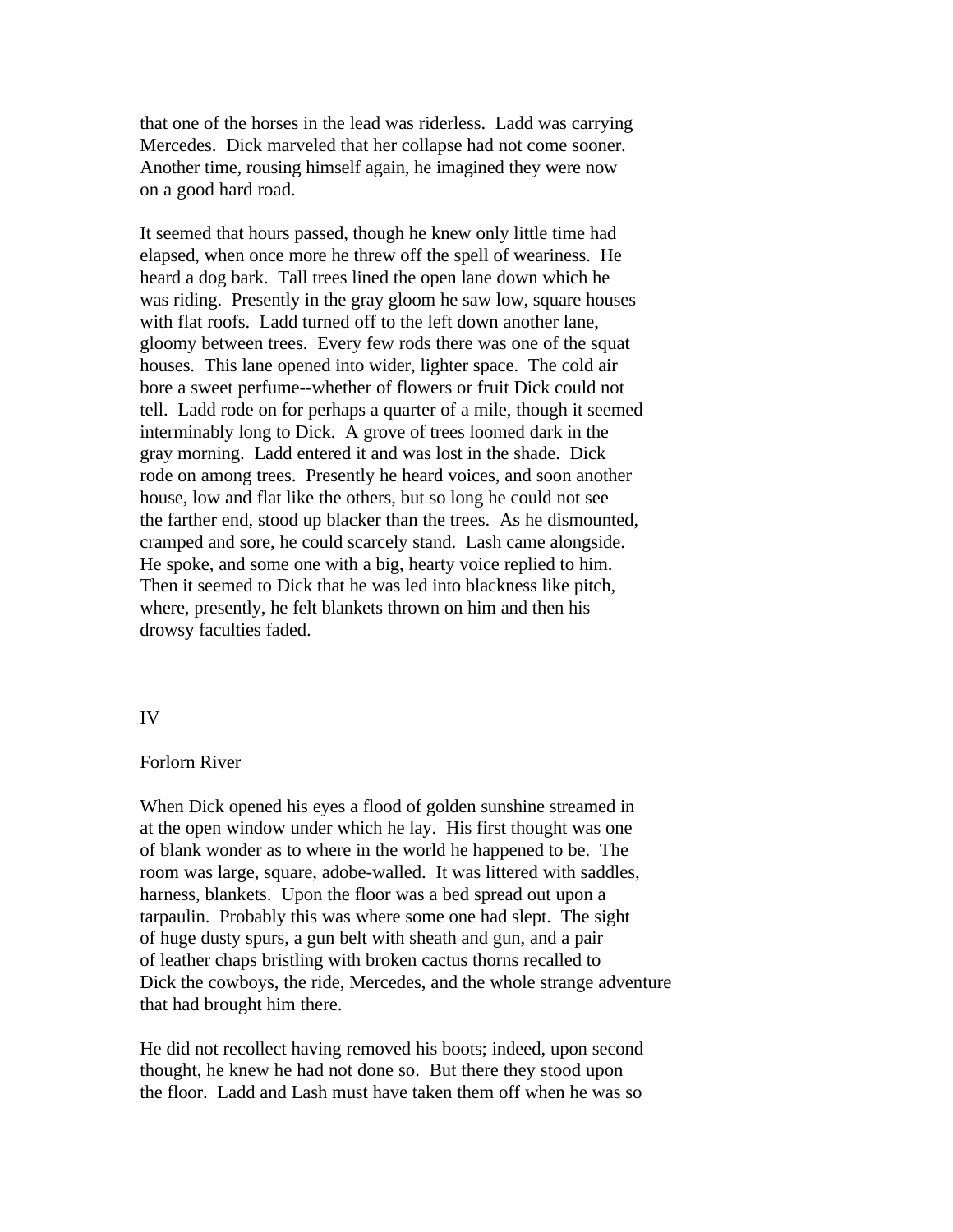that one of the horses in the lead was riderless. Ladd was carrying Mercedes. Dick marveled that her collapse had not come sooner. Another time, rousing himself again, he imagined they were now on a good hard road.

It seemed that hours passed, though he knew only little time had elapsed, when once more he threw off the spell of weariness. He heard a dog bark. Tall trees lined the open lane down which he was riding. Presently in the gray gloom he saw low, square houses with flat roofs. Ladd turned off to the left down another lane, gloomy between trees. Every few rods there was one of the squat houses. This lane opened into wider, lighter space. The cold air bore a sweet perfume--whether of flowers or fruit Dick could not tell. Ladd rode on for perhaps a quarter of a mile, though it seemed interminably long to Dick. A grove of trees loomed dark in the gray morning. Ladd entered it and was lost in the shade. Dick rode on among trees. Presently he heard voices, and soon another house, low and flat like the others, but so long he could not see the farther end, stood up blacker than the trees. As he dismounted, cramped and sore, he could scarcely stand. Lash came alongside. He spoke, and some one with a big, hearty voice replied to him. Then it seemed to Dick that he was led into blackness like pitch, where, presently, he felt blankets thrown on him and then his drowsy faculties faded.

## IV

## Forlorn River

When Dick opened his eyes a flood of golden sunshine streamed in at the open window under which he lay. His first thought was one of blank wonder as to where in the world he happened to be. The room was large, square, adobe-walled. It was littered with saddles, harness, blankets. Upon the floor was a bed spread out upon a tarpaulin. Probably this was where some one had slept. The sight of huge dusty spurs, a gun belt with sheath and gun, and a pair of leather chaps bristling with broken cactus thorns recalled to Dick the cowboys, the ride, Mercedes, and the whole strange adventure that had brought him there.

He did not recollect having removed his boots; indeed, upon second thought, he knew he had not done so. But there they stood upon the floor. Ladd and Lash must have taken them off when he was so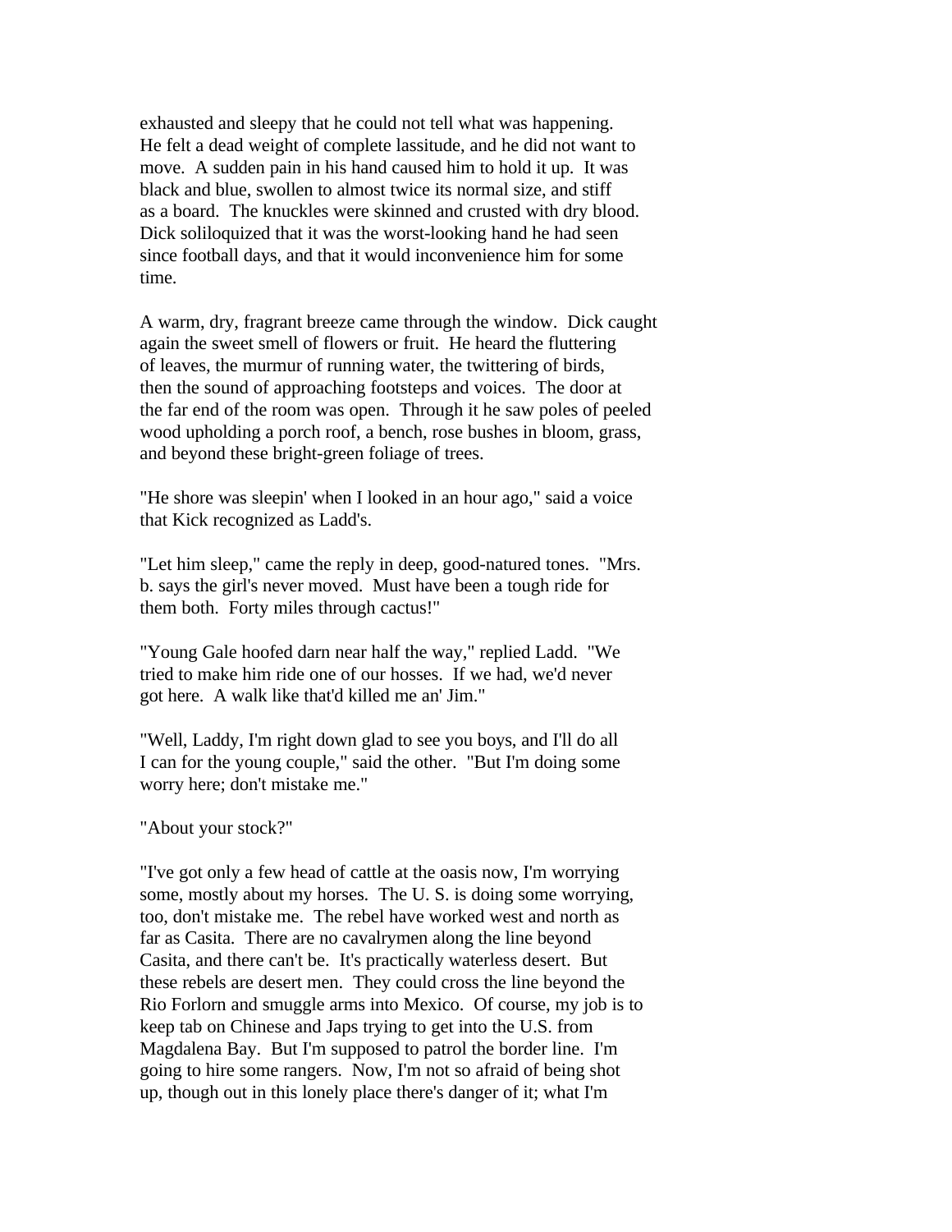exhausted and sleepy that he could not tell what was happening. He felt a dead weight of complete lassitude, and he did not want to move. A sudden pain in his hand caused him to hold it up. It was black and blue, swollen to almost twice its normal size, and stiff as a board. The knuckles were skinned and crusted with dry blood. Dick soliloquized that it was the worst-looking hand he had seen since football days, and that it would inconvenience him for some time.

A warm, dry, fragrant breeze came through the window. Dick caught again the sweet smell of flowers or fruit. He heard the fluttering of leaves, the murmur of running water, the twittering of birds, then the sound of approaching footsteps and voices. The door at the far end of the room was open. Through it he saw poles of peeled wood upholding a porch roof, a bench, rose bushes in bloom, grass, and beyond these bright-green foliage of trees.

"He shore was sleepin' when I looked in an hour ago," said a voice that Kick recognized as Ladd's.

"Let him sleep," came the reply in deep, good-natured tones. "Mrs. b. says the girl's never moved. Must have been a tough ride for them both. Forty miles through cactus!"

"Young Gale hoofed darn near half the way," replied Ladd. "We tried to make him ride one of our hosses. If we had, we'd never got here. A walk like that'd killed me an' Jim."

"Well, Laddy, I'm right down glad to see you boys, and I'll do all I can for the young couple," said the other. "But I'm doing some worry here; don't mistake me."

"About your stock?"

"I've got only a few head of cattle at the oasis now, I'm worrying some, mostly about my horses. The U. S. is doing some worrying, too, don't mistake me. The rebel have worked west and north as far as Casita. There are no cavalrymen along the line beyond Casita, and there can't be. It's practically waterless desert. But these rebels are desert men. They could cross the line beyond the Rio Forlorn and smuggle arms into Mexico. Of course, my job is to keep tab on Chinese and Japs trying to get into the U.S. from Magdalena Bay. But I'm supposed to patrol the border line. I'm going to hire some rangers. Now, I'm not so afraid of being shot up, though out in this lonely place there's danger of it; what I'm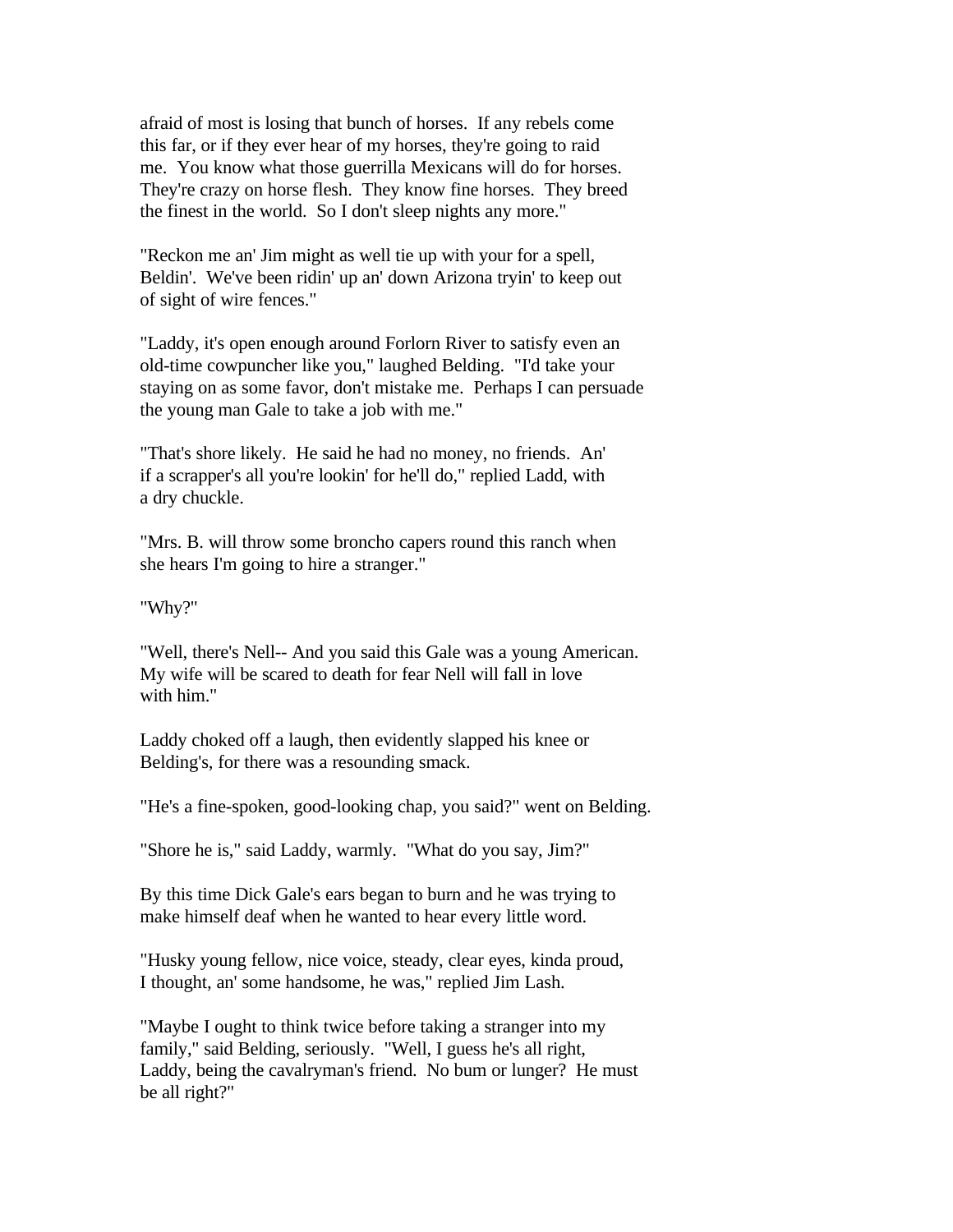afraid of most is losing that bunch of horses. If any rebels come this far, or if they ever hear of my horses, they're going to raid me. You know what those guerrilla Mexicans will do for horses. They're crazy on horse flesh. They know fine horses. They breed the finest in the world. So I don't sleep nights any more."

"Reckon me an' Jim might as well tie up with your for a spell, Beldin'. We've been ridin' up an' down Arizona tryin' to keep out of sight of wire fences."

"Laddy, it's open enough around Forlorn River to satisfy even an old-time cowpuncher like you," laughed Belding. "I'd take your staying on as some favor, don't mistake me. Perhaps I can persuade the young man Gale to take a job with me."

"That's shore likely. He said he had no money, no friends. An' if a scrapper's all you're lookin' for he'll do," replied Ladd, with a dry chuckle.

"Mrs. B. will throw some broncho capers round this ranch when she hears I'm going to hire a stranger."

"Why?"

"Well, there's Nell-- And you said this Gale was a young American. My wife will be scared to death for fear Nell will fall in love with him."

Laddy choked off a laugh, then evidently slapped his knee or Belding's, for there was a resounding smack.

"He's a fine-spoken, good-looking chap, you said?" went on Belding.

"Shore he is," said Laddy, warmly. "What do you say, Jim?"

By this time Dick Gale's ears began to burn and he was trying to make himself deaf when he wanted to hear every little word.

"Husky young fellow, nice voice, steady, clear eyes, kinda proud, I thought, an' some handsome, he was," replied Jim Lash.

"Maybe I ought to think twice before taking a stranger into my family," said Belding, seriously. "Well, I guess he's all right, Laddy, being the cavalryman's friend. No bum or lunger? He must be all right?"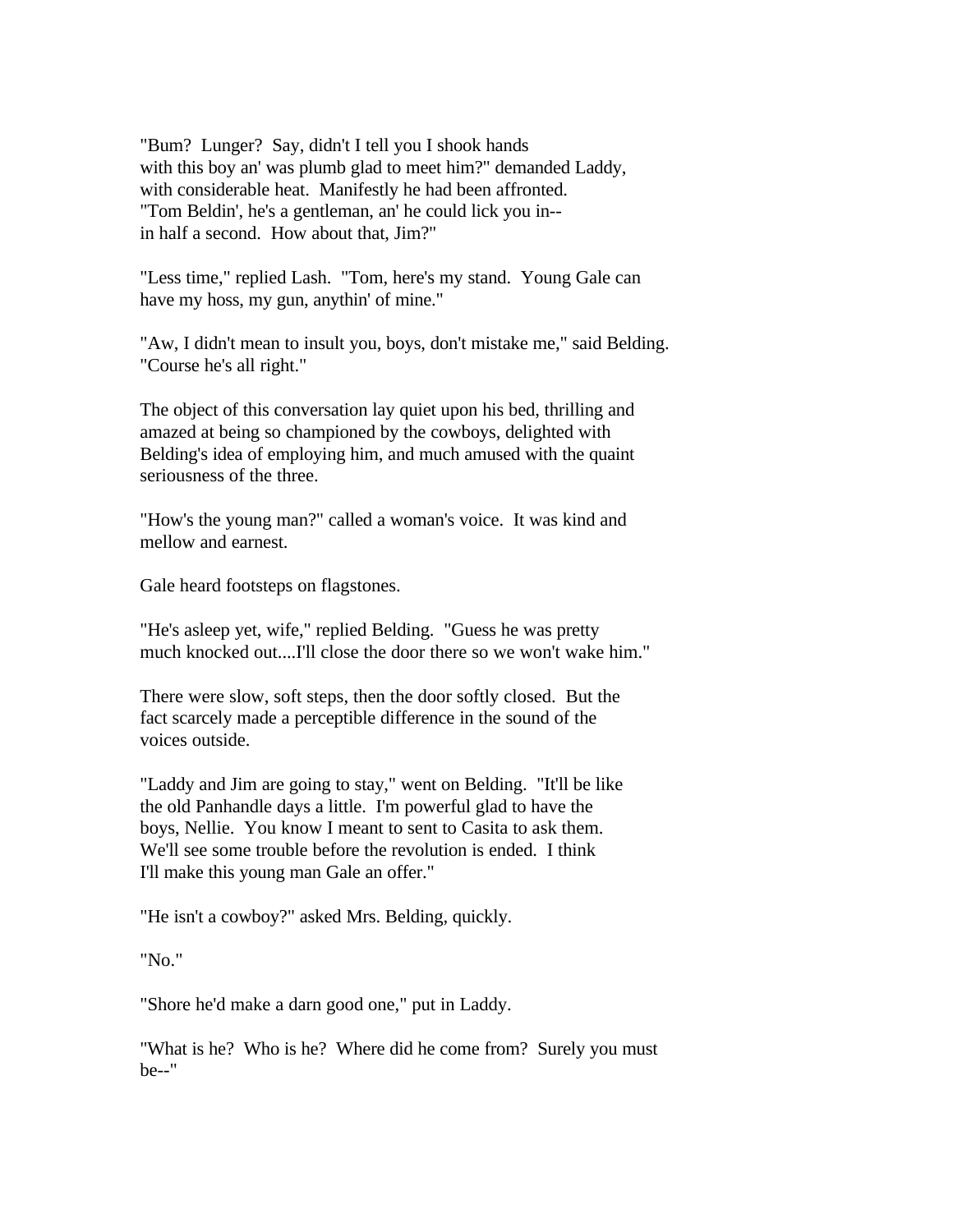"Bum? Lunger? Say, didn't I tell you I shook hands with this boy an' was plumb glad to meet him?" demanded Laddy, with considerable heat. Manifestly he had been affronted. "Tom Beldin', he's a gentleman, an' he could lick you in-- in half a second. How about that, Jim?"

"Less time," replied Lash. "Tom, here's my stand. Young Gale can have my hoss, my gun, anythin' of mine."

"Aw, I didn't mean to insult you, boys, don't mistake me," said Belding. "Course he's all right."

The object of this conversation lay quiet upon his bed, thrilling and amazed at being so championed by the cowboys, delighted with Belding's idea of employing him, and much amused with the quaint seriousness of the three.

"How's the young man?" called a woman's voice. It was kind and mellow and earnest.

Gale heard footsteps on flagstones.

"He's asleep yet, wife," replied Belding. "Guess he was pretty much knocked out....I'll close the door there so we won't wake him."

There were slow, soft steps, then the door softly closed. But the fact scarcely made a perceptible difference in the sound of the voices outside.

"Laddy and Jim are going to stay," went on Belding. "It'll be like the old Panhandle days a little. I'm powerful glad to have the boys, Nellie. You know I meant to sent to Casita to ask them. We'll see some trouble before the revolution is ended. I think I'll make this young man Gale an offer."

"He isn't a cowboy?" asked Mrs. Belding, quickly.

"No."

"Shore he'd make a darn good one," put in Laddy.

"What is he? Who is he? Where did he come from? Surely you must be--"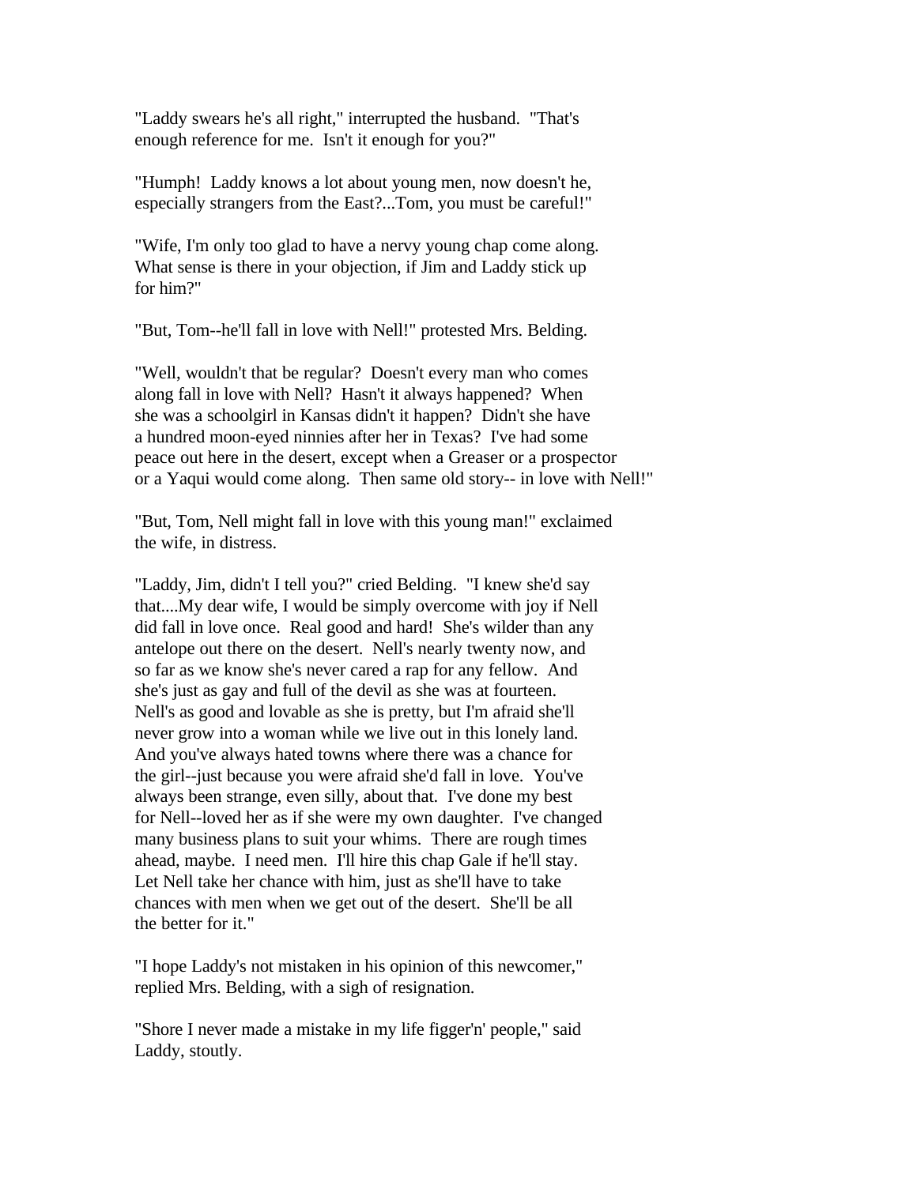"Laddy swears he's all right," interrupted the husband. "That's enough reference for me. Isn't it enough for you?"

"Humph! Laddy knows a lot about young men, now doesn't he, especially strangers from the East?...Tom, you must be careful!"

"Wife, I'm only too glad to have a nervy young chap come along. What sense is there in your objection, if Jim and Laddy stick up for him?"

"But, Tom--he'll fall in love with Nell!" protested Mrs. Belding.

"Well, wouldn't that be regular? Doesn't every man who comes along fall in love with Nell? Hasn't it always happened? When she was a schoolgirl in Kansas didn't it happen? Didn't she have a hundred moon-eyed ninnies after her in Texas? I've had some peace out here in the desert, except when a Greaser or a prospector or a Yaqui would come along. Then same old story-- in love with Nell!"

"But, Tom, Nell might fall in love with this young man!" exclaimed the wife, in distress.

"Laddy, Jim, didn't I tell you?" cried Belding. "I knew she'd say that....My dear wife, I would be simply overcome with joy if Nell did fall in love once. Real good and hard! She's wilder than any antelope out there on the desert. Nell's nearly twenty now, and so far as we know she's never cared a rap for any fellow. And she's just as gay and full of the devil as she was at fourteen. Nell's as good and lovable as she is pretty, but I'm afraid she'll never grow into a woman while we live out in this lonely land. And you've always hated towns where there was a chance for the girl--just because you were afraid she'd fall in love. You've always been strange, even silly, about that. I've done my best for Nell--loved her as if she were my own daughter. I've changed many business plans to suit your whims. There are rough times ahead, maybe. I need men. I'll hire this chap Gale if he'll stay. Let Nell take her chance with him, just as she'll have to take chances with men when we get out of the desert. She'll be all the better for it."

"I hope Laddy's not mistaken in his opinion of this newcomer," replied Mrs. Belding, with a sigh of resignation.

"Shore I never made a mistake in my life figger'n' people," said Laddy, stoutly.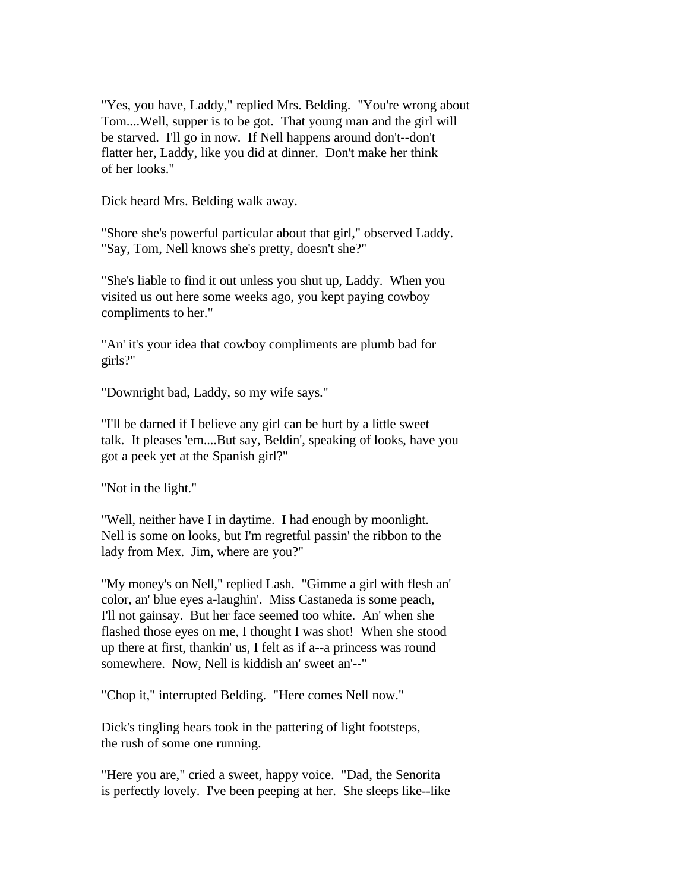"Yes, you have, Laddy," replied Mrs. Belding. "You're wrong about Tom....Well, supper is to be got. That young man and the girl will be starved. I'll go in now. If Nell happens around don't--don't flatter her, Laddy, like you did at dinner. Don't make her think of her looks."

Dick heard Mrs. Belding walk away.

"Shore she's powerful particular about that girl," observed Laddy. "Say, Tom, Nell knows she's pretty, doesn't she?"

"She's liable to find it out unless you shut up, Laddy. When you visited us out here some weeks ago, you kept paying cowboy compliments to her."

"An' it's your idea that cowboy compliments are plumb bad for girls?"

"Downright bad, Laddy, so my wife says."

"I'll be darned if I believe any girl can be hurt by a little sweet talk. It pleases 'em....But say, Beldin', speaking of looks, have you got a peek yet at the Spanish girl?"

"Not in the light."

"Well, neither have I in daytime. I had enough by moonlight. Nell is some on looks, but I'm regretful passin' the ribbon to the lady from Mex. Jim, where are you?"

"My money's on Nell," replied Lash. "Gimme a girl with flesh an' color, an' blue eyes a-laughin'. Miss Castaneda is some peach, I'll not gainsay. But her face seemed too white. An' when she flashed those eyes on me, I thought I was shot! When she stood up there at first, thankin' us, I felt as if a--a princess was round somewhere. Now, Nell is kiddish an' sweet an'--"

"Chop it," interrupted Belding. "Here comes Nell now."

Dick's tingling hears took in the pattering of light footsteps, the rush of some one running.

"Here you are," cried a sweet, happy voice. "Dad, the Senorita is perfectly lovely. I've been peeping at her. She sleeps like--like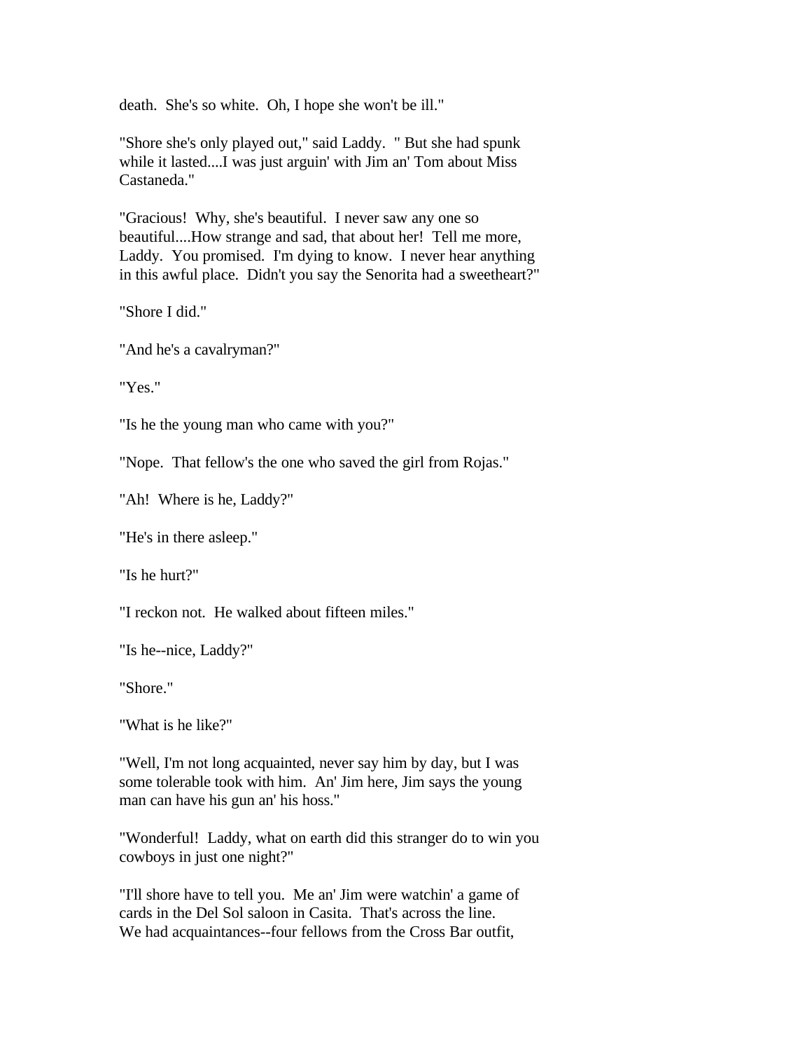death. She's so white. Oh, I hope she won't be ill."

"Shore she's only played out," said Laddy. " But she had spunk while it lasted....I was just arguin' with Jim an' Tom about Miss Castaneda."

"Gracious! Why, she's beautiful. I never saw any one so beautiful....How strange and sad, that about her! Tell me more, Laddy. You promised. I'm dying to know. I never hear anything in this awful place. Didn't you say the Senorita had a sweetheart?"

"Shore I did."

"And he's a cavalryman?"

"Yes."

"Is he the young man who came with you?"

"Nope. That fellow's the one who saved the girl from Rojas."

"Ah! Where is he, Laddy?"

"He's in there asleep."

"Is he hurt?"

"I reckon not. He walked about fifteen miles."

"Is he--nice, Laddy?"

"Shore."

"What is he like?"

"Well, I'm not long acquainted, never say him by day, but I was some tolerable took with him. An' Jim here, Jim says the young man can have his gun an' his hoss."

"Wonderful! Laddy, what on earth did this stranger do to win you cowboys in just one night?"

"I'll shore have to tell you. Me an' Jim were watchin' a game of cards in the Del Sol saloon in Casita. That's across the line. We had acquaintances--four fellows from the Cross Bar outfit,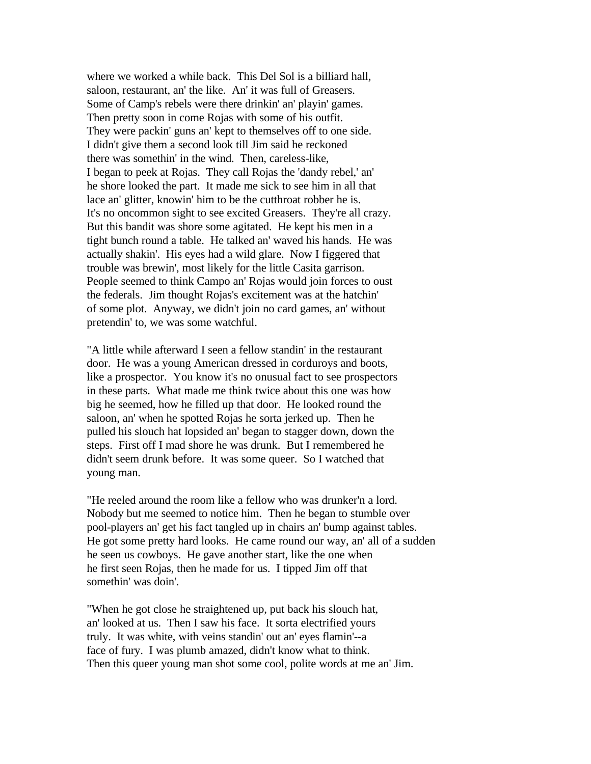where we worked a while back. This Del Sol is a billiard hall, saloon, restaurant, an' the like. An' it was full of Greasers. Some of Camp's rebels were there drinkin' an' playin' games. Then pretty soon in come Rojas with some of his outfit. They were packin' guns an' kept to themselves off to one side. I didn't give them a second look till Jim said he reckoned there was somethin' in the wind. Then, careless-like, I began to peek at Rojas. They call Rojas the 'dandy rebel,' an' he shore looked the part. It made me sick to see him in all that lace an' glitter, knowin' him to be the cutthroat robber he is. It's no oncommon sight to see excited Greasers. They're all crazy. But this bandit was shore some agitated. He kept his men in a tight bunch round a table. He talked an' waved his hands. He was actually shakin'. His eyes had a wild glare. Now I figgered that trouble was brewin', most likely for the little Casita garrison. People seemed to think Campo an' Rojas would join forces to oust the federals. Jim thought Rojas's excitement was at the hatchin' of some plot. Anyway, we didn't join no card games, an' without pretendin' to, we was some watchful.

"A little while afterward I seen a fellow standin' in the restaurant door. He was a young American dressed in corduroys and boots, like a prospector. You know it's no onusual fact to see prospectors in these parts. What made me think twice about this one was how big he seemed, how he filled up that door. He looked round the saloon, an' when he spotted Rojas he sorta jerked up. Then he pulled his slouch hat lopsided an' began to stagger down, down the steps. First off I mad shore he was drunk. But I remembered he didn't seem drunk before. It was some queer. So I watched that young man.

"He reeled around the room like a fellow who was drunker'n a lord. Nobody but me seemed to notice him. Then he began to stumble over pool-players an' get his fact tangled up in chairs an' bump against tables. He got some pretty hard looks. He came round our way, an' all of a sudden he seen us cowboys. He gave another start, like the one when he first seen Rojas, then he made for us. I tipped Jim off that somethin' was doin'.

"When he got close he straightened up, put back his slouch hat, an' looked at us. Then I saw his face. It sorta electrified yours truly. It was white, with veins standin' out an' eyes flamin'--a face of fury. I was plumb amazed, didn't know what to think. Then this queer young man shot some cool, polite words at me an' Jim.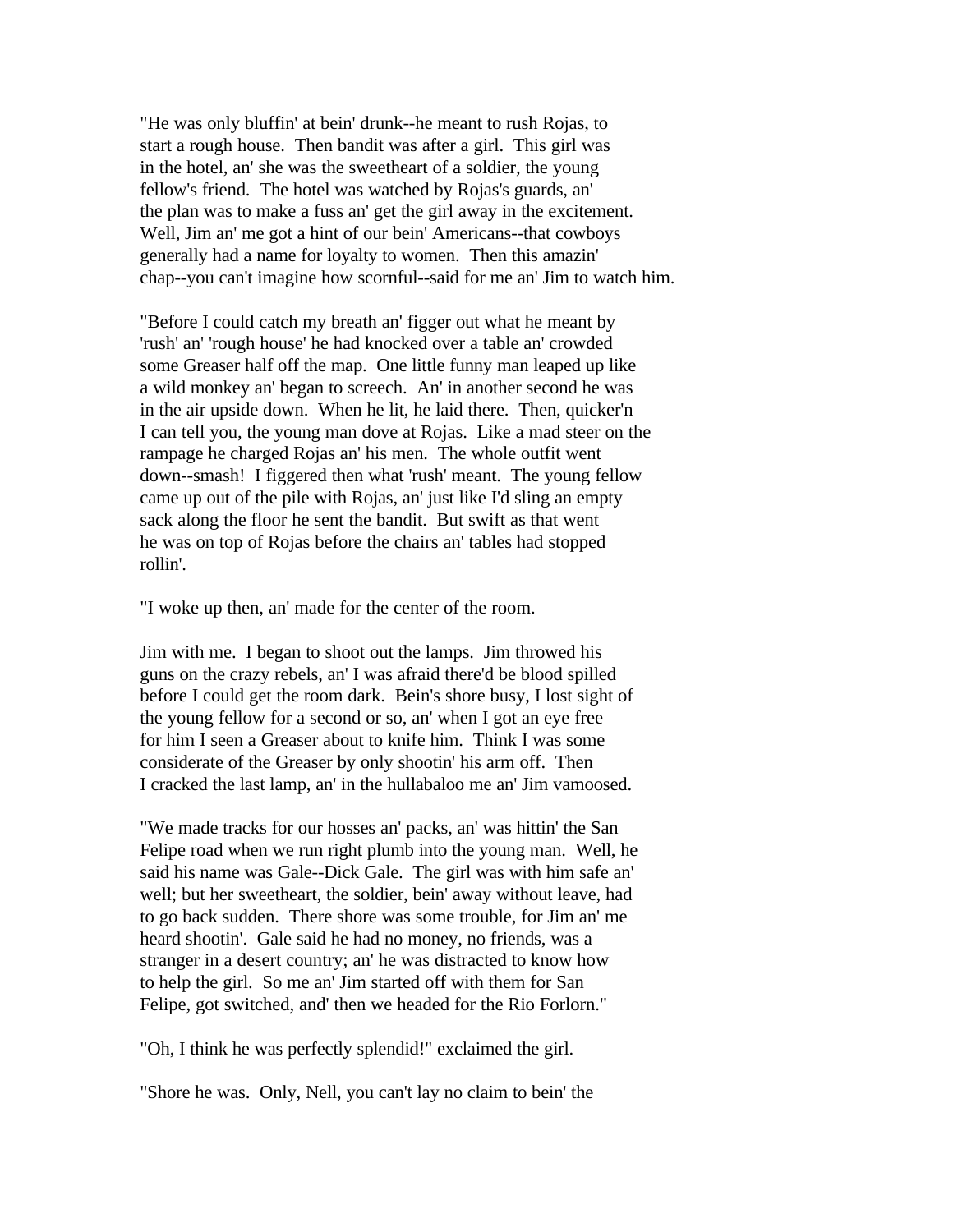"He was only bluffin' at bein' drunk--he meant to rush Rojas, to start a rough house. Then bandit was after a girl. This girl was in the hotel, an' she was the sweetheart of a soldier, the young fellow's friend. The hotel was watched by Rojas's guards, an' the plan was to make a fuss an' get the girl away in the excitement. Well, Jim an' me got a hint of our bein' Americans--that cowboys generally had a name for loyalty to women. Then this amazin' chap--you can't imagine how scornful--said for me an' Jim to watch him.

"Before I could catch my breath an' figger out what he meant by 'rush' an' 'rough house' he had knocked over a table an' crowded some Greaser half off the map. One little funny man leaped up like a wild monkey an' began to screech. An' in another second he was in the air upside down. When he lit, he laid there. Then, quicker'n I can tell you, the young man dove at Rojas. Like a mad steer on the rampage he charged Rojas an' his men. The whole outfit went down--smash! I figgered then what 'rush' meant. The young fellow came up out of the pile with Rojas, an' just like I'd sling an empty sack along the floor he sent the bandit. But swift as that went he was on top of Rojas before the chairs an' tables had stopped rollin'.

"I woke up then, an' made for the center of the room.

Jim with me. I began to shoot out the lamps. Jim throwed his guns on the crazy rebels, an' I was afraid there'd be blood spilled before I could get the room dark. Bein's shore busy, I lost sight of the young fellow for a second or so, an' when I got an eye free for him I seen a Greaser about to knife him. Think I was some considerate of the Greaser by only shootin' his arm off. Then I cracked the last lamp, an' in the hullabaloo me an' Jim vamoosed.

"We made tracks for our hosses an' packs, an' was hittin' the San Felipe road when we run right plumb into the young man. Well, he said his name was Gale--Dick Gale. The girl was with him safe an' well; but her sweetheart, the soldier, bein' away without leave, had to go back sudden. There shore was some trouble, for Jim an' me heard shootin'. Gale said he had no money, no friends, was a stranger in a desert country; an' he was distracted to know how to help the girl. So me an' Jim started off with them for San Felipe, got switched, and' then we headed for the Rio Forlorn."

"Oh, I think he was perfectly splendid!" exclaimed the girl.

"Shore he was. Only, Nell, you can't lay no claim to bein' the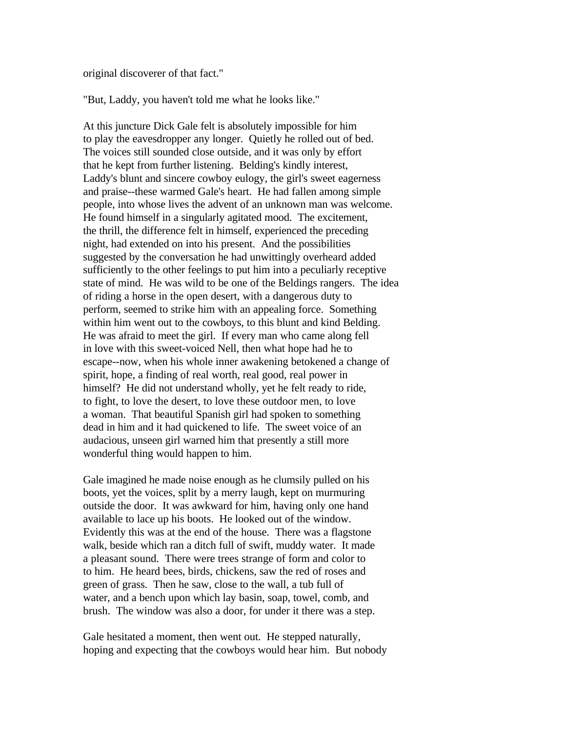original discoverer of that fact."

"But, Laddy, you haven't told me what he looks like."

At this juncture Dick Gale felt is absolutely impossible for him to play the eavesdropper any longer. Quietly he rolled out of bed. The voices still sounded close outside, and it was only by effort that he kept from further listening. Belding's kindly interest, Laddy's blunt and sincere cowboy eulogy, the girl's sweet eagerness and praise--these warmed Gale's heart. He had fallen among simple people, into whose lives the advent of an unknown man was welcome. He found himself in a singularly agitated mood. The excitement, the thrill, the difference felt in himself, experienced the preceding night, had extended on into his present. And the possibilities suggested by the conversation he had unwittingly overheard added sufficiently to the other feelings to put him into a peculiarly receptive state of mind. He was wild to be one of the Beldings rangers. The idea of riding a horse in the open desert, with a dangerous duty to perform, seemed to strike him with an appealing force. Something within him went out to the cowboys, to this blunt and kind Belding. He was afraid to meet the girl. If every man who came along fell in love with this sweet-voiced Nell, then what hope had he to escape--now, when his whole inner awakening betokened a change of spirit, hope, a finding of real worth, real good, real power in himself? He did not understand wholly, yet he felt ready to ride, to fight, to love the desert, to love these outdoor men, to love a woman. That beautiful Spanish girl had spoken to something dead in him and it had quickened to life. The sweet voice of an audacious, unseen girl warned him that presently a still more wonderful thing would happen to him.

Gale imagined he made noise enough as he clumsily pulled on his boots, yet the voices, split by a merry laugh, kept on murmuring outside the door. It was awkward for him, having only one hand available to lace up his boots. He looked out of the window. Evidently this was at the end of the house. There was a flagstone walk, beside which ran a ditch full of swift, muddy water. It made a pleasant sound. There were trees strange of form and color to to him. He heard bees, birds, chickens, saw the red of roses and green of grass. Then he saw, close to the wall, a tub full of water, and a bench upon which lay basin, soap, towel, comb, and brush. The window was also a door, for under it there was a step.

Gale hesitated a moment, then went out. He stepped naturally, hoping and expecting that the cowboys would hear him. But nobody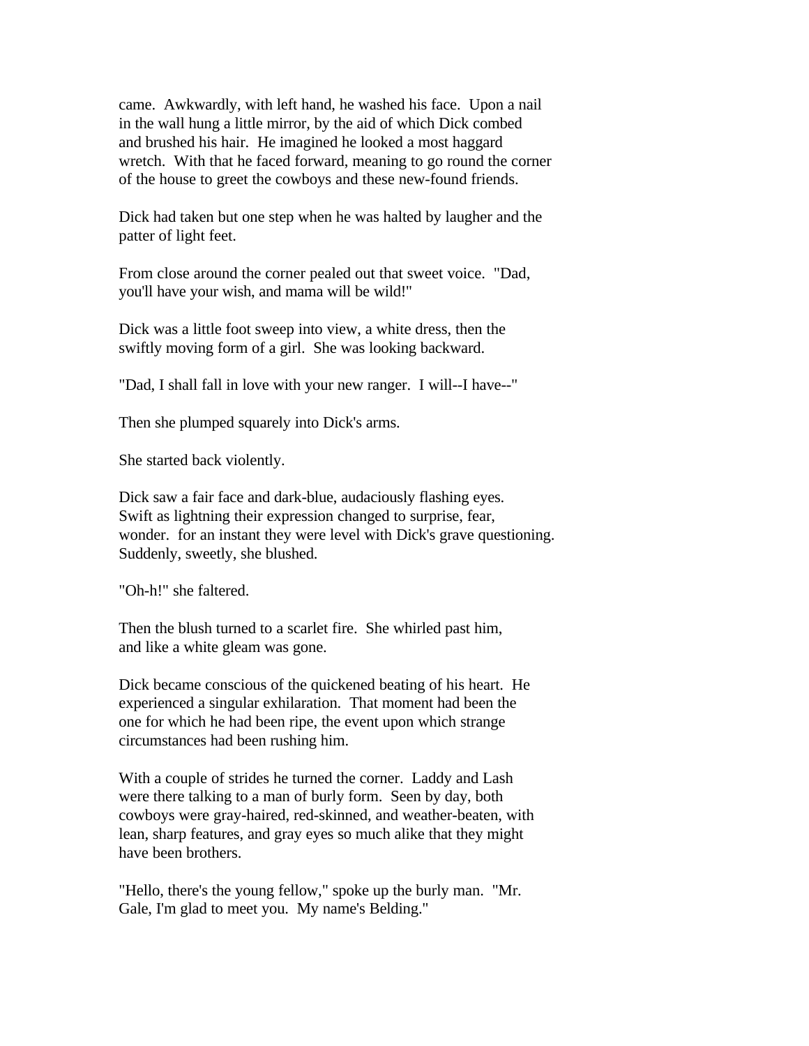came. Awkwardly, with left hand, he washed his face. Upon a nail in the wall hung a little mirror, by the aid of which Dick combed and brushed his hair. He imagined he looked a most haggard wretch. With that he faced forward, meaning to go round the corner of the house to greet the cowboys and these new-found friends.

Dick had taken but one step when he was halted by laugher and the patter of light feet.

From close around the corner pealed out that sweet voice. "Dad, you'll have your wish, and mama will be wild!"

Dick was a little foot sweep into view, a white dress, then the swiftly moving form of a girl. She was looking backward.

"Dad, I shall fall in love with your new ranger. I will--I have--"

Then she plumped squarely into Dick's arms.

She started back violently.

Dick saw a fair face and dark-blue, audaciously flashing eyes. Swift as lightning their expression changed to surprise, fear, wonder. for an instant they were level with Dick's grave questioning. Suddenly, sweetly, she blushed.

"Oh-h!" she faltered.

Then the blush turned to a scarlet fire. She whirled past him, and like a white gleam was gone.

Dick became conscious of the quickened beating of his heart. He experienced a singular exhilaration. That moment had been the one for which he had been ripe, the event upon which strange circumstances had been rushing him.

With a couple of strides he turned the corner. Laddy and Lash were there talking to a man of burly form. Seen by day, both cowboys were gray-haired, red-skinned, and weather-beaten, with lean, sharp features, and gray eyes so much alike that they might have been brothers.

"Hello, there's the young fellow," spoke up the burly man. "Mr. Gale, I'm glad to meet you. My name's Belding."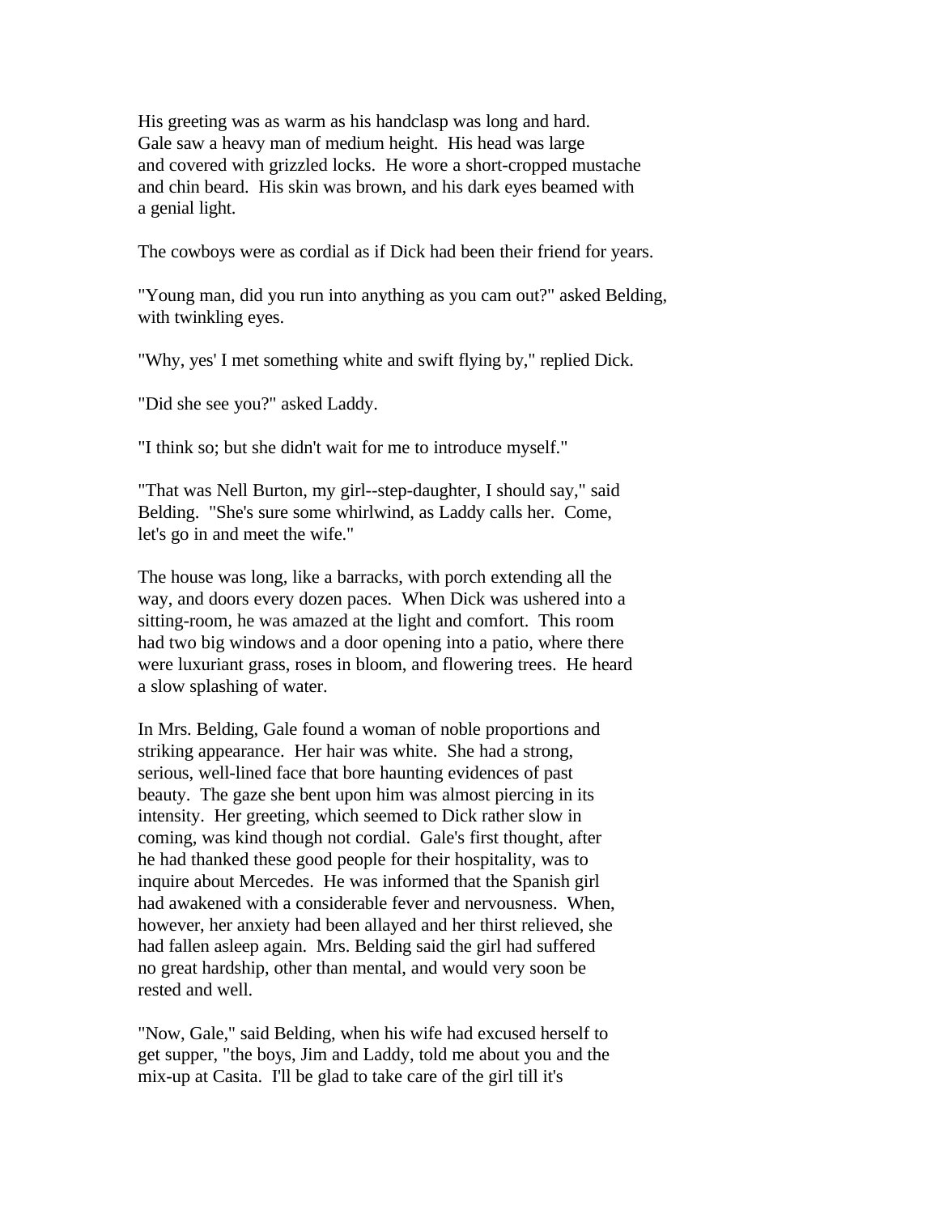His greeting was as warm as his handclasp was long and hard. Gale saw a heavy man of medium height. His head was large and covered with grizzled locks. He wore a short-cropped mustache and chin beard. His skin was brown, and his dark eyes beamed with a genial light.

The cowboys were as cordial as if Dick had been their friend for years.

"Young man, did you run into anything as you cam out?" asked Belding, with twinkling eyes.

"Why, yes' I met something white and swift flying by," replied Dick.

"Did she see you?" asked Laddy.

"I think so; but she didn't wait for me to introduce myself."

"That was Nell Burton, my girl--step-daughter, I should say," said Belding. "She's sure some whirlwind, as Laddy calls her. Come, let's go in and meet the wife."

The house was long, like a barracks, with porch extending all the way, and doors every dozen paces. When Dick was ushered into a sitting-room, he was amazed at the light and comfort. This room had two big windows and a door opening into a patio, where there were luxuriant grass, roses in bloom, and flowering trees. He heard a slow splashing of water.

In Mrs. Belding, Gale found a woman of noble proportions and striking appearance. Her hair was white. She had a strong, serious, well-lined face that bore haunting evidences of past beauty. The gaze she bent upon him was almost piercing in its intensity. Her greeting, which seemed to Dick rather slow in coming, was kind though not cordial. Gale's first thought, after he had thanked these good people for their hospitality, was to inquire about Mercedes. He was informed that the Spanish girl had awakened with a considerable fever and nervousness. When, however, her anxiety had been allayed and her thirst relieved, she had fallen asleep again. Mrs. Belding said the girl had suffered no great hardship, other than mental, and would very soon be rested and well.

"Now, Gale," said Belding, when his wife had excused herself to get supper, "the boys, Jim and Laddy, told me about you and the mix-up at Casita. I'll be glad to take care of the girl till it's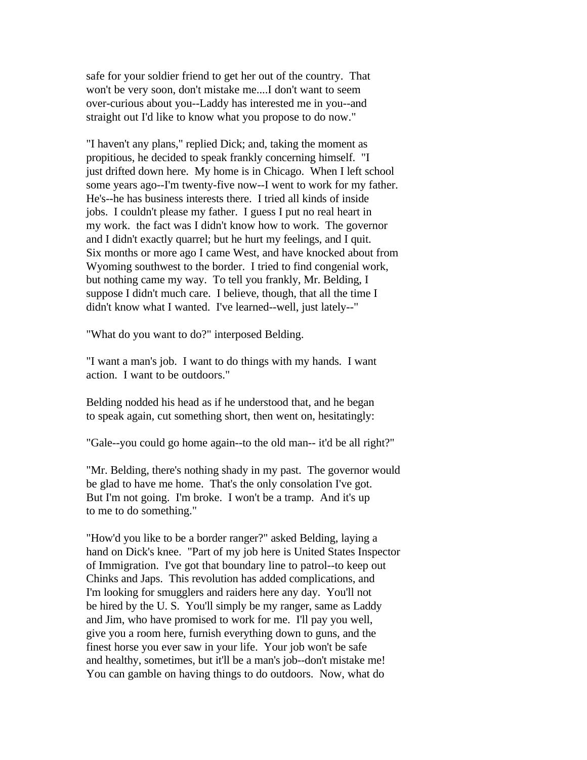safe for your soldier friend to get her out of the country. That won't be very soon, don't mistake me....I don't want to seem over-curious about you--Laddy has interested me in you--and straight out I'd like to know what you propose to do now."

"I haven't any plans," replied Dick; and, taking the moment as propitious, he decided to speak frankly concerning himself. "I just drifted down here. My home is in Chicago. When I left school some years ago--I'm twenty-five now--I went to work for my father. He's--he has business interests there. I tried all kinds of inside jobs. I couldn't please my father. I guess I put no real heart in my work. the fact was I didn't know how to work. The governor and I didn't exactly quarrel; but he hurt my feelings, and I quit. Six months or more ago I came West, and have knocked about from Wyoming southwest to the border. I tried to find congenial work, but nothing came my way. To tell you frankly, Mr. Belding, I suppose I didn't much care. I believe, though, that all the time I didn't know what I wanted. I've learned--well, just lately--"

"What do you want to do?" interposed Belding.

"I want a man's job. I want to do things with my hands. I want action. I want to be outdoors."

Belding nodded his head as if he understood that, and he began to speak again, cut something short, then went on, hesitatingly:

"Gale--you could go home again--to the old man-- it'd be all right?"

"Mr. Belding, there's nothing shady in my past. The governor would be glad to have me home. That's the only consolation I've got. But I'm not going. I'm broke. I won't be a tramp. And it's up to me to do something."

"How'd you like to be a border ranger?" asked Belding, laying a hand on Dick's knee. "Part of my job here is United States Inspector of Immigration. I've got that boundary line to patrol--to keep out Chinks and Japs. This revolution has added complications, and I'm looking for smugglers and raiders here any day. You'll not be hired by the U. S. You'll simply be my ranger, same as Laddy and Jim, who have promised to work for me. I'll pay you well, give you a room here, furnish everything down to guns, and the finest horse you ever saw in your life. Your job won't be safe and healthy, sometimes, but it'll be a man's job--don't mistake me! You can gamble on having things to do outdoors. Now, what do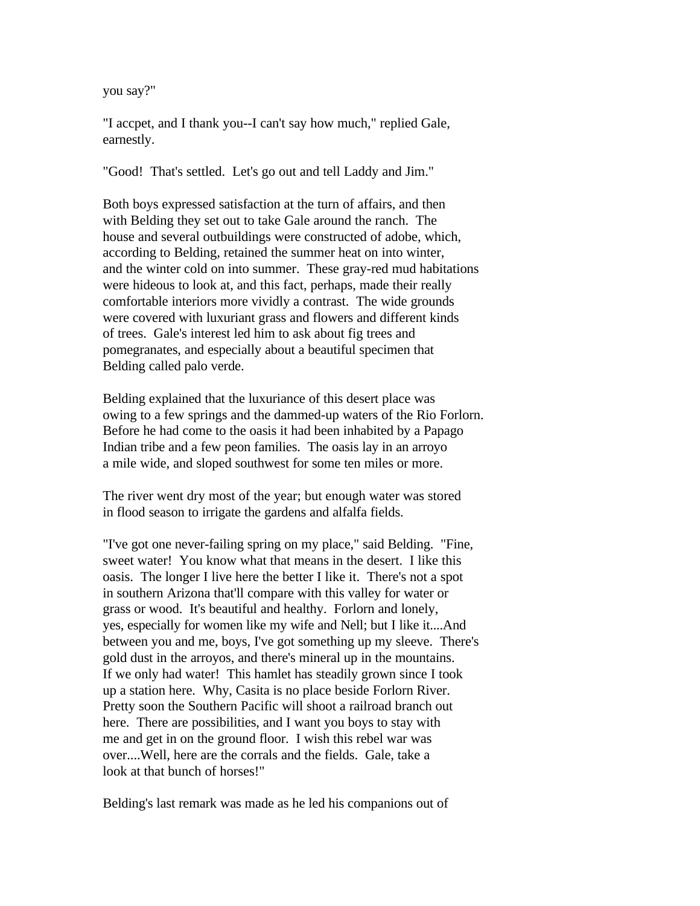you say?"

"I accpet, and I thank you--I can't say how much," replied Gale, earnestly.

"Good! That's settled. Let's go out and tell Laddy and Jim."

Both boys expressed satisfaction at the turn of affairs, and then with Belding they set out to take Gale around the ranch. The house and several outbuildings were constructed of adobe, which, according to Belding, retained the summer heat on into winter, and the winter cold on into summer. These gray-red mud habitations were hideous to look at, and this fact, perhaps, made their really comfortable interiors more vividly a contrast. The wide grounds were covered with luxuriant grass and flowers and different kinds of trees. Gale's interest led him to ask about fig trees and pomegranates, and especially about a beautiful specimen that Belding called palo verde.

Belding explained that the luxuriance of this desert place was owing to a few springs and the dammed-up waters of the Rio Forlorn. Before he had come to the oasis it had been inhabited by a Papago Indian tribe and a few peon families. The oasis lay in an arroyo a mile wide, and sloped southwest for some ten miles or more.

The river went dry most of the year; but enough water was stored in flood season to irrigate the gardens and alfalfa fields.

"I've got one never-failing spring on my place," said Belding. "Fine, sweet water! You know what that means in the desert. I like this oasis. The longer I live here the better I like it. There's not a spot in southern Arizona that'll compare with this valley for water or grass or wood. It's beautiful and healthy. Forlorn and lonely, yes, especially for women like my wife and Nell; but I like it....And between you and me, boys, I've got something up my sleeve. There's gold dust in the arroyos, and there's mineral up in the mountains. If we only had water! This hamlet has steadily grown since I took up a station here. Why, Casita is no place beside Forlorn River. Pretty soon the Southern Pacific will shoot a railroad branch out here. There are possibilities, and I want you boys to stay with me and get in on the ground floor. I wish this rebel war was over....Well, here are the corrals and the fields. Gale, take a look at that bunch of horses!"

Belding's last remark was made as he led his companions out of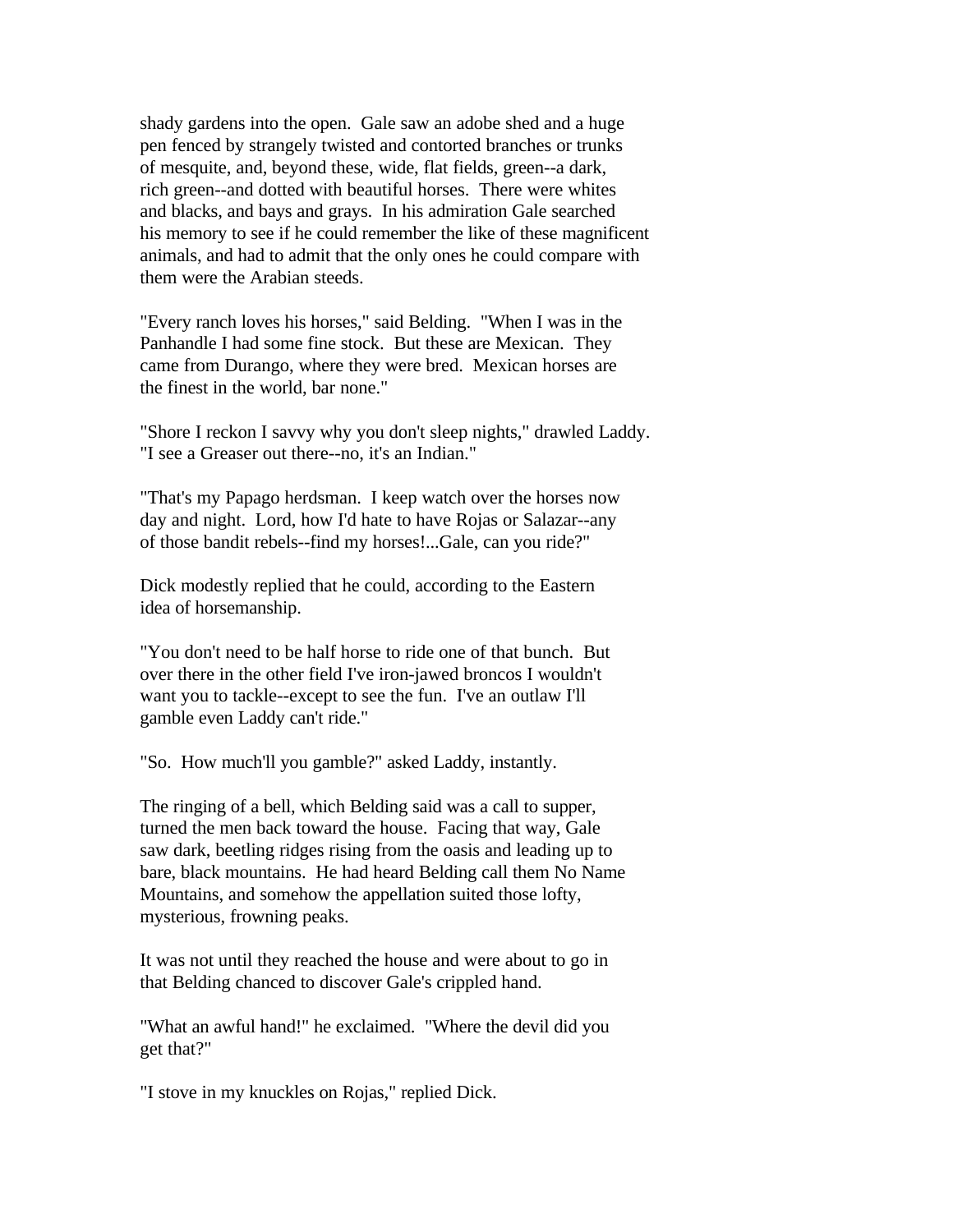shady gardens into the open. Gale saw an adobe shed and a huge pen fenced by strangely twisted and contorted branches or trunks of mesquite, and, beyond these, wide, flat fields, green--a dark, rich green--and dotted with beautiful horses. There were whites and blacks, and bays and grays. In his admiration Gale searched his memory to see if he could remember the like of these magnificent animals, and had to admit that the only ones he could compare with them were the Arabian steeds.

"Every ranch loves his horses," said Belding. "When I was in the Panhandle I had some fine stock. But these are Mexican. They came from Durango, where they were bred. Mexican horses are the finest in the world, bar none."

"Shore I reckon I savvy why you don't sleep nights," drawled Laddy. "I see a Greaser out there--no, it's an Indian."

"That's my Papago herdsman. I keep watch over the horses now day and night. Lord, how I'd hate to have Rojas or Salazar--any of those bandit rebels--find my horses!...Gale, can you ride?"

Dick modestly replied that he could, according to the Eastern idea of horsemanship.

"You don't need to be half horse to ride one of that bunch. But over there in the other field I've iron-jawed broncos I wouldn't want you to tackle--except to see the fun. I've an outlaw I'll gamble even Laddy can't ride."

"So. How much'll you gamble?" asked Laddy, instantly.

The ringing of a bell, which Belding said was a call to supper, turned the men back toward the house. Facing that way, Gale saw dark, beetling ridges rising from the oasis and leading up to bare, black mountains. He had heard Belding call them No Name Mountains, and somehow the appellation suited those lofty, mysterious, frowning peaks.

It was not until they reached the house and were about to go in that Belding chanced to discover Gale's crippled hand.

"What an awful hand!" he exclaimed. "Where the devil did you get that?"

"I stove in my knuckles on Rojas," replied Dick.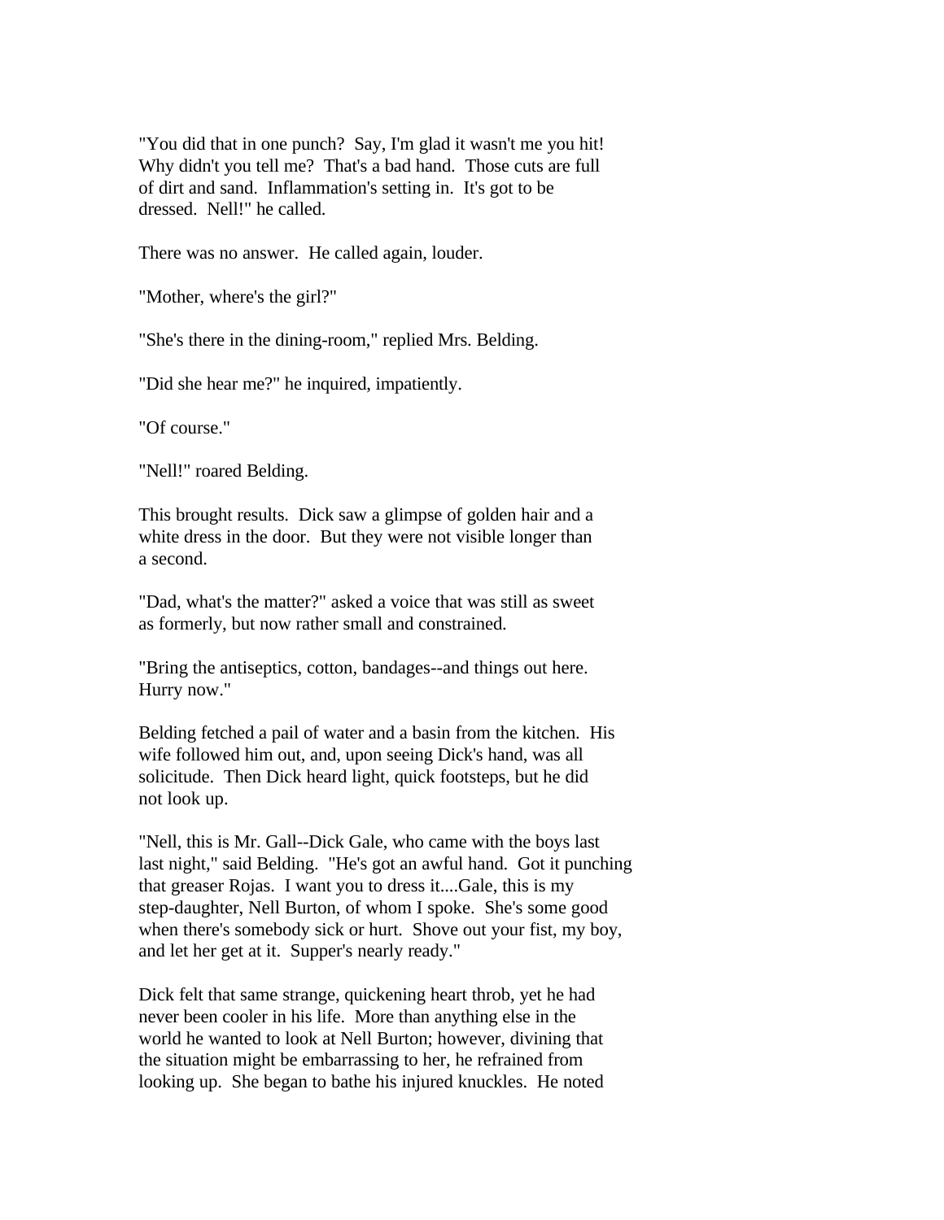"You did that in one punch? Say, I'm glad it wasn't me you hit! Why didn't you tell me? That's a bad hand. Those cuts are full of dirt and sand. Inflammation's setting in. It's got to be dressed. Nell!" he called.

There was no answer. He called again, louder.

"Mother, where's the girl?"

"She's there in the dining-room," replied Mrs. Belding.

"Did she hear me?" he inquired, impatiently.

"Of course."

"Nell!" roared Belding.

This brought results. Dick saw a glimpse of golden hair and a white dress in the door. But they were not visible longer than a second.

"Dad, what's the matter?" asked a voice that was still as sweet as formerly, but now rather small and constrained.

"Bring the antiseptics, cotton, bandages--and things out here. Hurry now."

Belding fetched a pail of water and a basin from the kitchen. His wife followed him out, and, upon seeing Dick's hand, was all solicitude. Then Dick heard light, quick footsteps, but he did not look up.

"Nell, this is Mr. Gall--Dick Gale, who came with the boys last last night," said Belding. "He's got an awful hand. Got it punching that greaser Rojas. I want you to dress it....Gale, this is my step-daughter, Nell Burton, of whom I spoke. She's some good when there's somebody sick or hurt. Shove out your fist, my boy, and let her get at it. Supper's nearly ready."

Dick felt that same strange, quickening heart throb, yet he had never been cooler in his life. More than anything else in the world he wanted to look at Nell Burton; however, divining that the situation might be embarrassing to her, he refrained from looking up. She began to bathe his injured knuckles. He noted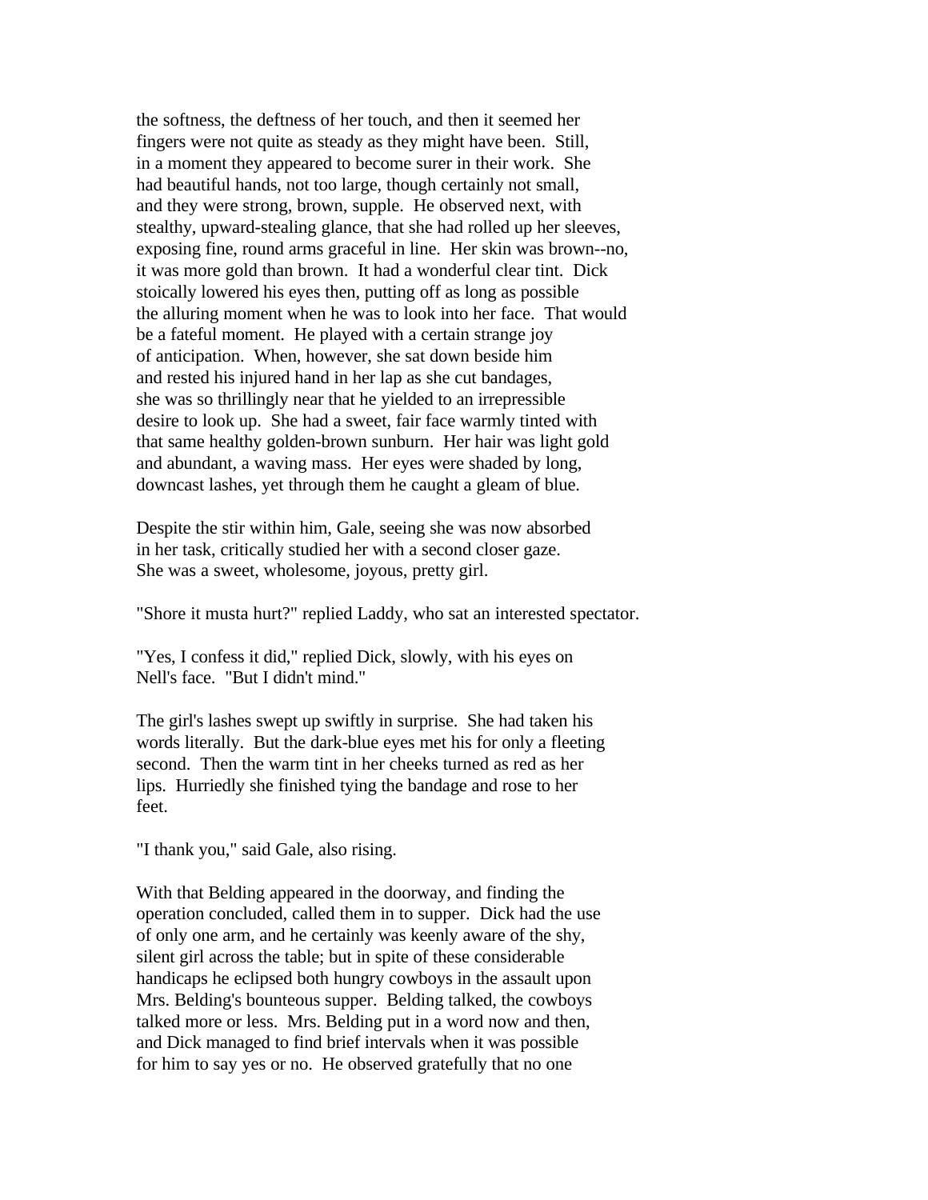the softness, the deftness of her touch, and then it seemed her fingers were not quite as steady as they might have been. Still, in a moment they appeared to become surer in their work. She had beautiful hands, not too large, though certainly not small, and they were strong, brown, supple. He observed next, with stealthy, upward-stealing glance, that she had rolled up her sleeves, exposing fine, round arms graceful in line. Her skin was brown--no, it was more gold than brown. It had a wonderful clear tint. Dick stoically lowered his eyes then, putting off as long as possible the alluring moment when he was to look into her face. That would be a fateful moment. He played with a certain strange joy of anticipation. When, however, she sat down beside him and rested his injured hand in her lap as she cut bandages, she was so thrillingly near that he yielded to an irrepressible desire to look up. She had a sweet, fair face warmly tinted with that same healthy golden-brown sunburn. Her hair was light gold and abundant, a waving mass. Her eyes were shaded by long, downcast lashes, yet through them he caught a gleam of blue.

Despite the stir within him, Gale, seeing she was now absorbed in her task, critically studied her with a second closer gaze. She was a sweet, wholesome, joyous, pretty girl.

"Shore it musta hurt?" replied Laddy, who sat an interested spectator.

"Yes, I confess it did," replied Dick, slowly, with his eyes on Nell's face. "But I didn't mind."

The girl's lashes swept up swiftly in surprise. She had taken his words literally. But the dark-blue eyes met his for only a fleeting second. Then the warm tint in her cheeks turned as red as her lips. Hurriedly she finished tying the bandage and rose to her feet.

"I thank you," said Gale, also rising.

With that Belding appeared in the doorway, and finding the operation concluded, called them in to supper. Dick had the use of only one arm, and he certainly was keenly aware of the shy, silent girl across the table; but in spite of these considerable handicaps he eclipsed both hungry cowboys in the assault upon Mrs. Belding's bounteous supper. Belding talked, the cowboys talked more or less. Mrs. Belding put in a word now and then, and Dick managed to find brief intervals when it was possible for him to say yes or no. He observed gratefully that no one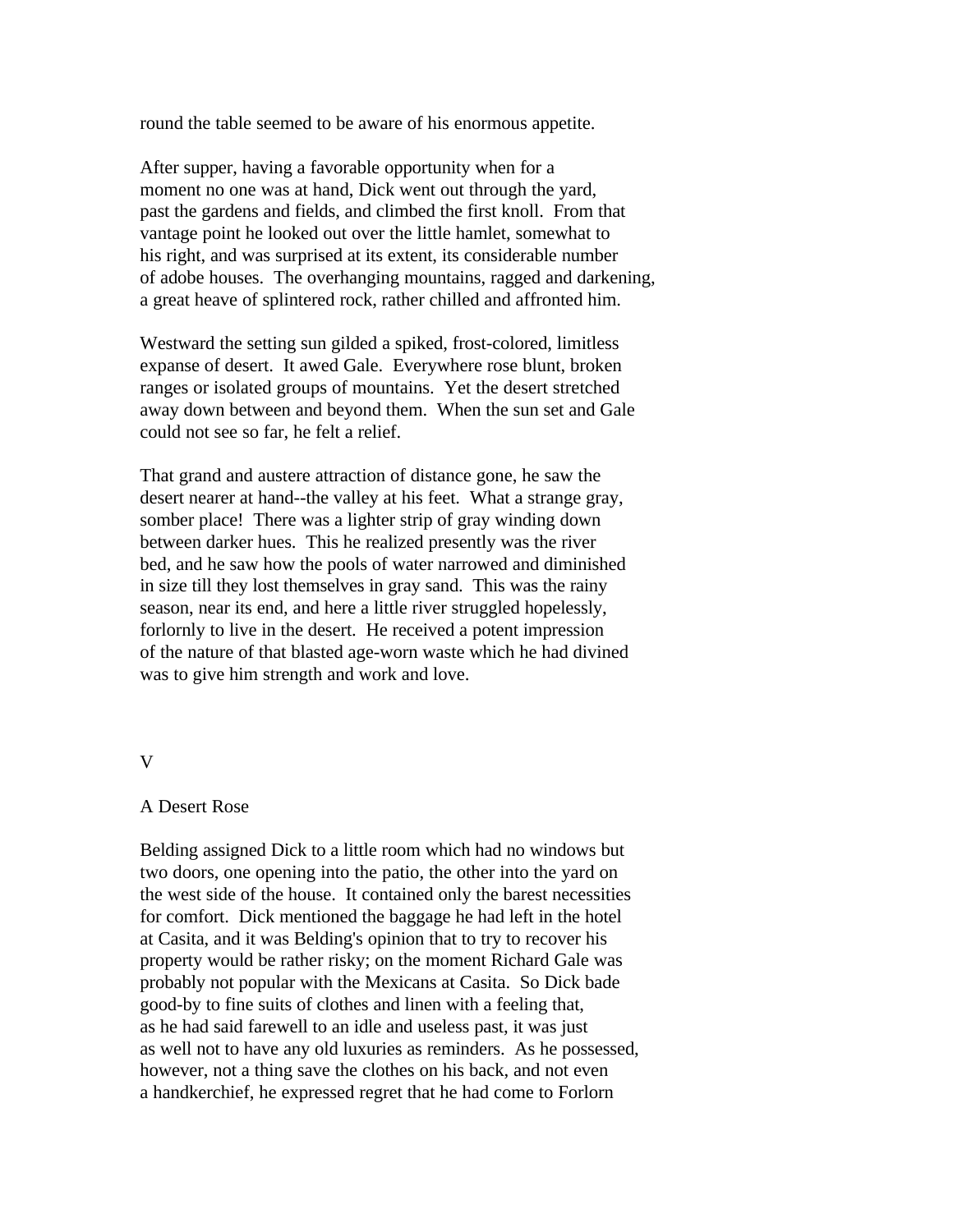round the table seemed to be aware of his enormous appetite.

After supper, having a favorable opportunity when for a moment no one was at hand, Dick went out through the yard, past the gardens and fields, and climbed the first knoll. From that vantage point he looked out over the little hamlet, somewhat to his right, and was surprised at its extent, its considerable number of adobe houses. The overhanging mountains, ragged and darkening, a great heave of splintered rock, rather chilled and affronted him.

Westward the setting sun gilded a spiked, frost-colored, limitless expanse of desert. It awed Gale. Everywhere rose blunt, broken ranges or isolated groups of mountains. Yet the desert stretched away down between and beyond them. When the sun set and Gale could not see so far, he felt a relief.

That grand and austere attraction of distance gone, he saw the desert nearer at hand--the valley at his feet. What a strange gray, somber place! There was a lighter strip of gray winding down between darker hues. This he realized presently was the river bed, and he saw how the pools of water narrowed and diminished in size till they lost themselves in gray sand. This was the rainy season, near its end, and here a little river struggled hopelessly, forlornly to live in the desert. He received a potent impression of the nature of that blasted age-worn waste which he had divined was to give him strength and work and love.

## V

## A Desert Rose

Belding assigned Dick to a little room which had no windows but two doors, one opening into the patio, the other into the yard on the west side of the house. It contained only the barest necessities for comfort. Dick mentioned the baggage he had left in the hotel at Casita, and it was Belding's opinion that to try to recover his property would be rather risky; on the moment Richard Gale was probably not popular with the Mexicans at Casita. So Dick bade good-by to fine suits of clothes and linen with a feeling that, as he had said farewell to an idle and useless past, it was just as well not to have any old luxuries as reminders. As he possessed, however, not a thing save the clothes on his back, and not even a handkerchief, he expressed regret that he had come to Forlorn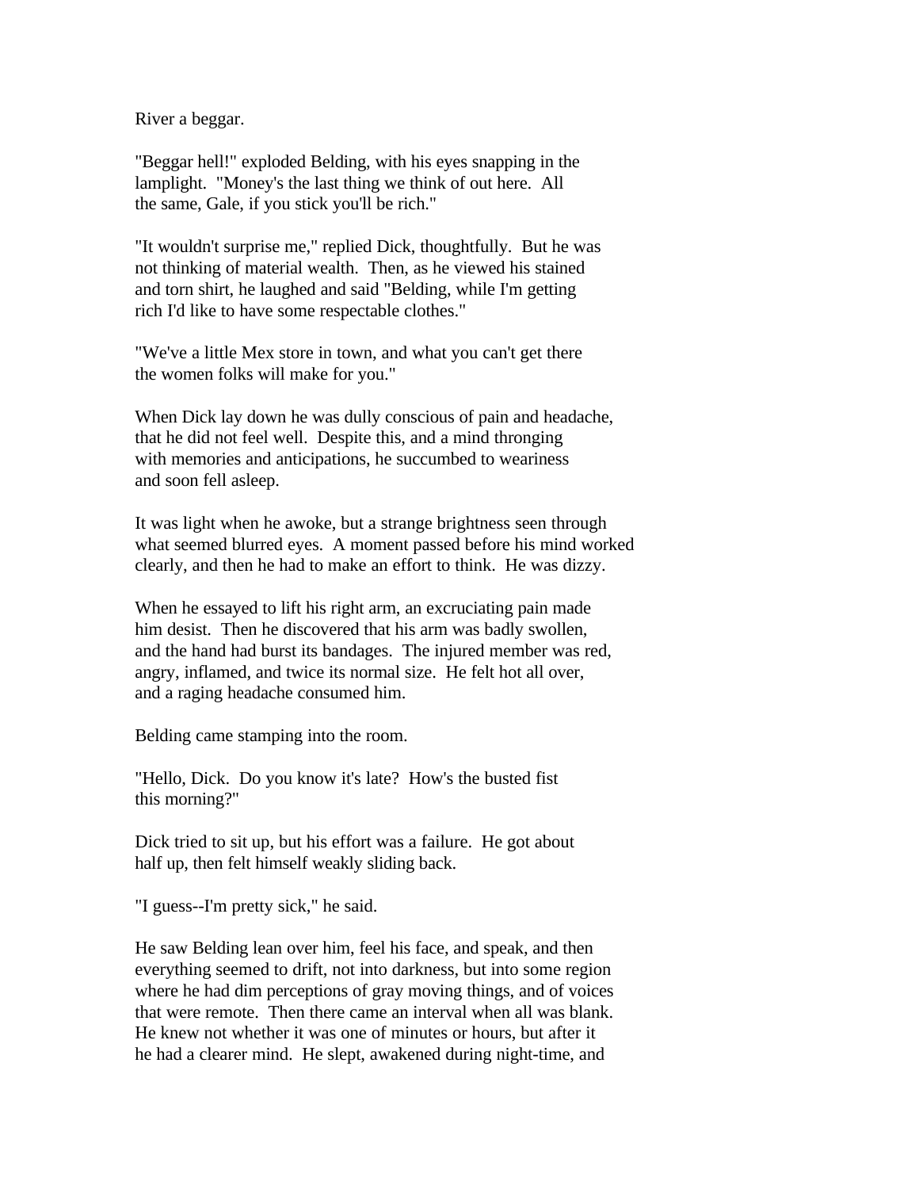River a beggar.

"Beggar hell!" exploded Belding, with his eyes snapping in the lamplight. "Money's the last thing we think of out here. All the same, Gale, if you stick you'll be rich."

"It wouldn't surprise me," replied Dick, thoughtfully. But he was not thinking of material wealth. Then, as he viewed his stained and torn shirt, he laughed and said "Belding, while I'm getting rich I'd like to have some respectable clothes."

"We've a little Mex store in town, and what you can't get there the women folks will make for you."

When Dick lay down he was dully conscious of pain and headache, that he did not feel well. Despite this, and a mind thronging with memories and anticipations, he succumbed to weariness and soon fell asleep.

It was light when he awoke, but a strange brightness seen through what seemed blurred eyes. A moment passed before his mind worked clearly, and then he had to make an effort to think. He was dizzy.

When he essayed to lift his right arm, an excruciating pain made him desist. Then he discovered that his arm was badly swollen, and the hand had burst its bandages. The injured member was red, angry, inflamed, and twice its normal size. He felt hot all over, and a raging headache consumed him.

Belding came stamping into the room.

"Hello, Dick. Do you know it's late? How's the busted fist this morning?"

Dick tried to sit up, but his effort was a failure. He got about half up, then felt himself weakly sliding back.

"I guess--I'm pretty sick," he said.

He saw Belding lean over him, feel his face, and speak, and then everything seemed to drift, not into darkness, but into some region where he had dim perceptions of gray moving things, and of voices that were remote. Then there came an interval when all was blank. He knew not whether it was one of minutes or hours, but after it he had a clearer mind. He slept, awakened during night-time, and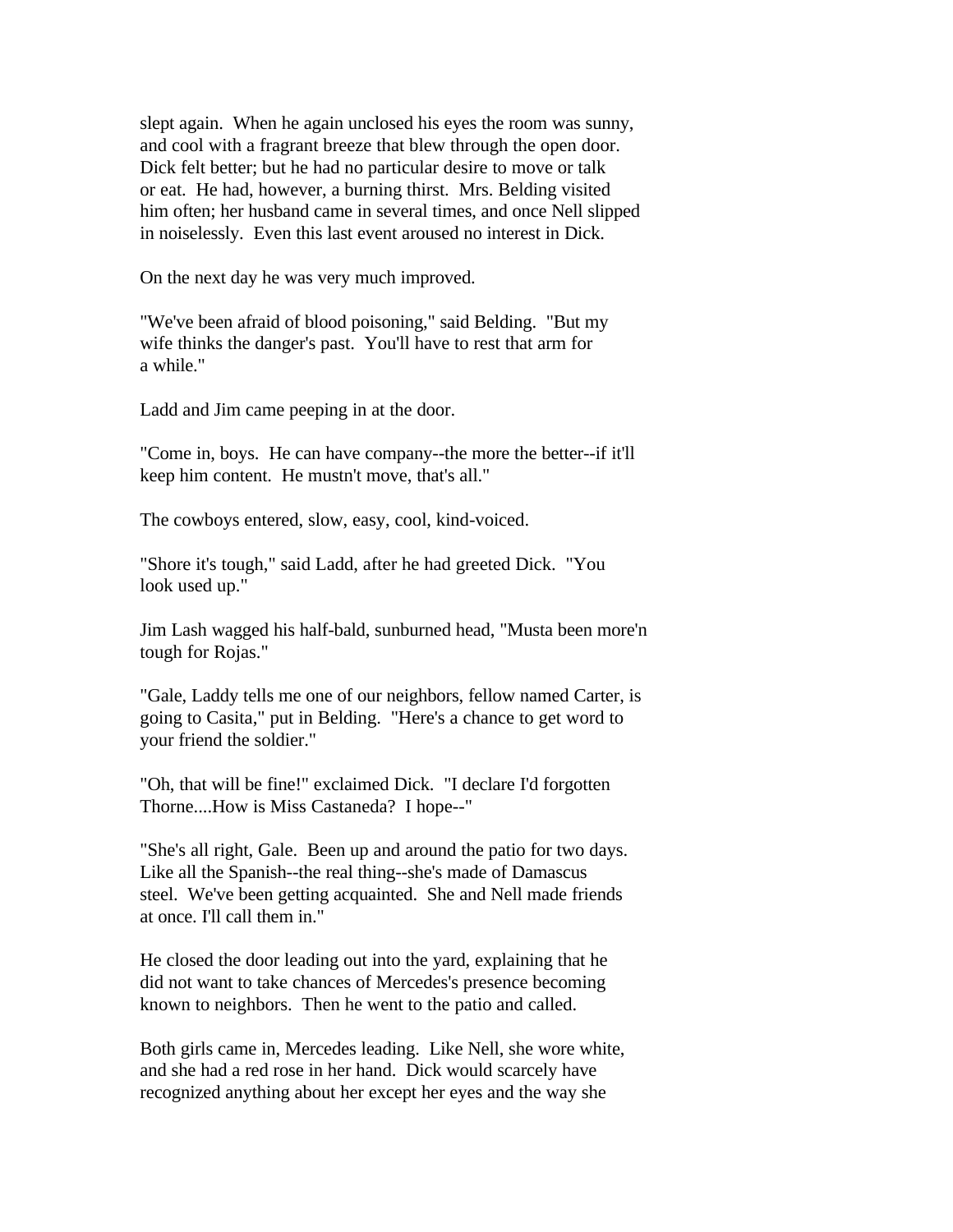slept again. When he again unclosed his eyes the room was sunny, and cool with a fragrant breeze that blew through the open door. Dick felt better; but he had no particular desire to move or talk or eat. He had, however, a burning thirst. Mrs. Belding visited him often; her husband came in several times, and once Nell slipped in noiselessly. Even this last event aroused no interest in Dick.

On the next day he was very much improved.

"We've been afraid of blood poisoning," said Belding. "But my wife thinks the danger's past. You'll have to rest that arm for a while."

Ladd and Jim came peeping in at the door.

"Come in, boys. He can have company--the more the better--if it'll keep him content. He mustn't move, that's all."

The cowboys entered, slow, easy, cool, kind-voiced.

"Shore it's tough," said Ladd, after he had greeted Dick. "You look used up."

Jim Lash wagged his half-bald, sunburned head, "Musta been more'n tough for Rojas."

"Gale, Laddy tells me one of our neighbors, fellow named Carter, is going to Casita," put in Belding. "Here's a chance to get word to your friend the soldier."

"Oh, that will be fine!" exclaimed Dick. "I declare I'd forgotten Thorne....How is Miss Castaneda? I hope--"

"She's all right, Gale. Been up and around the patio for two days. Like all the Spanish--the real thing--she's made of Damascus steel. We've been getting acquainted. She and Nell made friends at once. I'll call them in."

He closed the door leading out into the yard, explaining that he did not want to take chances of Mercedes's presence becoming known to neighbors. Then he went to the patio and called.

Both girls came in, Mercedes leading. Like Nell, she wore white, and she had a red rose in her hand. Dick would scarcely have recognized anything about her except her eyes and the way she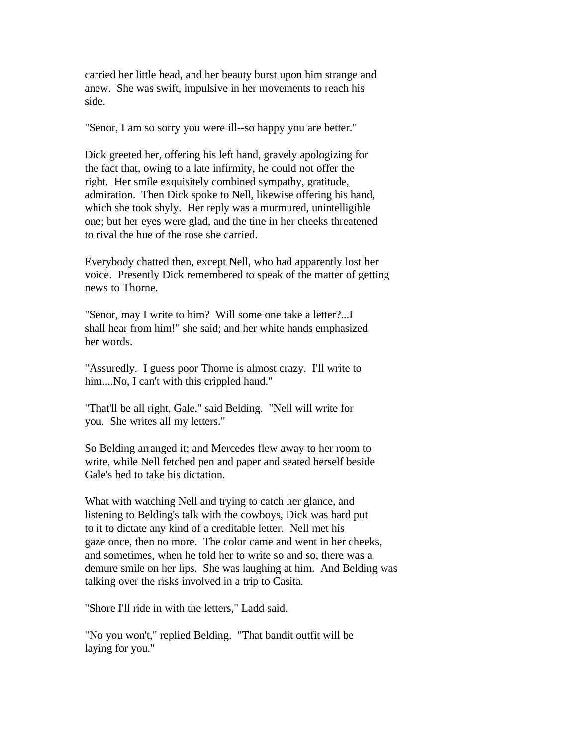carried her little head, and her beauty burst upon him strange and anew. She was swift, impulsive in her movements to reach his side.

"Senor, I am so sorry you were ill--so happy you are better."

Dick greeted her, offering his left hand, gravely apologizing for the fact that, owing to a late infirmity, he could not offer the right. Her smile exquisitely combined sympathy, gratitude, admiration. Then Dick spoke to Nell, likewise offering his hand, which she took shyly. Her reply was a murmured, unintelligible one; but her eyes were glad, and the tine in her cheeks threatened to rival the hue of the rose she carried.

Everybody chatted then, except Nell, who had apparently lost her voice. Presently Dick remembered to speak of the matter of getting news to Thorne.

"Senor, may I write to him? Will some one take a letter?...I shall hear from him!" she said; and her white hands emphasized her words.

"Assuredly. I guess poor Thorne is almost crazy. I'll write to him....No, I can't with this crippled hand."

"That'll be all right, Gale," said Belding. "Nell will write for you. She writes all my letters."

So Belding arranged it; and Mercedes flew away to her room to write, while Nell fetched pen and paper and seated herself beside Gale's bed to take his dictation.

What with watching Nell and trying to catch her glance, and listening to Belding's talk with the cowboys, Dick was hard put to it to dictate any kind of a creditable letter. Nell met his gaze once, then no more. The color came and went in her cheeks, and sometimes, when he told her to write so and so, there was a demure smile on her lips. She was laughing at him. And Belding was talking over the risks involved in a trip to Casita.

"Shore I'll ride in with the letters," Ladd said.

"No you won't," replied Belding. "That bandit outfit will be laying for you."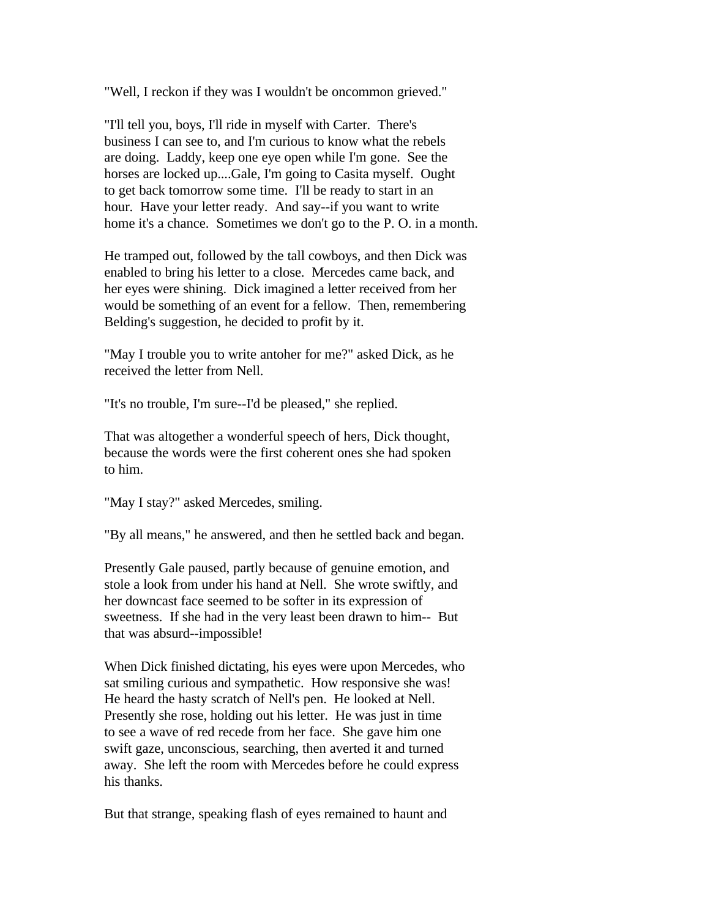"Well, I reckon if they was I wouldn't be oncommon grieved."

"I'll tell you, boys, I'll ride in myself with Carter. There's business I can see to, and I'm curious to know what the rebels are doing. Laddy, keep one eye open while I'm gone. See the horses are locked up....Gale, I'm going to Casita myself. Ought to get back tomorrow some time. I'll be ready to start in an hour. Have your letter ready. And say--if you want to write home it's a chance. Sometimes we don't go to the P. O. in a month.

He tramped out, followed by the tall cowboys, and then Dick was enabled to bring his letter to a close. Mercedes came back, and her eyes were shining. Dick imagined a letter received from her would be something of an event for a fellow. Then, remembering Belding's suggestion, he decided to profit by it.

"May I trouble you to write antoher for me?" asked Dick, as he received the letter from Nell.

"It's no trouble, I'm sure--I'd be pleased," she replied.

That was altogether a wonderful speech of hers, Dick thought, because the words were the first coherent ones she had spoken to him.

"May I stay?" asked Mercedes, smiling.

"By all means," he answered, and then he settled back and began.

Presently Gale paused, partly because of genuine emotion, and stole a look from under his hand at Nell. She wrote swiftly, and her downcast face seemed to be softer in its expression of sweetness. If she had in the very least been drawn to him-- But that was absurd--impossible!

When Dick finished dictating, his eyes were upon Mercedes, who sat smiling curious and sympathetic. How responsive she was! He heard the hasty scratch of Nell's pen. He looked at Nell. Presently she rose, holding out his letter. He was just in time to see a wave of red recede from her face. She gave him one swift gaze, unconscious, searching, then averted it and turned away. She left the room with Mercedes before he could express his thanks.

But that strange, speaking flash of eyes remained to haunt and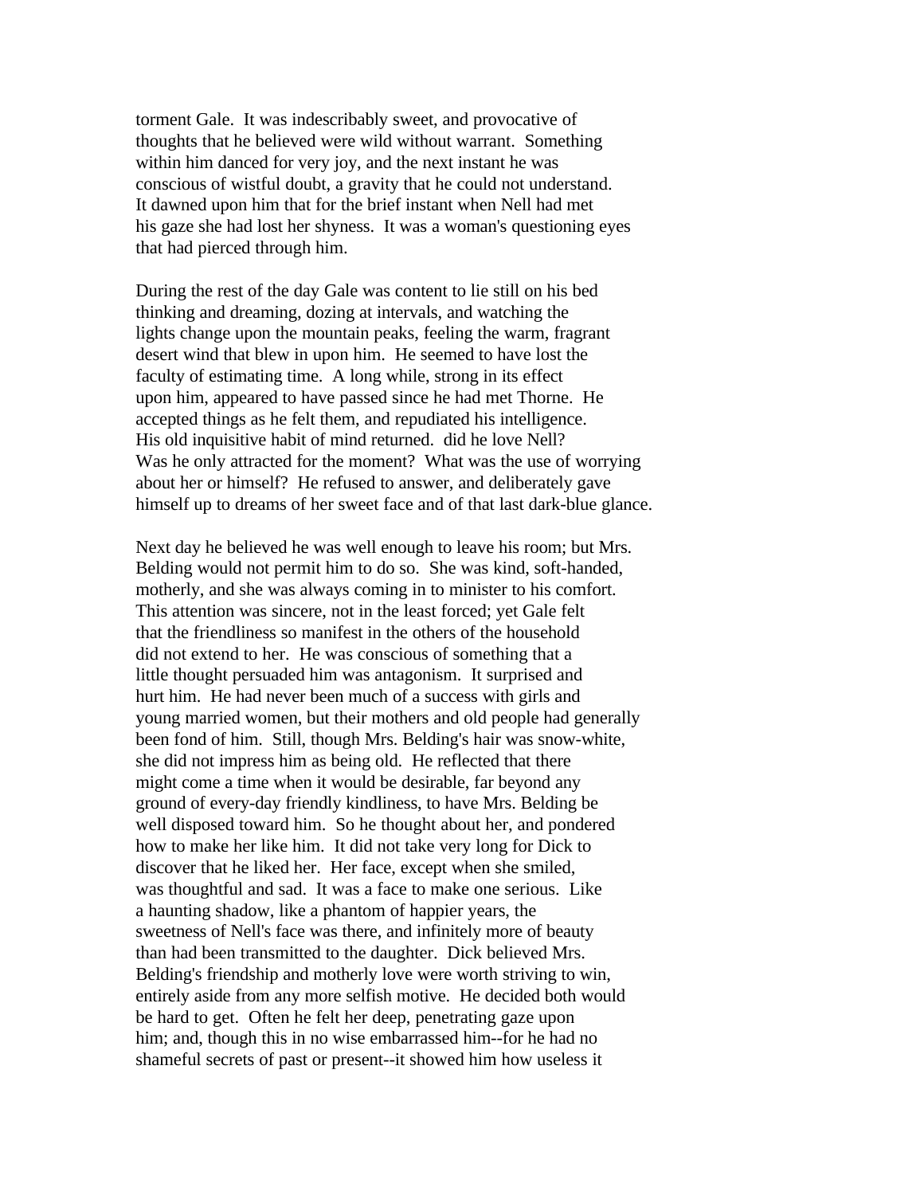torment Gale. It was indescribably sweet, and provocative of thoughts that he believed were wild without warrant. Something within him danced for very joy, and the next instant he was conscious of wistful doubt, a gravity that he could not understand. It dawned upon him that for the brief instant when Nell had met his gaze she had lost her shyness. It was a woman's questioning eyes that had pierced through him.

During the rest of the day Gale was content to lie still on his bed thinking and dreaming, dozing at intervals, and watching the lights change upon the mountain peaks, feeling the warm, fragrant desert wind that blew in upon him. He seemed to have lost the faculty of estimating time. A long while, strong in its effect upon him, appeared to have passed since he had met Thorne. He accepted things as he felt them, and repudiated his intelligence. His old inquisitive habit of mind returned. did he love Nell? Was he only attracted for the moment? What was the use of worrying about her or himself? He refused to answer, and deliberately gave himself up to dreams of her sweet face and of that last dark-blue glance.

Next day he believed he was well enough to leave his room; but Mrs. Belding would not permit him to do so. She was kind, soft-handed, motherly, and she was always coming in to minister to his comfort. This attention was sincere, not in the least forced; yet Gale felt that the friendliness so manifest in the others of the household did not extend to her. He was conscious of something that a little thought persuaded him was antagonism. It surprised and hurt him. He had never been much of a success with girls and young married women, but their mothers and old people had generally been fond of him. Still, though Mrs. Belding's hair was snow-white, she did not impress him as being old. He reflected that there might come a time when it would be desirable, far beyond any ground of every-day friendly kindliness, to have Mrs. Belding be well disposed toward him. So he thought about her, and pondered how to make her like him. It did not take very long for Dick to discover that he liked her. Her face, except when she smiled, was thoughtful and sad. It was a face to make one serious. Like a haunting shadow, like a phantom of happier years, the sweetness of Nell's face was there, and infinitely more of beauty than had been transmitted to the daughter. Dick believed Mrs. Belding's friendship and motherly love were worth striving to win, entirely aside from any more selfish motive. He decided both would be hard to get. Often he felt her deep, penetrating gaze upon him; and, though this in no wise embarrassed him--for he had no shameful secrets of past or present--it showed him how useless it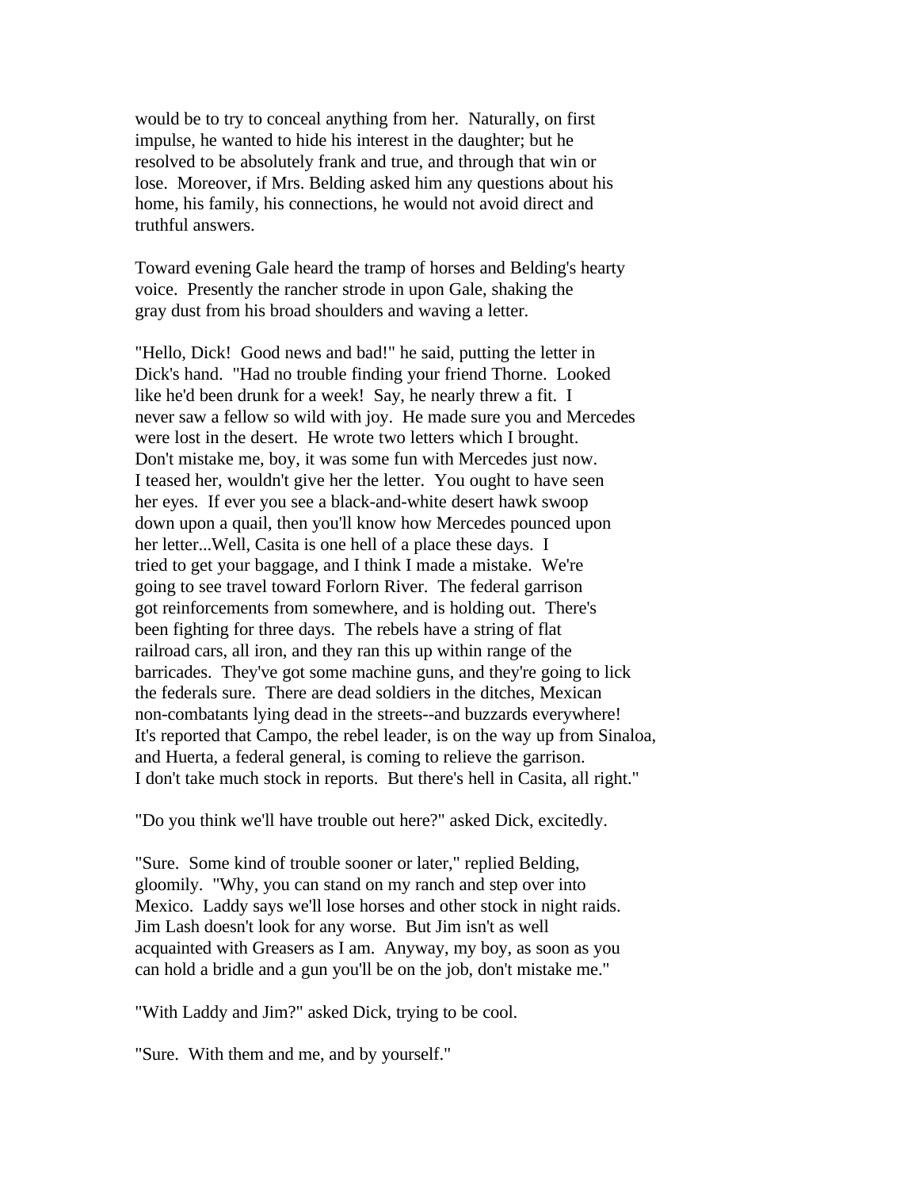would be to try to conceal anything from her. Naturally, on first impulse, he wanted to hide his interest in the daughter; but he resolved to be absolutely frank and true, and through that win or lose. Moreover, if Mrs. Belding asked him any questions about his home, his family, his connections, he would not avoid direct and truthful answers.

Toward evening Gale heard the tramp of horses and Belding's hearty voice. Presently the rancher strode in upon Gale, shaking the gray dust from his broad shoulders and waving a letter.

"Hello, Dick! Good news and bad!" he said, putting the letter in Dick's hand. "Had no trouble finding your friend Thorne. Looked like he'd been drunk for a week! Say, he nearly threw a fit. I never saw a fellow so wild with joy. He made sure you and Mercedes were lost in the desert. He wrote two letters which I brought. Don't mistake me, boy, it was some fun with Mercedes just now. I teased her, wouldn't give her the letter. You ought to have seen her eyes. If ever you see a black-and-white desert hawk swoop down upon a quail, then you'll know how Mercedes pounced upon her letter...Well, Casita is one hell of a place these days. I tried to get your baggage, and I think I made a mistake. We're going to see travel toward Forlorn River. The federal garrison got reinforcements from somewhere, and is holding out. There's been fighting for three days. The rebels have a string of flat railroad cars, all iron, and they ran this up within range of the barricades. They've got some machine guns, and they're going to lick the federals sure. There are dead soldiers in the ditches, Mexican non-combatants lying dead in the streets--and buzzards everywhere! It's reported that Campo, the rebel leader, is on the way up from Sinaloa, and Huerta, a federal general, is coming to relieve the garrison. I don't take much stock in reports. But there's hell in Casita, all right."

"Do you think we'll have trouble out here?" asked Dick, excitedly.

"Sure. Some kind of trouble sooner or later," replied Belding, gloomily. "Why, you can stand on my ranch and step over into Mexico. Laddy says we'll lose horses and other stock in night raids. Jim Lash doesn't look for any worse. But Jim isn't as well acquainted with Greasers as I am. Anyway, my boy, as soon as you can hold a bridle and a gun you'll be on the job, don't mistake me."

"With Laddy and Jim?" asked Dick, trying to be cool.

"Sure. With them and me, and by yourself."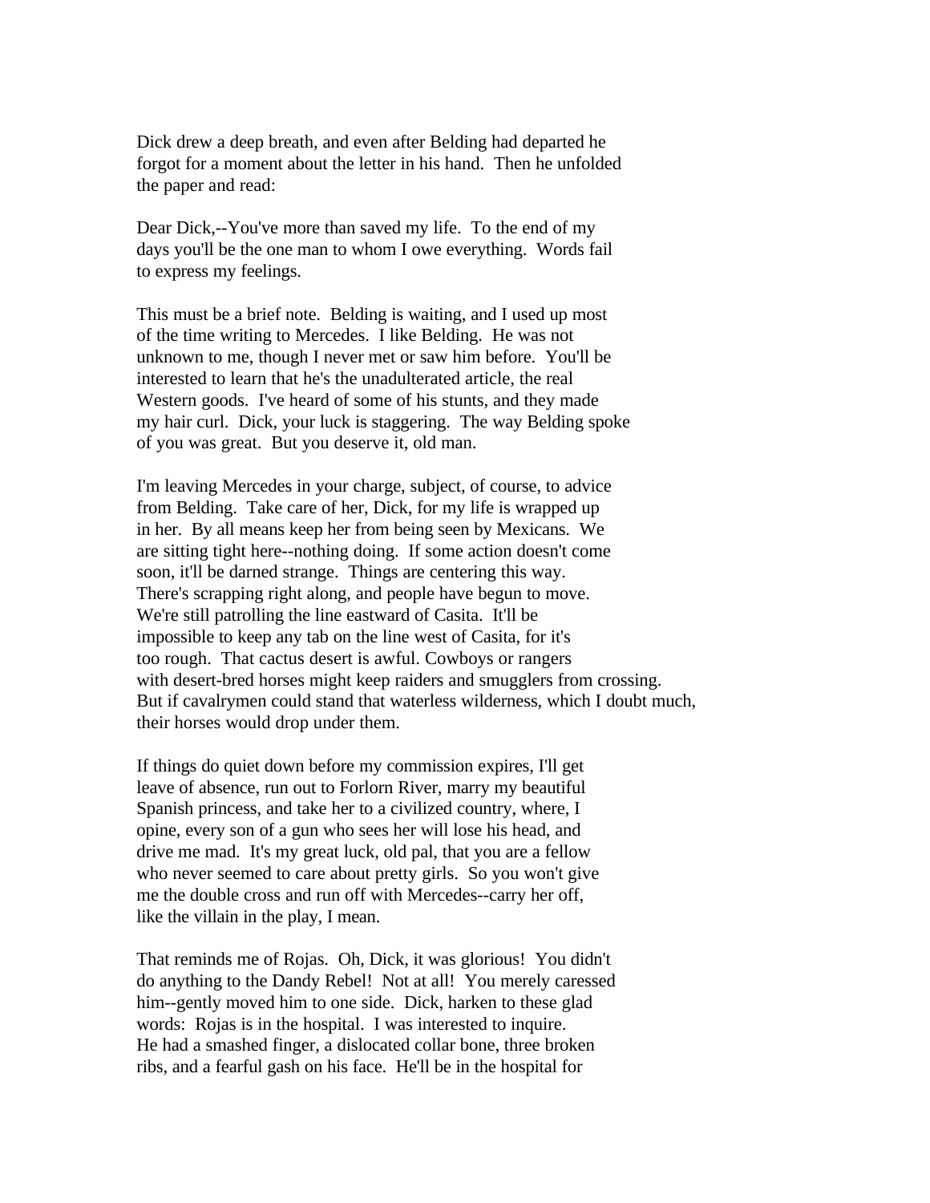Dick drew a deep breath, and even after Belding had departed he forgot for a moment about the letter in his hand. Then he unfolded the paper and read:

Dear Dick,--You've more than saved my life. To the end of my days you'll be the one man to whom I owe everything. Words fail to express my feelings.

This must be a brief note. Belding is waiting, and I used up most of the time writing to Mercedes. I like Belding. He was not unknown to me, though I never met or saw him before. You'll be interested to learn that he's the unadulterated article, the real Western goods. I've heard of some of his stunts, and they made my hair curl. Dick, your luck is staggering. The way Belding spoke of you was great. But you deserve it, old man.

I'm leaving Mercedes in your charge, subject, of course, to advice from Belding. Take care of her, Dick, for my life is wrapped up in her. By all means keep her from being seen by Mexicans. We are sitting tight here--nothing doing. If some action doesn't come soon, it'll be darned strange. Things are centering this way. There's scrapping right along, and people have begun to move. We're still patrolling the line eastward of Casita. It'll be impossible to keep any tab on the line west of Casita, for it's too rough. That cactus desert is awful. Cowboys or rangers with desert-bred horses might keep raiders and smugglers from crossing. But if cavalrymen could stand that waterless wilderness, which I doubt much, their horses would drop under them.

If things do quiet down before my commission expires, I'll get leave of absence, run out to Forlorn River, marry my beautiful Spanish princess, and take her to a civilized country, where, I opine, every son of a gun who sees her will lose his head, and drive me mad. It's my great luck, old pal, that you are a fellow who never seemed to care about pretty girls. So you won't give me the double cross and run off with Mercedes--carry her off, like the villain in the play, I mean.

That reminds me of Rojas. Oh, Dick, it was glorious! You didn't do anything to the Dandy Rebel! Not at all! You merely caressed him--gently moved him to one side. Dick, harken to these glad words: Rojas is in the hospital. I was interested to inquire. He had a smashed finger, a dislocated collar bone, three broken ribs, and a fearful gash on his face. He'll be in the hospital for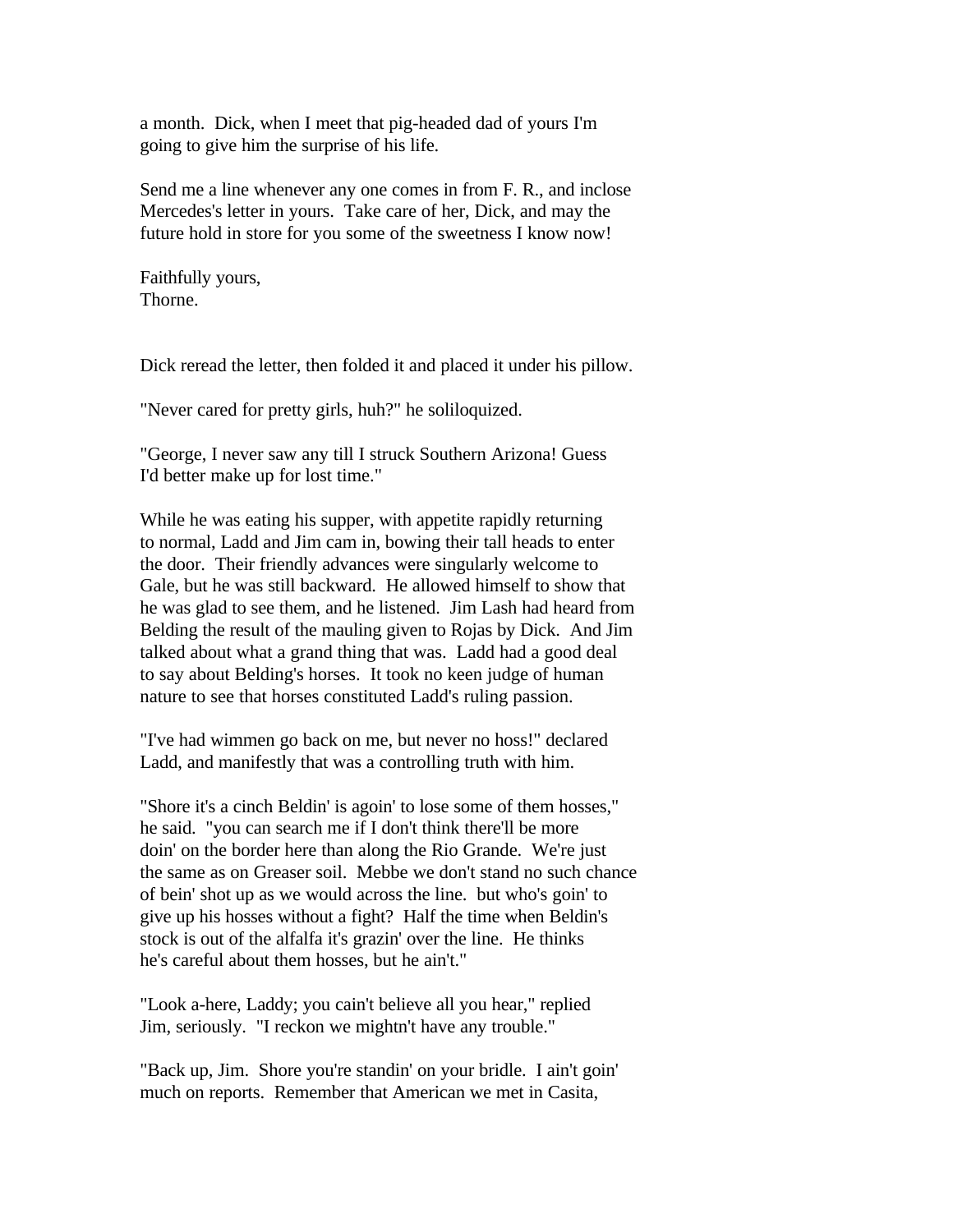a month. Dick, when I meet that pig-headed dad of yours I'm going to give him the surprise of his life.

Send me a line whenever any one comes in from F. R., and inclose Mercedes's letter in yours. Take care of her, Dick, and may the future hold in store for you some of the sweetness I know now!

Faithfully yours,
Thorne.

Dick reread the letter, then folded it and placed it under his pillow.

"Never cared for pretty girls, huh?" he soliloquized.

"George, I never saw any till I struck Southern Arizona! Guess I'd better make up for lost time."

While he was eating his supper, with appetite rapidly returning to normal, Ladd and Jim cam in, bowing their tall heads to enter the door. Their friendly advances were singularly welcome to Gale, but he was still backward. He allowed himself to show that he was glad to see them, and he listened. Jim Lash had heard from Belding the result of the mauling given to Rojas by Dick. And Jim talked about what a grand thing that was. Ladd had a good deal to say about Belding's horses. It took no keen judge of human nature to see that horses constituted Ladd's ruling passion.

"I've had wimmen go back on me, but never no hoss!" declared Ladd, and manifestly that was a controlling truth with him.

"Shore it's a cinch Beldin' is agoin' to lose some of them hosses," he said. "you can search me if I don't think there'll be more doin' on the border here than along the Rio Grande. We're just the same as on Greaser soil. Mebbe we don't stand no such chance of bein' shot up as we would across the line. but who's goin' to give up his hosses without a fight? Half the time when Beldin's stock is out of the alfalfa it's grazin' over the line. He thinks he's careful about them hosses, but he ain't."

"Look a-here, Laddy; you cain't believe all you hear," replied Jim, seriously. "I reckon we mightn't have any trouble."

"Back up, Jim. Shore you're standin' on your bridle. I ain't goin' much on reports. Remember that American we met in Casita,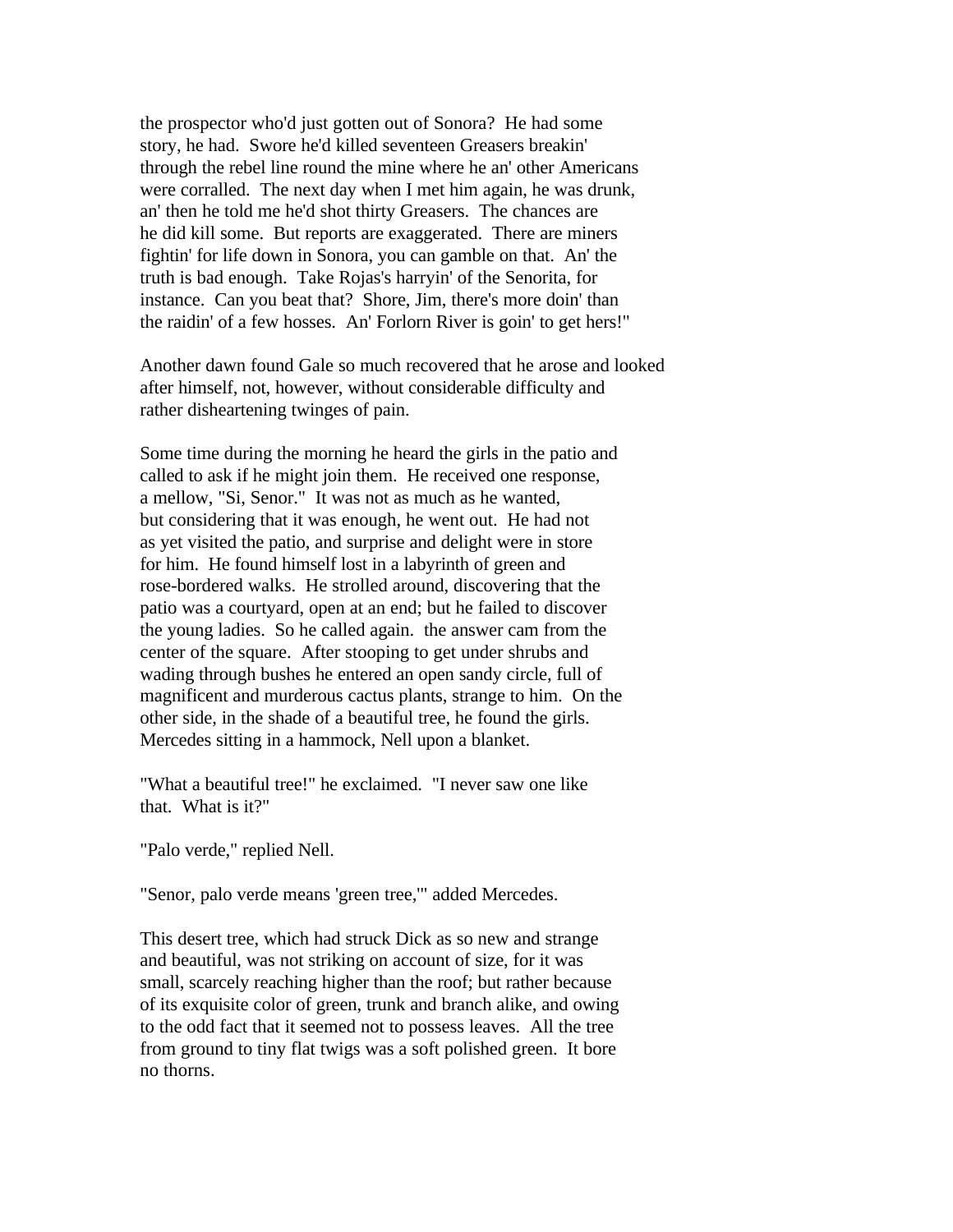the prospector who'd just gotten out of Sonora? He had some story, he had. Swore he'd killed seventeen Greasers breakin' through the rebel line round the mine where he an' other Americans were corralled. The next day when I met him again, he was drunk, an' then he told me he'd shot thirty Greasers. The chances are he did kill some. But reports are exaggerated. There are miners fightin' for life down in Sonora, you can gamble on that. An' the truth is bad enough. Take Rojas's harryin' of the Senorita, for instance. Can you beat that? Shore, Jim, there's more doin' than the raidin' of a few hosses. An' Forlorn River is goin' to get hers!"

Another dawn found Gale so much recovered that he arose and looked after himself, not, however, without considerable difficulty and rather disheartening twinges of pain.

Some time during the morning he heard the girls in the patio and called to ask if he might join them. He received one response, a mellow, "Si, Senor." It was not as much as he wanted, but considering that it was enough, he went out. He had not as yet visited the patio, and surprise and delight were in store for him. He found himself lost in a labyrinth of green and rose-bordered walks. He strolled around, discovering that the patio was a courtyard, open at an end; but he failed to discover the young ladies. So he called again. the answer cam from the center of the square. After stooping to get under shrubs and wading through bushes he entered an open sandy circle, full of magnificent and murderous cactus plants, strange to him. On the other side, in the shade of a beautiful tree, he found the girls. Mercedes sitting in a hammock, Nell upon a blanket.

"What a beautiful tree!" he exclaimed. "I never saw one like that. What is it?"

"Palo verde," replied Nell.

"Senor, palo verde means 'green tree,'" added Mercedes.

This desert tree, which had struck Dick as so new and strange and beautiful, was not striking on account of size, for it was small, scarcely reaching higher than the roof; but rather because of its exquisite color of green, trunk and branch alike, and owing to the odd fact that it seemed not to possess leaves. All the tree from ground to tiny flat twigs was a soft polished green. It bore no thorns.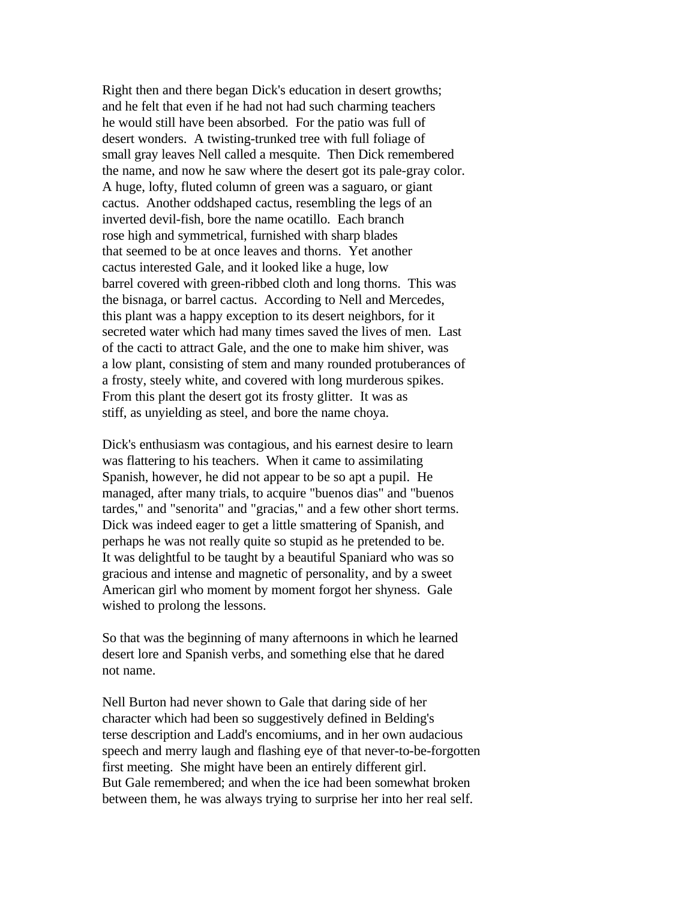Right then and there began Dick's education in desert growths; and he felt that even if he had not had such charming teachers he would still have been absorbed. For the patio was full of desert wonders. A twisting-trunked tree with full foliage of small gray leaves Nell called a mesquite. Then Dick remembered the name, and now he saw where the desert got its pale-gray color. A huge, lofty, fluted column of green was a saguaro, or giant cactus. Another oddshaped cactus, resembling the legs of an inverted devil-fish, bore the name ocatillo. Each branch rose high and symmetrical, furnished with sharp blades that seemed to be at once leaves and thorns. Yet another cactus interested Gale, and it looked like a huge, low barrel covered with green-ribbed cloth and long thorns. This was the bisnaga, or barrel cactus. According to Nell and Mercedes, this plant was a happy exception to its desert neighbors, for it secreted water which had many times saved the lives of men. Last of the cacti to attract Gale, and the one to make him shiver, was a low plant, consisting of stem and many rounded protuberances of a frosty, steely white, and covered with long murderous spikes. From this plant the desert got its frosty glitter. It was as stiff, as unyielding as steel, and bore the name choya.

Dick's enthusiasm was contagious, and his earnest desire to learn was flattering to his teachers. When it came to assimilating Spanish, however, he did not appear to be so apt a pupil. He managed, after many trials, to acquire "buenos dias" and "buenos tardes," and "senorita" and "gracias," and a few other short terms. Dick was indeed eager to get a little smattering of Spanish, and perhaps he was not really quite so stupid as he pretended to be. It was delightful to be taught by a beautiful Spaniard who was so gracious and intense and magnetic of personality, and by a sweet American girl who moment by moment forgot her shyness. Gale wished to prolong the lessons.

So that was the beginning of many afternoons in which he learned desert lore and Spanish verbs, and something else that he dared not name.

Nell Burton had never shown to Gale that daring side of her character which had been so suggestively defined in Belding's terse description and Ladd's encomiums, and in her own audacious speech and merry laugh and flashing eye of that never-to-be-forgotten first meeting. She might have been an entirely different girl. But Gale remembered; and when the ice had been somewhat broken between them, he was always trying to surprise her into her real self.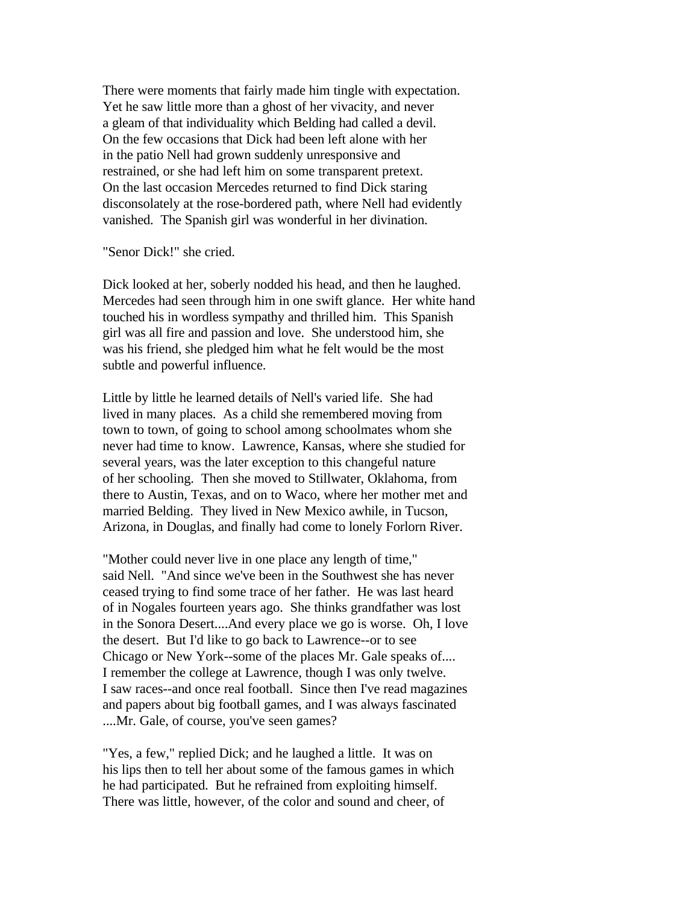There were moments that fairly made him tingle with expectation. Yet he saw little more than a ghost of her vivacity, and never a gleam of that individuality which Belding had called a devil. On the few occasions that Dick had been left alone with her in the patio Nell had grown suddenly unresponsive and restrained, or she had left him on some transparent pretext. On the last occasion Mercedes returned to find Dick staring disconsolately at the rose-bordered path, where Nell had evidently vanished. The Spanish girl was wonderful in her divination.

"Senor Dick!" she cried.

Dick looked at her, soberly nodded his head, and then he laughed. Mercedes had seen through him in one swift glance. Her white hand touched his in wordless sympathy and thrilled him. This Spanish girl was all fire and passion and love. She understood him, she was his friend, she pledged him what he felt would be the most subtle and powerful influence.

Little by little he learned details of Nell's varied life. She had lived in many places. As a child she remembered moving from town to town, of going to school among schoolmates whom she never had time to know. Lawrence, Kansas, where she studied for several years, was the later exception to this changeful nature of her schooling. Then she moved to Stillwater, Oklahoma, from there to Austin, Texas, and on to Waco, where her mother met and married Belding. They lived in New Mexico awhile, in Tucson, Arizona, in Douglas, and finally had come to lonely Forlorn River.

"Mother could never live in one place any length of time," said Nell. "And since we've been in the Southwest she has never ceased trying to find some trace of her father. He was last heard of in Nogales fourteen years ago. She thinks grandfather was lost in the Sonora Desert....And every place we go is worse. Oh, I love the desert. But I'd like to go back to Lawrence--or to see Chicago or New York--some of the places Mr. Gale speaks of.... I remember the college at Lawrence, though I was only twelve. I saw races--and once real football. Since then I've read magazines and papers about big football games, and I was always fascinated ....Mr. Gale, of course, you've seen games?

"Yes, a few," replied Dick; and he laughed a little. It was on his lips then to tell her about some of the famous games in which he had participated. But he refrained from exploiting himself. There was little, however, of the color and sound and cheer, of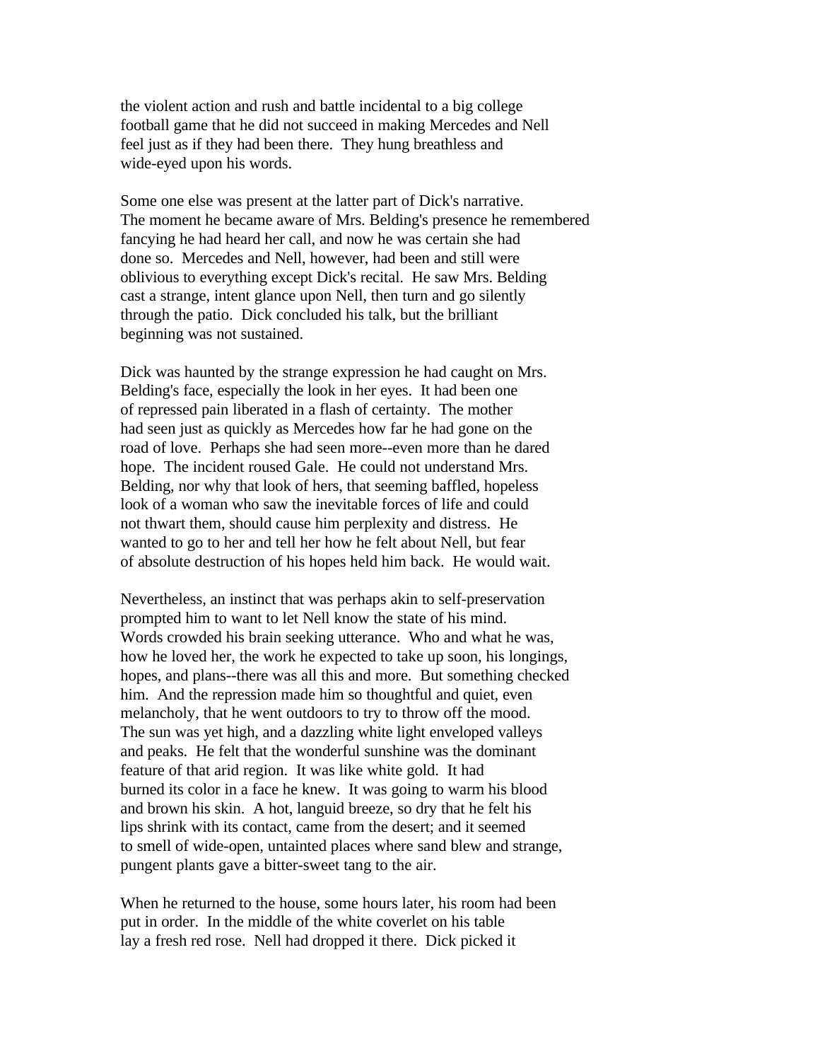the violent action and rush and battle incidental to a big college football game that he did not succeed in making Mercedes and Nell feel just as if they had been there. They hung breathless and wide-eyed upon his words.

Some one else was present at the latter part of Dick's narrative. The moment he became aware of Mrs. Belding's presence he remembered fancying he had heard her call, and now he was certain she had done so. Mercedes and Nell, however, had been and still were oblivious to everything except Dick's recital. He saw Mrs. Belding cast a strange, intent glance upon Nell, then turn and go silently through the patio. Dick concluded his talk, but the brilliant beginning was not sustained.

Dick was haunted by the strange expression he had caught on Mrs. Belding's face, especially the look in her eyes. It had been one of repressed pain liberated in a flash of certainty. The mother had seen just as quickly as Mercedes how far he had gone on the road of love. Perhaps she had seen more--even more than he dared hope. The incident roused Gale. He could not understand Mrs. Belding, nor why that look of hers, that seeming baffled, hopeless look of a woman who saw the inevitable forces of life and could not thwart them, should cause him perplexity and distress. He wanted to go to her and tell her how he felt about Nell, but fear of absolute destruction of his hopes held him back. He would wait.

Nevertheless, an instinct that was perhaps akin to self-preservation prompted him to want to let Nell know the state of his mind. Words crowded his brain seeking utterance. Who and what he was, how he loved her, the work he expected to take up soon, his longings, hopes, and plans--there was all this and more. But something checked him. And the repression made him so thoughtful and quiet, even melancholy, that he went outdoors to try to throw off the mood. The sun was yet high, and a dazzling white light enveloped valleys and peaks. He felt that the wonderful sunshine was the dominant feature of that arid region. It was like white gold. It had burned its color in a face he knew. It was going to warm his blood and brown his skin. A hot, languid breeze, so dry that he felt his lips shrink with its contact, came from the desert; and it seemed to smell of wide-open, untainted places where sand blew and strange, pungent plants gave a bitter-sweet tang to the air.

When he returned to the house, some hours later, his room had been put in order. In the middle of the white coverlet on his table lay a fresh red rose. Nell had dropped it there. Dick picked it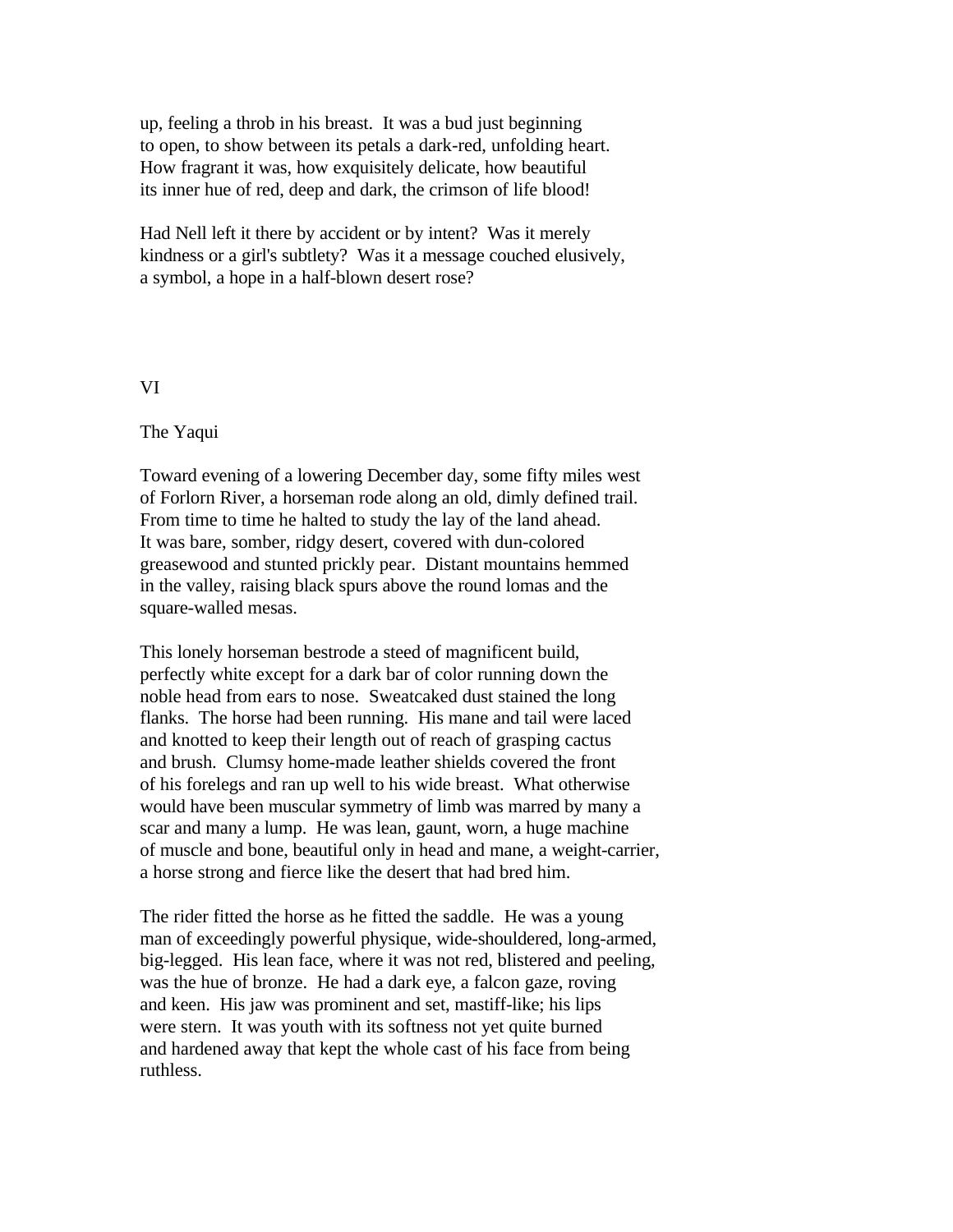up, feeling a throb in his breast. It was a bud just beginning to open, to show between its petals a dark-red, unfolding heart. How fragrant it was, how exquisitely delicate, how beautiful its inner hue of red, deep and dark, the crimson of life blood!

Had Nell left it there by accident or by intent? Was it merely kindness or a girl's subtlety? Was it a message couched elusively, a symbol, a hope in a half-blown desert rose?

## VI

### The Yaqui

Toward evening of a lowering December day, some fifty miles west of Forlorn River, a horseman rode along an old, dimly defined trail. From time to time he halted to study the lay of the land ahead. It was bare, somber, ridgy desert, covered with dun-colored greasewood and stunted prickly pear. Distant mountains hemmed in the valley, raising black spurs above the round lomas and the square-walled mesas.

This lonely horseman bestrode a steed of magnificent build, perfectly white except for a dark bar of color running down the noble head from ears to nose. Sweatcaked dust stained the long flanks. The horse had been running. His mane and tail were laced and knotted to keep their length out of reach of grasping cactus and brush. Clumsy home-made leather shields covered the front of his forelegs and ran up well to his wide breast. What otherwise would have been muscular symmetry of limb was marred by many a scar and many a lump. He was lean, gaunt, worn, a huge machine of muscle and bone, beautiful only in head and mane, a weight-carrier, a horse strong and fierce like the desert that had bred him.

The rider fitted the horse as he fitted the saddle. He was a young man of exceedingly powerful physique, wide-shouldered, long-armed, big-legged. His lean face, where it was not red, blistered and peeling, was the hue of bronze. He had a dark eye, a falcon gaze, roving and keen. His jaw was prominent and set, mastiff-like; his lips were stern. It was youth with its softness not yet quite burned and hardened away that kept the whole cast of his face from being ruthless.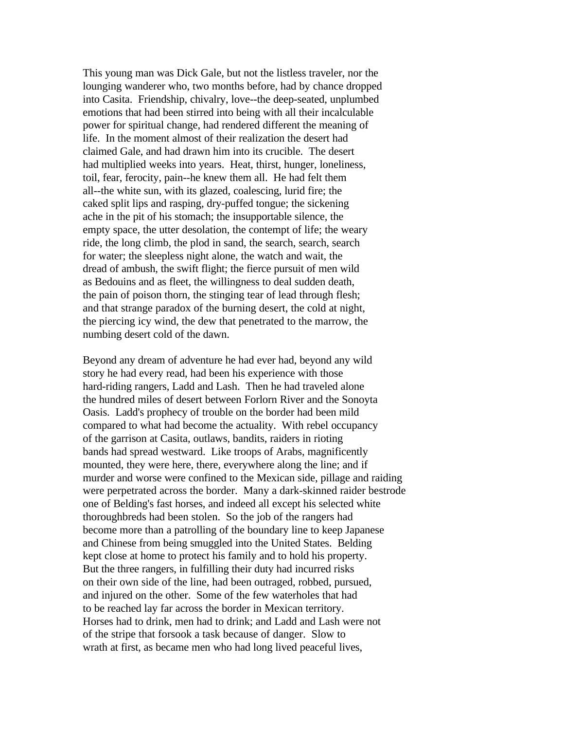This young man was Dick Gale, but not the listless traveler, nor the lounging wanderer who, two months before, had by chance dropped into Casita. Friendship, chivalry, love--the deep-seated, unplumbed emotions that had been stirred into being with all their incalculable power for spiritual change, had rendered different the meaning of life. In the moment almost of their realization the desert had claimed Gale, and had drawn him into its crucible. The desert had multiplied weeks into years. Heat, thirst, hunger, loneliness, toil, fear, ferocity, pain--he knew them all. He had felt them all--the white sun, with its glazed, coalescing, lurid fire; the caked split lips and rasping, dry-puffed tongue; the sickening ache in the pit of his stomach; the insupportable silence, the empty space, the utter desolation, the contempt of life; the weary ride, the long climb, the plod in sand, the search, search, search for water; the sleepless night alone, the watch and wait, the dread of ambush, the swift flight; the fierce pursuit of men wild as Bedouins and as fleet, the willingness to deal sudden death, the pain of poison thorn, the stinging tear of lead through flesh; and that strange paradox of the burning desert, the cold at night, the piercing icy wind, the dew that penetrated to the marrow, the numbing desert cold of the dawn.

Beyond any dream of adventure he had ever had, beyond any wild story he had every read, had been his experience with those hard-riding rangers, Ladd and Lash. Then he had traveled alone the hundred miles of desert between Forlorn River and the Sonoyta Oasis. Ladd's prophecy of trouble on the border had been mild compared to what had become the actuality. With rebel occupancy of the garrison at Casita, outlaws, bandits, raiders in rioting bands had spread westward. Like troops of Arabs, magnificently mounted, they were here, there, everywhere along the line; and if murder and worse were confined to the Mexican side, pillage and raiding were perpetrated across the border. Many a dark-skinned raider bestrode one of Belding's fast horses, and indeed all except his selected white thoroughbreds had been stolen. So the job of the rangers had become more than a patrolling of the boundary line to keep Japanese and Chinese from being smuggled into the United States. Belding kept close at home to protect his family and to hold his property. But the three rangers, in fulfilling their duty had incurred risks on their own side of the line, had been outraged, robbed, pursued, and injured on the other. Some of the few waterholes that had to be reached lay far across the border in Mexican territory. Horses had to drink, men had to drink; and Ladd and Lash were not of the stripe that forsook a task because of danger. Slow to wrath at first, as became men who had long lived peaceful lives,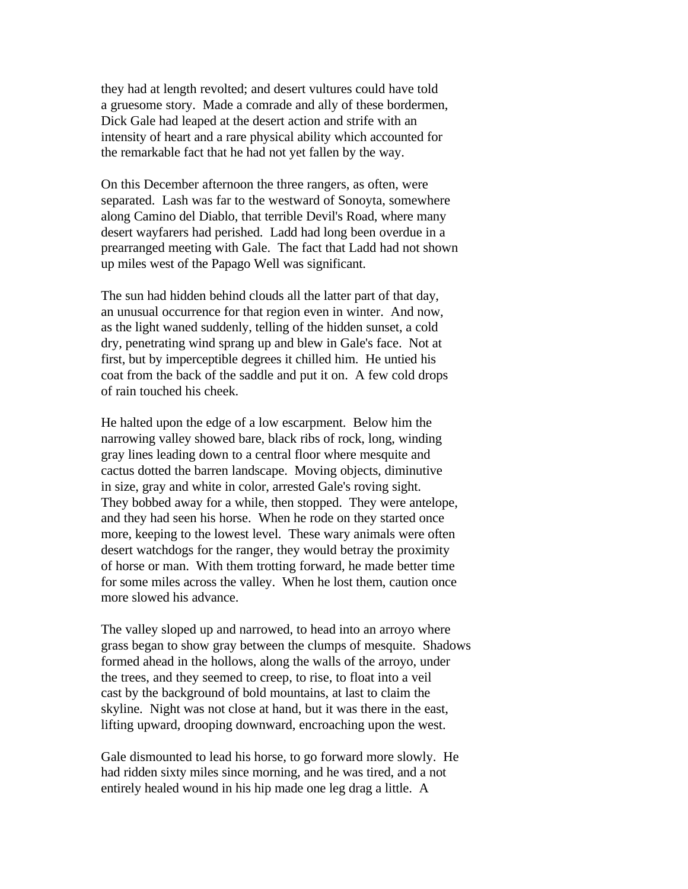they had at length revolted; and desert vultures could have told a gruesome story. Made a comrade and ally of these bordermen, Dick Gale had leaped at the desert action and strife with an intensity of heart and a rare physical ability which accounted for the remarkable fact that he had not yet fallen by the way.

On this December afternoon the three rangers, as often, were separated. Lash was far to the westward of Sonoyta, somewhere along Camino del Diablo, that terrible Devil's Road, where many desert wayfarers had perished. Ladd had long been overdue in a prearranged meeting with Gale. The fact that Ladd had not shown up miles west of the Papago Well was significant.

The sun had hidden behind clouds all the latter part of that day, an unusual occurrence for that region even in winter. And now, as the light waned suddenly, telling of the hidden sunset, a cold dry, penetrating wind sprang up and blew in Gale's face. Not at first, but by imperceptible degrees it chilled him. He untied his coat from the back of the saddle and put it on. A few cold drops of rain touched his cheek.

He halted upon the edge of a low escarpment. Below him the narrowing valley showed bare, black ribs of rock, long, winding gray lines leading down to a central floor where mesquite and cactus dotted the barren landscape. Moving objects, diminutive in size, gray and white in color, arrested Gale's roving sight. They bobbed away for a while, then stopped. They were antelope, and they had seen his horse. When he rode on they started once more, keeping to the lowest level. These wary animals were often desert watchdogs for the ranger, they would betray the proximity of horse or man. With them trotting forward, he made better time for some miles across the valley. When he lost them, caution once more slowed his advance.

The valley sloped up and narrowed, to head into an arroyo where grass began to show gray between the clumps of mesquite. Shadows formed ahead in the hollows, along the walls of the arroyo, under the trees, and they seemed to creep, to rise, to float into a veil cast by the background of bold mountains, at last to claim the skyline. Night was not close at hand, but it was there in the east, lifting upward, drooping downward, encroaching upon the west.

Gale dismounted to lead his horse, to go forward more slowly. He had ridden sixty miles since morning, and he was tired, and a not entirely healed wound in his hip made one leg drag a little. A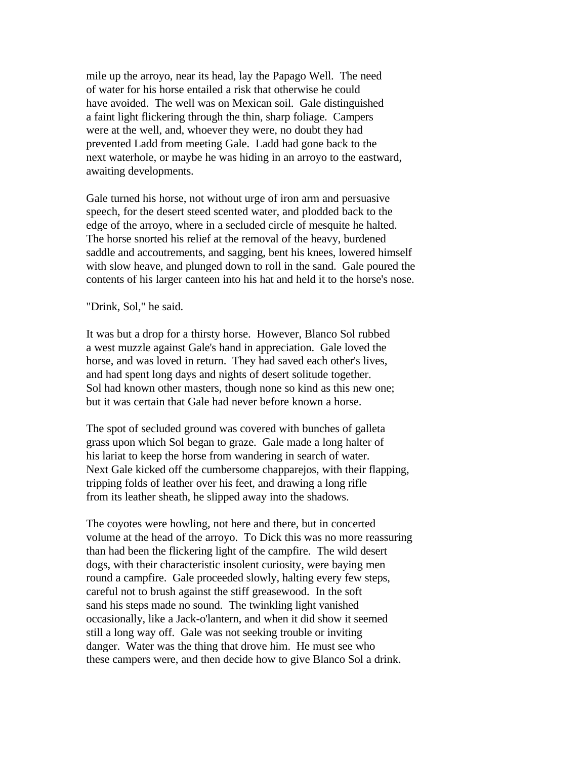mile up the arroyo, near its head, lay the Papago Well. The need of water for his horse entailed a risk that otherwise he could have avoided. The well was on Mexican soil. Gale distinguished a faint light flickering through the thin, sharp foliage. Campers were at the well, and, whoever they were, no doubt they had prevented Ladd from meeting Gale. Ladd had gone back to the next waterhole, or maybe he was hiding in an arroyo to the eastward, awaiting developments.

Gale turned his horse, not without urge of iron arm and persuasive speech, for the desert steed scented water, and plodded back to the edge of the arroyo, where in a secluded circle of mesquite he halted. The horse snorted his relief at the removal of the heavy, burdened saddle and accoutrements, and sagging, bent his knees, lowered himself with slow heave, and plunged down to roll in the sand. Gale poured the contents of his larger canteen into his hat and held it to the horse's nose.

"Drink, Sol," he said.

It was but a drop for a thirsty horse. However, Blanco Sol rubbed a west muzzle against Gale's hand in appreciation. Gale loved the horse, and was loved in return. They had saved each other's lives, and had spent long days and nights of desert solitude together. Sol had known other masters, though none so kind as this new one; but it was certain that Gale had never before known a horse.

The spot of secluded ground was covered with bunches of galleta grass upon which Sol began to graze. Gale made a long halter of his lariat to keep the horse from wandering in search of water. Next Gale kicked off the cumbersome chapparejos, with their flapping, tripping folds of leather over his feet, and drawing a long rifle from its leather sheath, he slipped away into the shadows.

The coyotes were howling, not here and there, but in concerted volume at the head of the arroyo. To Dick this was no more reassuring than had been the flickering light of the campfire. The wild desert dogs, with their characteristic insolent curiosity, were baying men round a campfire. Gale proceeded slowly, halting every few steps, careful not to brush against the stiff greasewood. In the soft sand his steps made no sound. The twinkling light vanished occasionally, like a Jack-o'lantern, and when it did show it seemed still a long way off. Gale was not seeking trouble or inviting danger. Water was the thing that drove him. He must see who these campers were, and then decide how to give Blanco Sol a drink.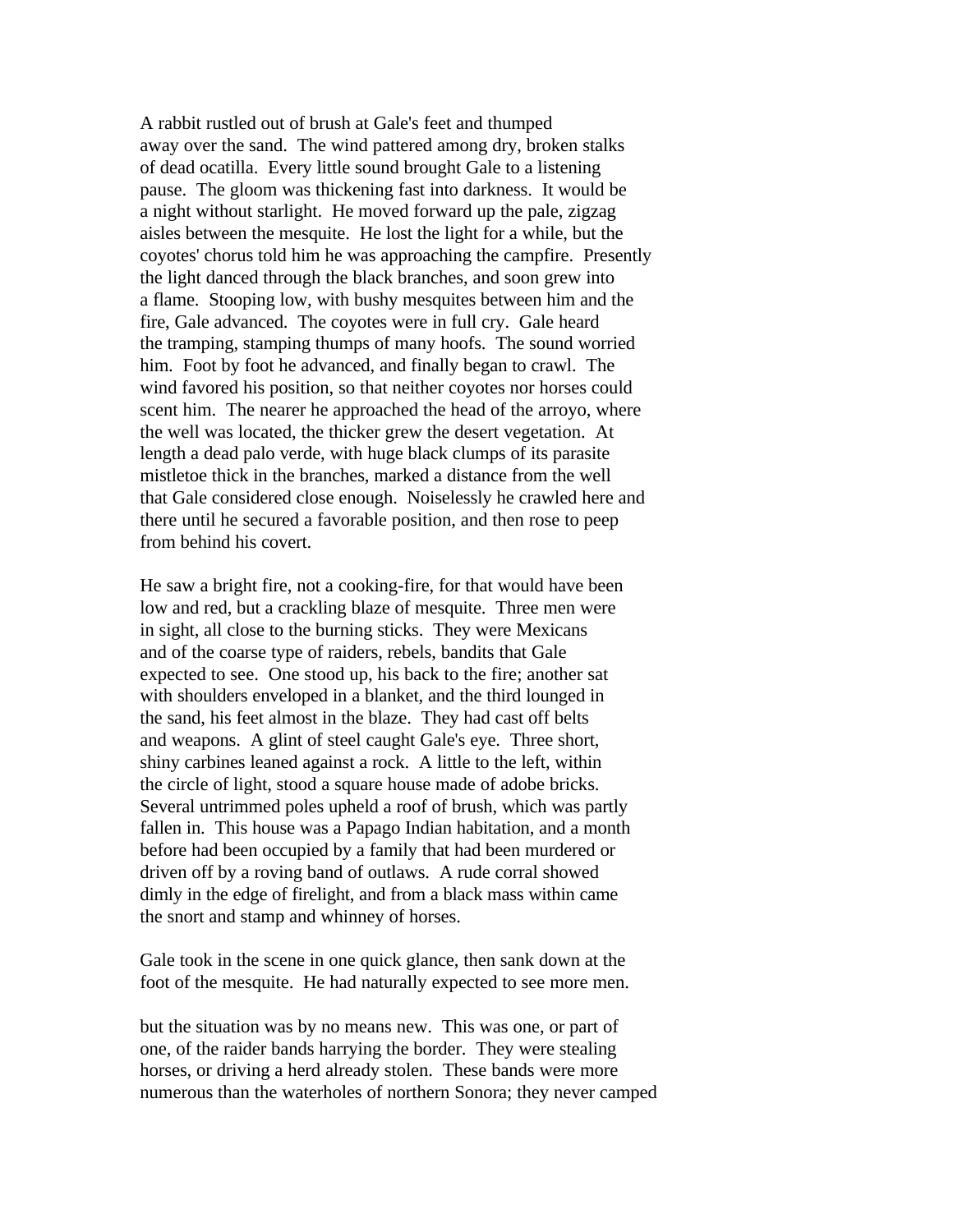A rabbit rustled out of brush at Gale's feet and thumped away over the sand. The wind pattered among dry, broken stalks of dead ocatilla. Every little sound brought Gale to a listening pause. The gloom was thickening fast into darkness. It would be a night without starlight. He moved forward up the pale, zigzag aisles between the mesquite. He lost the light for a while, but the coyotes' chorus told him he was approaching the campfire. Presently the light danced through the black branches, and soon grew into a flame. Stooping low, with bushy mesquites between him and the fire, Gale advanced. The coyotes were in full cry. Gale heard the tramping, stamping thumps of many hoofs. The sound worried him. Foot by foot he advanced, and finally began to crawl. The wind favored his position, so that neither coyotes nor horses could scent him. The nearer he approached the head of the arroyo, where the well was located, the thicker grew the desert vegetation. At length a dead palo verde, with huge black clumps of its parasite mistletoe thick in the branches, marked a distance from the well that Gale considered close enough. Noiselessly he crawled here and there until he secured a favorable position, and then rose to peep from behind his covert.

He saw a bright fire, not a cooking-fire, for that would have been low and red, but a crackling blaze of mesquite. Three men were in sight, all close to the burning sticks. They were Mexicans and of the coarse type of raiders, rebels, bandits that Gale expected to see. One stood up, his back to the fire; another sat with shoulders enveloped in a blanket, and the third lounged in the sand, his feet almost in the blaze. They had cast off belts and weapons. A glint of steel caught Gale's eye. Three short, shiny carbines leaned against a rock. A little to the left, within the circle of light, stood a square house made of adobe bricks. Several untrimmed poles upheld a roof of brush, which was partly fallen in. This house was a Papago Indian habitation, and a month before had been occupied by a family that had been murdered or driven off by a roving band of outlaws. A rude corral showed dimly in the edge of firelight, and from a black mass within came the snort and stamp and whinney of horses.

Gale took in the scene in one quick glance, then sank down at the foot of the mesquite. He had naturally expected to see more men.

but the situation was by no means new. This was one, or part of one, of the raider bands harrying the border. They were stealing horses, or driving a herd already stolen. These bands were more numerous than the waterholes of northern Sonora; they never camped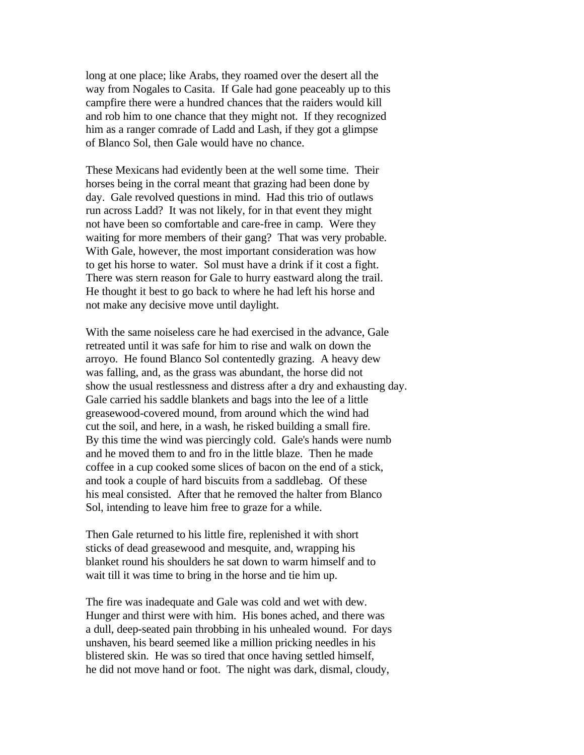long at one place; like Arabs, they roamed over the desert all the way from Nogales to Casita. If Gale had gone peaceably up to this campfire there were a hundred chances that the raiders would kill and rob him to one chance that they might not. If they recognized him as a ranger comrade of Ladd and Lash, if they got a glimpse of Blanco Sol, then Gale would have no chance.

These Mexicans had evidently been at the well some time. Their horses being in the corral meant that grazing had been done by day. Gale revolved questions in mind. Had this trio of outlaws run across Ladd? It was not likely, for in that event they might not have been so comfortable and care-free in camp. Were they waiting for more members of their gang? That was very probable. With Gale, however, the most important consideration was how to get his horse to water. Sol must have a drink if it cost a fight. There was stern reason for Gale to hurry eastward along the trail. He thought it best to go back to where he had left his horse and not make any decisive move until daylight.

With the same noiseless care he had exercised in the advance, Gale retreated until it was safe for him to rise and walk on down the arroyo. He found Blanco Sol contentedly grazing. A heavy dew was falling, and, as the grass was abundant, the horse did not show the usual restlessness and distress after a dry and exhausting day. Gale carried his saddle blankets and bags into the lee of a little greasewood-covered mound, from around which the wind had cut the soil, and here, in a wash, he risked building a small fire. By this time the wind was piercingly cold. Gale's hands were numb and he moved them to and fro in the little blaze. Then he made coffee in a cup cooked some slices of bacon on the end of a stick, and took a couple of hard biscuits from a saddlebag. Of these his meal consisted. After that he removed the halter from Blanco Sol, intending to leave him free to graze for a while.

Then Gale returned to his little fire, replenished it with short sticks of dead greasewood and mesquite, and, wrapping his blanket round his shoulders he sat down to warm himself and to wait till it was time to bring in the horse and tie him up.

The fire was inadequate and Gale was cold and wet with dew. Hunger and thirst were with him. His bones ached, and there was a dull, deep-seated pain throbbing in his unhealed wound. For days unshaven, his beard seemed like a million pricking needles in his blistered skin. He was so tired that once having settled himself, he did not move hand or foot. The night was dark, dismal, cloudy,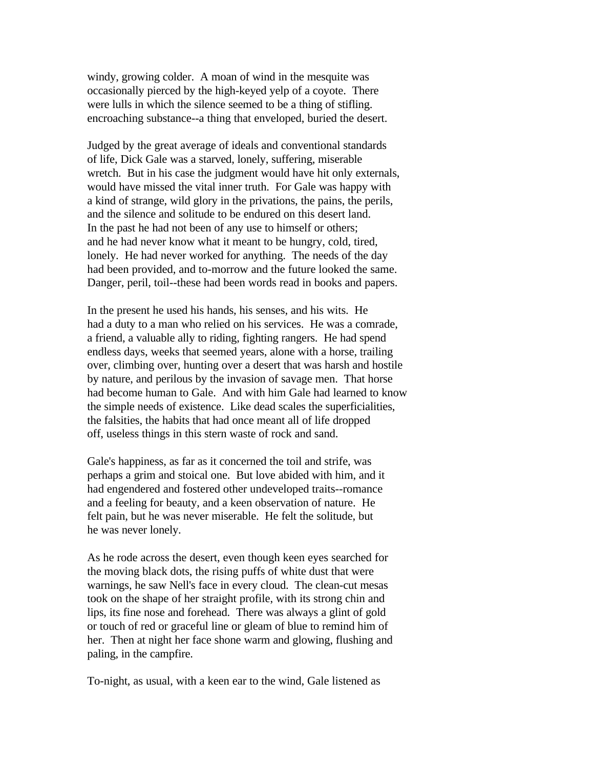windy, growing colder. A moan of wind in the mesquite was occasionally pierced by the high-keyed yelp of a coyote. There were lulls in which the silence seemed to be a thing of stifling. encroaching substance--a thing that enveloped, buried the desert.

Judged by the great average of ideals and conventional standards of life, Dick Gale was a starved, lonely, suffering, miserable wretch. But in his case the judgment would have hit only externals, would have missed the vital inner truth. For Gale was happy with a kind of strange, wild glory in the privations, the pains, the perils, and the silence and solitude to be endured on this desert land. In the past he had not been of any use to himself or others; and he had never know what it meant to be hungry, cold, tired, lonely. He had never worked for anything. The needs of the day had been provided, and to-morrow and the future looked the same. Danger, peril, toil--these had been words read in books and papers.

In the present he used his hands, his senses, and his wits. He had a duty to a man who relied on his services. He was a comrade, a friend, a valuable ally to riding, fighting rangers. He had spend endless days, weeks that seemed years, alone with a horse, trailing over, climbing over, hunting over a desert that was harsh and hostile by nature, and perilous by the invasion of savage men. That horse had become human to Gale. And with him Gale had learned to know the simple needs of existence. Like dead scales the superficialities, the falsities, the habits that had once meant all of life dropped off, useless things in this stern waste of rock and sand.

Gale's happiness, as far as it concerned the toil and strife, was perhaps a grim and stoical one. But love abided with him, and it had engendered and fostered other undeveloped traits--romance and a feeling for beauty, and a keen observation of nature. He felt pain, but he was never miserable. He felt the solitude, but he was never lonely.

As he rode across the desert, even though keen eyes searched for the moving black dots, the rising puffs of white dust that were warnings, he saw Nell's face in every cloud. The clean-cut mesas took on the shape of her straight profile, with its strong chin and lips, its fine nose and forehead. There was always a glint of gold or touch of red or graceful line or gleam of blue to remind him of her. Then at night her face shone warm and glowing, flushing and paling, in the campfire.

To-night, as usual, with a keen ear to the wind, Gale listened as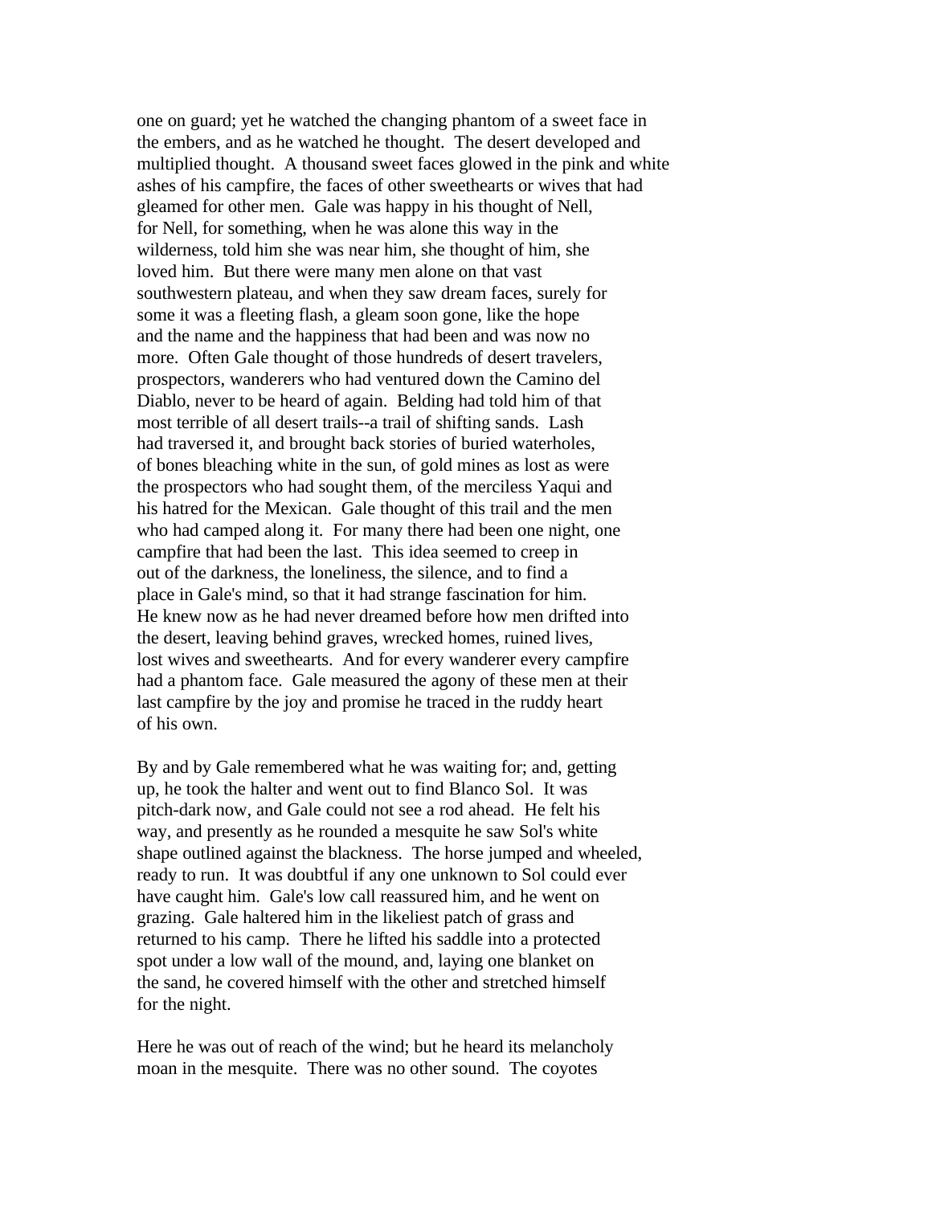one on guard; yet he watched the changing phantom of a sweet face in the embers, and as he watched he thought. The desert developed and multiplied thought. A thousand sweet faces glowed in the pink and white ashes of his campfire, the faces of other sweethearts or wives that had gleamed for other men. Gale was happy in his thought of Nell, for Nell, for something, when he was alone this way in the wilderness, told him she was near him, she thought of him, she loved him. But there were many men alone on that vast southwestern plateau, and when they saw dream faces, surely for some it was a fleeting flash, a gleam soon gone, like the hope and the name and the happiness that had been and was now no more. Often Gale thought of those hundreds of desert travelers, prospectors, wanderers who had ventured down the Camino del Diablo, never to be heard of again. Belding had told him of that most terrible of all desert trails--a trail of shifting sands. Lash had traversed it, and brought back stories of buried waterholes, of bones bleaching white in the sun, of gold mines as lost as were the prospectors who had sought them, of the merciless Yaqui and his hatred for the Mexican. Gale thought of this trail and the men who had camped along it. For many there had been one night, one campfire that had been the last. This idea seemed to creep in out of the darkness, the loneliness, the silence, and to find a place in Gale's mind, so that it had strange fascination for him. He knew now as he had never dreamed before how men drifted into the desert, leaving behind graves, wrecked homes, ruined lives, lost wives and sweethearts. And for every wanderer every campfire had a phantom face. Gale measured the agony of these men at their last campfire by the joy and promise he traced in the ruddy heart of his own.

By and by Gale remembered what he was waiting for; and, getting up, he took the halter and went out to find Blanco Sol. It was pitch-dark now, and Gale could not see a rod ahead. He felt his way, and presently as he rounded a mesquite he saw Sol's white shape outlined against the blackness. The horse jumped and wheeled, ready to run. It was doubtful if any one unknown to Sol could ever have caught him. Gale's low call reassured him, and he went on grazing. Gale haltered him in the likeliest patch of grass and returned to his camp. There he lifted his saddle into a protected spot under a low wall of the mound, and, laying one blanket on the sand, he covered himself with the other and stretched himself for the night.

Here he was out of reach of the wind; but he heard its melancholy moan in the mesquite. There was no other sound. The coyotes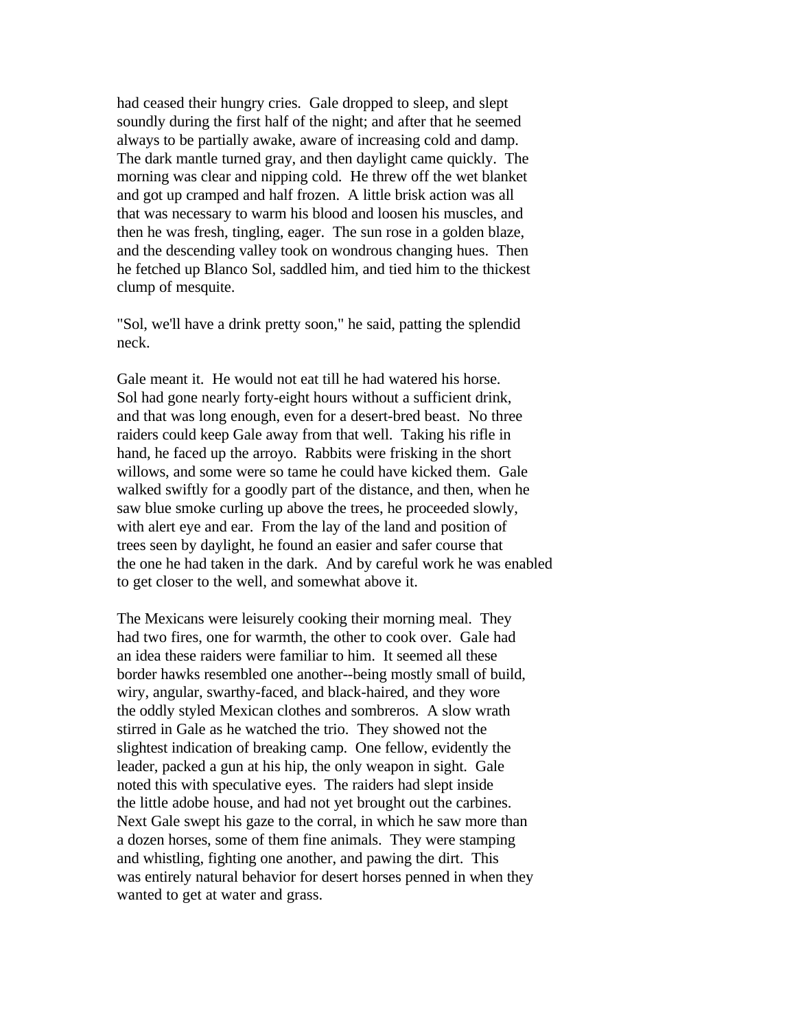had ceased their hungry cries. Gale dropped to sleep, and slept soundly during the first half of the night; and after that he seemed always to be partially awake, aware of increasing cold and damp. The dark mantle turned gray, and then daylight came quickly. The morning was clear and nipping cold. He threw off the wet blanket and got up cramped and half frozen. A little brisk action was all that was necessary to warm his blood and loosen his muscles, and then he was fresh, tingling, eager. The sun rose in a golden blaze, and the descending valley took on wondrous changing hues. Then he fetched up Blanco Sol, saddled him, and tied him to the thickest clump of mesquite.

"Sol, we'll have a drink pretty soon," he said, patting the splendid neck.

Gale meant it. He would not eat till he had watered his horse. Sol had gone nearly forty-eight hours without a sufficient drink, and that was long enough, even for a desert-bred beast. No three raiders could keep Gale away from that well. Taking his rifle in hand, he faced up the arroyo. Rabbits were frisking in the short willows, and some were so tame he could have kicked them. Gale walked swiftly for a goodly part of the distance, and then, when he saw blue smoke curling up above the trees, he proceeded slowly, with alert eye and ear. From the lay of the land and position of trees seen by daylight, he found an easier and safer course that the one he had taken in the dark. And by careful work he was enabled to get closer to the well, and somewhat above it.

The Mexicans were leisurely cooking their morning meal. They had two fires, one for warmth, the other to cook over. Gale had an idea these raiders were familiar to him. It seemed all these border hawks resembled one another--being mostly small of build, wiry, angular, swarthy-faced, and black-haired, and they wore the oddly styled Mexican clothes and sombreros. A slow wrath stirred in Gale as he watched the trio. They showed not the slightest indication of breaking camp. One fellow, evidently the leader, packed a gun at his hip, the only weapon in sight. Gale noted this with speculative eyes. The raiders had slept inside the little adobe house, and had not yet brought out the carbines. Next Gale swept his gaze to the corral, in which he saw more than a dozen horses, some of them fine animals. They were stamping and whistling, fighting one another, and pawing the dirt. This was entirely natural behavior for desert horses penned in when they wanted to get at water and grass.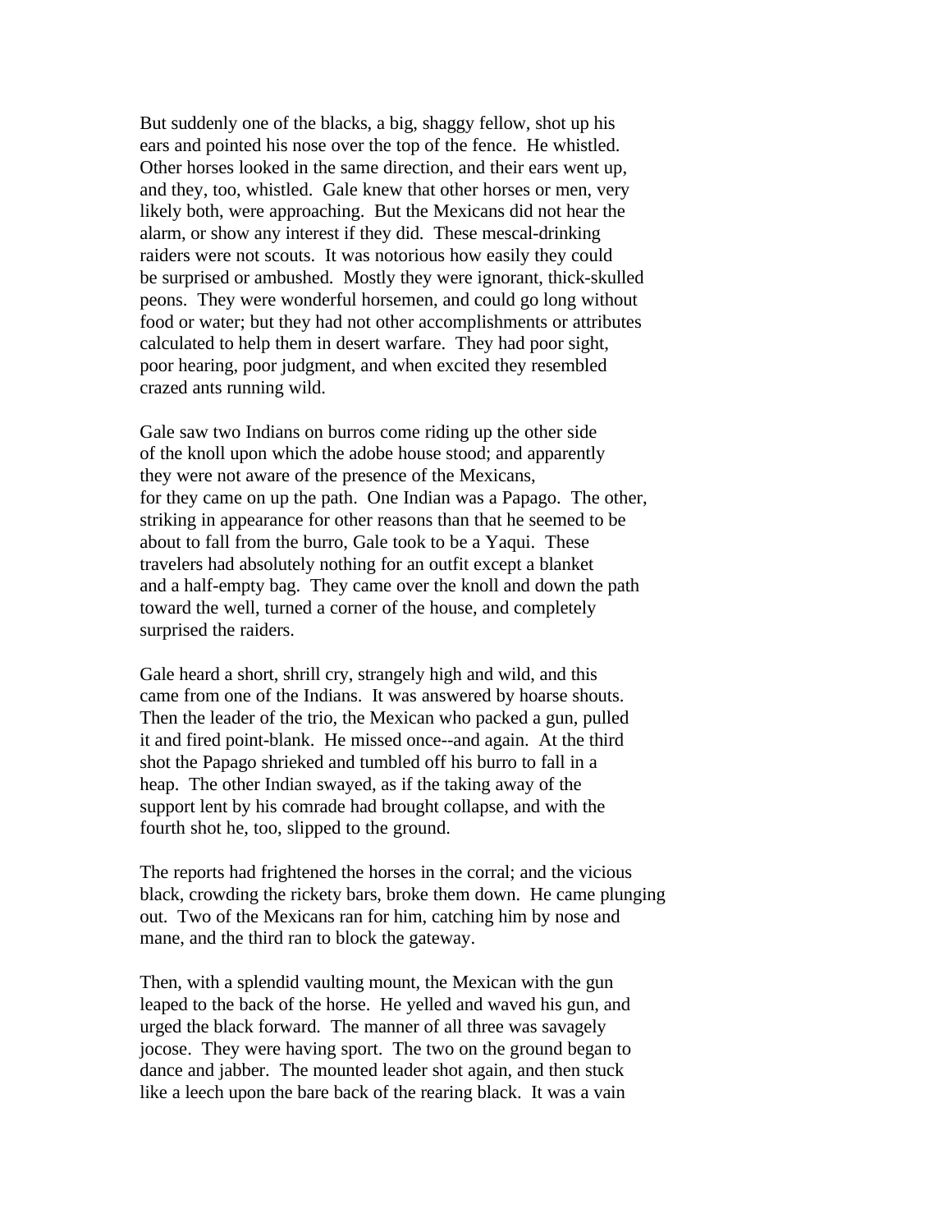But suddenly one of the blacks, a big, shaggy fellow, shot up his ears and pointed his nose over the top of the fence. He whistled. Other horses looked in the same direction, and their ears went up, and they, too, whistled. Gale knew that other horses or men, very likely both, were approaching. But the Mexicans did not hear the alarm, or show any interest if they did. These mescal-drinking raiders were not scouts. It was notorious how easily they could be surprised or ambushed. Mostly they were ignorant, thick-skulled peons. They were wonderful horsemen, and could go long without food or water; but they had not other accomplishments or attributes calculated to help them in desert warfare. They had poor sight, poor hearing, poor judgment, and when excited they resembled crazed ants running wild.

Gale saw two Indians on burros come riding up the other side of the knoll upon which the adobe house stood; and apparently they were not aware of the presence of the Mexicans, for they came on up the path. One Indian was a Papago. The other, striking in appearance for other reasons than that he seemed to be about to fall from the burro, Gale took to be a Yaqui. These travelers had absolutely nothing for an outfit except a blanket and a half-empty bag. They came over the knoll and down the path toward the well, turned a corner of the house, and completely surprised the raiders.

Gale heard a short, shrill cry, strangely high and wild, and this came from one of the Indians. It was answered by hoarse shouts. Then the leader of the trio, the Mexican who packed a gun, pulled it and fired point-blank. He missed once--and again. At the third shot the Papago shrieked and tumbled off his burro to fall in a heap. The other Indian swayed, as if the taking away of the support lent by his comrade had brought collapse, and with the fourth shot he, too, slipped to the ground.

The reports had frightened the horses in the corral; and the vicious black, crowding the rickety bars, broke them down. He came plunging out. Two of the Mexicans ran for him, catching him by nose and mane, and the third ran to block the gateway.

Then, with a splendid vaulting mount, the Mexican with the gun leaped to the back of the horse. He yelled and waved his gun, and urged the black forward. The manner of all three was savagely jocose. They were having sport. The two on the ground began to dance and jabber. The mounted leader shot again, and then stuck like a leech upon the bare back of the rearing black. It was a vain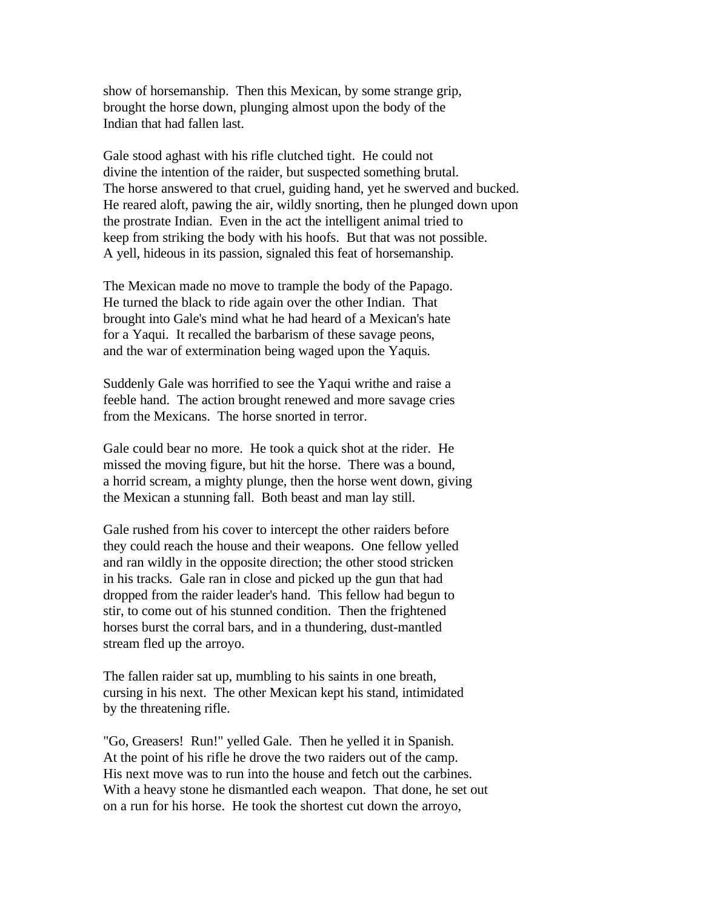show of horsemanship. Then this Mexican, by some strange grip, brought the horse down, plunging almost upon the body of the Indian that had fallen last.

Gale stood aghast with his rifle clutched tight. He could not divine the intention of the raider, but suspected something brutal. The horse answered to that cruel, guiding hand, yet he swerved and bucked. He reared aloft, pawing the air, wildly snorting, then he plunged down upon the prostrate Indian. Even in the act the intelligent animal tried to keep from striking the body with his hoofs. But that was not possible. A yell, hideous in its passion, signaled this feat of horsemanship.

The Mexican made no move to trample the body of the Papago. He turned the black to ride again over the other Indian. That brought into Gale's mind what he had heard of a Mexican's hate for a Yaqui. It recalled the barbarism of these savage peons, and the war of extermination being waged upon the Yaquis.

Suddenly Gale was horrified to see the Yaqui writhe and raise a feeble hand. The action brought renewed and more savage cries from the Mexicans. The horse snorted in terror.

Gale could bear no more. He took a quick shot at the rider. He missed the moving figure, but hit the horse. There was a bound, a horrid scream, a mighty plunge, then the horse went down, giving the Mexican a stunning fall. Both beast and man lay still.

Gale rushed from his cover to intercept the other raiders before they could reach the house and their weapons. One fellow yelled and ran wildly in the opposite direction; the other stood stricken in his tracks. Gale ran in close and picked up the gun that had dropped from the raider leader's hand. This fellow had begun to stir, to come out of his stunned condition. Then the frightened horses burst the corral bars, and in a thundering, dust-mantled stream fled up the arroyo.

The fallen raider sat up, mumbling to his saints in one breath, cursing in his next. The other Mexican kept his stand, intimidated by the threatening rifle.

"Go, Greasers! Run!" yelled Gale. Then he yelled it in Spanish. At the point of his rifle he drove the two raiders out of the camp. His next move was to run into the house and fetch out the carbines. With a heavy stone he dismantled each weapon. That done, he set out on a run for his horse. He took the shortest cut down the arroyo,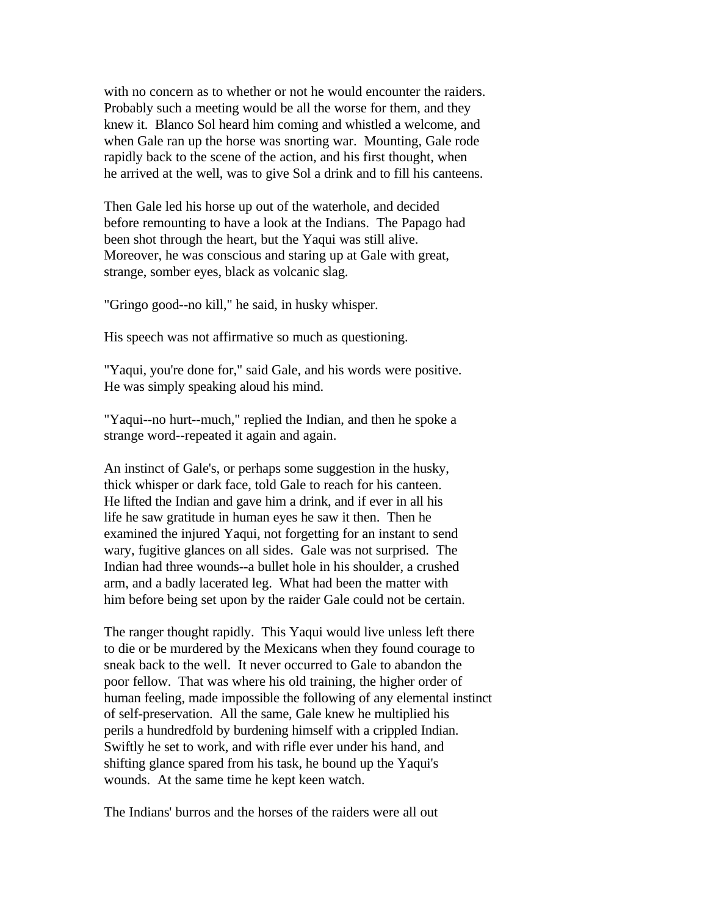with no concern as to whether or not he would encounter the raiders. Probably such a meeting would be all the worse for them, and they knew it. Blanco Sol heard him coming and whistled a welcome, and when Gale ran up the horse was snorting war. Mounting, Gale rode rapidly back to the scene of the action, and his first thought, when he arrived at the well, was to give Sol a drink and to fill his canteens.

Then Gale led his horse up out of the waterhole, and decided before remounting to have a look at the Indians. The Papago had been shot through the heart, but the Yaqui was still alive. Moreover, he was conscious and staring up at Gale with great, strange, somber eyes, black as volcanic slag.

"Gringo good--no kill," he said, in husky whisper.

His speech was not affirmative so much as questioning.

"Yaqui, you're done for," said Gale, and his words were positive. He was simply speaking aloud his mind.

"Yaqui--no hurt--much," replied the Indian, and then he spoke a strange word--repeated it again and again.

An instinct of Gale's, or perhaps some suggestion in the husky, thick whisper or dark face, told Gale to reach for his canteen. He lifted the Indian and gave him a drink, and if ever in all his life he saw gratitude in human eyes he saw it then. Then he examined the injured Yaqui, not forgetting for an instant to send wary, fugitive glances on all sides. Gale was not surprised. The Indian had three wounds--a bullet hole in his shoulder, a crushed arm, and a badly lacerated leg. What had been the matter with him before being set upon by the raider Gale could not be certain.

The ranger thought rapidly. This Yaqui would live unless left there to die or be murdered by the Mexicans when they found courage to sneak back to the well. It never occurred to Gale to abandon the poor fellow. That was where his old training, the higher order of human feeling, made impossible the following of any elemental instinct of self-preservation. All the same, Gale knew he multiplied his perils a hundredfold by burdening himself with a crippled Indian. Swiftly he set to work, and with rifle ever under his hand, and shifting glance spared from his task, he bound up the Yaqui's wounds. At the same time he kept keen watch.

The Indians' burros and the horses of the raiders were all out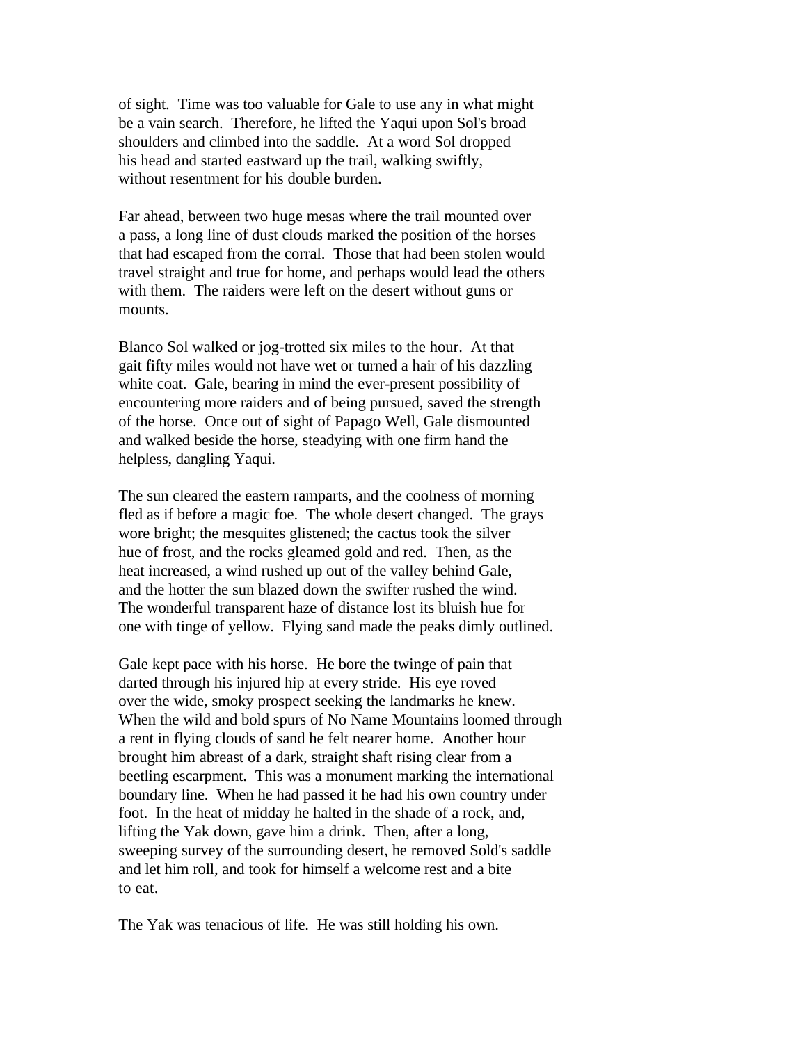of sight. Time was too valuable for Gale to use any in what might be a vain search. Therefore, he lifted the Yaqui upon Sol's broad shoulders and climbed into the saddle. At a word Sol dropped his head and started eastward up the trail, walking swiftly, without resentment for his double burden.

Far ahead, between two huge mesas where the trail mounted over a pass, a long line of dust clouds marked the position of the horses that had escaped from the corral. Those that had been stolen would travel straight and true for home, and perhaps would lead the others with them. The raiders were left on the desert without guns or mounts.

Blanco Sol walked or jog-trotted six miles to the hour. At that gait fifty miles would not have wet or turned a hair of his dazzling white coat. Gale, bearing in mind the ever-present possibility of encountering more raiders and of being pursued, saved the strength of the horse. Once out of sight of Papago Well, Gale dismounted and walked beside the horse, steadying with one firm hand the helpless, dangling Yaqui.

The sun cleared the eastern ramparts, and the coolness of morning fled as if before a magic foe. The whole desert changed. The grays wore bright; the mesquites glistened; the cactus took the silver hue of frost, and the rocks gleamed gold and red. Then, as the heat increased, a wind rushed up out of the valley behind Gale, and the hotter the sun blazed down the swifter rushed the wind. The wonderful transparent haze of distance lost its bluish hue for one with tinge of yellow. Flying sand made the peaks dimly outlined.

Gale kept pace with his horse. He bore the twinge of pain that darted through his injured hip at every stride. His eye roved over the wide, smoky prospect seeking the landmarks he knew. When the wild and bold spurs of No Name Mountains loomed through a rent in flying clouds of sand he felt nearer home. Another hour brought him abreast of a dark, straight shaft rising clear from a beetling escarpment. This was a monument marking the international boundary line. When he had passed it he had his own country under foot. In the heat of midday he halted in the shade of a rock, and, lifting the Yak down, gave him a drink. Then, after a long, sweeping survey of the surrounding desert, he removed Sold's saddle and let him roll, and took for himself a welcome rest and a bite to eat.

The Yak was tenacious of life. He was still holding his own.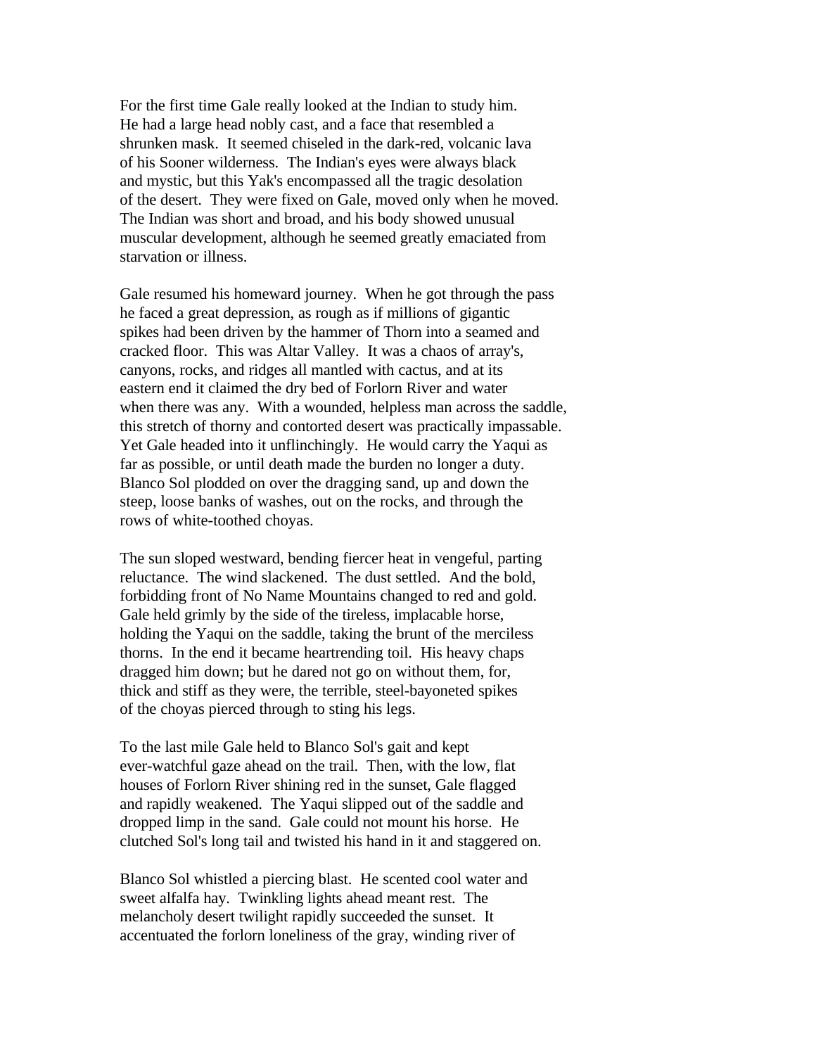For the first time Gale really looked at the Indian to study him. He had a large head nobly cast, and a face that resembled a shrunken mask. It seemed chiseled in the dark-red, volcanic lava of his Sooner wilderness. The Indian's eyes were always black and mystic, but this Yak's encompassed all the tragic desolation of the desert. They were fixed on Gale, moved only when he moved. The Indian was short and broad, and his body showed unusual muscular development, although he seemed greatly emaciated from starvation or illness.

Gale resumed his homeward journey. When he got through the pass he faced a great depression, as rough as if millions of gigantic spikes had been driven by the hammer of Thorn into a seamed and cracked floor. This was Altar Valley. It was a chaos of array's, canyons, rocks, and ridges all mantled with cactus, and at its eastern end it claimed the dry bed of Forlorn River and water when there was any. With a wounded, helpless man across the saddle, this stretch of thorny and contorted desert was practically impassable. Yet Gale headed into it unflinchingly. He would carry the Yaqui as far as possible, or until death made the burden no longer a duty. Blanco Sol plodded on over the dragging sand, up and down the steep, loose banks of washes, out on the rocks, and through the rows of white-toothed choyas.

The sun sloped westward, bending fiercer heat in vengeful, parting reluctance. The wind slackened. The dust settled. And the bold, forbidding front of No Name Mountains changed to red and gold. Gale held grimly by the side of the tireless, implacable horse, holding the Yaqui on the saddle, taking the brunt of the merciless thorns. In the end it became heartrending toil. His heavy chaps dragged him down; but he dared not go on without them, for, thick and stiff as they were, the terrible, steel-bayoneted spikes of the choyas pierced through to sting his legs.

To the last mile Gale held to Blanco Sol's gait and kept ever-watchful gaze ahead on the trail. Then, with the low, flat houses of Forlorn River shining red in the sunset, Gale flagged and rapidly weakened. The Yaqui slipped out of the saddle and dropped limp in the sand. Gale could not mount his horse. He clutched Sol's long tail and twisted his hand in it and staggered on.

Blanco Sol whistled a piercing blast. He scented cool water and sweet alfalfa hay. Twinkling lights ahead meant rest. The melancholy desert twilight rapidly succeeded the sunset. It accentuated the forlorn loneliness of the gray, winding river of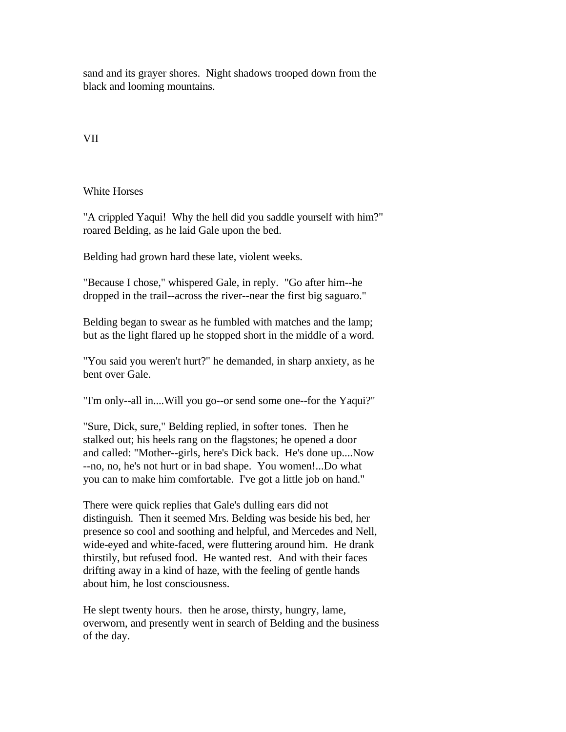sand and its grayer shores. Night shadows trooped down from the black and looming mountains.

# VII

## White Horses

"A crippled Yaqui! Why the hell did you saddle yourself with him?" roared Belding, as he laid Gale upon the bed.

Belding had grown hard these late, violent weeks.

"Because I chose," whispered Gale, in reply. "Go after him--he dropped in the trail--across the river--near the first big saguaro."

Belding began to swear as he fumbled with matches and the lamp; but as the light flared up he stopped short in the middle of a word.

"You said you weren't hurt?" he demanded, in sharp anxiety, as he bent over Gale.

"I'm only--all in....Will you go--or send some one--for the Yaqui?"

"Sure, Dick, sure," Belding replied, in softer tones. Then he stalked out; his heels rang on the flagstones; he opened a door and called: "Mother--girls, here's Dick back. He's done up....Now --no, no, he's not hurt or in bad shape. You women!...Do what you can to make him comfortable. I've got a little job on hand."

There were quick replies that Gale's dulling ears did not distinguish. Then it seemed Mrs. Belding was beside his bed, her presence so cool and soothing and helpful, and Mercedes and Nell, wide-eyed and white-faced, were fluttering around him. He drank thirstily, but refused food. He wanted rest. And with their faces drifting away in a kind of haze, with the feeling of gentle hands about him, he lost consciousness.

He slept twenty hours. then he arose, thirsty, hungry, lame, overworn, and presently went in search of Belding and the business of the day.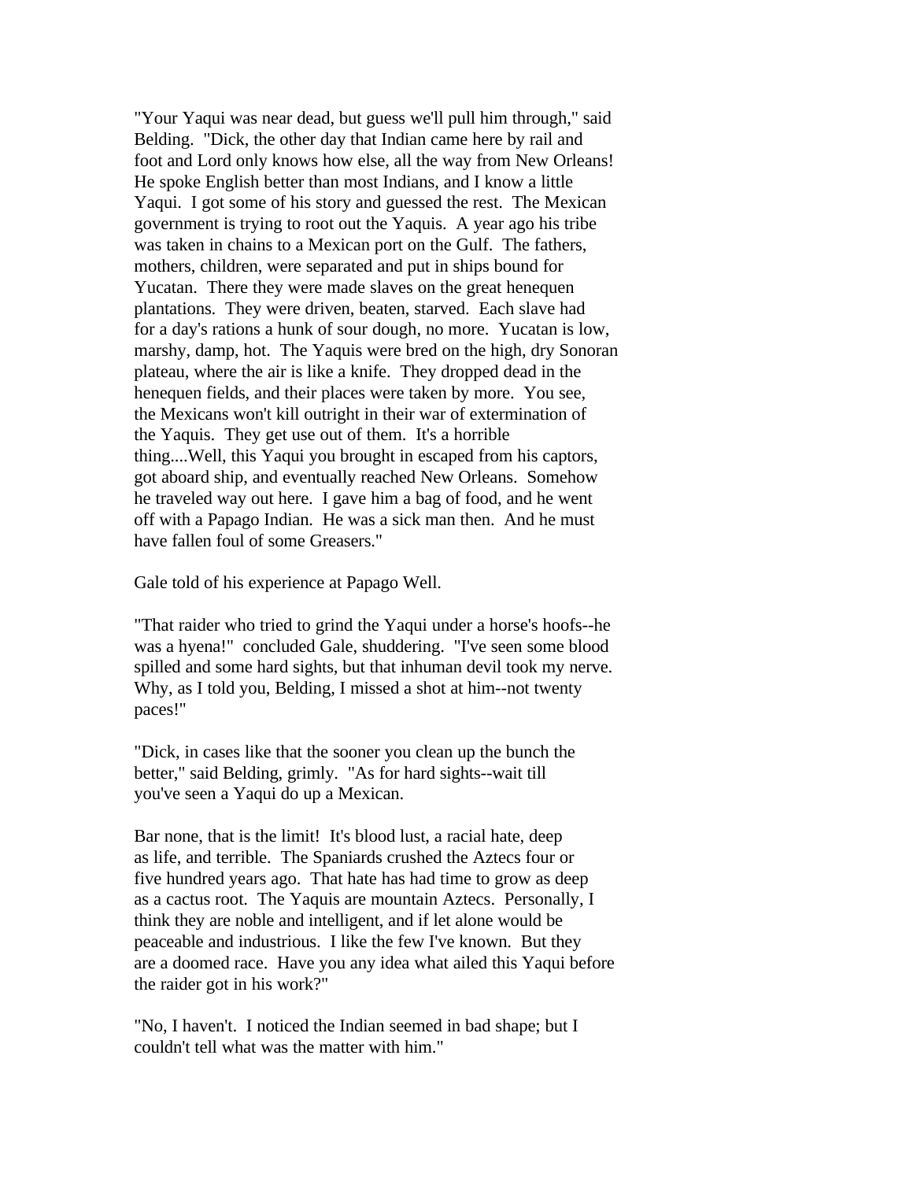"Your Yaqui was near dead, but guess we'll pull him through," said Belding. "Dick, the other day that Indian came here by rail and foot and Lord only knows how else, all the way from New Orleans! He spoke English better than most Indians, and I know a little Yaqui. I got some of his story and guessed the rest. The Mexican government is trying to root out the Yaquis. A year ago his tribe was taken in chains to a Mexican port on the Gulf. The fathers, mothers, children, were separated and put in ships bound for Yucatan. There they were made slaves on the great henequen plantations. They were driven, beaten, starved. Each slave had for a day's rations a hunk of sour dough, no more. Yucatan is low, marshy, damp, hot. The Yaquis were bred on the high, dry Sonoran plateau, where the air is like a knife. They dropped dead in the henequen fields, and their places were taken by more. You see, the Mexicans won't kill outright in their war of extermination of the Yaquis. They get use out of them. It's a horrible thing....Well, this Yaqui you brought in escaped from his captors, got aboard ship, and eventually reached New Orleans. Somehow he traveled way out here. I gave him a bag of food, and he went off with a Papago Indian. He was a sick man then. And he must have fallen foul of some Greasers."

Gale told of his experience at Papago Well.

"That raider who tried to grind the Yaqui under a horse's hoofs--he was a hyena!" concluded Gale, shuddering. "I've seen some blood spilled and some hard sights, but that inhuman devil took my nerve. Why, as I told you, Belding, I missed a shot at him--not twenty paces!"

"Dick, in cases like that the sooner you clean up the bunch the better," said Belding, grimly. "As for hard sights--wait till you've seen a Yaqui do up a Mexican.

Bar none, that is the limit! It's blood lust, a racial hate, deep as life, and terrible. The Spaniards crushed the Aztecs four or five hundred years ago. That hate has had time to grow as deep as a cactus root. The Yaquis are mountain Aztecs. Personally, I think they are noble and intelligent, and if let alone would be peaceable and industrious. I like the few I've known. But they are a doomed race. Have you any idea what ailed this Yaqui before the raider got in his work?"

"No, I haven't. I noticed the Indian seemed in bad shape; but I couldn't tell what was the matter with him."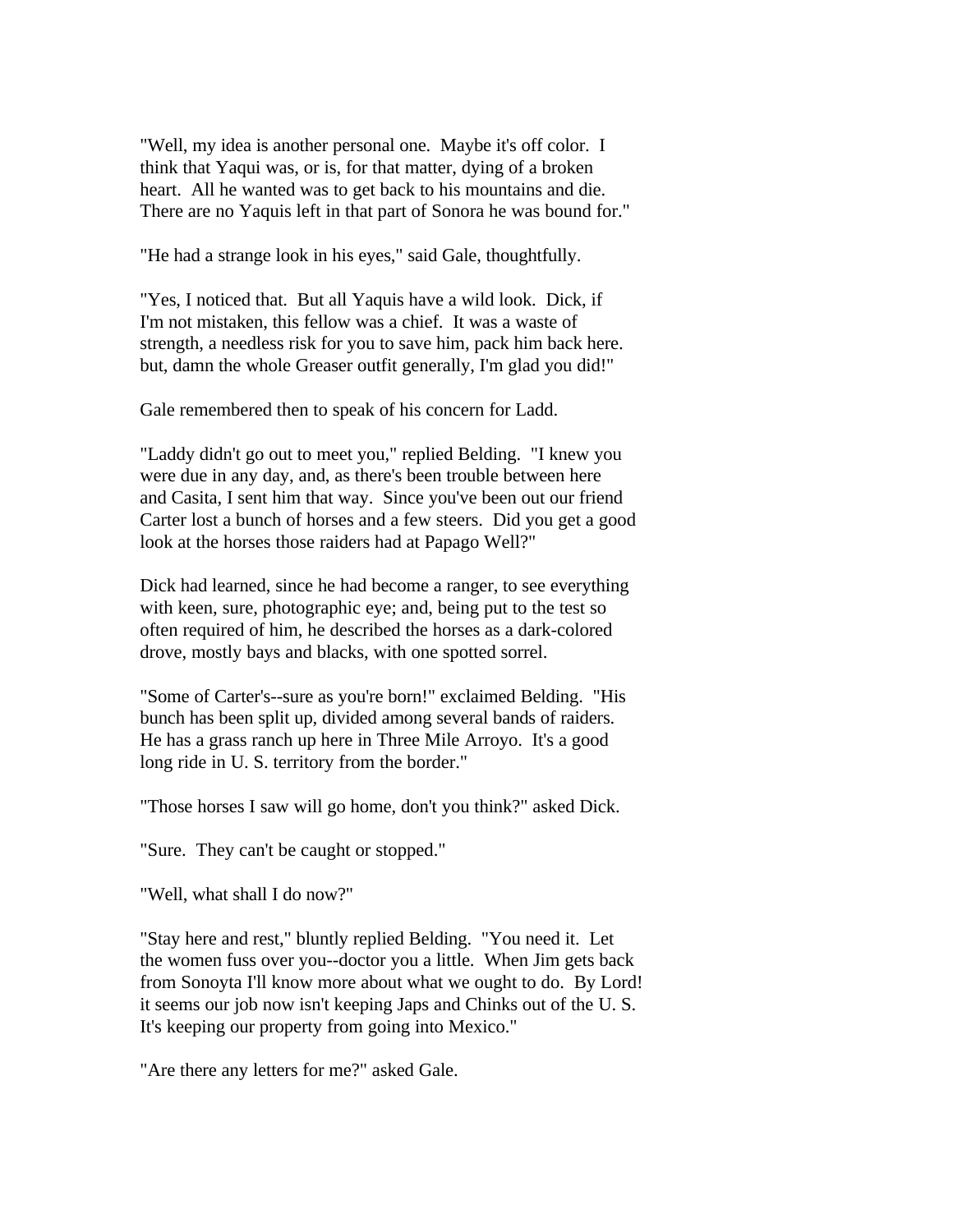"Well, my idea is another personal one. Maybe it's off color. I think that Yaqui was, or is, for that matter, dying of a broken heart. All he wanted was to get back to his mountains and die. There are no Yaquis left in that part of Sonora he was bound for."

"He had a strange look in his eyes," said Gale, thoughtfully.

"Yes, I noticed that. But all Yaquis have a wild look. Dick, if I'm not mistaken, this fellow was a chief. It was a waste of strength, a needless risk for you to save him, pack him back here. but, damn the whole Greaser outfit generally, I'm glad you did!"

Gale remembered then to speak of his concern for Ladd.

"Laddy didn't go out to meet you," replied Belding. "I knew you were due in any day, and, as there's been trouble between here and Casita, I sent him that way. Since you've been out our friend Carter lost a bunch of horses and a few steers. Did you get a good look at the horses those raiders had at Papago Well?"

Dick had learned, since he had become a ranger, to see everything with keen, sure, photographic eye; and, being put to the test so often required of him, he described the horses as a dark-colored drove, mostly bays and blacks, with one spotted sorrel.

"Some of Carter's--sure as you're born!" exclaimed Belding. "His bunch has been split up, divided among several bands of raiders. He has a grass ranch up here in Three Mile Arroyo. It's a good long ride in U. S. territory from the border."

"Those horses I saw will go home, don't you think?" asked Dick.

"Sure. They can't be caught or stopped."

"Well, what shall I do now?"

"Stay here and rest," bluntly replied Belding. "You need it. Let the women fuss over you--doctor you a little. When Jim gets back from Sonoyta I'll know more about what we ought to do. By Lord! it seems our job now isn't keeping Japs and Chinks out of the U. S. It's keeping our property from going into Mexico."

"Are there any letters for me?" asked Gale.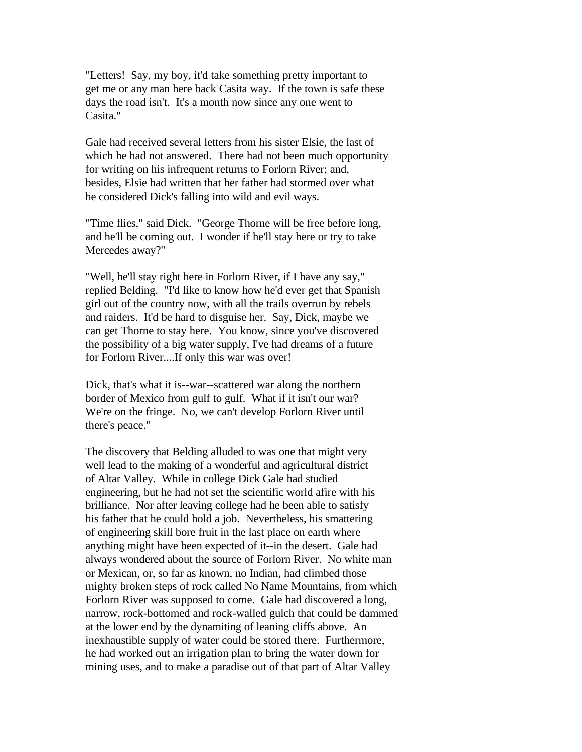"Letters! Say, my boy, it'd take something pretty important to get me or any man here back Casita way. If the town is safe these days the road isn't. It's a month now since any one went to Casita."

Gale had received several letters from his sister Elsie, the last of which he had not answered. There had not been much opportunity for writing on his infrequent returns to Forlorn River; and, besides, Elsie had written that her father had stormed over what he considered Dick's falling into wild and evil ways.

"Time flies," said Dick. "George Thorne will be free before long, and he'll be coming out. I wonder if he'll stay here or try to take Mercedes away?"

"Well, he'll stay right here in Forlorn River, if I have any say," replied Belding. "I'd like to know how he'd ever get that Spanish girl out of the country now, with all the trails overrun by rebels and raiders. It'd be hard to disguise her. Say, Dick, maybe we can get Thorne to stay here. You know, since you've discovered the possibility of a big water supply, I've had dreams of a future for Forlorn River....If only this war was over!

Dick, that's what it is--war--scattered war along the northern border of Mexico from gulf to gulf. What if it isn't our war? We're on the fringe. No, we can't develop Forlorn River until there's peace."

The discovery that Belding alluded to was one that might very well lead to the making of a wonderful and agricultural district of Altar Valley. While in college Dick Gale had studied engineering, but he had not set the scientific world afire with his brilliance. Nor after leaving college had he been able to satisfy his father that he could hold a job. Nevertheless, his smattering of engineering skill bore fruit in the last place on earth where anything might have been expected of it--in the desert. Gale had always wondered about the source of Forlorn River. No white man or Mexican, or, so far as known, no Indian, had climbed those mighty broken steps of rock called No Name Mountains, from which Forlorn River was supposed to come. Gale had discovered a long, narrow, rock-bottomed and rock-walled gulch that could be dammed at the lower end by the dynamiting of leaning cliffs above. An inexhaustible supply of water could be stored there. Furthermore, he had worked out an irrigation plan to bring the water down for mining uses, and to make a paradise out of that part of Altar Valley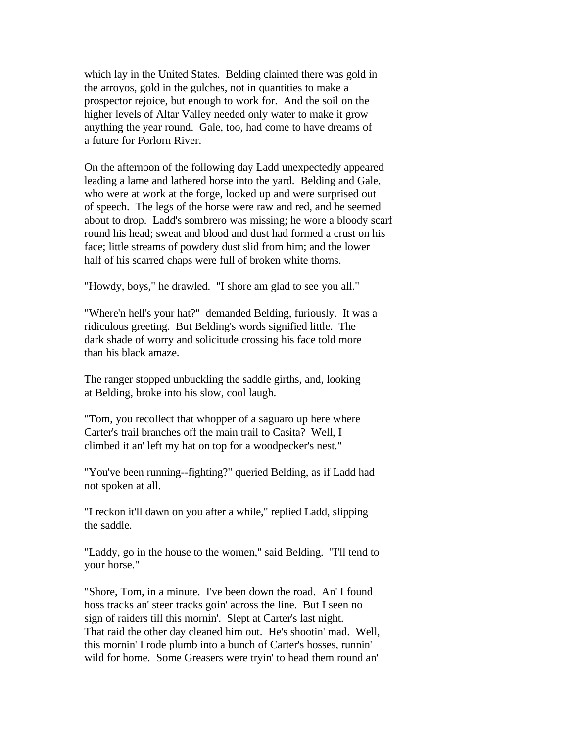which lay in the United States. Belding claimed there was gold in the arroyos, gold in the gulches, not in quantities to make a prospector rejoice, but enough to work for. And the soil on the higher levels of Altar Valley needed only water to make it grow anything the year round. Gale, too, had come to have dreams of a future for Forlorn River.

On the afternoon of the following day Ladd unexpectedly appeared leading a lame and lathered horse into the yard. Belding and Gale, who were at work at the forge, looked up and were surprised out of speech. The legs of the horse were raw and red, and he seemed about to drop. Ladd's sombrero was missing; he wore a bloody scarf round his head; sweat and blood and dust had formed a crust on his face; little streams of powdery dust slid from him; and the lower half of his scarred chaps were full of broken white thorns.

"Howdy, boys," he drawled. "I shore am glad to see you all."

"Where'n hell's your hat?" demanded Belding, furiously. It was a ridiculous greeting. But Belding's words signified little. The dark shade of worry and solicitude crossing his face told more than his black amaze.

The ranger stopped unbuckling the saddle girths, and, looking at Belding, broke into his slow, cool laugh.

"Tom, you recollect that whopper of a saguaro up here where Carter's trail branches off the main trail to Casita? Well, I climbed it an' left my hat on top for a woodpecker's nest."

"You've been running--fighting?" queried Belding, as if Ladd had not spoken at all.

"I reckon it'll dawn on you after a while," replied Ladd, slipping the saddle.

"Laddy, go in the house to the women," said Belding. "I'll tend to your horse."

"Shore, Tom, in a minute. I've been down the road. An' I found hoss tracks an' steer tracks goin' across the line. But I seen no sign of raiders till this mornin'. Slept at Carter's last night. That raid the other day cleaned him out. He's shootin' mad. Well, this mornin' I rode plumb into a bunch of Carter's hosses, runnin' wild for home. Some Greasers were tryin' to head them round an'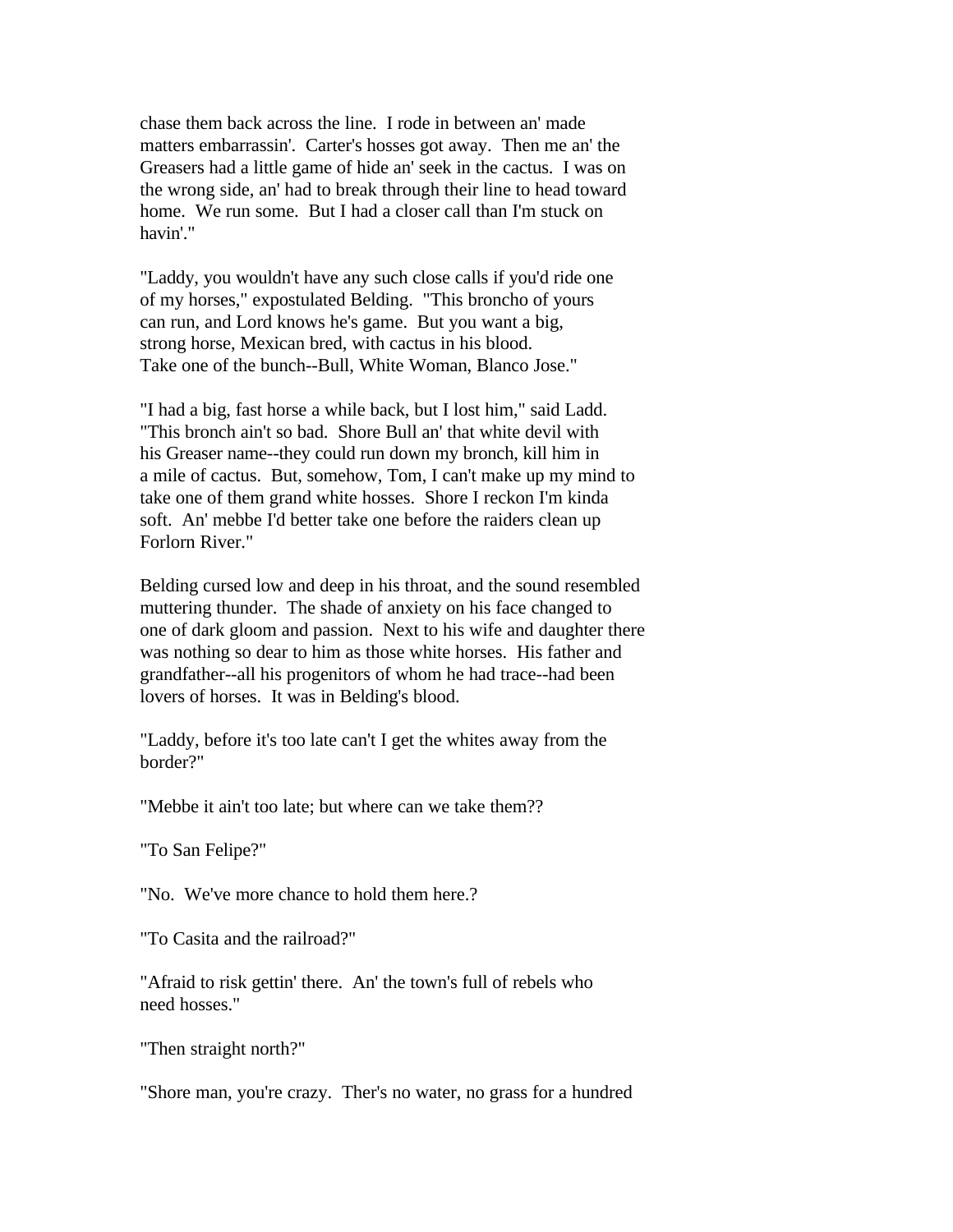chase them back across the line. I rode in between an' made matters embarrassin'. Carter's hosses got away. Then me an' the Greasers had a little game of hide an' seek in the cactus. I was on the wrong side, an' had to break through their line to head toward home. We run some. But I had a closer call than I'm stuck on havin'."

"Laddy, you wouldn't have any such close calls if you'd ride one of my horses," expostulated Belding. "This broncho of yours can run, and Lord knows he's game. But you want a big, strong horse, Mexican bred, with cactus in his blood. Take one of the bunch--Bull, White Woman, Blanco Jose."

"I had a big, fast horse a while back, but I lost him," said Ladd. "This bronch ain't so bad. Shore Bull an' that white devil with his Greaser name--they could run down my bronch, kill him in a mile of cactus. But, somehow, Tom, I can't make up my mind to take one of them grand white hosses. Shore I reckon I'm kinda soft. An' mebbe I'd better take one before the raiders clean up Forlorn River."

Belding cursed low and deep in his throat, and the sound resembled muttering thunder. The shade of anxiety on his face changed to one of dark gloom and passion. Next to his wife and daughter there was nothing so dear to him as those white horses. His father and grandfather--all his progenitors of whom he had trace--had been lovers of horses. It was in Belding's blood.

"Laddy, before it's too late can't I get the whites away from the border?"

"Mebbe it ain't too late; but where can we take them??

"To San Felipe?"

"No. We've more chance to hold them here.?

"To Casita and the railroad?"

"Afraid to risk gettin' there. An' the town's full of rebels who need hosses."

"Then straight north?"

"Shore man, you're crazy. Ther's no water, no grass for a hundred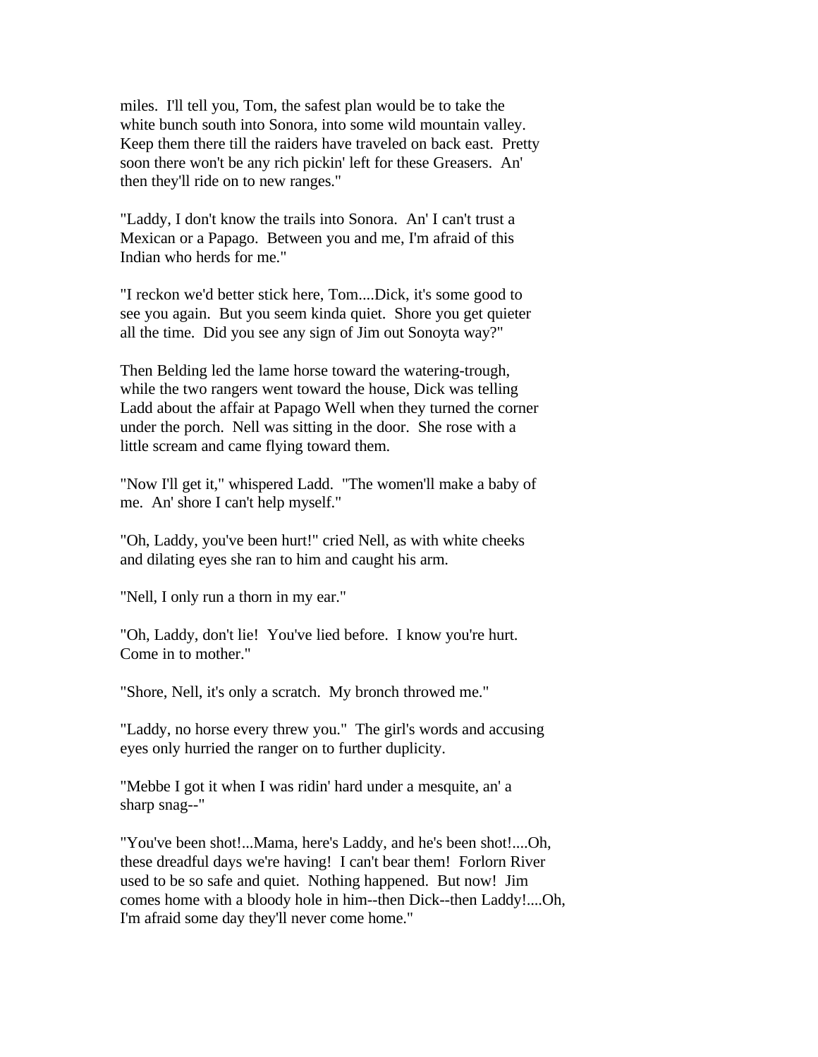miles. I'll tell you, Tom, the safest plan would be to take the white bunch south into Sonora, into some wild mountain valley. Keep them there till the raiders have traveled on back east. Pretty soon there won't be any rich pickin' left for these Greasers. An' then they'll ride on to new ranges."

"Laddy, I don't know the trails into Sonora. An' I can't trust a Mexican or a Papago. Between you and me, I'm afraid of this Indian who herds for me."

"I reckon we'd better stick here, Tom....Dick, it's some good to see you again. But you seem kinda quiet. Shore you get quieter all the time. Did you see any sign of Jim out Sonoyta way?"

Then Belding led the lame horse toward the watering-trough, while the two rangers went toward the house, Dick was telling Ladd about the affair at Papago Well when they turned the corner under the porch. Nell was sitting in the door. She rose with a little scream and came flying toward them.

"Now I'll get it," whispered Ladd. "The women'll make a baby of me. An' shore I can't help myself."

"Oh, Laddy, you've been hurt!" cried Nell, as with white cheeks and dilating eyes she ran to him and caught his arm.

"Nell, I only run a thorn in my ear."

"Oh, Laddy, don't lie! You've lied before. I know you're hurt. Come in to mother."

"Shore, Nell, it's only a scratch. My bronch throwed me."

"Laddy, no horse every threw you." The girl's words and accusing eyes only hurried the ranger on to further duplicity.

"Mebbe I got it when I was ridin' hard under a mesquite, an' a sharp snag--"

"You've been shot!...Mama, here's Laddy, and he's been shot!....Oh, these dreadful days we're having! I can't bear them! Forlorn River used to be so safe and quiet. Nothing happened. But now! Jim comes home with a bloody hole in him--then Dick--then Laddy!....Oh, I'm afraid some day they'll never come home."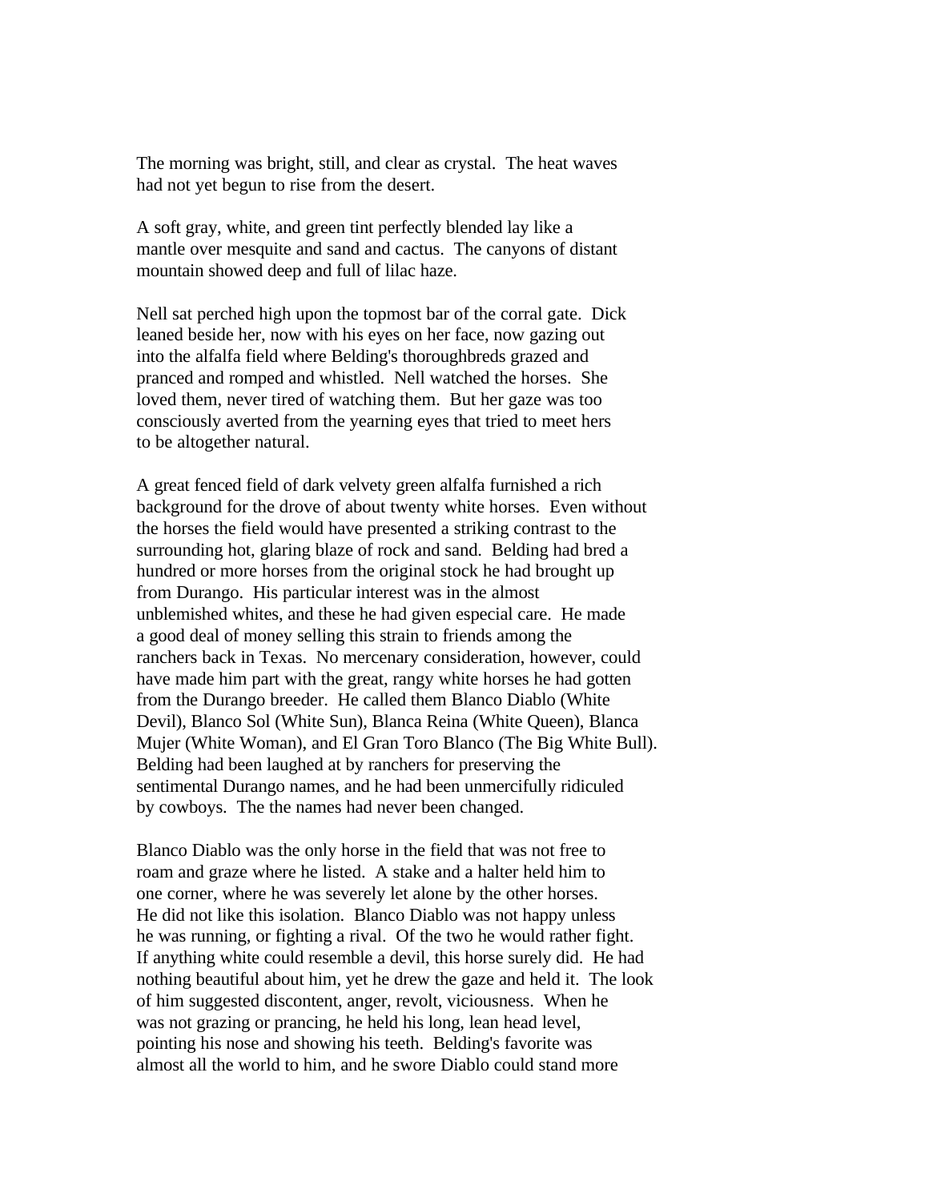The morning was bright, still, and clear as crystal. The heat waves had not yet begun to rise from the desert.

A soft gray, white, and green tint perfectly blended lay like a mantle over mesquite and sand and cactus. The canyons of distant mountain showed deep and full of lilac haze.

Nell sat perched high upon the topmost bar of the corral gate. Dick leaned beside her, now with his eyes on her face, now gazing out into the alfalfa field where Belding's thoroughbreds grazed and pranced and romped and whistled. Nell watched the horses. She loved them, never tired of watching them. But her gaze was too consciously averted from the yearning eyes that tried to meet hers to be altogether natural.

A great fenced field of dark velvety green alfalfa furnished a rich background for the drove of about twenty white horses. Even without the horses the field would have presented a striking contrast to the surrounding hot, glaring blaze of rock and sand. Belding had bred a hundred or more horses from the original stock he had brought up from Durango. His particular interest was in the almost unblemished whites, and these he had given especial care. He made a good deal of money selling this strain to friends among the ranchers back in Texas. No mercenary consideration, however, could have made him part with the great, rangy white horses he had gotten from the Durango breeder. He called them Blanco Diablo (White Devil), Blanco Sol (White Sun), Blanca Reina (White Queen), Blanca Mujer (White Woman), and El Gran Toro Blanco (The Big White Bull). Belding had been laughed at by ranchers for preserving the sentimental Durango names, and he had been unmercifully ridiculed by cowboys. The the names had never been changed.

Blanco Diablo was the only horse in the field that was not free to roam and graze where he listed. A stake and a halter held him to one corner, where he was severely let alone by the other horses. He did not like this isolation. Blanco Diablo was not happy unless he was running, or fighting a rival. Of the two he would rather fight. If anything white could resemble a devil, this horse surely did. He had nothing beautiful about him, yet he drew the gaze and held it. The look of him suggested discontent, anger, revolt, viciousness. When he was not grazing or prancing, he held his long, lean head level, pointing his nose and showing his teeth. Belding's favorite was almost all the world to him, and he swore Diablo could stand more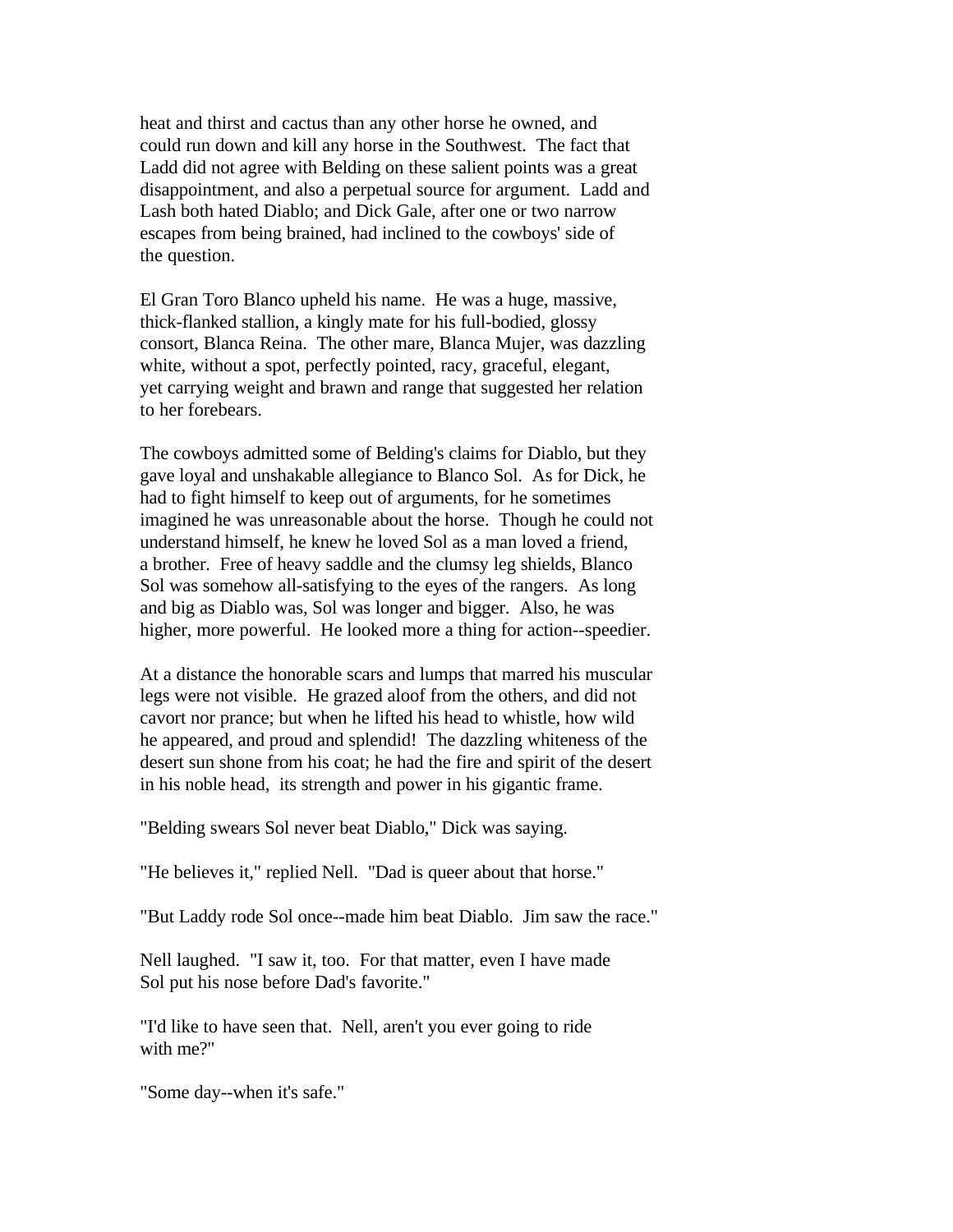heat and thirst and cactus than any other horse he owned, and could run down and kill any horse in the Southwest. The fact that Ladd did not agree with Belding on these salient points was a great disappointment, and also a perpetual source for argument. Ladd and Lash both hated Diablo; and Dick Gale, after one or two narrow escapes from being brained, had inclined to the cowboys' side of the question.

El Gran Toro Blanco upheld his name. He was a huge, massive, thick-flanked stallion, a kingly mate for his full-bodied, glossy consort, Blanca Reina. The other mare, Blanca Mujer, was dazzling white, without a spot, perfectly pointed, racy, graceful, elegant, yet carrying weight and brawn and range that suggested her relation to her forebears.

The cowboys admitted some of Belding's claims for Diablo, but they gave loyal and unshakable allegiance to Blanco Sol. As for Dick, he had to fight himself to keep out of arguments, for he sometimes imagined he was unreasonable about the horse. Though he could not understand himself, he knew he loved Sol as a man loved a friend, a brother. Free of heavy saddle and the clumsy leg shields, Blanco Sol was somehow all-satisfying to the eyes of the rangers. As long and big as Diablo was, Sol was longer and bigger. Also, he was higher, more powerful. He looked more a thing for action--speedier.

At a distance the honorable scars and lumps that marred his muscular legs were not visible. He grazed aloof from the others, and did not cavort nor prance; but when he lifted his head to whistle, how wild he appeared, and proud and splendid! The dazzling whiteness of the desert sun shone from his coat; he had the fire and spirit of the desert in his noble head, its strength and power in his gigantic frame.

"Belding swears Sol never beat Diablo," Dick was saying.

"He believes it," replied Nell. "Dad is queer about that horse."

"But Laddy rode Sol once--made him beat Diablo. Jim saw the race."

Nell laughed. "I saw it, too. For that matter, even I have made Sol put his nose before Dad's favorite."

"I'd like to have seen that. Nell, aren't you ever going to ride with me?"

"Some day--when it's safe."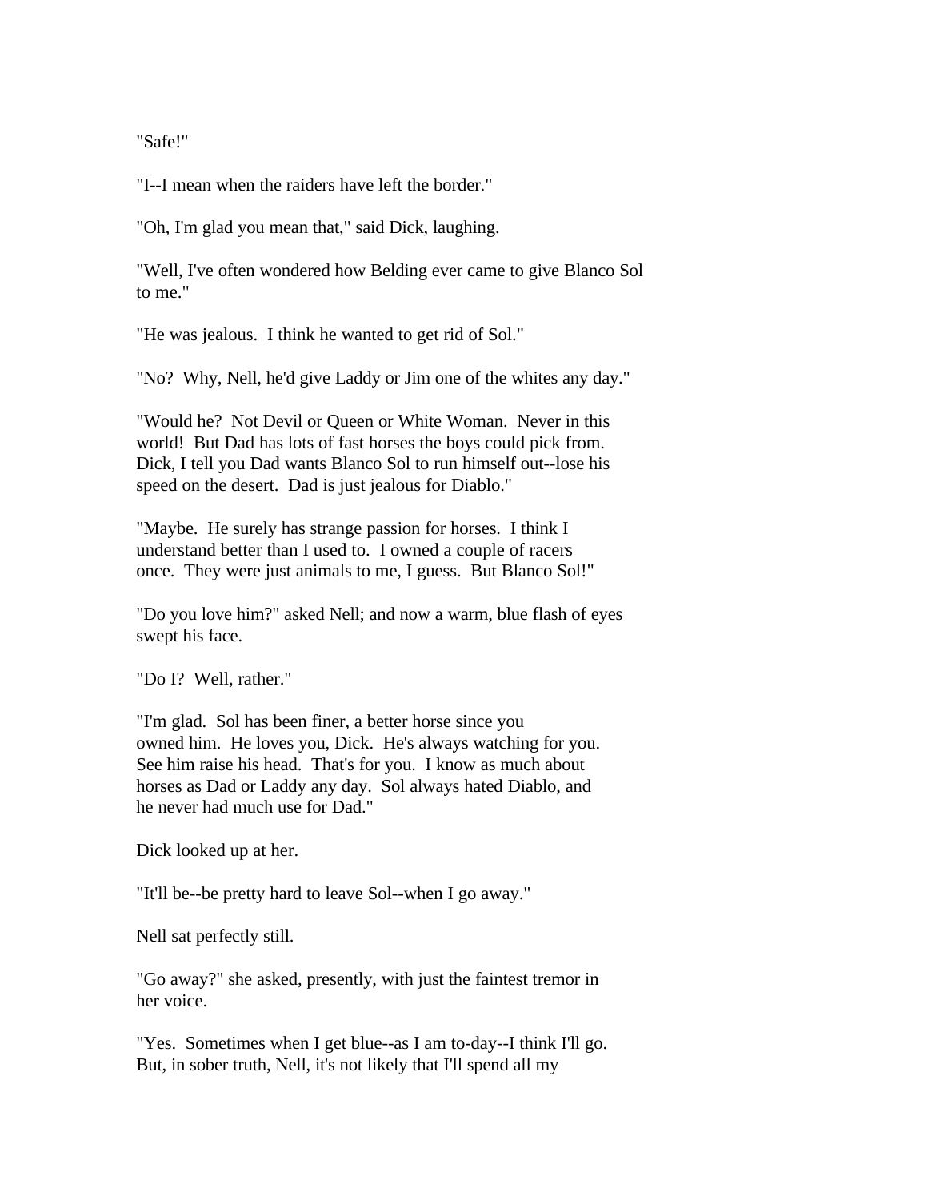"Safe!"

"I--I mean when the raiders have left the border."

"Oh, I'm glad you mean that," said Dick, laughing.

"Well, I've often wondered how Belding ever came to give Blanco Sol to me."

"He was jealous. I think he wanted to get rid of Sol."

"No? Why, Nell, he'd give Laddy or Jim one of the whites any day."

"Would he? Not Devil or Queen or White Woman. Never in this world! But Dad has lots of fast horses the boys could pick from. Dick, I tell you Dad wants Blanco Sol to run himself out--lose his speed on the desert. Dad is just jealous for Diablo."

"Maybe. He surely has strange passion for horses. I think I understand better than I used to. I owned a couple of racers once. They were just animals to me, I guess. But Blanco Sol!"

"Do you love him?" asked Nell; and now a warm, blue flash of eyes swept his face.

"Do I? Well, rather."

"I'm glad. Sol has been finer, a better horse since you owned him. He loves you, Dick. He's always watching for you. See him raise his head. That's for you. I know as much about horses as Dad or Laddy any day. Sol always hated Diablo, and he never had much use for Dad."

Dick looked up at her.

"It'll be--be pretty hard to leave Sol--when I go away."

Nell sat perfectly still.

"Go away?" she asked, presently, with just the faintest tremor in her voice.

"Yes. Sometimes when I get blue--as I am to-day--I think I'll go. But, in sober truth, Nell, it's not likely that I'll spend all my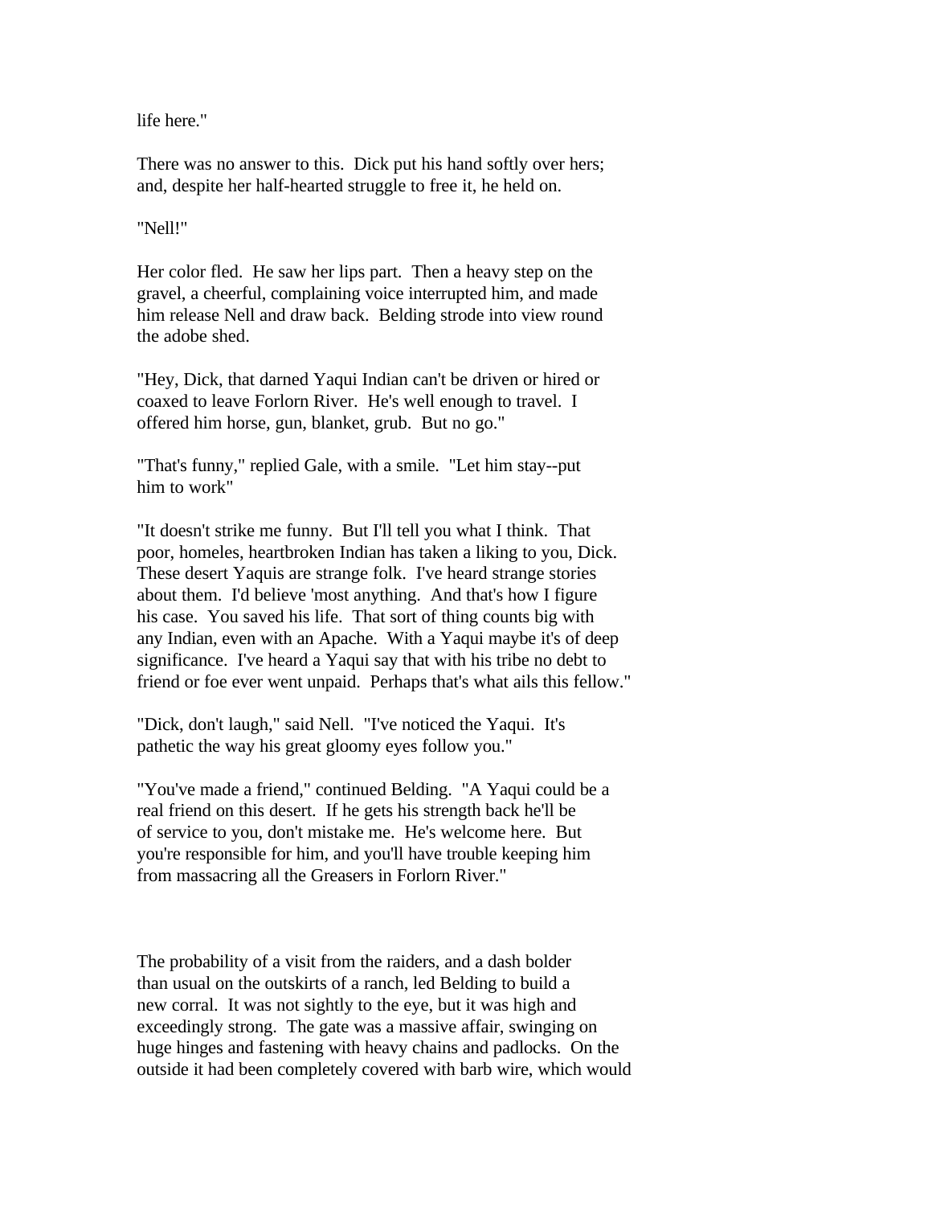life here."

There was no answer to this. Dick put his hand softly over hers; and, despite her half-hearted struggle to free it, he held on.

"Nell!"

Her color fled. He saw her lips part. Then a heavy step on the gravel, a cheerful, complaining voice interrupted him, and made him release Nell and draw back. Belding strode into view round the adobe shed.

"Hey, Dick, that darned Yaqui Indian can't be driven or hired or coaxed to leave Forlorn River. He's well enough to travel. I offered him horse, gun, blanket, grub. But no go."

"That's funny," replied Gale, with a smile. "Let him stay--put him to work"

"It doesn't strike me funny. But I'll tell you what I think. That poor, homeles, heartbroken Indian has taken a liking to you, Dick. These desert Yaquis are strange folk. I've heard strange stories about them. I'd believe 'most anything. And that's how I figure his case. You saved his life. That sort of thing counts big with any Indian, even with an Apache. With a Yaqui maybe it's of deep significance. I've heard a Yaqui say that with his tribe no debt to friend or foe ever went unpaid. Perhaps that's what ails this fellow."

"Dick, don't laugh," said Nell. "I've noticed the Yaqui. It's pathetic the way his great gloomy eyes follow you."

"You've made a friend," continued Belding. "A Yaqui could be a real friend on this desert. If he gets his strength back he'll be of service to you, don't mistake me. He's welcome here. But you're responsible for him, and you'll have trouble keeping him from massacring all the Greasers in Forlorn River."

The probability of a visit from the raiders, and a dash bolder than usual on the outskirts of a ranch, led Belding to build a new corral. It was not sightly to the eye, but it was high and exceedingly strong. The gate was a massive affair, swinging on huge hinges and fastening with heavy chains and padlocks. On the outside it had been completely covered with barb wire, which would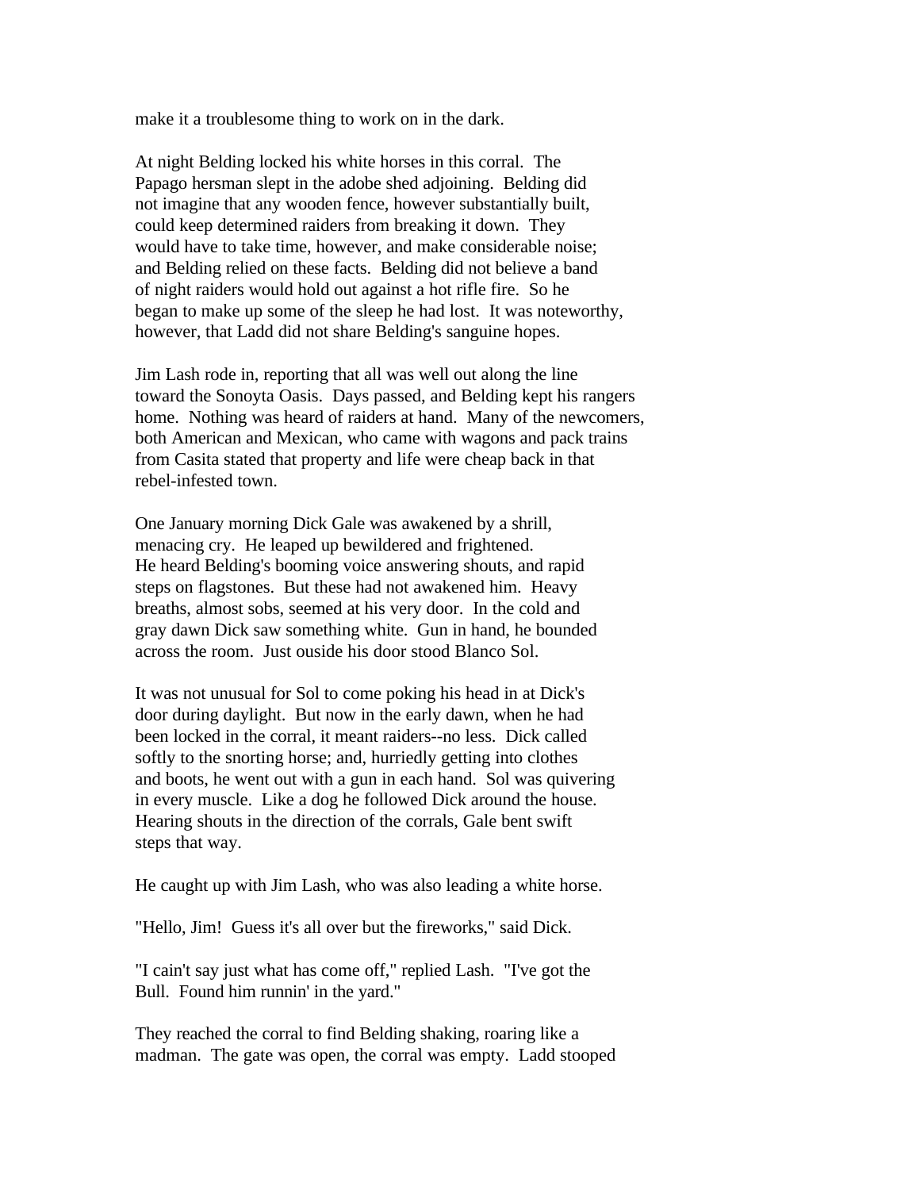make it a troublesome thing to work on in the dark.

At night Belding locked his white horses in this corral. The Papago hersman slept in the adobe shed adjoining. Belding did not imagine that any wooden fence, however substantially built, could keep determined raiders from breaking it down. They would have to take time, however, and make considerable noise; and Belding relied on these facts. Belding did not believe a band of night raiders would hold out against a hot rifle fire. So he began to make up some of the sleep he had lost. It was noteworthy, however, that Ladd did not share Belding's sanguine hopes.

Jim Lash rode in, reporting that all was well out along the line toward the Sonoyta Oasis. Days passed, and Belding kept his rangers home. Nothing was heard of raiders at hand. Many of the newcomers, both American and Mexican, who came with wagons and pack trains from Casita stated that property and life were cheap back in that rebel-infested town.

One January morning Dick Gale was awakened by a shrill, menacing cry. He leaped up bewildered and frightened. He heard Belding's booming voice answering shouts, and rapid steps on flagstones. But these had not awakened him. Heavy breaths, almost sobs, seemed at his very door. In the cold and gray dawn Dick saw something white. Gun in hand, he bounded across the room. Just ouside his door stood Blanco Sol.

It was not unusual for Sol to come poking his head in at Dick's door during daylight. But now in the early dawn, when he had been locked in the corral, it meant raiders--no less. Dick called softly to the snorting horse; and, hurriedly getting into clothes and boots, he went out with a gun in each hand. Sol was quivering in every muscle. Like a dog he followed Dick around the house. Hearing shouts in the direction of the corrals, Gale bent swift steps that way.

He caught up with Jim Lash, who was also leading a white horse.

"Hello, Jim! Guess it's all over but the fireworks," said Dick.

"I cain't say just what has come off," replied Lash. "I've got the Bull. Found him runnin' in the yard."

They reached the corral to find Belding shaking, roaring like a madman. The gate was open, the corral was empty. Ladd stooped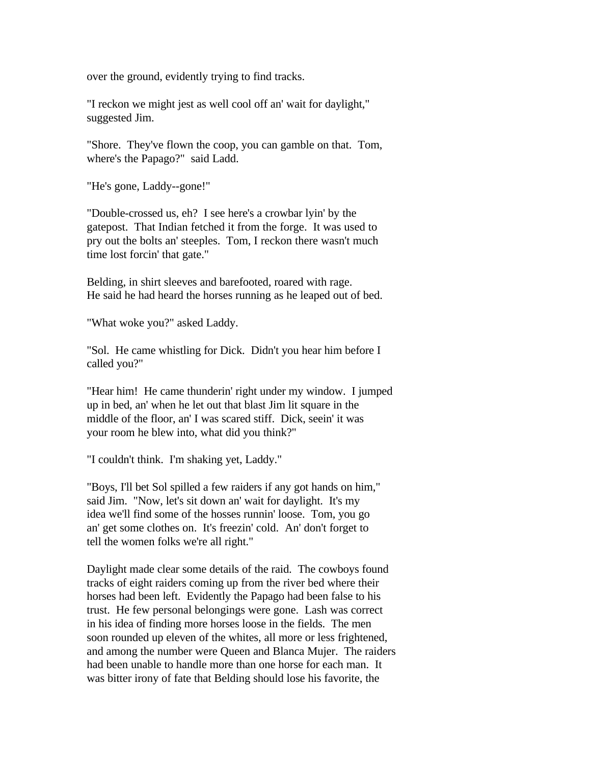over the ground, evidently trying to find tracks.

"I reckon we might jest as well cool off an' wait for daylight," suggested Jim.

"Shore. They've flown the coop, you can gamble on that. Tom, where's the Papago?" said Ladd.

"He's gone, Laddy--gone!"

"Double-crossed us, eh? I see here's a crowbar lyin' by the gatepost. That Indian fetched it from the forge. It was used to pry out the bolts an' steeples. Tom, I reckon there wasn't much time lost forcin' that gate."

Belding, in shirt sleeves and barefooted, roared with rage. He said he had heard the horses running as he leaped out of bed.

"What woke you?" asked Laddy.

"Sol. He came whistling for Dick. Didn't you hear him before I called you?"

"Hear him! He came thunderin' right under my window. I jumped up in bed, an' when he let out that blast Jim lit square in the middle of the floor, an' I was scared stiff. Dick, seein' it was your room he blew into, what did you think?"

"I couldn't think. I'm shaking yet, Laddy."

"Boys, I'll bet Sol spilled a few raiders if any got hands on him," said Jim. "Now, let's sit down an' wait for daylight. It's my idea we'll find some of the hosses runnin' loose. Tom, you go an' get some clothes on. It's freezin' cold. An' don't forget to tell the women folks we're all right."

Daylight made clear some details of the raid. The cowboys found tracks of eight raiders coming up from the river bed where their horses had been left. Evidently the Papago had been false to his trust. He few personal belongings were gone. Lash was correct in his idea of finding more horses loose in the fields. The men soon rounded up eleven of the whites, all more or less frightened, and among the number were Queen and Blanca Mujer. The raiders had been unable to handle more than one horse for each man. It was bitter irony of fate that Belding should lose his favorite, the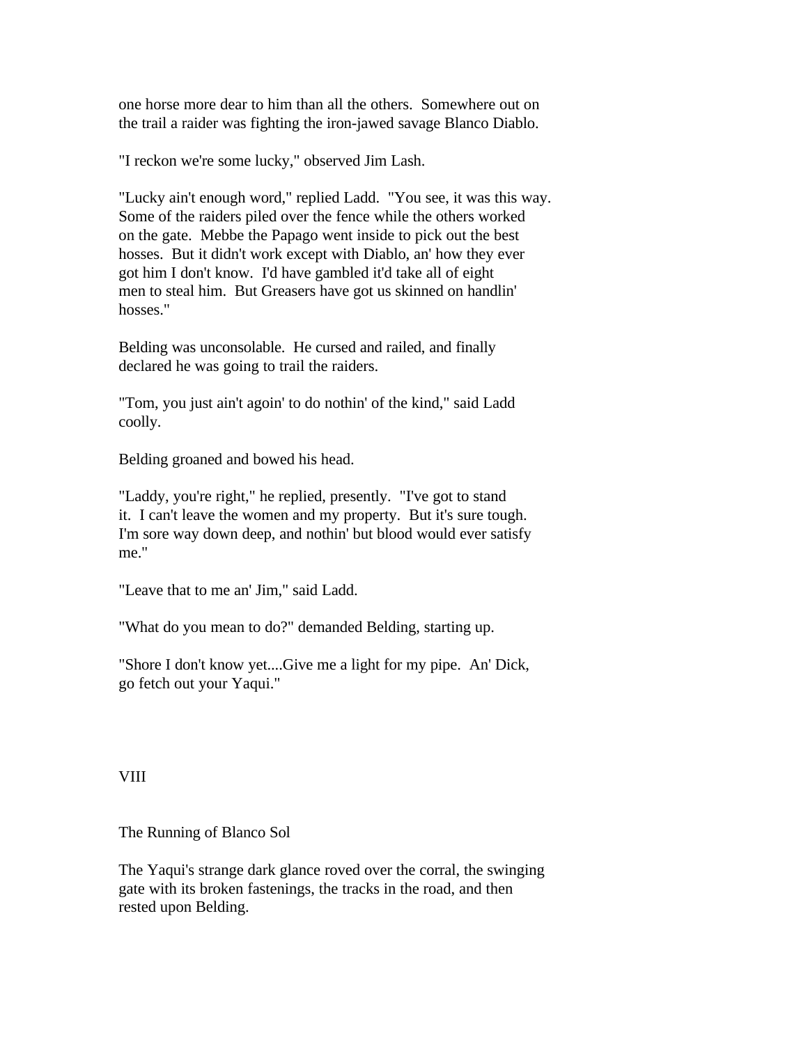one horse more dear to him than all the others. Somewhere out on the trail a raider was fighting the iron-jawed savage Blanco Diablo.

"I reckon we're some lucky," observed Jim Lash.

"Lucky ain't enough word," replied Ladd. "You see, it was this way. Some of the raiders piled over the fence while the others worked on the gate. Mebbe the Papago went inside to pick out the best hosses. But it didn't work except with Diablo, an' how they ever got him I don't know. I'd have gambled it'd take all of eight men to steal him. But Greasers have got us skinned on handlin' hosses."

Belding was unconsolable. He cursed and railed, and finally declared he was going to trail the raiders.

"Tom, you just ain't agoin' to do nothin' of the kind," said Ladd coolly.

Belding groaned and bowed his head.

"Laddy, you're right," he replied, presently. "I've got to stand it. I can't leave the women and my property. But it's sure tough. I'm sore way down deep, and nothin' but blood would ever satisfy me."

"Leave that to me an' Jim," said Ladd.

"What do you mean to do?" demanded Belding, starting up.

"Shore I don't know yet....Give me a light for my pipe. An' Dick, go fetch out your Yaqui."

## VIII

### The Running of Blanco Sol

The Yaqui's strange dark glance roved over the corral, the swinging gate with its broken fastenings, the tracks in the road, and then rested upon Belding.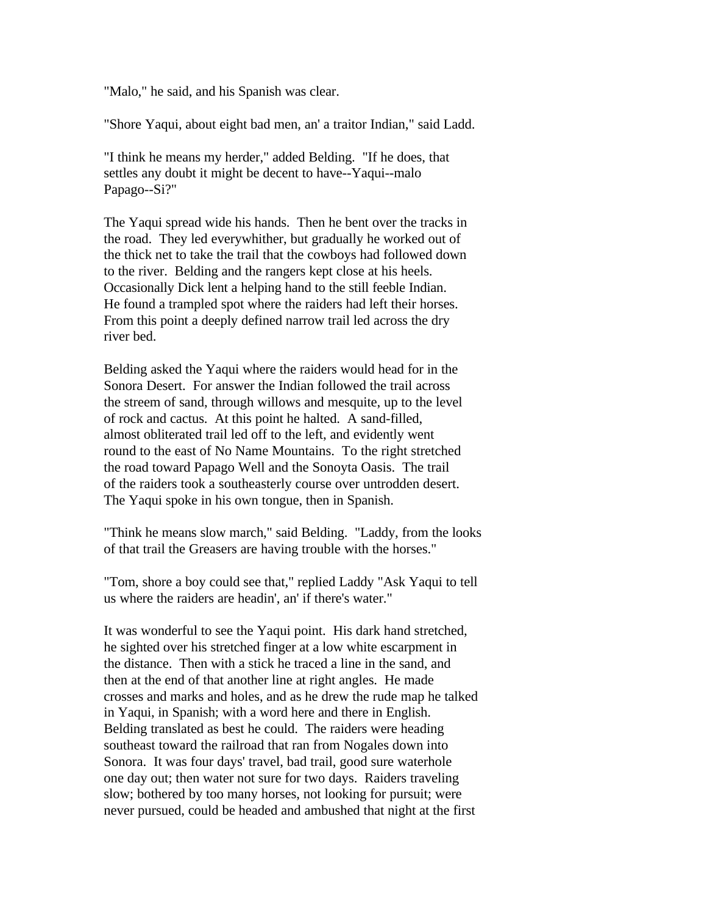"Malo," he said, and his Spanish was clear.

"Shore Yaqui, about eight bad men, an' a traitor Indian," said Ladd.

"I think he means my herder," added Belding. "If he does, that settles any doubt it might be decent to have--Yaqui--malo Papago--Si?"

The Yaqui spread wide his hands. Then he bent over the tracks in the road. They led everywhither, but gradually he worked out of the thick net to take the trail that the cowboys had followed down to the river. Belding and the rangers kept close at his heels. Occasionally Dick lent a helping hand to the still feeble Indian. He found a trampled spot where the raiders had left their horses. From this point a deeply defined narrow trail led across the dry river bed.

Belding asked the Yaqui where the raiders would head for in the Sonora Desert. For answer the Indian followed the trail across the streem of sand, through willows and mesquite, up to the level of rock and cactus. At this point he halted. A sand-filled, almost obliterated trail led off to the left, and evidently went round to the east of No Name Mountains. To the right stretched the road toward Papago Well and the Sonoyta Oasis. The trail of the raiders took a southeasterly course over untrodden desert. The Yaqui spoke in his own tongue, then in Spanish.

"Think he means slow march," said Belding. "Laddy, from the looks of that trail the Greasers are having trouble with the horses."

"Tom, shore a boy could see that," replied Laddy "Ask Yaqui to tell us where the raiders are headin', an' if there's water."

It was wonderful to see the Yaqui point. His dark hand stretched, he sighted over his stretched finger at a low white escarpment in the distance. Then with a stick he traced a line in the sand, and then at the end of that another line at right angles. He made crosses and marks and holes, and as he drew the rude map he talked in Yaqui, in Spanish; with a word here and there in English. Belding translated as best he could. The raiders were heading southeast toward the railroad that ran from Nogales down into Sonora. It was four days' travel, bad trail, good sure waterhole one day out; then water not sure for two days. Raiders traveling slow; bothered by too many horses, not looking for pursuit; were never pursued, could be headed and ambushed that night at the first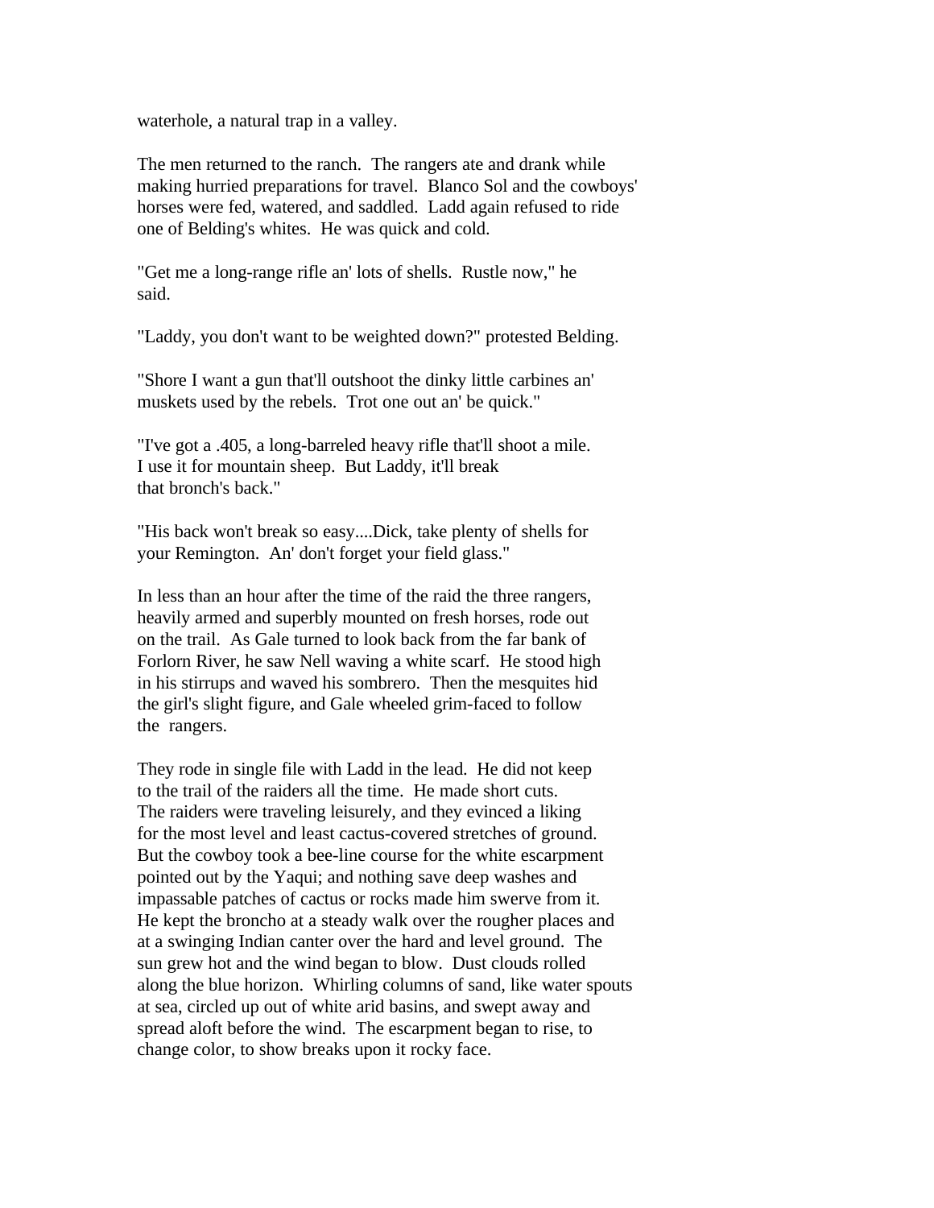waterhole, a natural trap in a valley.

The men returned to the ranch. The rangers ate and drank while making hurried preparations for travel. Blanco Sol and the cowboys' horses were fed, watered, and saddled. Ladd again refused to ride one of Belding's whites. He was quick and cold.

"Get me a long-range rifle an' lots of shells. Rustle now," he said.

"Laddy, you don't want to be weighted down?" protested Belding.

"Shore I want a gun that'll outshoot the dinky little carbines an' muskets used by the rebels. Trot one out an' be quick."

"I've got a .405, a long-barreled heavy rifle that'll shoot a mile. I use it for mountain sheep. But Laddy, it'll break that bronch's back."

"His back won't break so easy....Dick, take plenty of shells for your Remington. An' don't forget your field glass."

In less than an hour after the time of the raid the three rangers, heavily armed and superbly mounted on fresh horses, rode out on the trail. As Gale turned to look back from the far bank of Forlorn River, he saw Nell waving a white scarf. He stood high in his stirrups and waved his sombrero. Then the mesquites hid the girl's slight figure, and Gale wheeled grim-faced to follow the rangers.

They rode in single file with Ladd in the lead. He did not keep to the trail of the raiders all the time. He made short cuts. The raiders were traveling leisurely, and they evinced a liking for the most level and least cactus-covered stretches of ground. But the cowboy took a bee-line course for the white escarpment pointed out by the Yaqui; and nothing save deep washes and impassable patches of cactus or rocks made him swerve from it. He kept the broncho at a steady walk over the rougher places and at a swinging Indian canter over the hard and level ground. The sun grew hot and the wind began to blow. Dust clouds rolled along the blue horizon. Whirling columns of sand, like water spouts at sea, circled up out of white arid basins, and swept away and spread aloft before the wind. The escarpment began to rise, to change color, to show breaks upon it rocky face.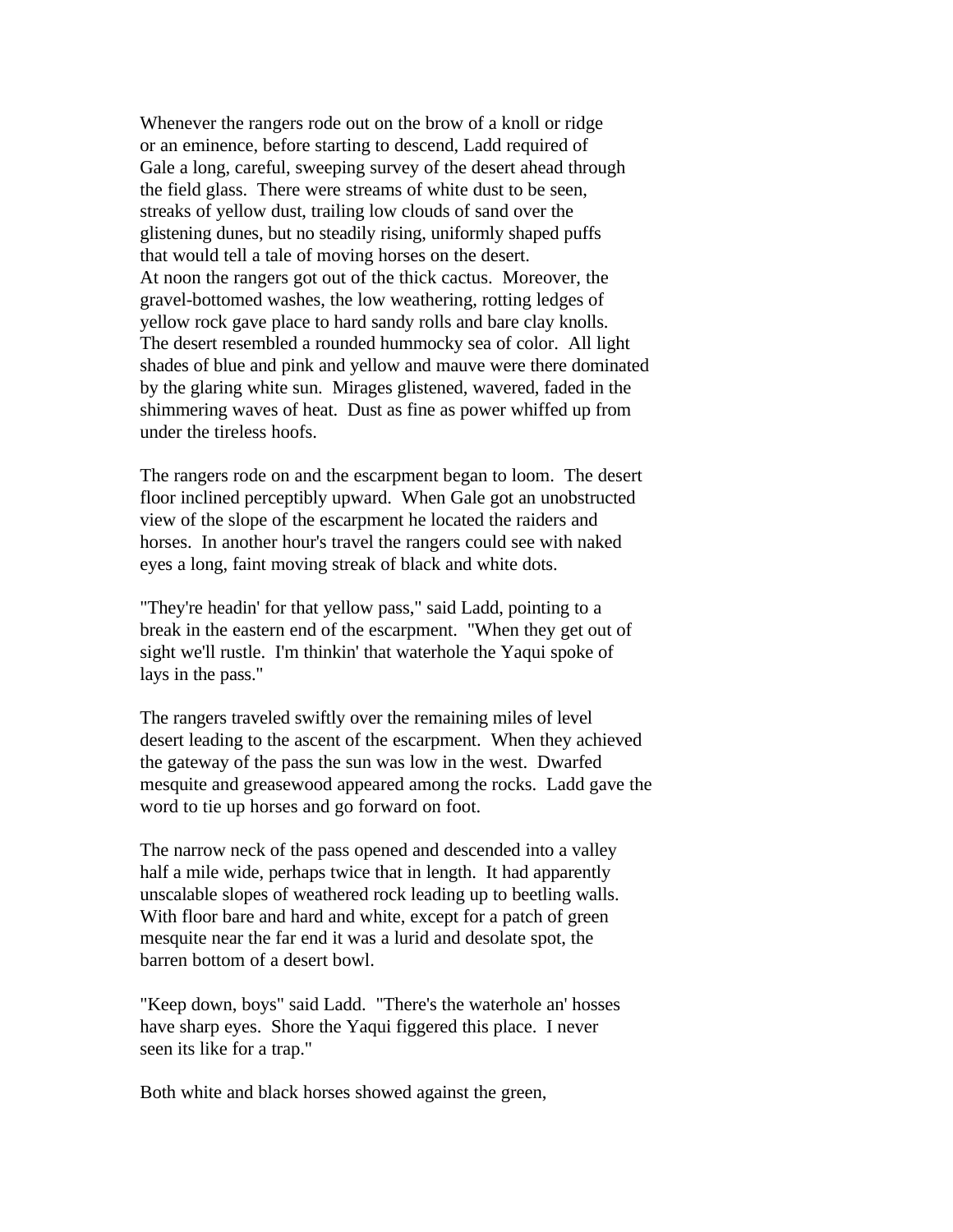Whenever the rangers rode out on the brow of a knoll or ridge or an eminence, before starting to descend, Ladd required of Gale a long, careful, sweeping survey of the desert ahead through the field glass. There were streams of white dust to be seen, streaks of yellow dust, trailing low clouds of sand over the glistening dunes, but no steadily rising, uniformly shaped puffs that would tell a tale of moving horses on the desert.
At noon the rangers got out of the thick cactus. Moreover, the gravel-bottomed washes, the low weathering, rotting ledges of yellow rock gave place to hard sandy rolls and bare clay knolls. The desert resembled a rounded hummocky sea of color. All light shades of blue and pink and yellow and mauve were there dominated by the glaring white sun. Mirages glistened, wavered, faded in the shimmering waves of heat. Dust as fine as power whiffed up from under the tireless hoofs.

The rangers rode on and the escarpment began to loom. The desert floor inclined perceptibly upward. When Gale got an unobstructed view of the slope of the escarpment he located the raiders and horses. In another hour's travel the rangers could see with naked eyes a long, faint moving streak of black and white dots.

"They're headin' for that yellow pass," said Ladd, pointing to a break in the eastern end of the escarpment. "When they get out of sight we'll rustle. I'm thinkin' that waterhole the Yaqui spoke of lays in the pass."

The rangers traveled swiftly over the remaining miles of level desert leading to the ascent of the escarpment. When they achieved the gateway of the pass the sun was low in the west. Dwarfed mesquite and greasewood appeared among the rocks. Ladd gave the word to tie up horses and go forward on foot.

The narrow neck of the pass opened and descended into a valley half a mile wide, perhaps twice that in length. It had apparently unscalable slopes of weathered rock leading up to beetling walls. With floor bare and hard and white, except for a patch of green mesquite near the far end it was a lurid and desolate spot, the barren bottom of a desert bowl.

"Keep down, boys" said Ladd. "There's the waterhole an' hosses have sharp eyes. Shore the Yaqui figgered this place. I never seen its like for a trap."

Both white and black horses showed against the green,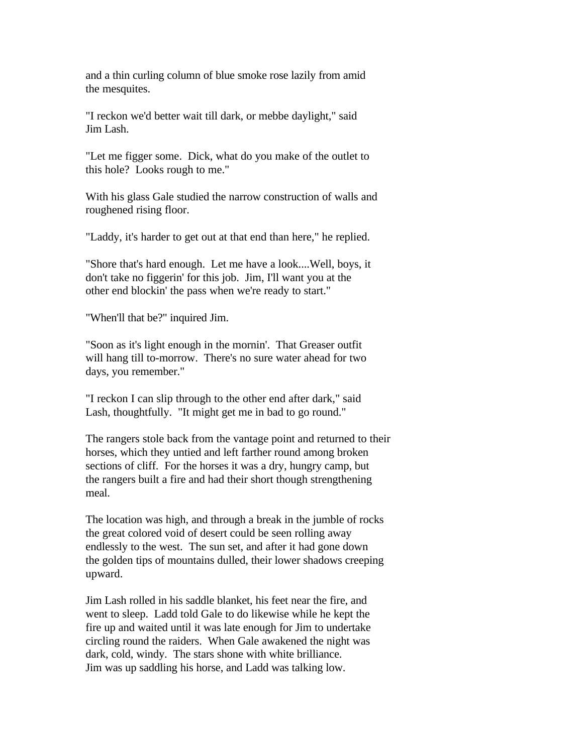and a thin curling column of blue smoke rose lazily from amid the mesquites.

"I reckon we'd better wait till dark, or mebbe daylight," said Jim Lash.

"Let me figger some. Dick, what do you make of the outlet to this hole? Looks rough to me."

With his glass Gale studied the narrow construction of walls and roughened rising floor.

"Laddy, it's harder to get out at that end than here," he replied.

"Shore that's hard enough. Let me have a look....Well, boys, it don't take no figgerin' for this job. Jim, I'll want you at the other end blockin' the pass when we're ready to start."

"When'll that be?" inquired Jim.

"Soon as it's light enough in the mornin'. That Greaser outfit will hang till to-morrow. There's no sure water ahead for two days, you remember."

"I reckon I can slip through to the other end after dark," said Lash, thoughtfully. "It might get me in bad to go round."

The rangers stole back from the vantage point and returned to their horses, which they untied and left farther round among broken sections of cliff. For the horses it was a dry, hungry camp, but the rangers built a fire and had their short though strengthening meal.

The location was high, and through a break in the jumble of rocks the great colored void of desert could be seen rolling away endlessly to the west. The sun set, and after it had gone down the golden tips of mountains dulled, their lower shadows creeping upward.

Jim Lash rolled in his saddle blanket, his feet near the fire, and went to sleep. Ladd told Gale to do likewise while he kept the fire up and waited until it was late enough for Jim to undertake circling round the raiders. When Gale awakened the night was dark, cold, windy. The stars shone with white brilliance. Jim was up saddling his horse, and Ladd was talking low.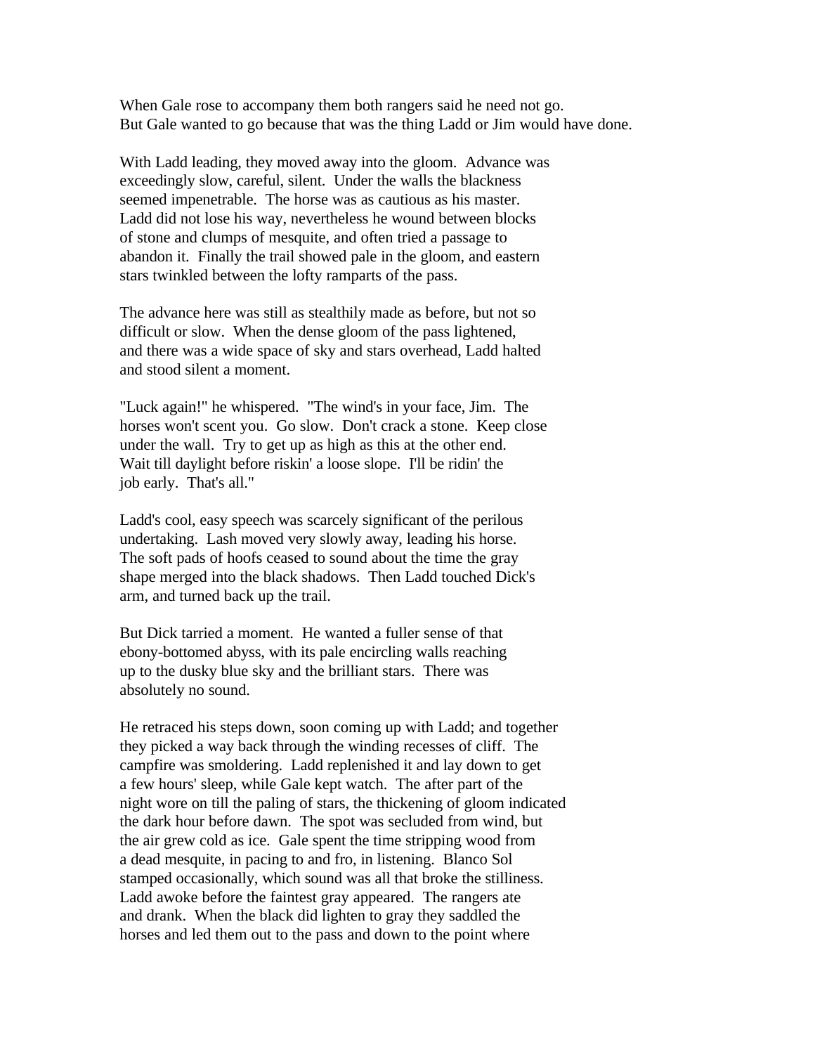When Gale rose to accompany them both rangers said he need not go. But Gale wanted to go because that was the thing Ladd or Jim would have done.

With Ladd leading, they moved away into the gloom. Advance was exceedingly slow, careful, silent. Under the walls the blackness seemed impenetrable. The horse was as cautious as his master. Ladd did not lose his way, nevertheless he wound between blocks of stone and clumps of mesquite, and often tried a passage to abandon it. Finally the trail showed pale in the gloom, and eastern stars twinkled between the lofty ramparts of the pass.

The advance here was still as stealthily made as before, but not so difficult or slow. When the dense gloom of the pass lightened, and there was a wide space of sky and stars overhead, Ladd halted and stood silent a moment.

"Luck again!" he whispered. "The wind's in your face, Jim. The horses won't scent you. Go slow. Don't crack a stone. Keep close under the wall. Try to get up as high as this at the other end. Wait till daylight before riskin' a loose slope. I'll be ridin' the job early. That's all."

Ladd's cool, easy speech was scarcely significant of the perilous undertaking. Lash moved very slowly away, leading his horse. The soft pads of hoofs ceased to sound about the time the gray shape merged into the black shadows. Then Ladd touched Dick's arm, and turned back up the trail.

But Dick tarried a moment. He wanted a fuller sense of that ebony-bottomed abyss, with its pale encircling walls reaching up to the dusky blue sky and the brilliant stars. There was absolutely no sound.

He retraced his steps down, soon coming up with Ladd; and together they picked a way back through the winding recesses of cliff. The campfire was smoldering. Ladd replenished it and lay down to get a few hours' sleep, while Gale kept watch. The after part of the night wore on till the paling of stars, the thickening of gloom indicated the dark hour before dawn. The spot was secluded from wind, but the air grew cold as ice. Gale spent the time stripping wood from a dead mesquite, in pacing to and fro, in listening. Blanco Sol stamped occasionally, which sound was all that broke the stilliness. Ladd awoke before the faintest gray appeared. The rangers ate and drank. When the black did lighten to gray they saddled the horses and led them out to the pass and down to the point where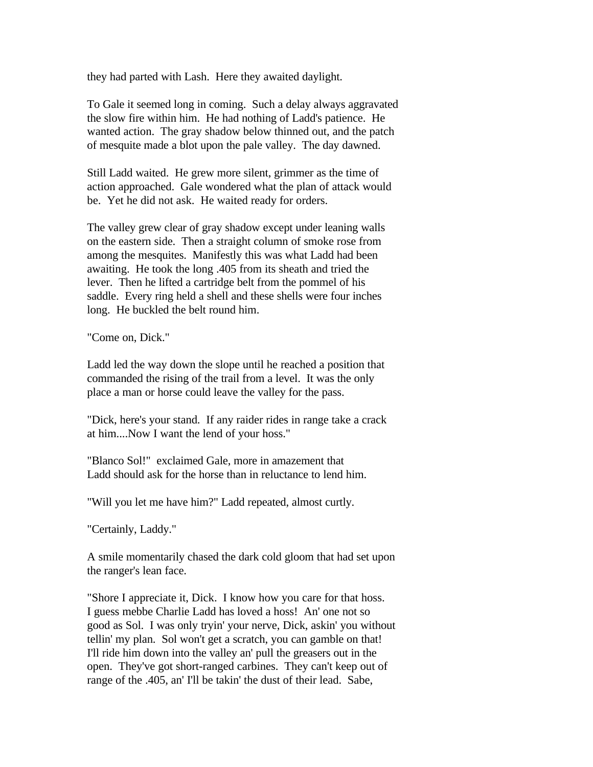they had parted with Lash. Here they awaited daylight.

To Gale it seemed long in coming. Such a delay always aggravated the slow fire within him. He had nothing of Ladd's patience. He wanted action. The gray shadow below thinned out, and the patch of mesquite made a blot upon the pale valley. The day dawned.

Still Ladd waited. He grew more silent, grimmer as the time of action approached. Gale wondered what the plan of attack would be. Yet he did not ask. He waited ready for orders.

The valley grew clear of gray shadow except under leaning walls on the eastern side. Then a straight column of smoke rose from among the mesquites. Manifestly this was what Ladd had been awaiting. He took the long .405 from its sheath and tried the lever. Then he lifted a cartridge belt from the pommel of his saddle. Every ring held a shell and these shells were four inches long. He buckled the belt round him.

"Come on, Dick."

Ladd led the way down the slope until he reached a position that commanded the rising of the trail from a level. It was the only place a man or horse could leave the valley for the pass.

"Dick, here's your stand. If any raider rides in range take a crack at him....Now I want the lend of your hoss."

"Blanco Sol!" exclaimed Gale, more in amazement that Ladd should ask for the horse than in reluctance to lend him.

"Will you let me have him?" Ladd repeated, almost curtly.

"Certainly, Laddy."

A smile momentarily chased the dark cold gloom that had set upon the ranger's lean face.

"Shore I appreciate it, Dick. I know how you care for that hoss. I guess mebbe Charlie Ladd has loved a hoss! An' one not so good as Sol. I was only tryin' your nerve, Dick, askin' you without tellin' my plan. Sol won't get a scratch, you can gamble on that! I'll ride him down into the valley an' pull the greasers out in the open. They've got short-ranged carbines. They can't keep out of range of the .405, an' I'll be takin' the dust of their lead. Sabe,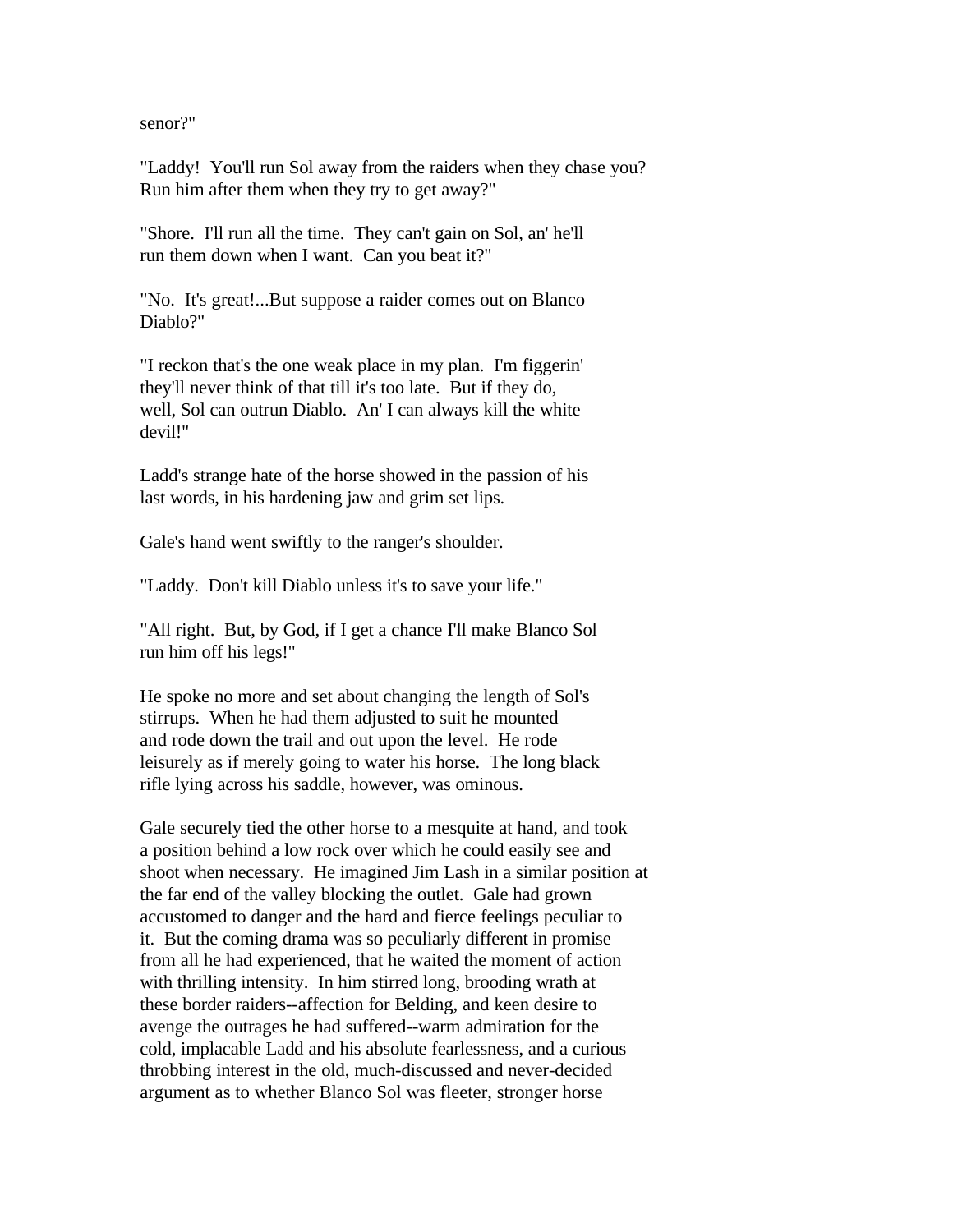senor?"

"Laddy!  You'll run Sol away from the raiders when they chase you? Run him after them when they try to get away?"

"Shore.  I'll run all the time.  They can't gain on Sol, an' he'll run them down when I want.  Can you beat it?"

"No.  It's great!...But suppose a raider comes out on Blanco Diablo?"

"I reckon that's the one weak place in my plan.  I'm figgerin' they'll never think of that till it's too late.  But if they do, well, Sol can outrun Diablo.  An' I can always kill the white devil!"

Ladd's strange hate of the horse showed in the passion of his last words, in his hardening jaw and grim set lips.

Gale's hand went swiftly to the ranger's shoulder.

"Laddy.  Don't kill Diablo unless it's to save your life."

"All right.  But, by God, if I get a chance I'll make Blanco Sol run him off his legs!"

He spoke no more and set about changing the length of Sol's stirrups.  When he had them adjusted to suit he mounted and rode down the trail and out upon the level.  He rode leisurely as if merely going to water his horse.  The long black rifle lying across his saddle, however, was ominous.

Gale securely tied the other horse to a mesquite at hand, and took a position behind a low rock over which he could easily see and shoot when necessary.  He imagined Jim Lash in a similar position at the far end of the valley blocking the outlet.  Gale had grown accustomed to danger and the hard and fierce feelings peculiar to it.  But the coming drama was so peculiarly different in promise from all he had experienced, that he waited the moment of action with thrilling intensity.  In him stirred long, brooding wrath at these border raiders--affection for Belding, and keen desire to avenge the outrages he had suffered--warm admiration for the cold, implacable Ladd and his absolute fearlessness, and a curious throbbing interest in the old, much-discussed and never-decided argument as to whether Blanco Sol was fleeter, stronger horse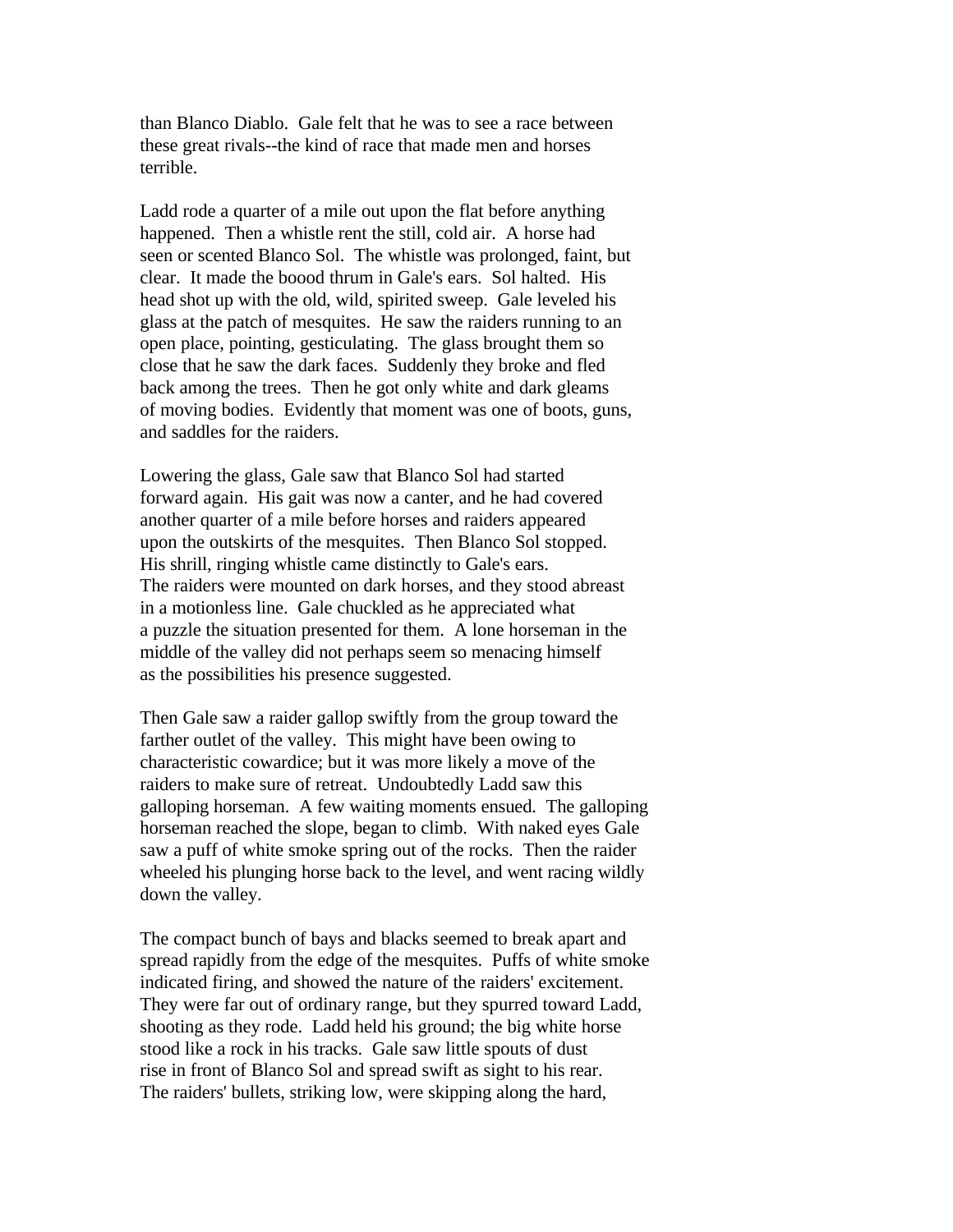than Blanco Diablo. Gale felt that he was to see a race between these great rivals--the kind of race that made men and horses terrible.

Ladd rode a quarter of a mile out upon the flat before anything happened. Then a whistle rent the still, cold air. A horse had seen or scented Blanco Sol. The whistle was prolonged, faint, but clear. It made the boood thrum in Gale's ears. Sol halted. His head shot up with the old, wild, spirited sweep. Gale leveled his glass at the patch of mesquites. He saw the raiders running to an open place, pointing, gesticulating. The glass brought them so close that he saw the dark faces. Suddenly they broke and fled back among the trees. Then he got only white and dark gleams of moving bodies. Evidently that moment was one of boots, guns, and saddles for the raiders.

Lowering the glass, Gale saw that Blanco Sol had started forward again. His gait was now a canter, and he had covered another quarter of a mile before horses and raiders appeared upon the outskirts of the mesquites. Then Blanco Sol stopped. His shrill, ringing whistle came distinctly to Gale's ears. The raiders were mounted on dark horses, and they stood abreast in a motionless line. Gale chuckled as he appreciated what a puzzle the situation presented for them. A lone horseman in the middle of the valley did not perhaps seem so menacing himself as the possibilities his presence suggested.

Then Gale saw a raider gallop swiftly from the group toward the farther outlet of the valley. This might have been owing to characteristic cowardice; but it was more likely a move of the raiders to make sure of retreat. Undoubtedly Ladd saw this galloping horseman. A few waiting moments ensued. The galloping horseman reached the slope, began to climb. With naked eyes Gale saw a puff of white smoke spring out of the rocks. Then the raider wheeled his plunging horse back to the level, and went racing wildly down the valley.

The compact bunch of bays and blacks seemed to break apart and spread rapidly from the edge of the mesquites. Puffs of white smoke indicated firing, and showed the nature of the raiders' excitement. They were far out of ordinary range, but they spurred toward Ladd, shooting as they rode. Ladd held his ground; the big white horse stood like a rock in his tracks. Gale saw little spouts of dust rise in front of Blanco Sol and spread swift as sight to his rear. The raiders' bullets, striking low, were skipping along the hard,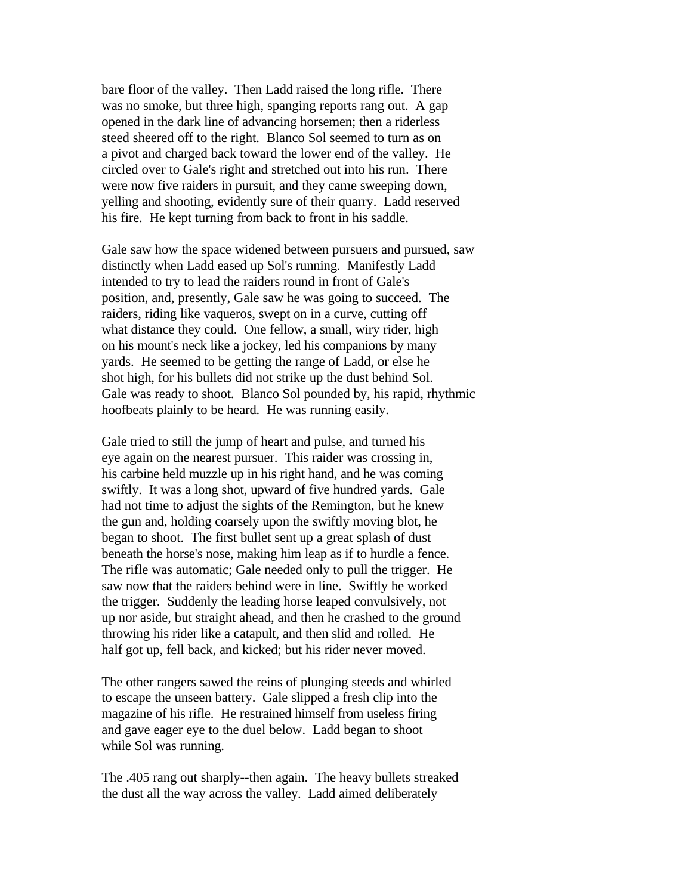bare floor of the valley. Then Ladd raised the long rifle. There was no smoke, but three high, spanging reports rang out. A gap opened in the dark line of advancing horsemen; then a riderless steed sheered off to the right. Blanco Sol seemed to turn as on a pivot and charged back toward the lower end of the valley. He circled over to Gale's right and stretched out into his run. There were now five raiders in pursuit, and they came sweeping down, yelling and shooting, evidently sure of their quarry. Ladd reserved his fire. He kept turning from back to front in his saddle.

Gale saw how the space widened between pursuers and pursued, saw distinctly when Ladd eased up Sol's running. Manifestly Ladd intended to try to lead the raiders round in front of Gale's position, and, presently, Gale saw he was going to succeed. The raiders, riding like vaqueros, swept on in a curve, cutting off what distance they could. One fellow, a small, wiry rider, high on his mount's neck like a jockey, led his companions by many yards. He seemed to be getting the range of Ladd, or else he shot high, for his bullets did not strike up the dust behind Sol. Gale was ready to shoot. Blanco Sol pounded by, his rapid, rhythmic hoofbeats plainly to be heard. He was running easily.

Gale tried to still the jump of heart and pulse, and turned his eye again on the nearest pursuer. This raider was crossing in, his carbine held muzzle up in his right hand, and he was coming swiftly. It was a long shot, upward of five hundred yards. Gale had not time to adjust the sights of the Remington, but he knew the gun and, holding coarsely upon the swiftly moving blot, he began to shoot. The first bullet sent up a great splash of dust beneath the horse's nose, making him leap as if to hurdle a fence. The rifle was automatic; Gale needed only to pull the trigger. He saw now that the raiders behind were in line. Swiftly he worked the trigger. Suddenly the leading horse leaped convulsively, not up nor aside, but straight ahead, and then he crashed to the ground throwing his rider like a catapult, and then slid and rolled. He half got up, fell back, and kicked; but his rider never moved.

The other rangers sawed the reins of plunging steeds and whirled to escape the unseen battery. Gale slipped a fresh clip into the magazine of his rifle. He restrained himself from useless firing and gave eager eye to the duel below. Ladd began to shoot while Sol was running.

The .405 rang out sharply--then again. The heavy bullets streaked the dust all the way across the valley. Ladd aimed deliberately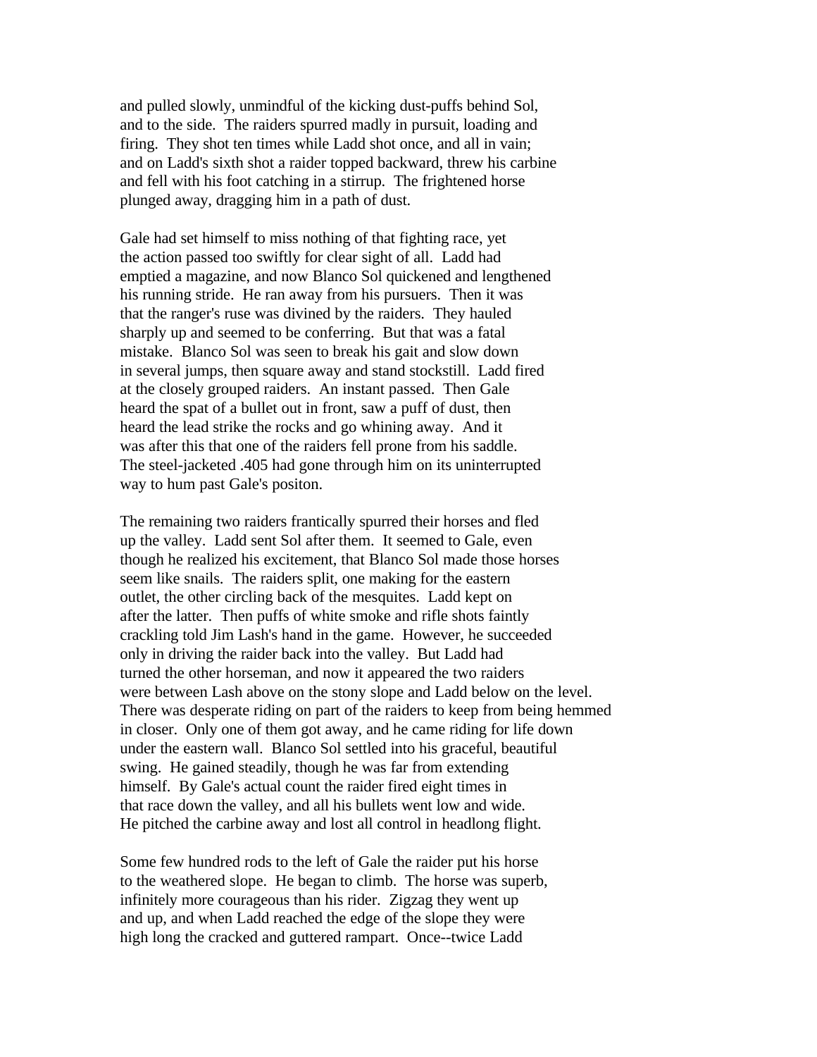and pulled slowly, unmindful of the kicking dust-puffs behind Sol, and to the side. The raiders spurred madly in pursuit, loading and firing. They shot ten times while Ladd shot once, and all in vain; and on Ladd's sixth shot a raider topped backward, threw his carbine and fell with his foot catching in a stirrup. The frightened horse plunged away, dragging him in a path of dust.

Gale had set himself to miss nothing of that fighting race, yet the action passed too swiftly for clear sight of all. Ladd had emptied a magazine, and now Blanco Sol quickened and lengthened his running stride. He ran away from his pursuers. Then it was that the ranger's ruse was divined by the raiders. They hauled sharply up and seemed to be conferring. But that was a fatal mistake. Blanco Sol was seen to break his gait and slow down in several jumps, then square away and stand stockstill. Ladd fired at the closely grouped raiders. An instant passed. Then Gale heard the spat of a bullet out in front, saw a puff of dust, then heard the lead strike the rocks and go whining away. And it was after this that one of the raiders fell prone from his saddle. The steel-jacketed .405 had gone through him on its uninterrupted way to hum past Gale's positon.

The remaining two raiders frantically spurred their horses and fled up the valley. Ladd sent Sol after them. It seemed to Gale, even though he realized his excitement, that Blanco Sol made those horses seem like snails. The raiders split, one making for the eastern outlet, the other circling back of the mesquites. Ladd kept on after the latter. Then puffs of white smoke and rifle shots faintly crackling told Jim Lash's hand in the game. However, he succeeded only in driving the raider back into the valley. But Ladd had turned the other horseman, and now it appeared the two raiders were between Lash above on the stony slope and Ladd below on the level. There was desperate riding on part of the raiders to keep from being hemmed in closer. Only one of them got away, and he came riding for life down under the eastern wall. Blanco Sol settled into his graceful, beautiful swing. He gained steadily, though he was far from extending himself. By Gale's actual count the raider fired eight times in that race down the valley, and all his bullets went low and wide. He pitched the carbine away and lost all control in headlong flight.

Some few hundred rods to the left of Gale the raider put his horse to the weathered slope. He began to climb. The horse was superb, infinitely more courageous than his rider. Zigzag they went up and up, and when Ladd reached the edge of the slope they were high long the cracked and guttered rampart. Once--twice Ladd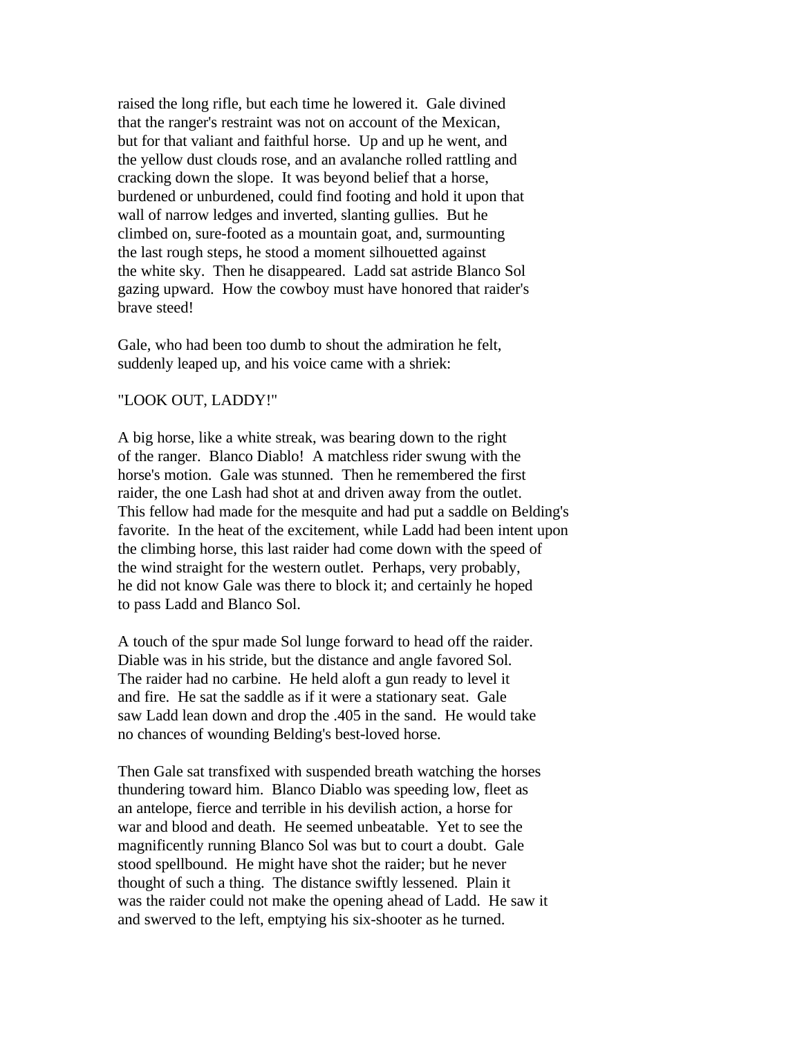raised the long rifle, but each time he lowered it. Gale divined that the ranger's restraint was not on account of the Mexican, but for that valiant and faithful horse. Up and up he went, and the yellow dust clouds rose, and an avalanche rolled rattling and cracking down the slope. It was beyond belief that a horse, burdened or unburdened, could find footing and hold it upon that wall of narrow ledges and inverted, slanting gullies. But he climbed on, sure-footed as a mountain goat, and, surmounting the last rough steps, he stood a moment silhouetted against the white sky. Then he disappeared. Ladd sat astride Blanco Sol gazing upward. How the cowboy must have honored that raider's brave steed!

Gale, who had been too dumb to shout the admiration he felt, suddenly leaped up, and his voice came with a shriek:

"LOOK OUT, LADDY!"

A big horse, like a white streak, was bearing down to the right of the ranger. Blanco Diablo! A matchless rider swung with the horse's motion. Gale was stunned. Then he remembered the first raider, the one Lash had shot at and driven away from the outlet. This fellow had made for the mesquite and had put a saddle on Belding's favorite. In the heat of the excitement, while Ladd had been intent upon the climbing horse, this last raider had come down with the speed of the wind straight for the western outlet. Perhaps, very probably, he did not know Gale was there to block it; and certainly he hoped to pass Ladd and Blanco Sol.

A touch of the spur made Sol lunge forward to head off the raider. Diable was in his stride, but the distance and angle favored Sol. The raider had no carbine. He held aloft a gun ready to level it and fire. He sat the saddle as if it were a stationary seat. Gale saw Ladd lean down and drop the .405 in the sand. He would take no chances of wounding Belding's best-loved horse.

Then Gale sat transfixed with suspended breath watching the horses thundering toward him. Blanco Diablo was speeding low, fleet as an antelope, fierce and terrible in his devilish action, a horse for war and blood and death. He seemed unbeatable. Yet to see the magnificently running Blanco Sol was but to court a doubt. Gale stood spellbound. He might have shot the raider; but he never thought of such a thing. The distance swiftly lessened. Plain it was the raider could not make the opening ahead of Ladd. He saw it and swerved to the left, emptying his six-shooter as he turned.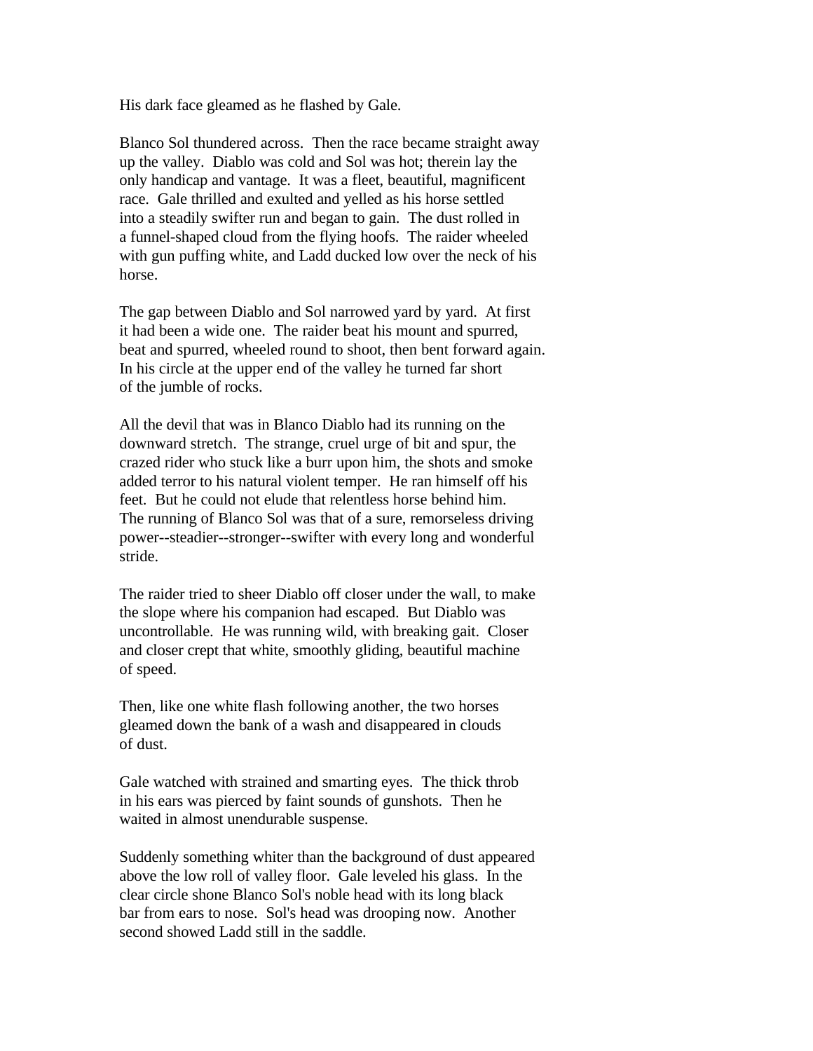His dark face gleamed as he flashed by Gale.

Blanco Sol thundered across. Then the race became straight away up the valley. Diablo was cold and Sol was hot; therein lay the only handicap and vantage. It was a fleet, beautiful, magnificent race. Gale thrilled and exulted and yelled as his horse settled into a steadily swifter run and began to gain. The dust rolled in a funnel-shaped cloud from the flying hoofs. The raider wheeled with gun puffing white, and Ladd ducked low over the neck of his horse.

The gap between Diablo and Sol narrowed yard by yard. At first it had been a wide one. The raider beat his mount and spurred, beat and spurred, wheeled round to shoot, then bent forward again. In his circle at the upper end of the valley he turned far short of the jumble of rocks.

All the devil that was in Blanco Diablo had its running on the downward stretch. The strange, cruel urge of bit and spur, the crazed rider who stuck like a burr upon him, the shots and smoke added terror to his natural violent temper. He ran himself off his feet. But he could not elude that relentless horse behind him. The running of Blanco Sol was that of a sure, remorseless driving power--steadier--stronger--swifter with every long and wonderful stride.

The raider tried to sheer Diablo off closer under the wall, to make the slope where his companion had escaped. But Diablo was uncontrollable. He was running wild, with breaking gait. Closer and closer crept that white, smoothly gliding, beautiful machine of speed.

Then, like one white flash following another, the two horses gleamed down the bank of a wash and disappeared in clouds of dust.

Gale watched with strained and smarting eyes. The thick throb in his ears was pierced by faint sounds of gunshots. Then he waited in almost unendurable suspense.

Suddenly something whiter than the background of dust appeared above the low roll of valley floor. Gale leveled his glass. In the clear circle shone Blanco Sol's noble head with its long black bar from ears to nose. Sol's head was drooping now. Another second showed Ladd still in the saddle.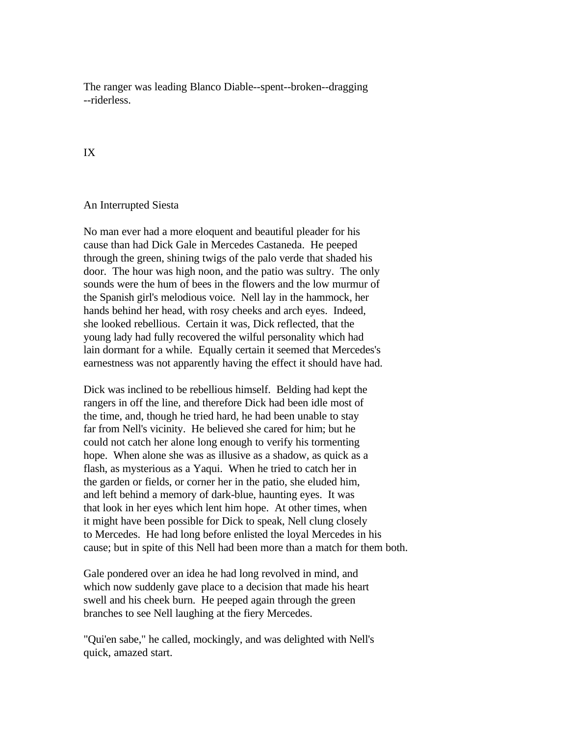The ranger was leading Blanco Diable--spent--broken--dragging --riderless.

# IX

## An Interrupted Siesta

No man ever had a more eloquent and beautiful pleader for his cause than had Dick Gale in Mercedes Castaneda. He peeped through the green, shining twigs of the palo verde that shaded his door. The hour was high noon, and the patio was sultry. The only sounds were the hum of bees in the flowers and the low murmur of the Spanish girl's melodious voice. Nell lay in the hammock, her hands behind her head, with rosy cheeks and arch eyes. Indeed, she looked rebellious. Certain it was, Dick reflected, that the young lady had fully recovered the wilful personality which had lain dormant for a while. Equally certain it seemed that Mercedes's earnestness was not apparently having the effect it should have had.

Dick was inclined to be rebellious himself. Belding had kept the rangers in off the line, and therefore Dick had been idle most of the time, and, though he tried hard, he had been unable to stay far from Nell's vicinity. He believed she cared for him; but he could not catch her alone long enough to verify his tormenting hope. When alone she was as illusive as a shadow, as quick as a flash, as mysterious as a Yaqui. When he tried to catch her in the garden or fields, or corner her in the patio, she eluded him, and left behind a memory of dark-blue, haunting eyes. It was that look in her eyes which lent him hope. At other times, when it might have been possible for Dick to speak, Nell clung closely to Mercedes. He had long before enlisted the loyal Mercedes in his cause; but in spite of this Nell had been more than a match for them both.

Gale pondered over an idea he had long revolved in mind, and which now suddenly gave place to a decision that made his heart swell and his cheek burn. He peeped again through the green branches to see Nell laughing at the fiery Mercedes.

"Qui'en sabe," he called, mockingly, and was delighted with Nell's quick, amazed start.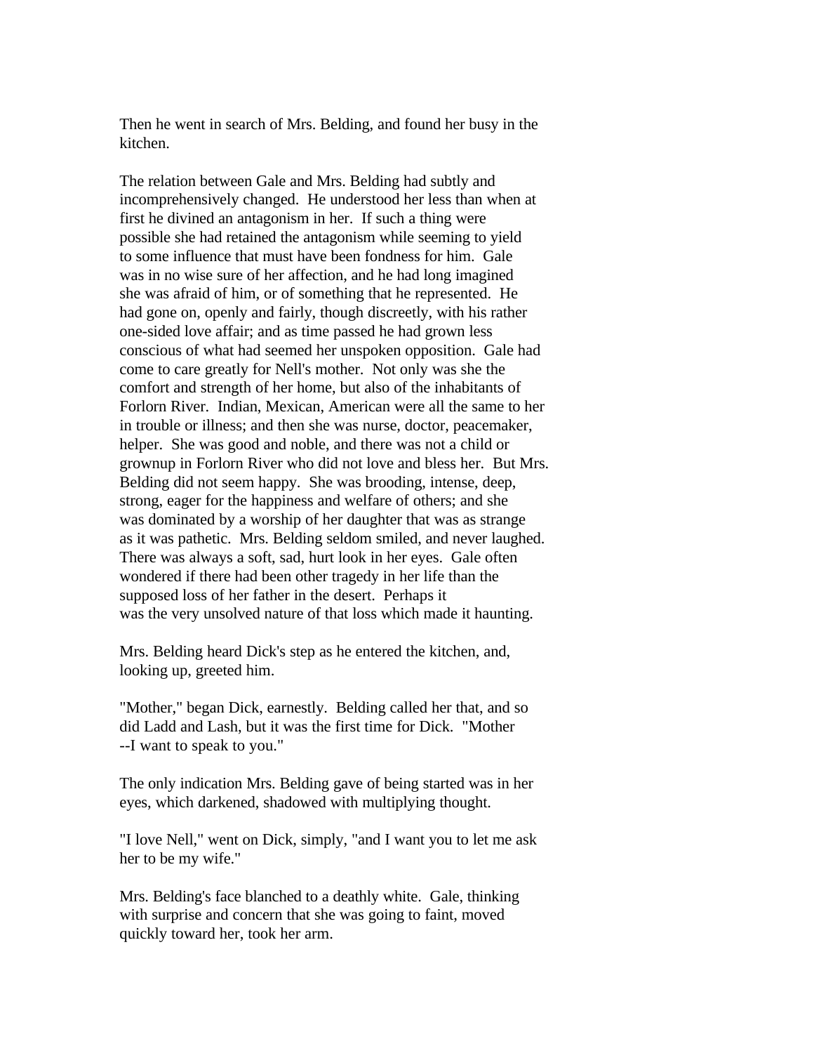Then he went in search of Mrs. Belding, and found her busy in the kitchen.

The relation between Gale and Mrs. Belding had subtly and incomprehensively changed. He understood her less than when at first he divined an antagonism in her. If such a thing were possible she had retained the antagonism while seeming to yield to some influence that must have been fondness for him. Gale was in no wise sure of her affection, and he had long imagined she was afraid of him, or of something that he represented. He had gone on, openly and fairly, though discreetly, with his rather one-sided love affair; and as time passed he had grown less conscious of what had seemed her unspoken opposition. Gale had come to care greatly for Nell's mother. Not only was she the comfort and strength of her home, but also of the inhabitants of Forlorn River. Indian, Mexican, American were all the same to her in trouble or illness; and then she was nurse, doctor, peacemaker, helper. She was good and noble, and there was not a child or grownup in Forlorn River who did not love and bless her. But Mrs. Belding did not seem happy. She was brooding, intense, deep, strong, eager for the happiness and welfare of others; and she was dominated by a worship of her daughter that was as strange as it was pathetic. Mrs. Belding seldom smiled, and never laughed. There was always a soft, sad, hurt look in her eyes. Gale often wondered if there had been other tragedy in her life than the supposed loss of her father in the desert. Perhaps it was the very unsolved nature of that loss which made it haunting.

Mrs. Belding heard Dick's step as he entered the kitchen, and, looking up, greeted him.

"Mother," began Dick, earnestly. Belding called her that, and so did Ladd and Lash, but it was the first time for Dick. "Mother --I want to speak to you."

The only indication Mrs. Belding gave of being started was in her eyes, which darkened, shadowed with multiplying thought.

"I love Nell," went on Dick, simply, "and I want you to let me ask her to be my wife."

Mrs. Belding's face blanched to a deathly white. Gale, thinking with surprise and concern that she was going to faint, moved quickly toward her, took her arm.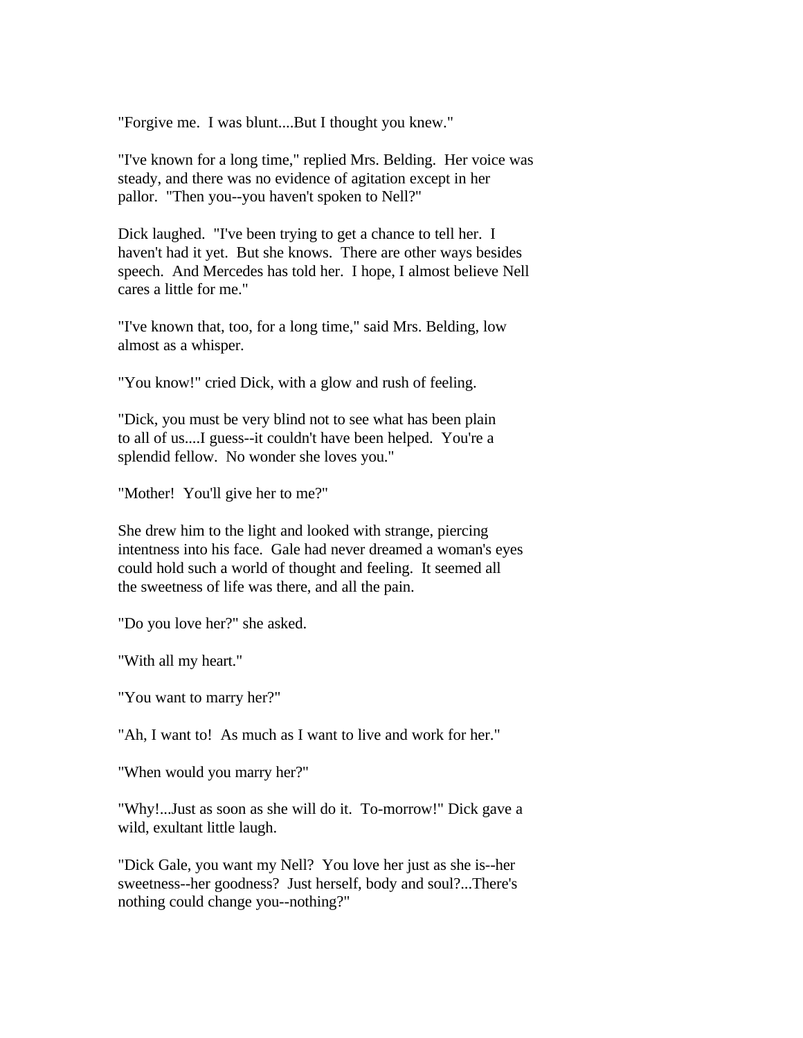"Forgive me. I was blunt....But I thought you knew."

"I've known for a long time," replied Mrs. Belding. Her voice was steady, and there was no evidence of agitation except in her pallor. "Then you--you haven't spoken to Nell?"

Dick laughed. "I've been trying to get a chance to tell her. I haven't had it yet. But she knows. There are other ways besides speech. And Mercedes has told her. I hope, I almost believe Nell cares a little for me."

"I've known that, too, for a long time," said Mrs. Belding, low almost as a whisper.

"You know!" cried Dick, with a glow and rush of feeling.

"Dick, you must be very blind not to see what has been plain to all of us....I guess--it couldn't have been helped. You're a splendid fellow. No wonder she loves you."

"Mother! You'll give her to me?"

She drew him to the light and looked with strange, piercing intentness into his face. Gale had never dreamed a woman's eyes could hold such a world of thought and feeling. It seemed all the sweetness of life was there, and all the pain.

"Do you love her?" she asked.

"With all my heart."

"You want to marry her?"

"Ah, I want to! As much as I want to live and work for her."

"When would you marry her?"

"Why!...Just as soon as she will do it. To-morrow!" Dick gave a wild, exultant little laugh.

"Dick Gale, you want my Nell? You love her just as she is--her sweetness--her goodness? Just herself, body and soul?...There's nothing could change you--nothing?"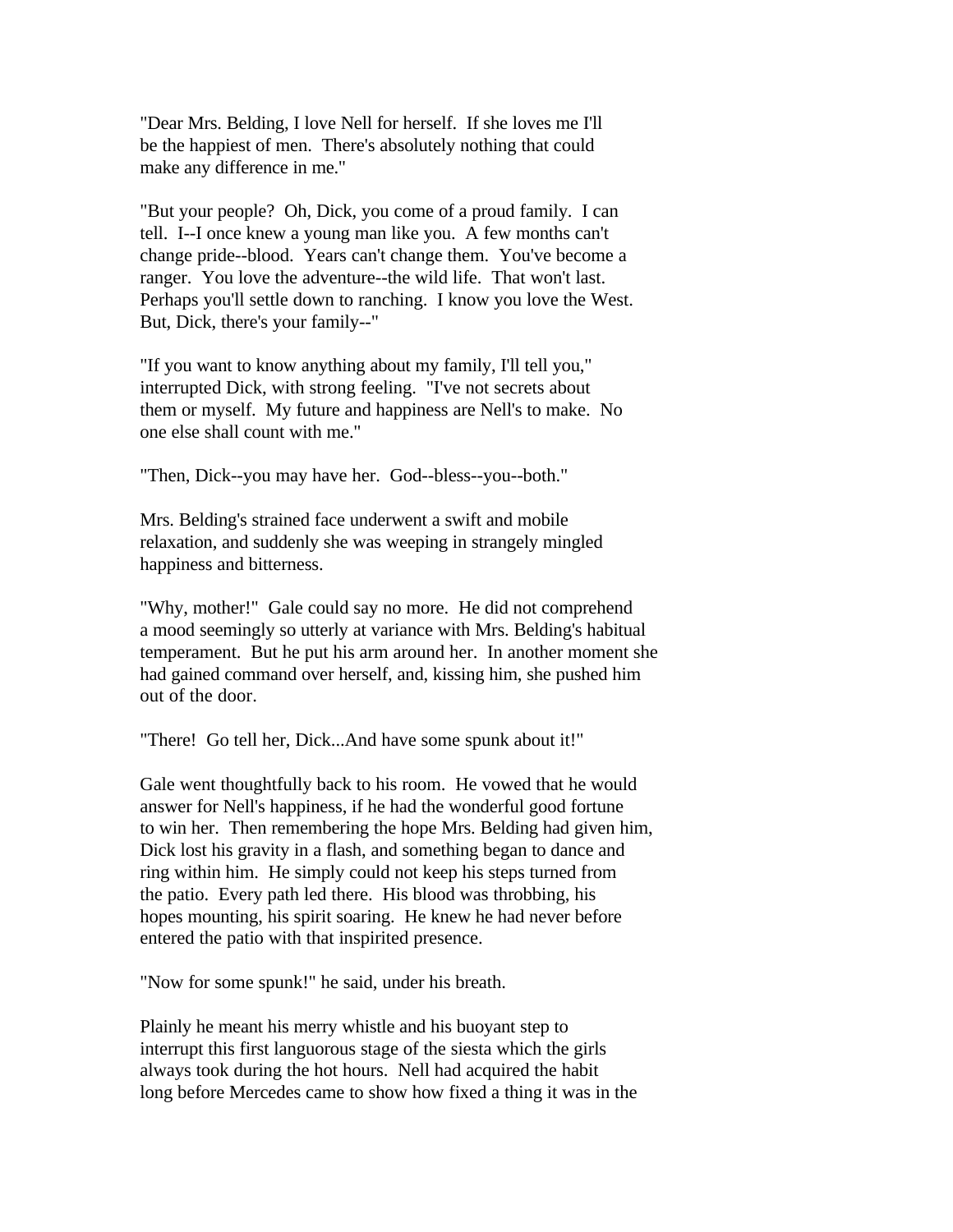"Dear Mrs. Belding, I love Nell for herself. If she loves me I'll be the happiest of men. There's absolutely nothing that could make any difference in me."

"But your people? Oh, Dick, you come of a proud family. I can tell. I--I once knew a young man like you. A few months can't change pride--blood. Years can't change them. You've become a ranger. You love the adventure--the wild life. That won't last. Perhaps you'll settle down to ranching. I know you love the West. But, Dick, there's your family--"

"If you want to know anything about my family, I'll tell you," interrupted Dick, with strong feeling. "I've not secrets about them or myself. My future and happiness are Nell's to make. No one else shall count with me."

"Then, Dick--you may have her. God--bless--you--both."

Mrs. Belding's strained face underwent a swift and mobile relaxation, and suddenly she was weeping in strangely mingled happiness and bitterness.

"Why, mother!" Gale could say no more. He did not comprehend a mood seemingly so utterly at variance with Mrs. Belding's habitual temperament. But he put his arm around her. In another moment she had gained command over herself, and, kissing him, she pushed him out of the door.

"There! Go tell her, Dick...And have some spunk about it!"

Gale went thoughtfully back to his room. He vowed that he would answer for Nell's happiness, if he had the wonderful good fortune to win her. Then remembering the hope Mrs. Belding had given him, Dick lost his gravity in a flash, and something began to dance and ring within him. He simply could not keep his steps turned from the patio. Every path led there. His blood was throbbing, his hopes mounting, his spirit soaring. He knew he had never before entered the patio with that inspirited presence.

"Now for some spunk!" he said, under his breath.

Plainly he meant his merry whistle and his buoyant step to interrupt this first languorous stage of the siesta which the girls always took during the hot hours. Nell had acquired the habit long before Mercedes came to show how fixed a thing it was in the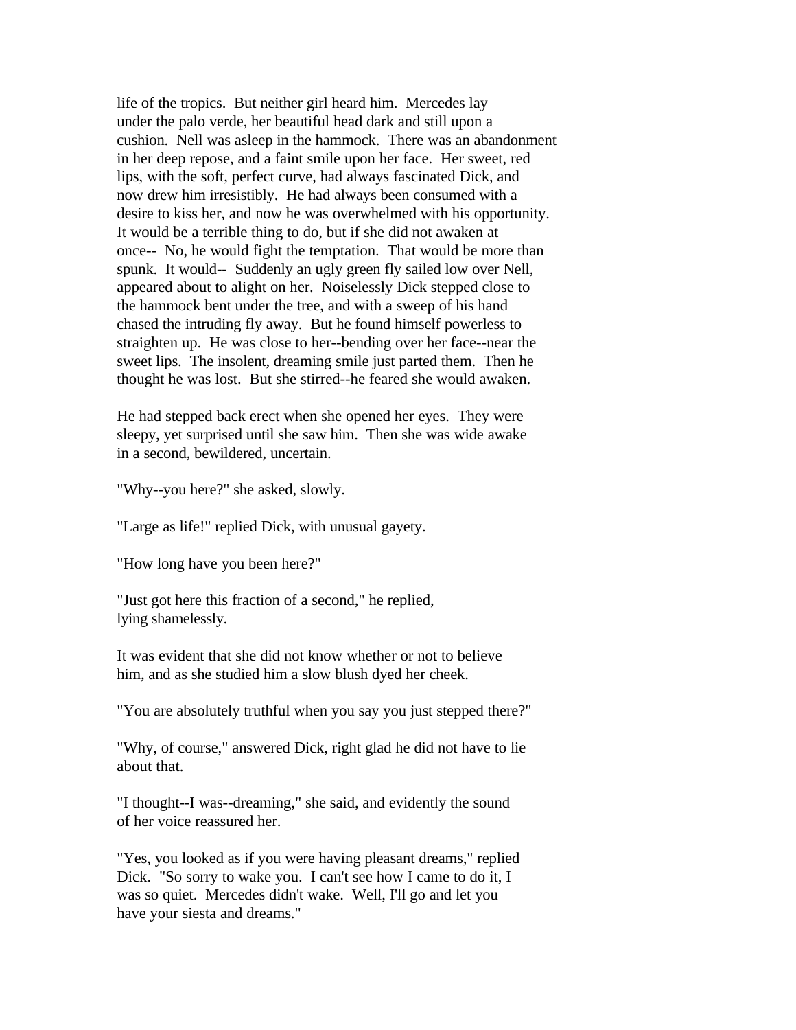life of the tropics. But neither girl heard him. Mercedes lay under the palo verde, her beautiful head dark and still upon a cushion. Nell was asleep in the hammock. There was an abandonment in her deep repose, and a faint smile upon her face. Her sweet, red lips, with the soft, perfect curve, had always fascinated Dick, and now drew him irresistibly. He had always been consumed with a desire to kiss her, and now he was overwhelmed with his opportunity. It would be a terrible thing to do, but if she did not awaken at once-- No, he would fight the temptation. That would be more than spunk. It would-- Suddenly an ugly green fly sailed low over Nell, appeared about to alight on her. Noiselessly Dick stepped close to the hammock bent under the tree, and with a sweep of his hand chased the intruding fly away. But he found himself powerless to straighten up. He was close to her--bending over her face--near the sweet lips. The insolent, dreaming smile just parted them. Then he thought he was lost. But she stirred--he feared she would awaken.

He had stepped back erect when she opened her eyes. They were sleepy, yet surprised until she saw him. Then she was wide awake in a second, bewildered, uncertain.

"Why--you here?" she asked, slowly.

"Large as life!" replied Dick, with unusual gayety.

"How long have you been here?"

"Just got here this fraction of a second," he replied, lying shamelessly.

It was evident that she did not know whether or not to believe him, and as she studied him a slow blush dyed her cheek.

"You are absolutely truthful when you say you just stepped there?"

"Why, of course," answered Dick, right glad he did not have to lie about that.

"I thought--I was--dreaming," she said, and evidently the sound of her voice reassured her.

"Yes, you looked as if you were having pleasant dreams," replied Dick. "So sorry to wake you. I can't see how I came to do it, I was so quiet. Mercedes didn't wake. Well, I'll go and let you have your siesta and dreams."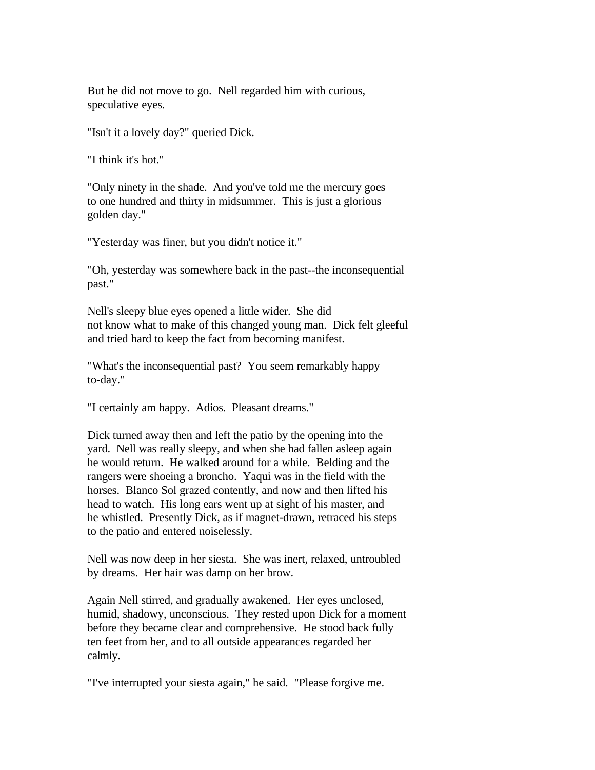But he did not move to go. Nell regarded him with curious, speculative eyes.

"Isn't it a lovely day?" queried Dick.

"I think it's hot."

"Only ninety in the shade. And you've told me the mercury goes to one hundred and thirty in midsummer. This is just a glorious golden day."

"Yesterday was finer, but you didn't notice it."

"Oh, yesterday was somewhere back in the past--the inconsequential past."

Nell's sleepy blue eyes opened a little wider. She did not know what to make of this changed young man. Dick felt gleeful and tried hard to keep the fact from becoming manifest.

"What's the inconsequential past? You seem remarkably happy to-day."

"I certainly am happy. Adios. Pleasant dreams."

Dick turned away then and left the patio by the opening into the yard. Nell was really sleepy, and when she had fallen asleep again he would return. He walked around for a while. Belding and the rangers were shoeing a broncho. Yaqui was in the field with the horses. Blanco Sol grazed contently, and now and then lifted his head to watch. His long ears went up at sight of his master, and he whistled. Presently Dick, as if magnet-drawn, retraced his steps to the patio and entered noiselessly.

Nell was now deep in her siesta. She was inert, relaxed, untroubled by dreams. Her hair was damp on her brow.

Again Nell stirred, and gradually awakened. Her eyes unclosed, humid, shadowy, unconscious. They rested upon Dick for a moment before they became clear and comprehensive. He stood back fully ten feet from her, and to all outside appearances regarded her calmly.

"I've interrupted your siesta again," he said. "Please forgive me.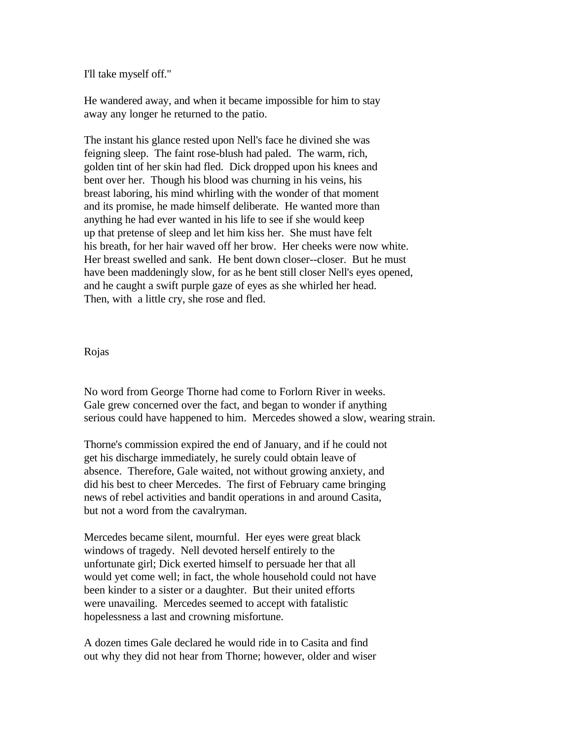I'll take myself off."

He wandered away, and when it became impossible for him to stay away any longer he returned to the patio.

The instant his glance rested upon Nell's face he divined she was feigning sleep. The faint rose-blush had paled. The warm, rich, golden tint of her skin had fled. Dick dropped upon his knees and bent over her. Though his blood was churning in his veins, his breast laboring, his mind whirling with the wonder of that moment and its promise, he made himself deliberate. He wanted more than anything he had ever wanted in his life to see if she would keep up that pretense of sleep and let him kiss her. She must have felt his breath, for her hair waved off her brow. Her cheeks were now white. Her breast swelled and sank. He bent down closer--closer. But he must have been maddeningly slow, for as he bent still closer Nell's eyes opened, and he caught a swift purple gaze of eyes as she whirled her head. Then, with a little cry, she rose and fled.

## Rojas

No word from George Thorne had come to Forlorn River in weeks. Gale grew concerned over the fact, and began to wonder if anything serious could have happened to him. Mercedes showed a slow, wearing strain.

Thorne's commission expired the end of January, and if he could not get his discharge immediately, he surely could obtain leave of absence. Therefore, Gale waited, not without growing anxiety, and did his best to cheer Mercedes. The first of February came bringing news of rebel activities and bandit operations in and around Casita, but not a word from the cavalryman.

Mercedes became silent, mournful. Her eyes were great black windows of tragedy. Nell devoted herself entirely to the unfortunate girl; Dick exerted himself to persuade her that all would yet come well; in fact, the whole household could not have been kinder to a sister or a daughter. But their united efforts were unavailing. Mercedes seemed to accept with fatalistic hopelessness a last and crowning misfortune.

A dozen times Gale declared he would ride in to Casita and find out why they did not hear from Thorne; however, older and wiser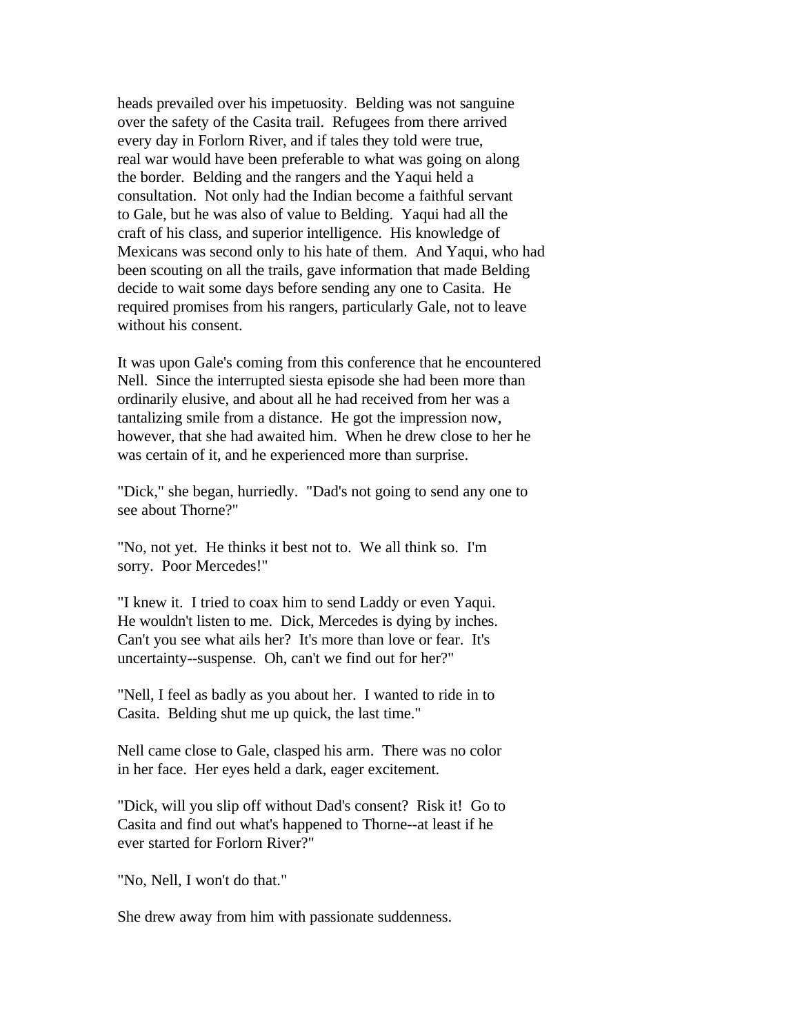heads prevailed over his impetuosity. Belding was not sanguine over the safety of the Casita trail. Refugees from there arrived every day in Forlorn River, and if tales they told were true, real war would have been preferable to what was going on along the border. Belding and the rangers and the Yaqui held a consultation. Not only had the Indian become a faithful servant to Gale, but he was also of value to Belding. Yaqui had all the craft of his class, and superior intelligence. His knowledge of Mexicans was second only to his hate of them. And Yaqui, who had been scouting on all the trails, gave information that made Belding decide to wait some days before sending any one to Casita. He required promises from his rangers, particularly Gale, not to leave without his consent.

It was upon Gale's coming from this conference that he encountered Nell. Since the interrupted siesta episode she had been more than ordinarily elusive, and about all he had received from her was a tantalizing smile from a distance. He got the impression now, however, that she had awaited him. When he drew close to her he was certain of it, and he experienced more than surprise.

"Dick," she began, hurriedly. "Dad's not going to send any one to see about Thorne?"

"No, not yet. He thinks it best not to. We all think so. I'm sorry. Poor Mercedes!"

"I knew it. I tried to coax him to send Laddy or even Yaqui. He wouldn't listen to me. Dick, Mercedes is dying by inches. Can't you see what ails her? It's more than love or fear. It's uncertainty--suspense. Oh, can't we find out for her?"

"Nell, I feel as badly as you about her. I wanted to ride in to Casita. Belding shut me up quick, the last time."

Nell came close to Gale, clasped his arm. There was no color in her face. Her eyes held a dark, eager excitement.

"Dick, will you slip off without Dad's consent? Risk it! Go to Casita and find out what's happened to Thorne--at least if he ever started for Forlorn River?"

"No, Nell, I won't do that."

She drew away from him with passionate suddenness.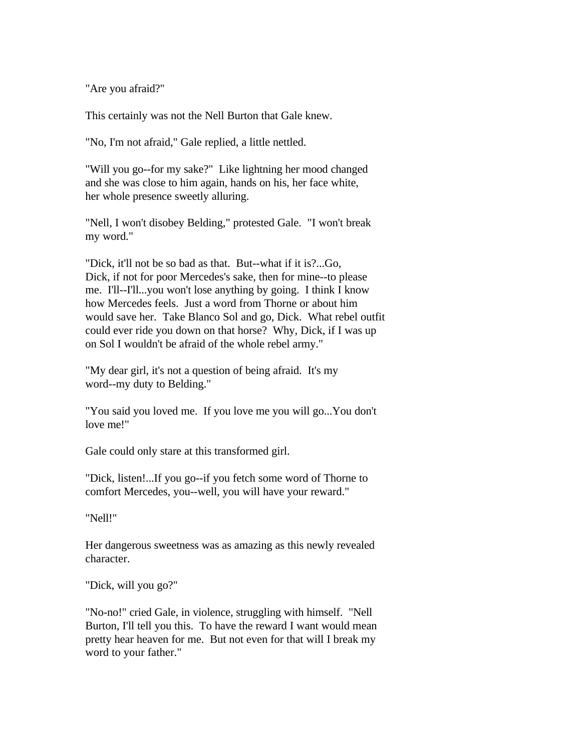"Are you afraid?"

This certainly was not the Nell Burton that Gale knew.

"No, I'm not afraid," Gale replied, a little nettled.

"Will you go--for my sake?" Like lightning her mood changed and she was close to him again, hands on his, her face white, her whole presence sweetly alluring.

"Nell, I won't disobey Belding," protested Gale. "I won't break my word."

"Dick, it'll not be so bad as that. But--what if it is?...Go, Dick, if not for poor Mercedes's sake, then for mine--to please me. I'll--I'll...you won't lose anything by going. I think I know how Mercedes feels. Just a word from Thorne or about him would save her. Take Blanco Sol and go, Dick. What rebel outfit could ever ride you down on that horse? Why, Dick, if I was up on Sol I wouldn't be afraid of the whole rebel army."

"My dear girl, it's not a question of being afraid. It's my word--my duty to Belding."

"You said you loved me. If you love me you will go...You don't love me!"

Gale could only stare at this transformed girl.

"Dick, listen!...If you go--if you fetch some word of Thorne to comfort Mercedes, you--well, you will have your reward."

"Nell!"

Her dangerous sweetness was as amazing as this newly revealed character.

"Dick, will you go?"

"No-no!" cried Gale, in violence, struggling with himself. "Nell Burton, I'll tell you this. To have the reward I want would mean pretty hear heaven for me. But not even for that will I break my word to your father."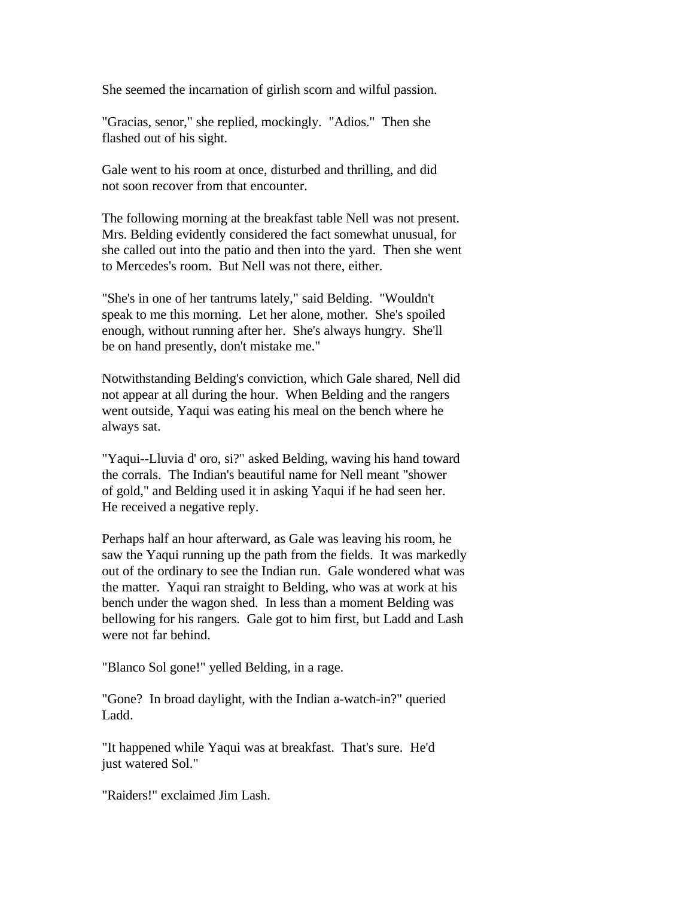She seemed the incarnation of girlish scorn and wilful passion.

"Gracias, senor," she replied, mockingly.  "Adios."  Then she flashed out of his sight.

Gale went to his room at once, disturbed and thrilling, and did not soon recover from that encounter.

The following morning at the breakfast table Nell was not present. Mrs. Belding evidently considered the fact somewhat unusual, for she called out into the patio and then into the yard.  Then she went to Mercedes's room.  But Nell was not there, either.

"She's in one of her tantrums lately," said Belding.  "Wouldn't speak to me this morning.  Let her alone, mother.  She's spoiled enough, without running after her.  She's always hungry.  She'll be on hand presently, don't mistake me."

Notwithstanding Belding's conviction, which Gale shared, Nell did not appear at all during the hour.  When Belding and the rangers went outside, Yaqui was eating his meal on the bench where he always sat.

"Yaqui--Lluvia d' oro, si?" asked Belding, waving his hand toward the corrals.  The Indian's beautiful name for Nell meant "shower of gold," and Belding used it in asking Yaqui if he had seen her. He received a negative reply.

Perhaps half an hour afterward, as Gale was leaving his room, he saw the Yaqui running up the path from the fields.  It was markedly out of the ordinary to see the Indian run.  Gale wondered what was the matter.  Yaqui ran straight to Belding, who was at work at his bench under the wagon shed.  In less than a moment Belding was bellowing for his rangers.  Gale got to him first, but Ladd and Lash were not far behind.

"Blanco Sol gone!" yelled Belding, in a rage.

"Gone?  In broad daylight, with the Indian a-watch-in?" queried Ladd.

"It happened while Yaqui was at breakfast.  That's sure.  He'd just watered Sol."

"Raiders!" exclaimed Jim Lash.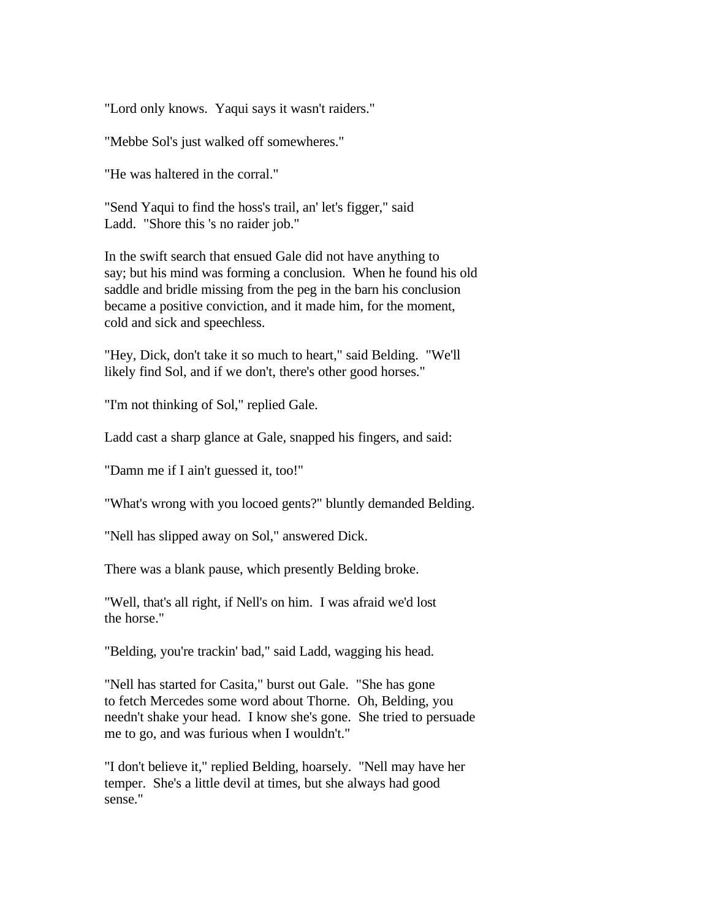"Lord only knows. Yaqui says it wasn't raiders."

"Mebbe Sol's just walked off somewheres."

"He was haltered in the corral."

"Send Yaqui to find the hoss's trail, an' let's figger," said Ladd. "Shore this 's no raider job."

In the swift search that ensued Gale did not have anything to say; but his mind was forming a conclusion. When he found his old saddle and bridle missing from the peg in the barn his conclusion became a positive conviction, and it made him, for the moment, cold and sick and speechless.

"Hey, Dick, don't take it so much to heart," said Belding. "We'll likely find Sol, and if we don't, there's other good horses."

"I'm not thinking of Sol," replied Gale.

Ladd cast a sharp glance at Gale, snapped his fingers, and said:

"Damn me if I ain't guessed it, too!"

"What's wrong with you locoed gents?" bluntly demanded Belding.

"Nell has slipped away on Sol," answered Dick.

There was a blank pause, which presently Belding broke.

"Well, that's all right, if Nell's on him. I was afraid we'd lost the horse."

"Belding, you're trackin' bad," said Ladd, wagging his head.

"Nell has started for Casita," burst out Gale. "She has gone to fetch Mercedes some word about Thorne. Oh, Belding, you needn't shake your head. I know she's gone. She tried to persuade me to go, and was furious when I wouldn't."

"I don't believe it," replied Belding, hoarsely. "Nell may have her temper. She's a little devil at times, but she always had good sense."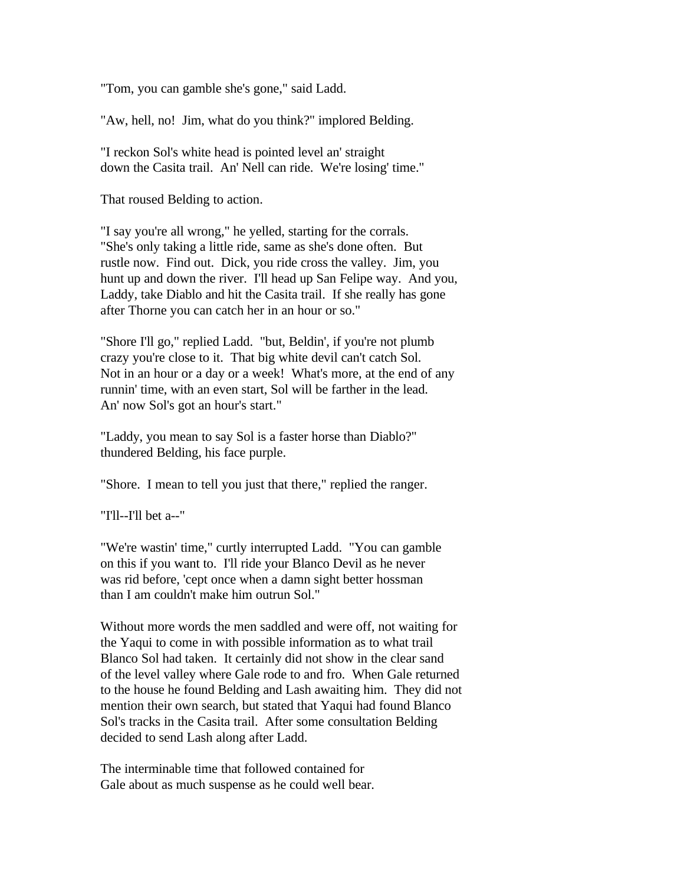"Tom, you can gamble she's gone," said Ladd.

"Aw, hell, no! Jim, what do you think?" implored Belding.

"I reckon Sol's white head is pointed level an' straight down the Casita trail. An' Nell can ride. We're losing' time."

That roused Belding to action.

"I say you're all wrong," he yelled, starting for the corrals. "She's only taking a little ride, same as she's done often. But rustle now. Find out. Dick, you ride cross the valley. Jim, you hunt up and down the river. I'll head up San Felipe way. And you, Laddy, take Diablo and hit the Casita trail. If she really has gone after Thorne you can catch her in an hour or so."

"Shore I'll go," replied Ladd. "but, Beldin', if you're not plumb crazy you're close to it. That big white devil can't catch Sol. Not in an hour or a day or a week! What's more, at the end of any runnin' time, with an even start, Sol will be farther in the lead. An' now Sol's got an hour's start."

"Laddy, you mean to say Sol is a faster horse than Diablo?" thundered Belding, his face purple.

"Shore. I mean to tell you just that there," replied the ranger.

"I'll--I'll bet a--"

"We're wastin' time," curtly interrupted Ladd. "You can gamble on this if you want to. I'll ride your Blanco Devil as he never was rid before, 'cept once when a damn sight better hossman than I am couldn't make him outrun Sol."

Without more words the men saddled and were off, not waiting for the Yaqui to come in with possible information as to what trail Blanco Sol had taken. It certainly did not show in the clear sand of the level valley where Gale rode to and fro. When Gale returned to the house he found Belding and Lash awaiting him. They did not mention their own search, but stated that Yaqui had found Blanco Sol's tracks in the Casita trail. After some consultation Belding decided to send Lash along after Ladd.

The interminable time that followed contained for Gale about as much suspense as he could well bear.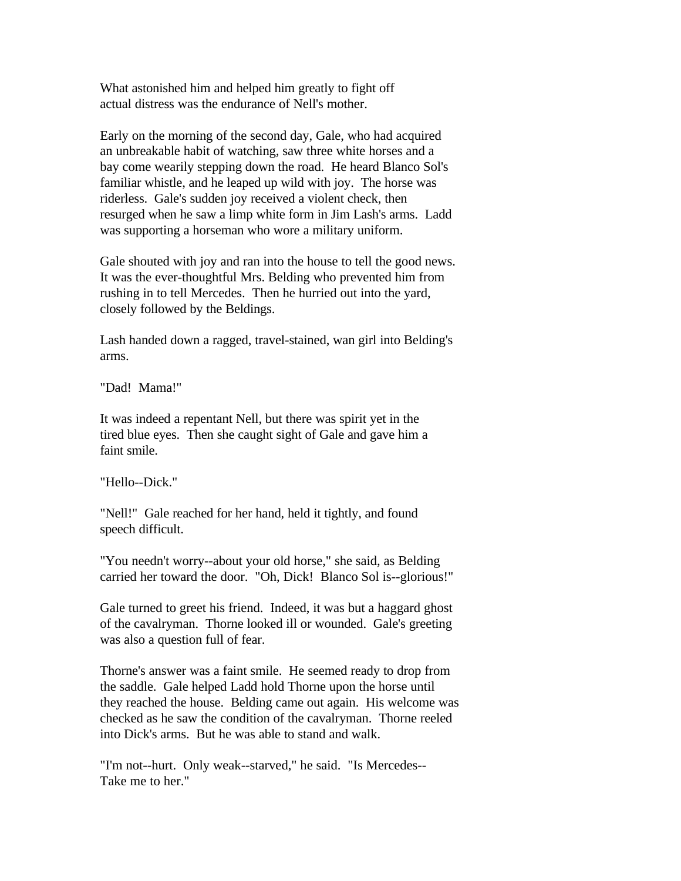What astonished him and helped him greatly to fight off actual distress was the endurance of Nell's mother.

Early on the morning of the second day, Gale, who had acquired an unbreakable habit of watching, saw three white horses and a bay come wearily stepping down the road. He heard Blanco Sol's familiar whistle, and he leaped up wild with joy. The horse was riderless. Gale's sudden joy received a violent check, then resurged when he saw a limp white form in Jim Lash's arms. Ladd was supporting a horseman who wore a military uniform.

Gale shouted with joy and ran into the house to tell the good news. It was the ever-thoughtful Mrs. Belding who prevented him from rushing in to tell Mercedes. Then he hurried out into the yard, closely followed by the Beldings.

Lash handed down a ragged, travel-stained, wan girl into Belding's arms.

"Dad! Mama!"

It was indeed a repentant Nell, but there was spirit yet in the tired blue eyes. Then she caught sight of Gale and gave him a faint smile.

"Hello--Dick."

"Nell!" Gale reached for her hand, held it tightly, and found speech difficult.

"You needn't worry--about your old horse," she said, as Belding carried her toward the door. "Oh, Dick! Blanco Sol is--glorious!"

Gale turned to greet his friend. Indeed, it was but a haggard ghost of the cavalryman. Thorne looked ill or wounded. Gale's greeting was also a question full of fear.

Thorne's answer was a faint smile. He seemed ready to drop from the saddle. Gale helped Ladd hold Thorne upon the horse until they reached the house. Belding came out again. His welcome was checked as he saw the condition of the cavalryman. Thorne reeled into Dick's arms. But he was able to stand and walk.

"I'm not--hurt. Only weak--starved," he said. "Is Mercedes--Take me to her."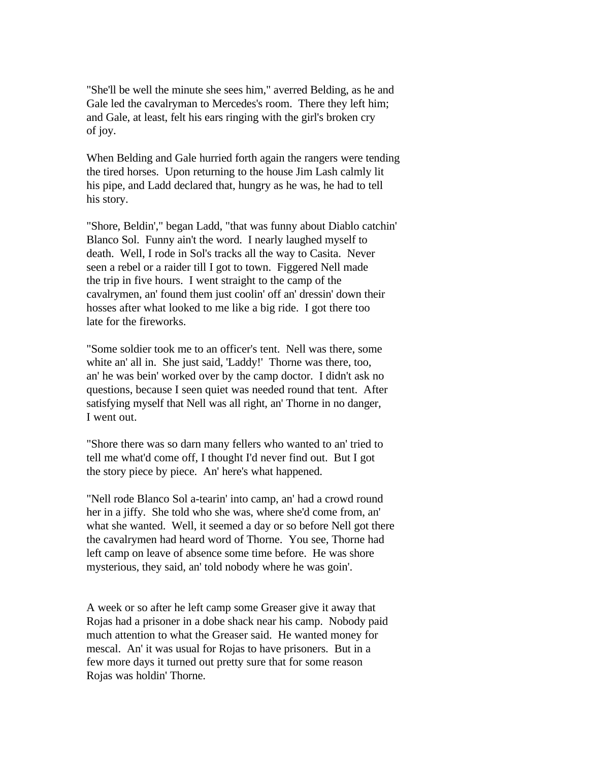"She'll be well the minute she sees him," averred Belding, as he and Gale led the cavalryman to Mercedes's room. There they left him; and Gale, at least, felt his ears ringing with the girl's broken cry of joy.

When Belding and Gale hurried forth again the rangers were tending the tired horses. Upon returning to the house Jim Lash calmly lit his pipe, and Ladd declared that, hungry as he was, he had to tell his story.

"Shore, Beldin'," began Ladd, "that was funny about Diablo catchin' Blanco Sol. Funny ain't the word. I nearly laughed myself to death. Well, I rode in Sol's tracks all the way to Casita. Never seen a rebel or a raider till I got to town. Figgered Nell made the trip in five hours. I went straight to the camp of the cavalrymen, an' found them just coolin' off an' dressin' down their hosses after what looked to me like a big ride. I got there too late for the fireworks.

"Some soldier took me to an officer's tent. Nell was there, some white an' all in. She just said, 'Laddy!' Thorne was there, too, an' he was bein' worked over by the camp doctor. I didn't ask no questions, because I seen quiet was needed round that tent. After satisfying myself that Nell was all right, an' Thorne in no danger, I went out.

"Shore there was so darn many fellers who wanted to an' tried to tell me what'd come off, I thought I'd never find out. But I got the story piece by piece. An' here's what happened.

"Nell rode Blanco Sol a-tearin' into camp, an' had a crowd round her in a jiffy. She told who she was, where she'd come from, an' what she wanted. Well, it seemed a day or so before Nell got there the cavalrymen had heard word of Thorne. You see, Thorne had left camp on leave of absence some time before. He was shore mysterious, they said, an' told nobody where he was goin'.

A week or so after he left camp some Greaser give it away that Rojas had a prisoner in a dobe shack near his camp. Nobody paid much attention to what the Greaser said. He wanted money for mescal. An' it was usual for Rojas to have prisoners. But in a few more days it turned out pretty sure that for some reason Rojas was holdin' Thorne.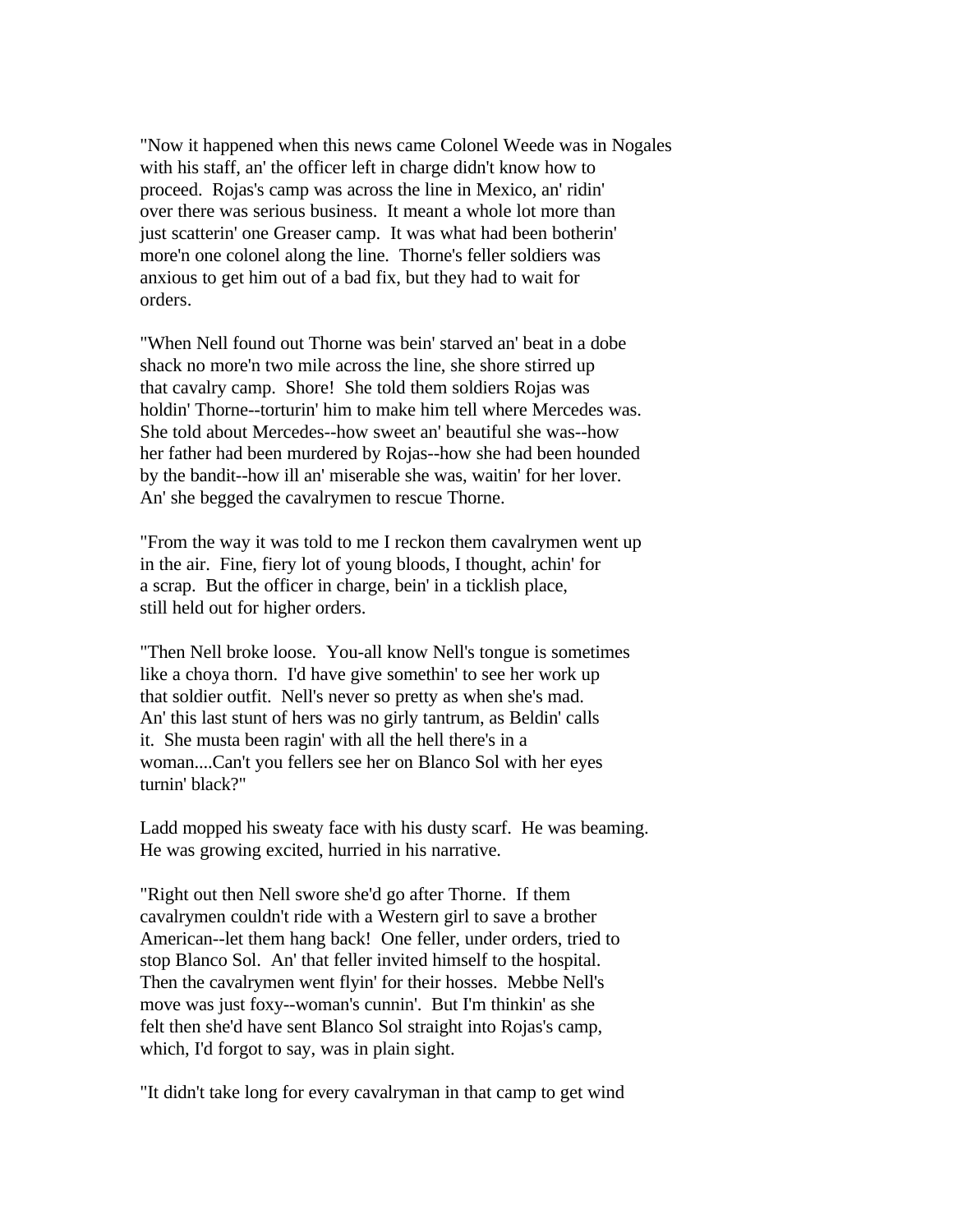"Now it happened when this news came Colonel Weede was in Nogales with his staff, an' the officer left in charge didn't know how to proceed. Rojas's camp was across the line in Mexico, an' ridin' over there was serious business. It meant a whole lot more than just scatterin' one Greaser camp. It was what had been botherin' more'n one colonel along the line. Thorne's feller soldiers was anxious to get him out of a bad fix, but they had to wait for orders.

"When Nell found out Thorne was bein' starved an' beat in a dobe shack no more'n two mile across the line, she shore stirred up that cavalry camp. Shore! She told them soldiers Rojas was holdin' Thorne--torturin' him to make him tell where Mercedes was. She told about Mercedes--how sweet an' beautiful she was--how her father had been murdered by Rojas--how she had been hounded by the bandit--how ill an' miserable she was, waitin' for her lover. An' she begged the cavalrymen to rescue Thorne.

"From the way it was told to me I reckon them cavalrymen went up in the air. Fine, fiery lot of young bloods, I thought, achin' for a scrap. But the officer in charge, bein' in a ticklish place, still held out for higher orders.

"Then Nell broke loose. You-all know Nell's tongue is sometimes like a choya thorn. I'd have give somethin' to see her work up that soldier outfit. Nell's never so pretty as when she's mad. An' this last stunt of hers was no girly tantrum, as Beldin' calls it. She musta been ragin' with all the hell there's in a woman....Can't you fellers see her on Blanco Sol with her eyes turnin' black?"

Ladd mopped his sweaty face with his dusty scarf. He was beaming. He was growing excited, hurried in his narrative.

"Right out then Nell swore she'd go after Thorne. If them cavalrymen couldn't ride with a Western girl to save a brother American--let them hang back! One feller, under orders, tried to stop Blanco Sol. An' that feller invited himself to the hospital. Then the cavalrymen went flyin' for their hosses. Mebbe Nell's move was just foxy--woman's cunnin'. But I'm thinkin' as she felt then she'd have sent Blanco Sol straight into Rojas's camp, which, I'd forgot to say, was in plain sight.

"It didn't take long for every cavalryman in that camp to get wind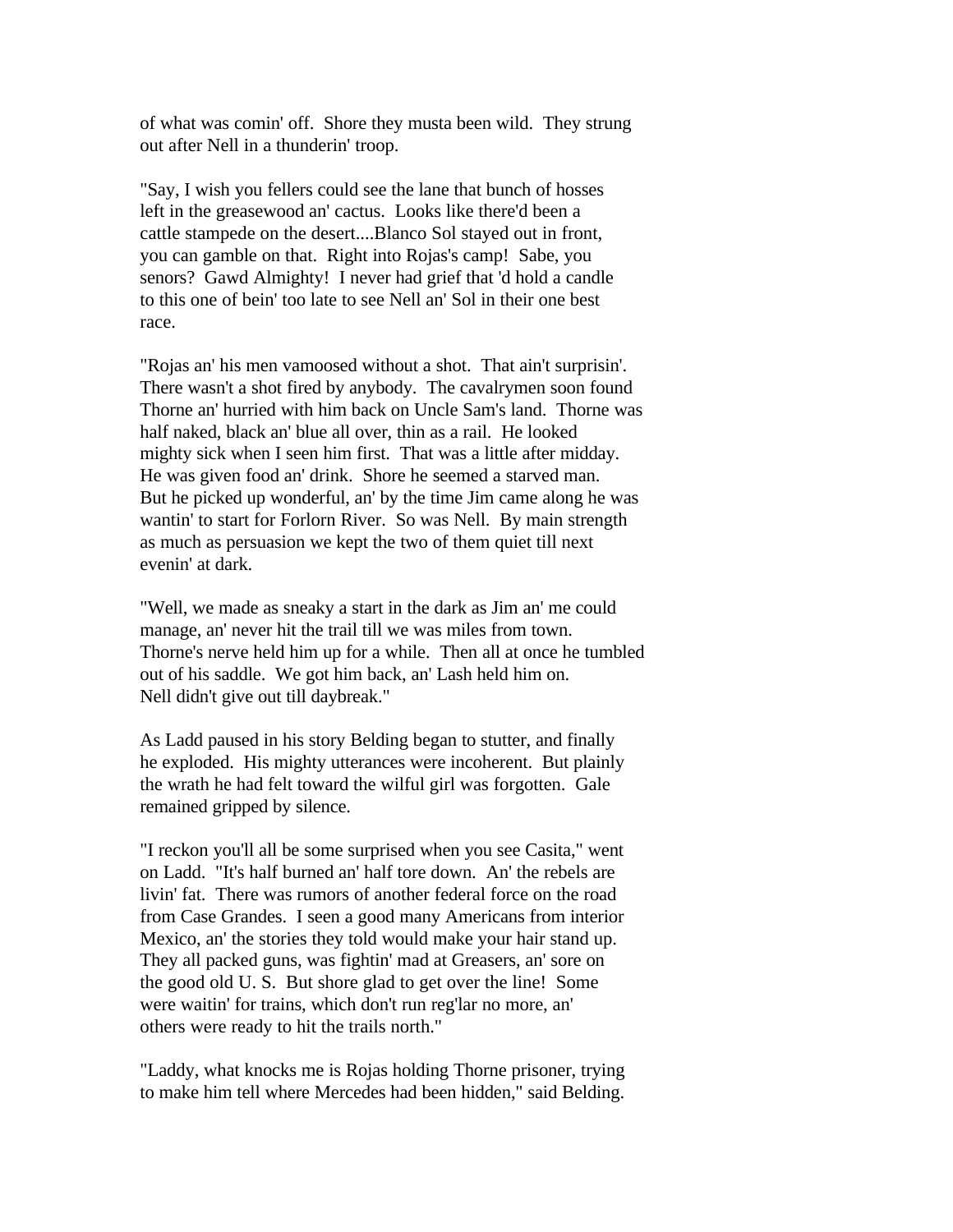of what was comin' off. Shore they musta been wild. They strung out after Nell in a thunderin' troop.

"Say, I wish you fellers could see the lane that bunch of hosses left in the greasewood an' cactus. Looks like there'd been a cattle stampede on the desert....Blanco Sol stayed out in front, you can gamble on that. Right into Rojas's camp! Sabe, you senors? Gawd Almighty! I never had grief that 'd hold a candle to this one of bein' too late to see Nell an' Sol in their one best race.

"Rojas an' his men vamoosed without a shot. That ain't surprisin'. There wasn't a shot fired by anybody. The cavalrymen soon found Thorne an' hurried with him back on Uncle Sam's land. Thorne was half naked, black an' blue all over, thin as a rail. He looked mighty sick when I seen him first. That was a little after midday. He was given food an' drink. Shore he seemed a starved man. But he picked up wonderful, an' by the time Jim came along he was wantin' to start for Forlorn River. So was Nell. By main strength as much as persuasion we kept the two of them quiet till next evenin' at dark.

"Well, we made as sneaky a start in the dark as Jim an' me could manage, an' never hit the trail till we was miles from town. Thorne's nerve held him up for a while. Then all at once he tumbled out of his saddle. We got him back, an' Lash held him on. Nell didn't give out till daybreak."

As Ladd paused in his story Belding began to stutter, and finally he exploded. His mighty utterances were incoherent. But plainly the wrath he had felt toward the wilful girl was forgotten. Gale remained gripped by silence.

"I reckon you'll all be some surprised when you see Casita," went on Ladd. "It's half burned an' half tore down. An' the rebels are livin' fat. There was rumors of another federal force on the road from Case Grandes. I seen a good many Americans from interior Mexico, an' the stories they told would make your hair stand up. They all packed guns, was fightin' mad at Greasers, an' sore on the good old U. S. But shore glad to get over the line! Some were waitin' for trains, which don't run reg'lar no more, an' others were ready to hit the trails north."

"Laddy, what knocks me is Rojas holding Thorne prisoner, trying to make him tell where Mercedes had been hidden," said Belding.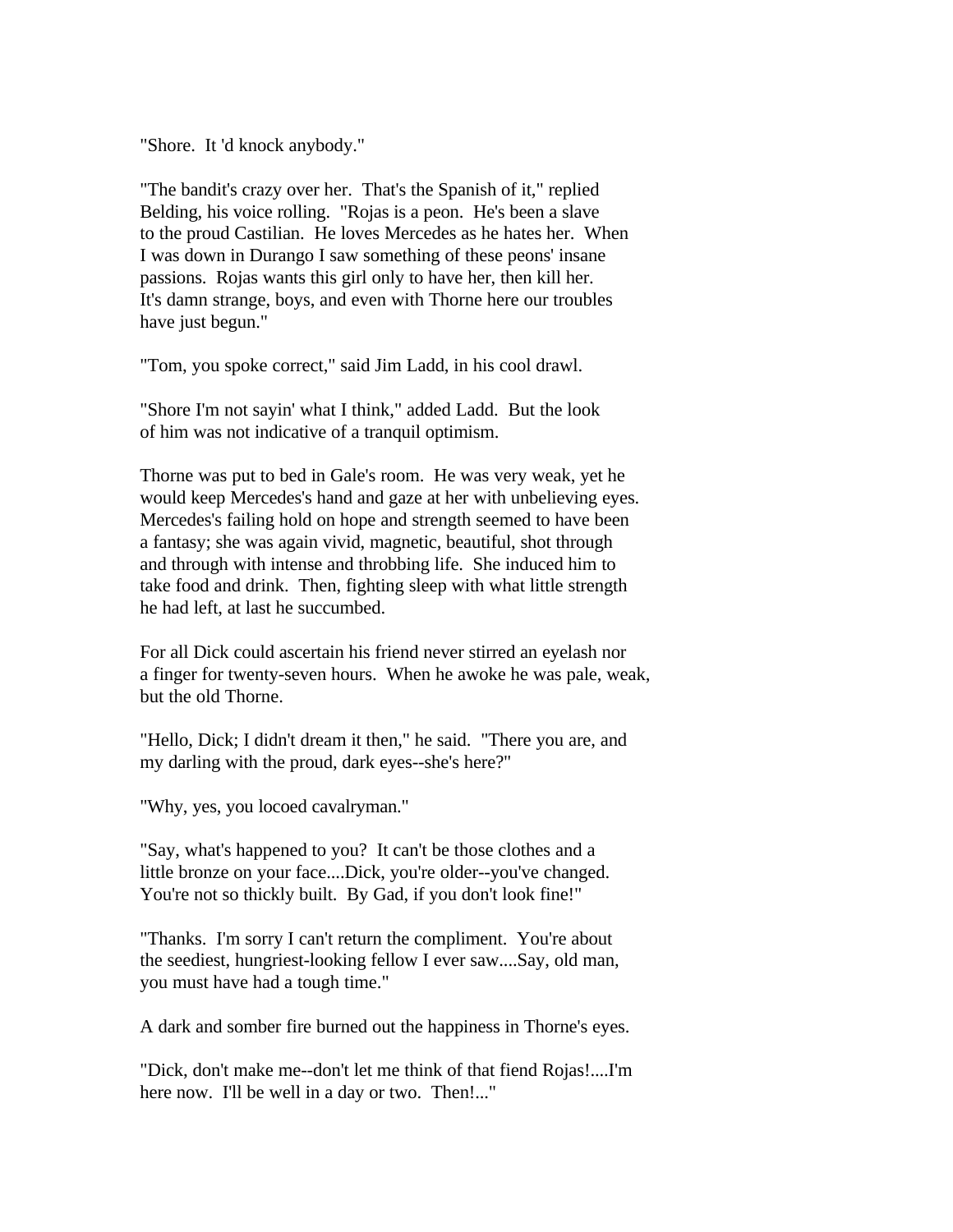"Shore.  It 'd knock anybody."

"The bandit's crazy over her.  That's the Spanish of it," replied Belding, his voice rolling.  "Rojas is a peon.  He's been a slave to the proud Castilian.  He loves Mercedes as he hates her.  When I was down in Durango I saw something of these peons' insane passions.  Rojas wants this girl only to have her, then kill her.  It's damn strange, boys, and even with Thorne here our troubles have just begun."

"Tom, you spoke correct," said Jim Ladd, in his cool drawl.

"Shore I'm not sayin' what I think," added Ladd.  But the look of him was not indicative of a tranquil optimism.

Thorne was put to bed in Gale's room.  He was very weak, yet he would keep Mercedes's hand and gaze at her with unbelieving eyes.  Mercedes's failing hold on hope and strength seemed to have been a fantasy; she was again vivid, magnetic, beautiful, shot through and through with intense and throbbing life.  She induced him to take food and drink.  Then, fighting sleep with what little strength he had left, at last he succumbed.

For all Dick could ascertain his friend never stirred an eyelash nor a finger for twenty-seven hours.  When he awoke he was pale, weak, but the old Thorne.

"Hello, Dick; I didn't dream it then," he said.  "There you are, and my darling with the proud, dark eyes--she's here?"

"Why, yes, you locoed cavalryman."

"Say, what's happened to you?  It can't be those clothes and a little bronze on your face....Dick, you're older--you've changed.  You're not so thickly built.  By Gad, if you don't look fine!"

"Thanks.  I'm sorry I can't return the compliment.  You're about the seediest, hungriest-looking fellow I ever saw....Say, old man, you must have had a tough time."

A dark and somber fire burned out the happiness in Thorne's eyes.

"Dick, don't make me--don't let me think of that fiend Rojas!....I'm here now.  I'll be well in a day or two.  Then!..."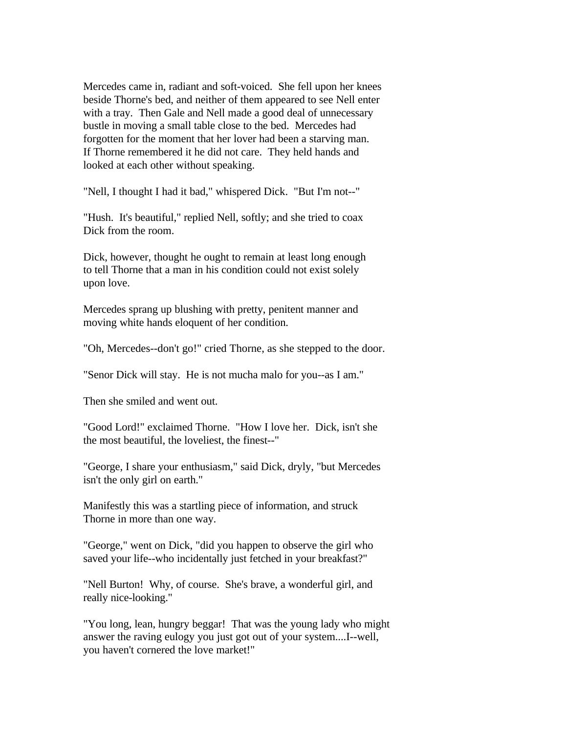Mercedes came in, radiant and soft-voiced. She fell upon her knees beside Thorne's bed, and neither of them appeared to see Nell enter with a tray. Then Gale and Nell made a good deal of unnecessary bustle in moving a small table close to the bed. Mercedes had forgotten for the moment that her lover had been a starving man. If Thorne remembered it he did not care. They held hands and looked at each other without speaking.

"Nell, I thought I had it bad," whispered Dick. "But I'm not--"

"Hush. It's beautiful," replied Nell, softly; and she tried to coax Dick from the room.

Dick, however, thought he ought to remain at least long enough to tell Thorne that a man in his condition could not exist solely upon love.

Mercedes sprang up blushing with pretty, penitent manner and moving white hands eloquent of her condition.

"Oh, Mercedes--don't go!" cried Thorne, as she stepped to the door.

"Senor Dick will stay. He is not mucha malo for you--as I am."

Then she smiled and went out.

"Good Lord!" exclaimed Thorne. "How I love her. Dick, isn't she the most beautiful, the loveliest, the finest--"

"George, I share your enthusiasm," said Dick, dryly, "but Mercedes isn't the only girl on earth."

Manifestly this was a startling piece of information, and struck Thorne in more than one way.

"George," went on Dick, "did you happen to observe the girl who saved your life--who incidentally just fetched in your breakfast?"

"Nell Burton! Why, of course. She's brave, a wonderful girl, and really nice-looking."

"You long, lean, hungry beggar! That was the young lady who might answer the raving eulogy you just got out of your system....I--well, you haven't cornered the love market!"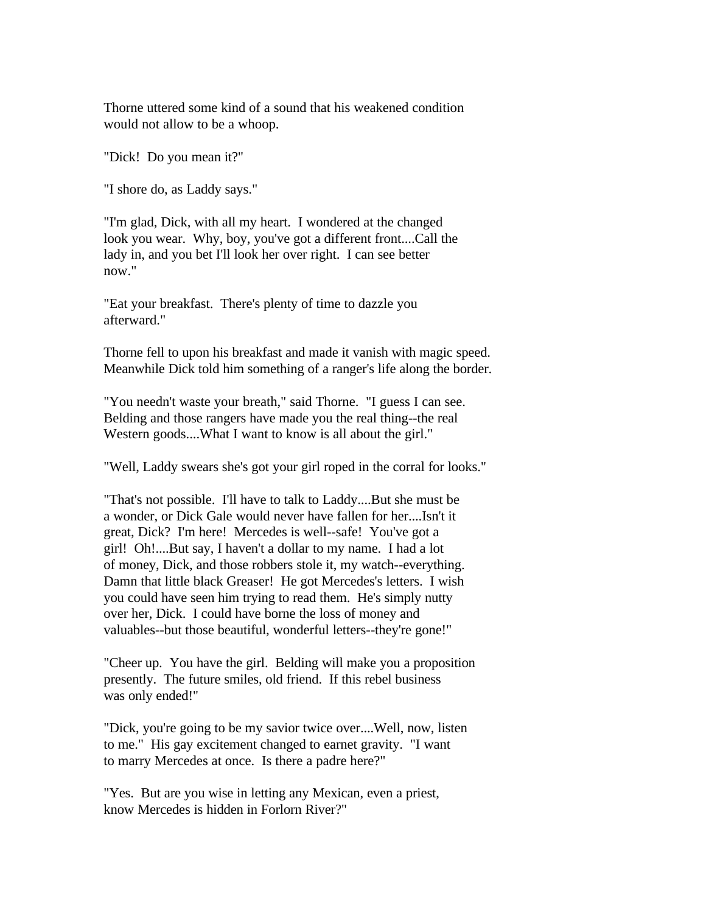Thorne uttered some kind of a sound that his weakened condition would not allow to be a whoop.

"Dick! Do you mean it?"

"I shore do, as Laddy says."

"I'm glad, Dick, with all my heart. I wondered at the changed look you wear. Why, boy, you've got a different front....Call the lady in, and you bet I'll look her over right. I can see better now."

"Eat your breakfast. There's plenty of time to dazzle you afterward."

Thorne fell to upon his breakfast and made it vanish with magic speed. Meanwhile Dick told him something of a ranger's life along the border.

"You needn't waste your breath," said Thorne. "I guess I can see. Belding and those rangers have made you the real thing--the real Western goods....What I want to know is all about the girl."

"Well, Laddy swears she's got your girl roped in the corral for looks."

"That's not possible. I'll have to talk to Laddy....But she must be a wonder, or Dick Gale would never have fallen for her....Isn't it great, Dick? I'm here! Mercedes is well--safe! You've got a girl! Oh!....But say, I haven't a dollar to my name. I had a lot of money, Dick, and those robbers stole it, my watch--everything. Damn that little black Greaser! He got Mercedes's letters. I wish you could have seen him trying to read them. He's simply nutty over her, Dick. I could have borne the loss of money and valuables--but those beautiful, wonderful letters--they're gone!"

"Cheer up. You have the girl. Belding will make you a proposition presently. The future smiles, old friend. If this rebel business was only ended!"

"Dick, you're going to be my savior twice over....Well, now, listen to me." His gay excitement changed to earnet gravity. "I want to marry Mercedes at once. Is there a padre here?"

"Yes. But are you wise in letting any Mexican, even a priest, know Mercedes is hidden in Forlorn River?"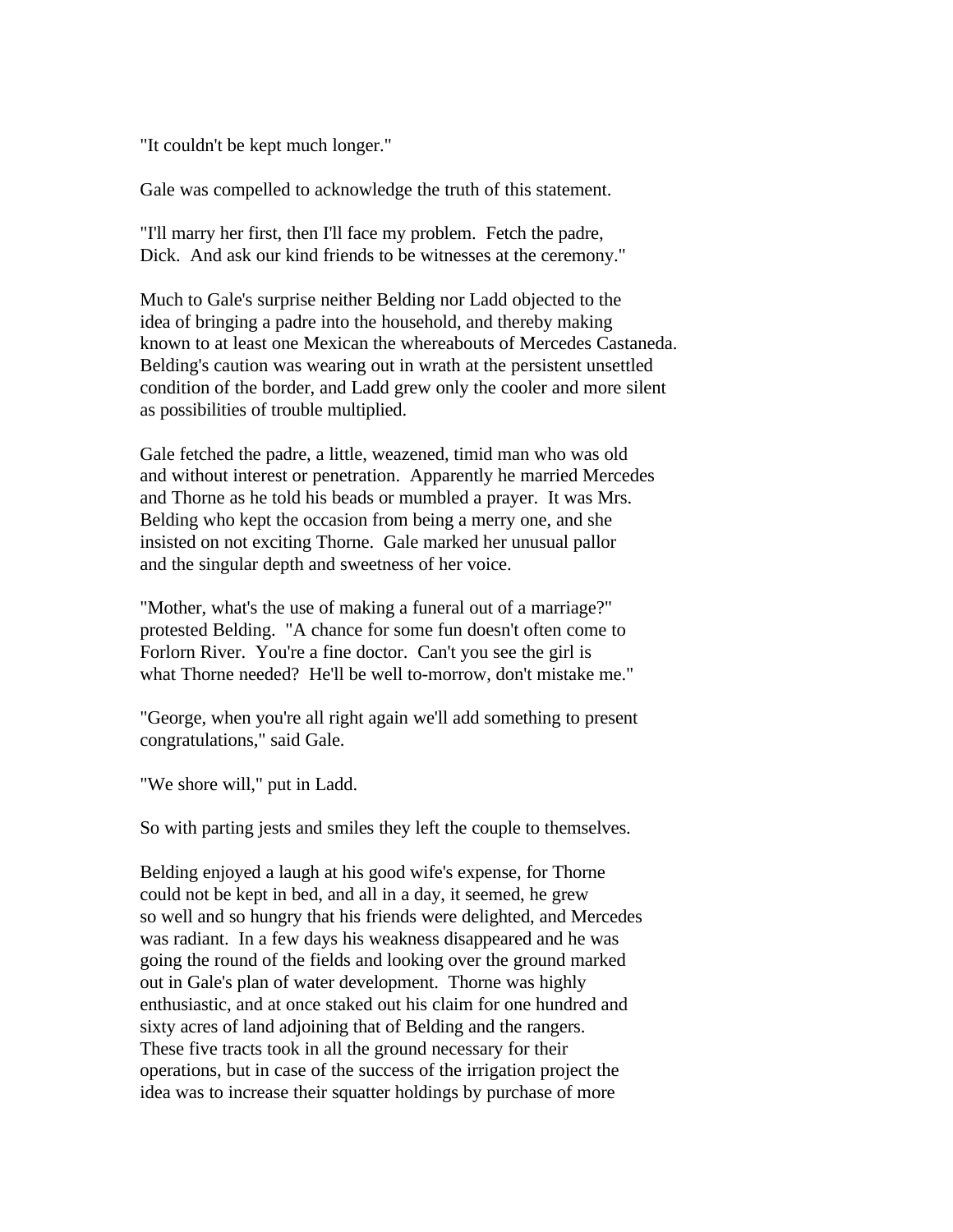"It couldn't be kept much longer."

Gale was compelled to acknowledge the truth of this statement.

"I'll marry her first, then I'll face my problem. Fetch the padre, Dick. And ask our kind friends to be witnesses at the ceremony."

Much to Gale's surprise neither Belding nor Ladd objected to the idea of bringing a padre into the household, and thereby making known to at least one Mexican the whereabouts of Mercedes Castaneda. Belding's caution was wearing out in wrath at the persistent unsettled condition of the border, and Ladd grew only the cooler and more silent as possibilities of trouble multiplied.

Gale fetched the padre, a little, weazened, timid man who was old and without interest or penetration. Apparently he married Mercedes and Thorne as he told his beads or mumbled a prayer. It was Mrs. Belding who kept the occasion from being a merry one, and she insisted on not exciting Thorne. Gale marked her unusual pallor and the singular depth and sweetness of her voice.

"Mother, what's the use of making a funeral out of a marriage?" protested Belding. "A chance for some fun doesn't often come to Forlorn River. You're a fine doctor. Can't you see the girl is what Thorne needed? He'll be well to-morrow, don't mistake me."

"George, when you're all right again we'll add something to present congratulations," said Gale.

"We shore will," put in Ladd.

So with parting jests and smiles they left the couple to themselves.

Belding enjoyed a laugh at his good wife's expense, for Thorne could not be kept in bed, and all in a day, it seemed, he grew so well and so hungry that his friends were delighted, and Mercedes was radiant. In a few days his weakness disappeared and he was going the round of the fields and looking over the ground marked out in Gale's plan of water development. Thorne was highly enthusiastic, and at once staked out his claim for one hundred and sixty acres of land adjoining that of Belding and the rangers. These five tracts took in all the ground necessary for their operations, but in case of the success of the irrigation project the idea was to increase their squatter holdings by purchase of more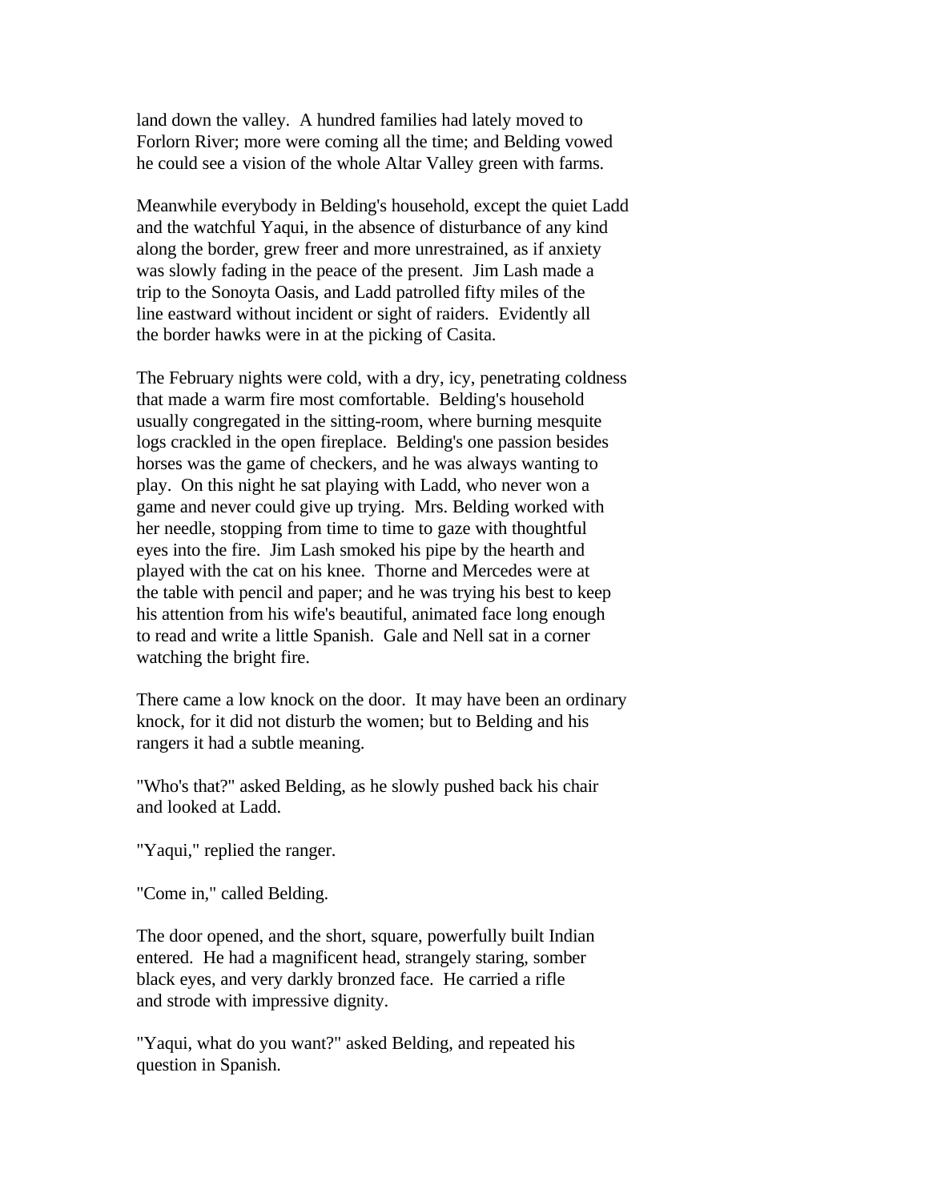land down the valley. A hundred families had lately moved to Forlorn River; more were coming all the time; and Belding vowed he could see a vision of the whole Altar Valley green with farms.

Meanwhile everybody in Belding's household, except the quiet Ladd and the watchful Yaqui, in the absence of disturbance of any kind along the border, grew freer and more unrestrained, as if anxiety was slowly fading in the peace of the present. Jim Lash made a trip to the Sonoyta Oasis, and Ladd patrolled fifty miles of the line eastward without incident or sight of raiders. Evidently all the border hawks were in at the picking of Casita.

The February nights were cold, with a dry, icy, penetrating coldness that made a warm fire most comfortable. Belding's household usually congregated in the sitting-room, where burning mesquite logs crackled in the open fireplace. Belding's one passion besides horses was the game of checkers, and he was always wanting to play. On this night he sat playing with Ladd, who never won a game and never could give up trying. Mrs. Belding worked with her needle, stopping from time to time to gaze with thoughtful eyes into the fire. Jim Lash smoked his pipe by the hearth and played with the cat on his knee. Thorne and Mercedes were at the table with pencil and paper; and he was trying his best to keep his attention from his wife's beautiful, animated face long enough to read and write a little Spanish. Gale and Nell sat in a corner watching the bright fire.

There came a low knock on the door. It may have been an ordinary knock, for it did not disturb the women; but to Belding and his rangers it had a subtle meaning.

"Who's that?" asked Belding, as he slowly pushed back his chair and looked at Ladd.

"Yaqui," replied the ranger.

"Come in," called Belding.

The door opened, and the short, square, powerfully built Indian entered. He had a magnificent head, strangely staring, somber black eyes, and very darkly bronzed face. He carried a rifle and strode with impressive dignity.

"Yaqui, what do you want?" asked Belding, and repeated his question in Spanish.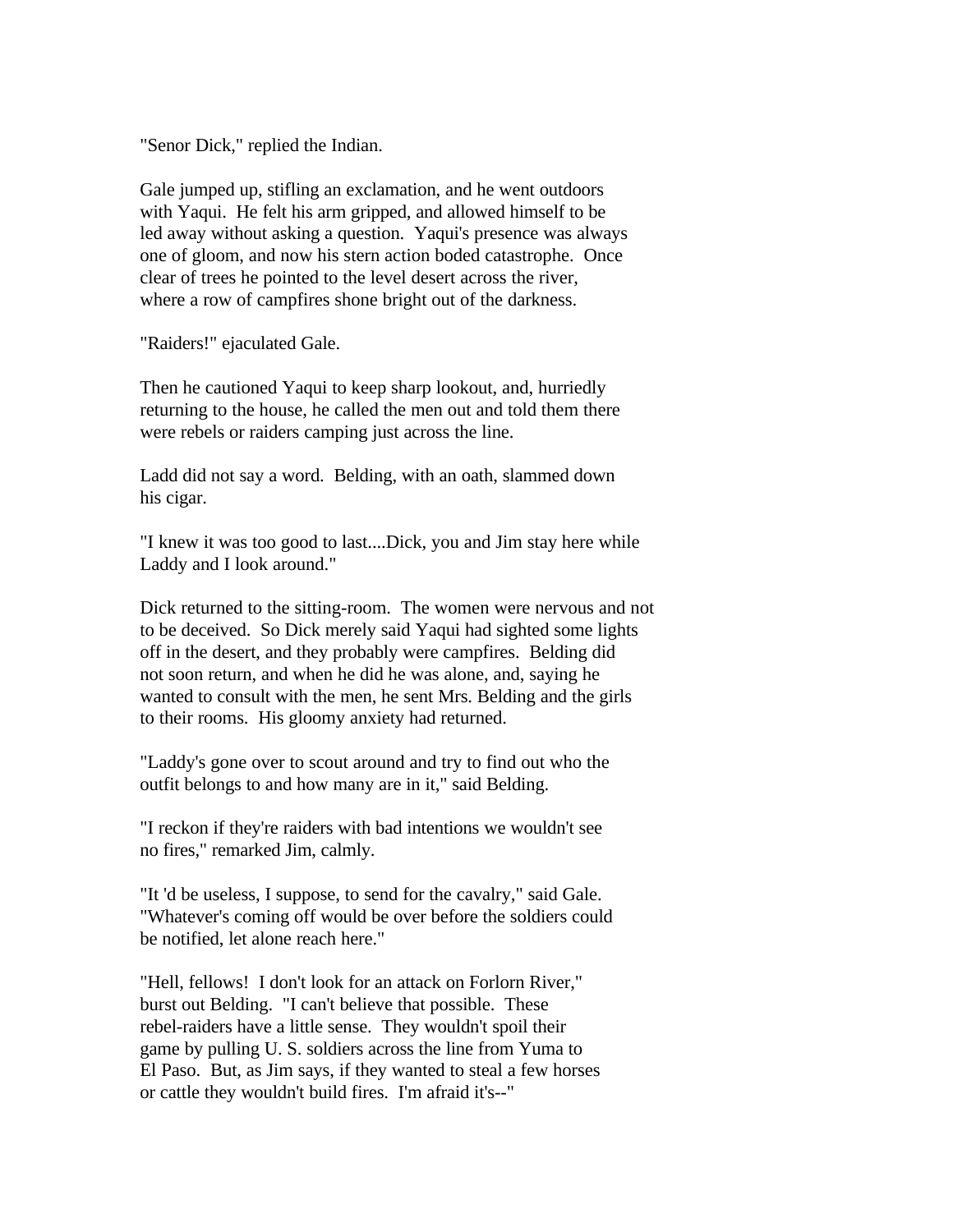"Senor Dick," replied the Indian.

Gale jumped up, stifling an exclamation, and he went outdoors with Yaqui. He felt his arm gripped, and allowed himself to be led away without asking a question. Yaqui's presence was always one of gloom, and now his stern action boded catastrophe. Once clear of trees he pointed to the level desert across the river, where a row of campfires shone bright out of the darkness.

"Raiders!" ejaculated Gale.

Then he cautioned Yaqui to keep sharp lookout, and, hurriedly returning to the house, he called the men out and told them there were rebels or raiders camping just across the line.

Ladd did not say a word. Belding, with an oath, slammed down his cigar.

"I knew it was too good to last....Dick, you and Jim stay here while Laddy and I look around."

Dick returned to the sitting-room. The women were nervous and not to be deceived. So Dick merely said Yaqui had sighted some lights off in the desert, and they probably were campfires. Belding did not soon return, and when he did he was alone, and, saying he wanted to consult with the men, he sent Mrs. Belding and the girls to their rooms. His gloomy anxiety had returned.

"Laddy's gone over to scout around and try to find out who the outfit belongs to and how many are in it," said Belding.

"I reckon if they're raiders with bad intentions we wouldn't see no fires," remarked Jim, calmly.

"It 'd be useless, I suppose, to send for the cavalry," said Gale. "Whatever's coming off would be over before the soldiers could be notified, let alone reach here."

"Hell, fellows! I don't look for an attack on Forlorn River," burst out Belding. "I can't believe that possible. These rebel-raiders have a little sense. They wouldn't spoil their game by pulling U. S. soldiers across the line from Yuma to El Paso. But, as Jim says, if they wanted to steal a few horses or cattle they wouldn't build fires. I'm afraid it's--"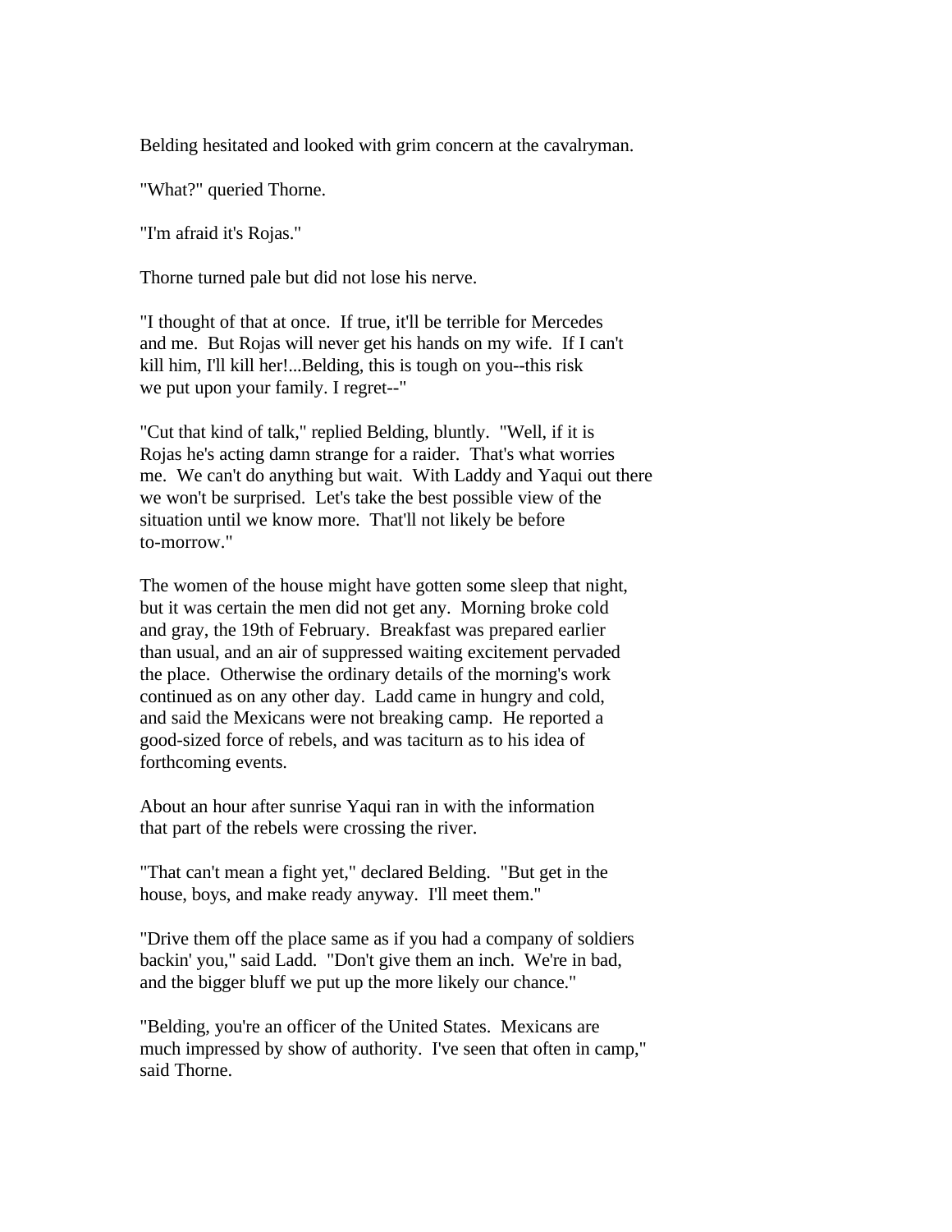Belding hesitated and looked with grim concern at the cavalryman.

"What?" queried Thorne.

"I'm afraid it's Rojas."

Thorne turned pale but did not lose his nerve.

"I thought of that at once. If true, it'll be terrible for Mercedes and me. But Rojas will never get his hands on my wife. If I can't kill him, I'll kill her!...Belding, this is tough on you--this risk we put upon your family. I regret--"

"Cut that kind of talk," replied Belding, bluntly. "Well, if it is Rojas he's acting damn strange for a raider. That's what worries me. We can't do anything but wait. With Laddy and Yaqui out there we won't be surprised. Let's take the best possible view of the situation until we know more. That'll not likely be before to-morrow."

The women of the house might have gotten some sleep that night, but it was certain the men did not get any. Morning broke cold and gray, the 19th of February. Breakfast was prepared earlier than usual, and an air of suppressed waiting excitement pervaded the place. Otherwise the ordinary details of the morning's work continued as on any other day. Ladd came in hungry and cold, and said the Mexicans were not breaking camp. He reported a good-sized force of rebels, and was taciturn as to his idea of forthcoming events.

About an hour after sunrise Yaqui ran in with the information that part of the rebels were crossing the river.

"That can't mean a fight yet," declared Belding. "But get in the house, boys, and make ready anyway. I'll meet them."

"Drive them off the place same as if you had a company of soldiers backin' you," said Ladd. "Don't give them an inch. We're in bad, and the bigger bluff we put up the more likely our chance."

"Belding, you're an officer of the United States. Mexicans are much impressed by show of authority. I've seen that often in camp," said Thorne.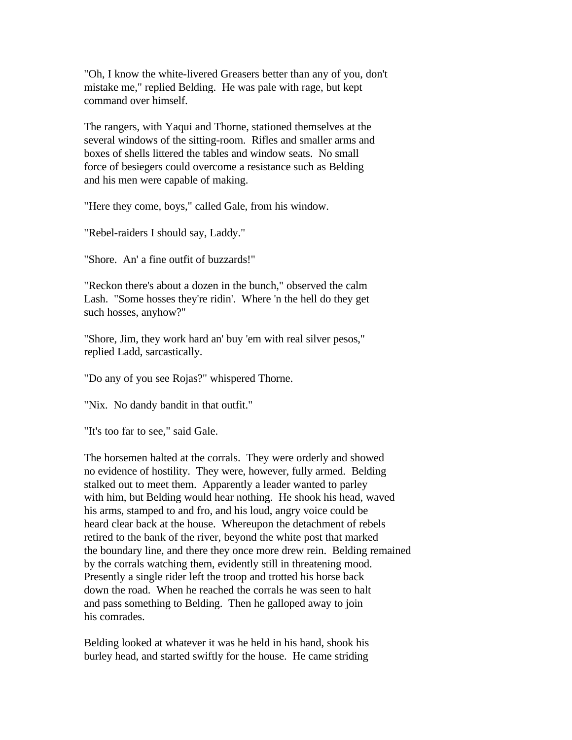"Oh, I know the white-livered Greasers better than any of you, don't mistake me," replied Belding. He was pale with rage, but kept command over himself.

The rangers, with Yaqui and Thorne, stationed themselves at the several windows of the sitting-room. Rifles and smaller arms and boxes of shells littered the tables and window seats. No small force of besiegers could overcome a resistance such as Belding and his men were capable of making.

"Here they come, boys," called Gale, from his window.

"Rebel-raiders I should say, Laddy."

"Shore. An' a fine outfit of buzzards!"

"Reckon there's about a dozen in the bunch," observed the calm Lash. "Some hosses they're ridin'. Where 'n the hell do they get such hosses, anyhow?"

"Shore, Jim, they work hard an' buy 'em with real silver pesos," replied Ladd, sarcastically.

"Do any of you see Rojas?" whispered Thorne.

"Nix. No dandy bandit in that outfit."

"It's too far to see," said Gale.

The horsemen halted at the corrals. They were orderly and showed no evidence of hostility. They were, however, fully armed. Belding stalked out to meet them. Apparently a leader wanted to parley with him, but Belding would hear nothing. He shook his head, waved his arms, stamped to and fro, and his loud, angry voice could be heard clear back at the house. Whereupon the detachment of rebels retired to the bank of the river, beyond the white post that marked the boundary line, and there they once more drew rein. Belding remained by the corrals watching them, evidently still in threatening mood. Presently a single rider left the troop and trotted his horse back down the road. When he reached the corrals he was seen to halt and pass something to Belding. Then he galloped away to join his comrades.

Belding looked at whatever it was he held in his hand, shook his burley head, and started swiftly for the house. He came striding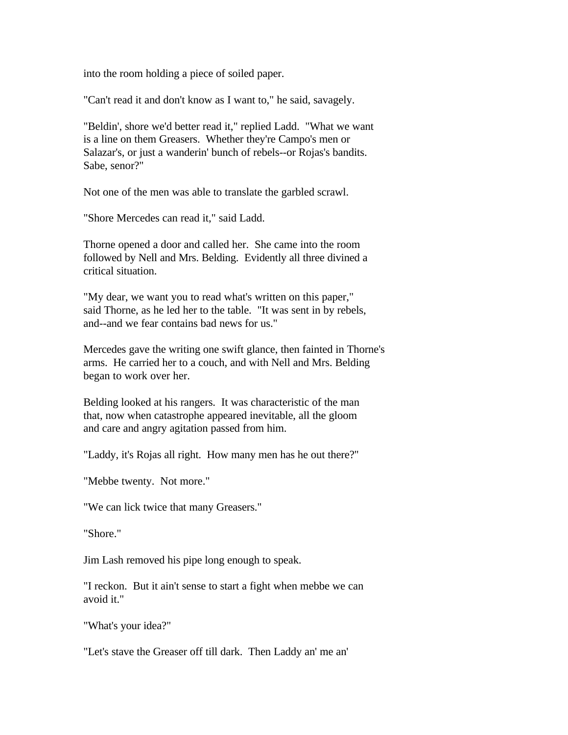into the room holding a piece of soiled paper.

"Can't read it and don't know as I want to," he said, savagely.

"Beldin', shore we'd better read it," replied Ladd. "What we want is a line on them Greasers. Whether they're Campo's men or Salazar's, or just a wanderin' bunch of rebels--or Rojas's bandits. Sabe, senor?"

Not one of the men was able to translate the garbled scrawl.

"Shore Mercedes can read it," said Ladd.

Thorne opened a door and called her. She came into the room followed by Nell and Mrs. Belding. Evidently all three divined a critical situation.

"My dear, we want you to read what's written on this paper," said Thorne, as he led her to the table. "It was sent in by rebels, and--and we fear contains bad news for us."

Mercedes gave the writing one swift glance, then fainted in Thorne's arms. He carried her to a couch, and with Nell and Mrs. Belding began to work over her.

Belding looked at his rangers. It was characteristic of the man that, now when catastrophe appeared inevitable, all the gloom and care and angry agitation passed from him.

"Laddy, it's Rojas all right. How many men has he out there?"

"Mebbe twenty. Not more."

"We can lick twice that many Greasers."

"Shore."

Jim Lash removed his pipe long enough to speak.

"I reckon. But it ain't sense to start a fight when mebbe we can avoid it."

"What's your idea?"

"Let's stave the Greaser off till dark. Then Laddy an' me an'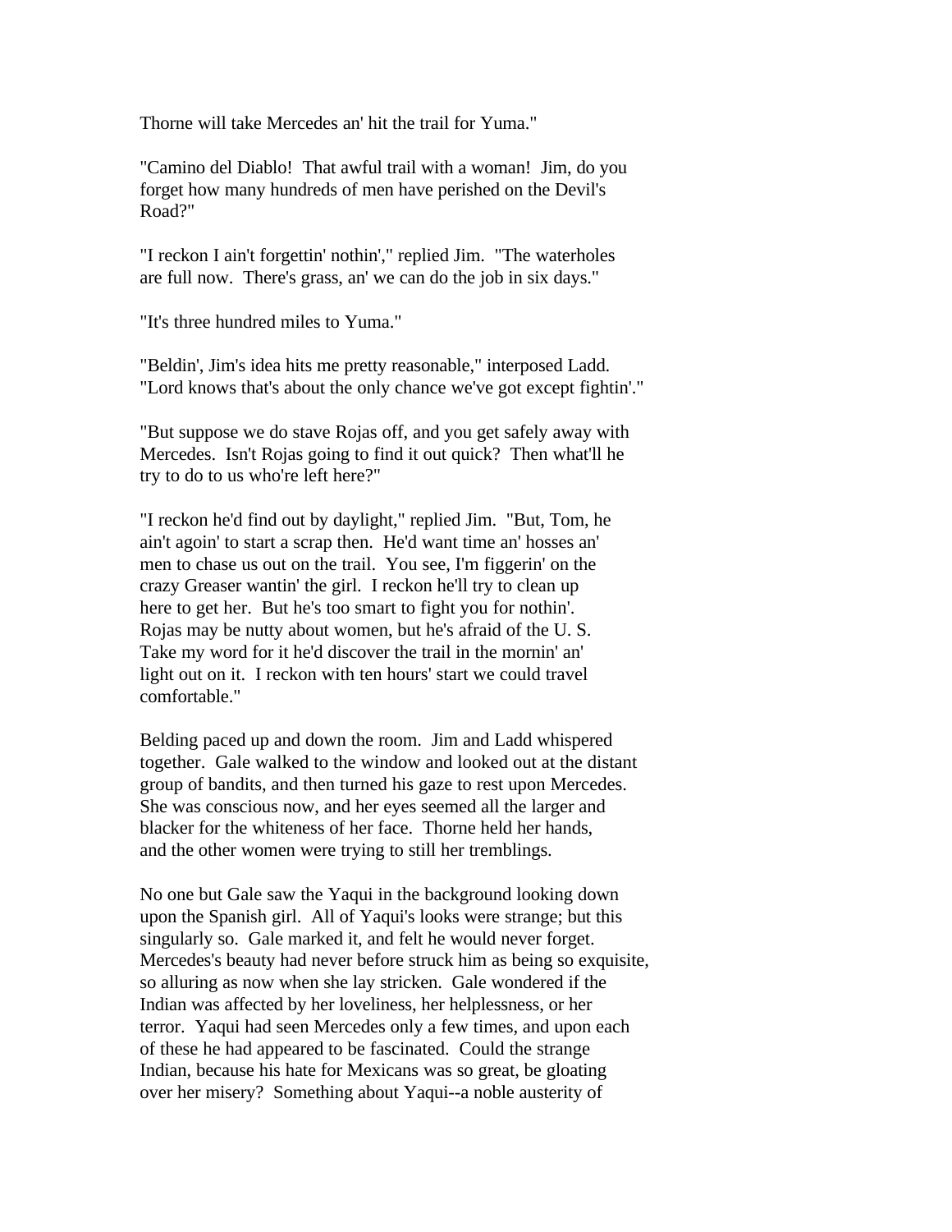Thorne will take Mercedes an' hit the trail for Yuma."

"Camino del Diablo! That awful trail with a woman! Jim, do you forget how many hundreds of men have perished on the Devil's Road?"

"I reckon I ain't forgettin' nothin'," replied Jim. "The waterholes are full now. There's grass, an' we can do the job in six days."

"It's three hundred miles to Yuma."

"Beldin', Jim's idea hits me pretty reasonable," interposed Ladd. "Lord knows that's about the only chance we've got except fightin'."

"But suppose we do stave Rojas off, and you get safely away with Mercedes. Isn't Rojas going to find it out quick? Then what'll he try to do to us who're left here?"

"I reckon he'd find out by daylight," replied Jim. "But, Tom, he ain't agoin' to start a scrap then. He'd want time an' hosses an' men to chase us out on the trail. You see, I'm figgerin' on the crazy Greaser wantin' the girl. I reckon he'll try to clean up here to get her. But he's too smart to fight you for nothin'. Rojas may be nutty about women, but he's afraid of the U. S. Take my word for it he'd discover the trail in the mornin' an' light out on it. I reckon with ten hours' start we could travel comfortable."

Belding paced up and down the room. Jim and Ladd whispered together. Gale walked to the window and looked out at the distant group of bandits, and then turned his gaze to rest upon Mercedes. She was conscious now, and her eyes seemed all the larger and blacker for the whiteness of her face. Thorne held her hands, and the other women were trying to still her tremblings.

No one but Gale saw the Yaqui in the background looking down upon the Spanish girl. All of Yaqui's looks were strange; but this singularly so. Gale marked it, and felt he would never forget. Mercedes's beauty had never before struck him as being so exquisite, so alluring as now when she lay stricken. Gale wondered if the Indian was affected by her loveliness, her helplessness, or her terror. Yaqui had seen Mercedes only a few times, and upon each of these he had appeared to be fascinated. Could the strange Indian, because his hate for Mexicans was so great, be gloating over her misery? Something about Yaqui--a noble austerity of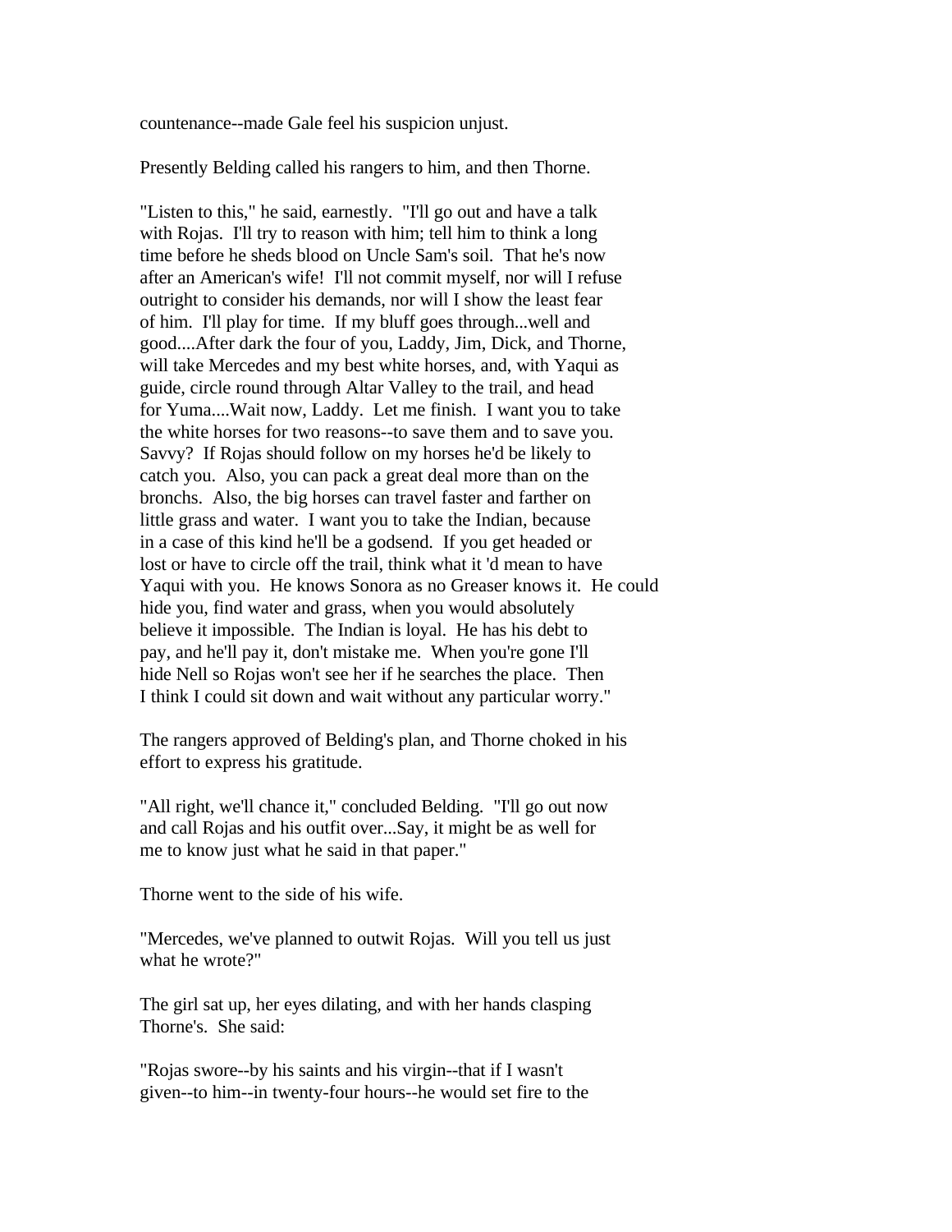countenance--made Gale feel his suspicion unjust.

Presently Belding called his rangers to him, and then Thorne.

"Listen to this," he said, earnestly. "I'll go out and have a talk with Rojas. I'll try to reason with him; tell him to think a long time before he sheds blood on Uncle Sam's soil. That he's now after an American's wife! I'll not commit myself, nor will I refuse outright to consider his demands, nor will I show the least fear of him. I'll play for time. If my bluff goes through...well and good....After dark the four of you, Laddy, Jim, Dick, and Thorne, will take Mercedes and my best white horses, and, with Yaqui as guide, circle round through Altar Valley to the trail, and head for Yuma....Wait now, Laddy. Let me finish. I want you to take the white horses for two reasons--to save them and to save you. Savvy? If Rojas should follow on my horses he'd be likely to catch you. Also, you can pack a great deal more than on the bronchs. Also, the big horses can travel faster and farther on little grass and water. I want you to take the Indian, because in a case of this kind he'll be a godsend. If you get headed or lost or have to circle off the trail, think what it 'd mean to have Yaqui with you. He knows Sonora as no Greaser knows it. He could hide you, find water and grass, when you would absolutely believe it impossible. The Indian is loyal. He has his debt to pay, and he'll pay it, don't mistake me. When you're gone I'll hide Nell so Rojas won't see her if he searches the place. Then I think I could sit down and wait without any particular worry."

The rangers approved of Belding's plan, and Thorne choked in his effort to express his gratitude.

"All right, we'll chance it," concluded Belding. "I'll go out now and call Rojas and his outfit over...Say, it might be as well for me to know just what he said in that paper."

Thorne went to the side of his wife.

"Mercedes, we've planned to outwit Rojas. Will you tell us just what he wrote?"

The girl sat up, her eyes dilating, and with her hands clasping Thorne's. She said:

"Rojas swore--by his saints and his virgin--that if I wasn't given--to him--in twenty-four hours--he would set fire to the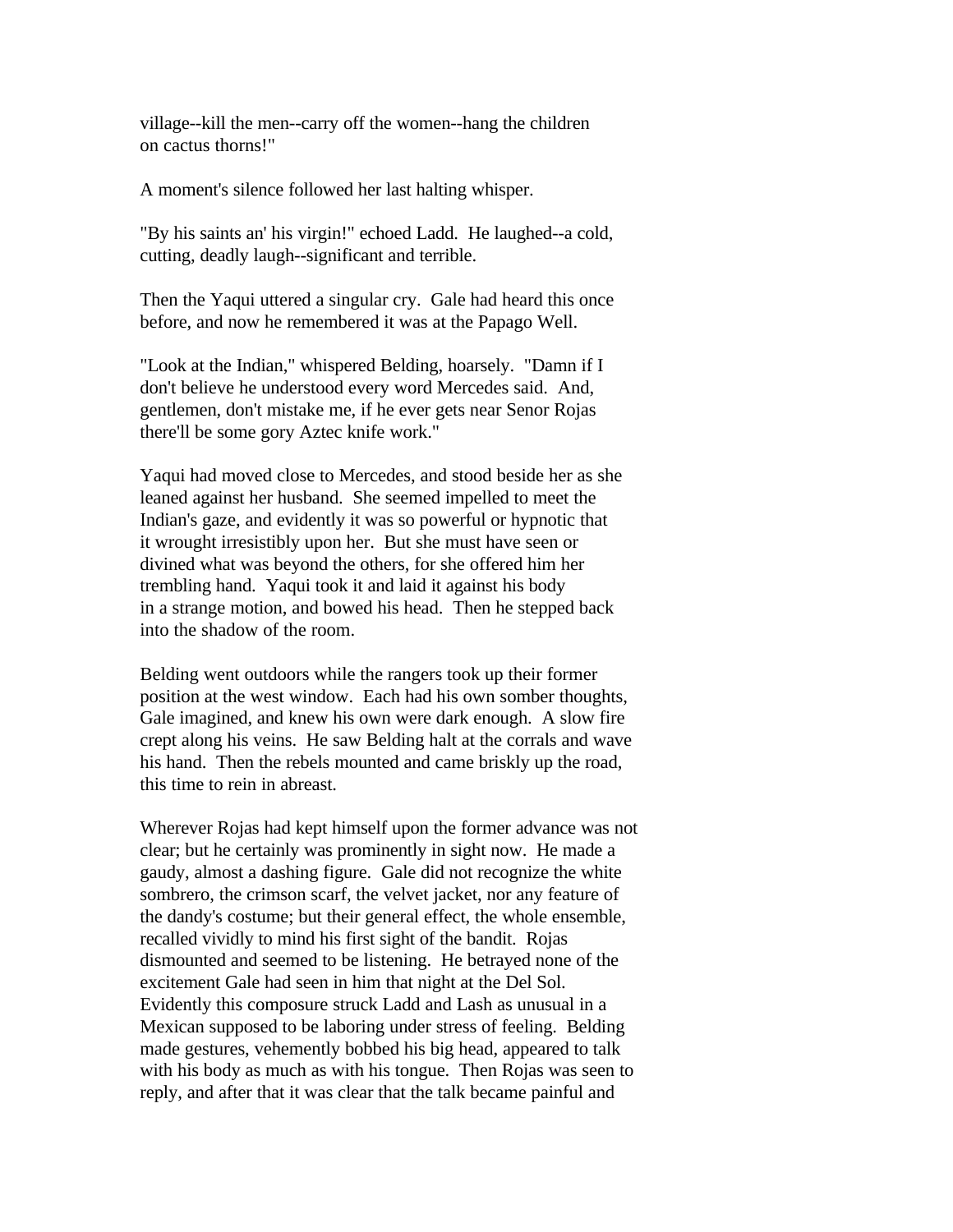village--kill the men--carry off the women--hang the children on cactus thorns!"

A moment's silence followed her last halting whisper.

"By his saints an' his virgin!" echoed Ladd. He laughed--a cold, cutting, deadly laugh--significant and terrible.

Then the Yaqui uttered a singular cry. Gale had heard this once before, and now he remembered it was at the Papago Well.

"Look at the Indian," whispered Belding, hoarsely. "Damn if I don't believe he understood every word Mercedes said. And, gentlemen, don't mistake me, if he ever gets near Senor Rojas there'll be some gory Aztec knife work."

Yaqui had moved close to Mercedes, and stood beside her as she leaned against her husband. She seemed impelled to meet the Indian's gaze, and evidently it was so powerful or hypnotic that it wrought irresistibly upon her. But she must have seen or divined what was beyond the others, for she offered him her trembling hand. Yaqui took it and laid it against his body in a strange motion, and bowed his head. Then he stepped back into the shadow of the room.

Belding went outdoors while the rangers took up their former position at the west window. Each had his own somber thoughts, Gale imagined, and knew his own were dark enough. A slow fire crept along his veins. He saw Belding halt at the corrals and wave his hand. Then the rebels mounted and came briskly up the road, this time to rein in abreast.

Wherever Rojas had kept himself upon the former advance was not clear; but he certainly was prominently in sight now. He made a gaudy, almost a dashing figure. Gale did not recognize the white sombrero, the crimson scarf, the velvet jacket, nor any feature of the dandy's costume; but their general effect, the whole ensemble, recalled vividly to mind his first sight of the bandit. Rojas dismounted and seemed to be listening. He betrayed none of the excitement Gale had seen in him that night at the Del Sol. Evidently this composure struck Ladd and Lash as unusual in a Mexican supposed to be laboring under stress of feeling. Belding made gestures, vehemently bobbed his big head, appeared to talk with his body as much as with his tongue. Then Rojas was seen to reply, and after that it was clear that the talk became painful and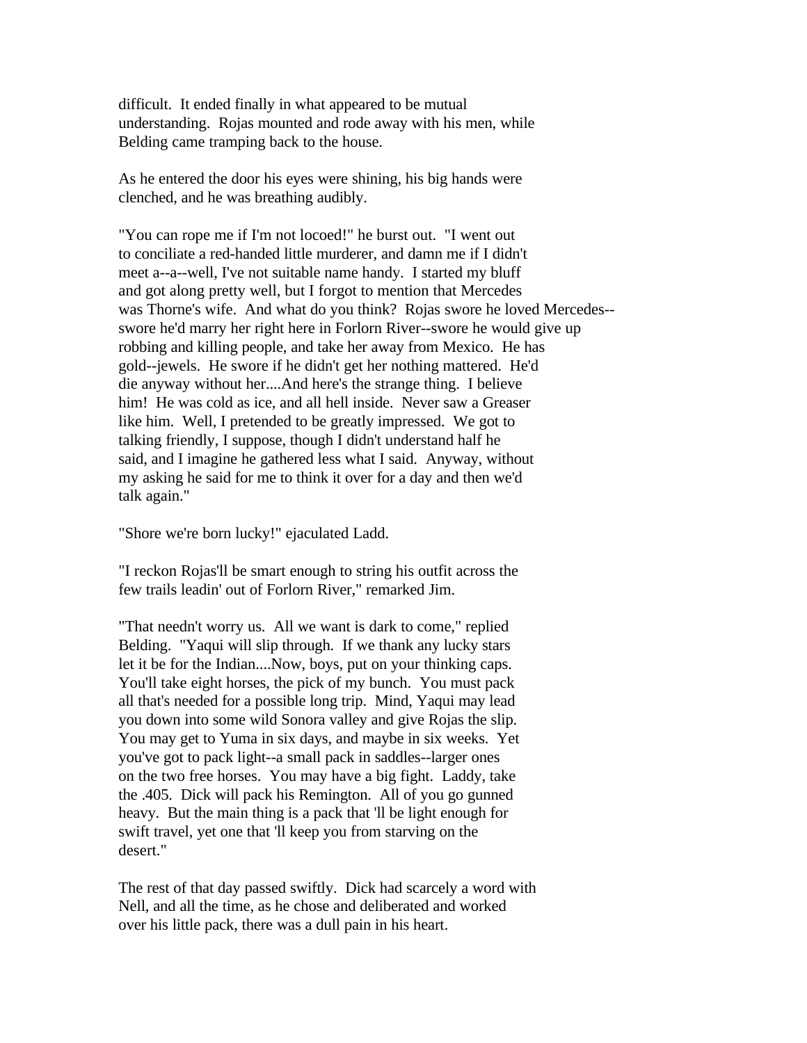difficult. It ended finally in what appeared to be mutual understanding. Rojas mounted and rode away with his men, while Belding came tramping back to the house.

As he entered the door his eyes were shining, his big hands were clenched, and he was breathing audibly.

"You can rope me if I'm not locoed!" he burst out. "I went out to conciliate a red-handed little murderer, and damn me if I didn't meet a--a--well, I've not suitable name handy. I started my bluff and got along pretty well, but I forgot to mention that Mercedes was Thorne's wife. And what do you think? Rojas swore he loved Mercedes--swore he'd marry her right here in Forlorn River--swore he would give up robbing and killing people, and take her away from Mexico. He has gold--jewels. He swore if he didn't get her nothing mattered. He'd die anyway without her....And here's the strange thing. I believe him! He was cold as ice, and all hell inside. Never saw a Greaser like him. Well, I pretended to be greatly impressed. We got to talking friendly, I suppose, though I didn't understand half he said, and I imagine he gathered less what I said. Anyway, without my asking he said for me to think it over for a day and then we'd talk again."

"Shore we're born lucky!" ejaculated Ladd.

"I reckon Rojas'll be smart enough to string his outfit across the few trails leadin' out of Forlorn River," remarked Jim.

"That needn't worry us. All we want is dark to come," replied Belding. "Yaqui will slip through. If we thank any lucky stars let it be for the Indian....Now, boys, put on your thinking caps. You'll take eight horses, the pick of my bunch. You must pack all that's needed for a possible long trip. Mind, Yaqui may lead you down into some wild Sonora valley and give Rojas the slip. You may get to Yuma in six days, and maybe in six weeks. Yet you've got to pack light--a small pack in saddles--larger ones on the two free horses. You may have a big fight. Laddy, take the .405. Dick will pack his Remington. All of you go gunned heavy. But the main thing is a pack that 'll be light enough for swift travel, yet one that 'll keep you from starving on the desert."

The rest of that day passed swiftly. Dick had scarcely a word with Nell, and all the time, as he chose and deliberated and worked over his little pack, there was a dull pain in his heart.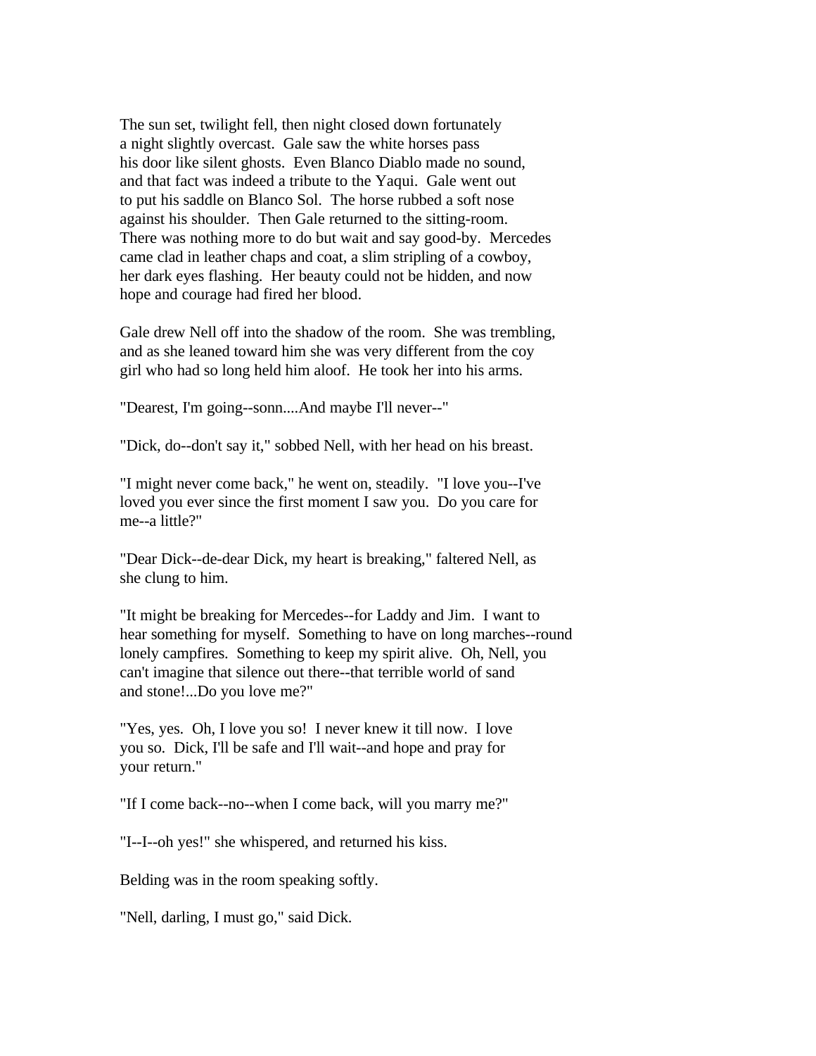The sun set, twilight fell, then night closed down fortunately a night slightly overcast. Gale saw the white horses pass his door like silent ghosts. Even Blanco Diablo made no sound, and that fact was indeed a tribute to the Yaqui. Gale went out to put his saddle on Blanco Sol. The horse rubbed a soft nose against his shoulder. Then Gale returned to the sitting-room. There was nothing more to do but wait and say good-by. Mercedes came clad in leather chaps and coat, a slim stripling of a cowboy, her dark eyes flashing. Her beauty could not be hidden, and now hope and courage had fired her blood.

Gale drew Nell off into the shadow of the room. She was trembling, and as she leaned toward him she was very different from the coy girl who had so long held him aloof. He took her into his arms.

"Dearest, I'm going--sonn....And maybe I'll never--"

"Dick, do--don't say it," sobbed Nell, with her head on his breast.

"I might never come back," he went on, steadily. "I love you--I've loved you ever since the first moment I saw you. Do you care for me--a little?"

"Dear Dick--de-dear Dick, my heart is breaking," faltered Nell, as she clung to him.

"It might be breaking for Mercedes--for Laddy and Jim. I want to hear something for myself. Something to have on long marches--round lonely campfires. Something to keep my spirit alive. Oh, Nell, you can't imagine that silence out there--that terrible world of sand and stone!...Do you love me?"

"Yes, yes. Oh, I love you so! I never knew it till now. I love you so. Dick, I'll be safe and I'll wait--and hope and pray for your return."

"If I come back--no--when I come back, will you marry me?"

"I--I--oh yes!" she whispered, and returned his kiss.

Belding was in the room speaking softly.

"Nell, darling, I must go," said Dick.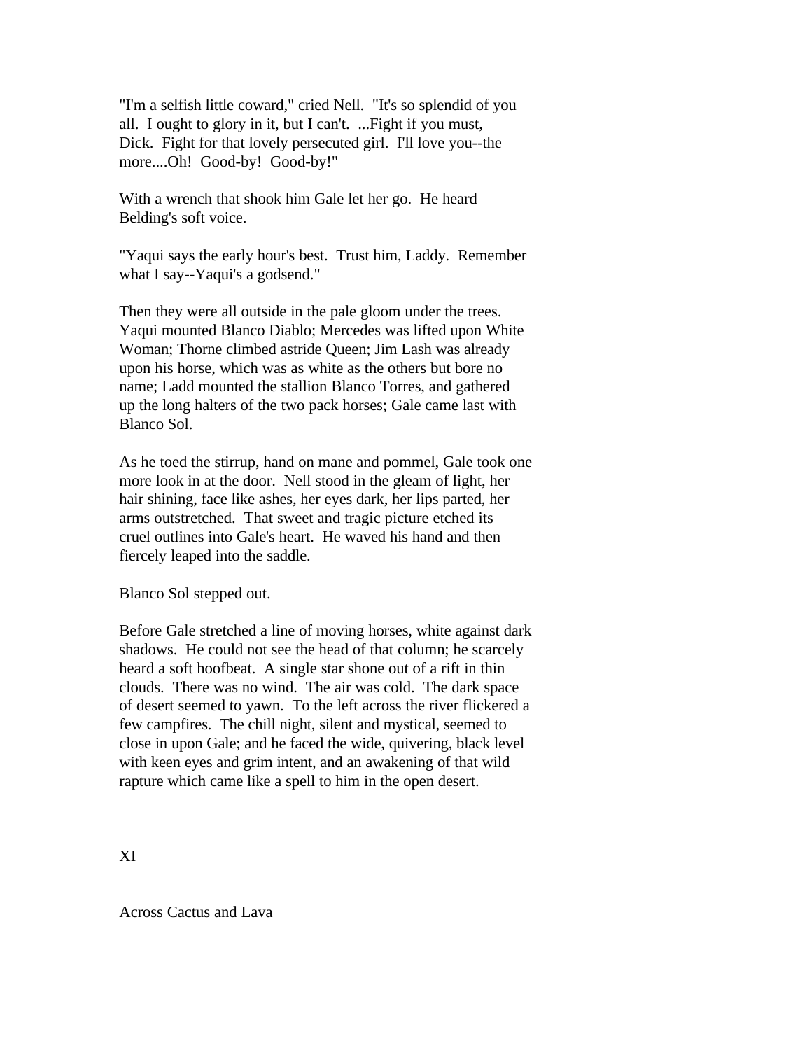"I'm a selfish little coward," cried Nell. "It's so splendid of you all. I ought to glory in it, but I can't. ...Fight if you must, Dick. Fight for that lovely persecuted girl. I'll love you--the more....Oh! Good-by! Good-by!"

With a wrench that shook him Gale let her go. He heard Belding's soft voice.

"Yaqui says the early hour's best. Trust him, Laddy. Remember what I say--Yaqui's a godsend."

Then they were all outside in the pale gloom under the trees. Yaqui mounted Blanco Diablo; Mercedes was lifted upon White Woman; Thorne climbed astride Queen; Jim Lash was already upon his horse, which was as white as the others but bore no name; Ladd mounted the stallion Blanco Torres, and gathered up the long halters of the two pack horses; Gale came last with Blanco Sol.

As he toed the stirrup, hand on mane and pommel, Gale took one more look in at the door. Nell stood in the gleam of light, her hair shining, face like ashes, her eyes dark, her lips parted, her arms outstretched. That sweet and tragic picture etched its cruel outlines into Gale's heart. He waved his hand and then fiercely leaped into the saddle.

Blanco Sol stepped out.

Before Gale stretched a line of moving horses, white against dark shadows. He could not see the head of that column; he scarcely heard a soft hoofbeat. A single star shone out of a rift in thin clouds. There was no wind. The air was cold. The dark space of desert seemed to yawn. To the left across the river flickered a few campfires. The chill night, silent and mystical, seemed to close in upon Gale; and he faced the wide, quivering, black level with keen eyes and grim intent, and an awakening of that wild rapture which came like a spell to him in the open desert.

## XI

## Across Cactus and Lava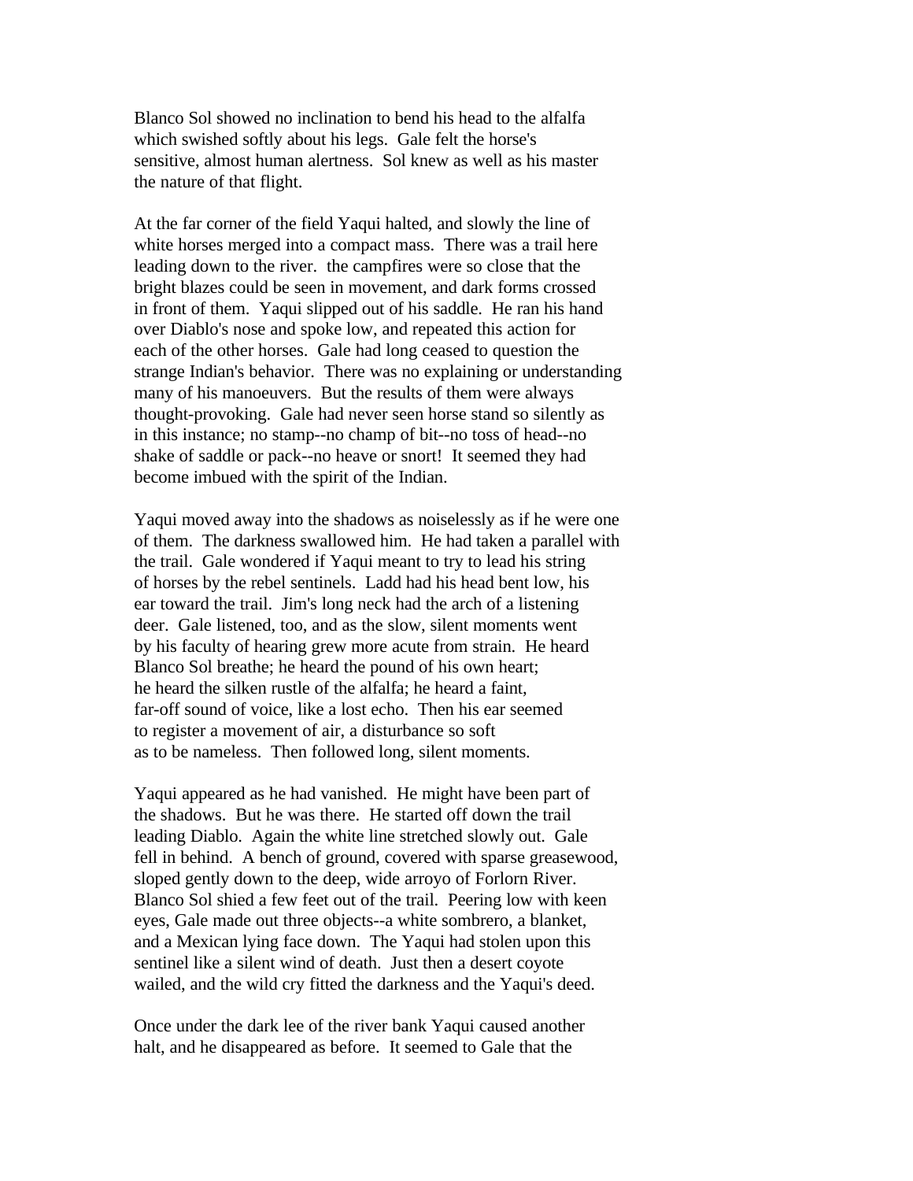Blanco Sol showed no inclination to bend his head to the alfalfa which swished softly about his legs. Gale felt the horse's sensitive, almost human alertness. Sol knew as well as his master the nature of that flight.

At the far corner of the field Yaqui halted, and slowly the line of white horses merged into a compact mass. There was a trail here leading down to the river. the campfires were so close that the bright blazes could be seen in movement, and dark forms crossed in front of them. Yaqui slipped out of his saddle. He ran his hand over Diablo's nose and spoke low, and repeated this action for each of the other horses. Gale had long ceased to question the strange Indian's behavior. There was no explaining or understanding many of his manoeuvers. But the results of them were always thought-provoking. Gale had never seen horse stand so silently as in this instance; no stamp--no champ of bit--no toss of head--no shake of saddle or pack--no heave or snort! It seemed they had become imbued with the spirit of the Indian.

Yaqui moved away into the shadows as noiselessly as if he were one of them. The darkness swallowed him. He had taken a parallel with the trail. Gale wondered if Yaqui meant to try to lead his string of horses by the rebel sentinels. Ladd had his head bent low, his ear toward the trail. Jim's long neck had the arch of a listening deer. Gale listened, too, and as the slow, silent moments went by his faculty of hearing grew more acute from strain. He heard Blanco Sol breathe; he heard the pound of his own heart; he heard the silken rustle of the alfalfa; he heard a faint, far-off sound of voice, like a lost echo. Then his ear seemed to register a movement of air, a disturbance so soft as to be nameless. Then followed long, silent moments.

Yaqui appeared as he had vanished. He might have been part of the shadows. But he was there. He started off down the trail leading Diablo. Again the white line stretched slowly out. Gale fell in behind. A bench of ground, covered with sparse greasewood, sloped gently down to the deep, wide arroyo of Forlorn River. Blanco Sol shied a few feet out of the trail. Peering low with keen eyes, Gale made out three objects--a white sombrero, a blanket, and a Mexican lying face down. The Yaqui had stolen upon this sentinel like a silent wind of death. Just then a desert coyote wailed, and the wild cry fitted the darkness and the Yaqui's deed.

Once under the dark lee of the river bank Yaqui caused another halt, and he disappeared as before. It seemed to Gale that the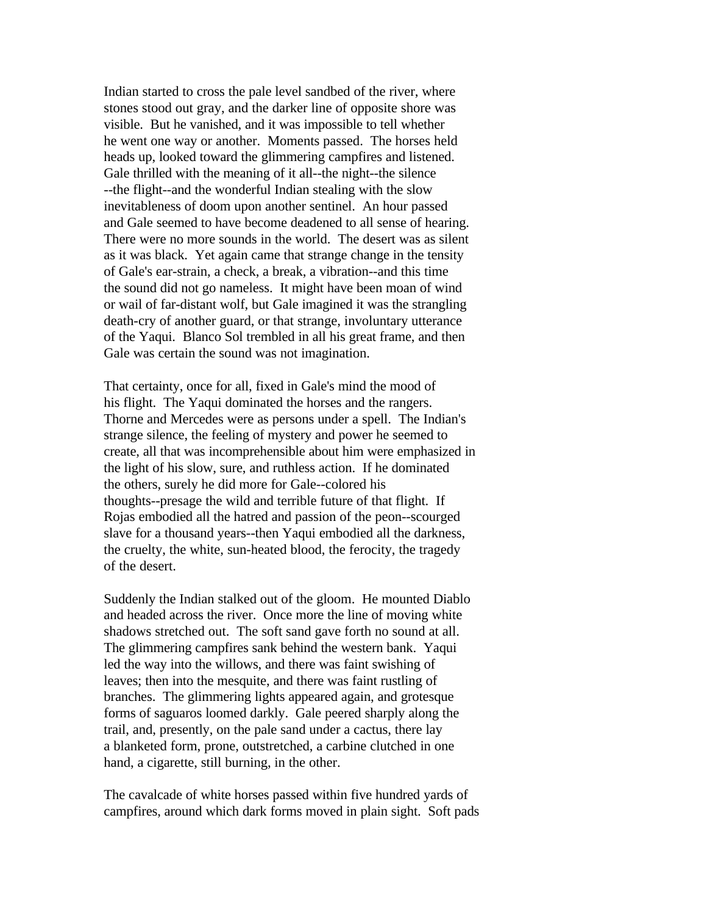Indian started to cross the pale level sandbed of the river, where stones stood out gray, and the darker line of opposite shore was visible. But he vanished, and it was impossible to tell whether he went one way or another. Moments passed. The horses held heads up, looked toward the glimmering campfires and listened. Gale thrilled with the meaning of it all--the night--the silence --the flight--and the wonderful Indian stealing with the slow inevitableness of doom upon another sentinel. An hour passed and Gale seemed to have become deadened to all sense of hearing. There were no more sounds in the world. The desert was as silent as it was black. Yet again came that strange change in the tensity of Gale's ear-strain, a check, a break, a vibration--and this time the sound did not go nameless. It might have been moan of wind or wail of far-distant wolf, but Gale imagined it was the strangling death-cry of another guard, or that strange, involuntary utterance of the Yaqui. Blanco Sol trembled in all his great frame, and then Gale was certain the sound was not imagination.

That certainty, once for all, fixed in Gale's mind the mood of his flight. The Yaqui dominated the horses and the rangers. Thorne and Mercedes were as persons under a spell. The Indian's strange silence, the feeling of mystery and power he seemed to create, all that was incomprehensible about him were emphasized in the light of his slow, sure, and ruthless action. If he dominated the others, surely he did more for Gale--colored his thoughts--presage the wild and terrible future of that flight. If Rojas embodied all the hatred and passion of the peon--scourged slave for a thousand years--then Yaqui embodied all the darkness, the cruelty, the white, sun-heated blood, the ferocity, the tragedy of the desert.

Suddenly the Indian stalked out of the gloom. He mounted Diablo and headed across the river. Once more the line of moving white shadows stretched out. The soft sand gave forth no sound at all. The glimmering campfires sank behind the western bank. Yaqui led the way into the willows, and there was faint swishing of leaves; then into the mesquite, and there was faint rustling of branches. The glimmering lights appeared again, and grotesque forms of saguaros loomed darkly. Gale peered sharply along the trail, and, presently, on the pale sand under a cactus, there lay a blanketed form, prone, outstretched, a carbine clutched in one hand, a cigarette, still burning, in the other.

The cavalcade of white horses passed within five hundred yards of campfires, around which dark forms moved in plain sight. Soft pads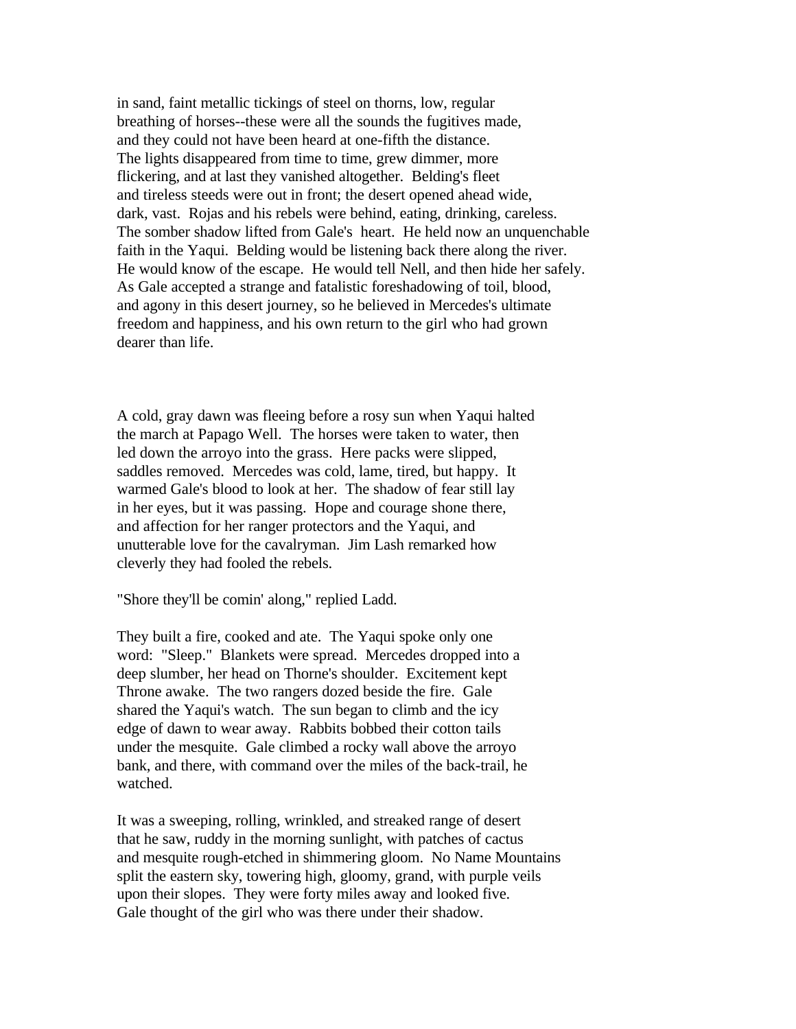in sand, faint metallic tickings of steel on thorns, low, regular breathing of horses--these were all the sounds the fugitives made, and they could not have been heard at one-fifth the distance. The lights disappeared from time to time, grew dimmer, more flickering, and at last they vanished altogether. Belding's fleet and tireless steeds were out in front; the desert opened ahead wide, dark, vast. Rojas and his rebels were behind, eating, drinking, careless. The somber shadow lifted from Gale's heart. He held now an unquenchable faith in the Yaqui. Belding would be listening back there along the river. He would know of the escape. He would tell Nell, and then hide her safely. As Gale accepted a strange and fatalistic foreshadowing of toil, blood, and agony in this desert journey, so he believed in Mercedes's ultimate freedom and happiness, and his own return to the girl who had grown dearer than life.

A cold, gray dawn was fleeing before a rosy sun when Yaqui halted the march at Papago Well. The horses were taken to water, then led down the arroyo into the grass. Here packs were slipped, saddles removed. Mercedes was cold, lame, tired, but happy. It warmed Gale's blood to look at her. The shadow of fear still lay in her eyes, but it was passing. Hope and courage shone there, and affection for her ranger protectors and the Yaqui, and unutterable love for the cavalryman. Jim Lash remarked how cleverly they had fooled the rebels.

"Shore they'll be comin' along," replied Ladd.

They built a fire, cooked and ate. The Yaqui spoke only one word: "Sleep." Blankets were spread. Mercedes dropped into a deep slumber, her head on Thorne's shoulder. Excitement kept Throne awake. The two rangers dozed beside the fire. Gale shared the Yaqui's watch. The sun began to climb and the icy edge of dawn to wear away. Rabbits bobbed their cotton tails under the mesquite. Gale climbed a rocky wall above the arroyo bank, and there, with command over the miles of the back-trail, he watched.

It was a sweeping, rolling, wrinkled, and streaked range of desert that he saw, ruddy in the morning sunlight, with patches of cactus and mesquite rough-etched in shimmering gloom. No Name Mountains split the eastern sky, towering high, gloomy, grand, with purple veils upon their slopes. They were forty miles away and looked five. Gale thought of the girl who was there under their shadow.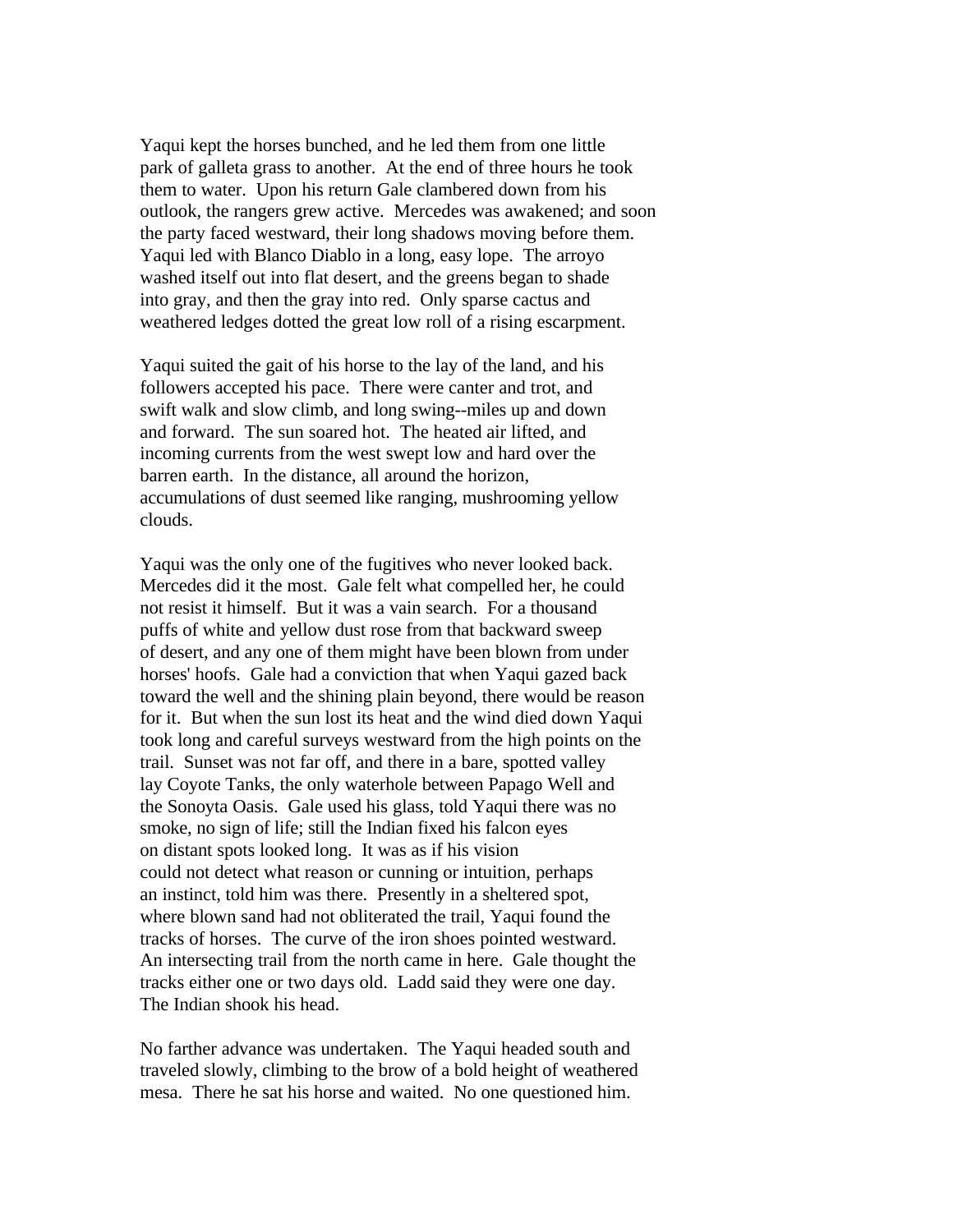Yaqui kept the horses bunched, and he led them from one little park of galleta grass to another. At the end of three hours he took them to water. Upon his return Gale clambered down from his outlook, the rangers grew active. Mercedes was awakened; and soon the party faced westward, their long shadows moving before them. Yaqui led with Blanco Diablo in a long, easy lope. The arroyo washed itself out into flat desert, and the greens began to shade into gray, and then the gray into red. Only sparse cactus and weathered ledges dotted the great low roll of a rising escarpment.

Yaqui suited the gait of his horse to the lay of the land, and his followers accepted his pace. There were canter and trot, and swift walk and slow climb, and long swing--miles up and down and forward. The sun soared hot. The heated air lifted, and incoming currents from the west swept low and hard over the barren earth. In the distance, all around the horizon, accumulations of dust seemed like ranging, mushrooming yellow clouds.

Yaqui was the only one of the fugitives who never looked back. Mercedes did it the most. Gale felt what compelled her, he could not resist it himself. But it was a vain search. For a thousand puffs of white and yellow dust rose from that backward sweep of desert, and any one of them might have been blown from under horses' hoofs. Gale had a conviction that when Yaqui gazed back toward the well and the shining plain beyond, there would be reason for it. But when the sun lost its heat and the wind died down Yaqui took long and careful surveys westward from the high points on the trail. Sunset was not far off, and there in a bare, spotted valley lay Coyote Tanks, the only waterhole between Papago Well and the Sonoyta Oasis. Gale used his glass, told Yaqui there was no smoke, no sign of life; still the Indian fixed his falcon eyes on distant spots looked long. It was as if his vision could not detect what reason or cunning or intuition, perhaps an instinct, told him was there. Presently in a sheltered spot, where blown sand had not obliterated the trail, Yaqui found the tracks of horses. The curve of the iron shoes pointed westward. An intersecting trail from the north came in here. Gale thought the tracks either one or two days old. Ladd said they were one day. The Indian shook his head.

No farther advance was undertaken. The Yaqui headed south and traveled slowly, climbing to the brow of a bold height of weathered mesa. There he sat his horse and waited. No one questioned him.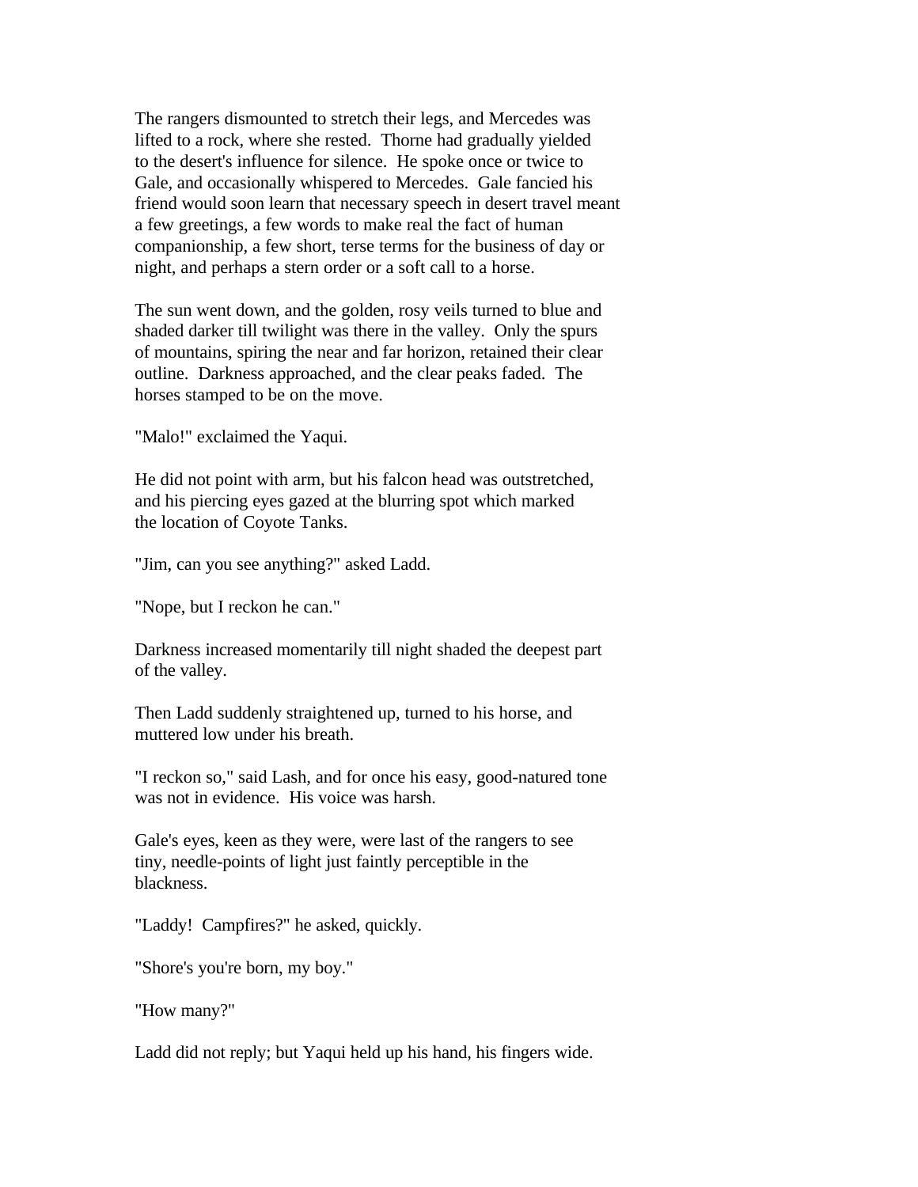The rangers dismounted to stretch their legs, and Mercedes was lifted to a rock, where she rested. Thorne had gradually yielded to the desert's influence for silence. He spoke once or twice to Gale, and occasionally whispered to Mercedes. Gale fancied his friend would soon learn that necessary speech in desert travel meant a few greetings, a few words to make real the fact of human companionship, a few short, terse terms for the business of day or night, and perhaps a stern order or a soft call to a horse.

The sun went down, and the golden, rosy veils turned to blue and shaded darker till twilight was there in the valley. Only the spurs of mountains, spiring the near and far horizon, retained their clear outline. Darkness approached, and the clear peaks faded. The horses stamped to be on the move.

"Malo!" exclaimed the Yaqui.

He did not point with arm, but his falcon head was outstretched, and his piercing eyes gazed at the blurring spot which marked the location of Coyote Tanks.

"Jim, can you see anything?" asked Ladd.

"Nope, but I reckon he can."

Darkness increased momentarily till night shaded the deepest part of the valley.

Then Ladd suddenly straightened up, turned to his horse, and muttered low under his breath.

"I reckon so," said Lash, and for once his easy, good-natured tone was not in evidence. His voice was harsh.

Gale's eyes, keen as they were, were last of the rangers to see tiny, needle-points of light just faintly perceptible in the blackness.

"Laddy! Campfires?" he asked, quickly.

"Shore's you're born, my boy."

"How many?"

Ladd did not reply; but Yaqui held up his hand, his fingers wide.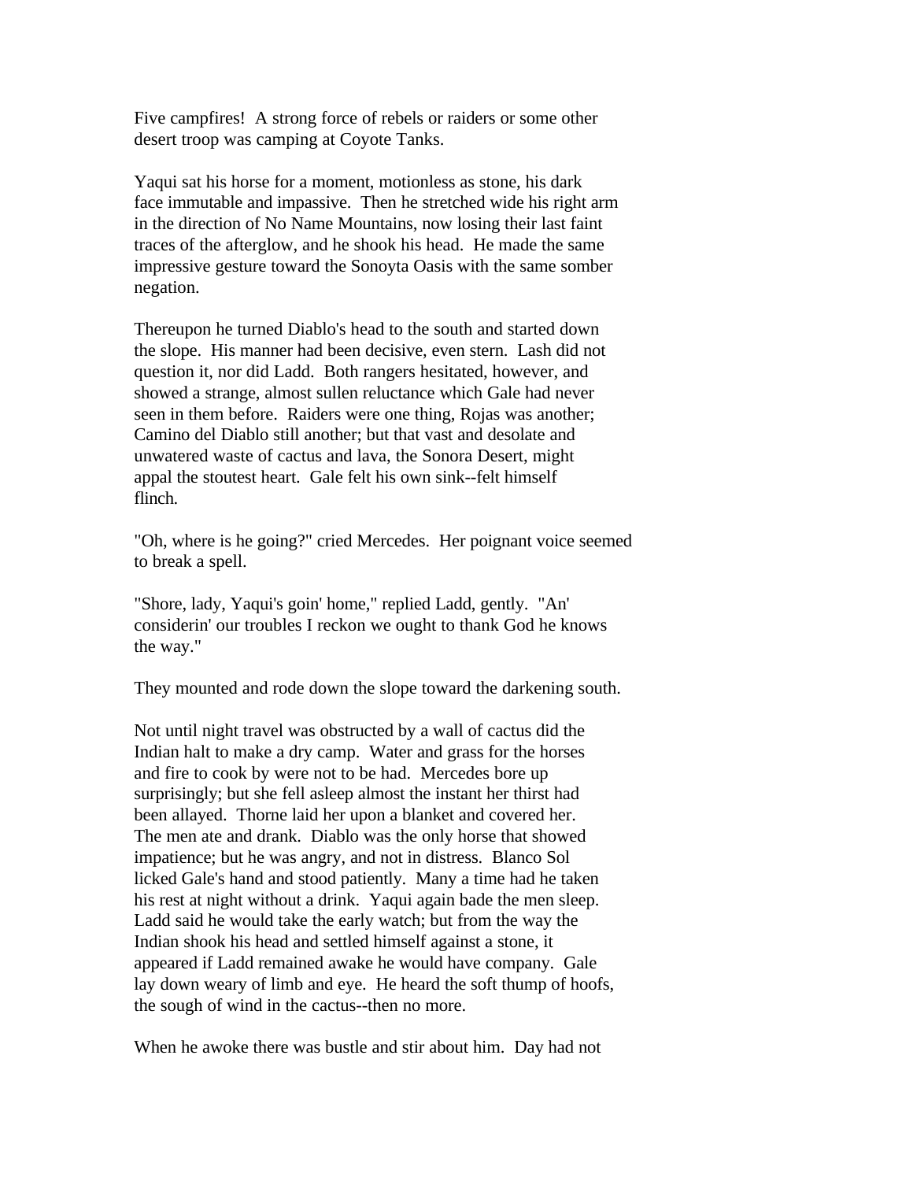Five campfires! A strong force of rebels or raiders or some other desert troop was camping at Coyote Tanks.

Yaqui sat his horse for a moment, motionless as stone, his dark face immutable and impassive. Then he stretched wide his right arm in the direction of No Name Mountains, now losing their last faint traces of the afterglow, and he shook his head. He made the same impressive gesture toward the Sonoyta Oasis with the same somber negation.

Thereupon he turned Diablo's head to the south and started down the slope. His manner had been decisive, even stern. Lash did not question it, nor did Ladd. Both rangers hesitated, however, and showed a strange, almost sullen reluctance which Gale had never seen in them before. Raiders were one thing, Rojas was another; Camino del Diablo still another; but that vast and desolate and unwatered waste of cactus and lava, the Sonora Desert, might appal the stoutest heart. Gale felt his own sink--felt himself flinch.

"Oh, where is he going?" cried Mercedes. Her poignant voice seemed to break a spell.

"Shore, lady, Yaqui's goin' home," replied Ladd, gently. "An' considerin' our troubles I reckon we ought to thank God he knows the way."

They mounted and rode down the slope toward the darkening south.

Not until night travel was obstructed by a wall of cactus did the Indian halt to make a dry camp. Water and grass for the horses and fire to cook by were not to be had. Mercedes bore up surprisingly; but she fell asleep almost the instant her thirst had been allayed. Thorne laid her upon a blanket and covered her. The men ate and drank. Diablo was the only horse that showed impatience; but he was angry, and not in distress. Blanco Sol licked Gale's hand and stood patiently. Many a time had he taken his rest at night without a drink. Yaqui again bade the men sleep. Ladd said he would take the early watch; but from the way the Indian shook his head and settled himself against a stone, it appeared if Ladd remained awake he would have company. Gale lay down weary of limb and eye. He heard the soft thump of hoofs, the sough of wind in the cactus--then no more.

When he awoke there was bustle and stir about him. Day had not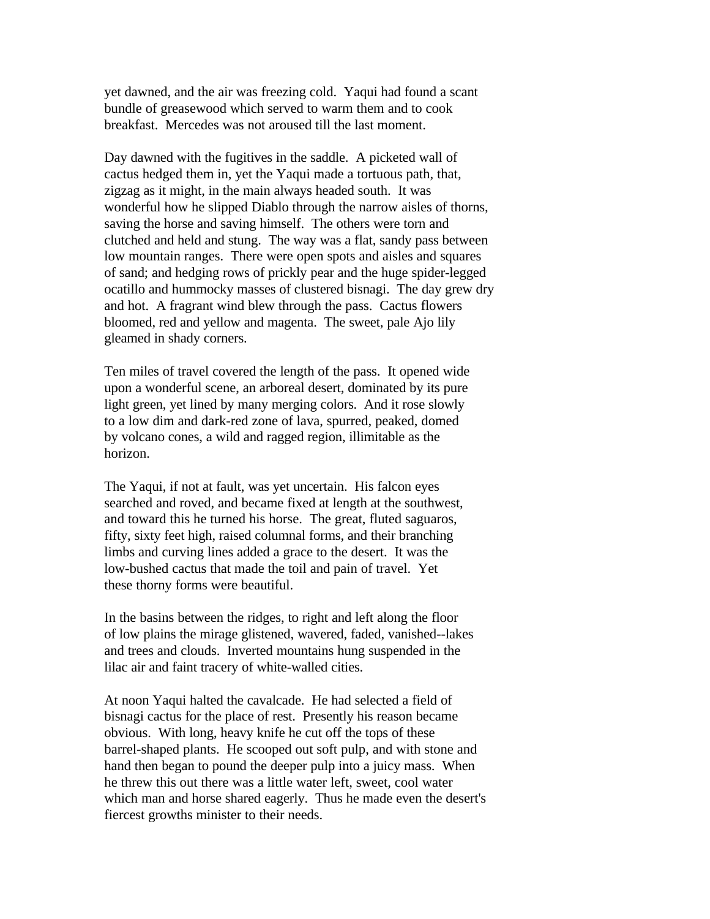yet dawned, and the air was freezing cold. Yaqui had found a scant bundle of greasewood which served to warm them and to cook breakfast. Mercedes was not aroused till the last moment.

Day dawned with the fugitives in the saddle. A picketed wall of cactus hedged them in, yet the Yaqui made a tortuous path, that, zigzag as it might, in the main always headed south. It was wonderful how he slipped Diablo through the narrow aisles of thorns, saving the horse and saving himself. The others were torn and clutched and held and stung. The way was a flat, sandy pass between low mountain ranges. There were open spots and aisles and squares of sand; and hedging rows of prickly pear and the huge spider-legged ocatillo and hummocky masses of clustered bisnagi. The day grew dry and hot. A fragrant wind blew through the pass. Cactus flowers bloomed, red and yellow and magenta. The sweet, pale Ajo lily gleamed in shady corners.

Ten miles of travel covered the length of the pass. It opened wide upon a wonderful scene, an arboreal desert, dominated by its pure light green, yet lined by many merging colors. And it rose slowly to a low dim and dark-red zone of lava, spurred, peaked, domed by volcano cones, a wild and ragged region, illimitable as the horizon.

The Yaqui, if not at fault, was yet uncertain. His falcon eyes searched and roved, and became fixed at length at the southwest, and toward this he turned his horse. The great, fluted saguaros, fifty, sixty feet high, raised columnal forms, and their branching limbs and curving lines added a grace to the desert. It was the low-bushed cactus that made the toil and pain of travel. Yet these thorny forms were beautiful.

In the basins between the ridges, to right and left along the floor of low plains the mirage glistened, wavered, faded, vanished--lakes and trees and clouds. Inverted mountains hung suspended in the lilac air and faint tracery of white-walled cities.

At noon Yaqui halted the cavalcade. He had selected a field of bisnagi cactus for the place of rest. Presently his reason became obvious. With long, heavy knife he cut off the tops of these barrel-shaped plants. He scooped out soft pulp, and with stone and hand then began to pound the deeper pulp into a juicy mass. When he threw this out there was a little water left, sweet, cool water which man and horse shared eagerly. Thus he made even the desert's fiercest growths minister to their needs.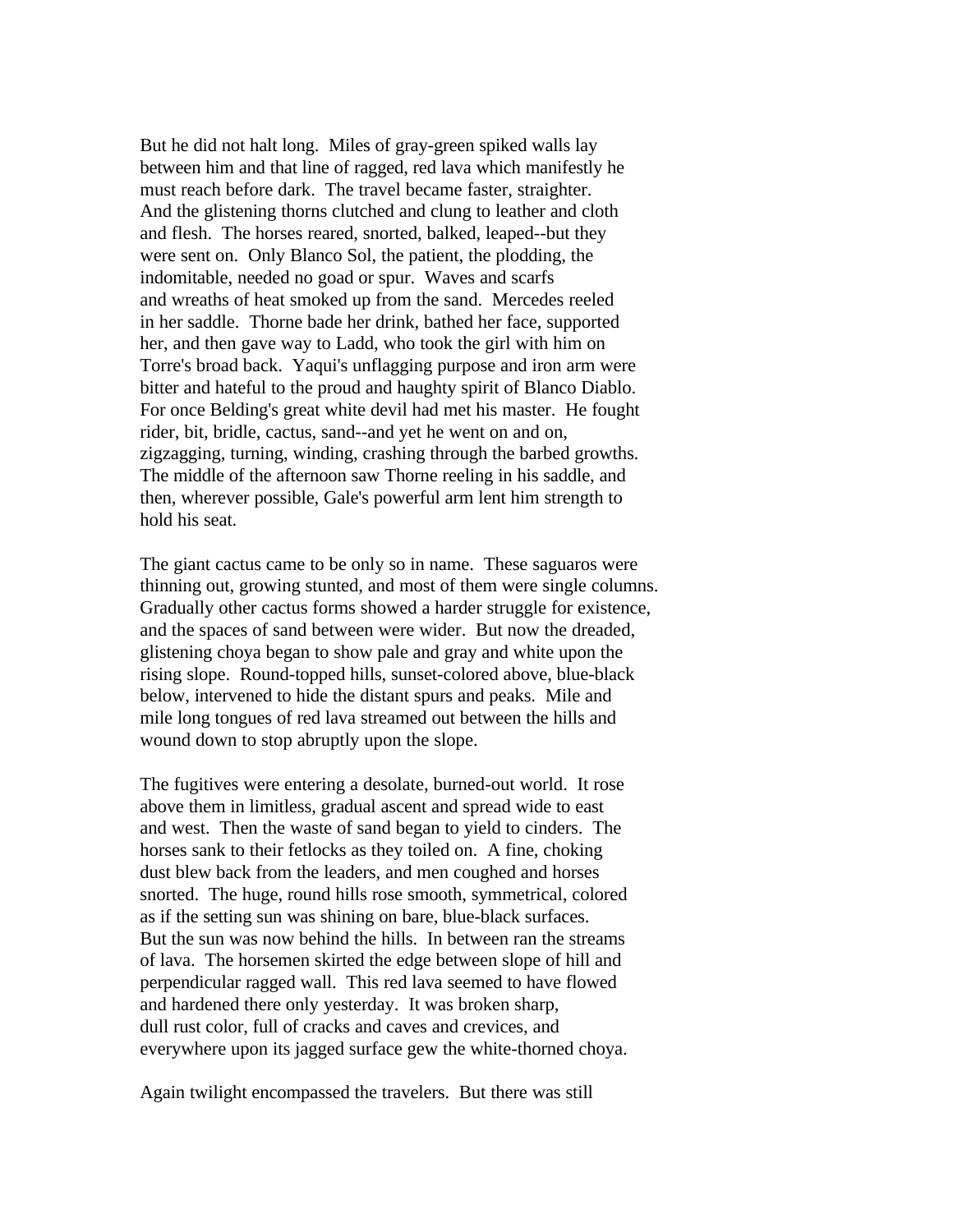But he did not halt long. Miles of gray-green spiked walls lay between him and that line of ragged, red lava which manifestly he must reach before dark. The travel became faster, straighter. And the glistening thorns clutched and clung to leather and cloth and flesh. The horses reared, snorted, balked, leaped--but they were sent on. Only Blanco Sol, the patient, the plodding, the indomitable, needed no goad or spur. Waves and scarfs and wreaths of heat smoked up from the sand. Mercedes reeled in her saddle. Thorne bade her drink, bathed her face, supported her, and then gave way to Ladd, who took the girl with him on Torre's broad back. Yaqui's unflagging purpose and iron arm were bitter and hateful to the proud and haughty spirit of Blanco Diablo. For once Belding's great white devil had met his master. He fought rider, bit, bridle, cactus, sand--and yet he went on and on, zigzagging, turning, winding, crashing through the barbed growths. The middle of the afternoon saw Thorne reeling in his saddle, and then, wherever possible, Gale's powerful arm lent him strength to hold his seat.

The giant cactus came to be only so in name. These saguaros were thinning out, growing stunted, and most of them were single columns. Gradually other cactus forms showed a harder struggle for existence, and the spaces of sand between were wider. But now the dreaded, glistening choya began to show pale and gray and white upon the rising slope. Round-topped hills, sunset-colored above, blue-black below, intervened to hide the distant spurs and peaks. Mile and mile long tongues of red lava streamed out between the hills and wound down to stop abruptly upon the slope.

The fugitives were entering a desolate, burned-out world. It rose above them in limitless, gradual ascent and spread wide to east and west. Then the waste of sand began to yield to cinders. The horses sank to their fetlocks as they toiled on. A fine, choking dust blew back from the leaders, and men coughed and horses snorted. The huge, round hills rose smooth, symmetrical, colored as if the setting sun was shining on bare, blue-black surfaces. But the sun was now behind the hills. In between ran the streams of lava. The horsemen skirted the edge between slope of hill and perpendicular ragged wall. This red lava seemed to have flowed and hardened there only yesterday. It was broken sharp, dull rust color, full of cracks and caves and crevices, and everywhere upon its jagged surface gew the white-thorned choya.

Again twilight encompassed the travelers. But there was still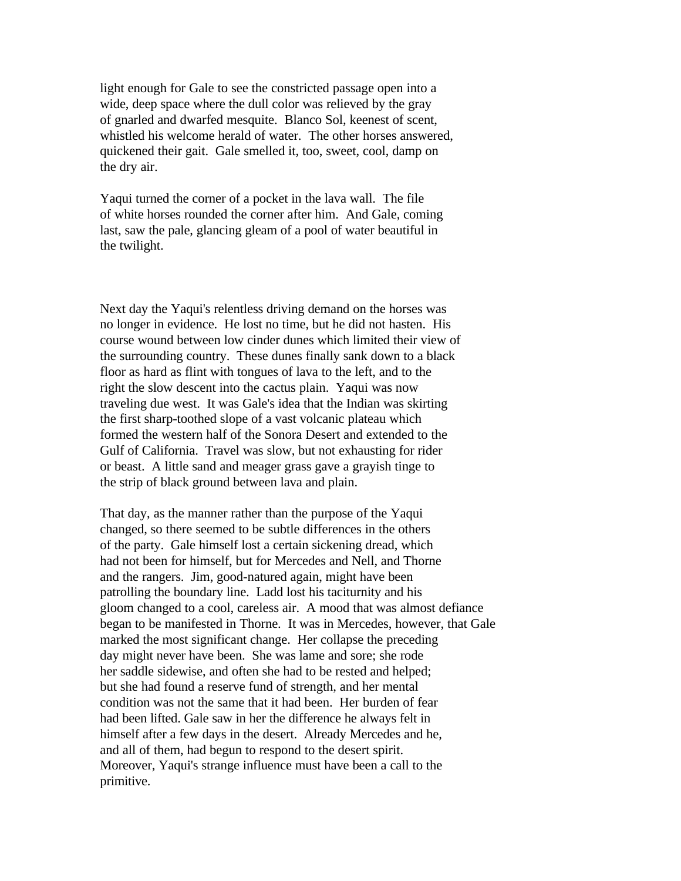light enough for Gale to see the constricted passage open into a wide, deep space where the dull color was relieved by the gray of gnarled and dwarfed mesquite. Blanco Sol, keenest of scent, whistled his welcome herald of water. The other horses answered, quickened their gait. Gale smelled it, too, sweet, cool, damp on the dry air.

Yaqui turned the corner of a pocket in the lava wall. The file of white horses rounded the corner after him. And Gale, coming last, saw the pale, glancing gleam of a pool of water beautiful in the twilight.

Next day the Yaqui's relentless driving demand on the horses was no longer in evidence. He lost no time, but he did not hasten. His course wound between low cinder dunes which limited their view of the surrounding country. These dunes finally sank down to a black floor as hard as flint with tongues of lava to the left, and to the right the slow descent into the cactus plain. Yaqui was now traveling due west. It was Gale's idea that the Indian was skirting the first sharp-toothed slope of a vast volcanic plateau which formed the western half of the Sonora Desert and extended to the Gulf of California. Travel was slow, but not exhausting for rider or beast. A little sand and meager grass gave a grayish tinge to the strip of black ground between lava and plain.

That day, as the manner rather than the purpose of the Yaqui changed, so there seemed to be subtle differences in the others of the party. Gale himself lost a certain sickening dread, which had not been for himself, but for Mercedes and Nell, and Thorne and the rangers. Jim, good-natured again, might have been patrolling the boundary line. Ladd lost his taciturnity and his gloom changed to a cool, careless air. A mood that was almost defiance began to be manifested in Thorne. It was in Mercedes, however, that Gale marked the most significant change. Her collapse the preceding day might never have been. She was lame and sore; she rode her saddle sidewise, and often she had to be rested and helped; but she had found a reserve fund of strength, and her mental condition was not the same that it had been. Her burden of fear had been lifted. Gale saw in her the difference he always felt in himself after a few days in the desert. Already Mercedes and he, and all of them, had begun to respond to the desert spirit. Moreover, Yaqui's strange influence must have been a call to the primitive.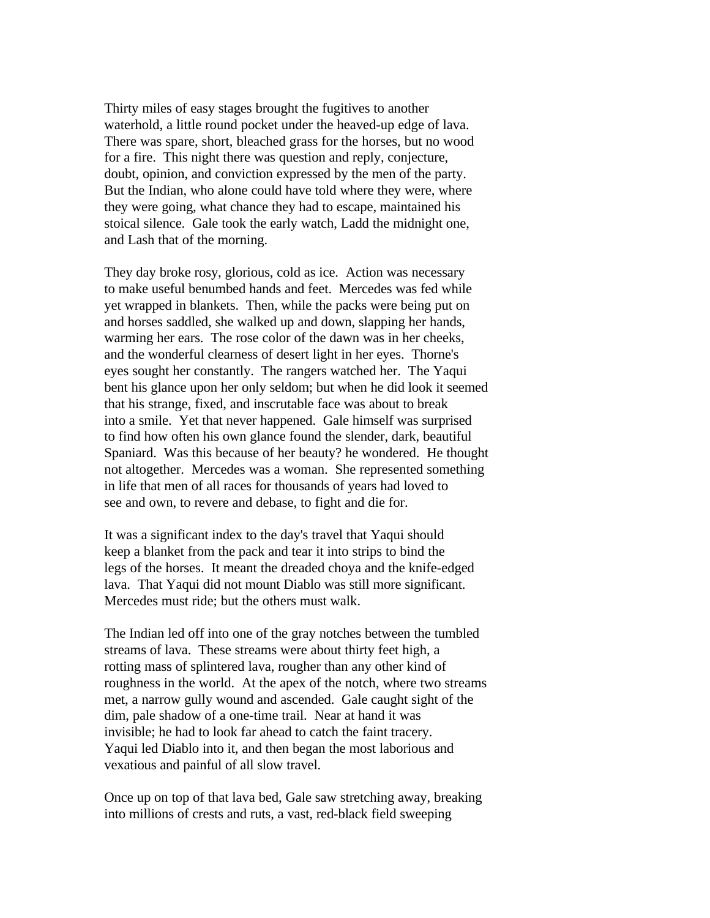Thirty miles of easy stages brought the fugitives to another waterhold, a little round pocket under the heaved-up edge of lava. There was spare, short, bleached grass for the horses, but no wood for a fire. This night there was question and reply, conjecture, doubt, opinion, and conviction expressed by the men of the party. But the Indian, who alone could have told where they were, where they were going, what chance they had to escape, maintained his stoical silence. Gale took the early watch, Ladd the midnight one, and Lash that of the morning.

They day broke rosy, glorious, cold as ice. Action was necessary to make useful benumbed hands and feet. Mercedes was fed while yet wrapped in blankets. Then, while the packs were being put on and horses saddled, she walked up and down, slapping her hands, warming her ears. The rose color of the dawn was in her cheeks, and the wonderful clearness of desert light in her eyes. Thorne's eyes sought her constantly. The rangers watched her. The Yaqui bent his glance upon her only seldom; but when he did look it seemed that his strange, fixed, and inscrutable face was about to break into a smile. Yet that never happened. Gale himself was surprised to find how often his own glance found the slender, dark, beautiful Spaniard. Was this because of her beauty? he wondered. He thought not altogether. Mercedes was a woman. She represented something in life that men of all races for thousands of years had loved to see and own, to revere and debase, to fight and die for.

It was a significant index to the day's travel that Yaqui should keep a blanket from the pack and tear it into strips to bind the legs of the horses. It meant the dreaded choya and the knife-edged lava. That Yaqui did not mount Diablo was still more significant. Mercedes must ride; but the others must walk.

The Indian led off into one of the gray notches between the tumbled streams of lava. These streams were about thirty feet high, a rotting mass of splintered lava, rougher than any other kind of roughness in the world. At the apex of the notch, where two streams met, a narrow gully wound and ascended. Gale caught sight of the dim, pale shadow of a one-time trail. Near at hand it was invisible; he had to look far ahead to catch the faint tracery. Yaqui led Diablo into it, and then began the most laborious and vexatious and painful of all slow travel.

Once up on top of that lava bed, Gale saw stretching away, breaking into millions of crests and ruts, a vast, red-black field sweeping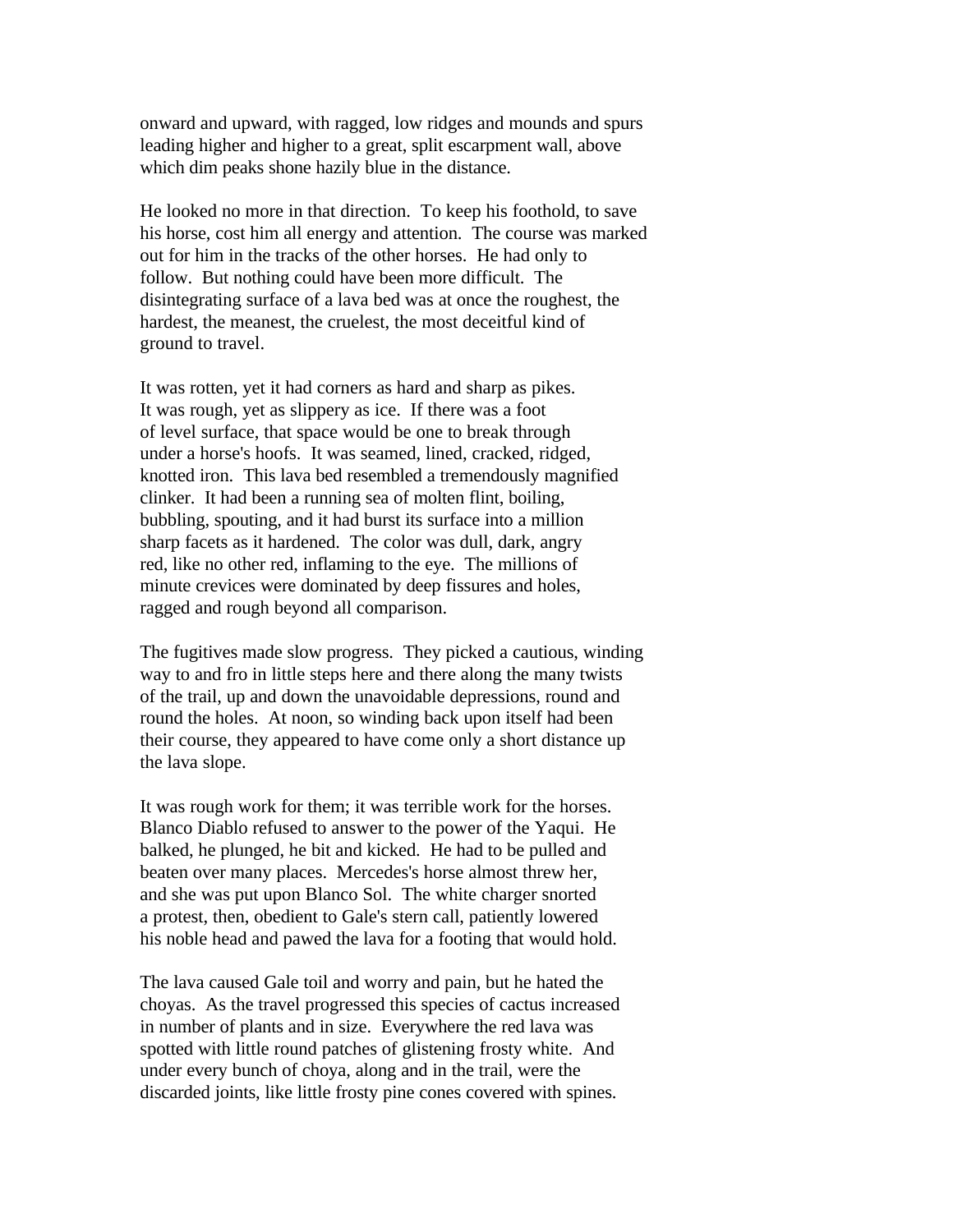onward and upward, with ragged, low ridges and mounds and spurs leading higher and higher to a great, split escarpment wall, above which dim peaks shone hazily blue in the distance.

He looked no more in that direction. To keep his foothold, to save his horse, cost him all energy and attention. The course was marked out for him in the tracks of the other horses. He had only to follow. But nothing could have been more difficult. The disintegrating surface of a lava bed was at once the roughest, the hardest, the meanest, the cruelest, the most deceitful kind of ground to travel.

It was rotten, yet it had corners as hard and sharp as pikes. It was rough, yet as slippery as ice. If there was a foot of level surface, that space would be one to break through under a horse's hoofs. It was seamed, lined, cracked, ridged, knotted iron. This lava bed resembled a tremendously magnified clinker. It had been a running sea of molten flint, boiling, bubbling, spouting, and it had burst its surface into a million sharp facets as it hardened. The color was dull, dark, angry red, like no other red, inflaming to the eye. The millions of minute crevices were dominated by deep fissures and holes, ragged and rough beyond all comparison.

The fugitives made slow progress. They picked a cautious, winding way to and fro in little steps here and there along the many twists of the trail, up and down the unavoidable depressions, round and round the holes. At noon, so winding back upon itself had been their course, they appeared to have come only a short distance up the lava slope.

It was rough work for them; it was terrible work for the horses. Blanco Diablo refused to answer to the power of the Yaqui. He balked, he plunged, he bit and kicked. He had to be pulled and beaten over many places. Mercedes's horse almost threw her, and she was put upon Blanco Sol. The white charger snorted a protest, then, obedient to Gale's stern call, patiently lowered his noble head and pawed the lava for a footing that would hold.

The lava caused Gale toil and worry and pain, but he hated the choyas. As the travel progressed this species of cactus increased in number of plants and in size. Everywhere the red lava was spotted with little round patches of glistening frosty white. And under every bunch of choya, along and in the trail, were the discarded joints, like little frosty pine cones covered with spines.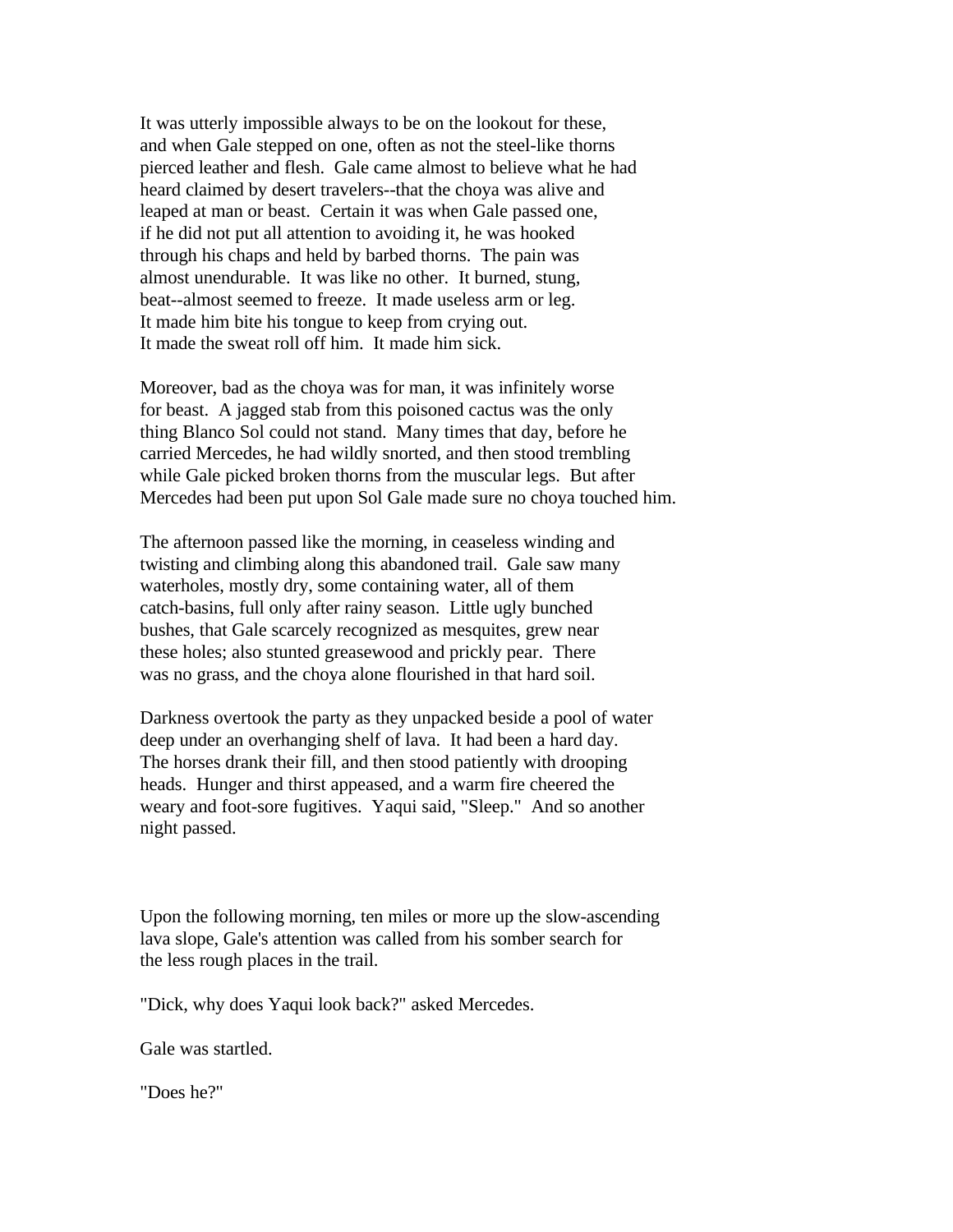It was utterly impossible always to be on the lookout for these, and when Gale stepped on one, often as not the steel-like thorns pierced leather and flesh. Gale came almost to believe what he had heard claimed by desert travelers--that the choya was alive and leaped at man or beast. Certain it was when Gale passed one, if he did not put all attention to avoiding it, he was hooked through his chaps and held by barbed thorns. The pain was almost unendurable. It was like no other. It burned, stung, beat--almost seemed to freeze. It made useless arm or leg. It made him bite his tongue to keep from crying out. It made the sweat roll off him. It made him sick.

Moreover, bad as the choya was for man, it was infinitely worse for beast. A jagged stab from this poisoned cactus was the only thing Blanco Sol could not stand. Many times that day, before he carried Mercedes, he had wildly snorted, and then stood trembling while Gale picked broken thorns from the muscular legs. But after Mercedes had been put upon Sol Gale made sure no choya touched him.

The afternoon passed like the morning, in ceaseless winding and twisting and climbing along this abandoned trail. Gale saw many waterholes, mostly dry, some containing water, all of them catch-basins, full only after rainy season. Little ugly bunched bushes, that Gale scarcely recognized as mesquites, grew near these holes; also stunted greasewood and prickly pear. There was no grass, and the choya alone flourished in that hard soil.

Darkness overtook the party as they unpacked beside a pool of water deep under an overhanging shelf of lava. It had been a hard day. The horses drank their fill, and then stood patiently with drooping heads. Hunger and thirst appeased, and a warm fire cheered the weary and foot-sore fugitives. Yaqui said, "Sleep." And so another night passed.

Upon the following morning, ten miles or more up the slow-ascending lava slope, Gale's attention was called from his somber search for the less rough places in the trail.

"Dick, why does Yaqui look back?" asked Mercedes.

Gale was startled.

"Does he?"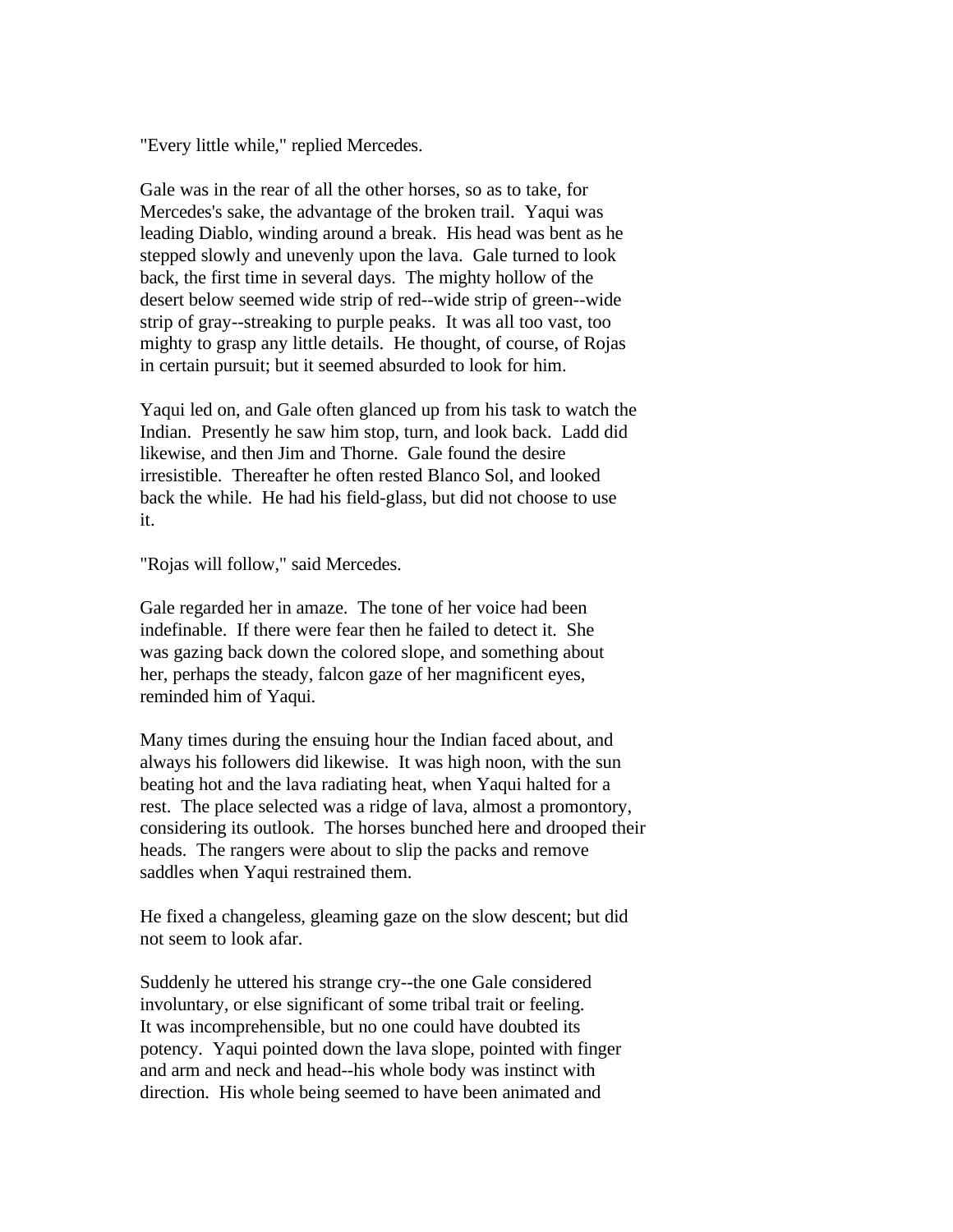"Every little while," replied Mercedes.

Gale was in the rear of all the other horses, so as to take, for Mercedes's sake, the advantage of the broken trail. Yaqui was leading Diablo, winding around a break. His head was bent as he stepped slowly and unevenly upon the lava. Gale turned to look back, the first time in several days. The mighty hollow of the desert below seemed wide strip of red--wide strip of green--wide strip of gray--streaking to purple peaks. It was all too vast, too mighty to grasp any little details. He thought, of course, of Rojas in certain pursuit; but it seemed absurded to look for him.

Yaqui led on, and Gale often glanced up from his task to watch the Indian. Presently he saw him stop, turn, and look back. Ladd did likewise, and then Jim and Thorne. Gale found the desire irresistible. Thereafter he often rested Blanco Sol, and looked back the while. He had his field-glass, but did not choose to use it.

"Rojas will follow," said Mercedes.

Gale regarded her in amaze. The tone of her voice had been indefinable. If there were fear then he failed to detect it. She was gazing back down the colored slope, and something about her, perhaps the steady, falcon gaze of her magnificent eyes, reminded him of Yaqui.

Many times during the ensuing hour the Indian faced about, and always his followers did likewise. It was high noon, with the sun beating hot and the lava radiating heat, when Yaqui halted for a rest. The place selected was a ridge of lava, almost a promontory, considering its outlook. The horses bunched here and drooped their heads. The rangers were about to slip the packs and remove saddles when Yaqui restrained them.

He fixed a changeless, gleaming gaze on the slow descent; but did not seem to look afar.

Suddenly he uttered his strange cry--the one Gale considered involuntary, or else significant of some tribal trait or feeling. It was incomprehensible, but no one could have doubted its potency. Yaqui pointed down the lava slope, pointed with finger and arm and neck and head--his whole body was instinct with direction. His whole being seemed to have been animated and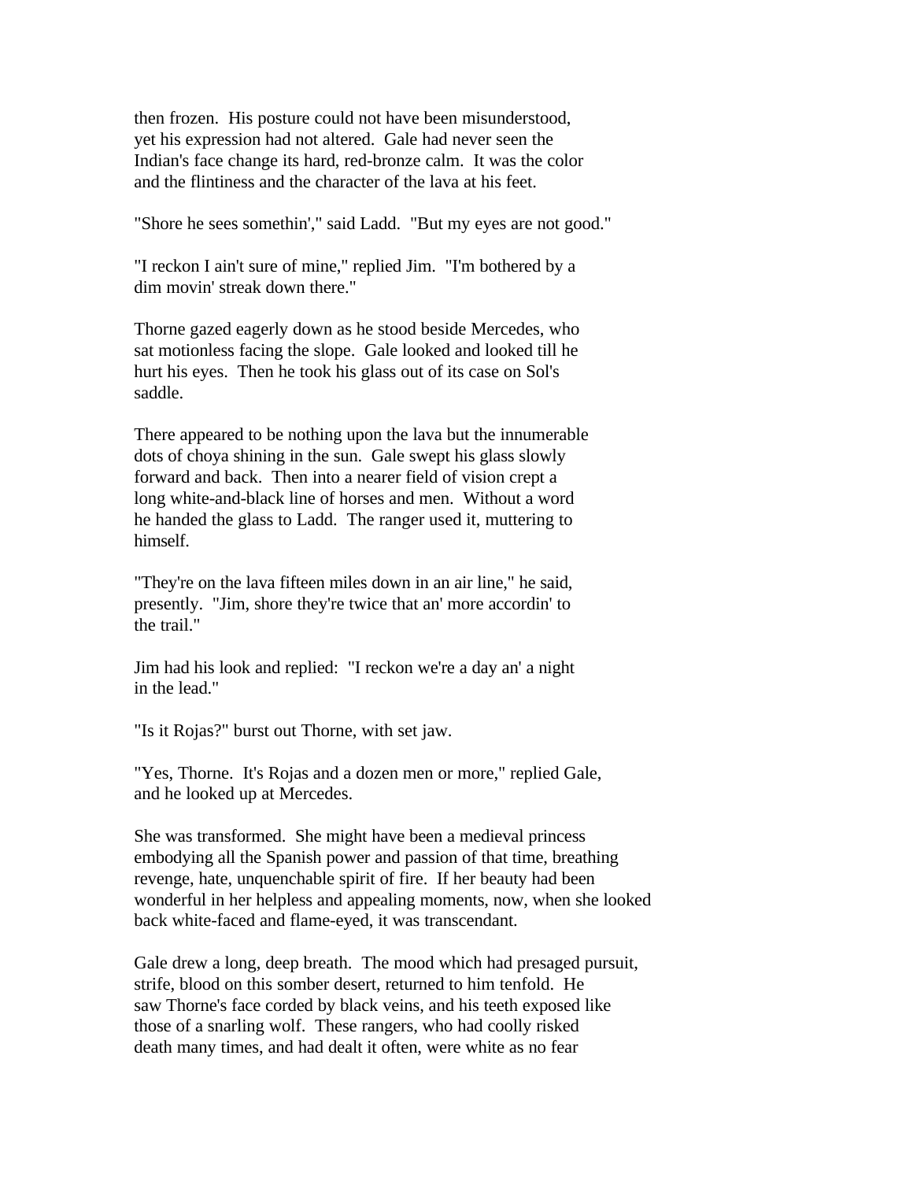then frozen. His posture could not have been misunderstood, yet his expression had not altered. Gale had never seen the Indian's face change its hard, red-bronze calm. It was the color and the flintiness and the character of the lava at his feet.

"Shore he sees somethin'," said Ladd. "But my eyes are not good."

"I reckon I ain't sure of mine," replied Jim. "I'm bothered by a dim movin' streak down there."

Thorne gazed eagerly down as he stood beside Mercedes, who sat motionless facing the slope. Gale looked and looked till he hurt his eyes. Then he took his glass out of its case on Sol's saddle.

There appeared to be nothing upon the lava but the innumerable dots of choya shining in the sun. Gale swept his glass slowly forward and back. Then into a nearer field of vision crept a long white-and-black line of horses and men. Without a word he handed the glass to Ladd. The ranger used it, muttering to himself.

"They're on the lava fifteen miles down in an air line," he said, presently. "Jim, shore they're twice that an' more accordin' to the trail."

Jim had his look and replied: "I reckon we're a day an' a night in the lead."

"Is it Rojas?" burst out Thorne, with set jaw.

"Yes, Thorne. It's Rojas and a dozen men or more," replied Gale, and he looked up at Mercedes.

She was transformed. She might have been a medieval princess embodying all the Spanish power and passion of that time, breathing revenge, hate, unquenchable spirit of fire. If her beauty had been wonderful in her helpless and appealing moments, now, when she looked back white-faced and flame-eyed, it was transcendant.

Gale drew a long, deep breath. The mood which had presaged pursuit, strife, blood on this somber desert, returned to him tenfold. He saw Thorne's face corded by black veins, and his teeth exposed like those of a snarling wolf. These rangers, who had coolly risked death many times, and had dealt it often, were white as no fear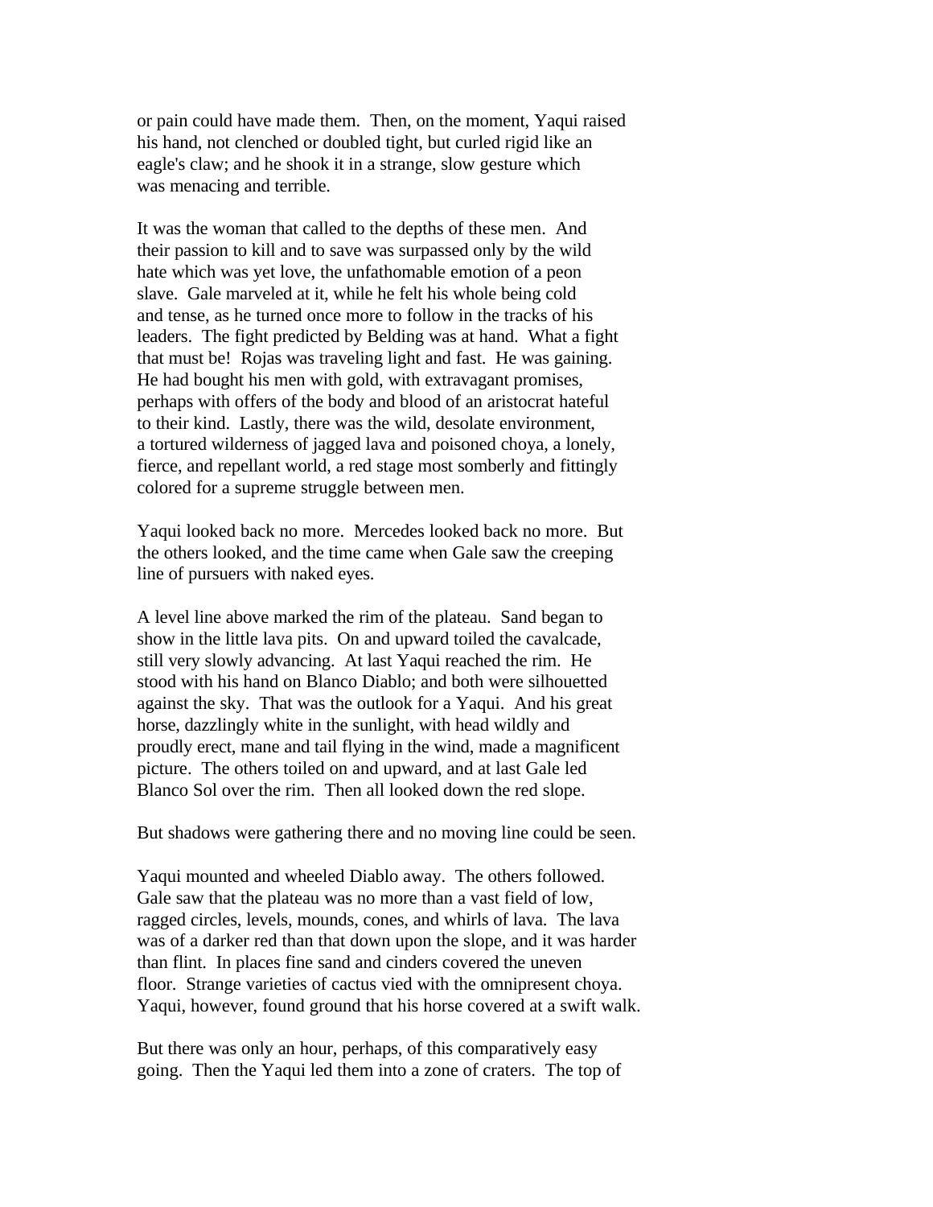or pain could have made them. Then, on the moment, Yaqui raised his hand, not clenched or doubled tight, but curled rigid like an eagle's claw; and he shook it in a strange, slow gesture which was menacing and terrible.

It was the woman that called to the depths of these men. And their passion to kill and to save was surpassed only by the wild hate which was yet love, the unfathomable emotion of a peon slave. Gale marveled at it, while he felt his whole being cold and tense, as he turned once more to follow in the tracks of his leaders. The fight predicted by Belding was at hand. What a fight that must be! Rojas was traveling light and fast. He was gaining. He had bought his men with gold, with extravagant promises, perhaps with offers of the body and blood of an aristocrat hateful to their kind. Lastly, there was the wild, desolate environment, a tortured wilderness of jagged lava and poisoned choya, a lonely, fierce, and repellant world, a red stage most somberly and fittingly colored for a supreme struggle between men.

Yaqui looked back no more. Mercedes looked back no more. But the others looked, and the time came when Gale saw the creeping line of pursuers with naked eyes.

A level line above marked the rim of the plateau. Sand began to show in the little lava pits. On and upward toiled the cavalcade, still very slowly advancing. At last Yaqui reached the rim. He stood with his hand on Blanco Diablo; and both were silhouetted against the sky. That was the outlook for a Yaqui. And his great horse, dazzlingly white in the sunlight, with head wildly and proudly erect, mane and tail flying in the wind, made a magnificent picture. The others toiled on and upward, and at last Gale led Blanco Sol over the rim. Then all looked down the red slope.

But shadows were gathering there and no moving line could be seen.

Yaqui mounted and wheeled Diablo away. The others followed. Gale saw that the plateau was no more than a vast field of low, ragged circles, levels, mounds, cones, and whirls of lava. The lava was of a darker red than that down upon the slope, and it was harder than flint. In places fine sand and cinders covered the uneven floor. Strange varieties of cactus vied with the omnipresent choya. Yaqui, however, found ground that his horse covered at a swift walk.

But there was only an hour, perhaps, of this comparatively easy going. Then the Yaqui led them into a zone of craters. The top of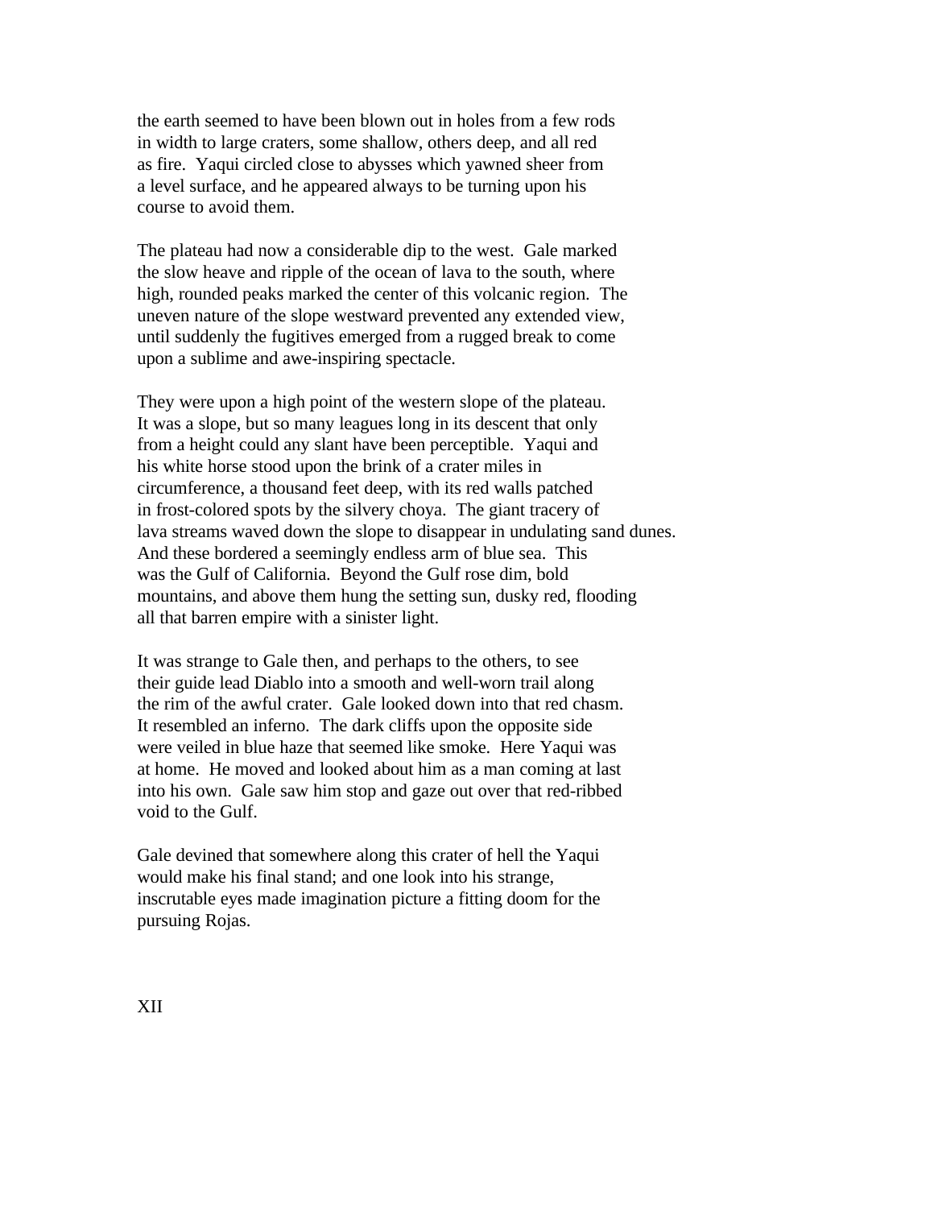the earth seemed to have been blown out in holes from a few rods in width to large craters, some shallow, others deep, and all red as fire. Yaqui circled close to abysses which yawned sheer from a level surface, and he appeared always to be turning upon his course to avoid them.

The plateau had now a considerable dip to the west. Gale marked the slow heave and ripple of the ocean of lava to the south, where high, rounded peaks marked the center of this volcanic region. The uneven nature of the slope westward prevented any extended view, until suddenly the fugitives emerged from a rugged break to come upon a sublime and awe-inspiring spectacle.

They were upon a high point of the western slope of the plateau. It was a slope, but so many leagues long in its descent that only from a height could any slant have been perceptible. Yaqui and his white horse stood upon the brink of a crater miles in circumference, a thousand feet deep, with its red walls patched in frost-colored spots by the silvery choya. The giant tracery of lava streams waved down the slope to disappear in undulating sand dunes. And these bordered a seemingly endless arm of blue sea. This was the Gulf of California. Beyond the Gulf rose dim, bold mountains, and above them hung the setting sun, dusky red, flooding all that barren empire with a sinister light.

It was strange to Gale then, and perhaps to the others, to see their guide lead Diablo into a smooth and well-worn trail along the rim of the awful crater. Gale looked down into that red chasm. It resembled an inferno. The dark cliffs upon the opposite side were veiled in blue haze that seemed like smoke. Here Yaqui was at home. He moved and looked about him as a man coming at last into his own. Gale saw him stop and gaze out over that red-ribbed void to the Gulf.

Gale devined that somewhere along this crater of hell the Yaqui would make his final stand; and one look into his strange, inscrutable eyes made imagination picture a fitting doom for the pursuing Rojas.

## XII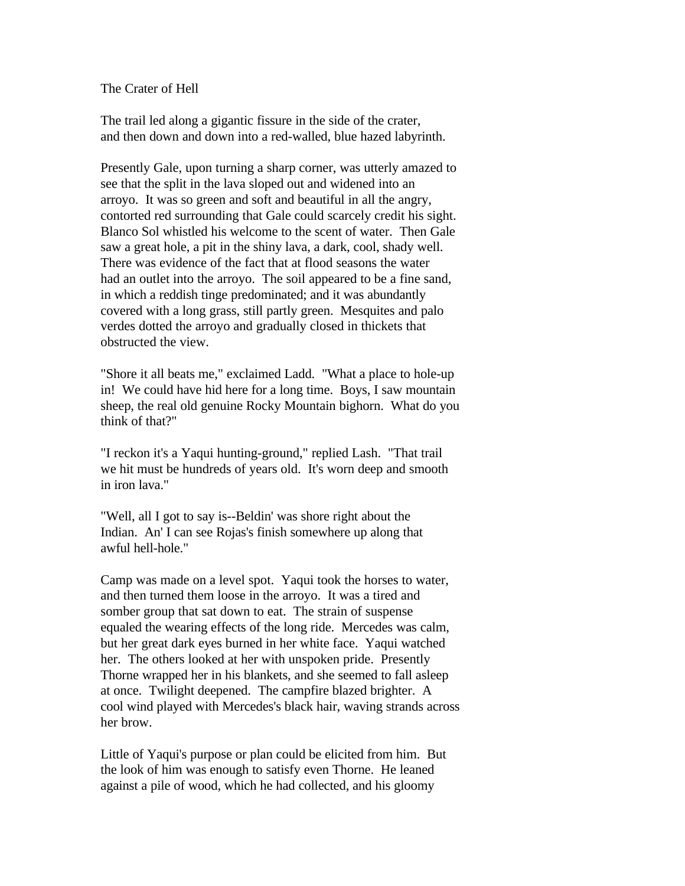The Crater of Hell

The trail led along a gigantic fissure in the side of the crater, and then down and down into a red-walled, blue hazed labyrinth.

Presently Gale, upon turning a sharp corner, was utterly amazed to see that the split in the lava sloped out and widened into an arroyo. It was so green and soft and beautiful in all the angry, contorted red surrounding that Gale could scarcely credit his sight. Blanco Sol whistled his welcome to the scent of water. Then Gale saw a great hole, a pit in the shiny lava, a dark, cool, shady well. There was evidence of the fact that at flood seasons the water had an outlet into the arroyo. The soil appeared to be a fine sand, in which a reddish tinge predominated; and it was abundantly covered with a long grass, still partly green. Mesquites and palo verdes dotted the arroyo and gradually closed in thickets that obstructed the view.

"Shore it all beats me," exclaimed Ladd. "What a place to hole-up in! We could have hid here for a long time. Boys, I saw mountain sheep, the real old genuine Rocky Mountain bighorn. What do you think of that?"

"I reckon it's a Yaqui hunting-ground," replied Lash. "That trail we hit must be hundreds of years old. It's worn deep and smooth in iron lava."

"Well, all I got to say is--Beldin' was shore right about the Indian. An' I can see Rojas's finish somewhere up along that awful hell-hole."

Camp was made on a level spot. Yaqui took the horses to water, and then turned them loose in the arroyo. It was a tired and somber group that sat down to eat. The strain of suspense equaled the wearing effects of the long ride. Mercedes was calm, but her great dark eyes burned in her white face. Yaqui watched her. The others looked at her with unspoken pride. Presently Thorne wrapped her in his blankets, and she seemed to fall asleep at once. Twilight deepened. The campfire blazed brighter. A cool wind played with Mercedes's black hair, waving strands across her brow.

Little of Yaqui's purpose or plan could be elicited from him. But the look of him was enough to satisfy even Thorne. He leaned against a pile of wood, which he had collected, and his gloomy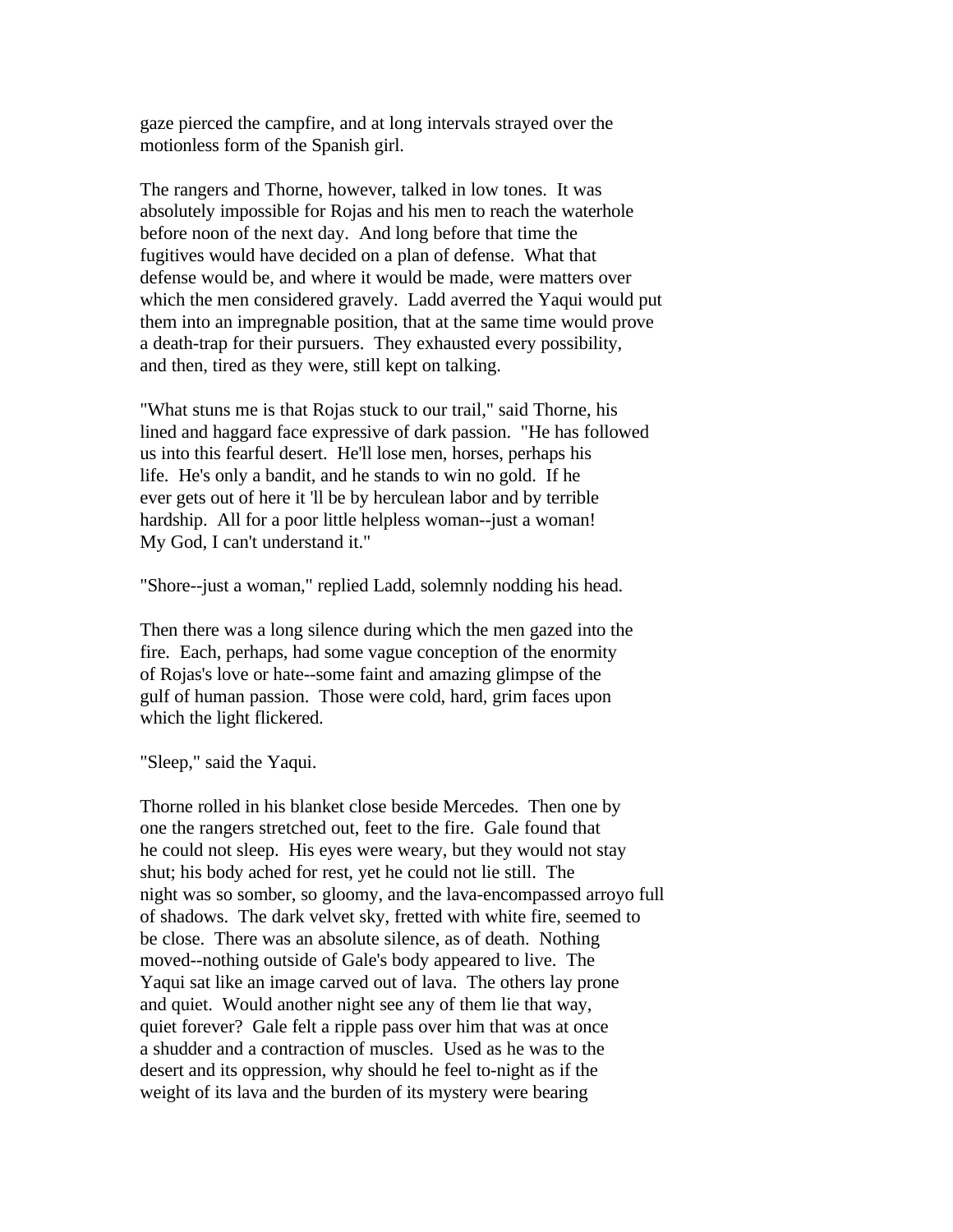gaze pierced the campfire, and at long intervals strayed over the motionless form of the Spanish girl.

The rangers and Thorne, however, talked in low tones. It was absolutely impossible for Rojas and his men to reach the waterhole before noon of the next day. And long before that time the fugitives would have decided on a plan of defense. What that defense would be, and where it would be made, were matters over which the men considered gravely. Ladd averred the Yaqui would put them into an impregnable position, that at the same time would prove a death-trap for their pursuers. They exhausted every possibility, and then, tired as they were, still kept on talking.

"What stuns me is that Rojas stuck to our trail," said Thorne, his lined and haggard face expressive of dark passion. "He has followed us into this fearful desert. He'll lose men, horses, perhaps his life. He's only a bandit, and he stands to win no gold. If he ever gets out of here it 'll be by herculean labor and by terrible hardship. All for a poor little helpless woman--just a woman! My God, I can't understand it."

"Shore--just a woman," replied Ladd, solemnly nodding his head.

Then there was a long silence during which the men gazed into the fire. Each, perhaps, had some vague conception of the enormity of Rojas's love or hate--some faint and amazing glimpse of the gulf of human passion. Those were cold, hard, grim faces upon which the light flickered.

"Sleep," said the Yaqui.

Thorne rolled in his blanket close beside Mercedes. Then one by one the rangers stretched out, feet to the fire. Gale found that he could not sleep. His eyes were weary, but they would not stay shut; his body ached for rest, yet he could not lie still. The night was so somber, so gloomy, and the lava-encompassed arroyo full of shadows. The dark velvet sky, fretted with white fire, seemed to be close. There was an absolute silence, as of death. Nothing moved--nothing outside of Gale's body appeared to live. The Yaqui sat like an image carved out of lava. The others lay prone and quiet. Would another night see any of them lie that way, quiet forever? Gale felt a ripple pass over him that was at once a shudder and a contraction of muscles. Used as he was to the desert and its oppression, why should he feel to-night as if the weight of its lava and the burden of its mystery were bearing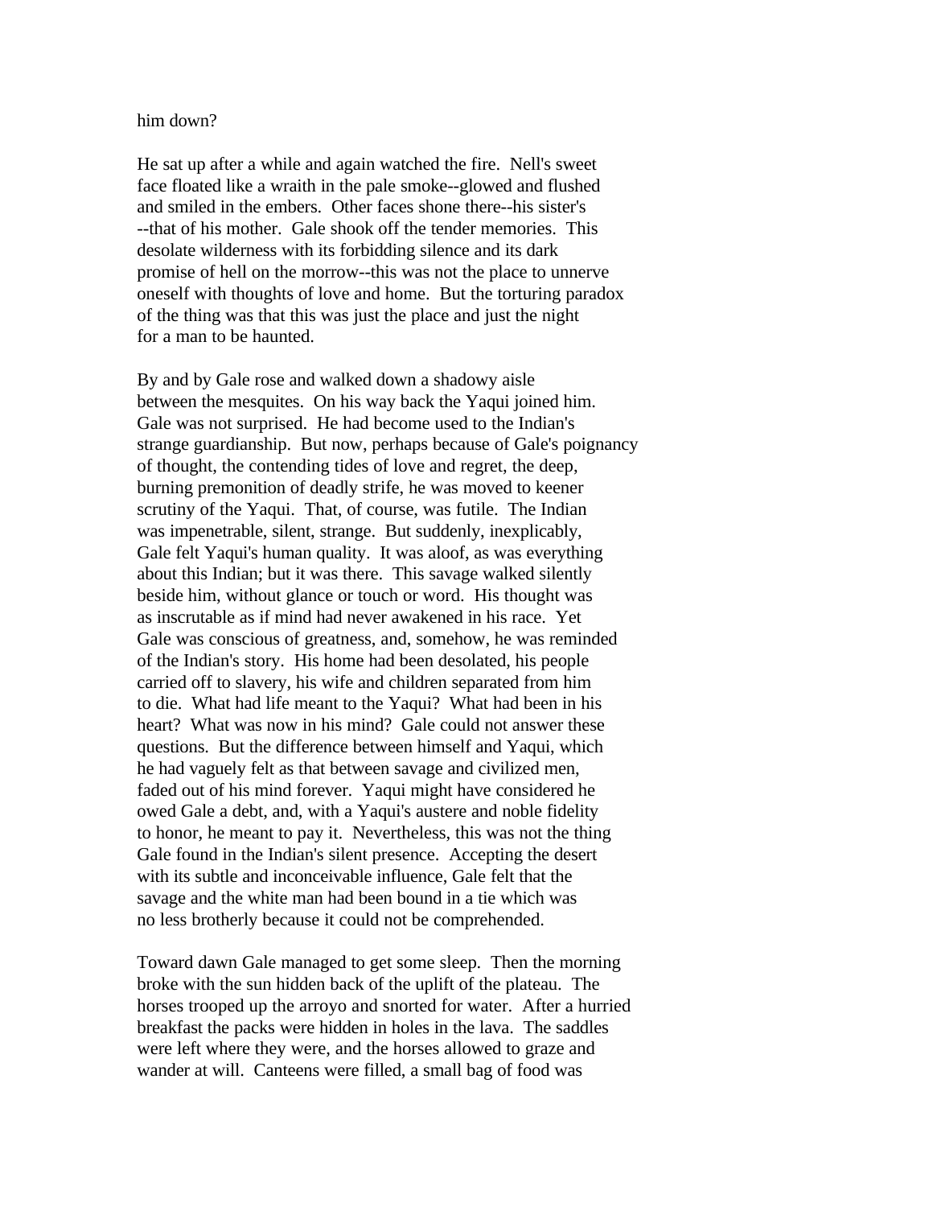him down?

He sat up after a while and again watched the fire. Nell's sweet face floated like a wraith in the pale smoke--glowed and flushed and smiled in the embers. Other faces shone there--his sister's --that of his mother. Gale shook off the tender memories. This desolate wilderness with its forbidding silence and its dark promise of hell on the morrow--this was not the place to unnerve oneself with thoughts of love and home. But the torturing paradox of the thing was that this was just the place and just the night for a man to be haunted.

By and by Gale rose and walked down a shadowy aisle between the mesquites. On his way back the Yaqui joined him. Gale was not surprised. He had become used to the Indian's strange guardianship. But now, perhaps because of Gale's poignancy of thought, the contending tides of love and regret, the deep, burning premonition of deadly strife, he was moved to keener scrutiny of the Yaqui. That, of course, was futile. The Indian was impenetrable, silent, strange. But suddenly, inexplicably, Gale felt Yaqui's human quality. It was aloof, as was everything about this Indian; but it was there. This savage walked silently beside him, without glance or touch or word. His thought was as inscrutable as if mind had never awakened in his race. Yet Gale was conscious of greatness, and, somehow, he was reminded of the Indian's story. His home had been desolated, his people carried off to slavery, his wife and children separated from him to die. What had life meant to the Yaqui? What had been in his heart? What was now in his mind? Gale could not answer these questions. But the difference between himself and Yaqui, which he had vaguely felt as that between savage and civilized men, faded out of his mind forever. Yaqui might have considered he owed Gale a debt, and, with a Yaqui's austere and noble fidelity to honor, he meant to pay it. Nevertheless, this was not the thing Gale found in the Indian's silent presence. Accepting the desert with its subtle and inconceivable influence, Gale felt that the savage and the white man had been bound in a tie which was no less brotherly because it could not be comprehended.

Toward dawn Gale managed to get some sleep. Then the morning broke with the sun hidden back of the uplift of the plateau. The horses trooped up the arroyo and snorted for water. After a hurried breakfast the packs were hidden in holes in the lava. The saddles were left where they were, and the horses allowed to graze and wander at will. Canteens were filled, a small bag of food was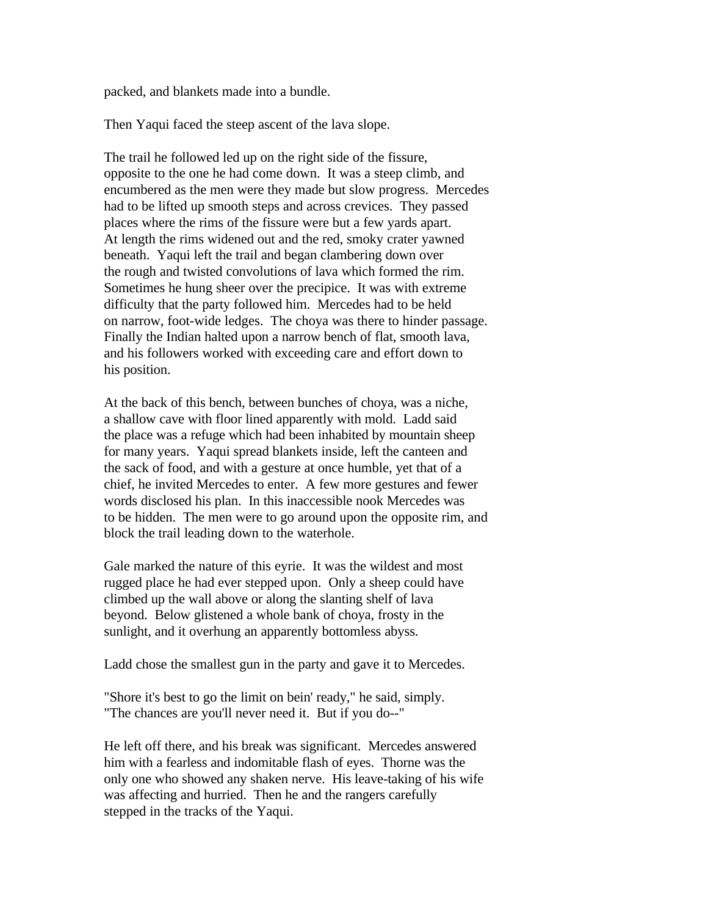packed, and blankets made into a bundle.

Then Yaqui faced the steep ascent of the lava slope.

The trail he followed led up on the right side of the fissure, opposite to the one he had come down. It was a steep climb, and encumbered as the men were they made but slow progress. Mercedes had to be lifted up smooth steps and across crevices. They passed places where the rims of the fissure were but a few yards apart. At length the rims widened out and the red, smoky crater yawned beneath. Yaqui left the trail and began clambering down over the rough and twisted convolutions of lava which formed the rim. Sometimes he hung sheer over the precipice. It was with extreme difficulty that the party followed him. Mercedes had to be held on narrow, foot-wide ledges. The choya was there to hinder passage. Finally the Indian halted upon a narrow bench of flat, smooth lava, and his followers worked with exceeding care and effort down to his position.

At the back of this bench, between bunches of choya, was a niche, a shallow cave with floor lined apparently with mold. Ladd said the place was a refuge which had been inhabited by mountain sheep for many years. Yaqui spread blankets inside, left the canteen and the sack of food, and with a gesture at once humble, yet that of a chief, he invited Mercedes to enter. A few more gestures and fewer words disclosed his plan. In this inaccessible nook Mercedes was to be hidden. The men were to go around upon the opposite rim, and block the trail leading down to the waterhole.

Gale marked the nature of this eyrie. It was the wildest and most rugged place he had ever stepped upon. Only a sheep could have climbed up the wall above or along the slanting shelf of lava beyond. Below glistened a whole bank of choya, frosty in the sunlight, and it overhung an apparently bottomless abyss.

Ladd chose the smallest gun in the party and gave it to Mercedes.

"Shore it's best to go the limit on bein' ready," he said, simply. "The chances are you'll never need it. But if you do--"

He left off there, and his break was significant. Mercedes answered him with a fearless and indomitable flash of eyes. Thorne was the only one who showed any shaken nerve. His leave-taking of his wife was affecting and hurried. Then he and the rangers carefully stepped in the tracks of the Yaqui.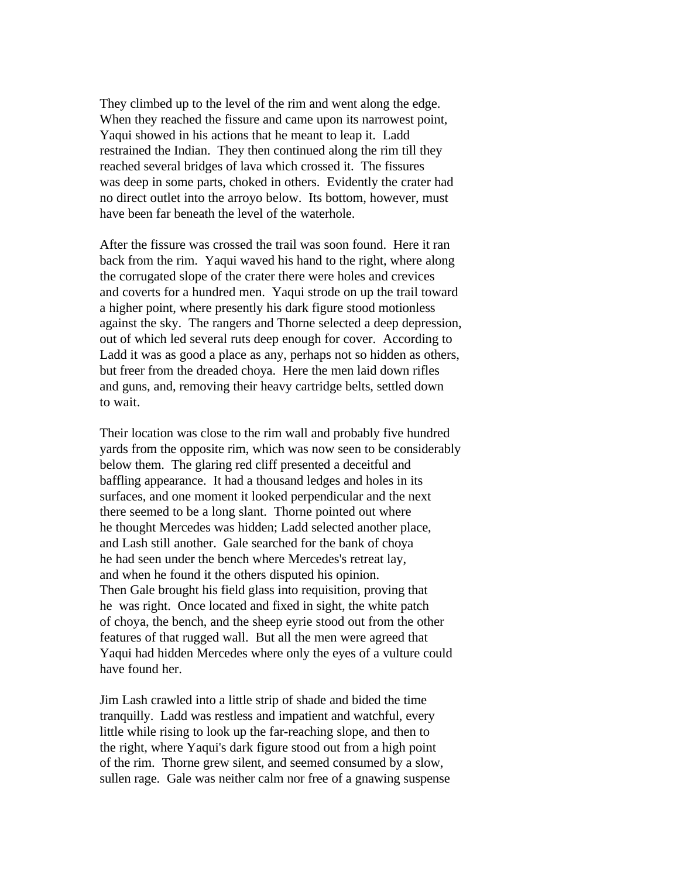They climbed up to the level of the rim and went along the edge. When they reached the fissure and came upon its narrowest point, Yaqui showed in his actions that he meant to leap it. Ladd restrained the Indian. They then continued along the rim till they reached several bridges of lava which crossed it. The fissures was deep in some parts, choked in others. Evidently the crater had no direct outlet into the arroyo below. Its bottom, however, must have been far beneath the level of the waterhole.

After the fissure was crossed the trail was soon found. Here it ran back from the rim. Yaqui waved his hand to the right, where along the corrugated slope of the crater there were holes and crevices and coverts for a hundred men. Yaqui strode on up the trail toward a higher point, where presently his dark figure stood motionless against the sky. The rangers and Thorne selected a deep depression, out of which led several ruts deep enough for cover. According to Ladd it was as good a place as any, perhaps not so hidden as others, but freer from the dreaded choya. Here the men laid down rifles and guns, and, removing their heavy cartridge belts, settled down to wait.

Their location was close to the rim wall and probably five hundred yards from the opposite rim, which was now seen to be considerably below them. The glaring red cliff presented a deceitful and baffling appearance. It had a thousand ledges and holes in its surfaces, and one moment it looked perpendicular and the next there seemed to be a long slant. Thorne pointed out where he thought Mercedes was hidden; Ladd selected another place, and Lash still another. Gale searched for the bank of choya he had seen under the bench where Mercedes's retreat lay, and when he found it the others disputed his opinion. Then Gale brought his field glass into requisition, proving that he was right. Once located and fixed in sight, the white patch of choya, the bench, and the sheep eyrie stood out from the other features of that rugged wall. But all the men were agreed that Yaqui had hidden Mercedes where only the eyes of a vulture could have found her.

Jim Lash crawled into a little strip of shade and bided the time tranquilly. Ladd was restless and impatient and watchful, every little while rising to look up the far-reaching slope, and then to the right, where Yaqui's dark figure stood out from a high point of the rim. Thorne grew silent, and seemed consumed by a slow, sullen rage. Gale was neither calm nor free of a gnawing suspense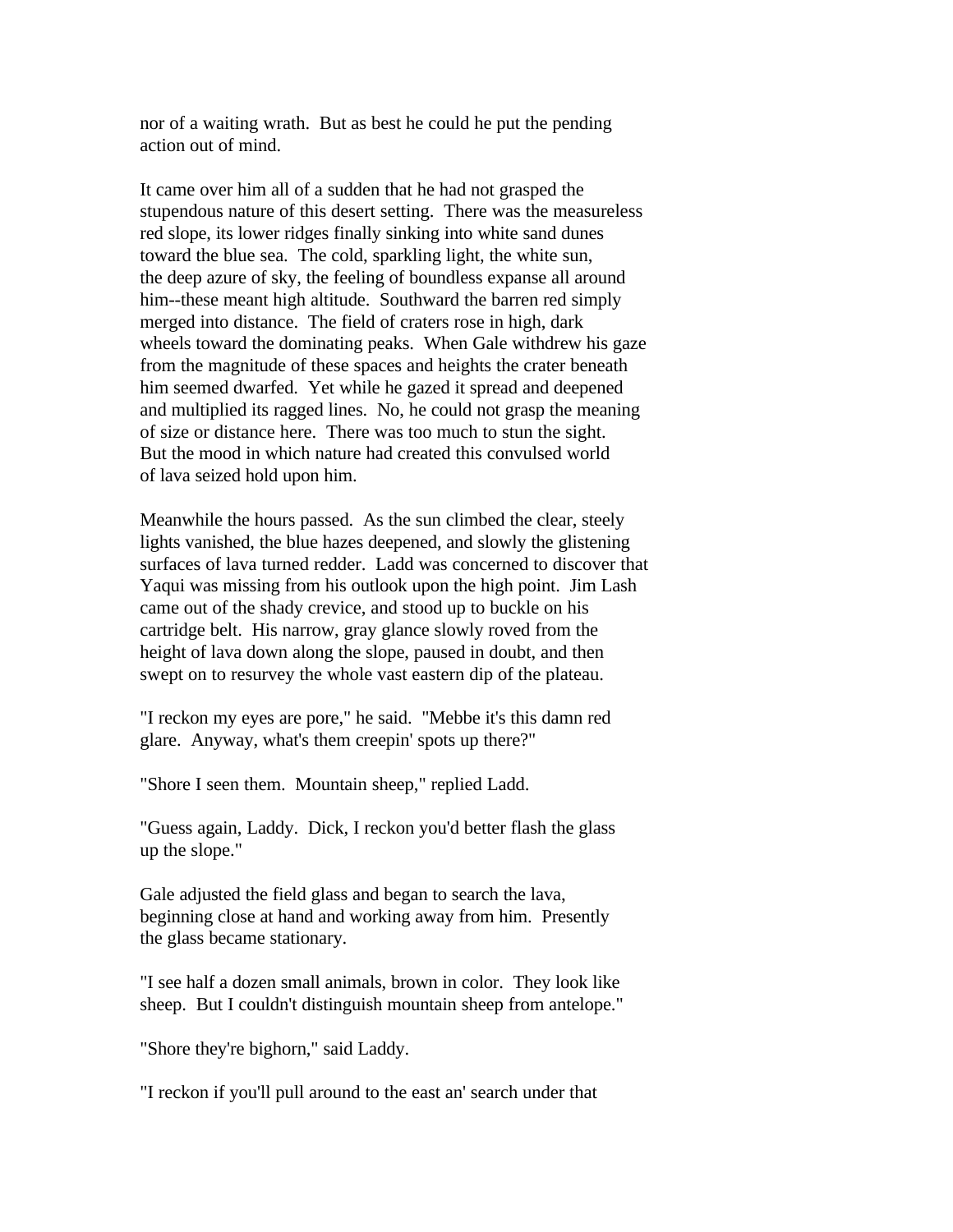nor of a waiting wrath. But as best he could he put the pending action out of mind.

It came over him all of a sudden that he had not grasped the stupendous nature of this desert setting. There was the measureless red slope, its lower ridges finally sinking into white sand dunes toward the blue sea. The cold, sparkling light, the white sun, the deep azure of sky, the feeling of boundless expanse all around him--these meant high altitude. Southward the barren red simply merged into distance. The field of craters rose in high, dark wheels toward the dominating peaks. When Gale withdrew his gaze from the magnitude of these spaces and heights the crater beneath him seemed dwarfed. Yet while he gazed it spread and deepened and multiplied its ragged lines. No, he could not grasp the meaning of size or distance here. There was too much to stun the sight. But the mood in which nature had created this convulsed world of lava seized hold upon him.

Meanwhile the hours passed. As the sun climbed the clear, steely lights vanished, the blue hazes deepened, and slowly the glistening surfaces of lava turned redder. Ladd was concerned to discover that Yaqui was missing from his outlook upon the high point. Jim Lash came out of the shady crevice, and stood up to buckle on his cartridge belt. His narrow, gray glance slowly roved from the height of lava down along the slope, paused in doubt, and then swept on to resurvey the whole vast eastern dip of the plateau.

"I reckon my eyes are pore," he said. "Mebbe it's this damn red glare. Anyway, what's them creepin' spots up there?"

"Shore I seen them. Mountain sheep," replied Ladd.

"Guess again, Laddy. Dick, I reckon you'd better flash the glass up the slope."

Gale adjusted the field glass and began to search the lava, beginning close at hand and working away from him. Presently the glass became stationary.

"I see half a dozen small animals, brown in color. They look like sheep. But I couldn't distinguish mountain sheep from antelope."

"Shore they're bighorn," said Laddy.

"I reckon if you'll pull around to the east an' search under that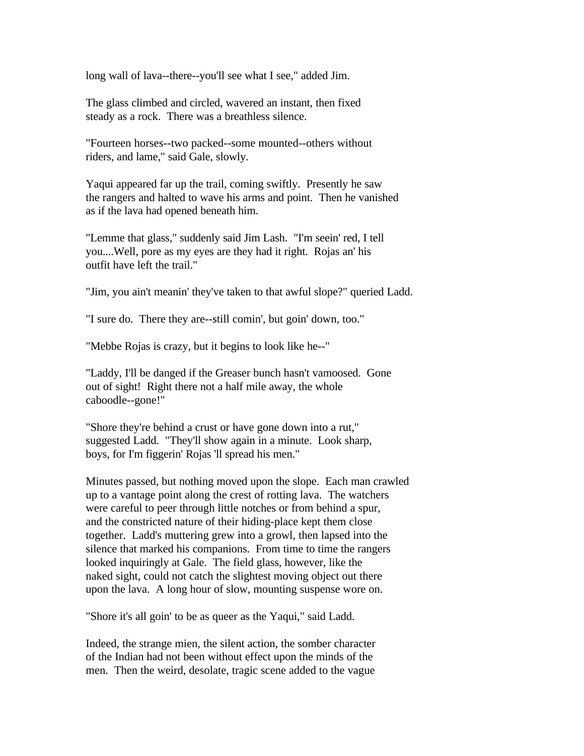long wall of lava--there--you'll see what I see," added Jim.

The glass climbed and circled, wavered an instant, then fixed steady as a rock. There was a breathless silence.

"Fourteen horses--two packed--some mounted--others without riders, and lame," said Gale, slowly.

Yaqui appeared far up the trail, coming swiftly. Presently he saw the rangers and halted to wave his arms and point. Then he vanished as if the lava had opened beneath him.

"Lemme that glass," suddenly said Jim Lash. "I'm seein' red, I tell you....Well, pore as my eyes are they had it right. Rojas an' his outfit have left the trail."

"Jim, you ain't meanin' they've taken to that awful slope?" queried Ladd.

"I sure do. There they are--still comin', but goin' down, too."

"Mebbe Rojas is crazy, but it begins to look like he--"

"Laddy, I'll be danged if the Greaser bunch hasn't vamoosed. Gone out of sight! Right there not a half mile away, the whole caboodle--gone!"

"Shore they're behind a crust or have gone down into a rut," suggested Ladd. "They'll show again in a minute. Look sharp, boys, for I'm figgerin' Rojas 'll spread his men."

Minutes passed, but nothing moved upon the slope. Each man crawled up to a vantage point along the crest of rotting lava. The watchers were careful to peer through little notches or from behind a spur, and the constricted nature of their hiding-place kept them close together. Ladd's muttering grew into a growl, then lapsed into the silence that marked his companions. From time to time the rangers looked inquiringly at Gale. The field glass, however, like the naked sight, could not catch the slightest moving object out there upon the lava. A long hour of slow, mounting suspense wore on.

"Shore it's all goin' to be as queer as the Yaqui," said Ladd.

Indeed, the strange mien, the silent action, the somber character of the Indian had not been without effect upon the minds of the men. Then the weird, desolate, tragic scene added to the vague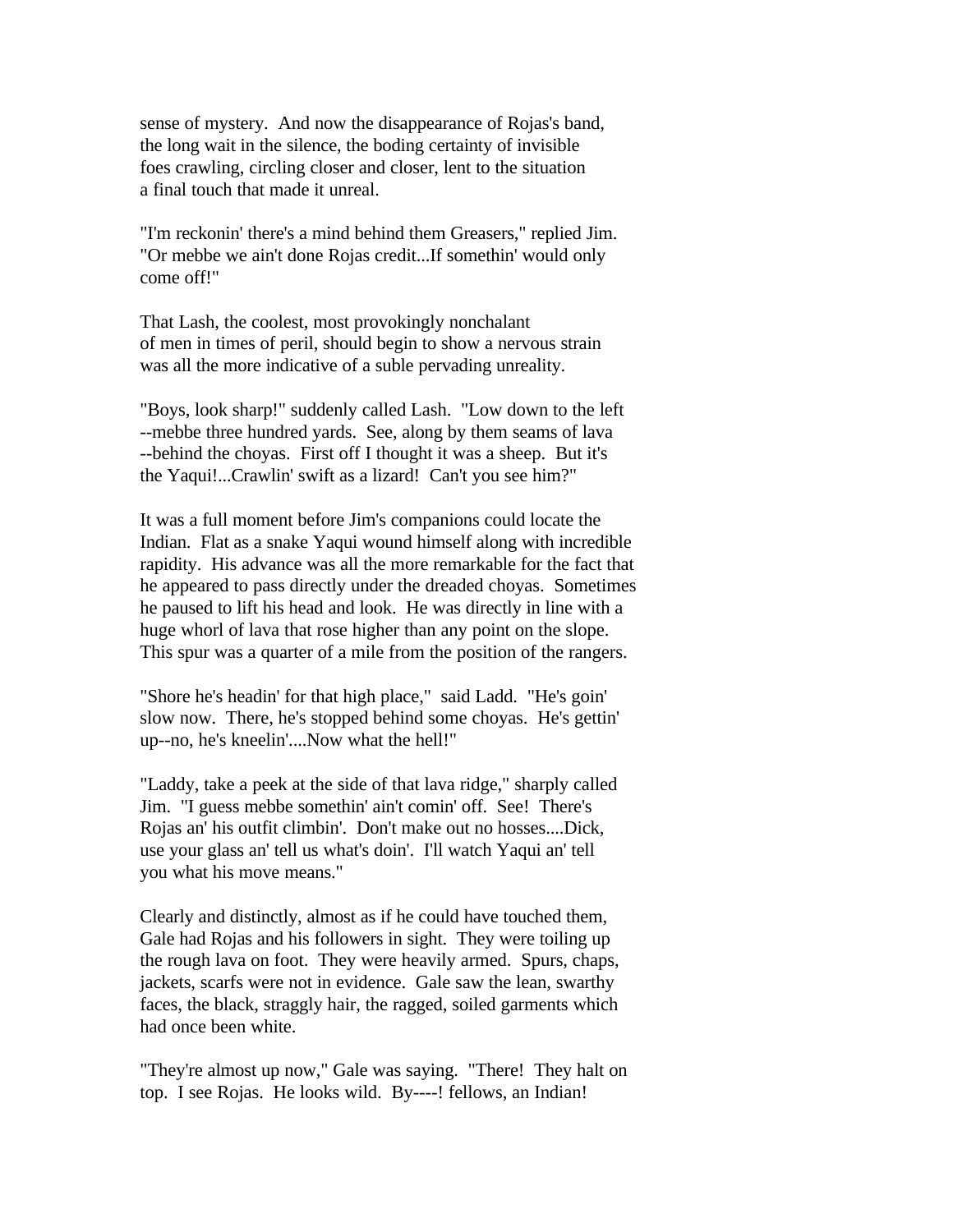sense of mystery. And now the disappearance of Rojas's band, the long wait in the silence, the boding certainty of invisible foes crawling, circling closer and closer, lent to the situation a final touch that made it unreal.

"I'm reckonin' there's a mind behind them Greasers," replied Jim. "Or mebbe we ain't done Rojas credit...If somethin' would only come off!"

That Lash, the coolest, most provokingly nonchalant of men in times of peril, should begin to show a nervous strain was all the more indicative of a suble pervading unreality.

"Boys, look sharp!" suddenly called Lash. "Low down to the left --mebbe three hundred yards. See, along by them seams of lava --behind the choyas. First off I thought it was a sheep. But it's the Yaqui!...Crawlin' swift as a lizard! Can't you see him?"

It was a full moment before Jim's companions could locate the Indian. Flat as a snake Yaqui wound himself along with incredible rapidity. His advance was all the more remarkable for the fact that he appeared to pass directly under the dreaded choyas. Sometimes he paused to lift his head and look. He was directly in line with a huge whorl of lava that rose higher than any point on the slope. This spur was a quarter of a mile from the position of the rangers.

"Shore he's headin' for that high place," said Ladd. "He's goin' slow now. There, he's stopped behind some choyas. He's gettin' up--no, he's kneelin'....Now what the hell!"

"Laddy, take a peek at the side of that lava ridge," sharply called Jim. "I guess mebbe somethin' ain't comin' off. See! There's Rojas an' his outfit climbin'. Don't make out no hosses....Dick, use your glass an' tell us what's doin'. I'll watch Yaqui an' tell you what his move means."

Clearly and distinctly, almost as if he could have touched them, Gale had Rojas and his followers in sight. They were toiling up the rough lava on foot. They were heavily armed. Spurs, chaps, jackets, scarfs were not in evidence. Gale saw the lean, swarthy faces, the black, straggly hair, the ragged, soiled garments which had once been white.

"They're almost up now," Gale was saying. "There! They halt on top. I see Rojas. He looks wild. By----! fellows, an Indian!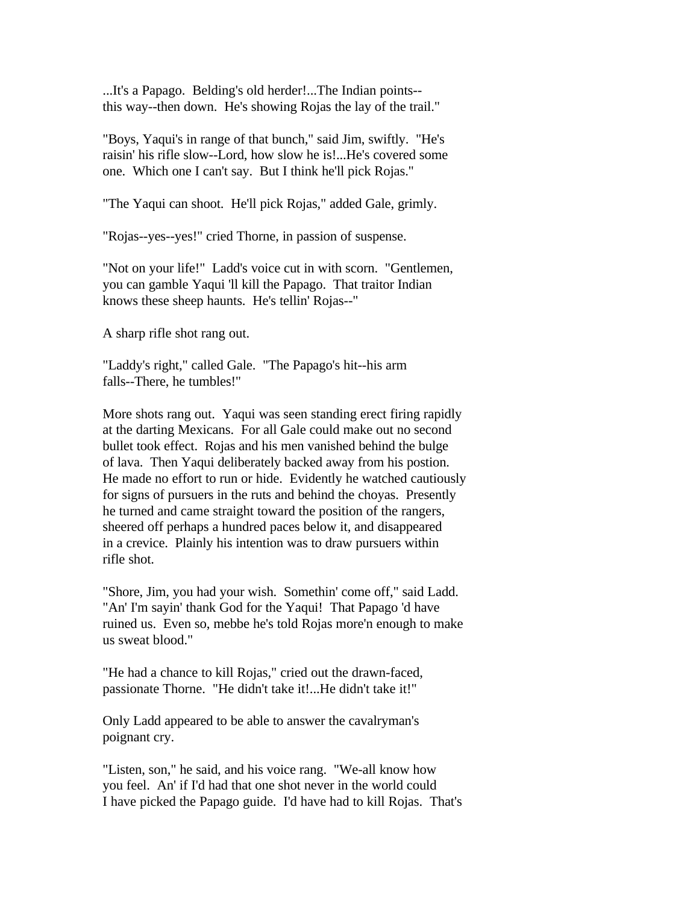...It's a Papago. Belding's old herder!...The Indian points--this way--then down. He's showing Rojas the lay of the trail."

"Boys, Yaqui's in range of that bunch," said Jim, swiftly. "He's raisin' his rifle slow--Lord, how slow he is!...He's covered some one. Which one I can't say. But I think he'll pick Rojas."

"The Yaqui can shoot. He'll pick Rojas," added Gale, grimly.

"Rojas--yes--yes!" cried Thorne, in passion of suspense.

"Not on your life!" Ladd's voice cut in with scorn. "Gentlemen, you can gamble Yaqui 'll kill the Papago. That traitor Indian knows these sheep haunts. He's tellin' Rojas--"

A sharp rifle shot rang out.

"Laddy's right," called Gale. "The Papago's hit--his arm falls--There, he tumbles!"

More shots rang out. Yaqui was seen standing erect firing rapidly at the darting Mexicans. For all Gale could make out no second bullet took effect. Rojas and his men vanished behind the bulge of lava. Then Yaqui deliberately backed away from his postion. He made no effort to run or hide. Evidently he watched cautiously for signs of pursuers in the ruts and behind the choyas. Presently he turned and came straight toward the position of the rangers, sheered off perhaps a hundred paces below it, and disappeared in a crevice. Plainly his intention was to draw pursuers within rifle shot.

"Shore, Jim, you had your wish. Somethin' come off," said Ladd. "An' I'm sayin' thank God for the Yaqui! That Papago 'd have ruined us. Even so, mebbe he's told Rojas more'n enough to make us sweat blood."

"He had a chance to kill Rojas," cried out the drawn-faced, passionate Thorne. "He didn't take it!...He didn't take it!"

Only Ladd appeared to be able to answer the cavalryman's poignant cry.

"Listen, son," he said, and his voice rang. "We-all know how you feel. An' if I'd had that one shot never in the world could I have picked the Papago guide. I'd have had to kill Rojas. That's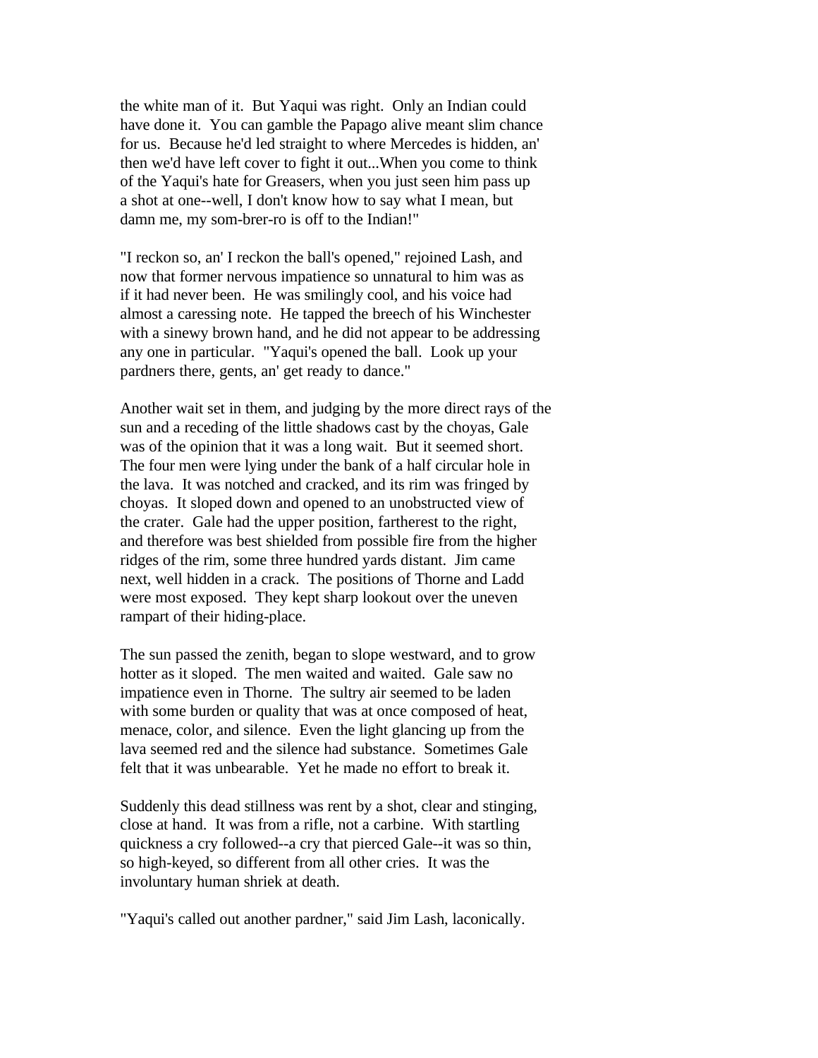the white man of it. But Yaqui was right. Only an Indian could have done it. You can gamble the Papago alive meant slim chance for us. Because he'd led straight to where Mercedes is hidden, an' then we'd have left cover to fight it out...When you come to think of the Yaqui's hate for Greasers, when you just seen him pass up a shot at one--well, I don't know how to say what I mean, but damn me, my som-brer-ro is off to the Indian!"

"I reckon so, an' I reckon the ball's opened," rejoined Lash, and now that former nervous impatience so unnatural to him was as if it had never been. He was smilingly cool, and his voice had almost a caressing note. He tapped the breech of his Winchester with a sinewy brown hand, and he did not appear to be addressing any one in particular. "Yaqui's opened the ball. Look up your pardners there, gents, an' get ready to dance."

Another wait set in them, and judging by the more direct rays of the sun and a receding of the little shadows cast by the choyas, Gale was of the opinion that it was a long wait. But it seemed short. The four men were lying under the bank of a half circular hole in the lava. It was notched and cracked, and its rim was fringed by choyas. It sloped down and opened to an unobstructed view of the crater. Gale had the upper position, fartherest to the right, and therefore was best shielded from possible fire from the higher ridges of the rim, some three hundred yards distant. Jim came next, well hidden in a crack. The positions of Thorne and Ladd were most exposed. They kept sharp lookout over the uneven rampart of their hiding-place.

The sun passed the zenith, began to slope westward, and to grow hotter as it sloped. The men waited and waited. Gale saw no impatience even in Thorne. The sultry air seemed to be laden with some burden or quality that was at once composed of heat, menace, color, and silence. Even the light glancing up from the lava seemed red and the silence had substance. Sometimes Gale felt that it was unbearable. Yet he made no effort to break it.

Suddenly this dead stillness was rent by a shot, clear and stinging, close at hand. It was from a rifle, not a carbine. With startling quickness a cry followed--a cry that pierced Gale--it was so thin, so high-keyed, so different from all other cries. It was the involuntary human shriek at death.

"Yaqui's called out another pardner," said Jim Lash, laconically.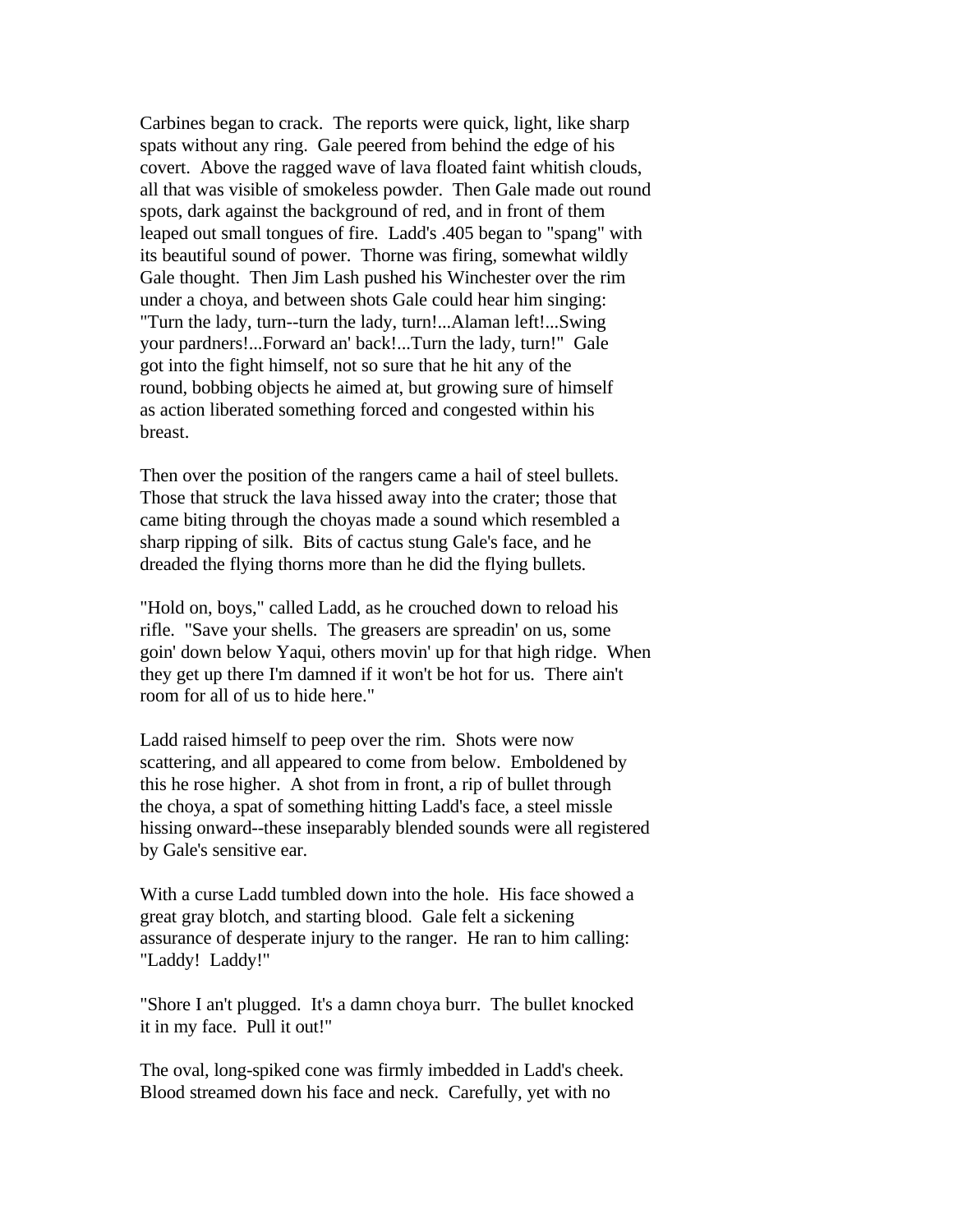Carbines began to crack. The reports were quick, light, like sharp spats without any ring. Gale peered from behind the edge of his covert. Above the ragged wave of lava floated faint whitish clouds, all that was visible of smokeless powder. Then Gale made out round spots, dark against the background of red, and in front of them leaped out small tongues of fire. Ladd's .405 began to "spang" with its beautiful sound of power. Thorne was firing, somewhat wildly Gale thought. Then Jim Lash pushed his Winchester over the rim under a choya, and between shots Gale could hear him singing: "Turn the lady, turn--turn the lady, turn!...Alaman left!...Swing your pardners!...Forward an' back!...Turn the lady, turn!" Gale got into the fight himself, not so sure that he hit any of the round, bobbing objects he aimed at, but growing sure of himself as action liberated something forced and congested within his breast.

Then over the position of the rangers came a hail of steel bullets. Those that struck the lava hissed away into the crater; those that came biting through the choyas made a sound which resembled a sharp ripping of silk. Bits of cactus stung Gale's face, and he dreaded the flying thorns more than he did the flying bullets.

"Hold on, boys," called Ladd, as he crouched down to reload his rifle. "Save your shells. The greasers are spreadin' on us, some goin' down below Yaqui, others movin' up for that high ridge. When they get up there I'm damned if it won't be hot for us. There ain't room for all of us to hide here."

Ladd raised himself to peep over the rim. Shots were now scattering, and all appeared to come from below. Emboldened by this he rose higher. A shot from in front, a rip of bullet through the choya, a spat of something hitting Ladd's face, a steel missle hissing onward--these inseparably blended sounds were all registered by Gale's sensitive ear.

With a curse Ladd tumbled down into the hole. His face showed a great gray blotch, and starting blood. Gale felt a sickening assurance of desperate injury to the ranger. He ran to him calling: "Laddy! Laddy!"

"Shore I an't plugged. It's a damn choya burr. The bullet knocked it in my face. Pull it out!"

The oval, long-spiked cone was firmly imbedded in Ladd's cheek. Blood streamed down his face and neck. Carefully, yet with no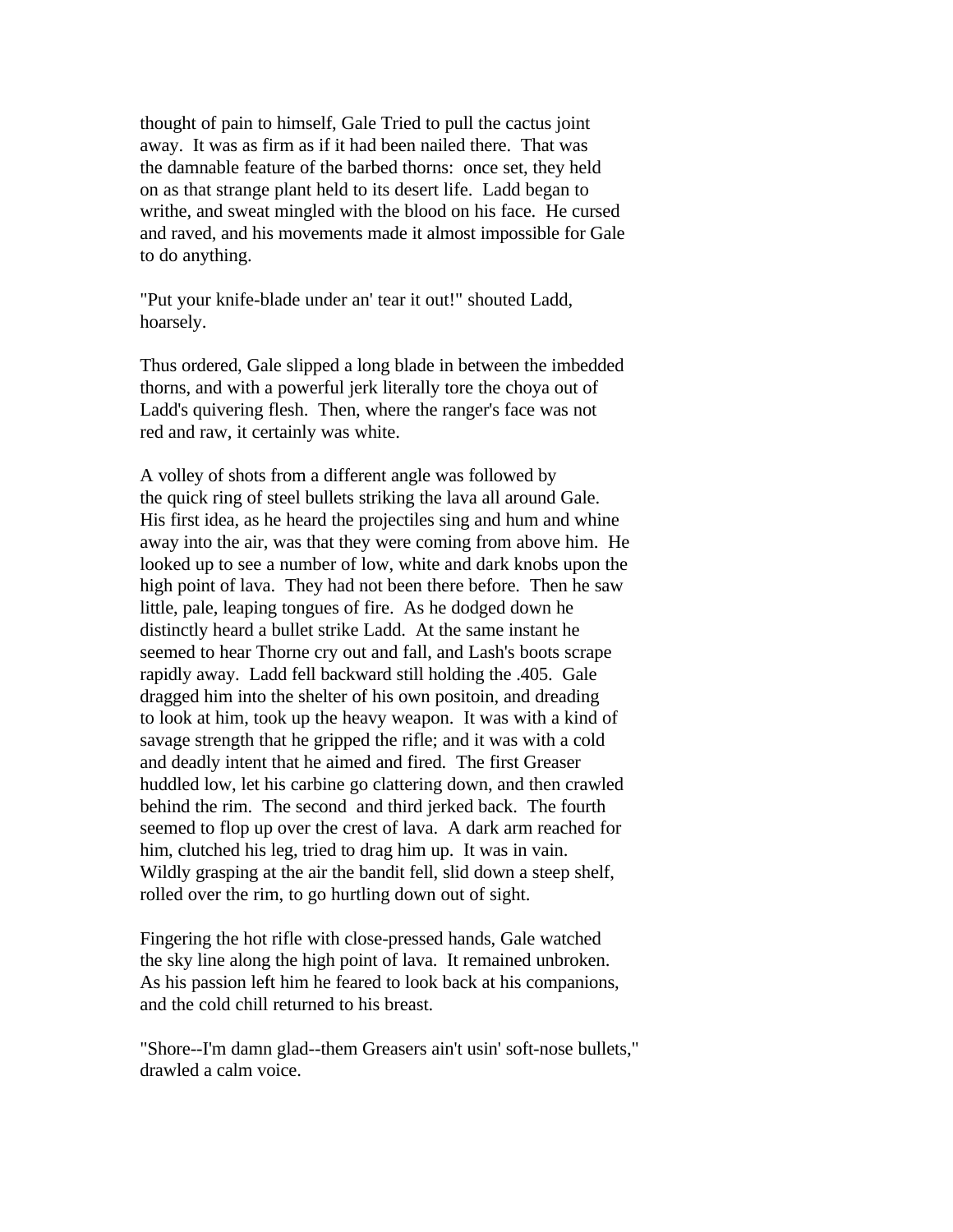thought of pain to himself, Gale Tried to pull the cactus joint away. It was as firm as if it had been nailed there. That was the damnable feature of the barbed thorns: once set, they held on as that strange plant held to its desert life. Ladd began to writhe, and sweat mingled with the blood on his face. He cursed and raved, and his movements made it almost impossible for Gale to do anything.

"Put your knife-blade under an' tear it out!" shouted Ladd, hoarsely.

Thus ordered, Gale slipped a long blade in between the imbedded thorns, and with a powerful jerk literally tore the choya out of Ladd's quivering flesh. Then, where the ranger's face was not red and raw, it certainly was white.

A volley of shots from a different angle was followed by the quick ring of steel bullets striking the lava all around Gale. His first idea, as he heard the projectiles sing and hum and whine away into the air, was that they were coming from above him. He looked up to see a number of low, white and dark knobs upon the high point of lava. They had not been there before. Then he saw little, pale, leaping tongues of fire. As he dodged down he distinctly heard a bullet strike Ladd. At the same instant he seemed to hear Thorne cry out and fall, and Lash's boots scrape rapidly away. Ladd fell backward still holding the .405. Gale dragged him into the shelter of his own positoin, and dreading to look at him, took up the heavy weapon. It was with a kind of savage strength that he gripped the rifle; and it was with a cold and deadly intent that he aimed and fired. The first Greaser huddled low, let his carbine go clattering down, and then crawled behind the rim. The second and third jerked back. The fourth seemed to flop up over the crest of lava. A dark arm reached for him, clutched his leg, tried to drag him up. It was in vain. Wildly grasping at the air the bandit fell, slid down a steep shelf, rolled over the rim, to go hurtling down out of sight.

Fingering the hot rifle with close-pressed hands, Gale watched the sky line along the high point of lava. It remained unbroken. As his passion left him he feared to look back at his companions, and the cold chill returned to his breast.

"Shore--I'm damn glad--them Greasers ain't usin' soft-nose bullets," drawled a calm voice.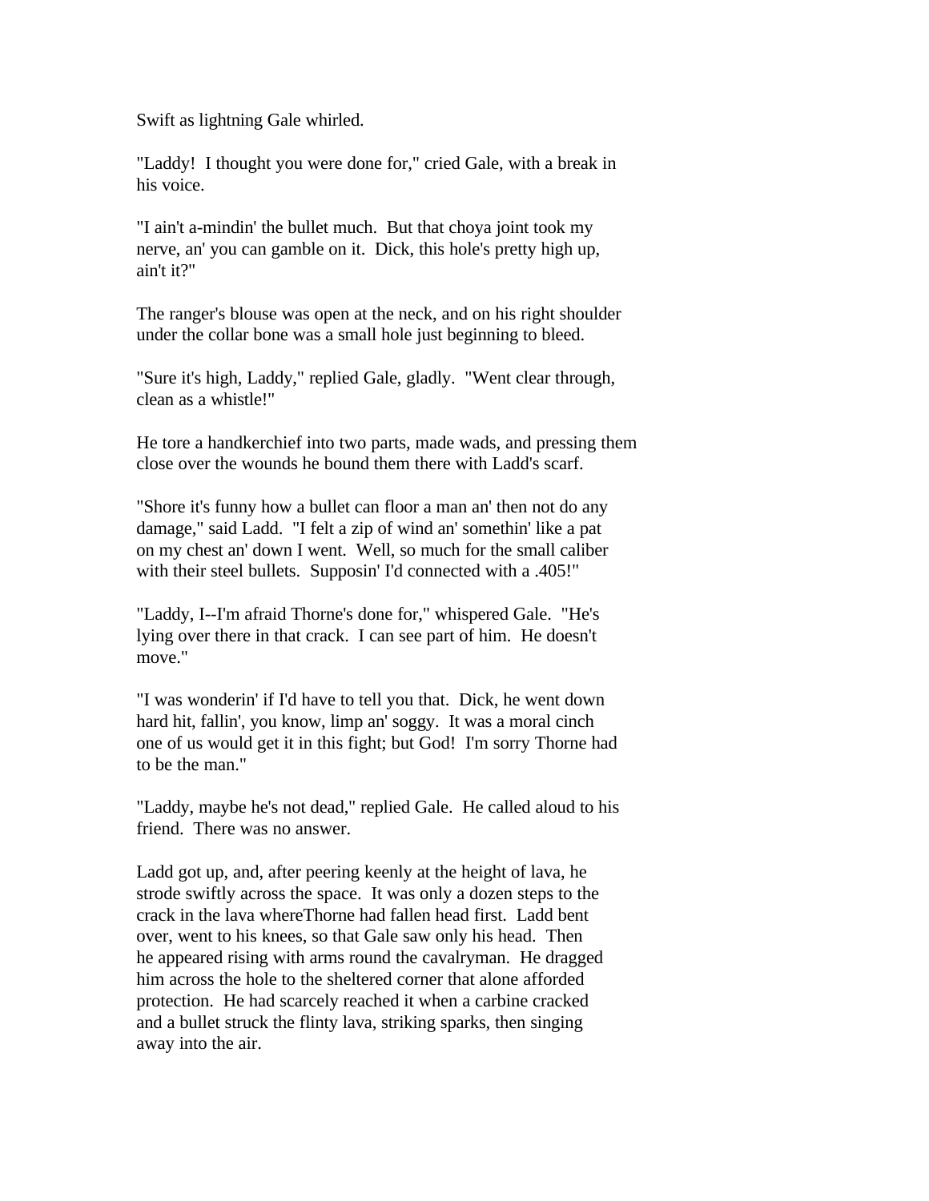Swift as lightning Gale whirled.

"Laddy! I thought you were done for," cried Gale, with a break in his voice.

"I ain't a-mindin' the bullet much. But that choya joint took my nerve, an' you can gamble on it. Dick, this hole's pretty high up, ain't it?"

The ranger's blouse was open at the neck, and on his right shoulder under the collar bone was a small hole just beginning to bleed.

"Sure it's high, Laddy," replied Gale, gladly. "Went clear through, clean as a whistle!"

He tore a handkerchief into two parts, made wads, and pressing them close over the wounds he bound them there with Ladd's scarf.

"Shore it's funny how a bullet can floor a man an' then not do any damage," said Ladd. "I felt a zip of wind an' somethin' like a pat on my chest an' down I went. Well, so much for the small caliber with their steel bullets. Supposin' I'd connected with a .405!"

"Laddy, I--I'm afraid Thorne's done for," whispered Gale. "He's lying over there in that crack. I can see part of him. He doesn't move."

"I was wonderin' if I'd have to tell you that. Dick, he went down hard hit, fallin', you know, limp an' soggy. It was a moral cinch one of us would get it in this fight; but God! I'm sorry Thorne had to be the man."

"Laddy, maybe he's not dead," replied Gale. He called aloud to his friend. There was no answer.

Ladd got up, and, after peering keenly at the height of lava, he strode swiftly across the space. It was only a dozen steps to the crack in the lava whereThorne had fallen head first. Ladd bent over, went to his knees, so that Gale saw only his head. Then he appeared rising with arms round the cavalryman. He dragged him across the hole to the sheltered corner that alone afforded protection. He had scarcely reached it when a carbine cracked and a bullet struck the flinty lava, striking sparks, then singing away into the air.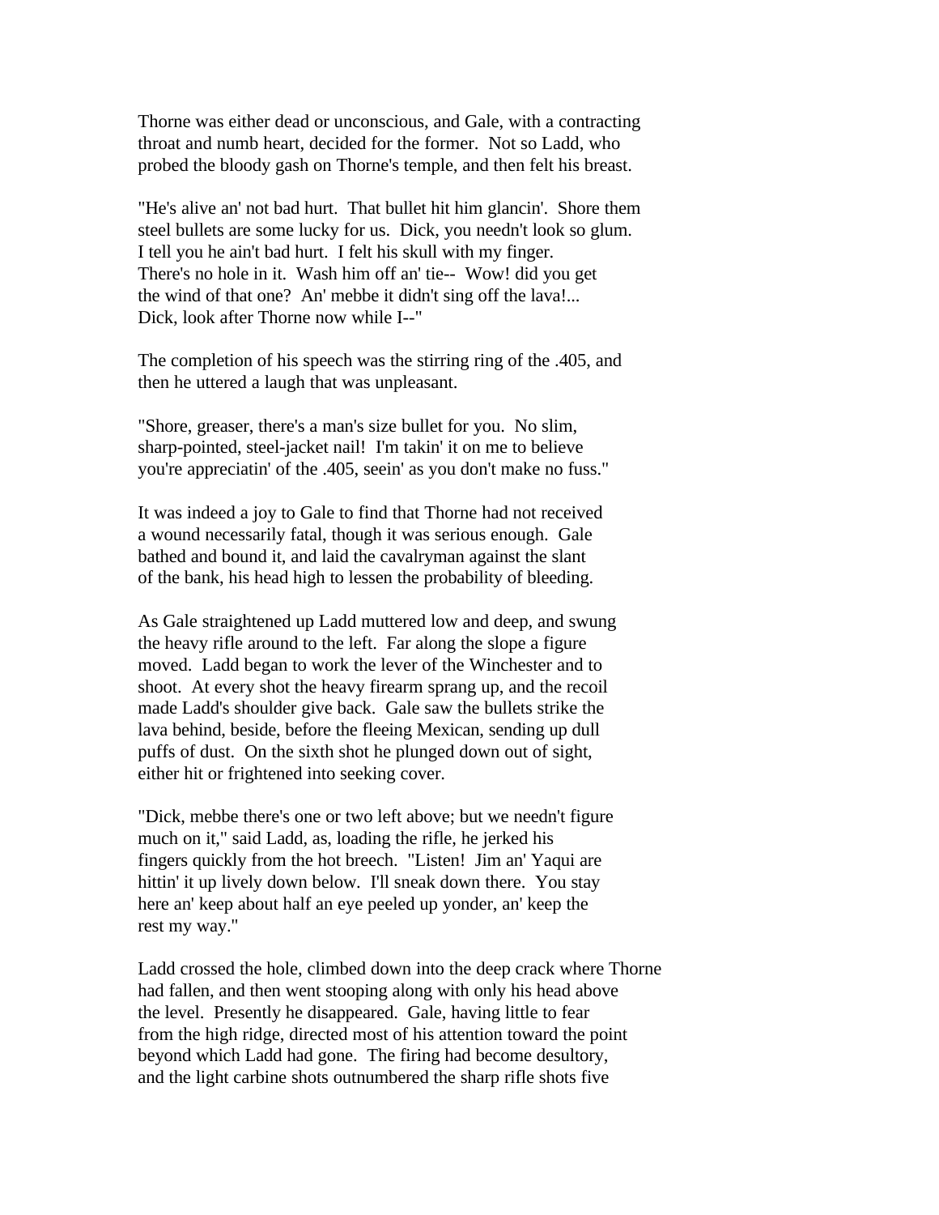Thorne was either dead or unconscious, and Gale, with a contracting throat and numb heart, decided for the former. Not so Ladd, who probed the bloody gash on Thorne's temple, and then felt his breast.

"He's alive an' not bad hurt. That bullet hit him glancin'. Shore them steel bullets are some lucky for us. Dick, you needn't look so glum. I tell you he ain't bad hurt. I felt his skull with my finger. There's no hole in it. Wash him off an' tie-- Wow! did you get the wind of that one? An' mebbe it didn't sing off the lava!... Dick, look after Thorne now while I--"

The completion of his speech was the stirring ring of the .405, and then he uttered a laugh that was unpleasant.

"Shore, greaser, there's a man's size bullet for you. No slim, sharp-pointed, steel-jacket nail! I'm takin' it on me to believe you're appreciatin' of the .405, seein' as you don't make no fuss."

It was indeed a joy to Gale to find that Thorne had not received a wound necessarily fatal, though it was serious enough. Gale bathed and bound it, and laid the cavalryman against the slant of the bank, his head high to lessen the probability of bleeding.

As Gale straightened up Ladd muttered low and deep, and swung the heavy rifle around to the left. Far along the slope a figure moved. Ladd began to work the lever of the Winchester and to shoot. At every shot the heavy firearm sprang up, and the recoil made Ladd's shoulder give back. Gale saw the bullets strike the lava behind, beside, before the fleeing Mexican, sending up dull puffs of dust. On the sixth shot he plunged down out of sight, either hit or frightened into seeking cover.

"Dick, mebbe there's one or two left above; but we needn't figure much on it," said Ladd, as, loading the rifle, he jerked his fingers quickly from the hot breech. "Listen! Jim an' Yaqui are hittin' it up lively down below. I'll sneak down there. You stay here an' keep about half an eye peeled up yonder, an' keep the rest my way."

Ladd crossed the hole, climbed down into the deep crack where Thorne had fallen, and then went stooping along with only his head above the level. Presently he disappeared. Gale, having little to fear from the high ridge, directed most of his attention toward the point beyond which Ladd had gone. The firing had become desultory, and the light carbine shots outnumbered the sharp rifle shots five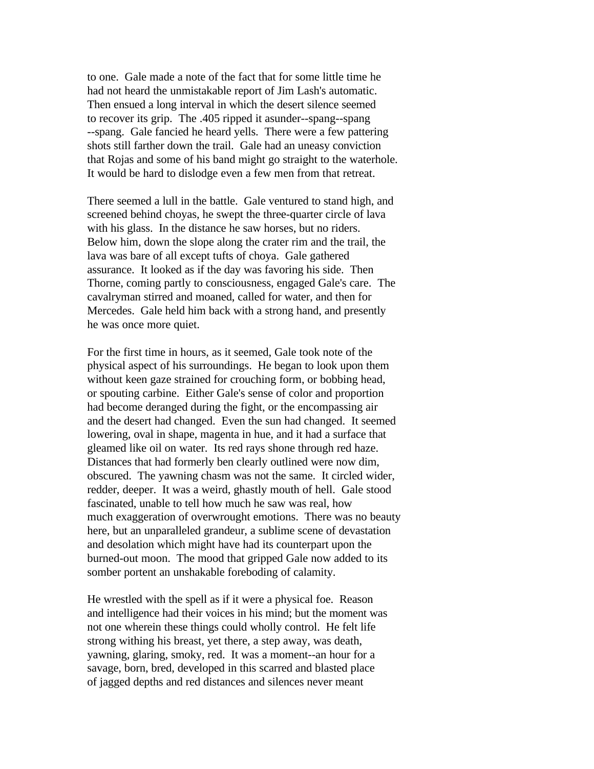to one. Gale made a note of the fact that for some little time he had not heard the unmistakable report of Jim Lash's automatic. Then ensued a long interval in which the desert silence seemed to recover its grip. The .405 ripped it asunder--spang--spang --spang. Gale fancied he heard yells. There were a few pattering shots still farther down the trail. Gale had an uneasy conviction that Rojas and some of his band might go straight to the waterhole. It would be hard to dislodge even a few men from that retreat.

There seemed a lull in the battle. Gale ventured to stand high, and screened behind choyas, he swept the three-quarter circle of lava with his glass. In the distance he saw horses, but no riders. Below him, down the slope along the crater rim and the trail, the lava was bare of all except tufts of choya. Gale gathered assurance. It looked as if the day was favoring his side. Then Thorne, coming partly to consciousness, engaged Gale's care. The cavalryman stirred and moaned, called for water, and then for Mercedes. Gale held him back with a strong hand, and presently he was once more quiet.

For the first time in hours, as it seemed, Gale took note of the physical aspect of his surroundings. He began to look upon them without keen gaze strained for crouching form, or bobbing head, or spouting carbine. Either Gale's sense of color and proportion had become deranged during the fight, or the encompassing air and the desert had changed. Even the sun had changed. It seemed lowering, oval in shape, magenta in hue, and it had a surface that gleamed like oil on water. Its red rays shone through red haze. Distances that had formerly ben clearly outlined were now dim, obscured. The yawning chasm was not the same. It circled wider, redder, deeper. It was a weird, ghastly mouth of hell. Gale stood fascinated, unable to tell how much he saw was real, how much exaggeration of overwrought emotions. There was no beauty here, but an unparalleled grandeur, a sublime scene of devastation and desolation which might have had its counterpart upon the burned-out moon. The mood that gripped Gale now added to its somber portent an unshakable foreboding of calamity.

He wrestled with the spell as if it were a physical foe. Reason and intelligence had their voices in his mind; but the moment was not one wherein these things could wholly control. He felt life strong withing his breast, yet there, a step away, was death, yawning, glaring, smoky, red. It was a moment--an hour for a savage, born, bred, developed in this scarred and blasted place of jagged depths and red distances and silences never meant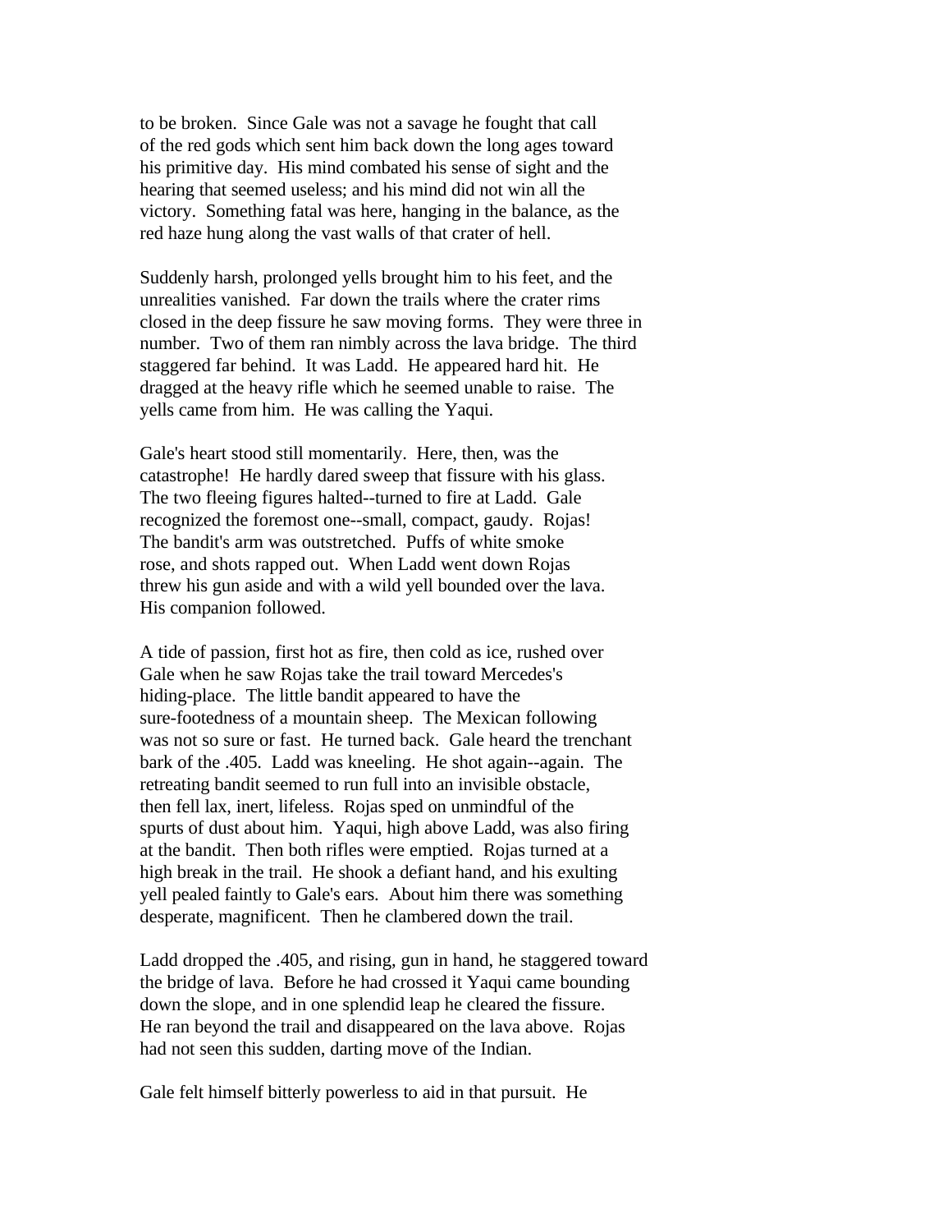to be broken. Since Gale was not a savage he fought that call of the red gods which sent him back down the long ages toward his primitive day. His mind combated his sense of sight and the hearing that seemed useless; and his mind did not win all the victory. Something fatal was here, hanging in the balance, as the red haze hung along the vast walls of that crater of hell.

Suddenly harsh, prolonged yells brought him to his feet, and the unrealities vanished. Far down the trails where the crater rims closed in the deep fissure he saw moving forms. They were three in number. Two of them ran nimbly across the lava bridge. The third staggered far behind. It was Ladd. He appeared hard hit. He dragged at the heavy rifle which he seemed unable to raise. The yells came from him. He was calling the Yaqui.

Gale's heart stood still momentarily. Here, then, was the catastrophe! He hardly dared sweep that fissure with his glass. The two fleeing figures halted--turned to fire at Ladd. Gale recognized the foremost one--small, compact, gaudy. Rojas! The bandit's arm was outstretched. Puffs of white smoke rose, and shots rapped out. When Ladd went down Rojas threw his gun aside and with a wild yell bounded over the lava. His companion followed.

A tide of passion, first hot as fire, then cold as ice, rushed over Gale when he saw Rojas take the trail toward Mercedes's hiding-place. The little bandit appeared to have the sure-footedness of a mountain sheep. The Mexican following was not so sure or fast. He turned back. Gale heard the trenchant bark of the .405. Ladd was kneeling. He shot again--again. The retreating bandit seemed to run full into an invisible obstacle, then fell lax, inert, lifeless. Rojas sped on unmindful of the spurts of dust about him. Yaqui, high above Ladd, was also firing at the bandit. Then both rifles were emptied. Rojas turned at a high break in the trail. He shook a defiant hand, and his exulting yell pealed faintly to Gale's ears. About him there was something desperate, magnificent. Then he clambered down the trail.

Ladd dropped the .405, and rising, gun in hand, he staggered toward the bridge of lava. Before he had crossed it Yaqui came bounding down the slope, and in one splendid leap he cleared the fissure. He ran beyond the trail and disappeared on the lava above. Rojas had not seen this sudden, darting move of the Indian.

Gale felt himself bitterly powerless to aid in that pursuit. He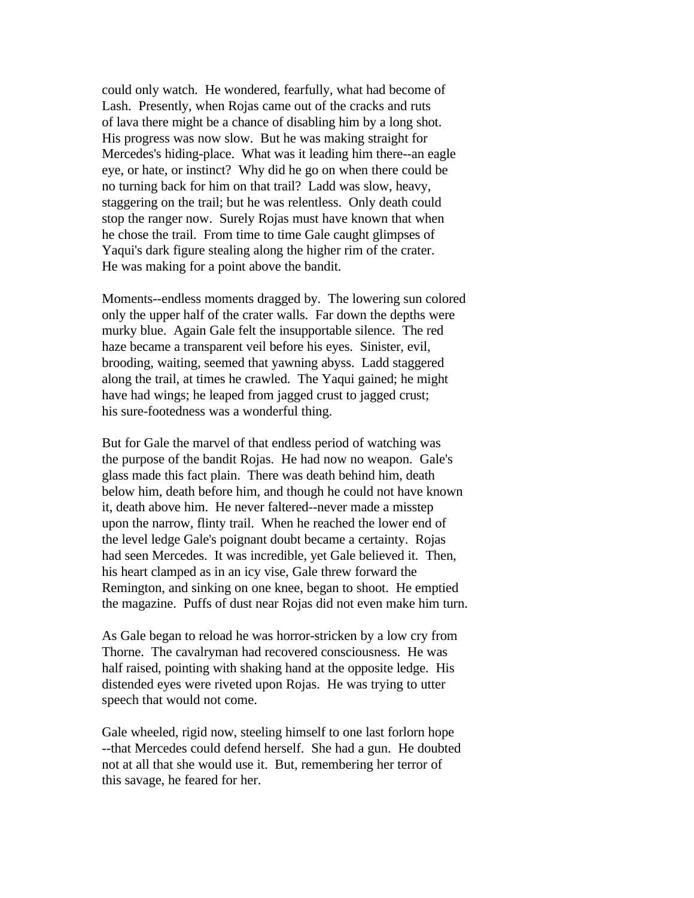could only watch. He wondered, fearfully, what had become of Lash. Presently, when Rojas came out of the cracks and ruts of lava there might be a chance of disabling him by a long shot. His progress was now slow. But he was making straight for Mercedes's hiding-place. What was it leading him there--an eagle eye, or hate, or instinct? Why did he go on when there could be no turning back for him on that trail? Ladd was slow, heavy, staggering on the trail; but he was relentless. Only death could stop the ranger now. Surely Rojas must have known that when he chose the trail. From time to time Gale caught glimpses of Yaqui's dark figure stealing along the higher rim of the crater. He was making for a point above the bandit.

Moments--endless moments dragged by. The lowering sun colored only the upper half of the crater walls. Far down the depths were murky blue. Again Gale felt the insupportable silence. The red haze became a transparent veil before his eyes. Sinister, evil, brooding, waiting, seemed that yawning abyss. Ladd staggered along the trail, at times he crawled. The Yaqui gained; he might have had wings; he leaped from jagged crust to jagged crust; his sure-footedness was a wonderful thing.

But for Gale the marvel of that endless period of watching was the purpose of the bandit Rojas. He had now no weapon. Gale's glass made this fact plain. There was death behind him, death below him, death before him, and though he could not have known it, death above him. He never faltered--never made a misstep upon the narrow, flinty trail. When he reached the lower end of the level ledge Gale's poignant doubt became a certainty. Rojas had seen Mercedes. It was incredible, yet Gale believed it. Then, his heart clamped as in an icy vise, Gale threw forward the Remington, and sinking on one knee, began to shoot. He emptied the magazine. Puffs of dust near Rojas did not even make him turn.

As Gale began to reload he was horror-stricken by a low cry from Thorne. The cavalryman had recovered consciousness. He was half raised, pointing with shaking hand at the opposite ledge. His distended eyes were riveted upon Rojas. He was trying to utter speech that would not come.

Gale wheeled, rigid now, steeling himself to one last forlorn hope --that Mercedes could defend herself. She had a gun. He doubted not at all that she would use it. But, remembering her terror of this savage, he feared for her.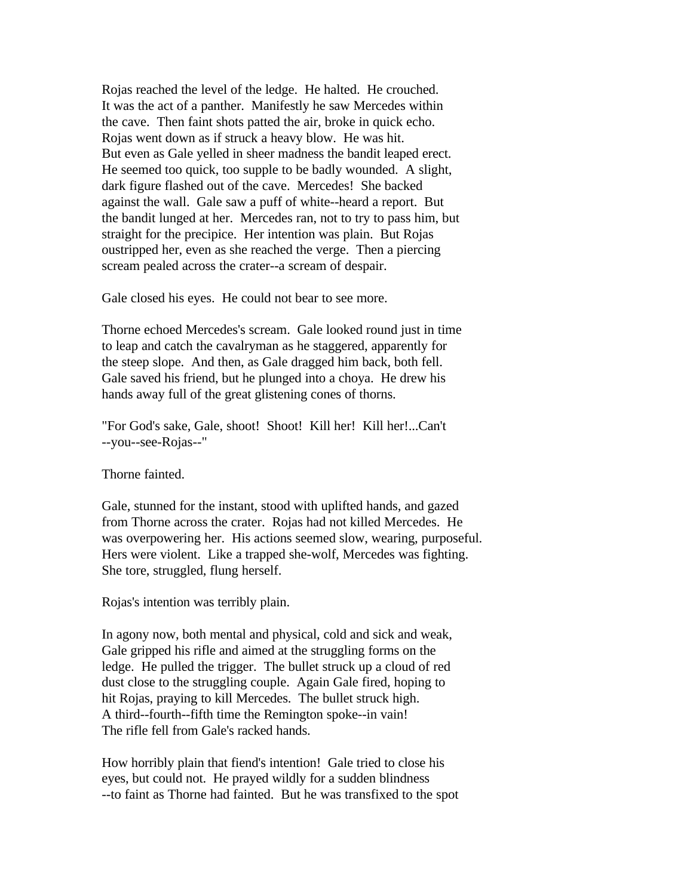Rojas reached the level of the ledge. He halted. He crouched. It was the act of a panther. Manifestly he saw Mercedes within the cave. Then faint shots patted the air, broke in quick echo. Rojas went down as if struck a heavy blow. He was hit. But even as Gale yelled in sheer madness the bandit leaped erect. He seemed too quick, too supple to be badly wounded. A slight, dark figure flashed out of the cave. Mercedes! She backed against the wall. Gale saw a puff of white--heard a report. But the bandit lunged at her. Mercedes ran, not to try to pass him, but straight for the precipice. Her intention was plain. But Rojas outstripped her, even as she reached the verge. Then a piercing scream pealed across the crater--a scream of despair.

Gale closed his eyes. He could not bear to see more.

Thorne echoed Mercedes's scream. Gale looked round just in time to leap and catch the cavalryman as he staggered, apparently for the steep slope. And then, as Gale dragged him back, both fell. Gale saved his friend, but he plunged into a choya. He drew his hands away full of the great glistening cones of thorns.

"For God's sake, Gale, shoot! Shoot! Kill her! Kill her!...Can't --you--see-Rojas--"

Thorne fainted.

Gale, stunned for the instant, stood with uplifted hands, and gazed from Thorne across the crater. Rojas had not killed Mercedes. He was overpowering her. His actions seemed slow, wearing, purposeful. Hers were violent. Like a trapped she-wolf, Mercedes was fighting. She tore, struggled, flung herself.

Rojas's intention was terribly plain.

In agony now, both mental and physical, cold and sick and weak, Gale gripped his rifle and aimed at the struggling forms on the ledge. He pulled the trigger. The bullet struck up a cloud of red dust close to the struggling couple. Again Gale fired, hoping to hit Rojas, praying to kill Mercedes. The bullet struck high. A third--fourth--fifth time the Remington spoke--in vain! The rifle fell from Gale's racked hands.

How horribly plain that fiend's intention! Gale tried to close his eyes, but could not. He prayed wildly for a sudden blindness --to faint as Thorne had fainted. But he was transfixed to the spot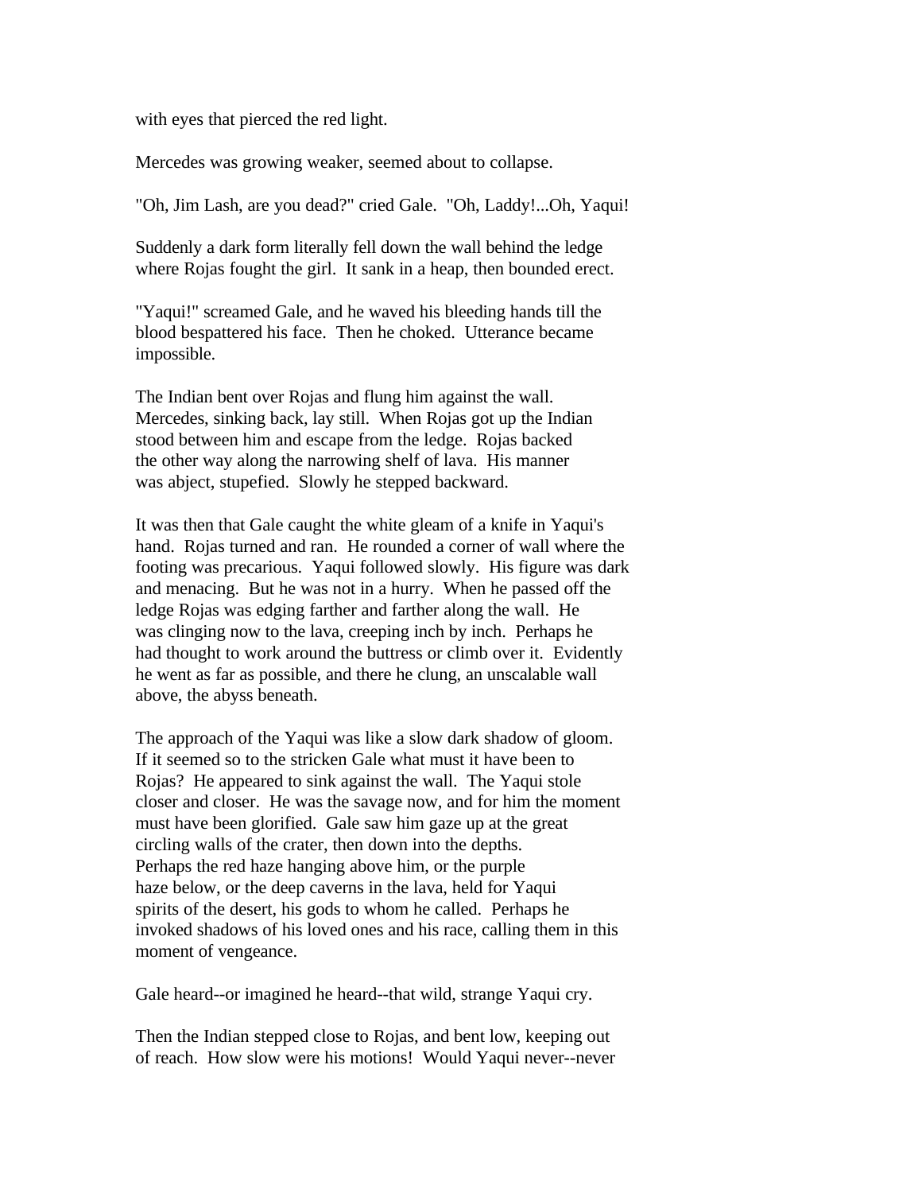with eyes that pierced the red light.

Mercedes was growing weaker, seemed about to collapse.

"Oh, Jim Lash, are you dead?" cried Gale. "Oh, Laddy!...Oh, Yaqui!

Suddenly a dark form literally fell down the wall behind the ledge where Rojas fought the girl. It sank in a heap, then bounded erect.

"Yaqui!" screamed Gale, and he waved his bleeding hands till the blood bespattered his face. Then he choked. Utterance became impossible.

The Indian bent over Rojas and flung him against the wall. Mercedes, sinking back, lay still. When Rojas got up the Indian stood between him and escape from the ledge. Rojas backed the other way along the narrowing shelf of lava. His manner was abject, stupefied. Slowly he stepped backward.

It was then that Gale caught the white gleam of a knife in Yaqui's hand. Rojas turned and ran. He rounded a corner of wall where the footing was precarious. Yaqui followed slowly. His figure was dark and menacing. But he was not in a hurry. When he passed off the ledge Rojas was edging farther and farther along the wall. He was clinging now to the lava, creeping inch by inch. Perhaps he had thought to work around the buttress or climb over it. Evidently he went as far as possible, and there he clung, an unscalable wall above, the abyss beneath.

The approach of the Yaqui was like a slow dark shadow of gloom. If it seemed so to the stricken Gale what must it have been to Rojas? He appeared to sink against the wall. The Yaqui stole closer and closer. He was the savage now, and for him the moment must have been glorified. Gale saw him gaze up at the great circling walls of the crater, then down into the depths. Perhaps the red haze hanging above him, or the purple haze below, or the deep caverns in the lava, held for Yaqui spirits of the desert, his gods to whom he called. Perhaps he invoked shadows of his loved ones and his race, calling them in this moment of vengeance.

Gale heard--or imagined he heard--that wild, strange Yaqui cry.

Then the Indian stepped close to Rojas, and bent low, keeping out of reach. How slow were his motions! Would Yaqui never--never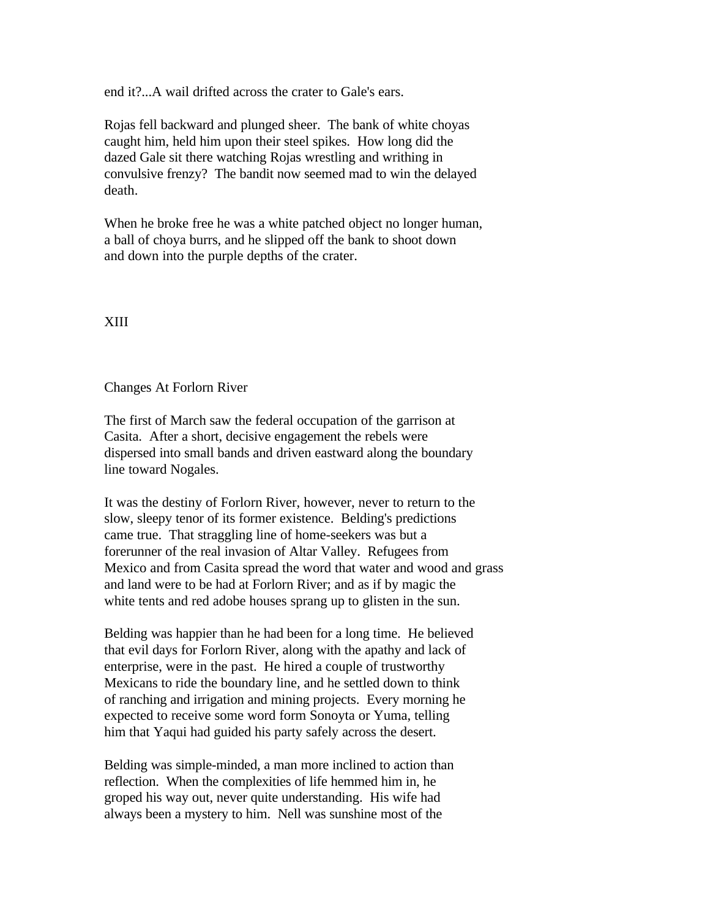end it?...A wail drifted across the crater to Gale's ears.

Rojas fell backward and plunged sheer. The bank of white choyas caught him, held him upon their steel spikes. How long did the dazed Gale sit there watching Rojas wrestling and writhing in convulsive frenzy? The bandit now seemed mad to win the delayed death.

When he broke free he was a white patched object no longer human, a ball of choya burrs, and he slipped off the bank to shoot down and down into the purple depths of the crater.

## XIII

### Changes At Forlorn River

The first of March saw the federal occupation of the garrison at Casita. After a short, decisive engagement the rebels were dispersed into small bands and driven eastward along the boundary line toward Nogales.

It was the destiny of Forlorn River, however, never to return to the slow, sleepy tenor of its former existence. Belding's predictions came true. That straggling line of home-seekers was but a forerunner of the real invasion of Altar Valley. Refugees from Mexico and from Casita spread the word that water and wood and grass and land were to be had at Forlorn River; and as if by magic the white tents and red adobe houses sprang up to glisten in the sun.

Belding was happier than he had been for a long time. He believed that evil days for Forlorn River, along with the apathy and lack of enterprise, were in the past. He hired a couple of trustworthy Mexicans to ride the boundary line, and he settled down to think of ranching and irrigation and mining projects. Every morning he expected to receive some word form Sonoyta or Yuma, telling him that Yaqui had guided his party safely across the desert.

Belding was simple-minded, a man more inclined to action than reflection. When the complexities of life hemmed him in, he groped his way out, never quite understanding. His wife had always been a mystery to him. Nell was sunshine most of the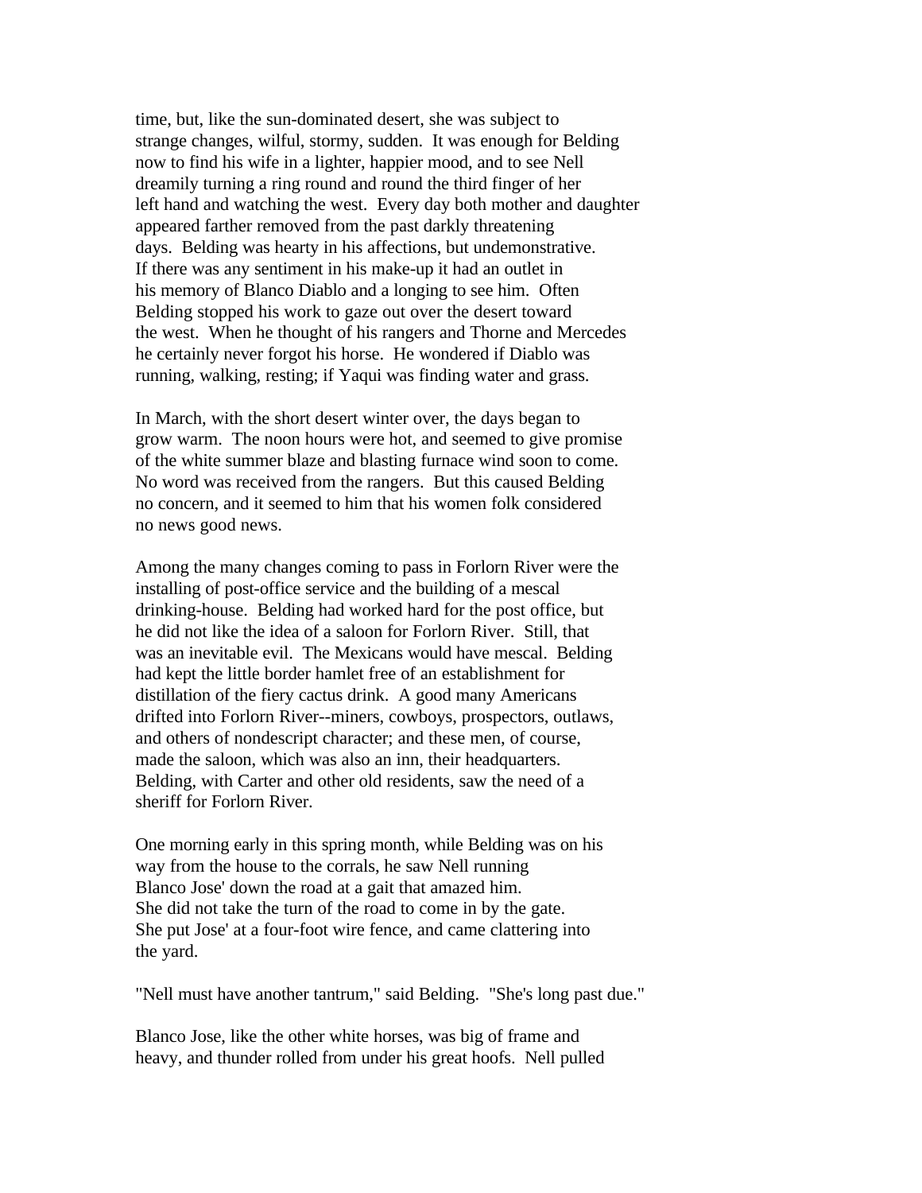time, but, like the sun-dominated desert, she was subject to strange changes, wilful, stormy, sudden. It was enough for Belding now to find his wife in a lighter, happier mood, and to see Nell dreamily turning a ring round and round the third finger of her left hand and watching the west. Every day both mother and daughter appeared farther removed from the past darkly threatening days. Belding was hearty in his affections, but undemonstrative. If there was any sentiment in his make-up it had an outlet in his memory of Blanco Diablo and a longing to see him. Often Belding stopped his work to gaze out over the desert toward the west. When he thought of his rangers and Thorne and Mercedes he certainly never forgot his horse. He wondered if Diablo was running, walking, resting; if Yaqui was finding water and grass.

In March, with the short desert winter over, the days began to grow warm. The noon hours were hot, and seemed to give promise of the white summer blaze and blasting furnace wind soon to come. No word was received from the rangers. But this caused Belding no concern, and it seemed to him that his women folk considered no news good news.

Among the many changes coming to pass in Forlorn River were the installing of post-office service and the building of a mescal drinking-house. Belding had worked hard for the post office, but he did not like the idea of a saloon for Forlorn River. Still, that was an inevitable evil. The Mexicans would have mescal. Belding had kept the little border hamlet free of an establishment for distillation of the fiery cactus drink. A good many Americans drifted into Forlorn River--miners, cowboys, prospectors, outlaws, and others of nondescript character; and these men, of course, made the saloon, which was also an inn, their headquarters. Belding, with Carter and other old residents, saw the need of a sheriff for Forlorn River.

One morning early in this spring month, while Belding was on his way from the house to the corrals, he saw Nell running Blanco Jose' down the road at a gait that amazed him. She did not take the turn of the road to come in by the gate. She put Jose' at a four-foot wire fence, and came clattering into the yard.

"Nell must have another tantrum," said Belding. "She's long past due."

Blanco Jose, like the other white horses, was big of frame and heavy, and thunder rolled from under his great hoofs. Nell pulled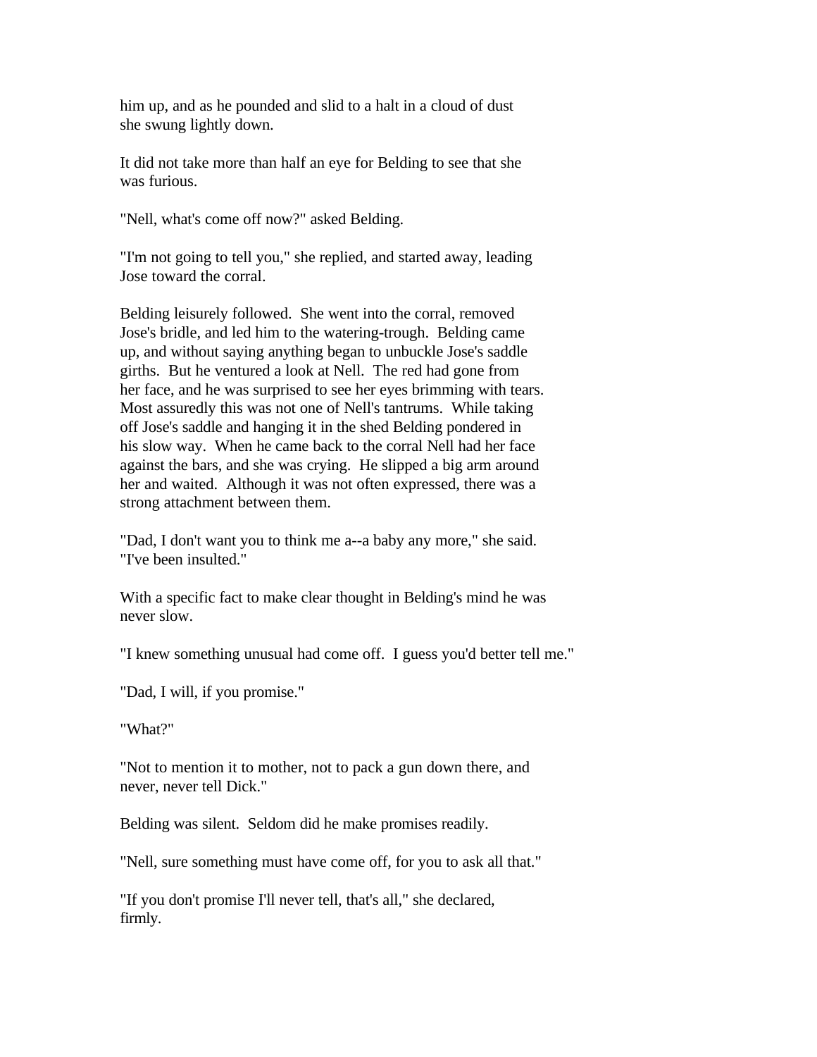him up, and as he pounded and slid to a halt in a cloud of dust she swung lightly down.

It did not take more than half an eye for Belding to see that she was furious.

"Nell, what's come off now?" asked Belding.

"I'm not going to tell you," she replied, and started away, leading Jose toward the corral.

Belding leisurely followed. She went into the corral, removed Jose's bridle, and led him to the watering-trough. Belding came up, and without saying anything began to unbuckle Jose's saddle girths. But he ventured a look at Nell. The red had gone from her face, and he was surprised to see her eyes brimming with tears. Most assuredly this was not one of Nell's tantrums. While taking off Jose's saddle and hanging it in the shed Belding pondered in his slow way. When he came back to the corral Nell had her face against the bars, and she was crying. He slipped a big arm around her and waited. Although it was not often expressed, there was a strong attachment between them.

"Dad, I don't want you to think me a--a baby any more," she said. "I've been insulted."

With a specific fact to make clear thought in Belding's mind he was never slow.

"I knew something unusual had come off. I guess you'd better tell me."

"Dad, I will, if you promise."

"What?"

"Not to mention it to mother, not to pack a gun down there, and never, never tell Dick."

Belding was silent. Seldom did he make promises readily.

"Nell, sure something must have come off, for you to ask all that."

"If you don't promise I'll never tell, that's all," she declared, firmly.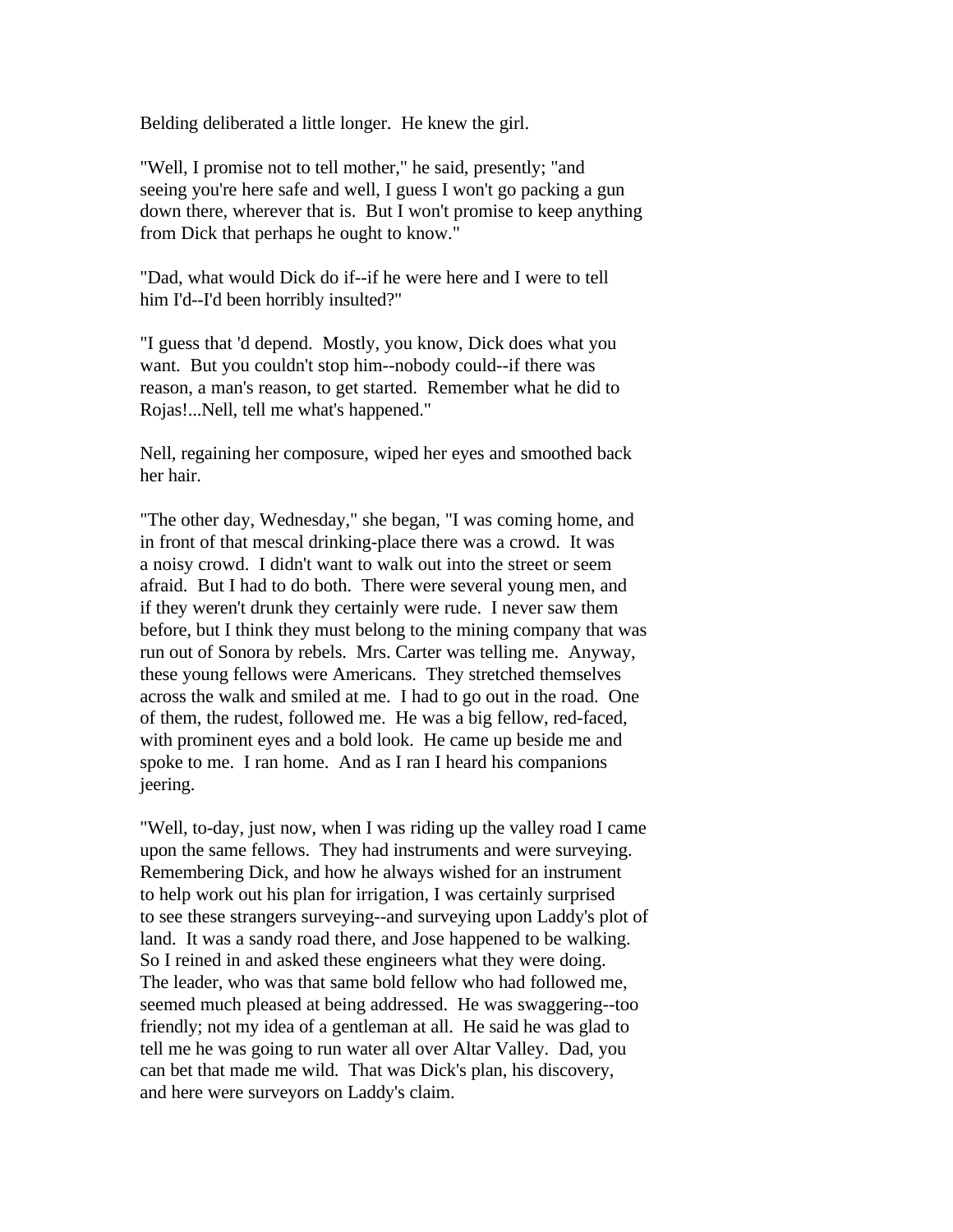Belding deliberated a little longer. He knew the girl.

"Well, I promise not to tell mother," he said, presently; "and seeing you're here safe and well, I guess I won't go packing a gun down there, wherever that is. But I won't promise to keep anything from Dick that perhaps he ought to know."

"Dad, what would Dick do if--if he were here and I were to tell him I'd--I'd been horribly insulted?"

"I guess that 'd depend. Mostly, you know, Dick does what you want. But you couldn't stop him--nobody could--if there was reason, a man's reason, to get started. Remember what he did to Rojas!...Nell, tell me what's happened."

Nell, regaining her composure, wiped her eyes and smoothed back her hair.

"The other day, Wednesday," she began, "I was coming home, and in front of that mescal drinking-place there was a crowd. It was a noisy crowd. I didn't want to walk out into the street or seem afraid. But I had to do both. There were several young men, and if they weren't drunk they certainly were rude. I never saw them before, but I think they must belong to the mining company that was run out of Sonora by rebels. Mrs. Carter was telling me. Anyway, these young fellows were Americans. They stretched themselves across the walk and smiled at me. I had to go out in the road. One of them, the rudest, followed me. He was a big fellow, red-faced, with prominent eyes and a bold look. He came up beside me and spoke to me. I ran home. And as I ran I heard his companions jeering.

"Well, to-day, just now, when I was riding up the valley road I came upon the same fellows. They had instruments and were surveying. Remembering Dick, and how he always wished for an instrument to help work out his plan for irrigation, I was certainly surprised to see these strangers surveying--and surveying upon Laddy's plot of land. It was a sandy road there, and Jose happened to be walking. So I reined in and asked these engineers what they were doing. The leader, who was that same bold fellow who had followed me, seemed much pleased at being addressed. He was swaggering--too friendly; not my idea of a gentleman at all. He said he was glad to tell me he was going to run water all over Altar Valley. Dad, you can bet that made me wild. That was Dick's plan, his discovery, and here were surveyors on Laddy's claim.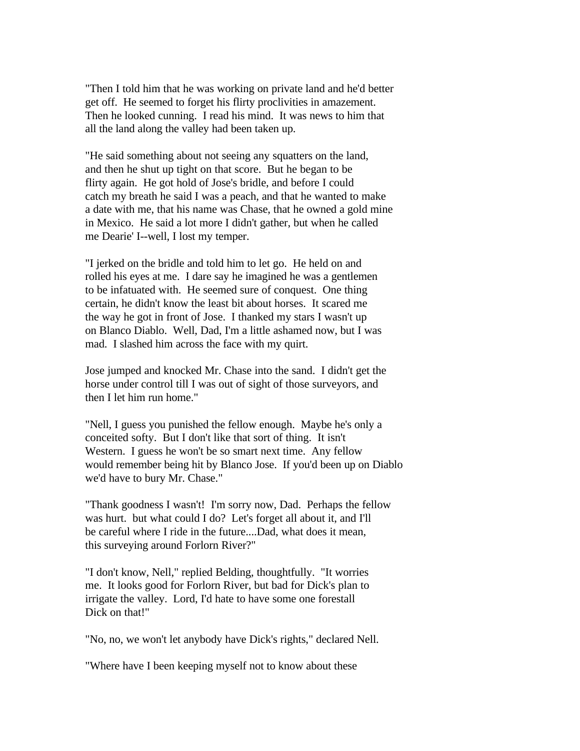"Then I told him that he was working on private land and he'd better get off. He seemed to forget his flirty proclivities in amazement. Then he looked cunning. I read his mind. It was news to him that all the land along the valley had been taken up.

"He said something about not seeing any squatters on the land, and then he shut up tight on that score. But he began to be flirty again. He got hold of Jose's bridle, and before I could catch my breath he said I was a peach, and that he wanted to make a date with me, that his name was Chase, that he owned a gold mine in Mexico. He said a lot more I didn't gather, but when he called me Dearie' I--well, I lost my temper.

"I jerked on the bridle and told him to let go. He held on and rolled his eyes at me. I dare say he imagined he was a gentlemen to be infatuated with. He seemed sure of conquest. One thing certain, he didn't know the least bit about horses. It scared me the way he got in front of Jose. I thanked my stars I wasn't up on Blanco Diablo. Well, Dad, I'm a little ashamed now, but I was mad. I slashed him across the face with my quirt.

Jose jumped and knocked Mr. Chase into the sand. I didn't get the horse under control till I was out of sight of those surveyors, and then I let him run home."

"Nell, I guess you punished the fellow enough. Maybe he's only a conceited softy. But I don't like that sort of thing. It isn't Western. I guess he won't be so smart next time. Any fellow would remember being hit by Blanco Jose. If you'd been up on Diablo we'd have to bury Mr. Chase."

"Thank goodness I wasn't! I'm sorry now, Dad. Perhaps the fellow was hurt. but what could I do? Let's forget all about it, and I'll be careful where I ride in the future....Dad, what does it mean, this surveying around Forlorn River?"

"I don't know, Nell," replied Belding, thoughtfully. "It worries me. It looks good for Forlorn River, but bad for Dick's plan to irrigate the valley. Lord, I'd hate to have some one forestall Dick on that!"

"No, no, we won't let anybody have Dick's rights," declared Nell.

"Where have I been keeping myself not to know about these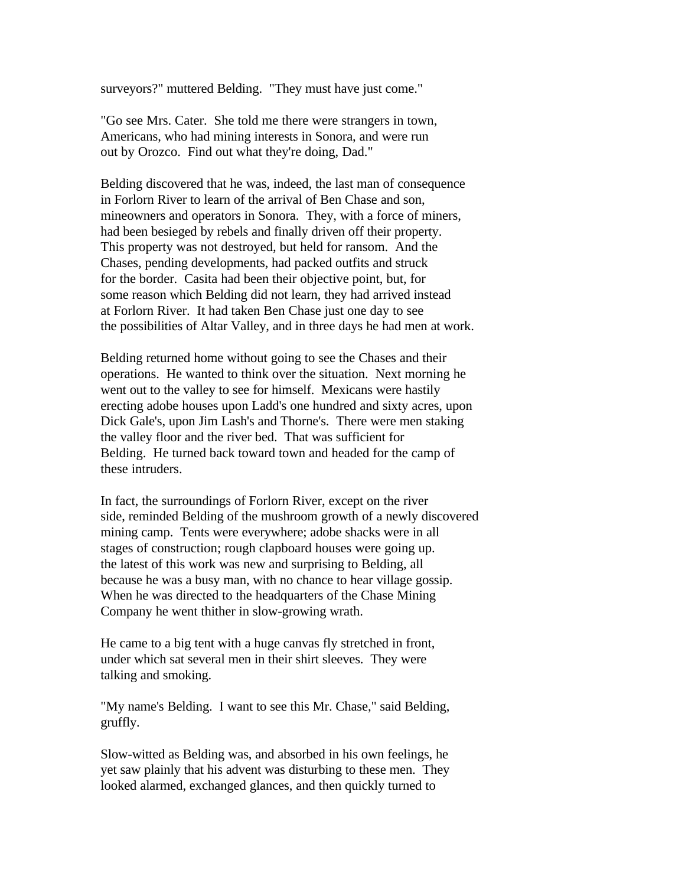surveyors?" muttered Belding. "They must have just come."

"Go see Mrs. Cater. She told me there were strangers in town, Americans, who had mining interests in Sonora, and were run out by Orozco. Find out what they're doing, Dad."

Belding discovered that he was, indeed, the last man of consequence in Forlorn River to learn of the arrival of Ben Chase and son, mineowners and operators in Sonora. They, with a force of miners, had been besieged by rebels and finally driven off their property. This property was not destroyed, but held for ransom. And the Chases, pending developments, had packed outfits and struck for the border. Casita had been their objective point, but, for some reason which Belding did not learn, they had arrived instead at Forlorn River. It had taken Ben Chase just one day to see the possibilities of Altar Valley, and in three days he had men at work.

Belding returned home without going to see the Chases and their operations. He wanted to think over the situation. Next morning he went out to the valley to see for himself. Mexicans were hastily erecting adobe houses upon Ladd's one hundred and sixty acres, upon Dick Gale's, upon Jim Lash's and Thorne's. There were men staking the valley floor and the river bed. That was sufficient for Belding. He turned back toward town and headed for the camp of these intruders.

In fact, the surroundings of Forlorn River, except on the river side, reminded Belding of the mushroom growth of a newly discovered mining camp. Tents were everywhere; adobe shacks were in all stages of construction; rough clapboard houses were going up. the latest of this work was new and surprising to Belding, all because he was a busy man, with no chance to hear village gossip. When he was directed to the headquarters of the Chase Mining Company he went thither in slow-growing wrath.

He came to a big tent with a huge canvas fly stretched in front, under which sat several men in their shirt sleeves. They were talking and smoking.

"My name's Belding. I want to see this Mr. Chase," said Belding, gruffly.

Slow-witted as Belding was, and absorbed in his own feelings, he yet saw plainly that his advent was disturbing to these men. They looked alarmed, exchanged glances, and then quickly turned to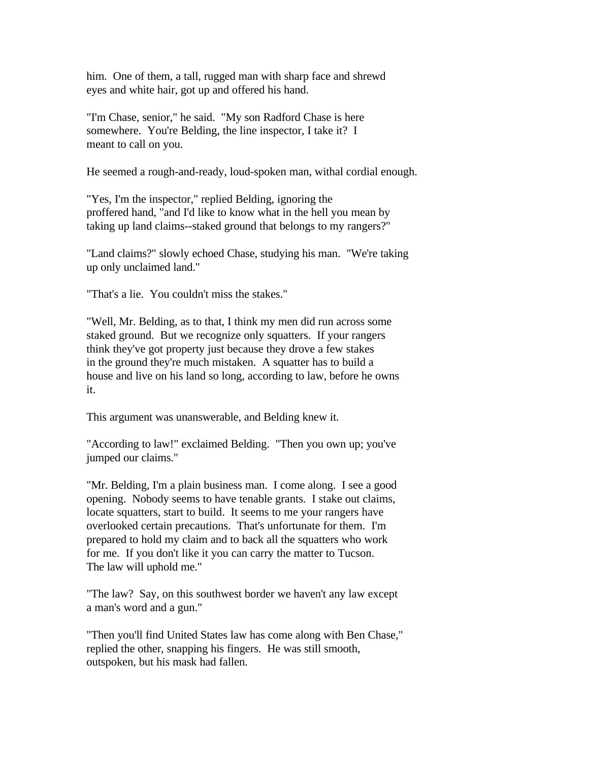him. One of them, a tall, rugged man with sharp face and shrewd eyes and white hair, got up and offered his hand.

"I'm Chase, senior," he said. "My son Radford Chase is here somewhere. You're Belding, the line inspector, I take it? I meant to call on you.

He seemed a rough-and-ready, loud-spoken man, withal cordial enough.

"Yes, I'm the inspector," replied Belding, ignoring the proffered hand, "and I'd like to know what in the hell you mean by taking up land claims--staked ground that belongs to my rangers?"

"Land claims?" slowly echoed Chase, studying his man. "We're taking up only unclaimed land."

"That's a lie. You couldn't miss the stakes."

"Well, Mr. Belding, as to that, I think my men did run across some staked ground. But we recognize only squatters. If your rangers think they've got property just because they drove a few stakes in the ground they're much mistaken. A squatter has to build a house and live on his land so long, according to law, before he owns it.

This argument was unanswerable, and Belding knew it.

"According to law!" exclaimed Belding. "Then you own up; you've jumped our claims."

"Mr. Belding, I'm a plain business man. I come along. I see a good opening. Nobody seems to have tenable grants. I stake out claims, locate squatters, start to build. It seems to me your rangers have overlooked certain precautions. That's unfortunate for them. I'm prepared to hold my claim and to back all the squatters who work for me. If you don't like it you can carry the matter to Tucson. The law will uphold me."

"The law? Say, on this southwest border we haven't any law except a man's word and a gun."

"Then you'll find United States law has come along with Ben Chase," replied the other, snapping his fingers. He was still smooth, outspoken, but his mask had fallen.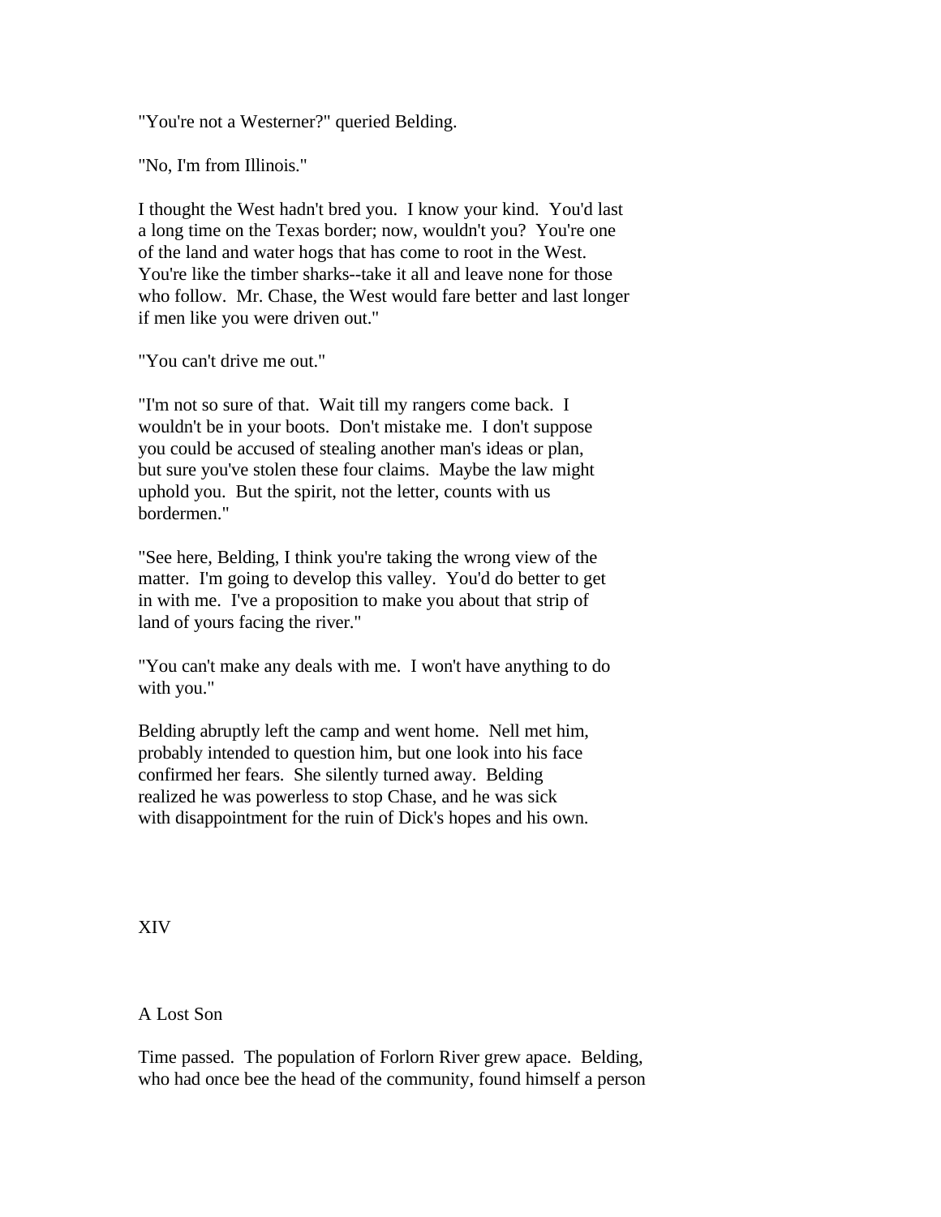"You're not a Westerner?" queried Belding.

"No, I'm from Illinois."

I thought the West hadn't bred you. I know your kind. You'd last a long time on the Texas border; now, wouldn't you? You're one of the land and water hogs that has come to root in the West. You're like the timber sharks--take it all and leave none for those who follow. Mr. Chase, the West would fare better and last longer if men like you were driven out."

"You can't drive me out."

"I'm not so sure of that. Wait till my rangers come back. I wouldn't be in your boots. Don't mistake me. I don't suppose you could be accused of stealing another man's ideas or plan, but sure you've stolen these four claims. Maybe the law might uphold you. But the spirit, not the letter, counts with us bordermen."

"See here, Belding, I think you're taking the wrong view of the matter. I'm going to develop this valley. You'd do better to get in with me. I've a proposition to make you about that strip of land of yours facing the river."

"You can't make any deals with me. I won't have anything to do with you."

Belding abruptly left the camp and went home. Nell met him, probably intended to question him, but one look into his face confirmed her fears. She silently turned away. Belding realized he was powerless to stop Chase, and he was sick with disappointment for the ruin of Dick's hopes and his own.

## XIV

## A Lost Son

Time passed. The population of Forlorn River grew apace. Belding, who had once bee the head of the community, found himself a person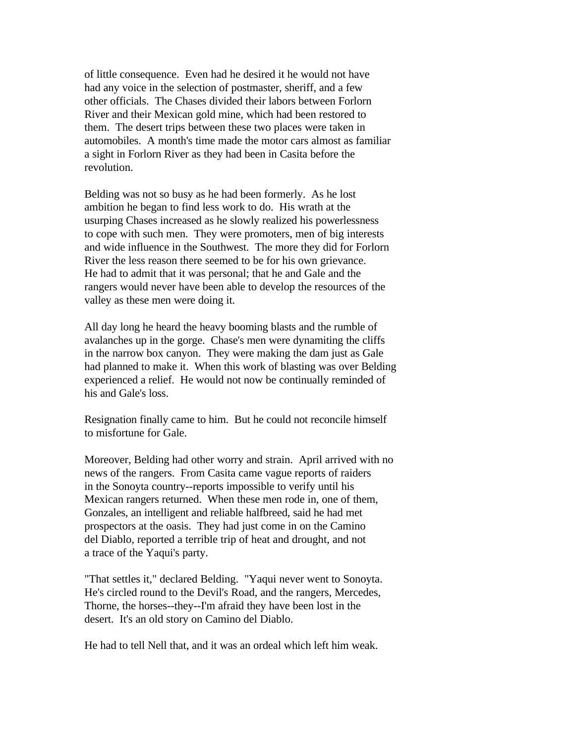of little consequence. Even had he desired it he would not have had any voice in the selection of postmaster, sheriff, and a few other officials. The Chases divided their labors between Forlorn River and their Mexican gold mine, which had been restored to them. The desert trips between these two places were taken in automobiles. A month's time made the motor cars almost as familiar a sight in Forlorn River as they had been in Casita before the revolution.

Belding was not so busy as he had been formerly. As he lost ambition he began to find less work to do. His wrath at the usurping Chases increased as he slowly realized his powerlessness to cope with such men. They were promoters, men of big interests and wide influence in the Southwest. The more they did for Forlorn River the less reason there seemed to be for his own grievance. He had to admit that it was personal; that he and Gale and the rangers would never have been able to develop the resources of the valley as these men were doing it.

All day long he heard the heavy booming blasts and the rumble of avalanches up in the gorge. Chase's men were dynamiting the cliffs in the narrow box canyon. They were making the dam just as Gale had planned to make it. When this work of blasting was over Belding experienced a relief. He would not now be continually reminded of his and Gale's loss.

Resignation finally came to him. But he could not reconcile himself to misfortune for Gale.

Moreover, Belding had other worry and strain. April arrived with no news of the rangers. From Casita came vague reports of raiders in the Sonoyta country--reports impossible to verify until his Mexican rangers returned. When these men rode in, one of them, Gonzales, an intelligent and reliable halfbreed, said he had met prospectors at the oasis. They had just come in on the Camino del Diablo, reported a terrible trip of heat and drought, and not a trace of the Yaqui's party.

"That settles it," declared Belding. "Yaqui never went to Sonoyta. He's circled round to the Devil's Road, and the rangers, Mercedes, Thorne, the horses--they--I'm afraid they have been lost in the desert. It's an old story on Camino del Diablo.

He had to tell Nell that, and it was an ordeal which left him weak.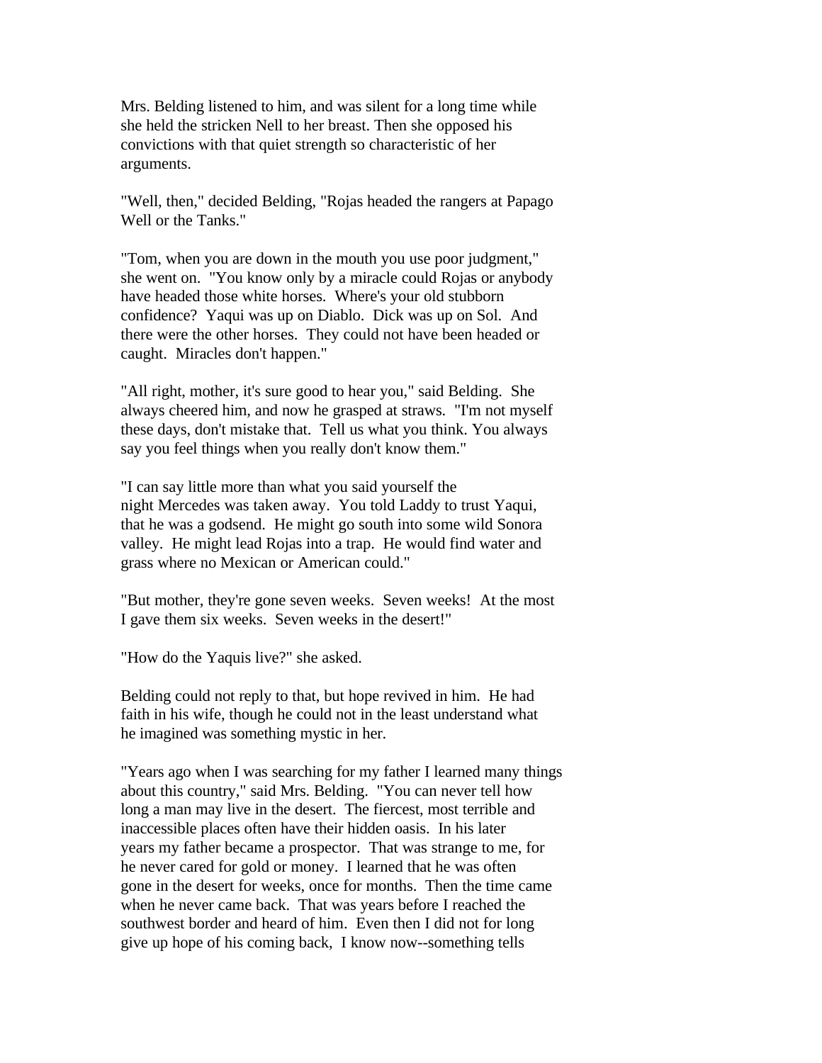Mrs. Belding listened to him, and was silent for a long time while she held the stricken Nell to her breast. Then she opposed his convictions with that quiet strength so characteristic of her arguments.

"Well, then," decided Belding, "Rojas headed the rangers at Papago Well or the Tanks."

"Tom, when you are down in the mouth you use poor judgment," she went on. "You know only by a miracle could Rojas or anybody have headed those white horses. Where's your old stubborn confidence? Yaqui was up on Diablo. Dick was up on Sol. And there were the other horses. They could not have been headed or caught. Miracles don't happen."

"All right, mother, it's sure good to hear you," said Belding. She always cheered him, and now he grasped at straws. "I'm not myself these days, don't mistake that. Tell us what you think. You always say you feel things when you really don't know them."

"I can say little more than what you said yourself the night Mercedes was taken away. You told Laddy to trust Yaqui, that he was a godsend. He might go south into some wild Sonora valley. He might lead Rojas into a trap. He would find water and grass where no Mexican or American could."

"But mother, they're gone seven weeks. Seven weeks! At the most I gave them six weeks. Seven weeks in the desert!"

"How do the Yaquis live?" she asked.

Belding could not reply to that, but hope revived in him. He had faith in his wife, though he could not in the least understand what he imagined was something mystic in her.

"Years ago when I was searching for my father I learned many things about this country," said Mrs. Belding. "You can never tell how long a man may live in the desert. The fiercest, most terrible and inaccessible places often have their hidden oasis. In his later years my father became a prospector. That was strange to me, for he never cared for gold or money. I learned that he was often gone in the desert for weeks, once for months. Then the time came when he never came back. That was years before I reached the southwest border and heard of him. Even then I did not for long give up hope of his coming back, I know now--something tells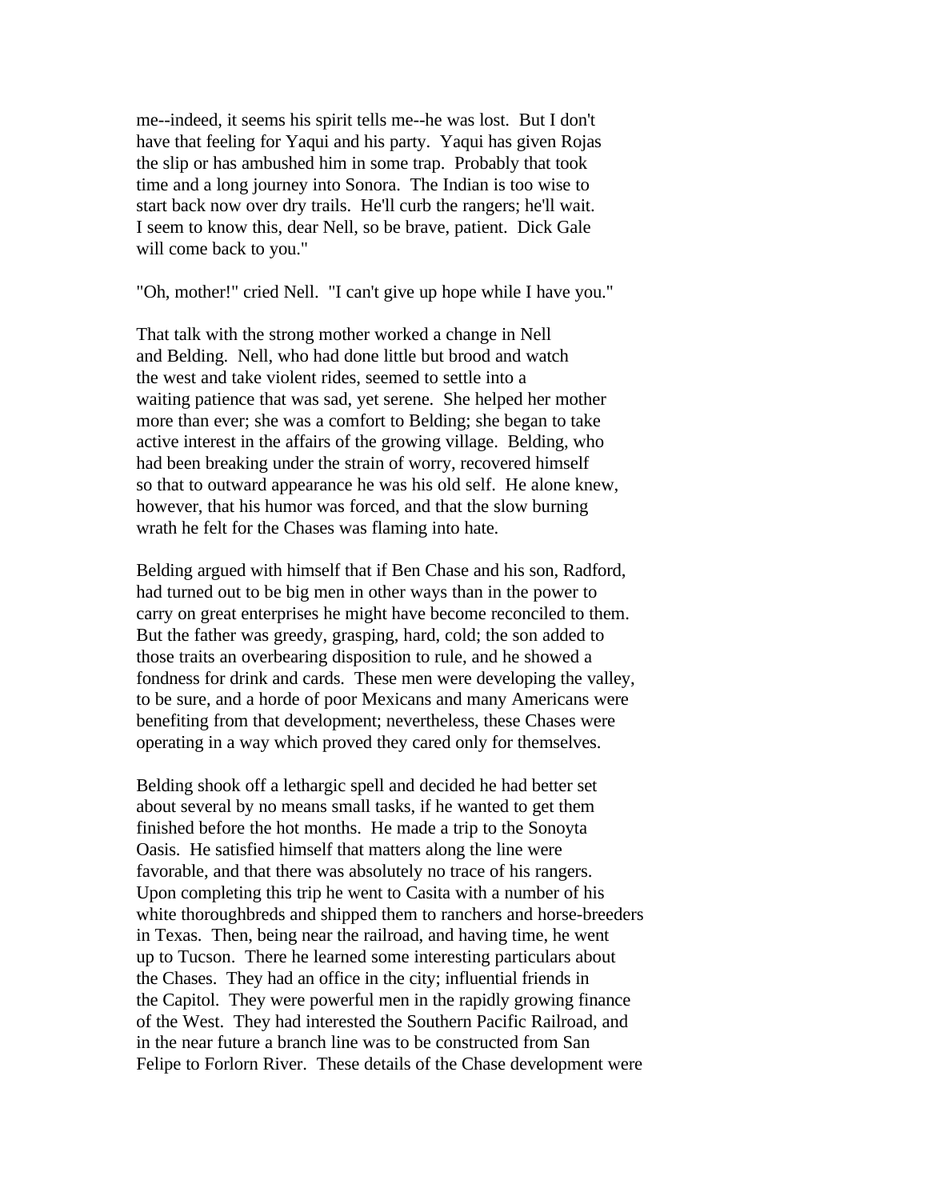me--indeed, it seems his spirit tells me--he was lost. But I don't have that feeling for Yaqui and his party. Yaqui has given Rojas the slip or has ambushed him in some trap. Probably that took time and a long journey into Sonora. The Indian is too wise to start back now over dry trails. He'll curb the rangers; he'll wait. I seem to know this, dear Nell, so be brave, patient. Dick Gale will come back to you."

"Oh, mother!" cried Nell. "I can't give up hope while I have you."

That talk with the strong mother worked a change in Nell and Belding. Nell, who had done little but brood and watch the west and take violent rides, seemed to settle into a waiting patience that was sad, yet serene. She helped her mother more than ever; she was a comfort to Belding; she began to take active interest in the affairs of the growing village. Belding, who had been breaking under the strain of worry, recovered himself so that to outward appearance he was his old self. He alone knew, however, that his humor was forced, and that the slow burning wrath he felt for the Chases was flaming into hate.

Belding argued with himself that if Ben Chase and his son, Radford, had turned out to be big men in other ways than in the power to carry on great enterprises he might have become reconciled to them. But the father was greedy, grasping, hard, cold; the son added to those traits an overbearing disposition to rule, and he showed a fondness for drink and cards. These men were developing the valley, to be sure, and a horde of poor Mexicans and many Americans were benefiting from that development; nevertheless, these Chases were operating in a way which proved they cared only for themselves.

Belding shook off a lethargic spell and decided he had better set about several by no means small tasks, if he wanted to get them finished before the hot months. He made a trip to the Sonoyta Oasis. He satisfied himself that matters along the line were favorable, and that there was absolutely no trace of his rangers. Upon completing this trip he went to Casita with a number of his white thoroughbreds and shipped them to ranchers and horse-breeders in Texas. Then, being near the railroad, and having time, he went up to Tucson. There he learned some interesting particulars about the Chases. They had an office in the city; influential friends in the Capitol. They were powerful men in the rapidly growing finance of the West. They had interested the Southern Pacific Railroad, and in the near future a branch line was to be constructed from San Felipe to Forlorn River. These details of the Chase development were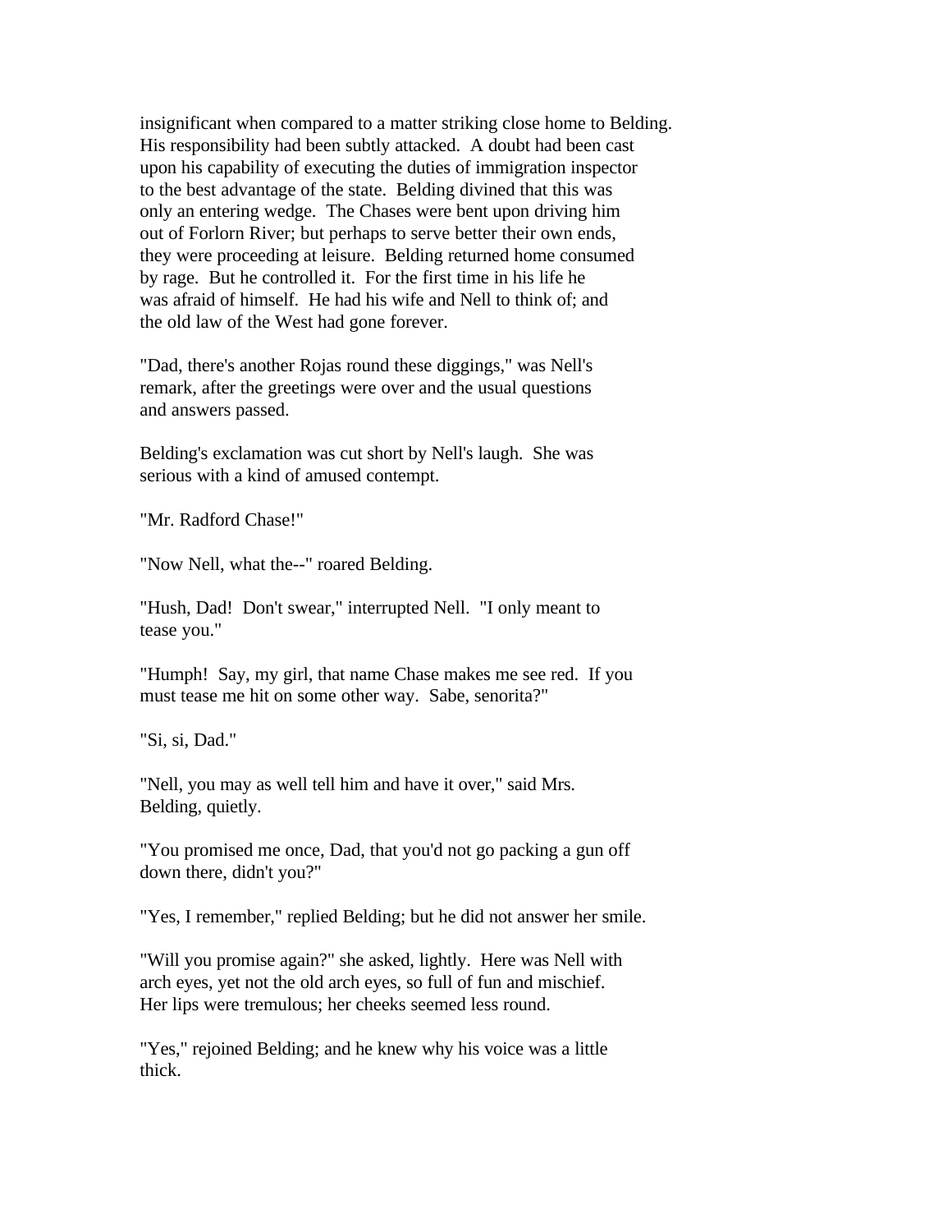insignificant when compared to a matter striking close home to Belding. His responsibility had been subtly attacked. A doubt had been cast upon his capability of executing the duties of immigration inspector to the best advantage of the state. Belding divined that this was only an entering wedge. The Chases were bent upon driving him out of Forlorn River; but perhaps to serve better their own ends, they were proceeding at leisure. Belding returned home consumed by rage. But he controlled it. For the first time in his life he was afraid of himself. He had his wife and Nell to think of; and the old law of the West had gone forever.

"Dad, there's another Rojas round these diggings," was Nell's remark, after the greetings were over and the usual questions and answers passed.

Belding's exclamation was cut short by Nell's laugh. She was serious with a kind of amused contempt.

"Mr. Radford Chase!"

"Now Nell, what the--" roared Belding.

"Hush, Dad! Don't swear," interrupted Nell. "I only meant to tease you."

"Humph! Say, my girl, that name Chase makes me see red. If you must tease me hit on some other way. Sabe, senorita?"

"Si, si, Dad."

"Nell, you may as well tell him and have it over," said Mrs. Belding, quietly.

"You promised me once, Dad, that you'd not go packing a gun off down there, didn't you?"

"Yes, I remember," replied Belding; but he did not answer her smile.

"Will you promise again?" she asked, lightly. Here was Nell with arch eyes, yet not the old arch eyes, so full of fun and mischief. Her lips were tremulous; her cheeks seemed less round.

"Yes," rejoined Belding; and he knew why his voice was a little thick.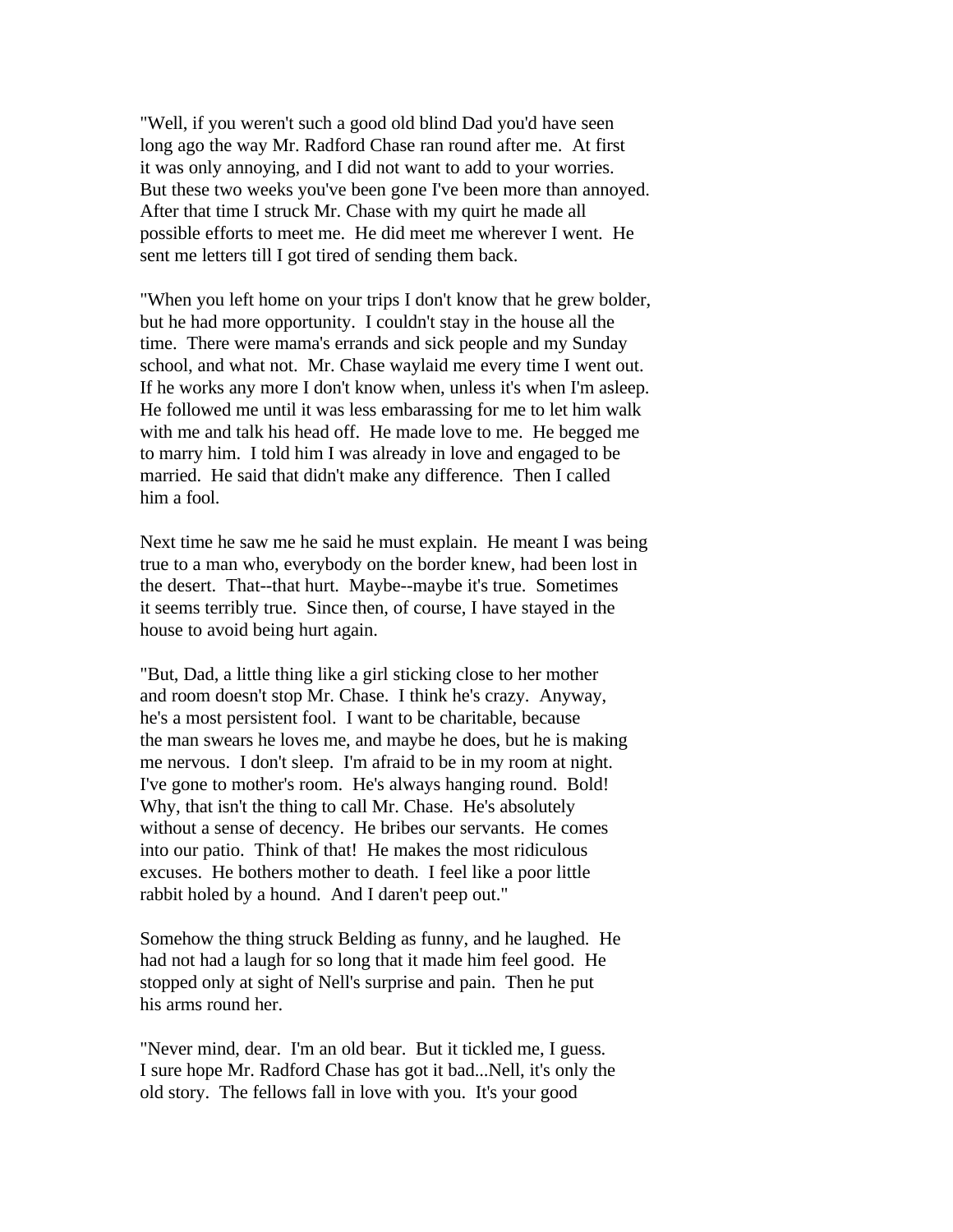"Well, if you weren't such a good old blind Dad you'd have seen long ago the way Mr. Radford Chase ran round after me. At first it was only annoying, and I did not want to add to your worries. But these two weeks you've been gone I've been more than annoyed. After that time I struck Mr. Chase with my quirt he made all possible efforts to meet me. He did meet me wherever I went. He sent me letters till I got tired of sending them back.

"When you left home on your trips I don't know that he grew bolder, but he had more opportunity. I couldn't stay in the house all the time. There were mama's errands and sick people and my Sunday school, and what not. Mr. Chase waylaid me every time I went out. If he works any more I don't know when, unless it's when I'm asleep. He followed me until it was less embarassing for me to let him walk with me and talk his head off. He made love to me. He begged me to marry him. I told him I was already in love and engaged to be married. He said that didn't make any difference. Then I called him a fool.

Next time he saw me he said he must explain. He meant I was being true to a man who, everybody on the border knew, had been lost in the desert. That--that hurt. Maybe--maybe it's true. Sometimes it seems terribly true. Since then, of course, I have stayed in the house to avoid being hurt again.

"But, Dad, a little thing like a girl sticking close to her mother and room doesn't stop Mr. Chase. I think he's crazy. Anyway, he's a most persistent fool. I want to be charitable, because the man swears he loves me, and maybe he does, but he is making me nervous. I don't sleep. I'm afraid to be in my room at night. I've gone to mother's room. He's always hanging round. Bold! Why, that isn't the thing to call Mr. Chase. He's absolutely without a sense of decency. He bribes our servants. He comes into our patio. Think of that! He makes the most ridiculous excuses. He bothers mother to death. I feel like a poor little rabbit holed by a hound. And I daren't peep out."

Somehow the thing struck Belding as funny, and he laughed. He had not had a laugh for so long that it made him feel good. He stopped only at sight of Nell's surprise and pain. Then he put his arms round her.

"Never mind, dear. I'm an old bear. But it tickled me, I guess. I sure hope Mr. Radford Chase has got it bad...Nell, it's only the old story. The fellows fall in love with you. It's your good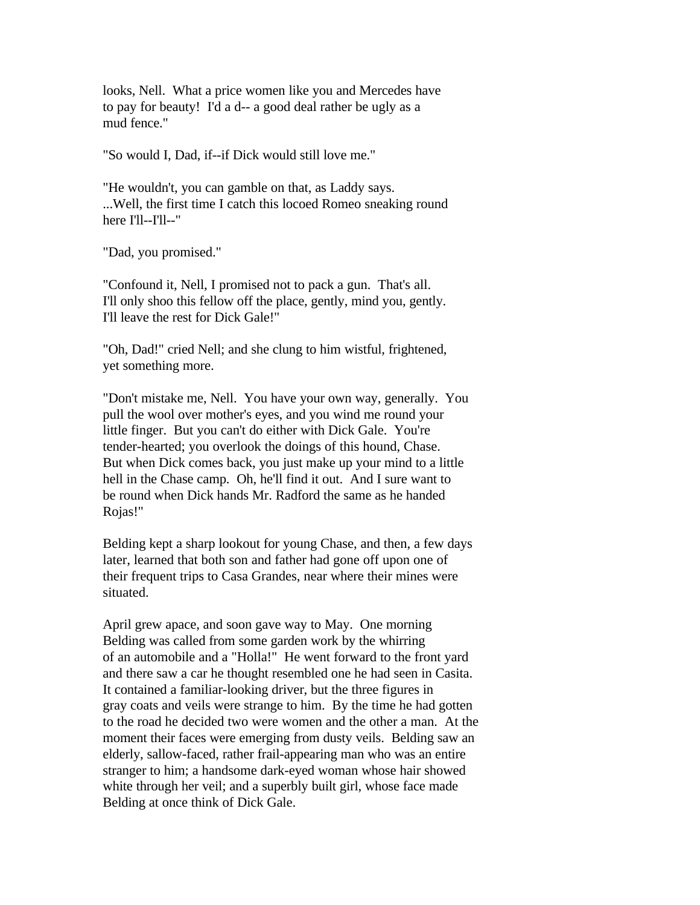looks, Nell. What a price women like you and Mercedes have to pay for beauty! I'd a d-- a good deal rather be ugly as a mud fence."

"So would I, Dad, if--if Dick would still love me."

"He wouldn't, you can gamble on that, as Laddy says. ...Well, the first time I catch this locoed Romeo sneaking round here I'll--I'll--"

"Dad, you promised."

"Confound it, Nell, I promised not to pack a gun. That's all. I'll only shoo this fellow off the place, gently, mind you, gently. I'll leave the rest for Dick Gale!"

"Oh, Dad!" cried Nell; and she clung to him wistful, frightened, yet something more.

"Don't mistake me, Nell. You have your own way, generally. You pull the wool over mother's eyes, and you wind me round your little finger. But you can't do either with Dick Gale. You're tender-hearted; you overlook the doings of this hound, Chase. But when Dick comes back, you just make up your mind to a little hell in the Chase camp. Oh, he'll find it out. And I sure want to be round when Dick hands Mr. Radford the same as he handed Rojas!"

Belding kept a sharp lookout for young Chase, and then, a few days later, learned that both son and father had gone off upon one of their frequent trips to Casa Grandes, near where their mines were situated.

April grew apace, and soon gave way to May. One morning Belding was called from some garden work by the whirring of an automobile and a "Holla!" He went forward to the front yard and there saw a car he thought resembled one he had seen in Casita. It contained a familiar-looking driver, but the three figures in gray coats and veils were strange to him. By the time he had gotten to the road he decided two were women and the other a man. At the moment their faces were emerging from dusty veils. Belding saw an elderly, sallow-faced, rather frail-appearing man who was an entire stranger to him; a handsome dark-eyed woman whose hair showed white through her veil; and a superbly built girl, whose face made Belding at once think of Dick Gale.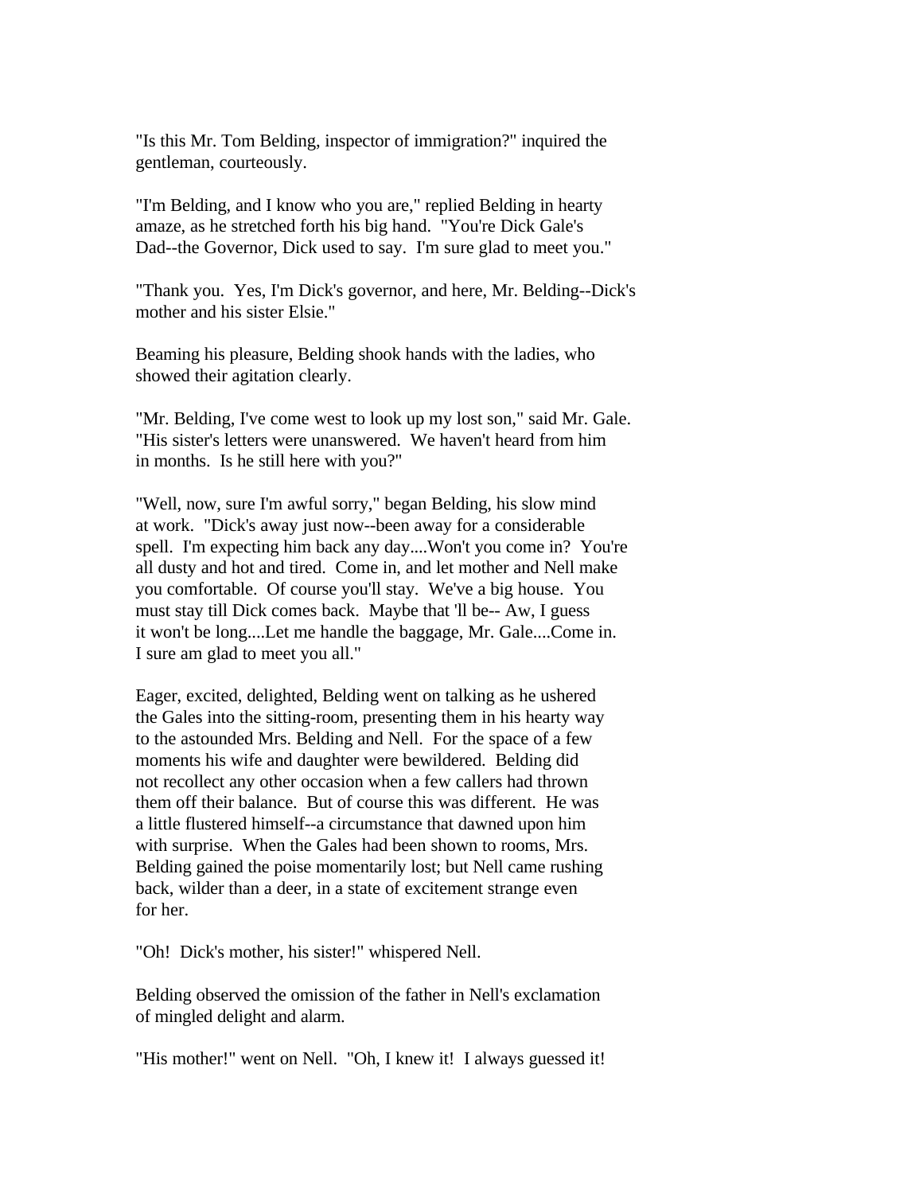"Is this Mr. Tom Belding, inspector of immigration?" inquired the gentleman, courteously.

"I'm Belding, and I know who you are," replied Belding in hearty amaze, as he stretched forth his big hand. "You're Dick Gale's Dad--the Governor, Dick used to say. I'm sure glad to meet you."

"Thank you. Yes, I'm Dick's governor, and here, Mr. Belding--Dick's mother and his sister Elsie."

Beaming his pleasure, Belding shook hands with the ladies, who showed their agitation clearly.

"Mr. Belding, I've come west to look up my lost son," said Mr. Gale. "His sister's letters were unanswered. We haven't heard from him in months. Is he still here with you?"

"Well, now, sure I'm awful sorry," began Belding, his slow mind at work. "Dick's away just now--been away for a considerable spell. I'm expecting him back any day....Won't you come in? You're all dusty and hot and tired. Come in, and let mother and Nell make you comfortable. Of course you'll stay. We've a big house. You must stay till Dick comes back. Maybe that 'll be-- Aw, I guess it won't be long....Let me handle the baggage, Mr. Gale....Come in. I sure am glad to meet you all."

Eager, excited, delighted, Belding went on talking as he ushered the Gales into the sitting-room, presenting them in his hearty way to the astounded Mrs. Belding and Nell. For the space of a few moments his wife and daughter were bewildered. Belding did not recollect any other occasion when a few callers had thrown them off their balance. But of course this was different. He was a little flustered himself--a circumstance that dawned upon him with surprise. When the Gales had been shown to rooms, Mrs. Belding gained the poise momentarily lost; but Nell came rushing back, wilder than a deer, in a state of excitement strange even for her.

"Oh! Dick's mother, his sister!" whispered Nell.

Belding observed the omission of the father in Nell's exclamation of mingled delight and alarm.

"His mother!" went on Nell. "Oh, I knew it! I always guessed it!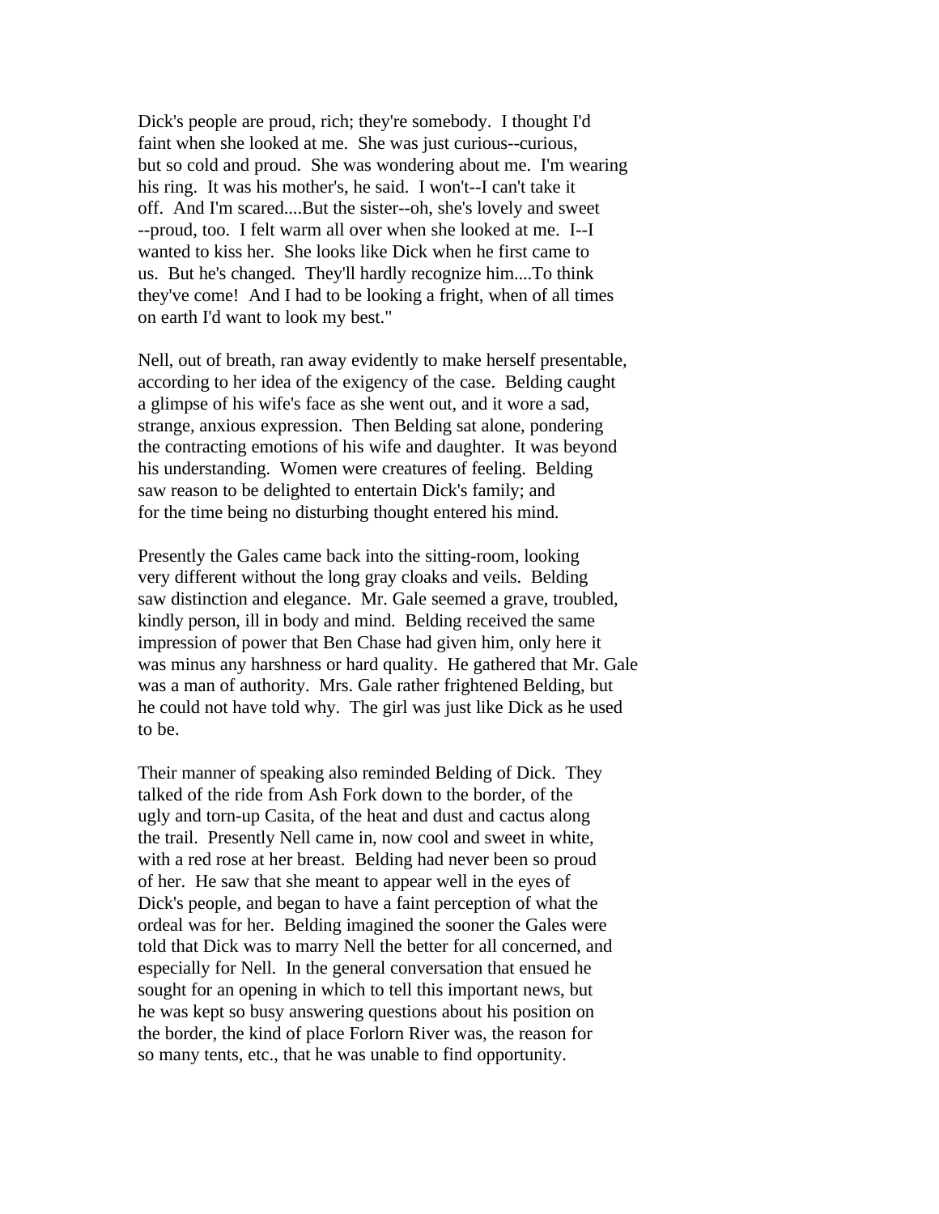Dick's people are proud, rich; they're somebody. I thought I'd faint when she looked at me. She was just curious--curious, but so cold and proud. She was wondering about me. I'm wearing his ring. It was his mother's, he said. I won't--I can't take it off. And I'm scared....But the sister--oh, she's lovely and sweet --proud, too. I felt warm all over when she looked at me. I--I wanted to kiss her. She looks like Dick when he first came to us. But he's changed. They'll hardly recognize him....To think they've come! And I had to be looking a fright, when of all times on earth I'd want to look my best."

Nell, out of breath, ran away evidently to make herself presentable, according to her idea of the exigency of the case. Belding caught a glimpse of his wife's face as she went out, and it wore a sad, strange, anxious expression. Then Belding sat alone, pondering the contracting emotions of his wife and daughter. It was beyond his understanding. Women were creatures of feeling. Belding saw reason to be delighted to entertain Dick's family; and for the time being no disturbing thought entered his mind.

Presently the Gales came back into the sitting-room, looking very different without the long gray cloaks and veils. Belding saw distinction and elegance. Mr. Gale seemed a grave, troubled, kindly person, ill in body and mind. Belding received the same impression of power that Ben Chase had given him, only here it was minus any harshness or hard quality. He gathered that Mr. Gale was a man of authority. Mrs. Gale rather frightened Belding, but he could not have told why. The girl was just like Dick as he used to be.

Their manner of speaking also reminded Belding of Dick. They talked of the ride from Ash Fork down to the border, of the ugly and torn-up Casita, of the heat and dust and cactus along the trail. Presently Nell came in, now cool and sweet in white, with a red rose at her breast. Belding had never been so proud of her. He saw that she meant to appear well in the eyes of Dick's people, and began to have a faint perception of what the ordeal was for her. Belding imagined the sooner the Gales were told that Dick was to marry Nell the better for all concerned, and especially for Nell. In the general conversation that ensued he sought for an opening in which to tell this important news, but he was kept so busy answering questions about his position on the border, the kind of place Forlorn River was, the reason for so many tents, etc., that he was unable to find opportunity.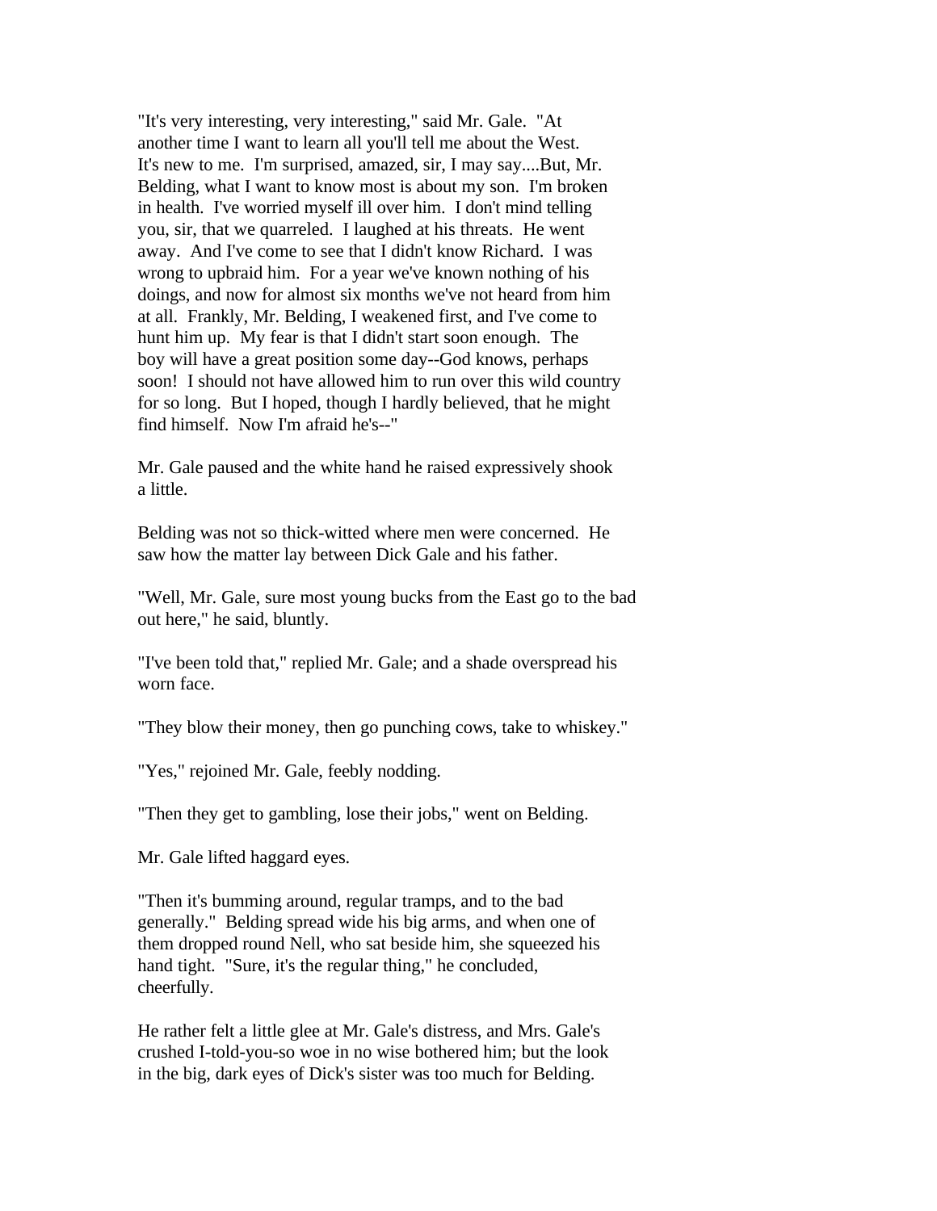"It's very interesting, very interesting," said Mr. Gale. "At another time I want to learn all you'll tell me about the West. It's new to me. I'm surprised, amazed, sir, I may say....But, Mr. Belding, what I want to know most is about my son. I'm broken in health. I've worried myself ill over him. I don't mind telling you, sir, that we quarreled. I laughed at his threats. He went away. And I've come to see that I didn't know Richard. I was wrong to upbraid him. For a year we've known nothing of his doings, and now for almost six months we've not heard from him at all. Frankly, Mr. Belding, I weakened first, and I've come to hunt him up. My fear is that I didn't start soon enough. The boy will have a great position some day--God knows, perhaps soon! I should not have allowed him to run over this wild country for so long. But I hoped, though I hardly believed, that he might find himself. Now I'm afraid he's--"

Mr. Gale paused and the white hand he raised expressively shook a little.

Belding was not so thick-witted where men were concerned. He saw how the matter lay between Dick Gale and his father.

"Well, Mr. Gale, sure most young bucks from the East go to the bad out here," he said, bluntly.

"I've been told that," replied Mr. Gale; and a shade overspread his worn face.

"They blow their money, then go punching cows, take to whiskey."

"Yes," rejoined Mr. Gale, feebly nodding.

"Then they get to gambling, lose their jobs," went on Belding.

Mr. Gale lifted haggard eyes.

"Then it's bumming around, regular tramps, and to the bad generally." Belding spread wide his big arms, and when one of them dropped round Nell, who sat beside him, she squeezed his hand tight. "Sure, it's the regular thing," he concluded, cheerfully.

He rather felt a little glee at Mr. Gale's distress, and Mrs. Gale's crushed I-told-you-so woe in no wise bothered him; but the look in the big, dark eyes of Dick's sister was too much for Belding.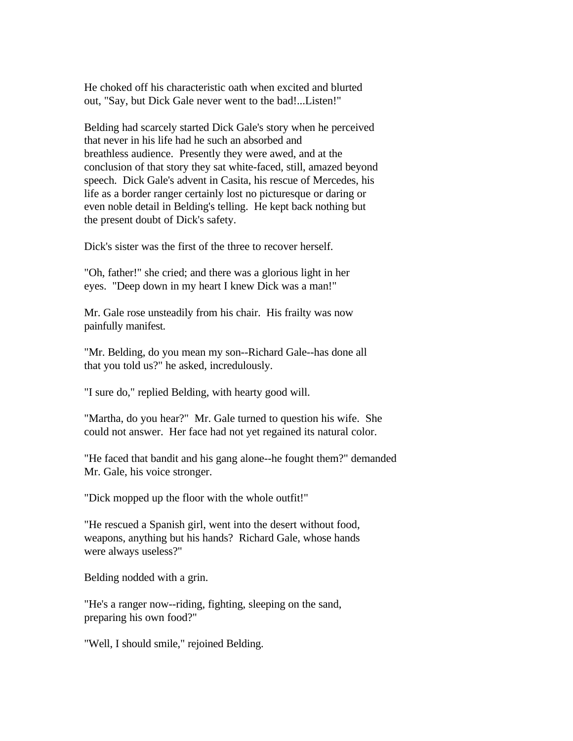He choked off his characteristic oath when excited and blurted out, "Say, but Dick Gale never went to the bad!...Listen!"

Belding had scarcely started Dick Gale's story when he perceived that never in his life had he such an absorbed and breathless audience. Presently they were awed, and at the conclusion of that story they sat white-faced, still, amazed beyond speech. Dick Gale's advent in Casita, his rescue of Mercedes, his life as a border ranger certainly lost no picturesque or daring or even noble detail in Belding's telling. He kept back nothing but the present doubt of Dick's safety.

Dick's sister was the first of the three to recover herself.

"Oh, father!" she cried; and there was a glorious light in her eyes. "Deep down in my heart I knew Dick was a man!"

Mr. Gale rose unsteadily from his chair. His frailty was now painfully manifest.

"Mr. Belding, do you mean my son--Richard Gale--has done all that you told us?" he asked, incredulously.

"I sure do," replied Belding, with hearty good will.

"Martha, do you hear?" Mr. Gale turned to question his wife. She could not answer. Her face had not yet regained its natural color.

"He faced that bandit and his gang alone--he fought them?" demanded Mr. Gale, his voice stronger.

"Dick mopped up the floor with the whole outfit!"

"He rescued a Spanish girl, went into the desert without food, weapons, anything but his hands? Richard Gale, whose hands were always useless?"

Belding nodded with a grin.

"He's a ranger now--riding, fighting, sleeping on the sand, preparing his own food?"

"Well, I should smile," rejoined Belding.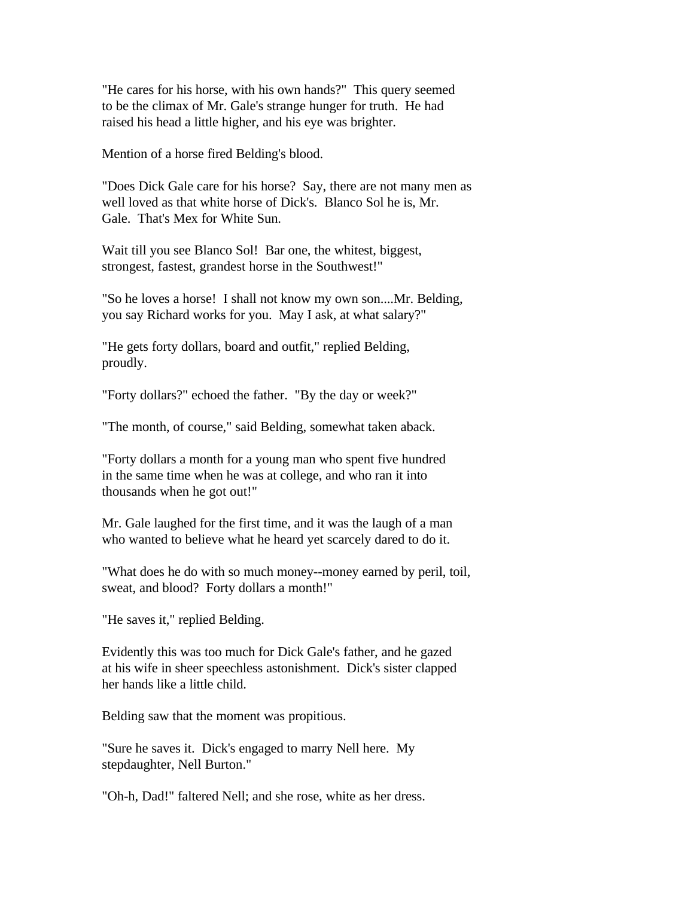"He cares for his horse, with his own hands?" This query seemed to be the climax of Mr. Gale's strange hunger for truth. He had raised his head a little higher, and his eye was brighter.

Mention of a horse fired Belding's blood.

"Does Dick Gale care for his horse? Say, there are not many men as well loved as that white horse of Dick's. Blanco Sol he is, Mr. Gale. That's Mex for White Sun.

Wait till you see Blanco Sol! Bar one, the whitest, biggest, strongest, fastest, grandest horse in the Southwest!"

"So he loves a horse! I shall not know my own son....Mr. Belding, you say Richard works for you. May I ask, at what salary?"

"He gets forty dollars, board and outfit," replied Belding, proudly.

"Forty dollars?" echoed the father. "By the day or week?"

"The month, of course," said Belding, somewhat taken aback.

"Forty dollars a month for a young man who spent five hundred in the same time when he was at college, and who ran it into thousands when he got out!"

Mr. Gale laughed for the first time, and it was the laugh of a man who wanted to believe what he heard yet scarcely dared to do it.

"What does he do with so much money--money earned by peril, toil, sweat, and blood? Forty dollars a month!"

"He saves it," replied Belding.

Evidently this was too much for Dick Gale's father, and he gazed at his wife in sheer speechless astonishment. Dick's sister clapped her hands like a little child.

Belding saw that the moment was propitious.

"Sure he saves it. Dick's engaged to marry Nell here. My stepdaughter, Nell Burton."

"Oh-h, Dad!" faltered Nell; and she rose, white as her dress.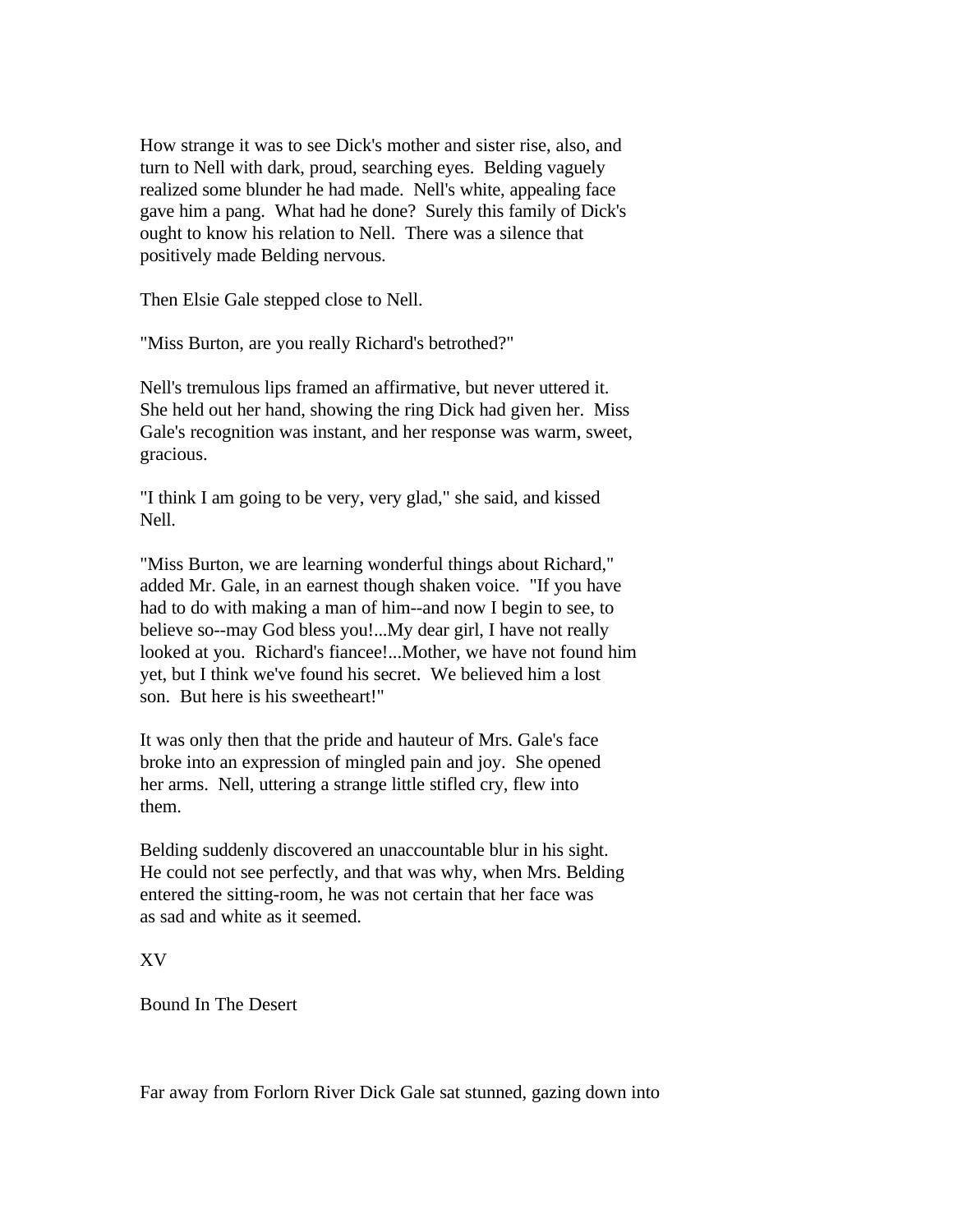How strange it was to see Dick's mother and sister rise, also, and turn to Nell with dark, proud, searching eyes. Belding vaguely realized some blunder he had made. Nell's white, appealing face gave him a pang. What had he done? Surely this family of Dick's ought to know his relation to Nell. There was a silence that positively made Belding nervous.

Then Elsie Gale stepped close to Nell.

"Miss Burton, are you really Richard's betrothed?"

Nell's tremulous lips framed an affirmative, but never uttered it. She held out her hand, showing the ring Dick had given her. Miss Gale's recognition was instant, and her response was warm, sweet, gracious.

"I think I am going to be very, very glad," she said, and kissed Nell.

"Miss Burton, we are learning wonderful things about Richard," added Mr. Gale, in an earnest though shaken voice. "If you have had to do with making a man of him--and now I begin to see, to believe so--may God bless you!...My dear girl, I have not really looked at you. Richard's fiancee!...Mother, we have not found him yet, but I think we've found his secret. We believed him a lost son. But here is his sweetheart!"

It was only then that the pride and hauteur of Mrs. Gale's face broke into an expression of mingled pain and joy. She opened her arms. Nell, uttering a strange little stifled cry, flew into them.

Belding suddenly discovered an unaccountable blur in his sight. He could not see perfectly, and that was why, when Mrs. Belding entered the sitting-room, he was not certain that her face was as sad and white as it seemed.

## XV

## Bound In The Desert

Far away from Forlorn River Dick Gale sat stunned, gazing down into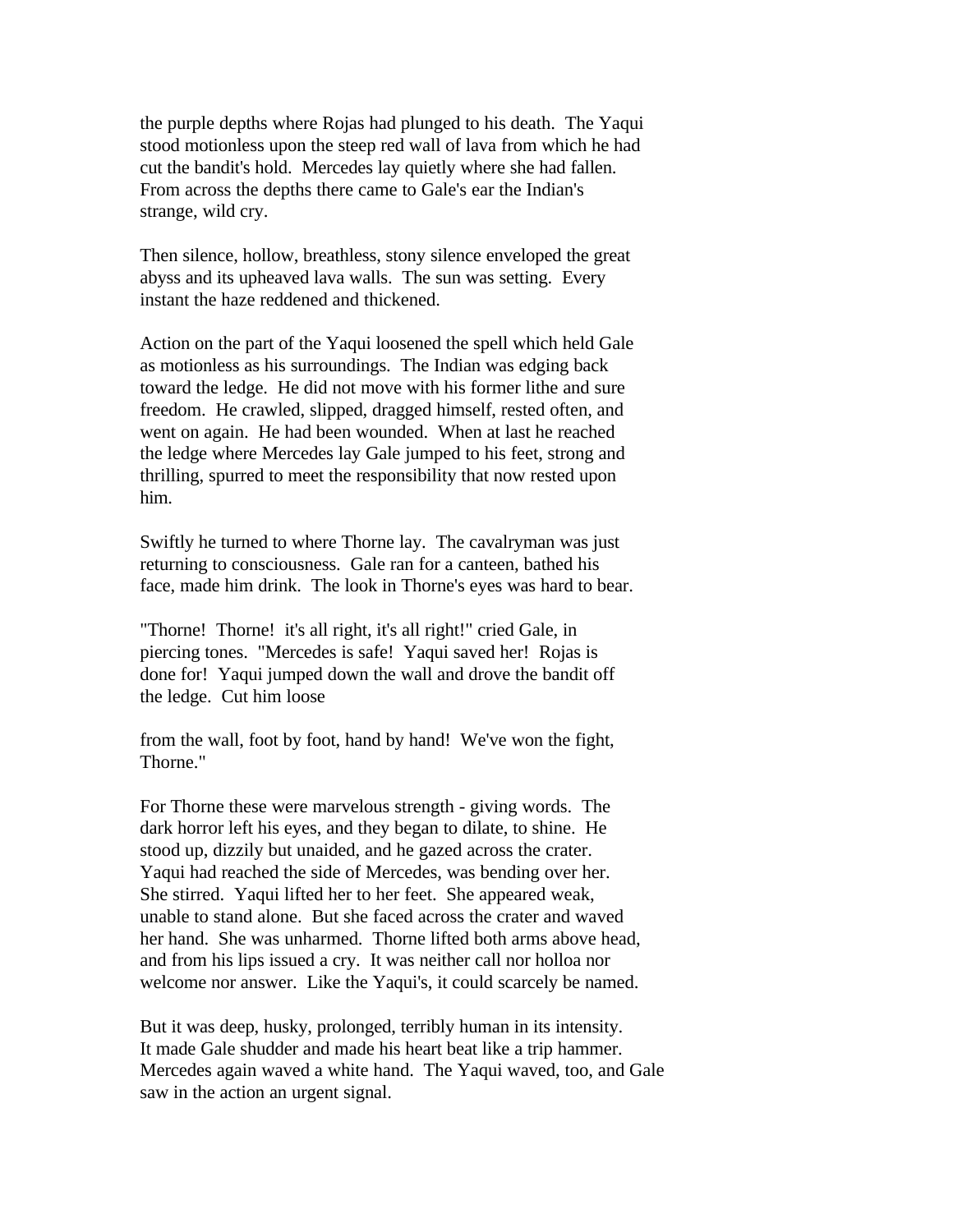the purple depths where Rojas had plunged to his death. The Yaqui stood motionless upon the steep red wall of lava from which he had cut the bandit's hold. Mercedes lay quietly where she had fallen. From across the depths there came to Gale's ear the Indian's strange, wild cry.

Then silence, hollow, breathless, stony silence enveloped the great abyss and its upheaved lava walls. The sun was setting. Every instant the haze reddened and thickened.

Action on the part of the Yaqui loosened the spell which held Gale as motionless as his surroundings. The Indian was edging back toward the ledge. He did not move with his former lithe and sure freedom. He crawled, slipped, dragged himself, rested often, and went on again. He had been wounded. When at last he reached the ledge where Mercedes lay Gale jumped to his feet, strong and thrilling, spurred to meet the responsibility that now rested upon him.

Swiftly he turned to where Thorne lay. The cavalryman was just returning to consciousness. Gale ran for a canteen, bathed his face, made him drink. The look in Thorne's eyes was hard to bear.

"Thorne! Thorne! it's all right, it's all right!" cried Gale, in piercing tones. "Mercedes is safe! Yaqui saved her! Rojas is done for! Yaqui jumped down the wall and drove the bandit off the ledge. Cut him loose from the wall, foot by foot, hand by hand! We've won the fight, Thorne."

For Thorne these were marvelous strength - giving words. The dark horror left his eyes, and they began to dilate, to shine. He stood up, dizzily but unaided, and he gazed across the crater. Yaqui had reached the side of Mercedes, was bending over her. She stirred. Yaqui lifted her to her feet. She appeared weak, unable to stand alone. But she faced across the crater and waved her hand. She was unharmed. Thorne lifted both arms above head, and from his lips issued a cry. It was neither call nor holloa nor welcome nor answer. Like the Yaqui's, it could scarcely be named.

But it was deep, husky, prolonged, terribly human in its intensity. It made Gale shudder and made his heart beat like a trip hammer. Mercedes again waved a white hand. The Yaqui waved, too, and Gale saw in the action an urgent signal.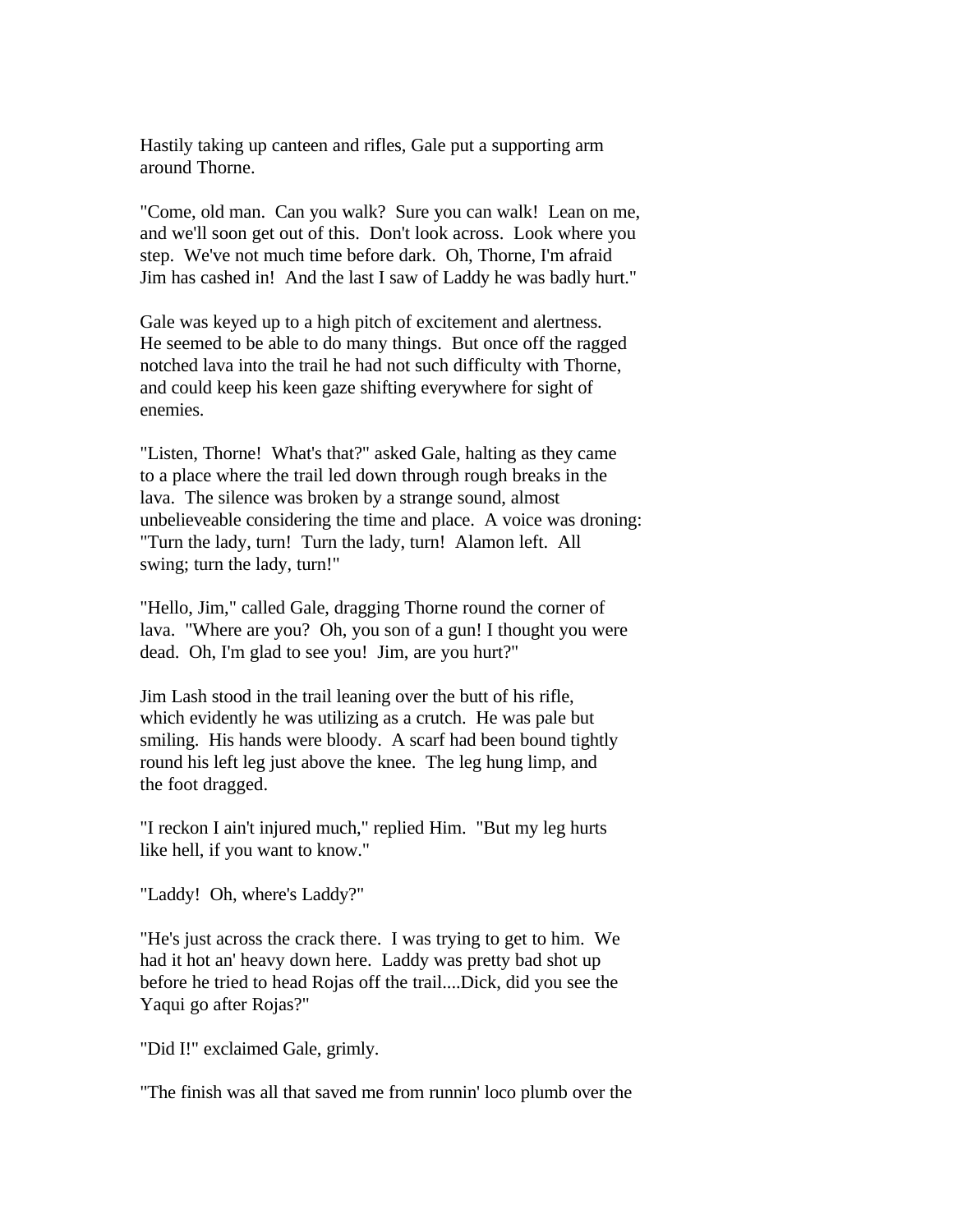Hastily taking up canteen and rifles, Gale put a supporting arm around Thorne.

"Come, old man. Can you walk? Sure you can walk! Lean on me, and we'll soon get out of this. Don't look across. Look where you step. We've not much time before dark. Oh, Thorne, I'm afraid Jim has cashed in! And the last I saw of Laddy he was badly hurt."

Gale was keyed up to a high pitch of excitement and alertness. He seemed to be able to do many things. But once off the ragged notched lava into the trail he had not such difficulty with Thorne, and could keep his keen gaze shifting everywhere for sight of enemies.

"Listen, Thorne! What's that?" asked Gale, halting as they came to a place where the trail led down through rough breaks in the lava. The silence was broken by a strange sound, almost unbelieveable considering the time and place. A voice was droning: "Turn the lady, turn! Turn the lady, turn! Alamon left. All swing; turn the lady, turn!"

"Hello, Jim," called Gale, dragging Thorne round the corner of lava. "Where are you? Oh, you son of a gun! I thought you were dead. Oh, I'm glad to see you! Jim, are you hurt?"

Jim Lash stood in the trail leaning over the butt of his rifle, which evidently he was utilizing as a crutch. He was pale but smiling. His hands were bloody. A scarf had been bound tightly round his left leg just above the knee. The leg hung limp, and the foot dragged.

"I reckon I ain't injured much," replied Him. "But my leg hurts like hell, if you want to know."

"Laddy! Oh, where's Laddy?"

"He's just across the crack there. I was trying to get to him. We had it hot an' heavy down here. Laddy was pretty bad shot up before he tried to head Rojas off the trail....Dick, did you see the Yaqui go after Rojas?"

"Did I!" exclaimed Gale, grimly.

"The finish was all that saved me from runnin' loco plumb over the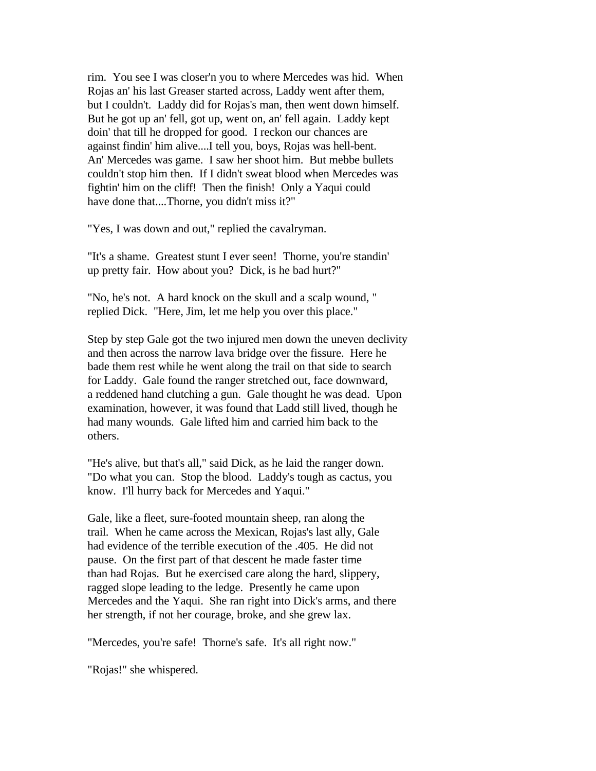rim. You see I was closer'n you to where Mercedes was hid. When Rojas an' his last Greaser started across, Laddy went after them, but I couldn't. Laddy did for Rojas's man, then went down himself. But he got up an' fell, got up, went on, an' fell again. Laddy kept doin' that till he dropped for good. I reckon our chances are against findin' him alive....I tell you, boys, Rojas was hell-bent. An' Mercedes was game. I saw her shoot him. But mebbe bullets couldn't stop him then. If I didn't sweat blood when Mercedes was fightin' him on the cliff! Then the finish! Only a Yaqui could have done that....Thorne, you didn't miss it?"

"Yes, I was down and out," replied the cavalryman.

"It's a shame. Greatest stunt I ever seen! Thorne, you're standin' up pretty fair. How about you? Dick, is he bad hurt?"

"No, he's not. A hard knock on the skull and a scalp wound, " replied Dick. "Here, Jim, let me help you over this place."

Step by step Gale got the two injured men down the uneven declivity and then across the narrow lava bridge over the fissure. Here he bade them rest while he went along the trail on that side to search for Laddy. Gale found the ranger stretched out, face downward, a reddened hand clutching a gun. Gale thought he was dead. Upon examination, however, it was found that Ladd still lived, though he had many wounds. Gale lifted him and carried him back to the others.

"He's alive, but that's all," said Dick, as he laid the ranger down. "Do what you can. Stop the blood. Laddy's tough as cactus, you know. I'll hurry back for Mercedes and Yaqui."

Gale, like a fleet, sure-footed mountain sheep, ran along the trail. When he came across the Mexican, Rojas's last ally, Gale had evidence of the terrible execution of the .405. He did not pause. On the first part of that descent he made faster time than had Rojas. But he exercised care along the hard, slippery, ragged slope leading to the ledge. Presently he came upon Mercedes and the Yaqui. She ran right into Dick's arms, and there her strength, if not her courage, broke, and she grew lax.

"Mercedes, you're safe! Thorne's safe. It's all right now."

"Rojas!" she whispered.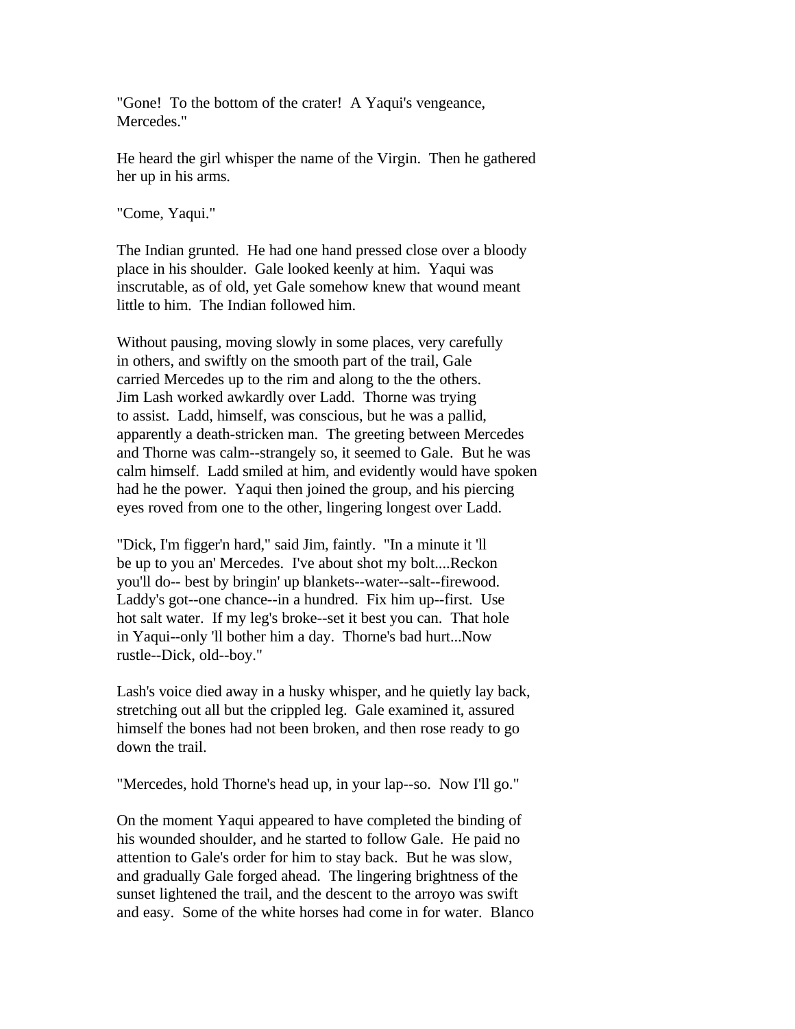"Gone! To the bottom of the crater! A Yaqui's vengeance, Mercedes."

He heard the girl whisper the name of the Virgin. Then he gathered her up in his arms.

"Come, Yaqui."

The Indian grunted. He had one hand pressed close over a bloody place in his shoulder. Gale looked keenly at him. Yaqui was inscrutable, as of old, yet Gale somehow knew that wound meant little to him. The Indian followed him.

Without pausing, moving slowly in some places, very carefully in others, and swiftly on the smooth part of the trail, Gale carried Mercedes up to the rim and along to the the others. Jim Lash worked awkardly over Ladd. Thorne was trying to assist. Ladd, himself, was conscious, but he was a pallid, apparently a death-stricken man. The greeting between Mercedes and Thorne was calm--strangely so, it seemed to Gale. But he was calm himself. Ladd smiled at him, and evidently would have spoken had he the power. Yaqui then joined the group, and his piercing eyes roved from one to the other, lingering longest over Ladd.

"Dick, I'm figger'n hard," said Jim, faintly. "In a minute it 'll be up to you an' Mercedes. I've about shot my bolt....Reckon you'll do-- best by bringin' up blankets--water--salt--firewood. Laddy's got--one chance--in a hundred. Fix him up--first. Use hot salt water. If my leg's broke--set it best you can. That hole in Yaqui--only 'll bother him a day. Thorne's bad hurt...Now rustle--Dick, old--boy."

Lash's voice died away in a husky whisper, and he quietly lay back, stretching out all but the crippled leg. Gale examined it, assured himself the bones had not been broken, and then rose ready to go down the trail.

"Mercedes, hold Thorne's head up, in your lap--so. Now I'll go."

On the moment Yaqui appeared to have completed the binding of his wounded shoulder, and he started to follow Gale. He paid no attention to Gale's order for him to stay back. But he was slow, and gradually Gale forged ahead. The lingering brightness of the sunset lightened the trail, and the descent to the arroyo was swift and easy. Some of the white horses had come in for water. Blanco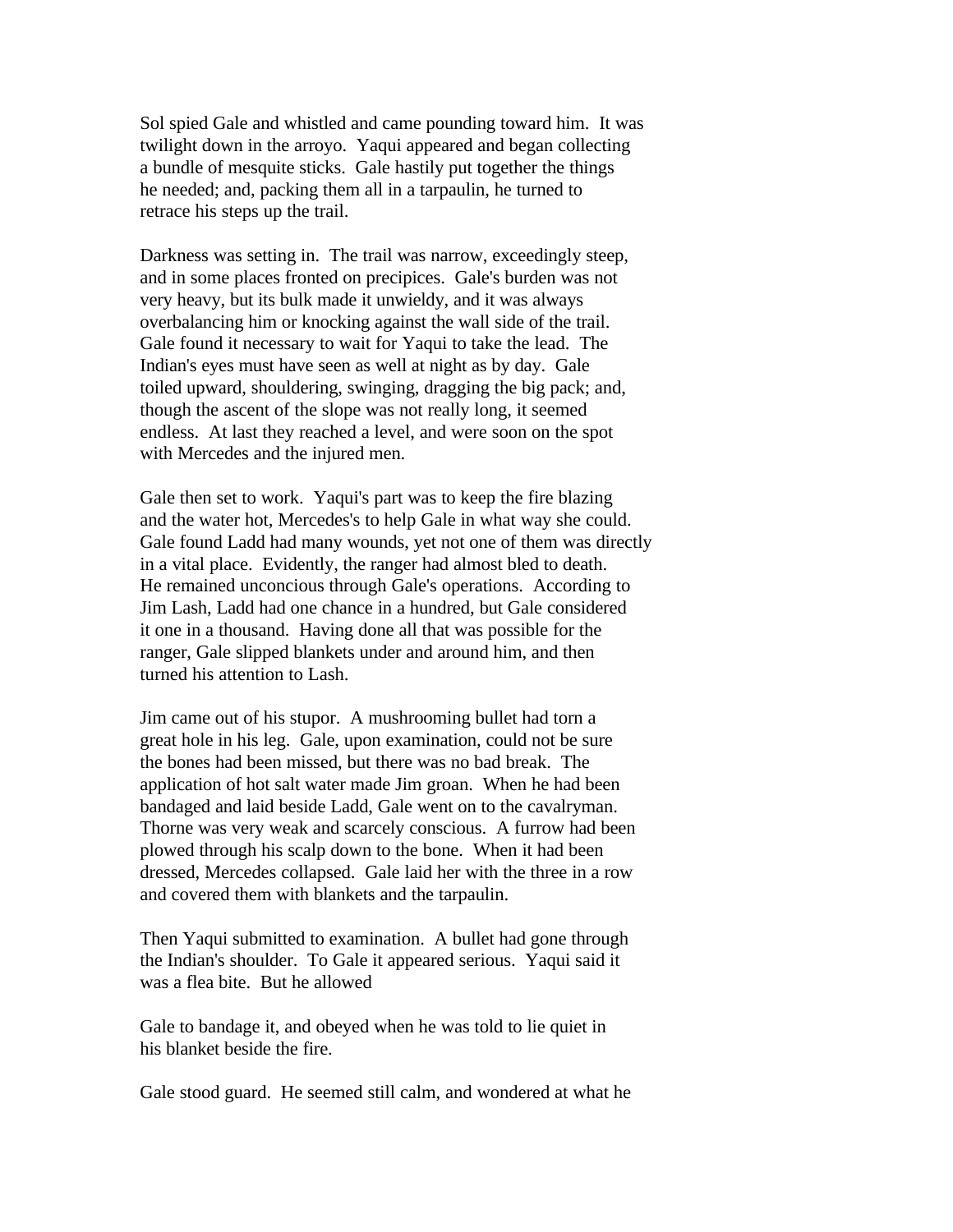Sol spied Gale and whistled and came pounding toward him. It was twilight down in the arroyo. Yaqui appeared and began collecting a bundle of mesquite sticks. Gale hastily put together the things he needed; and, packing them all in a tarpaulin, he turned to retrace his steps up the trail.

Darkness was setting in. The trail was narrow, exceedingly steep, and in some places fronted on precipices. Gale's burden was not very heavy, but its bulk made it unwieldy, and it was always overbalancing him or knocking against the wall side of the trail. Gale found it necessary to wait for Yaqui to take the lead. The Indian's eyes must have seen as well at night as by day. Gale toiled upward, shouldering, swinging, dragging the big pack; and, though the ascent of the slope was not really long, it seemed endless. At last they reached a level, and were soon on the spot with Mercedes and the injured men.

Gale then set to work. Yaqui's part was to keep the fire blazing and the water hot, Mercedes's to help Gale in what way she could. Gale found Ladd had many wounds, yet not one of them was directly in a vital place. Evidently, the ranger had almost bled to death. He remained unconcious through Gale's operations. According to Jim Lash, Ladd had one chance in a hundred, but Gale considered it one in a thousand. Having done all that was possible for the ranger, Gale slipped blankets under and around him, and then turned his attention to Lash.

Jim came out of his stupor. A mushrooming bullet had torn a great hole in his leg. Gale, upon examination, could not be sure the bones had been missed, but there was no bad break. The application of hot salt water made Jim groan. When he had been bandaged and laid beside Ladd, Gale went on to the cavalryman. Thorne was very weak and scarcely conscious. A furrow had been plowed through his scalp down to the bone. When it had been dressed, Mercedes collapsed. Gale laid her with the three in a row and covered them with blankets and the tarpaulin.

Then Yaqui submitted to examination. A bullet had gone through the Indian's shoulder. To Gale it appeared serious. Yaqui said it was a flea bite. But he allowed Gale to bandage it, and obeyed when he was told to lie quiet in his blanket beside the fire.

Gale stood guard. He seemed still calm, and wondered at what he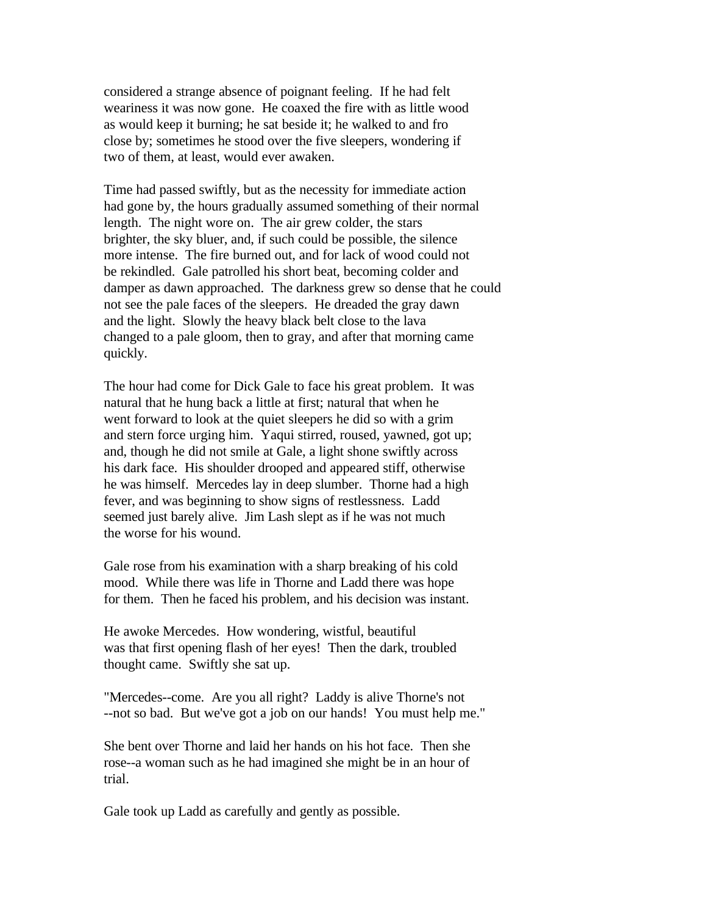considered a strange absence of poignant feeling. If he had felt weariness it was now gone. He coaxed the fire with as little wood as would keep it burning; he sat beside it; he walked to and fro close by; sometimes he stood over the five sleepers, wondering if two of them, at least, would ever awaken.

Time had passed swiftly, but as the necessity for immediate action had gone by, the hours gradually assumed something of their normal length. The night wore on. The air grew colder, the stars brighter, the sky bluer, and, if such could be possible, the silence more intense. The fire burned out, and for lack of wood could not be rekindled. Gale patrolled his short beat, becoming colder and damper as dawn approached. The darkness grew so dense that he could not see the pale faces of the sleepers. He dreaded the gray dawn and the light. Slowly the heavy black belt close to the lava changed to a pale gloom, then to gray, and after that morning came quickly.

The hour had come for Dick Gale to face his great problem. It was natural that he hung back a little at first; natural that when he went forward to look at the quiet sleepers he did so with a grim and stern force urging him. Yaqui stirred, roused, yawned, got up; and, though he did not smile at Gale, a light shone swiftly across his dark face. His shoulder drooped and appeared stiff, otherwise he was himself. Mercedes lay in deep slumber. Thorne had a high fever, and was beginning to show signs of restlessness. Ladd seemed just barely alive. Jim Lash slept as if he was not much the worse for his wound.

Gale rose from his examination with a sharp breaking of his cold mood. While there was life in Thorne and Ladd there was hope for them. Then he faced his problem, and his decision was instant.

He awoke Mercedes. How wondering, wistful, beautiful was that first opening flash of her eyes! Then the dark, troubled thought came. Swiftly she sat up.

"Mercedes--come. Are you all right? Laddy is alive Thorne's not --not so bad. But we've got a job on our hands! You must help me."

She bent over Thorne and laid her hands on his hot face. Then she rose--a woman such as he had imagined she might be in an hour of trial.

Gale took up Ladd as carefully and gently as possible.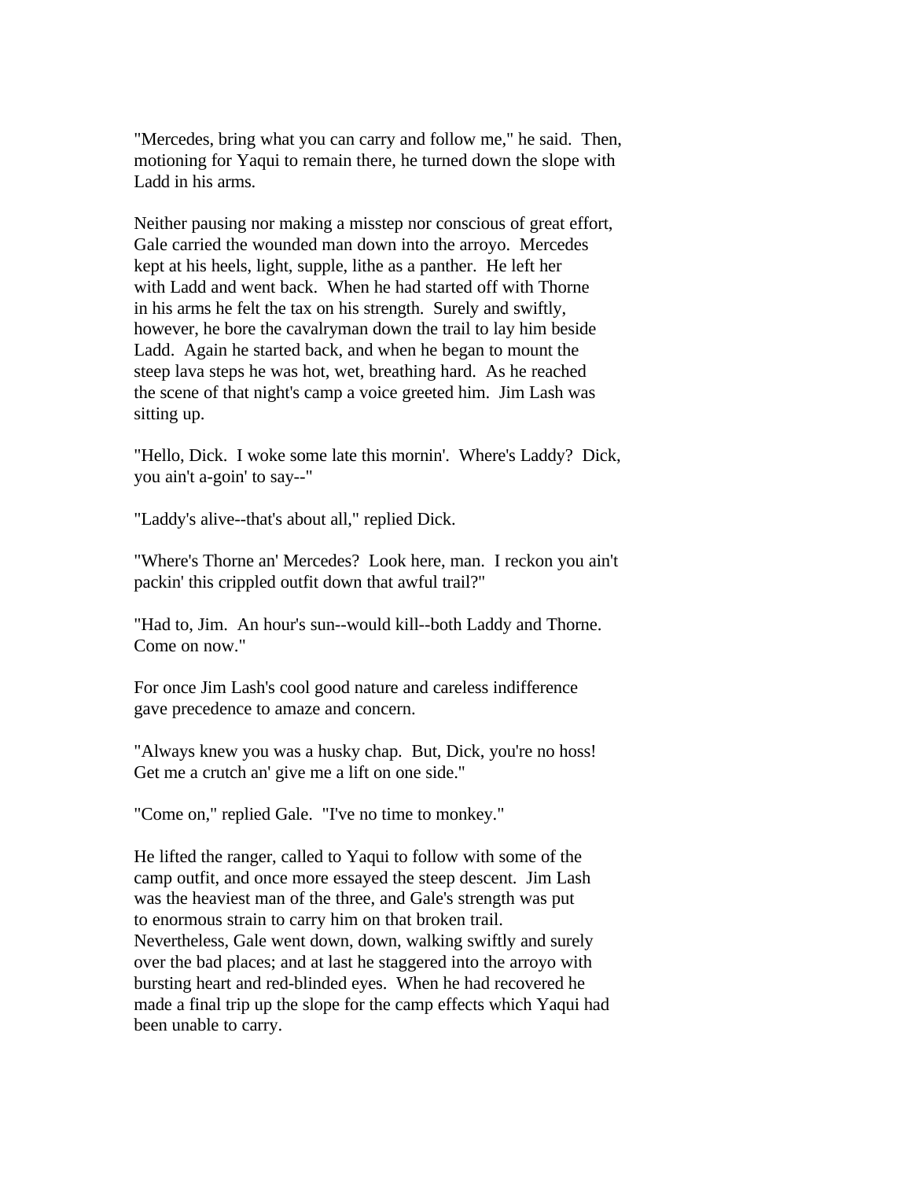"Mercedes, bring what you can carry and follow me," he said. Then, motioning for Yaqui to remain there, he turned down the slope with Ladd in his arms.

Neither pausing nor making a misstep nor conscious of great effort, Gale carried the wounded man down into the arroyo. Mercedes kept at his heels, light, supple, lithe as a panther. He left her with Ladd and went back. When he had started off with Thorne in his arms he felt the tax on his strength. Surely and swiftly, however, he bore the cavalryman down the trail to lay him beside Ladd. Again he started back, and when he began to mount the steep lava steps he was hot, wet, breathing hard. As he reached the scene of that night's camp a voice greeted him. Jim Lash was sitting up.

"Hello, Dick. I woke some late this mornin'. Where's Laddy? Dick, you ain't a-goin' to say--"

"Laddy's alive--that's about all," replied Dick.

"Where's Thorne an' Mercedes? Look here, man. I reckon you ain't packin' this crippled outfit down that awful trail?"

"Had to, Jim. An hour's sun--would kill--both Laddy and Thorne. Come on now."

For once Jim Lash's cool good nature and careless indifference gave precedence to amaze and concern.

"Always knew you was a husky chap. But, Dick, you're no hoss! Get me a crutch an' give me a lift on one side."

"Come on," replied Gale. "I've no time to monkey."

He lifted the ranger, called to Yaqui to follow with some of the camp outfit, and once more essayed the steep descent. Jim Lash was the heaviest man of the three, and Gale's strength was put to enormous strain to carry him on that broken trail. Nevertheless, Gale went down, down, walking swiftly and surely over the bad places; and at last he staggered into the arroyo with bursting heart and red-blinded eyes. When he had recovered he made a final trip up the slope for the camp effects which Yaqui had been unable to carry.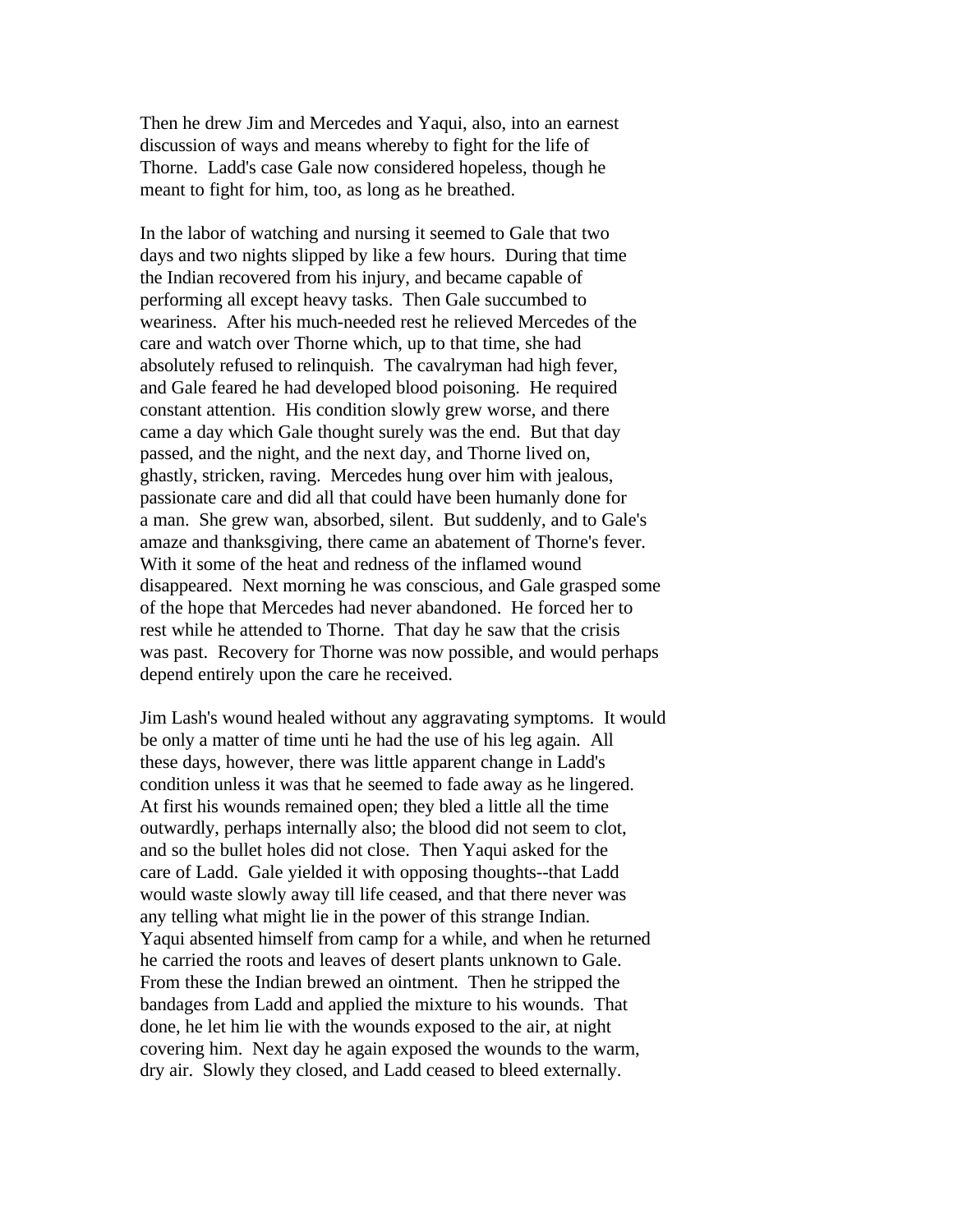Then he drew Jim and Mercedes and Yaqui, also, into an earnest discussion of ways and means whereby to fight for the life of Thorne. Ladd's case Gale now considered hopeless, though he meant to fight for him, too, as long as he breathed.

In the labor of watching and nursing it seemed to Gale that two days and two nights slipped by like a few hours. During that time the Indian recovered from his injury, and became capable of performing all except heavy tasks. Then Gale succumbed to weariness. After his much-needed rest he relieved Mercedes of the care and watch over Thorne which, up to that time, she had absolutely refused to relinquish. The cavalryman had high fever, and Gale feared he had developed blood poisoning. He required constant attention. His condition slowly grew worse, and there came a day which Gale thought surely was the end. But that day passed, and the night, and the next day, and Thorne lived on, ghastly, stricken, raving. Mercedes hung over him with jealous, passionate care and did all that could have been humanly done for a man. She grew wan, absorbed, silent. But suddenly, and to Gale's amaze and thanksgiving, there came an abatement of Thorne's fever. With it some of the heat and redness of the inflamed wound disappeared. Next morning he was conscious, and Gale grasped some of the hope that Mercedes had never abandoned. He forced her to rest while he attended to Thorne. That day he saw that the crisis was past. Recovery for Thorne was now possible, and would perhaps depend entirely upon the care he received.

Jim Lash's wound healed without any aggravating symptoms. It would be only a matter of time unti he had the use of his leg again. All these days, however, there was little apparent change in Ladd's condition unless it was that he seemed to fade away as he lingered. At first his wounds remained open; they bled a little all the time outwardly, perhaps internally also; the blood did not seem to clot, and so the bullet holes did not close. Then Yaqui asked for the care of Ladd. Gale yielded it with opposing thoughts--that Ladd would waste slowly away till life ceased, and that there never was any telling what might lie in the power of this strange Indian. Yaqui absented himself from camp for a while, and when he returned he carried the roots and leaves of desert plants unknown to Gale. From these the Indian brewed an ointment. Then he stripped the bandages from Ladd and applied the mixture to his wounds. That done, he let him lie with the wounds exposed to the air, at night covering him. Next day he again exposed the wounds to the warm, dry air. Slowly they closed, and Ladd ceased to bleed externally.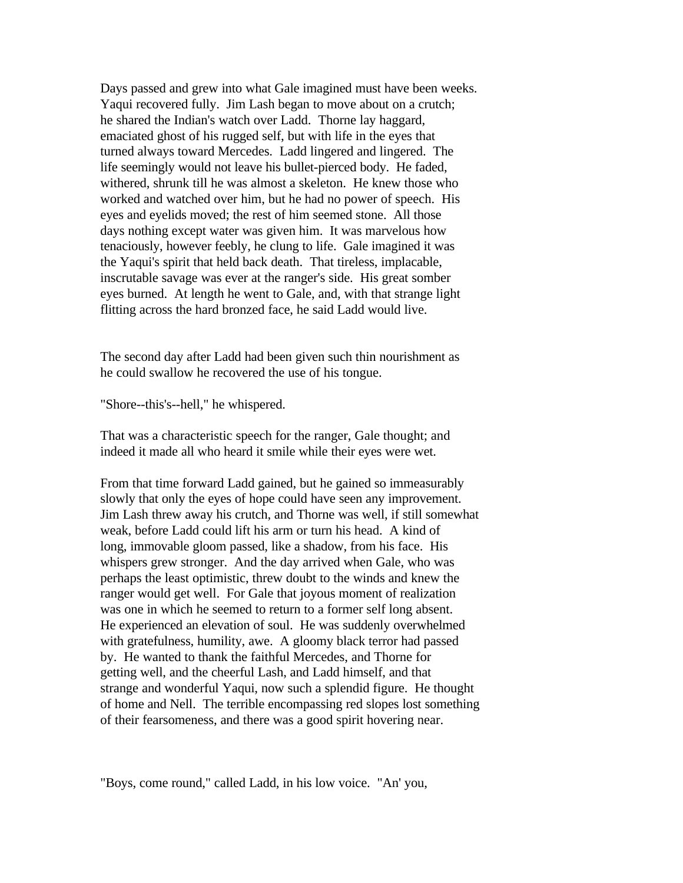Days passed and grew into what Gale imagined must have been weeks. Yaqui recovered fully. Jim Lash began to move about on a crutch; he shared the Indian's watch over Ladd. Thorne lay haggard, emaciated ghost of his rugged self, but with life in the eyes that turned always toward Mercedes. Ladd lingered and lingered. The life seemingly would not leave his bullet-pierced body. He faded, withered, shrunk till he was almost a skeleton. He knew those who worked and watched over him, but he had no power of speech. His eyes and eyelids moved; the rest of him seemed stone. All those days nothing except water was given him. It was marvelous how tenaciously, however feebly, he clung to life. Gale imagined it was the Yaqui's spirit that held back death. That tireless, implacable, inscrutable savage was ever at the ranger's side. His great somber eyes burned. At length he went to Gale, and, with that strange light flitting across the hard bronzed face, he said Ladd would live.

The second day after Ladd had been given such thin nourishment as he could swallow he recovered the use of his tongue.

"Shore--this's--hell," he whispered.

That was a characteristic speech for the ranger, Gale thought; and indeed it made all who heard it smile while their eyes were wet.

From that time forward Ladd gained, but he gained so immeasurably slowly that only the eyes of hope could have seen any improvement. Jim Lash threw away his crutch, and Thorne was well, if still somewhat weak, before Ladd could lift his arm or turn his head. A kind of long, immovable gloom passed, like a shadow, from his face. His whispers grew stronger. And the day arrived when Gale, who was perhaps the least optimistic, threw doubt to the winds and knew the ranger would get well. For Gale that joyous moment of realization was one in which he seemed to return to a former self long absent. He experienced an elevation of soul. He was suddenly overwhelmed with gratefulness, humility, awe. A gloomy black terror had passed by. He wanted to thank the faithful Mercedes, and Thorne for getting well, and the cheerful Lash, and Ladd himself, and that strange and wonderful Yaqui, now such a splendid figure. He thought of home and Nell. The terrible encompassing red slopes lost something of their fearsomeness, and there was a good spirit hovering near.

"Boys, come round," called Ladd, in his low voice. "An' you,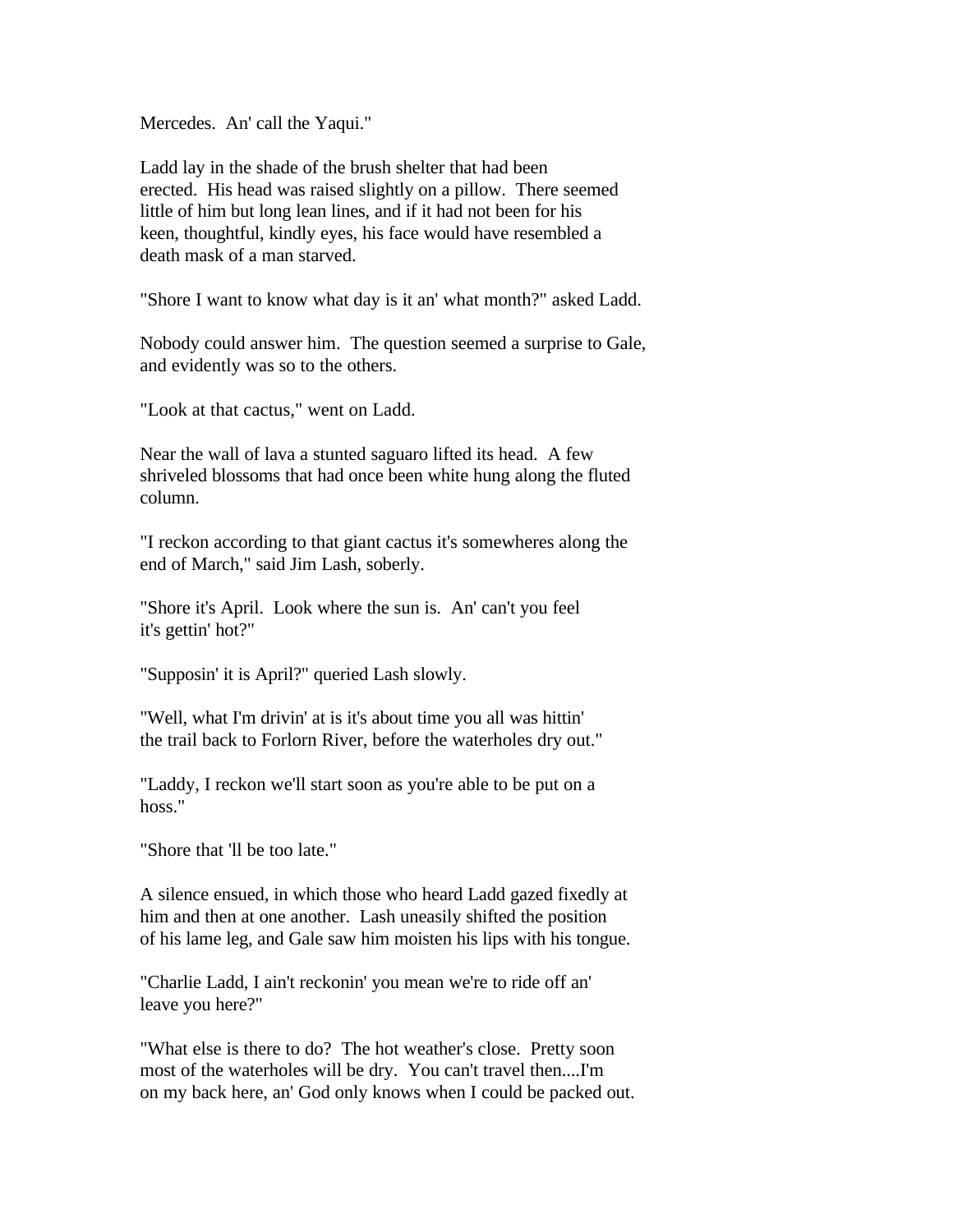Mercedes.  An' call the Yaqui."

Ladd lay in the shade of the brush shelter that had been erected.  His head was raised slightly on a pillow.  There seemed little of him but long lean lines, and if it had not been for his keen, thoughtful, kindly eyes, his face would have resembled a death mask of a man starved.

"Shore I want to know what day is it an' what month?" asked Ladd.

Nobody could answer him.  The question seemed a surprise to Gale, and evidently was so to the others.

"Look at that cactus," went on Ladd.

Near the wall of lava a stunted saguaro lifted its head.  A few shriveled blossoms that had once been white hung along the fluted column.

"I reckon according to that giant cactus it's somewheres along the end of March," said Jim Lash, soberly.

"Shore it's April.  Look where the sun is.  An' can't you feel it's gettin' hot?"

"Supposin' it is April?" queried Lash slowly.

"Well, what I'm drivin' at is it's about time you all was hittin' the trail back to Forlorn River, before the waterholes dry out."

"Laddy, I reckon we'll start soon as you're able to be put on a hoss."

"Shore that 'll be too late."

A silence ensued, in which those who heard Ladd gazed fixedly at him and then at one another.  Lash uneasily shifted the position of his lame leg, and Gale saw him moisten his lips with his tongue.

"Charlie Ladd, I ain't reckonin' you mean we're to ride off an' leave you here?"

"What else is there to do?  The hot weather's close.  Pretty soon most of the waterholes will be dry.  You can't travel then....I'm on my back here, an' God only knows when I could be packed out.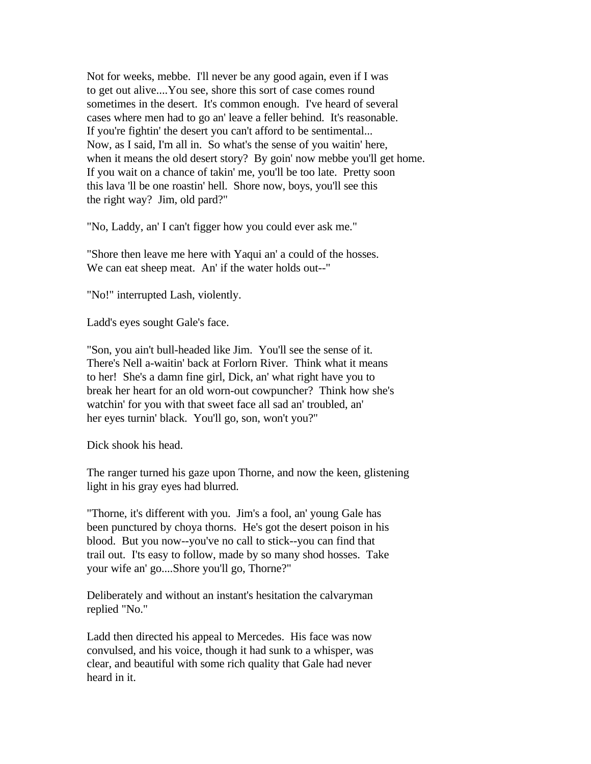Not for weeks, mebbe. I'll never be any good again, even if I was to get out alive....You see, shore this sort of case comes round sometimes in the desert. It's common enough. I've heard of several cases where men had to go an' leave a feller behind. It's reasonable. If you're fightin' the desert you can't afford to be sentimental... Now, as I said, I'm all in. So what's the sense of you waitin' here, when it means the old desert story? By goin' now mebbe you'll get home. If you wait on a chance of takin' me, you'll be too late. Pretty soon this lava 'll be one roastin' hell. Shore now, boys, you'll see this the right way? Jim, old pard?"

"No, Laddy, an' I can't figger how you could ever ask me."

"Shore then leave me here with Yaqui an' a could of the hosses. We can eat sheep meat. An' if the water holds out--"

"No!" interrupted Lash, violently.

Ladd's eyes sought Gale's face.

"Son, you ain't bull-headed like Jim. You'll see the sense of it. There's Nell a-waitin' back at Forlorn River. Think what it means to her! She's a damn fine girl, Dick, an' what right have you to break her heart for an old worn-out cowpuncher? Think how she's watchin' for you with that sweet face all sad an' troubled, an' her eyes turnin' black. You'll go, son, won't you?"

Dick shook his head.

The ranger turned his gaze upon Thorne, and now the keen, glistening light in his gray eyes had blurred.

"Thorne, it's different with you. Jim's a fool, an' young Gale has been punctured by choya thorns. He's got the desert poison in his blood. But you now--you've no call to stick--you can find that trail out. I'ts easy to follow, made by so many shod hosses. Take your wife an' go....Shore you'll go, Thorne?"

Deliberately and without an instant's hesitation the calvaryman replied "No."

Ladd then directed his appeal to Mercedes. His face was now convulsed, and his voice, though it had sunk to a whisper, was clear, and beautiful with some rich quality that Gale had never heard in it.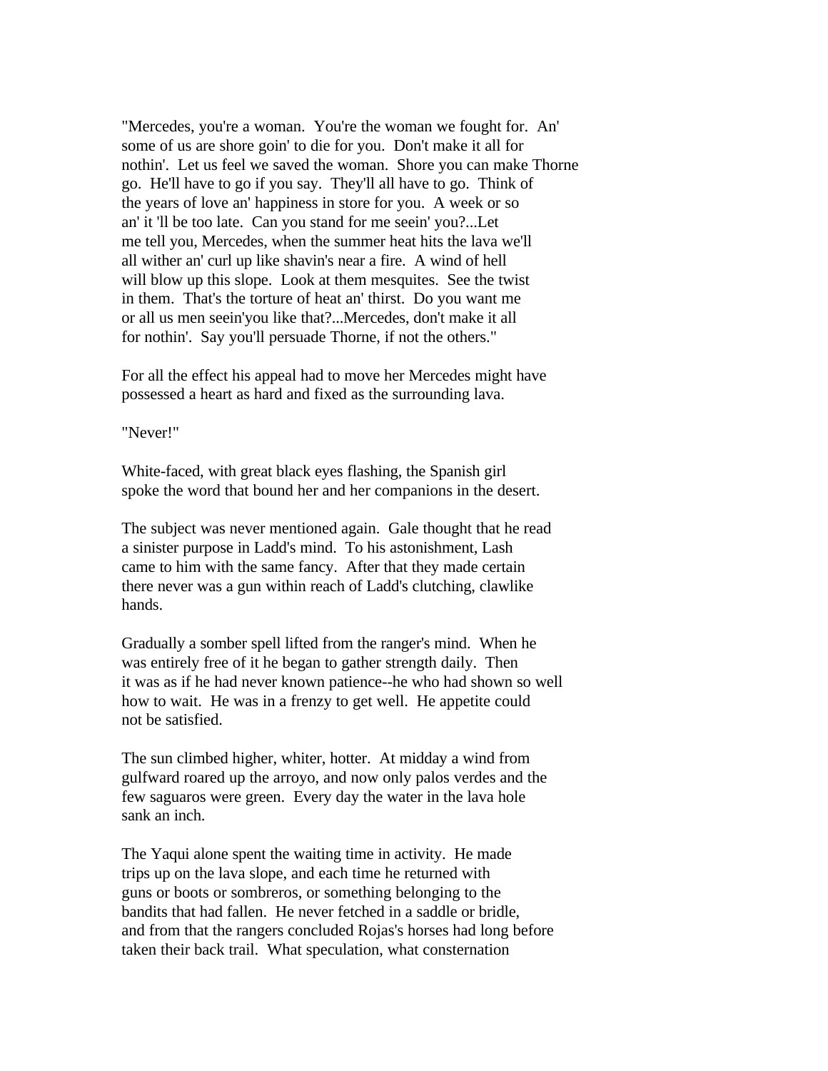"Mercedes, you're a woman. You're the woman we fought for. An' some of us are shore goin' to die for you. Don't make it all for nothin'. Let us feel we saved the woman. Shore you can make Thorne go. He'll have to go if you say. They'll all have to go. Think of the years of love an' happiness in store for you. A week or so an' it 'll be too late. Can you stand for me seein' you?...Let me tell you, Mercedes, when the summer heat hits the lava we'll all wither an' curl up like shavin's near a fire. A wind of hell will blow up this slope. Look at them mesquites. See the twist in them. That's the torture of heat an' thirst. Do you want me or all us men seein'you like that?...Mercedes, don't make it all for nothin'. Say you'll persuade Thorne, if not the others."

For all the effect his appeal had to move her Mercedes might have possessed a heart as hard and fixed as the surrounding lava.

"Never!"

White-faced, with great black eyes flashing, the Spanish girl spoke the word that bound her and her companions in the desert.

The subject was never mentioned again. Gale thought that he read a sinister purpose in Ladd's mind. To his astonishment, Lash came to him with the same fancy. After that they made certain there never was a gun within reach of Ladd's clutching, clawlike hands.

Gradually a somber spell lifted from the ranger's mind. When he was entirely free of it he began to gather strength daily. Then it was as if he had never known patience--he who had shown so well how to wait. He was in a frenzy to get well. He appetite could not be satisfied.

The sun climbed higher, whiter, hotter. At midday a wind from gulfward roared up the arroyo, and now only palos verdes and the few saguaros were green. Every day the water in the lava hole sank an inch.

The Yaqui alone spent the waiting time in activity. He made trips up on the lava slope, and each time he returned with guns or boots or sombreros, or something belonging to the bandits that had fallen. He never fetched in a saddle or bridle, and from that the rangers concluded Rojas's horses had long before taken their back trail. What speculation, what consternation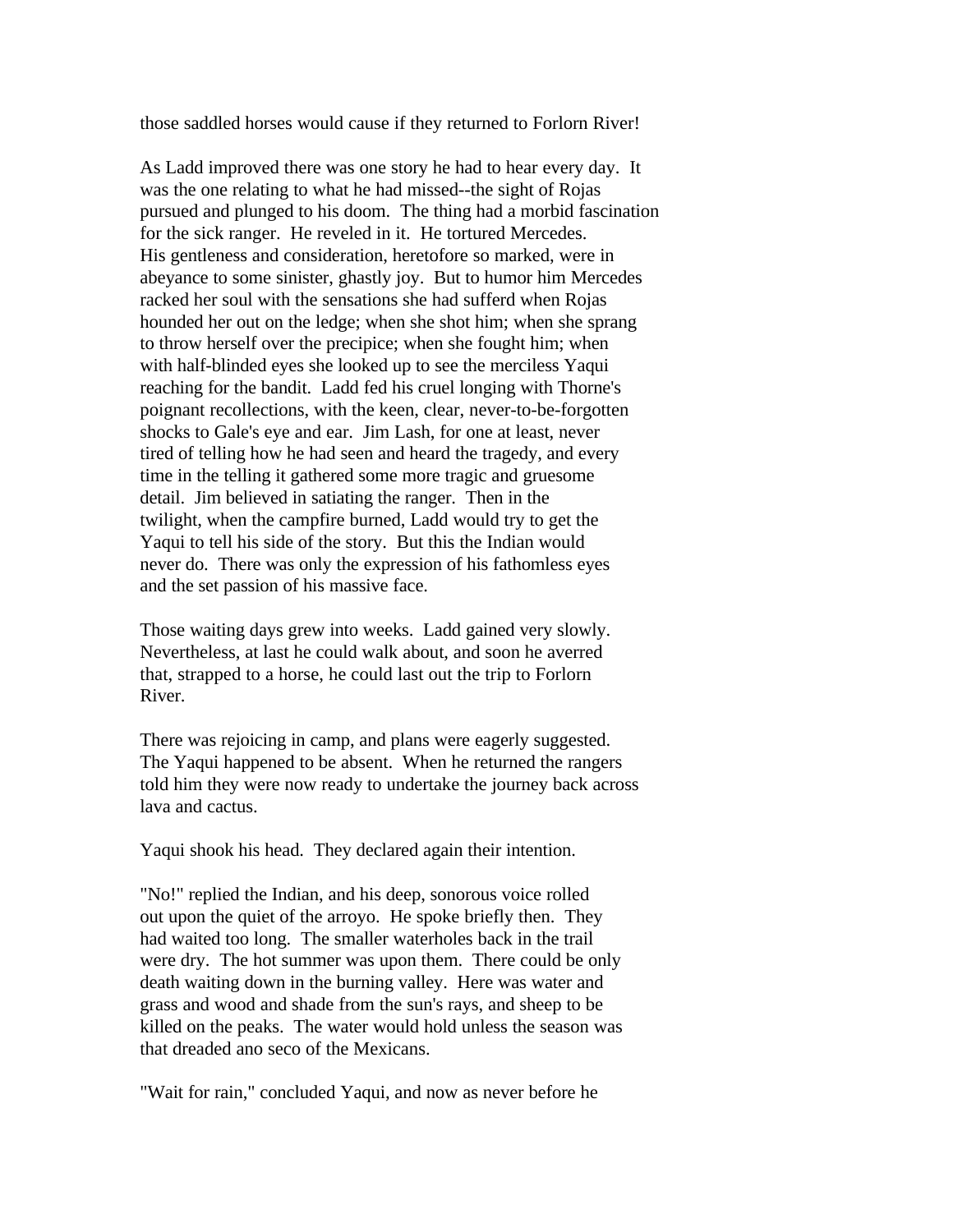those saddled horses would cause if they returned to Forlorn River!

As Ladd improved there was one story he had to hear every day. It was the one relating to what he had missed--the sight of Rojas pursued and plunged to his doom. The thing had a morbid fascination for the sick ranger. He reveled in it. He tortured Mercedes. His gentleness and consideration, heretofore so marked, were in abeyance to some sinister, ghastly joy. But to humor him Mercedes racked her soul with the sensations she had sufferd when Rojas hounded her out on the ledge; when she shot him; when she sprang to throw herself over the precipice; when she fought him; when with half-blinded eyes she looked up to see the merciless Yaqui reaching for the bandit. Ladd fed his cruel longing with Thorne's poignant recollections, with the keen, clear, never-to-be-forgotten shocks to Gale's eye and ear. Jim Lash, for one at least, never tired of telling how he had seen and heard the tragedy, and every time in the telling it gathered some more tragic and gruesome detail. Jim believed in satiating the ranger. Then in the twilight, when the campfire burned, Ladd would try to get the Yaqui to tell his side of the story. But this the Indian would never do. There was only the expression of his fathomless eyes and the set passion of his massive face.

Those waiting days grew into weeks. Ladd gained very slowly. Nevertheless, at last he could walk about, and soon he averred that, strapped to a horse, he could last out the trip to Forlorn River.

There was rejoicing in camp, and plans were eagerly suggested. The Yaqui happened to be absent. When he returned the rangers told him they were now ready to undertake the journey back across lava and cactus.

Yaqui shook his head. They declared again their intention.

"No!" replied the Indian, and his deep, sonorous voice rolled out upon the quiet of the arroyo. He spoke briefly then. They had waited too long. The smaller waterholes back in the trail were dry. The hot summer was upon them. There could be only death waiting down in the burning valley. Here was water and grass and wood and shade from the sun's rays, and sheep to be killed on the peaks. The water would hold unless the season was that dreaded ano seco of the Mexicans.

"Wait for rain," concluded Yaqui, and now as never before he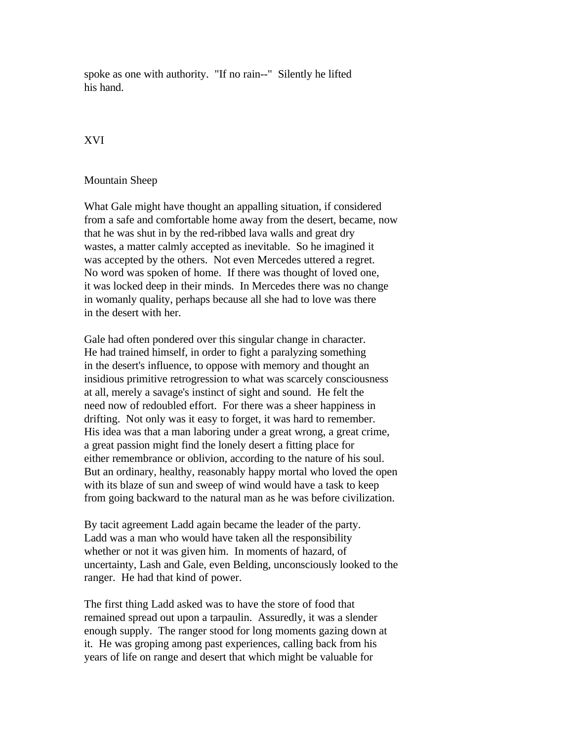spoke as one with authority. "If no rain--" Silently he lifted his hand.

## XVI

### Mountain Sheep

What Gale might have thought an appalling situation, if considered from a safe and comfortable home away from the desert, became, now that he was shut in by the red-ribbed lava walls and great dry wastes, a matter calmly accepted as inevitable. So he imagined it was accepted by the others. Not even Mercedes uttered a regret. No word was spoken of home. If there was thought of loved one, it was locked deep in their minds. In Mercedes there was no change in womanly quality, perhaps because all she had to love was there in the desert with her.

Gale had often pondered over this singular change in character. He had trained himself, in order to fight a paralyzing something in the desert's influence, to oppose with memory and thought an insidious primitive retrogression to what was scarcely consciousness at all, merely a savage's instinct of sight and sound. He felt the need now of redoubled effort. For there was a sheer happiness in drifting. Not only was it easy to forget, it was hard to remember. His idea was that a man laboring under a great wrong, a great crime, a great passion might find the lonely desert a fitting place for either remembrance or oblivion, according to the nature of his soul. But an ordinary, healthy, reasonably happy mortal who loved the open with its blaze of sun and sweep of wind would have a task to keep from going backward to the natural man as he was before civilization.

By tacit agreement Ladd again became the leader of the party. Ladd was a man who would have taken all the responsibility whether or not it was given him. In moments of hazard, of uncertainty, Lash and Gale, even Belding, unconsciously looked to the ranger. He had that kind of power.

The first thing Ladd asked was to have the store of food that remained spread out upon a tarpaulin. Assuredly, it was a slender enough supply. The ranger stood for long moments gazing down at it. He was groping among past experiences, calling back from his years of life on range and desert that which might be valuable for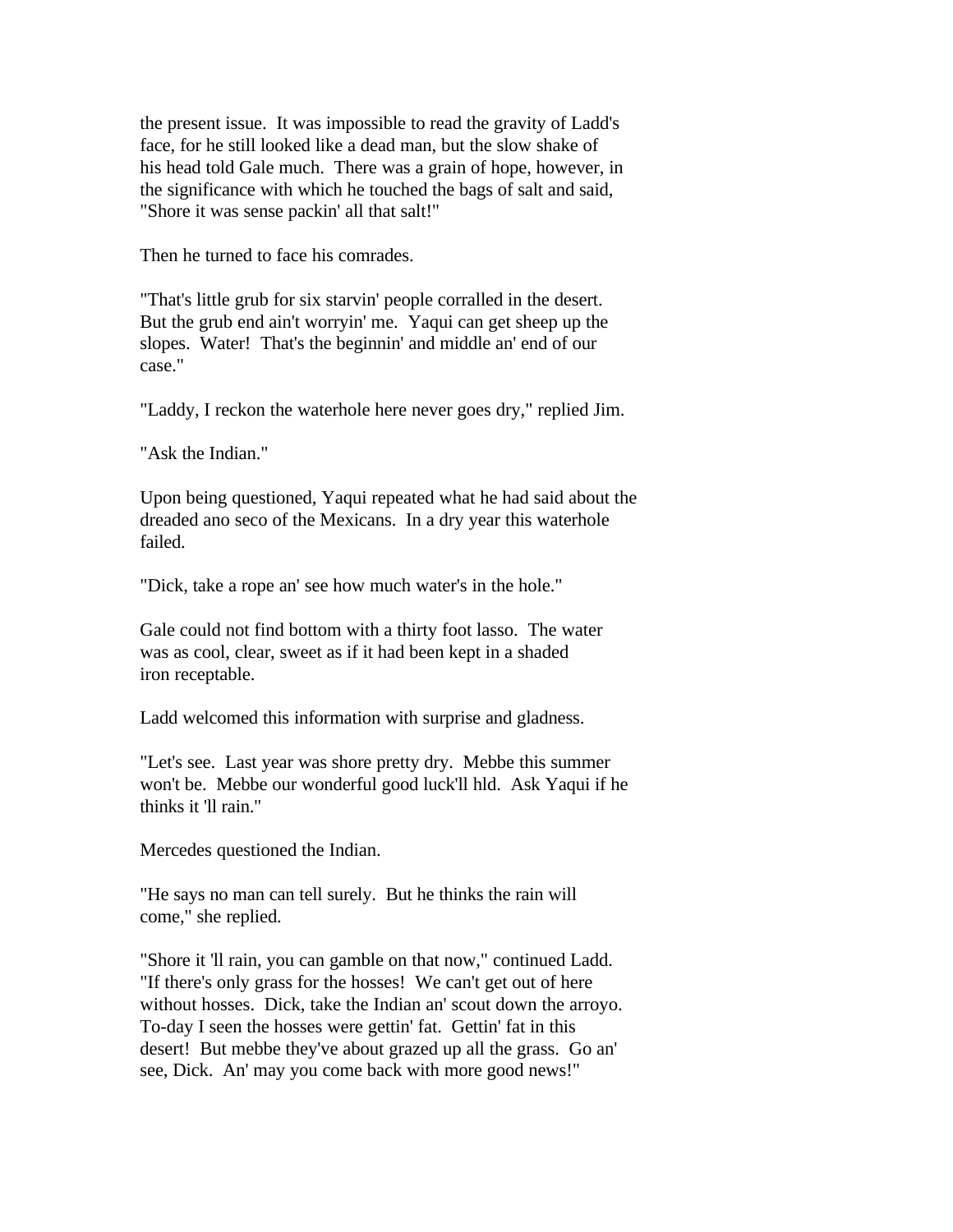the present issue. It was impossible to read the gravity of Ladd's face, for he still looked like a dead man, but the slow shake of his head told Gale much. There was a grain of hope, however, in the significance with which he touched the bags of salt and said, "Shore it was sense packin' all that salt!"

Then he turned to face his comrades.

"That's little grub for six starvin' people corralled in the desert. But the grub end ain't worryin' me. Yaqui can get sheep up the slopes. Water! That's the beginnin' and middle an' end of our case."

"Laddy, I reckon the waterhole here never goes dry," replied Jim.

"Ask the Indian."

Upon being questioned, Yaqui repeated what he had said about the dreaded ano seco of the Mexicans. In a dry year this waterhole failed.

"Dick, take a rope an' see how much water's in the hole."

Gale could not find bottom with a thirty foot lasso. The water was as cool, clear, sweet as if it had been kept in a shaded iron receptable.

Ladd welcomed this information with surprise and gladness.

"Let's see. Last year was shore pretty dry. Mebbe this summer won't be. Mebbe our wonderful good luck'll hld. Ask Yaqui if he thinks it 'll rain."

Mercedes questioned the Indian.

"He says no man can tell surely. But he thinks the rain will come," she replied.

"Shore it 'll rain, you can gamble on that now," continued Ladd. "If there's only grass for the hosses! We can't get out of here without hosses. Dick, take the Indian an' scout down the arroyo. To-day I seen the hosses were gettin' fat. Gettin' fat in this desert! But mebbe they've about grazed up all the grass. Go an' see, Dick. An' may you come back with more good news!"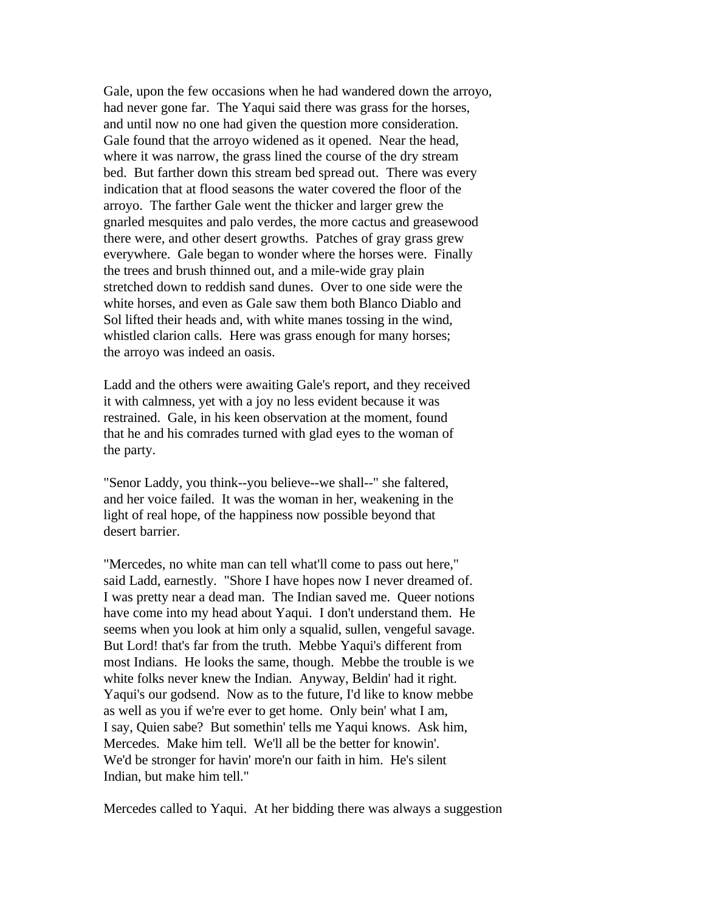Gale, upon the few occasions when he had wandered down the arroyo, had never gone far. The Yaqui said there was grass for the horses, and until now no one had given the question more consideration. Gale found that the arroyo widened as it opened. Near the head, where it was narrow, the grass lined the course of the dry stream bed. But farther down this stream bed spread out. There was every indication that at flood seasons the water covered the floor of the arroyo. The farther Gale went the thicker and larger grew the gnarled mesquites and palo verdes, the more cactus and greasewood there were, and other desert growths. Patches of gray grass grew everywhere. Gale began to wonder where the horses were. Finally the trees and brush thinned out, and a mile-wide gray plain stretched down to reddish sand dunes. Over to one side were the white horses, and even as Gale saw them both Blanco Diablo and Sol lifted their heads and, with white manes tossing in the wind, whistled clarion calls. Here was grass enough for many horses; the arroyo was indeed an oasis.

Ladd and the others were awaiting Gale's report, and they received it with calmness, yet with a joy no less evident because it was restrained. Gale, in his keen observation at the moment, found that he and his comrades turned with glad eyes to the woman of the party.

"Senor Laddy, you think--you believe--we shall--" she faltered, and her voice failed. It was the woman in her, weakening in the light of real hope, of the happiness now possible beyond that desert barrier.

"Mercedes, no white man can tell what'll come to pass out here," said Ladd, earnestly. "Shore I have hopes now I never dreamed of. I was pretty near a dead man. The Indian saved me. Queer notions have come into my head about Yaqui. I don't understand them. He seems when you look at him only a squalid, sullen, vengeful savage. But Lord! that's far from the truth. Mebbe Yaqui's different from most Indians. He looks the same, though. Mebbe the trouble is we white folks never knew the Indian. Anyway, Beldin' had it right. Yaqui's our godsend. Now as to the future, I'd like to know mebbe as well as you if we're ever to get home. Only bein' what I am, I say, Quien sabe? But somethin' tells me Yaqui knows. Ask him, Mercedes. Make him tell. We'll all be the better for knowin'. We'd be stronger for havin' more'n our faith in him. He's silent Indian, but make him tell."

Mercedes called to Yaqui. At her bidding there was always a suggestion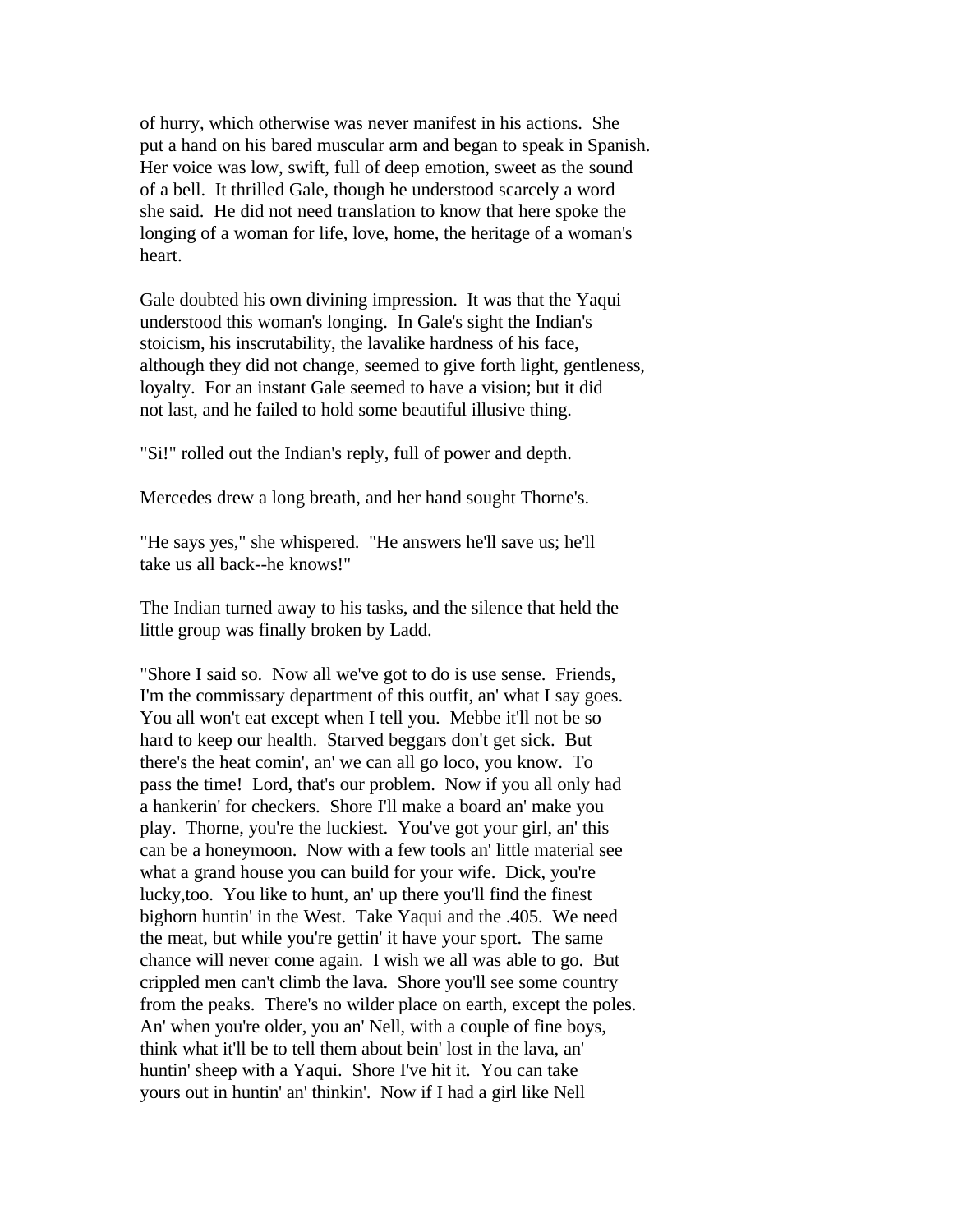of hurry, which otherwise was never manifest in his actions. She put a hand on his bared muscular arm and began to speak in Spanish. Her voice was low, swift, full of deep emotion, sweet as the sound of a bell. It thrilled Gale, though he understood scarcely a word she said. He did not need translation to know that here spoke the longing of a woman for life, love, home, the heritage of a woman's heart.

Gale doubted his own divining impression. It was that the Yaqui understood this woman's longing. In Gale's sight the Indian's stoicism, his inscrutability, the lavalike hardness of his face, although they did not change, seemed to give forth light, gentleness, loyalty. For an instant Gale seemed to have a vision; but it did not last, and he failed to hold some beautiful illusive thing.

"Si!" rolled out the Indian's reply, full of power and depth.

Mercedes drew a long breath, and her hand sought Thorne's.

"He says yes," she whispered. "He answers he'll save us; he'll take us all back--he knows!"

The Indian turned away to his tasks, and the silence that held the little group was finally broken by Ladd.

"Shore I said so. Now all we've got to do is use sense. Friends, I'm the commissary department of this outfit, an' what I say goes. You all won't eat except when I tell you. Mebbe it'll not be so hard to keep our health. Starved beggars don't get sick. But there's the heat comin', an' we can all go loco, you know. To pass the time! Lord, that's our problem. Now if you all only had a hankerin' for checkers. Shore I'll make a board an' make you play. Thorne, you're the luckiest. You've got your girl, an' this can be a honeymoon. Now with a few tools an' little material see what a grand house you can build for your wife. Dick, you're lucky,too. You like to hunt, an' up there you'll find the finest bighorn huntin' in the West. Take Yaqui and the .405. We need the meat, but while you're gettin' it have your sport. The same chance will never come again. I wish we all was able to go. But crippled men can't climb the lava. Shore you'll see some country from the peaks. There's no wilder place on earth, except the poles. An' when you're older, you an' Nell, with a couple of fine boys, think what it'll be to tell them about bein' lost in the lava, an' huntin' sheep with a Yaqui. Shore I've hit it. You can take yours out in huntin' an' thinkin'. Now if I had a girl like Nell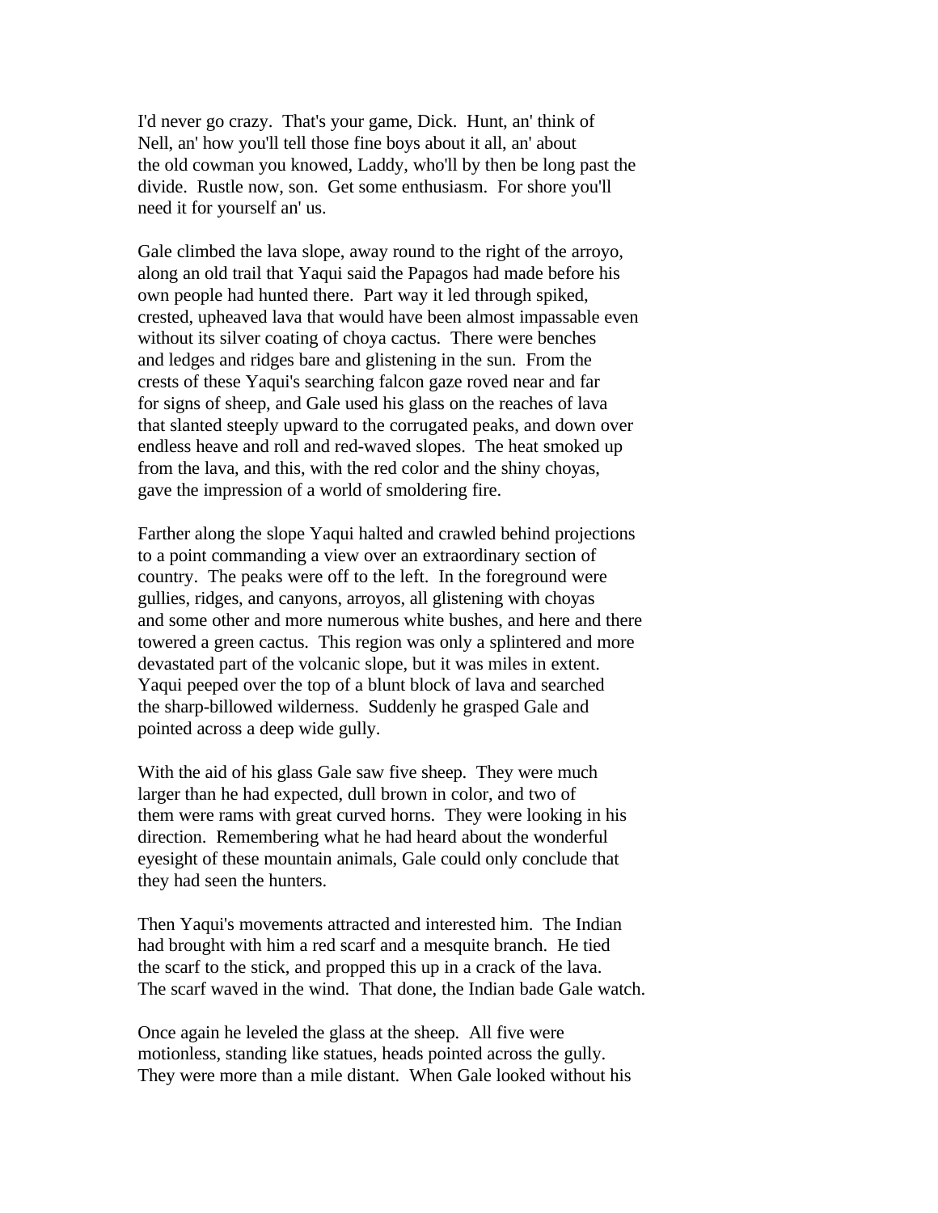I'd never go crazy. That's your game, Dick. Hunt, an' think of Nell, an' how you'll tell those fine boys about it all, an' about the old cowman you knowed, Laddy, who'll by then be long past the divide. Rustle now, son. Get some enthusiasm. For shore you'll need it for yourself an' us.

Gale climbed the lava slope, away round to the right of the arroyo, along an old trail that Yaqui said the Papagos had made before his own people had hunted there. Part way it led through spiked, crested, upheaved lava that would have been almost impassable even without its silver coating of choya cactus. There were benches and ledges and ridges bare and glistening in the sun. From the crests of these Yaqui's searching falcon gaze roved near and far for signs of sheep, and Gale used his glass on the reaches of lava that slanted steeply upward to the corrugated peaks, and down over endless heave and roll and red-waved slopes. The heat smoked up from the lava, and this, with the red color and the shiny choyas, gave the impression of a world of smoldering fire.

Farther along the slope Yaqui halted and crawled behind projections to a point commanding a view over an extraordinary section of country. The peaks were off to the left. In the foreground were gullies, ridges, and canyons, arroyos, all glistening with choyas and some other and more numerous white bushes, and here and there towered a green cactus. This region was only a splintered and more devastated part of the volcanic slope, but it was miles in extent. Yaqui peeped over the top of a blunt block of lava and searched the sharp-billowed wilderness. Suddenly he grasped Gale and pointed across a deep wide gully.

With the aid of his glass Gale saw five sheep. They were much larger than he had expected, dull brown in color, and two of them were rams with great curved horns. They were looking in his direction. Remembering what he had heard about the wonderful eyesight of these mountain animals, Gale could only conclude that they had seen the hunters.

Then Yaqui's movements attracted and interested him. The Indian had brought with him a red scarf and a mesquite branch. He tied the scarf to the stick, and propped this up in a crack of the lava. The scarf waved in the wind. That done, the Indian bade Gale watch.

Once again he leveled the glass at the sheep. All five were motionless, standing like statues, heads pointed across the gully. They were more than a mile distant. When Gale looked without his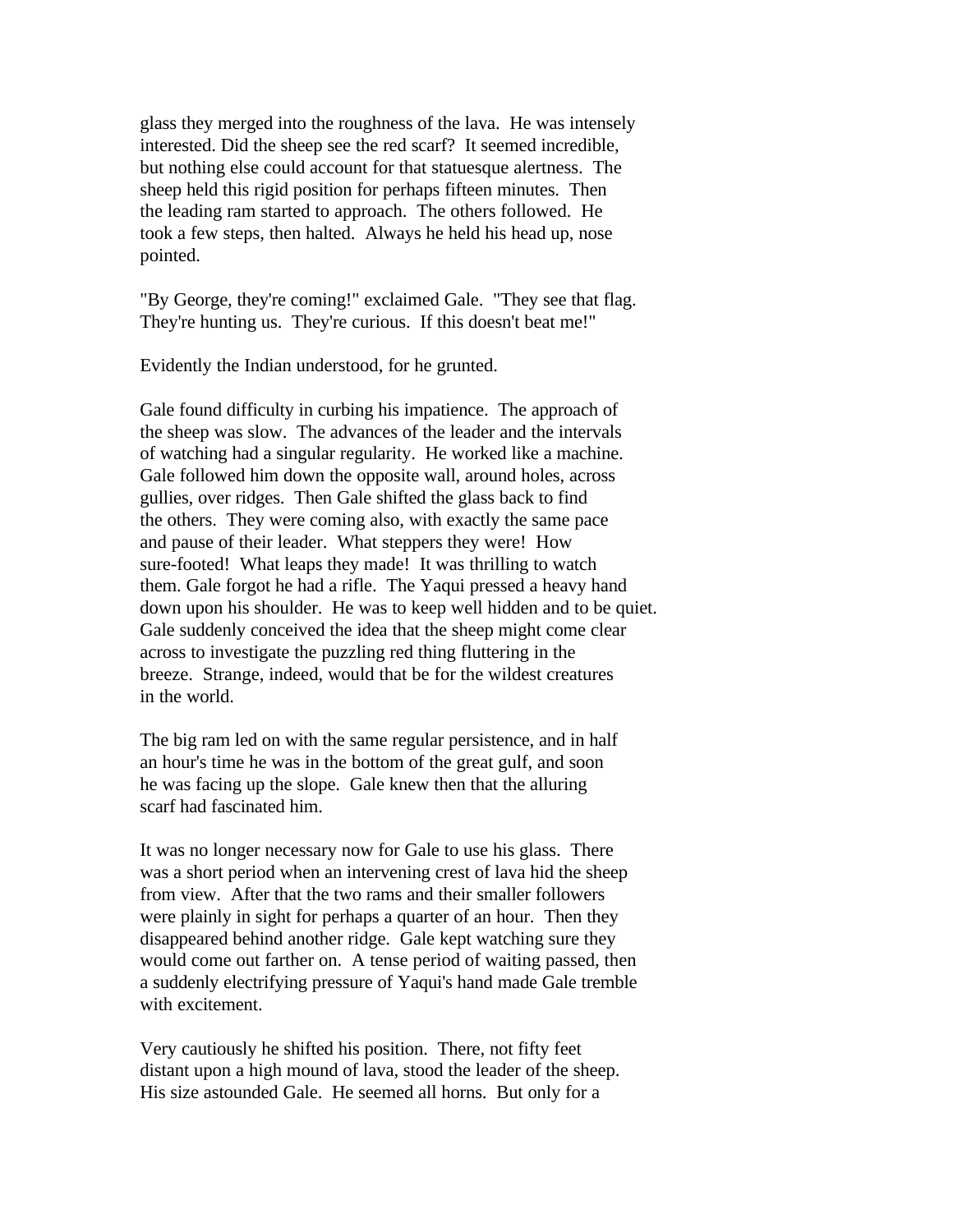glass they merged into the roughness of the lava. He was intensely interested. Did the sheep see the red scarf? It seemed incredible, but nothing else could account for that statuesque alertness. The sheep held this rigid position for perhaps fifteen minutes. Then the leading ram started to approach. The others followed. He took a few steps, then halted. Always he held his head up, nose pointed.

"By George, they're coming!" exclaimed Gale. "They see that flag. They're hunting us. They're curious. If this doesn't beat me!"

Evidently the Indian understood, for he grunted.

Gale found difficulty in curbing his impatience. The approach of the sheep was slow. The advances of the leader and the intervals of watching had a singular regularity. He worked like a machine. Gale followed him down the opposite wall, around holes, across gullies, over ridges. Then Gale shifted the glass back to find the others. They were coming also, with exactly the same pace and pause of their leader. What steppers they were! How sure-footed! What leaps they made! It was thrilling to watch them. Gale forgot he had a rifle. The Yaqui pressed a heavy hand down upon his shoulder. He was to keep well hidden and to be quiet. Gale suddenly conceived the idea that the sheep might come clear across to investigate the puzzling red thing fluttering in the breeze. Strange, indeed, would that be for the wildest creatures in the world.

The big ram led on with the same regular persistence, and in half an hour's time he was in the bottom of the great gulf, and soon he was facing up the slope. Gale knew then that the alluring scarf had fascinated him.

It was no longer necessary now for Gale to use his glass. There was a short period when an intervening crest of lava hid the sheep from view. After that the two rams and their smaller followers were plainly in sight for perhaps a quarter of an hour. Then they disappeared behind another ridge. Gale kept watching sure they would come out farther on. A tense period of waiting passed, then a suddenly electrifying pressure of Yaqui's hand made Gale tremble with excitement.

Very cautiously he shifted his position. There, not fifty feet distant upon a high mound of lava, stood the leader of the sheep. His size astounded Gale. He seemed all horns. But only for a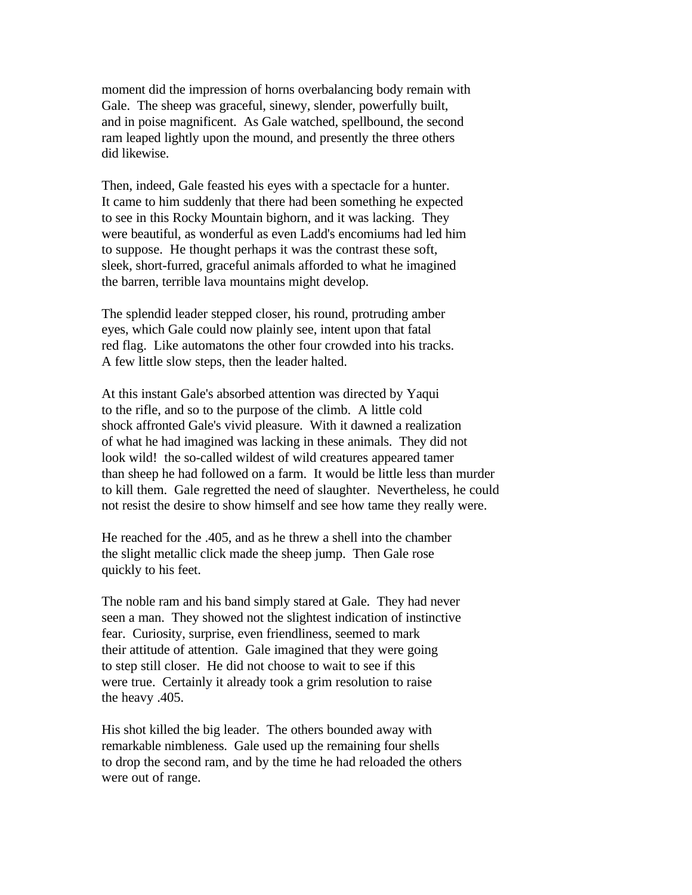moment did the impression of horns overbalancing body remain with Gale. The sheep was graceful, sinewy, slender, powerfully built, and in poise magnificent. As Gale watched, spellbound, the second ram leaped lightly upon the mound, and presently the three others did likewise.

Then, indeed, Gale feasted his eyes with a spectacle for a hunter. It came to him suddenly that there had been something he expected to see in this Rocky Mountain bighorn, and it was lacking. They were beautiful, as wonderful as even Ladd's encomiums had led him to suppose. He thought perhaps it was the contrast these soft, sleek, short-furred, graceful animals afforded to what he imagined the barren, terrible lava mountains might develop.

The splendid leader stepped closer, his round, protruding amber eyes, which Gale could now plainly see, intent upon that fatal red flag. Like automatons the other four crowded into his tracks. A few little slow steps, then the leader halted.

At this instant Gale's absorbed attention was directed by Yaqui to the rifle, and so to the purpose of the climb. A little cold shock affronted Gale's vivid pleasure. With it dawned a realization of what he had imagined was lacking in these animals. They did not look wild! the so-called wildest of wild creatures appeared tamer than sheep he had followed on a farm. It would be little less than murder to kill them. Gale regretted the need of slaughter. Nevertheless, he could not resist the desire to show himself and see how tame they really were.

He reached for the .405, and as he threw a shell into the chamber the slight metallic click made the sheep jump. Then Gale rose quickly to his feet.

The noble ram and his band simply stared at Gale. They had never seen a man. They showed not the slightest indication of instinctive fear. Curiosity, surprise, even friendliness, seemed to mark their attitude of attention. Gale imagined that they were going to step still closer. He did not choose to wait to see if this were true. Certainly it already took a grim resolution to raise the heavy .405.

His shot killed the big leader. The others bounded away with remarkable nimbleness. Gale used up the remaining four shells to drop the second ram, and by the time he had reloaded the others were out of range.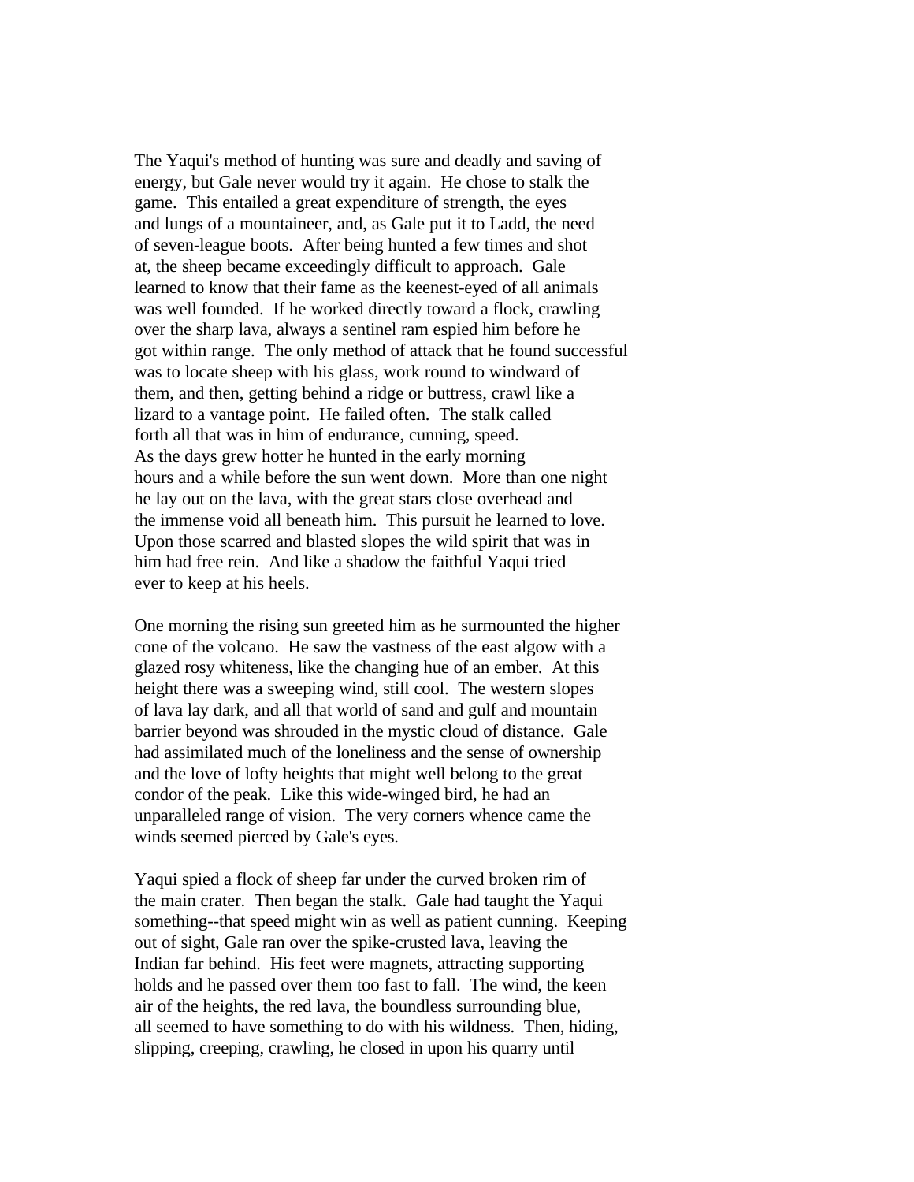The Yaqui's method of hunting was sure and deadly and saving of energy, but Gale never would try it again. He chose to stalk the game. This entailed a great expenditure of strength, the eyes and lungs of a mountaineer, and, as Gale put it to Ladd, the need of seven-league boots. After being hunted a few times and shot at, the sheep became exceedingly difficult to approach. Gale learned to know that their fame as the keenest-eyed of all animals was well founded. If he worked directly toward a flock, crawling over the sharp lava, always a sentinel ram espied him before he got within range. The only method of attack that he found successful was to locate sheep with his glass, work round to windward of them, and then, getting behind a ridge or buttress, crawl like a lizard to a vantage point. He failed often. The stalk called forth all that was in him of endurance, cunning, speed. As the days grew hotter he hunted in the early morning hours and a while before the sun went down. More than one night he lay out on the lava, with the great stars close overhead and the immense void all beneath him. This pursuit he learned to love. Upon those scarred and blasted slopes the wild spirit that was in him had free rein. And like a shadow the faithful Yaqui tried ever to keep at his heels.

One morning the rising sun greeted him as he surmounted the higher cone of the volcano. He saw the vastness of the east algow with a glazed rosy whiteness, like the changing hue of an ember. At this height there was a sweeping wind, still cool. The western slopes of lava lay dark, and all that world of sand and gulf and mountain barrier beyond was shrouded in the mystic cloud of distance. Gale had assimilated much of the loneliness and the sense of ownership and the love of lofty heights that might well belong to the great condor of the peak. Like this wide-winged bird, he had an unparalleled range of vision. The very corners whence came the winds seemed pierced by Gale's eyes.

Yaqui spied a flock of sheep far under the curved broken rim of the main crater. Then began the stalk. Gale had taught the Yaqui something--that speed might win as well as patient cunning. Keeping out of sight, Gale ran over the spike-crusted lava, leaving the Indian far behind. His feet were magnets, attracting supporting holds and he passed over them too fast to fall. The wind, the keen air of the heights, the red lava, the boundless surrounding blue, all seemed to have something to do with his wildness. Then, hiding, slipping, creeping, crawling, he closed in upon his quarry until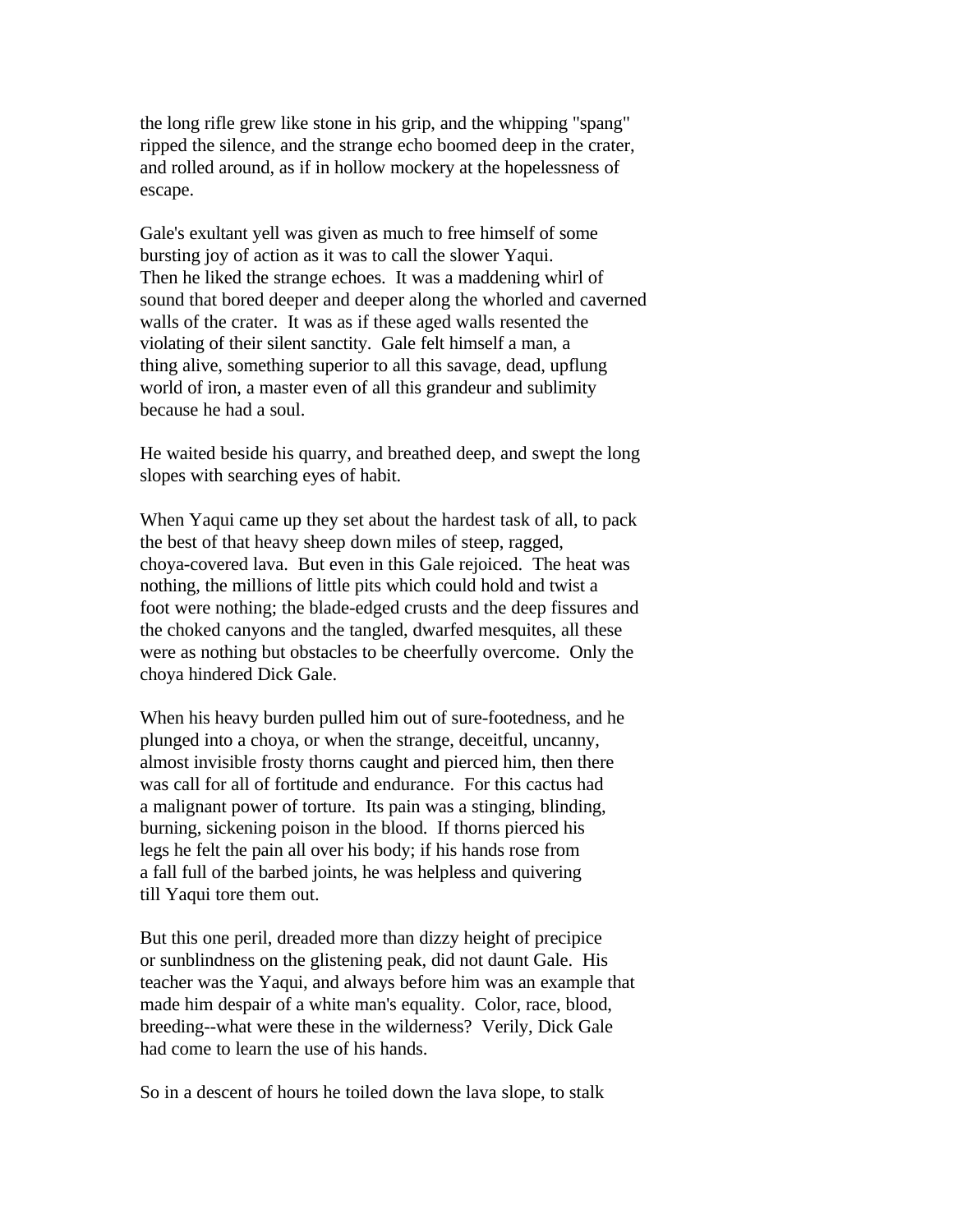the long rifle grew like stone in his grip, and the whipping "spang" ripped the silence, and the strange echo boomed deep in the crater, and rolled around, as if in hollow mockery at the hopelessness of escape.

Gale's exultant yell was given as much to free himself of some bursting joy of action as it was to call the slower Yaqui. Then he liked the strange echoes. It was a maddening whirl of sound that bored deeper and deeper along the whorled and caverned walls of the crater. It was as if these aged walls resented the violating of their silent sanctity. Gale felt himself a man, a thing alive, something superior to all this savage, dead, upflung world of iron, a master even of all this grandeur and sublimity because he had a soul.

He waited beside his quarry, and breathed deep, and swept the long slopes with searching eyes of habit.

When Yaqui came up they set about the hardest task of all, to pack the best of that heavy sheep down miles of steep, ragged, choya-covered lava. But even in this Gale rejoiced. The heat was nothing, the millions of little pits which could hold and twist a foot were nothing; the blade-edged crusts and the deep fissures and the choked canyons and the tangled, dwarfed mesquites, all these were as nothing but obstacles to be cheerfully overcome. Only the choya hindered Dick Gale.

When his heavy burden pulled him out of sure-footedness, and he plunged into a choya, or when the strange, deceitful, uncanny, almost invisible frosty thorns caught and pierced him, then there was call for all of fortitude and endurance. For this cactus had a malignant power of torture. Its pain was a stinging, blinding, burning, sickening poison in the blood. If thorns pierced his legs he felt the pain all over his body; if his hands rose from a fall full of the barbed joints, he was helpless and quivering till Yaqui tore them out.

But this one peril, dreaded more than dizzy height of precipice or sunblindness on the glistening peak, did not daunt Gale. His teacher was the Yaqui, and always before him was an example that made him despair of a white man's equality. Color, race, blood, breeding--what were these in the wilderness? Verily, Dick Gale had come to learn the use of his hands.

So in a descent of hours he toiled down the lava slope, to stalk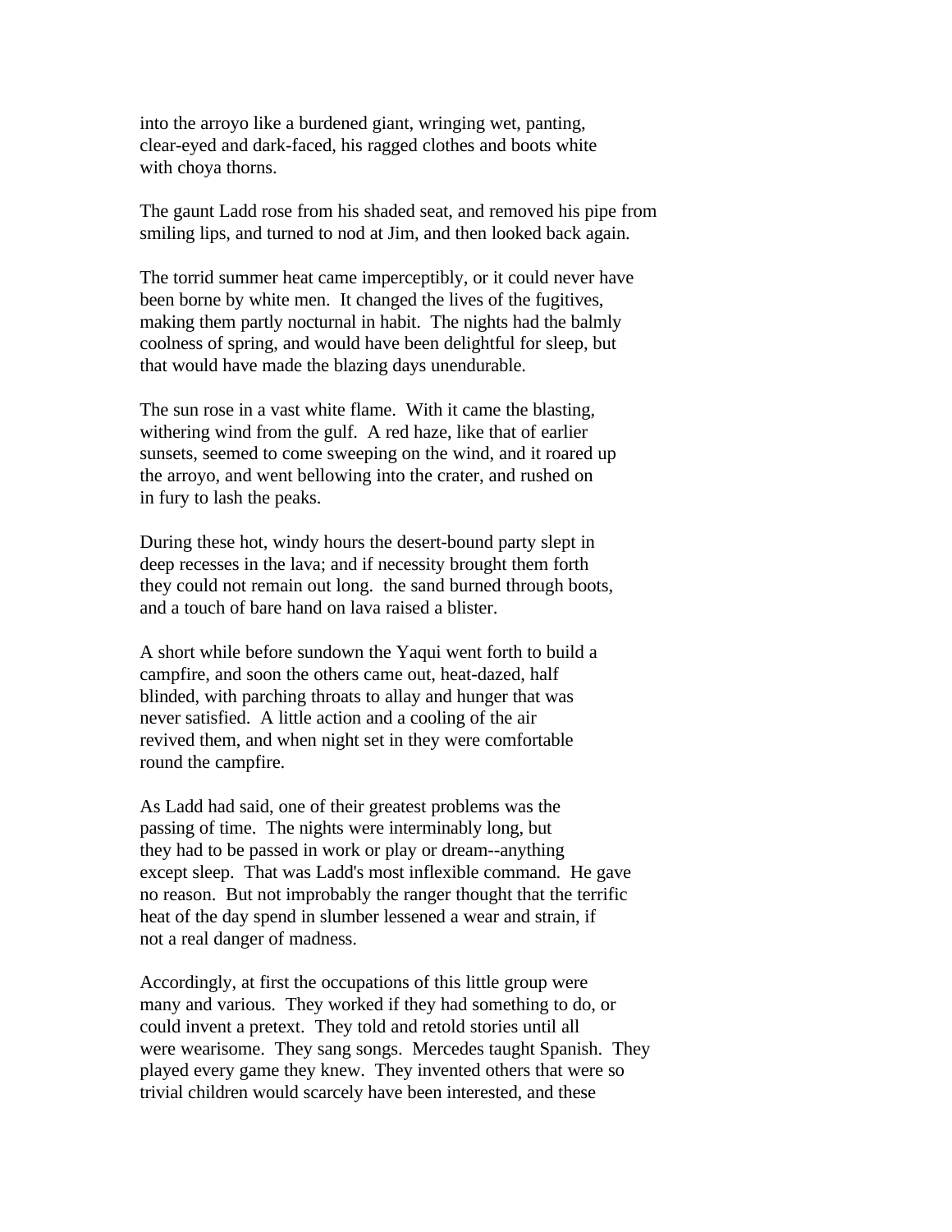into the arroyo like a burdened giant, wringing wet, panting, clear-eyed and dark-faced, his ragged clothes and boots white with choya thorns.

The gaunt Ladd rose from his shaded seat, and removed his pipe from smiling lips, and turned to nod at Jim, and then looked back again.

The torrid summer heat came imperceptibly, or it could never have been borne by white men. It changed the lives of the fugitives, making them partly nocturnal in habit. The nights had the balmly coolness of spring, and would have been delightful for sleep, but that would have made the blazing days unendurable.

The sun rose in a vast white flame. With it came the blasting, withering wind from the gulf. A red haze, like that of earlier sunsets, seemed to come sweeping on the wind, and it roared up the arroyo, and went bellowing into the crater, and rushed on in fury to lash the peaks.

During these hot, windy hours the desert-bound party slept in deep recesses in the lava; and if necessity brought them forth they could not remain out long. the sand burned through boots, and a touch of bare hand on lava raised a blister.

A short while before sundown the Yaqui went forth to build a campfire, and soon the others came out, heat-dazed, half blinded, with parching throats to allay and hunger that was never satisfied. A little action and a cooling of the air revived them, and when night set in they were comfortable round the campfire.

As Ladd had said, one of their greatest problems was the passing of time. The nights were interminably long, but they had to be passed in work or play or dream--anything except sleep. That was Ladd's most inflexible command. He gave no reason. But not improbably the ranger thought that the terrific heat of the day spend in slumber lessened a wear and strain, if not a real danger of madness.

Accordingly, at first the occupations of this little group were many and various. They worked if they had something to do, or could invent a pretext. They told and retold stories until all were wearisome. They sang songs. Mercedes taught Spanish. They played every game they knew. They invented others that were so trivial children would scarcely have been interested, and these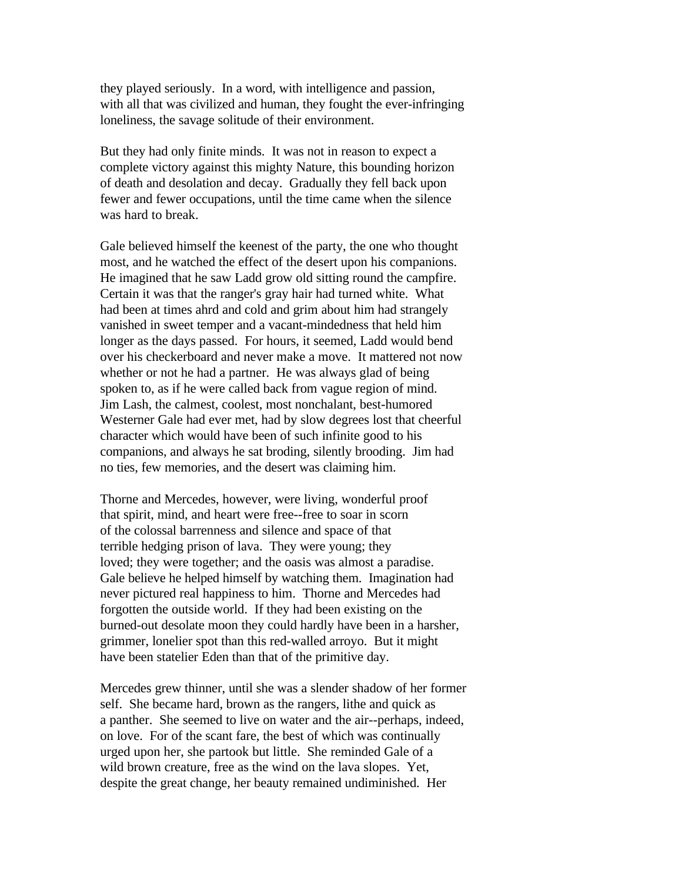they played seriously. In a word, with intelligence and passion, with all that was civilized and human, they fought the ever-infringing loneliness, the savage solitude of their environment.

But they had only finite minds. It was not in reason to expect a complete victory against this mighty Nature, this bounding horizon of death and desolation and decay. Gradually they fell back upon fewer and fewer occupations, until the time came when the silence was hard to break.

Gale believed himself the keenest of the party, the one who thought most, and he watched the effect of the desert upon his companions. He imagined that he saw Ladd grow old sitting round the campfire. Certain it was that the ranger's gray hair had turned white. What had been at times ahrd and cold and grim about him had strangely vanished in sweet temper and a vacant-mindedness that held him longer as the days passed. For hours, it seemed, Ladd would bend over his checkerboard and never make a move. It mattered not now whether or not he had a partner. He was always glad of being spoken to, as if he were called back from vague region of mind. Jim Lash, the calmest, coolest, most nonchalant, best-humored Westerner Gale had ever met, had by slow degrees lost that cheerful character which would have been of such infinite good to his companions, and always he sat broding, silently brooding. Jim had no ties, few memories, and the desert was claiming him.

Thorne and Mercedes, however, were living, wonderful proof that spirit, mind, and heart were free--free to soar in scorn of the colossal barrenness and silence and space of that terrible hedging prison of lava. They were young; they loved; they were together; and the oasis was almost a paradise. Gale believe he helped himself by watching them. Imagination had never pictured real happiness to him. Thorne and Mercedes had forgotten the outside world. If they had been existing on the burned-out desolate moon they could hardly have been in a harsher, grimmer, lonelier spot than this red-walled arroyo. But it might have been statelier Eden than that of the primitive day.

Mercedes grew thinner, until she was a slender shadow of her former self. She became hard, brown as the rangers, lithe and quick as a panther. She seemed to live on water and the air--perhaps, indeed, on love. For of the scant fare, the best of which was continually urged upon her, she partook but little. She reminded Gale of a wild brown creature, free as the wind on the lava slopes. Yet, despite the great change, her beauty remained undiminished. Her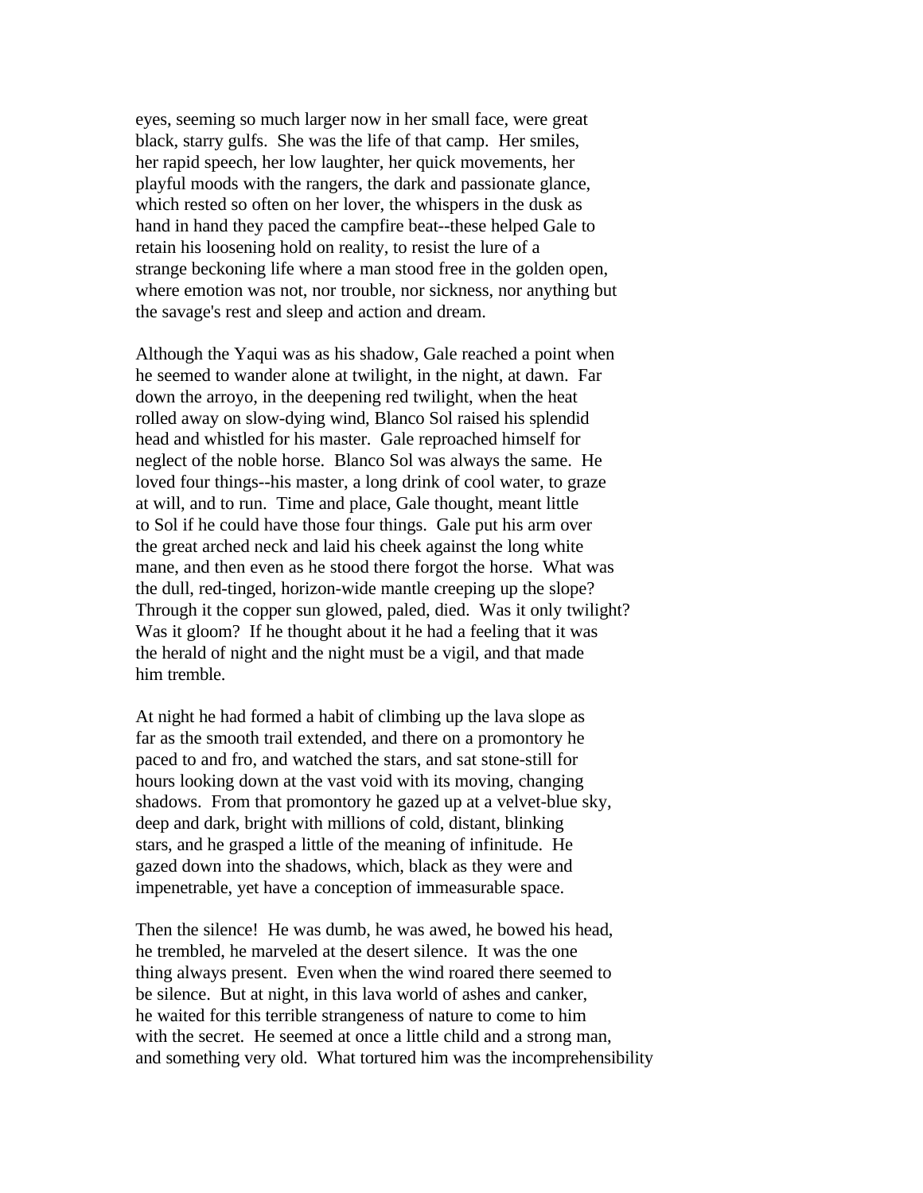eyes, seeming so much larger now in her small face, were great black, starry gulfs. She was the life of that camp. Her smiles, her rapid speech, her low laughter, her quick movements, her playful moods with the rangers, the dark and passionate glance, which rested so often on her lover, the whispers in the dusk as hand in hand they paced the campfire beat--these helped Gale to retain his loosening hold on reality, to resist the lure of a strange beckoning life where a man stood free in the golden open, where emotion was not, nor trouble, nor sickness, nor anything but the savage's rest and sleep and action and dream.

Although the Yaqui was as his shadow, Gale reached a point when he seemed to wander alone at twilight, in the night, at dawn. Far down the arroyo, in the deepening red twilight, when the heat rolled away on slow-dying wind, Blanco Sol raised his splendid head and whistled for his master. Gale reproached himself for neglect of the noble horse. Blanco Sol was always the same. He loved four things--his master, a long drink of cool water, to graze at will, and to run. Time and place, Gale thought, meant little to Sol if he could have those four things. Gale put his arm over the great arched neck and laid his cheek against the long white mane, and then even as he stood there forgot the horse. What was the dull, red-tinged, horizon-wide mantle creeping up the slope? Through it the copper sun glowed, paled, died. Was it only twilight? Was it gloom? If he thought about it he had a feeling that it was the herald of night and the night must be a vigil, and that made him tremble.

At night he had formed a habit of climbing up the lava slope as far as the smooth trail extended, and there on a promontory he paced to and fro, and watched the stars, and sat stone-still for hours looking down at the vast void with its moving, changing shadows. From that promontory he gazed up at a velvet-blue sky, deep and dark, bright with millions of cold, distant, blinking stars, and he grasped a little of the meaning of infinitude. He gazed down into the shadows, which, black as they were and impenetrable, yet have a conception of immeasurable space.

Then the silence! He was dumb, he was awed, he bowed his head, he trembled, he marveled at the desert silence. It was the one thing always present. Even when the wind roared there seemed to be silence. But at night, in this lava world of ashes and canker, he waited for this terrible strangeness of nature to come to him with the secret. He seemed at once a little child and a strong man, and something very old. What tortured him was the incomprehensibility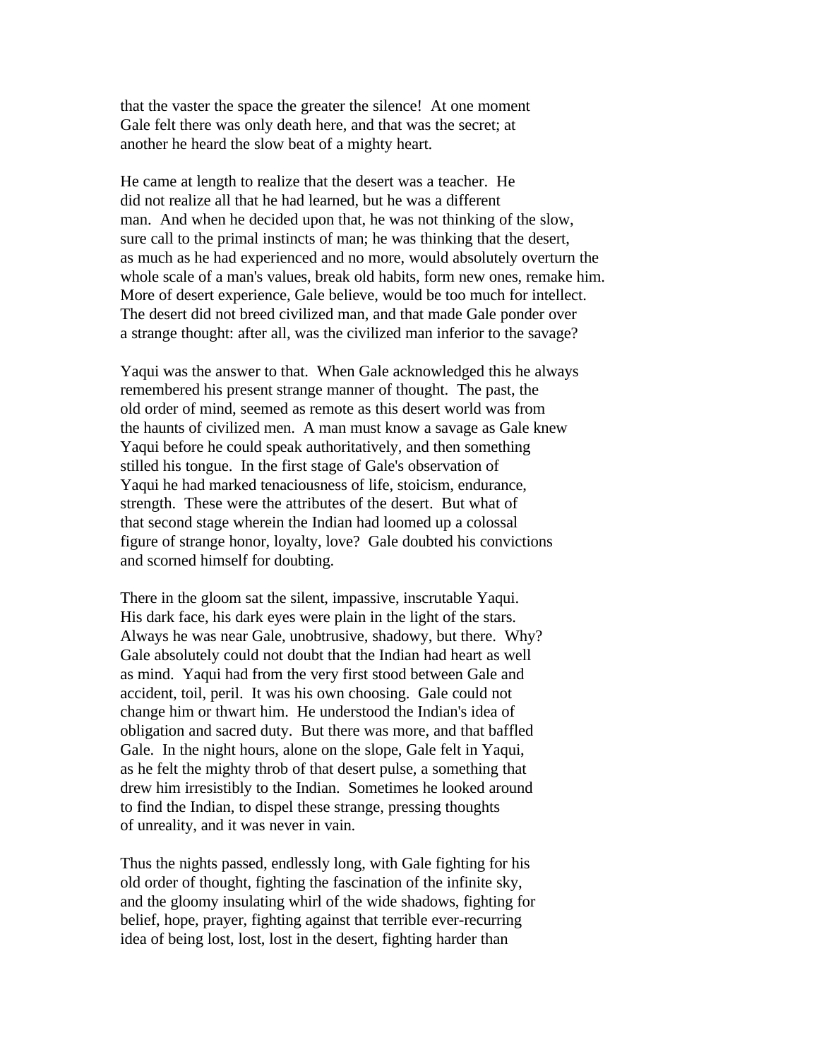that the vaster the space the greater the silence! At one moment Gale felt there was only death here, and that was the secret; at another he heard the slow beat of a mighty heart.

He came at length to realize that the desert was a teacher. He did not realize all that he had learned, but he was a different man. And when he decided upon that, he was not thinking of the slow, sure call to the primal instincts of man; he was thinking that the desert, as much as he had experienced and no more, would absolutely overturn the whole scale of a man's values, break old habits, form new ones, remake him. More of desert experience, Gale believe, would be too much for intellect. The desert did not breed civilized man, and that made Gale ponder over a strange thought: after all, was the civilized man inferior to the savage?

Yaqui was the answer to that. When Gale acknowledged this he always remembered his present strange manner of thought. The past, the old order of mind, seemed as remote as this desert world was from the haunts of civilized men. A man must know a savage as Gale knew Yaqui before he could speak authoritatively, and then something stilled his tongue. In the first stage of Gale's observation of Yaqui he had marked tenaciousness of life, stoicism, endurance, strength. These were the attributes of the desert. But what of that second stage wherein the Indian had loomed up a colossal figure of strange honor, loyalty, love? Gale doubted his convictions and scorned himself for doubting.

There in the gloom sat the silent, impassive, inscrutable Yaqui. His dark face, his dark eyes were plain in the light of the stars. Always he was near Gale, unobtrusive, shadowy, but there. Why? Gale absolutely could not doubt that the Indian had heart as well as mind. Yaqui had from the very first stood between Gale and accident, toil, peril. It was his own choosing. Gale could not change him or thwart him. He understood the Indian's idea of obligation and sacred duty. But there was more, and that baffled Gale. In the night hours, alone on the slope, Gale felt in Yaqui, as he felt the mighty throb of that desert pulse, a something that drew him irresistibly to the Indian. Sometimes he looked around to find the Indian, to dispel these strange, pressing thoughts of unreality, and it was never in vain.

Thus the nights passed, endlessly long, with Gale fighting for his old order of thought, fighting the fascination of the infinite sky, and the gloomy insulating whirl of the wide shadows, fighting for belief, hope, prayer, fighting against that terrible ever-recurring idea of being lost, lost, lost in the desert, fighting harder than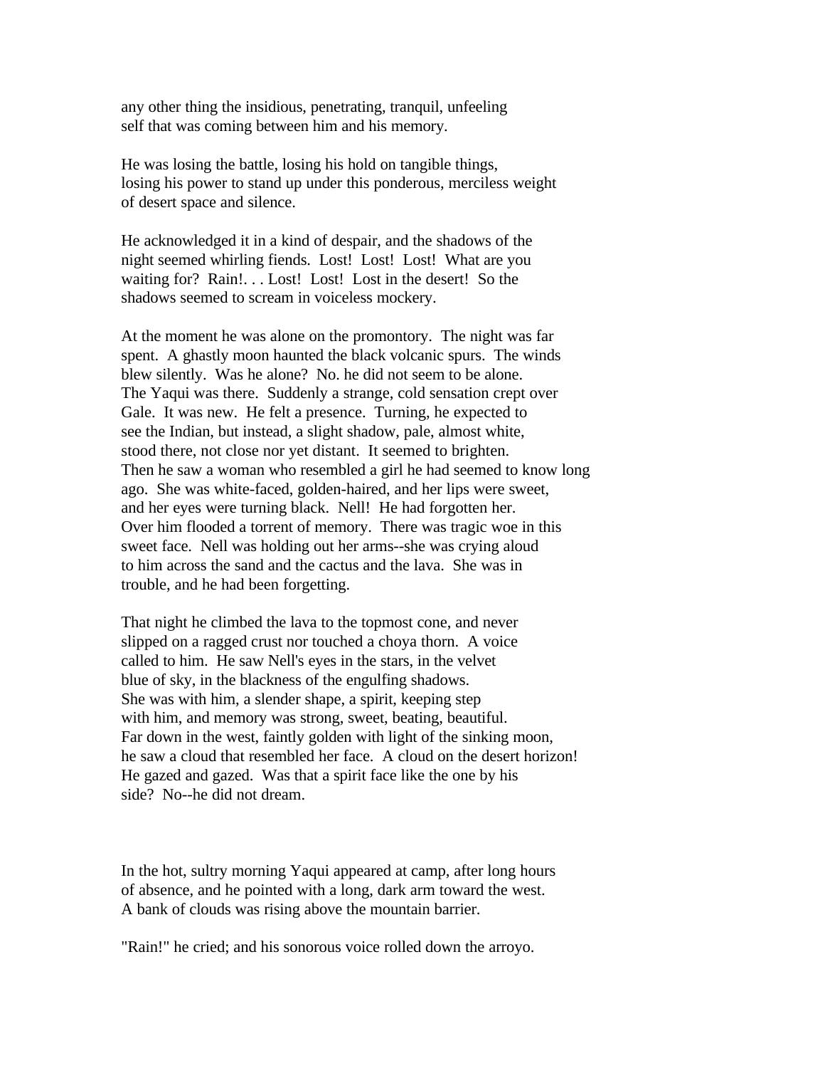any other thing the insidious, penetrating, tranquil, unfeeling self that was coming between him and his memory.

He was losing the battle, losing his hold on tangible things, losing his power to stand up under this ponderous, merciless weight of desert space and silence.

He acknowledged it in a kind of despair, and the shadows of the night seemed whirling fiends. Lost! Lost! Lost! What are you waiting for? Rain!. . . Lost! Lost! Lost in the desert! So the shadows seemed to scream in voiceless mockery.

At the moment he was alone on the promontory. The night was far spent. A ghastly moon haunted the black volcanic spurs. The winds blew silently. Was he alone? No. he did not seem to be alone. The Yaqui was there. Suddenly a strange, cold sensation crept over Gale. It was new. He felt a presence. Turning, he expected to see the Indian, but instead, a slight shadow, pale, almost white, stood there, not close nor yet distant. It seemed to brighten. Then he saw a woman who resembled a girl he had seemed to know long ago. She was white-faced, golden-haired, and her lips were sweet, and her eyes were turning black. Nell! He had forgotten her. Over him flooded a torrent of memory. There was tragic woe in this sweet face. Nell was holding out her arms--she was crying aloud to him across the sand and the cactus and the lava. She was in trouble, and he had been forgetting.

That night he climbed the lava to the topmost cone, and never slipped on a ragged crust nor touched a choya thorn. A voice called to him. He saw Nell's eyes in the stars, in the velvet blue of sky, in the blackness of the engulfing shadows. She was with him, a slender shape, a spirit, keeping step with him, and memory was strong, sweet, beating, beautiful. Far down in the west, faintly golden with light of the sinking moon, he saw a cloud that resembled her face. A cloud on the desert horizon! He gazed and gazed. Was that a spirit face like the one by his side? No--he did not dream.

In the hot, sultry morning Yaqui appeared at camp, after long hours of absence, and he pointed with a long, dark arm toward the west. A bank of clouds was rising above the mountain barrier.

"Rain!" he cried; and his sonorous voice rolled down the arroyo.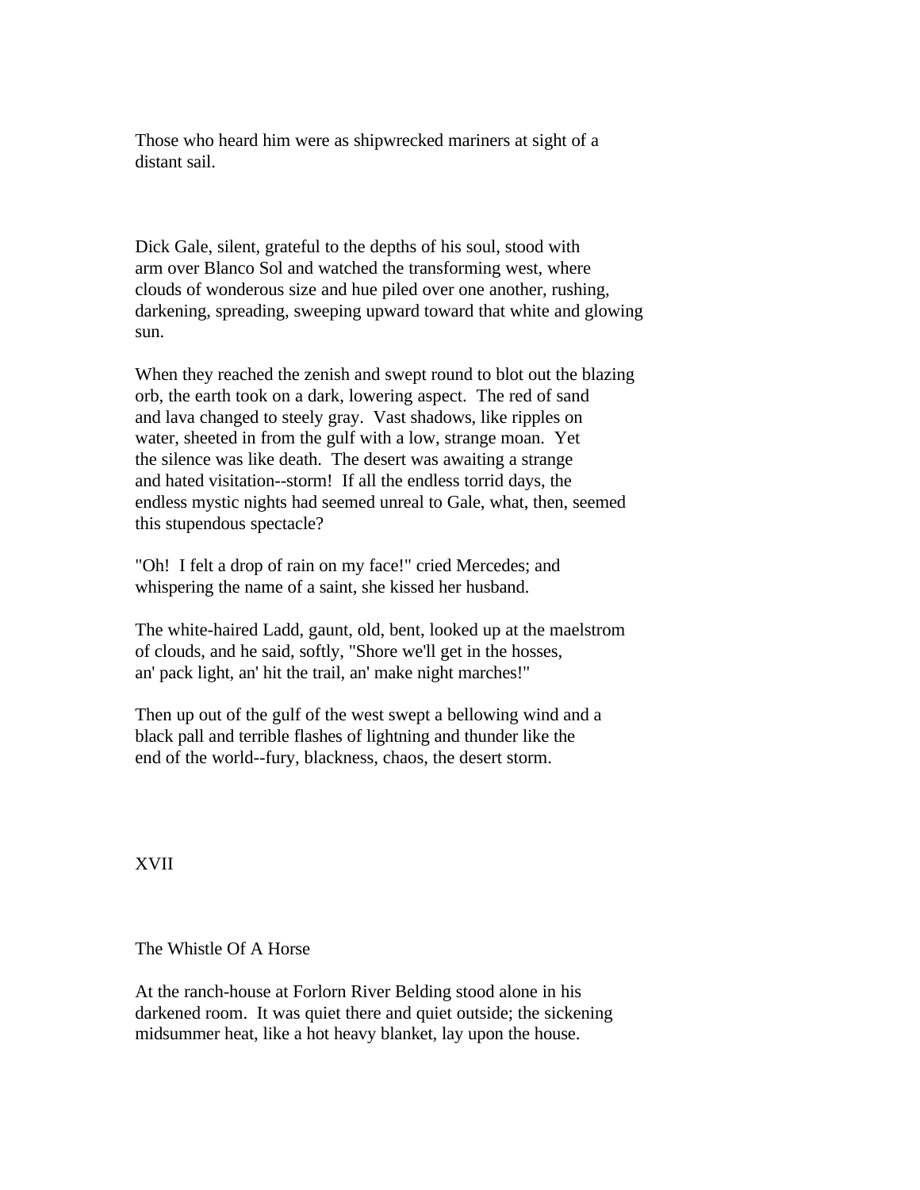Those who heard him were as shipwrecked mariners at sight of a distant sail.

Dick Gale, silent, grateful to the depths of his soul, stood with arm over Blanco Sol and watched the transforming west, where clouds of wonderous size and hue piled over one another, rushing, darkening, spreading, sweeping upward toward that white and glowing sun.

When they reached the zenish and swept round to blot out the blazing orb, the earth took on a dark, lowering aspect. The red of sand and lava changed to steely gray. Vast shadows, like ripples on water, sheeted in from the gulf with a low, strange moan. Yet the silence was like death. The desert was awaiting a strange and hated visitation--storm! If all the endless torrid days, the endless mystic nights had seemed unreal to Gale, what, then, seemed this stupendous spectacle?

"Oh! I felt a drop of rain on my face!" cried Mercedes; and whispering the name of a saint, she kissed her husband.

The white-haired Ladd, gaunt, old, bent, looked up at the maelstrom of clouds, and he said, softly, "Shore we'll get in the hosses, an' pack light, an' hit the trail, an' make night marches!"

Then up out of the gulf of the west swept a bellowing wind and a black pall and terrible flashes of lightning and thunder like the end of the world--fury, blackness, chaos, the desert storm.

## XVII

### The Whistle Of A Horse

At the ranch-house at Forlorn River Belding stood alone in his darkened room. It was quiet there and quiet outside; the sickening midsummer heat, like a hot heavy blanket, lay upon the house.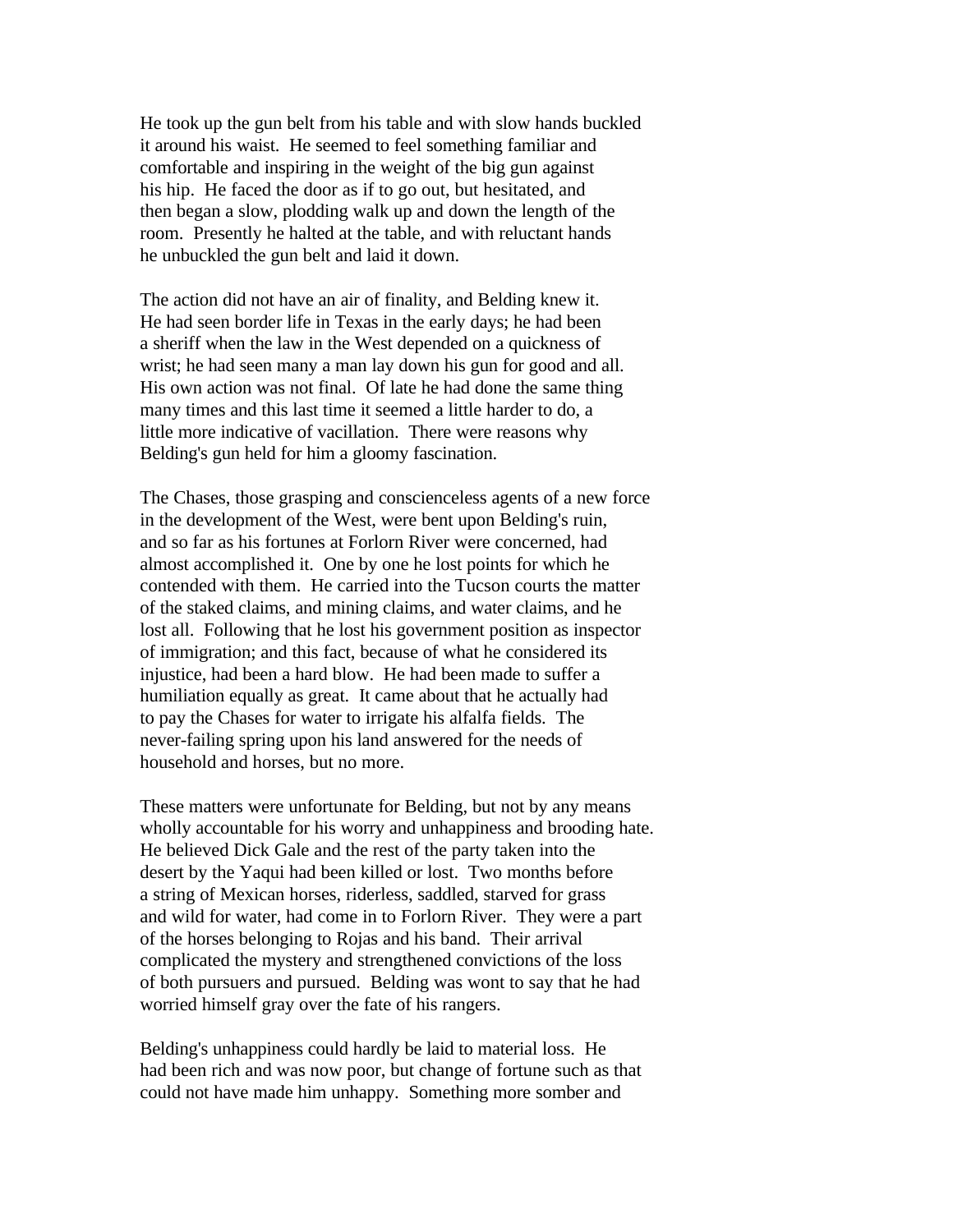He took up the gun belt from his table and with slow hands buckled it around his waist. He seemed to feel something familiar and comfortable and inspiring in the weight of the big gun against his hip. He faced the door as if to go out, but hesitated, and then began a slow, plodding walk up and down the length of the room. Presently he halted at the table, and with reluctant hands he unbuckled the gun belt and laid it down.

The action did not have an air of finality, and Belding knew it. He had seen border life in Texas in the early days; he had been a sheriff when the law in the West depended on a quickness of wrist; he had seen many a man lay down his gun for good and all. His own action was not final. Of late he had done the same thing many times and this last time it seemed a little harder to do, a little more indicative of vacillation. There were reasons why Belding's gun held for him a gloomy fascination.

The Chases, those grasping and conscienceless agents of a new force in the development of the West, were bent upon Belding's ruin, and so far as his fortunes at Forlorn River were concerned, had almost accomplished it. One by one he lost points for which he contended with them. He carried into the Tucson courts the matter of the staked claims, and mining claims, and water claims, and he lost all. Following that he lost his government position as inspector of immigration; and this fact, because of what he considered its injustice, had been a hard blow. He had been made to suffer a humiliation equally as great. It came about that he actually had to pay the Chases for water to irrigate his alfalfa fields. The never-failing spring upon his land answered for the needs of household and horses, but no more.

These matters were unfortunate for Belding, but not by any means wholly accountable for his worry and unhappiness and brooding hate. He believed Dick Gale and the rest of the party taken into the desert by the Yaqui had been killed or lost. Two months before a string of Mexican horses, riderless, saddled, starved for grass and wild for water, had come in to Forlorn River. They were a part of the horses belonging to Rojas and his band. Their arrival complicated the mystery and strengthened convictions of the loss of both pursuers and pursued. Belding was wont to say that he had worried himself gray over the fate of his rangers.

Belding's unhappiness could hardly be laid to material loss. He had been rich and was now poor, but change of fortune such as that could not have made him unhappy. Something more somber and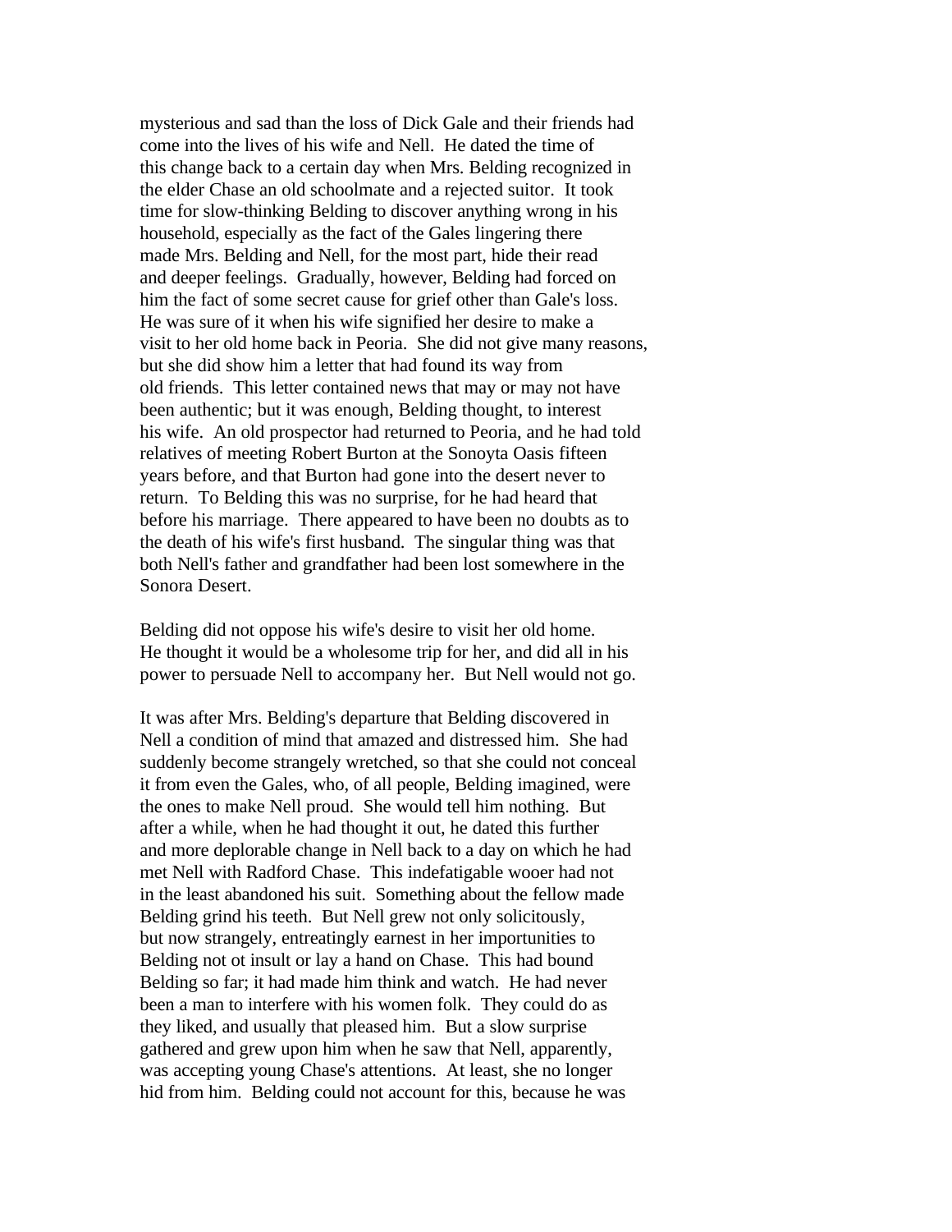mysterious and sad than the loss of Dick Gale and their friends had come into the lives of his wife and Nell. He dated the time of this change back to a certain day when Mrs. Belding recognized in the elder Chase an old schoolmate and a rejected suitor. It took time for slow-thinking Belding to discover anything wrong in his household, especially as the fact of the Gales lingering there made Mrs. Belding and Nell, for the most part, hide their read and deeper feelings. Gradually, however, Belding had forced on him the fact of some secret cause for grief other than Gale's loss. He was sure of it when his wife signified her desire to make a visit to her old home back in Peoria. She did not give many reasons, but she did show him a letter that had found its way from old friends. This letter contained news that may or may not have been authentic; but it was enough, Belding thought, to interest his wife. An old prospector had returned to Peoria, and he had told relatives of meeting Robert Burton at the Sonoyta Oasis fifteen years before, and that Burton had gone into the desert never to return. To Belding this was no surprise, for he had heard that before his marriage. There appeared to have been no doubts as to the death of his wife's first husband. The singular thing was that both Nell's father and grandfather had been lost somewhere in the Sonora Desert.

Belding did not oppose his wife's desire to visit her old home. He thought it would be a wholesome trip for her, and did all in his power to persuade Nell to accompany her. But Nell would not go.

It was after Mrs. Belding's departure that Belding discovered in Nell a condition of mind that amazed and distressed him. She had suddenly become strangely wretched, so that she could not conceal it from even the Gales, who, of all people, Belding imagined, were the ones to make Nell proud. She would tell him nothing. But after a while, when he had thought it out, he dated this further and more deplorable change in Nell back to a day on which he had met Nell with Radford Chase. This indefatigable wooer had not in the least abandoned his suit. Something about the fellow made Belding grind his teeth. But Nell grew not only solicitously, but now strangely, entreatingly earnest in her importunities to Belding not ot insult or lay a hand on Chase. This had bound Belding so far; it had made him think and watch. He had never been a man to interfere with his women folk. They could do as they liked, and usually that pleased him. But a slow surprise gathered and grew upon him when he saw that Nell, apparently, was accepting young Chase's attentions. At least, she no longer hid from him. Belding could not account for this, because he was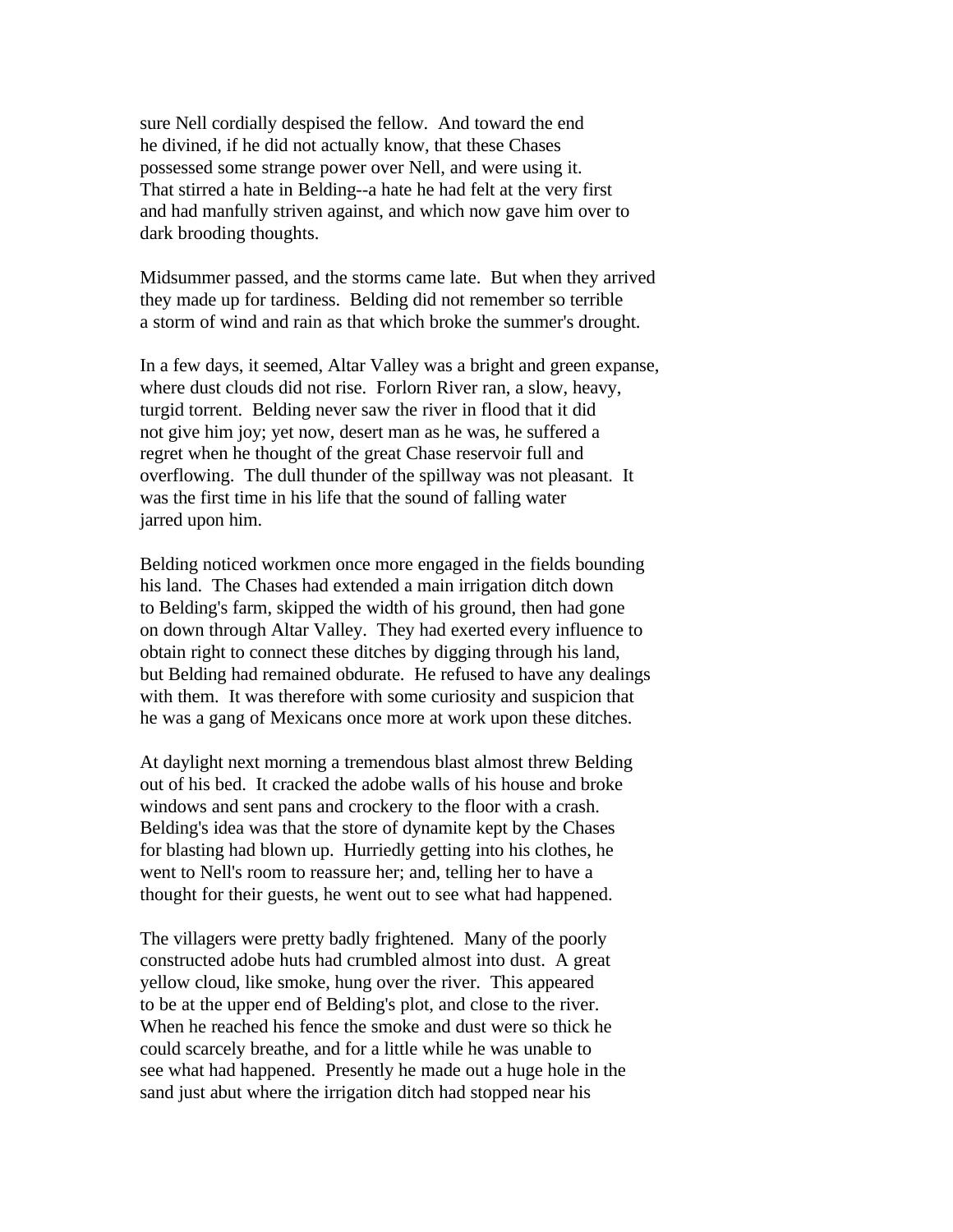sure Nell cordially despised the fellow. And toward the end he divined, if he did not actually know, that these Chases possessed some strange power over Nell, and were using it. That stirred a hate in Belding--a hate he had felt at the very first and had manfully striven against, and which now gave him over to dark brooding thoughts.

Midsummer passed, and the storms came late. But when they arrived they made up for tardiness. Belding did not remember so terrible a storm of wind and rain as that which broke the summer's drought.

In a few days, it seemed, Altar Valley was a bright and green expanse, where dust clouds did not rise. Forlorn River ran, a slow, heavy, turgid torrent. Belding never saw the river in flood that it did not give him joy; yet now, desert man as he was, he suffered a regret when he thought of the great Chase reservoir full and overflowing. The dull thunder of the spillway was not pleasant. It was the first time in his life that the sound of falling water jarred upon him.

Belding noticed workmen once more engaged in the fields bounding his land. The Chases had extended a main irrigation ditch down to Belding's farm, skipped the width of his ground, then had gone on down through Altar Valley. They had exerted every influence to obtain right to connect these ditches by digging through his land, but Belding had remained obdurate. He refused to have any dealings with them. It was therefore with some curiosity and suspicion that he was a gang of Mexicans once more at work upon these ditches.

At daylight next morning a tremendous blast almost threw Belding out of his bed. It cracked the adobe walls of his house and broke windows and sent pans and crockery to the floor with a crash. Belding's idea was that the store of dynamite kept by the Chases for blasting had blown up. Hurriedly getting into his clothes, he went to Nell's room to reassure her; and, telling her to have a thought for their guests, he went out to see what had happened.

The villagers were pretty badly frightened. Many of the poorly constructed adobe huts had crumbled almost into dust. A great yellow cloud, like smoke, hung over the river. This appeared to be at the upper end of Belding's plot, and close to the river. When he reached his fence the smoke and dust were so thick he could scarcely breathe, and for a little while he was unable to see what had happened. Presently he made out a huge hole in the sand just abut where the irrigation ditch had stopped near his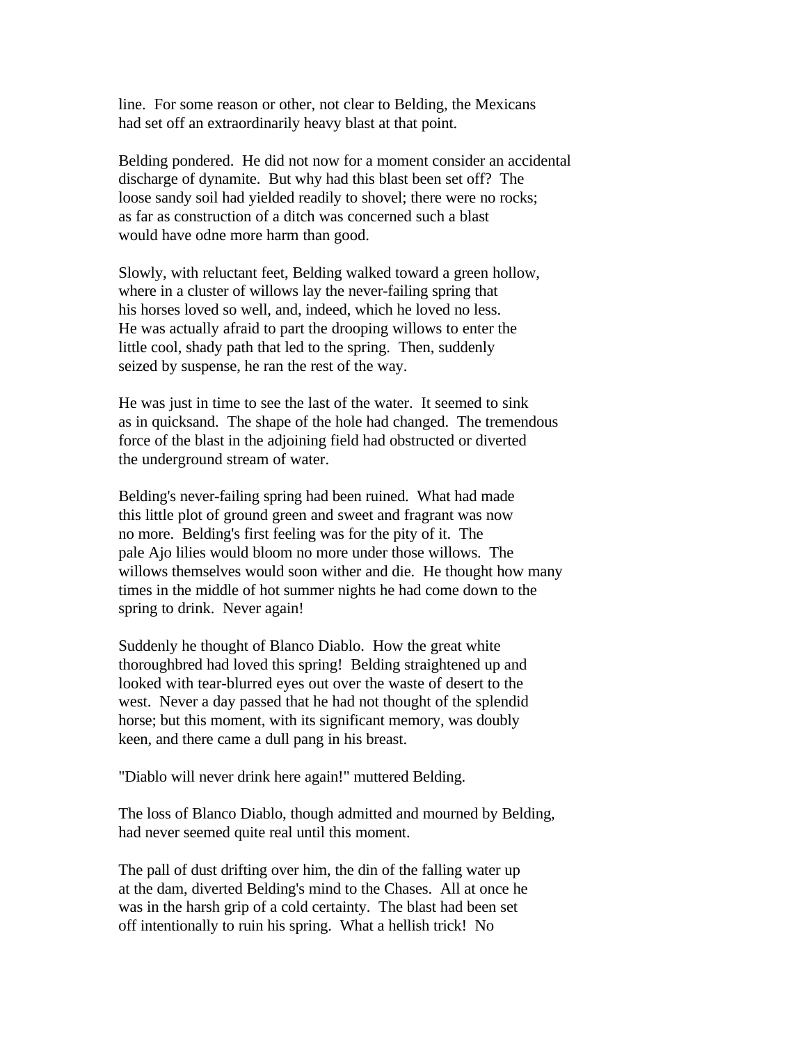line. For some reason or other, not clear to Belding, the Mexicans had set off an extraordinarily heavy blast at that point.

Belding pondered. He did not now for a moment consider an accidental discharge of dynamite. But why had this blast been set off? The loose sandy soil had yielded readily to shovel; there were no rocks; as far as construction of a ditch was concerned such a blast would have odne more harm than good.

Slowly, with reluctant feet, Belding walked toward a green hollow, where in a cluster of willows lay the never-failing spring that his horses loved so well, and, indeed, which he loved no less. He was actually afraid to part the drooping willows to enter the little cool, shady path that led to the spring. Then, suddenly seized by suspense, he ran the rest of the way.

He was just in time to see the last of the water. It seemed to sink as in quicksand. The shape of the hole had changed. The tremendous force of the blast in the adjoining field had obstructed or diverted the underground stream of water.

Belding's never-failing spring had been ruined. What had made this little plot of ground green and sweet and fragrant was now no more. Belding's first feeling was for the pity of it. The pale Ajo lilies would bloom no more under those willows. The willows themselves would soon wither and die. He thought how many times in the middle of hot summer nights he had come down to the spring to drink. Never again!

Suddenly he thought of Blanco Diablo. How the great white thoroughbred had loved this spring! Belding straightened up and looked with tear-blurred eyes out over the waste of desert to the west. Never a day passed that he had not thought of the splendid horse; but this moment, with its significant memory, was doubly keen, and there came a dull pang in his breast.

"Diablo will never drink here again!" muttered Belding.

The loss of Blanco Diablo, though admitted and mourned by Belding, had never seemed quite real until this moment.

The pall of dust drifting over him, the din of the falling water up at the dam, diverted Belding's mind to the Chases. All at once he was in the harsh grip of a cold certainty. The blast had been set off intentionally to ruin his spring. What a hellish trick! No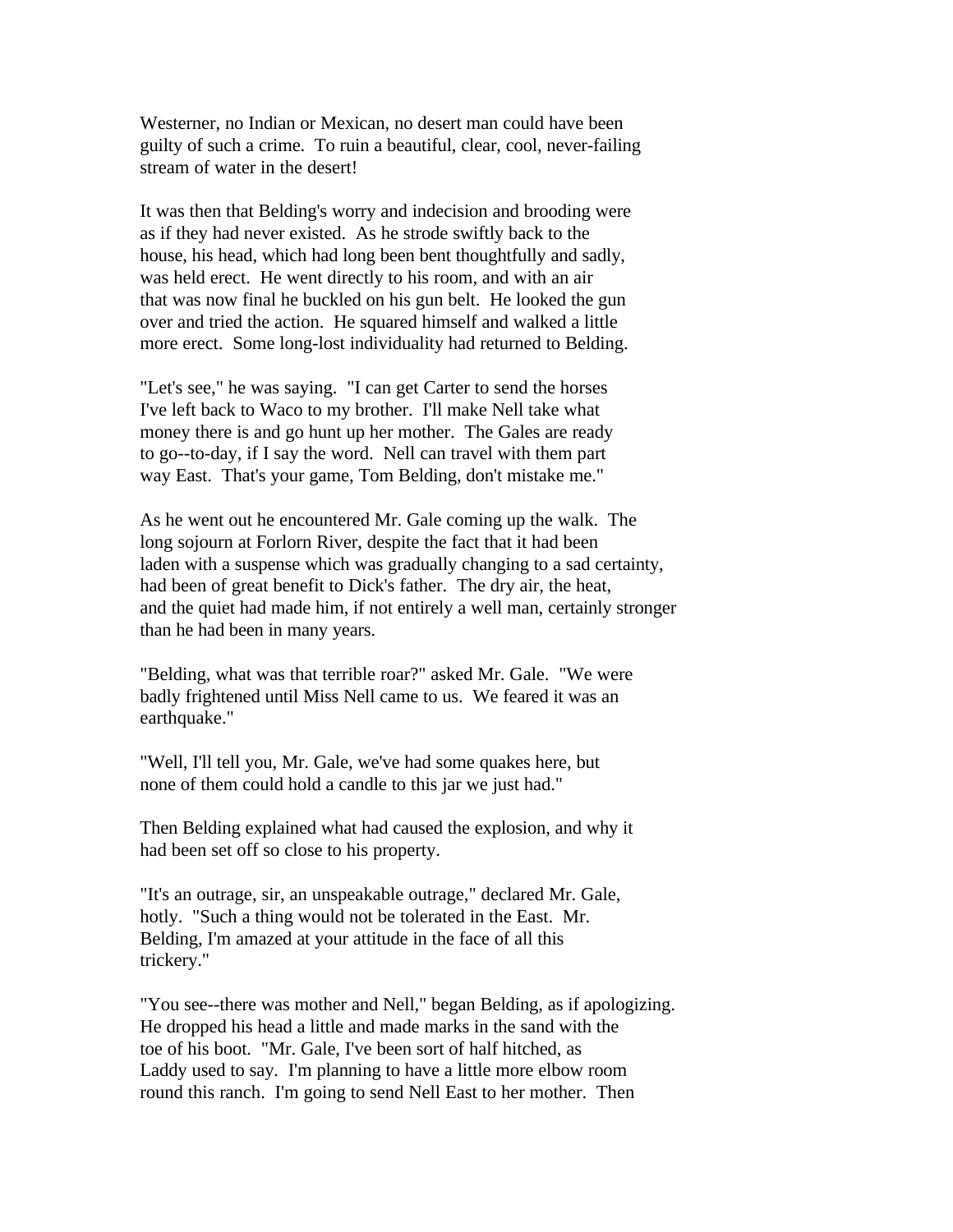Westerner, no Indian or Mexican, no desert man could have been guilty of such a crime. To ruin a beautiful, clear, cool, never-failing stream of water in the desert!

It was then that Belding's worry and indecision and brooding were as if they had never existed. As he strode swiftly back to the house, his head, which had long been bent thoughtfully and sadly, was held erect. He went directly to his room, and with an air that was now final he buckled on his gun belt. He looked the gun over and tried the action. He squared himself and walked a little more erect. Some long-lost individuality had returned to Belding.

"Let's see," he was saying. "I can get Carter to send the horses I've left back to Waco to my brother. I'll make Nell take what money there is and go hunt up her mother. The Gales are ready to go--to-day, if I say the word. Nell can travel with them part way East. That's your game, Tom Belding, don't mistake me."

As he went out he encountered Mr. Gale coming up the walk. The long sojourn at Forlorn River, despite the fact that it had been laden with a suspense which was gradually changing to a sad certainty, had been of great benefit to Dick's father. The dry air, the heat, and the quiet had made him, if not entirely a well man, certainly stronger than he had been in many years.

"Belding, what was that terrible roar?" asked Mr. Gale. "We were badly frightened until Miss Nell came to us. We feared it was an earthquake."

"Well, I'll tell you, Mr. Gale, we've had some quakes here, but none of them could hold a candle to this jar we just had."

Then Belding explained what had caused the explosion, and why it had been set off so close to his property.

"It's an outrage, sir, an unspeakable outrage," declared Mr. Gale, hotly. "Such a thing would not be tolerated in the East. Mr. Belding, I'm amazed at your attitude in the face of all this trickery."

"You see--there was mother and Nell," began Belding, as if apologizing. He dropped his head a little and made marks in the sand with the toe of his boot. "Mr. Gale, I've been sort of half hitched, as Laddy used to say. I'm planning to have a little more elbow room round this ranch. I'm going to send Nell East to her mother. Then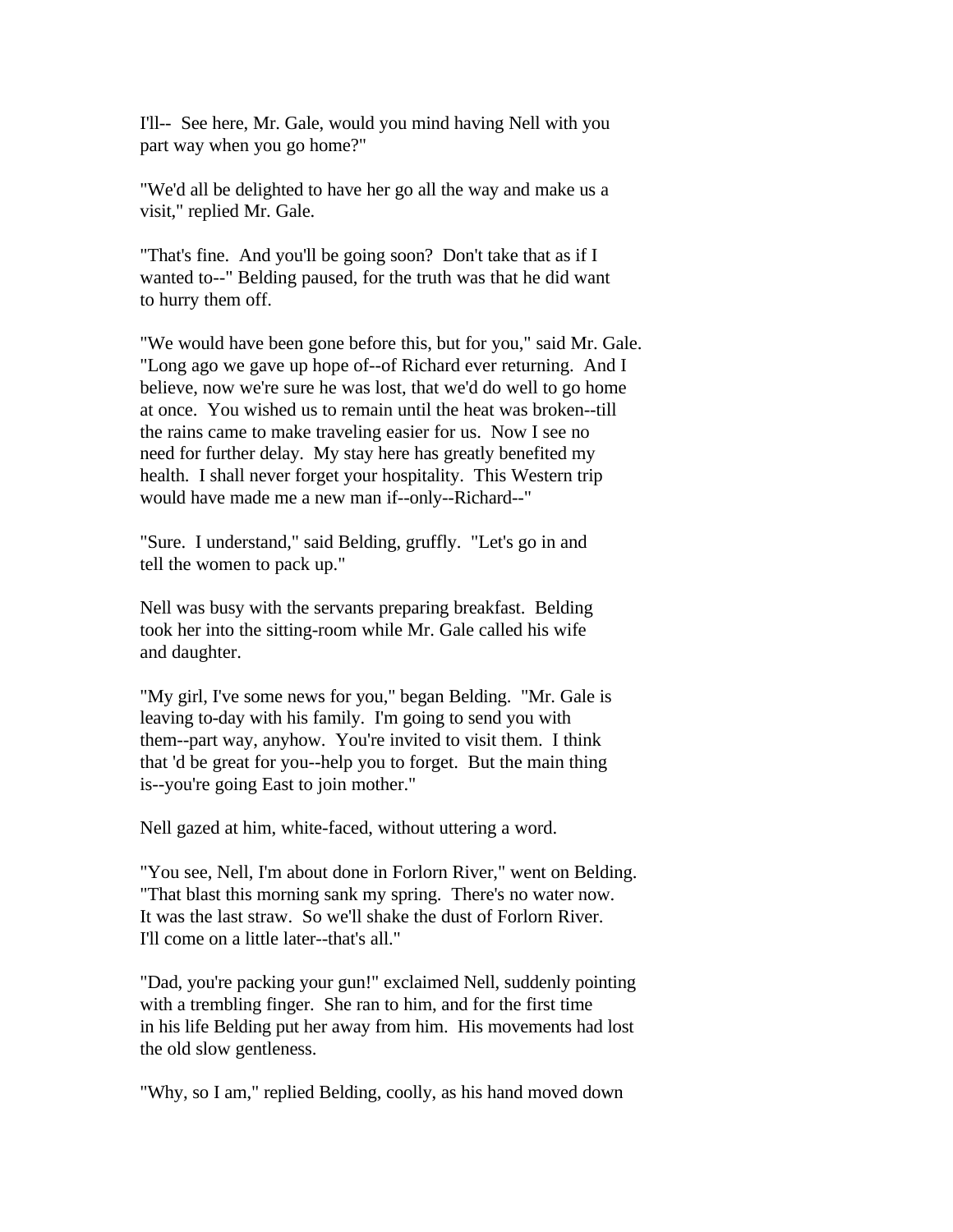I'll-- See here, Mr. Gale, would you mind having Nell with you part way when you go home?"

"We'd all be delighted to have her go all the way and make us a visit," replied Mr. Gale.

"That's fine. And you'll be going soon? Don't take that as if I wanted to--" Belding paused, for the truth was that he did want to hurry them off.

"We would have been gone before this, but for you," said Mr. Gale. "Long ago we gave up hope of--of Richard ever returning. And I believe, now we're sure he was lost, that we'd do well to go home at once. You wished us to remain until the heat was broken--till the rains came to make traveling easier for us. Now I see no need for further delay. My stay here has greatly benefited my health. I shall never forget your hospitality. This Western trip would have made me a new man if--only--Richard--"

"Sure. I understand," said Belding, gruffly. "Let's go in and tell the women to pack up."

Nell was busy with the servants preparing breakfast. Belding took her into the sitting-room while Mr. Gale called his wife and daughter.

"My girl, I've some news for you," began Belding. "Mr. Gale is leaving to-day with his family. I'm going to send you with them--part way, anyhow. You're invited to visit them. I think that 'd be great for you--help you to forget. But the main thing is--you're going East to join mother."

Nell gazed at him, white-faced, without uttering a word.

"You see, Nell, I'm about done in Forlorn River," went on Belding. "That blast this morning sank my spring. There's no water now. It was the last straw. So we'll shake the dust of Forlorn River. I'll come on a little later--that's all."

"Dad, you're packing your gun!" exclaimed Nell, suddenly pointing with a trembling finger. She ran to him, and for the first time in his life Belding put her away from him. His movements had lost the old slow gentleness.

"Why, so I am," replied Belding, coolly, as his hand moved down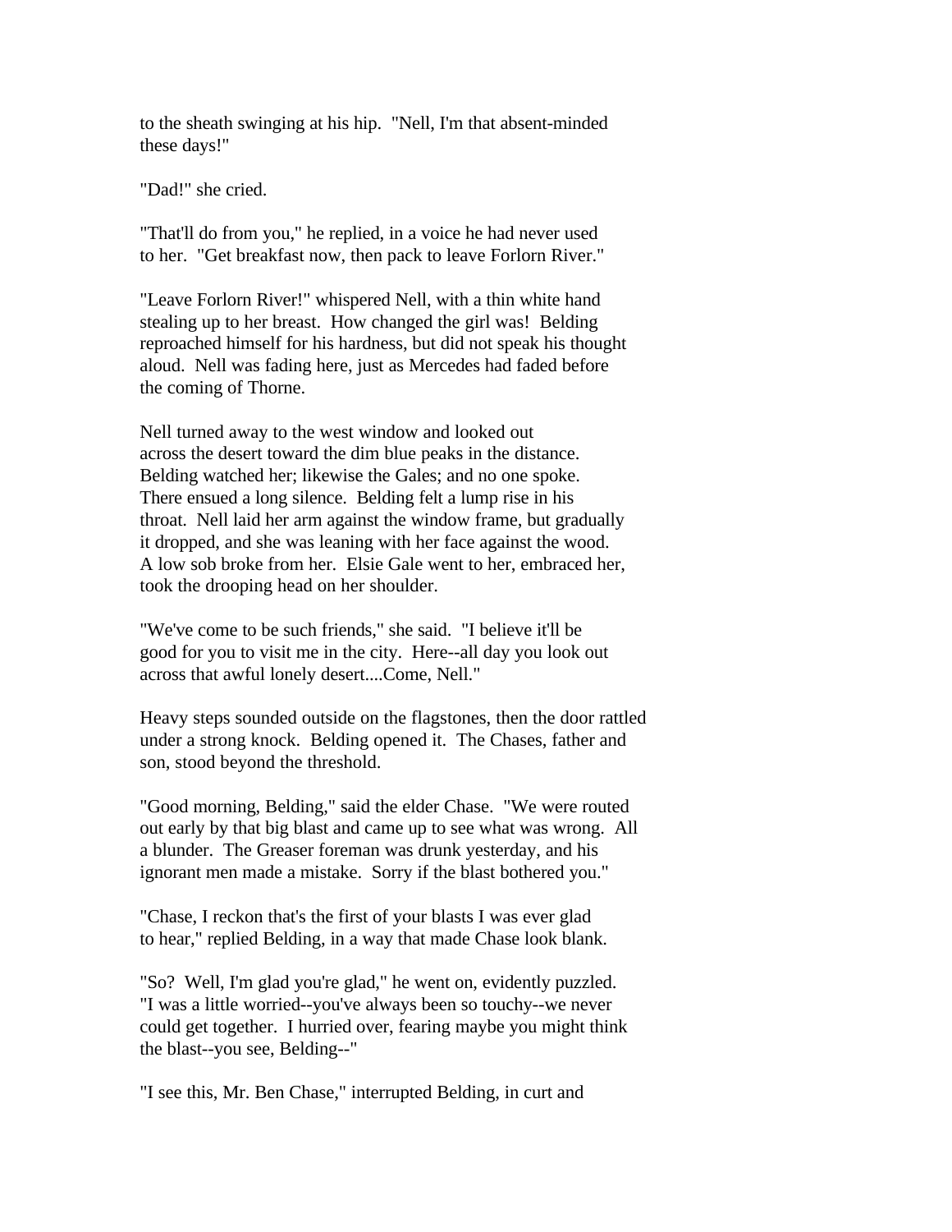to the sheath swinging at his hip. "Nell, I'm that absent-minded these days!"

"Dad!" she cried.

"That'll do from you," he replied, in a voice he had never used to her. "Get breakfast now, then pack to leave Forlorn River."

"Leave Forlorn River!" whispered Nell, with a thin white hand stealing up to her breast. How changed the girl was! Belding reproached himself for his hardness, but did not speak his thought aloud. Nell was fading here, just as Mercedes had faded before the coming of Thorne.

Nell turned away to the west window and looked out across the desert toward the dim blue peaks in the distance. Belding watched her; likewise the Gales; and no one spoke. There ensued a long silence. Belding felt a lump rise in his throat. Nell laid her arm against the window frame, but gradually it dropped, and she was leaning with her face against the wood. A low sob broke from her. Elsie Gale went to her, embraced her, took the drooping head on her shoulder.

"We've come to be such friends," she said. "I believe it'll be good for you to visit me in the city. Here--all day you look out across that awful lonely desert....Come, Nell."

Heavy steps sounded outside on the flagstones, then the door rattled under a strong knock. Belding opened it. The Chases, father and son, stood beyond the threshold.

"Good morning, Belding," said the elder Chase. "We were routed out early by that big blast and came up to see what was wrong. All a blunder. The Greaser foreman was drunk yesterday, and his ignorant men made a mistake. Sorry if the blast bothered you."

"Chase, I reckon that's the first of your blasts I was ever glad to hear," replied Belding, in a way that made Chase look blank.

"So? Well, I'm glad you're glad," he went on, evidently puzzled. "I was a little worried--you've always been so touchy--we never could get together. I hurried over, fearing maybe you might think the blast--you see, Belding--"

"I see this, Mr. Ben Chase," interrupted Belding, in curt and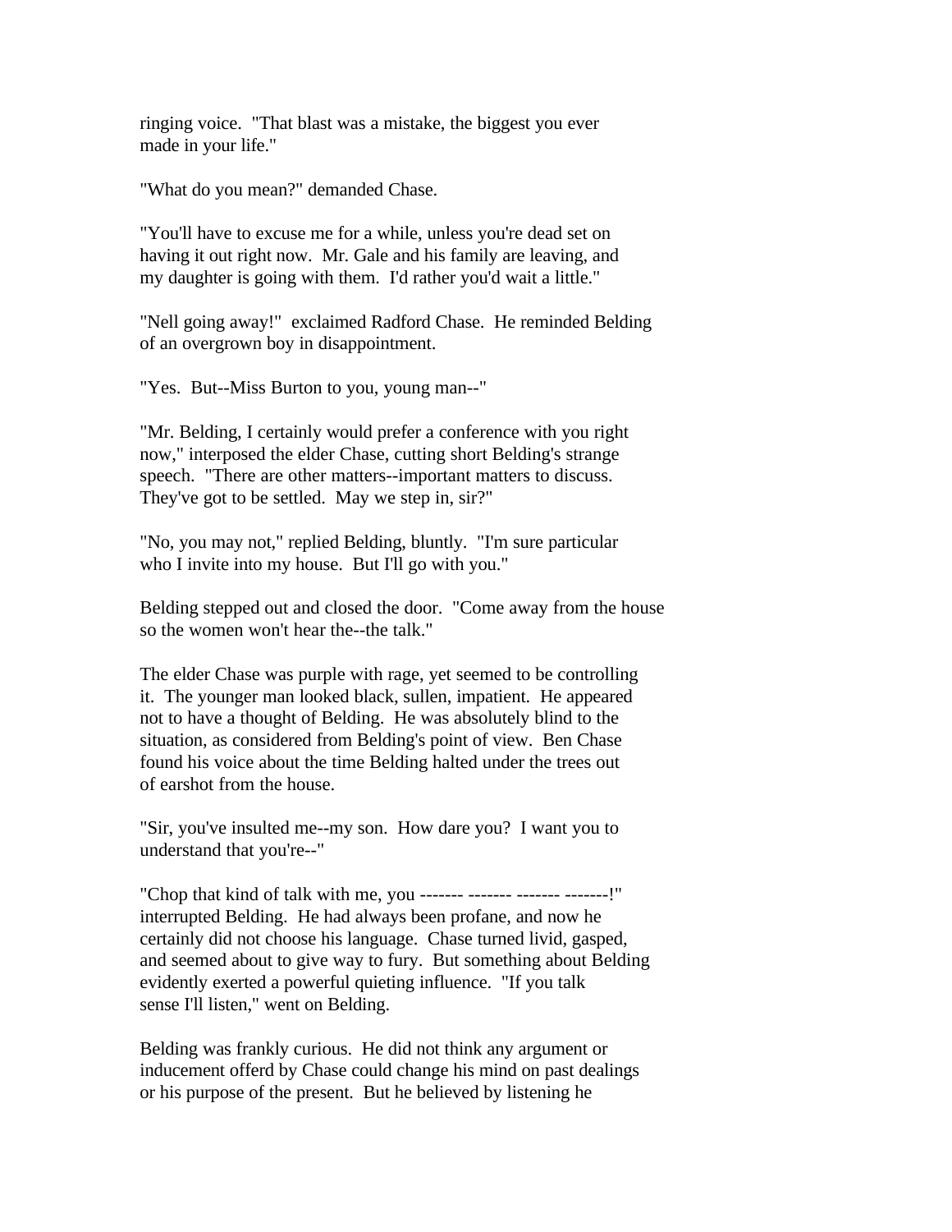ringing voice. "That blast was a mistake, the biggest you ever made in your life."

"What do you mean?" demanded Chase.

"You'll have to excuse me for a while, unless you're dead set on having it out right now. Mr. Gale and his family are leaving, and my daughter is going with them. I'd rather you'd wait a little."

"Nell going away!" exclaimed Radford Chase. He reminded Belding of an overgrown boy in disappointment.

"Yes. But--Miss Burton to you, young man--"

"Mr. Belding, I certainly would prefer a conference with you right now," interposed the elder Chase, cutting short Belding's strange speech. "There are other matters--important matters to discuss. They've got to be settled. May we step in, sir?"

"No, you may not," replied Belding, bluntly. "I'm sure particular who I invite into my house. But I'll go with you."

Belding stepped out and closed the door. "Come away from the house so the women won't hear the--the talk."

The elder Chase was purple with rage, yet seemed to be controlling it. The younger man looked black, sullen, impatient. He appeared not to have a thought of Belding. He was absolutely blind to the situation, as considered from Belding's point of view. Ben Chase found his voice about the time Belding halted under the trees out of earshot from the house.

"Sir, you've insulted me--my son. How dare you? I want you to understand that you're--"

"Chop that kind of talk with me, you ------- ------- ------- -------!" interrupted Belding. He had always been profane, and now he certainly did not choose his language. Chase turned livid, gasped, and seemed about to give way to fury. But something about Belding evidently exerted a powerful quieting influence. "If you talk sense I'll listen," went on Belding.

Belding was frankly curious. He did not think any argument or inducement offerd by Chase could change his mind on past dealings or his purpose of the present. But he believed by listening he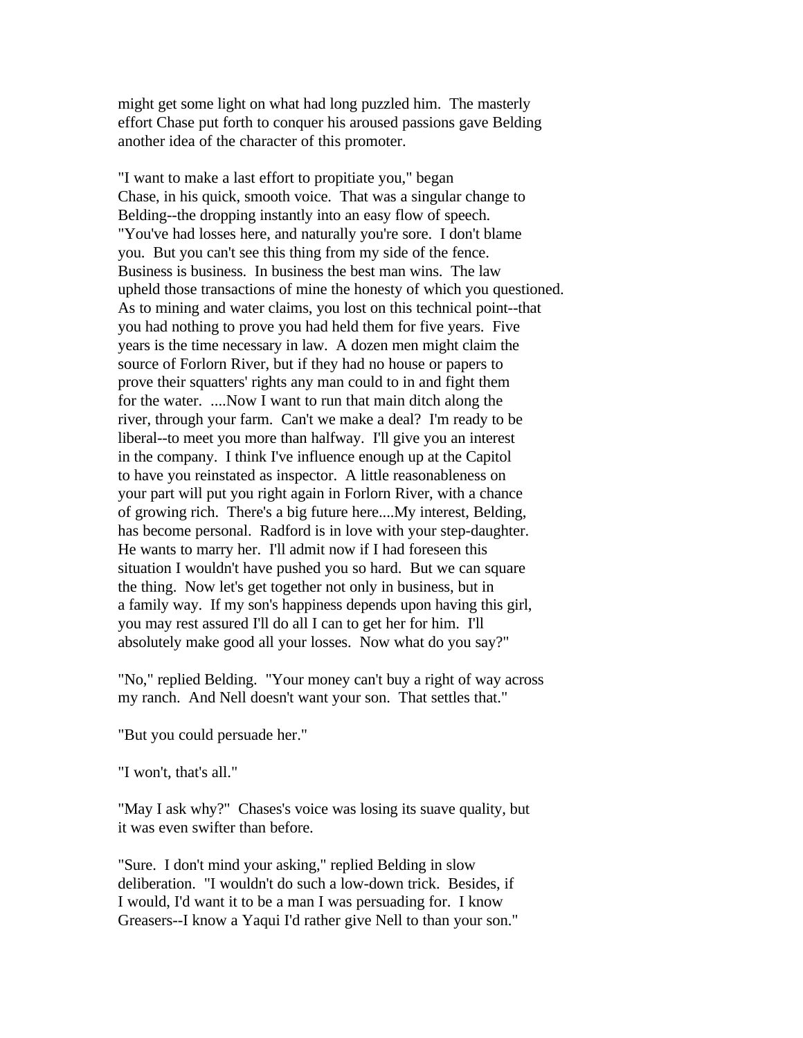might get some light on what had long puzzled him. The masterly effort Chase put forth to conquer his aroused passions gave Belding another idea of the character of this promoter.

"I want to make a last effort to propitiate you," began Chase, in his quick, smooth voice. That was a singular change to Belding--the dropping instantly into an easy flow of speech. "You've had losses here, and naturally you're sore. I don't blame you. But you can't see this thing from my side of the fence. Business is business. In business the best man wins. The law upheld those transactions of mine the honesty of which you questioned. As to mining and water claims, you lost on this technical point--that you had nothing to prove you had held them for five years. Five years is the time necessary in law. A dozen men might claim the source of Forlorn River, but if they had no house or papers to prove their squatters' rights any man could to in and fight them for the water. ....Now I want to run that main ditch along the river, through your farm. Can't we make a deal? I'm ready to be liberal--to meet you more than halfway. I'll give you an interest in the company. I think I've influence enough up at the Capitol to have you reinstated as inspector. A little reasonableness on your part will put you right again in Forlorn River, with a chance of growing rich. There's a big future here....My interest, Belding, has become personal. Radford is in love with your step-daughter. He wants to marry her. I'll admit now if I had foreseen this situation I wouldn't have pushed you so hard. But we can square the thing. Now let's get together not only in business, but in a family way. If my son's happiness depends upon having this girl, you may rest assured I'll do all I can to get her for him. I'll absolutely make good all your losses. Now what do you say?"

"No," replied Belding. "Your money can't buy a right of way across my ranch. And Nell doesn't want your son. That settles that."

"But you could persuade her."

"I won't, that's all."

"May I ask why?" Chases's voice was losing its suave quality, but it was even swifter than before.

"Sure. I don't mind your asking," replied Belding in slow deliberation. "I wouldn't do such a low-down trick. Besides, if I would, I'd want it to be a man I was persuading for. I know Greasers--I know a Yaqui I'd rather give Nell to than your son."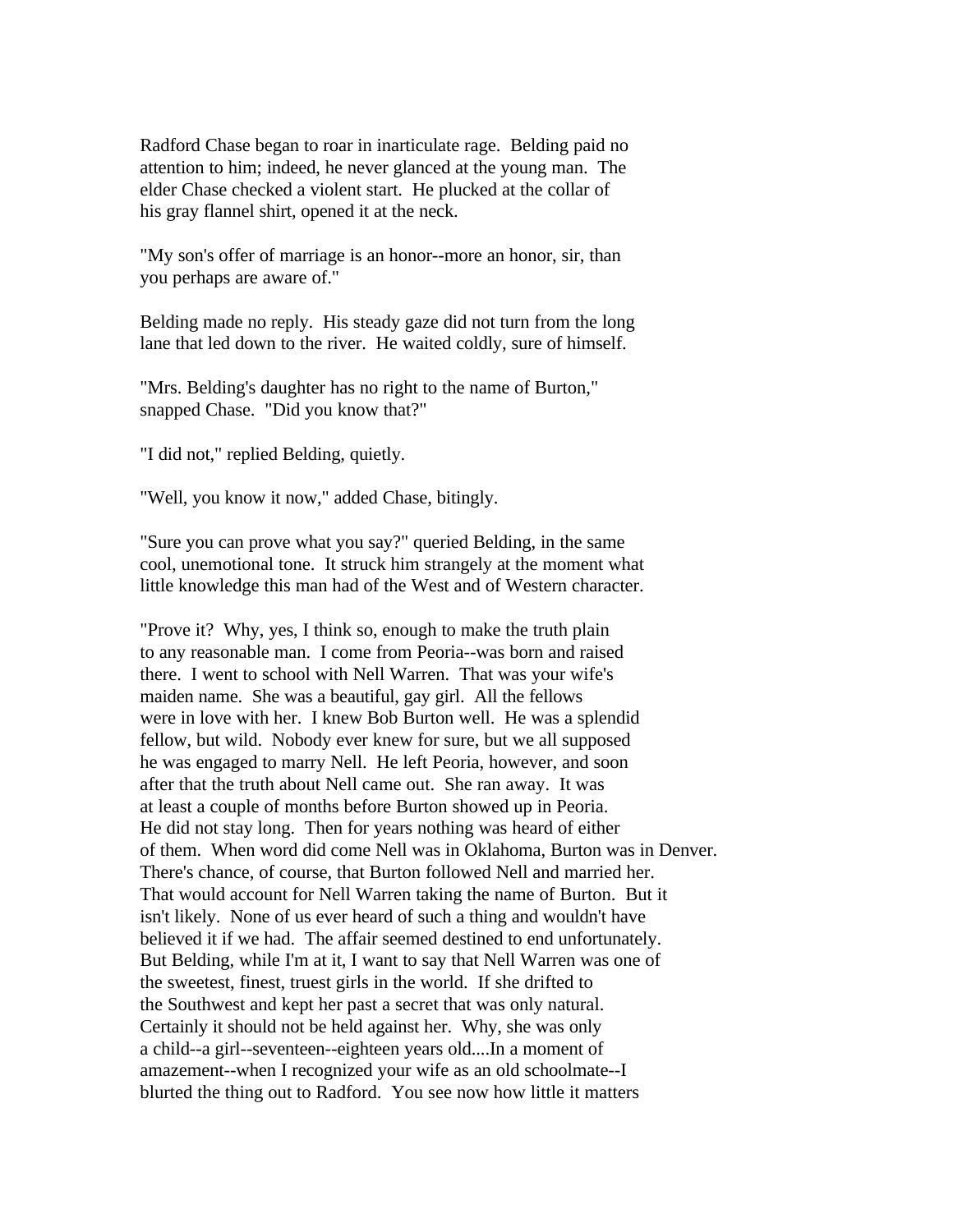Radford Chase began to roar in inarticulate rage. Belding paid no attention to him; indeed, he never glanced at the young man. The elder Chase checked a violent start. He plucked at the collar of his gray flannel shirt, opened it at the neck.

"My son's offer of marriage is an honor--more an honor, sir, than you perhaps are aware of."

Belding made no reply. His steady gaze did not turn from the long lane that led down to the river. He waited coldly, sure of himself.

"Mrs. Belding's daughter has no right to the name of Burton," snapped Chase. "Did you know that?"

"I did not," replied Belding, quietly.

"Well, you know it now," added Chase, bitingly.

"Sure you can prove what you say?" queried Belding, in the same cool, unemotional tone. It struck him strangely at the moment what little knowledge this man had of the West and of Western character.

"Prove it? Why, yes, I think so, enough to make the truth plain to any reasonable man. I come from Peoria--was born and raised there. I went to school with Nell Warren. That was your wife's maiden name. She was a beautiful, gay girl. All the fellows were in love with her. I knew Bob Burton well. He was a splendid fellow, but wild. Nobody ever knew for sure, but we all supposed he was engaged to marry Nell. He left Peoria, however, and soon after that the truth about Nell came out. She ran away. It was at least a couple of months before Burton showed up in Peoria. He did not stay long. Then for years nothing was heard of either of them. When word did come Nell was in Oklahoma, Burton was in Denver. There's chance, of course, that Burton followed Nell and married her. That would account for Nell Warren taking the name of Burton. But it isn't likely. None of us ever heard of such a thing and wouldn't have believed it if we had. The affair seemed destined to end unfortunately. But Belding, while I'm at it, I want to say that Nell Warren was one of the sweetest, finest, truest girls in the world. If she drifted to the Southwest and kept her past a secret that was only natural. Certainly it should not be held against her. Why, she was only a child--a girl--seventeen--eighteen years old....In a moment of amazement--when I recognized your wife as an old schoolmate--I blurted the thing out to Radford. You see now how little it matters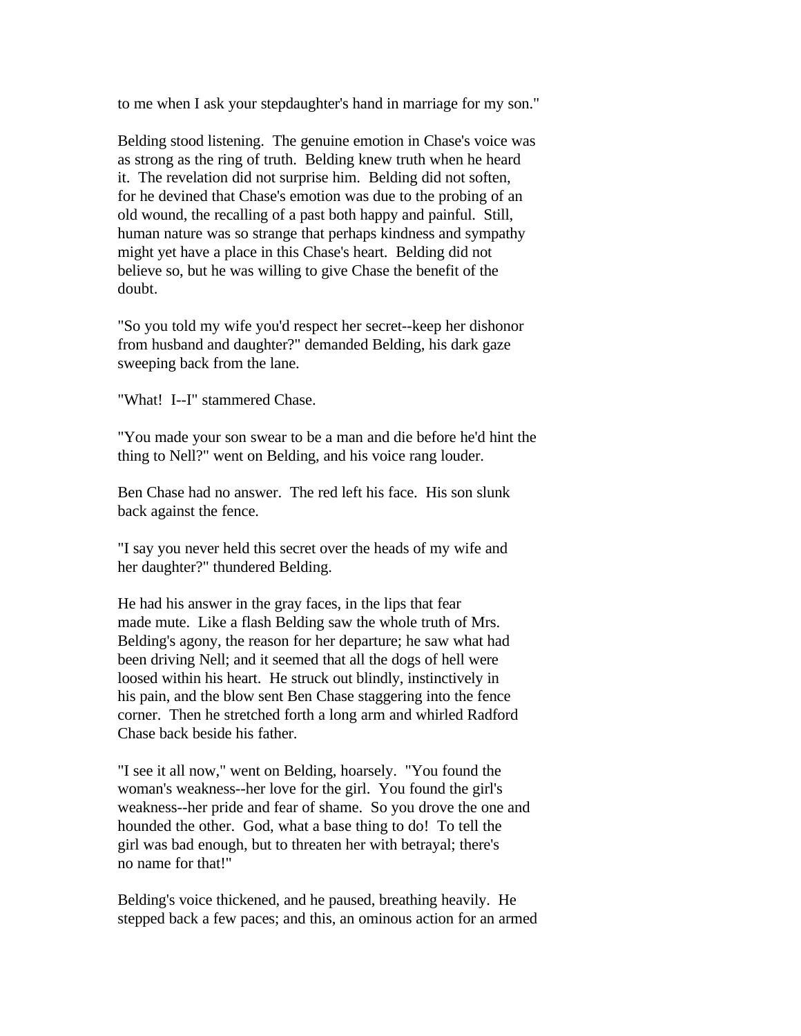to me when I ask your stepdaughter's hand in marriage for my son."

Belding stood listening. The genuine emotion in Chase's voice was as strong as the ring of truth. Belding knew truth when he heard it. The revelation did not surprise him. Belding did not soften, for he devined that Chase's emotion was due to the probing of an old wound, the recalling of a past both happy and painful. Still, human nature was so strange that perhaps kindness and sympathy might yet have a place in this Chase's heart. Belding did not believe so, but he was willing to give Chase the benefit of the doubt.

"So you told my wife you'd respect her secret--keep her dishonor from husband and daughter?" demanded Belding, his dark gaze sweeping back from the lane.

"What! I--I" stammered Chase.

"You made your son swear to be a man and die before he'd hint the thing to Nell?" went on Belding, and his voice rang louder.

Ben Chase had no answer. The red left his face. His son slunk back against the fence.

"I say you never held this secret over the heads of my wife and her daughter?" thundered Belding.

He had his answer in the gray faces, in the lips that fear made mute. Like a flash Belding saw the whole truth of Mrs. Belding's agony, the reason for her departure; he saw what had been driving Nell; and it seemed that all the dogs of hell were loosed within his heart. He struck out blindly, instinctively in his pain, and the blow sent Ben Chase staggering into the fence corner. Then he stretched forth a long arm and whirled Radford Chase back beside his father.

"I see it all now," went on Belding, hoarsely. "You found the woman's weakness--her love for the girl. You found the girl's weakness--her pride and fear of shame. So you drove the one and hounded the other. God, what a base thing to do! To tell the girl was bad enough, but to threaten her with betrayal; there's no name for that!"

Belding's voice thickened, and he paused, breathing heavily. He stepped back a few paces; and this, an ominous action for an armed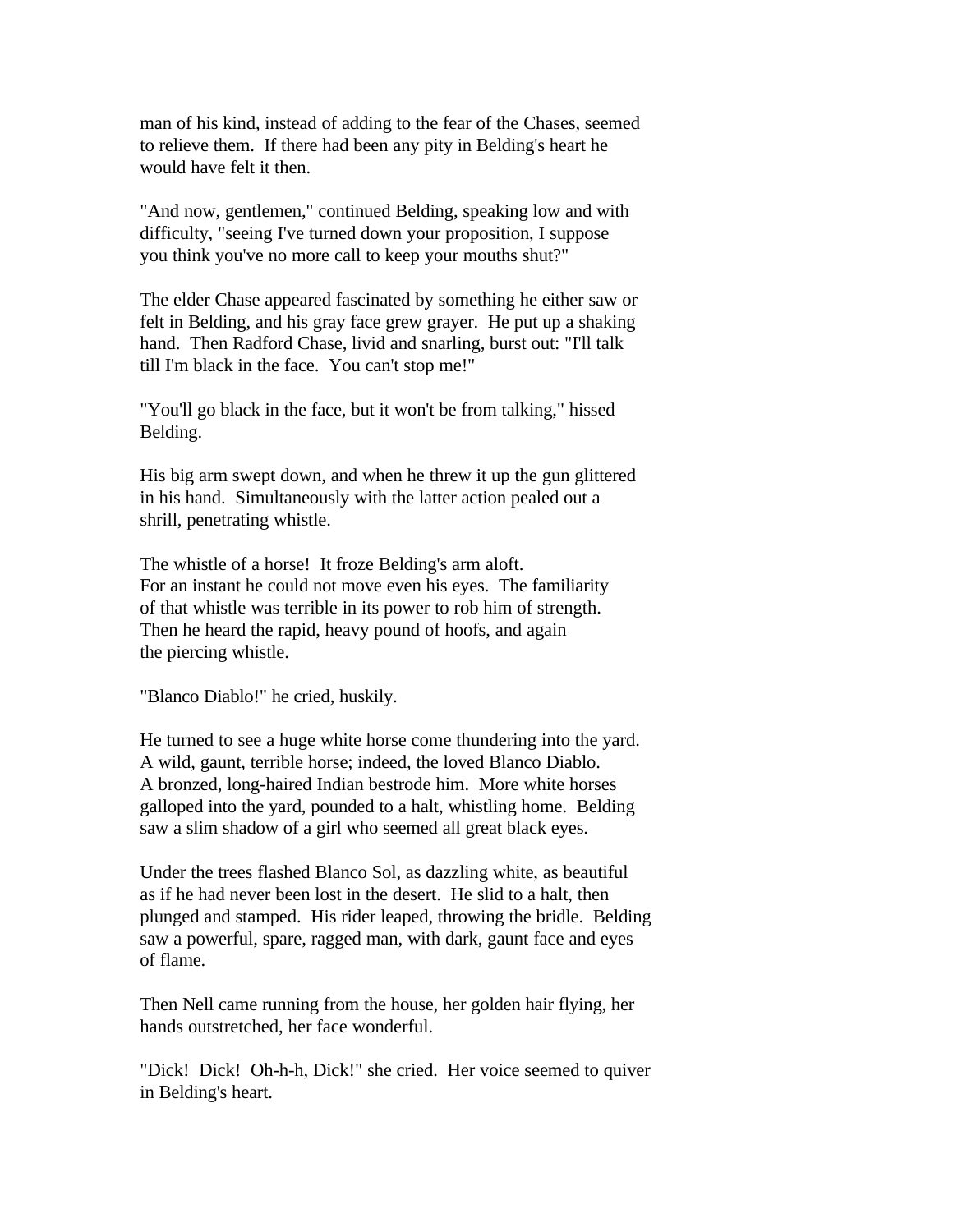man of his kind, instead of adding to the fear of the Chases, seemed to relieve them. If there had been any pity in Belding's heart he would have felt it then.

"And now, gentlemen," continued Belding, speaking low and with difficulty, "seeing I've turned down your proposition, I suppose you think you've no more call to keep your mouths shut?"

The elder Chase appeared fascinated by something he either saw or felt in Belding, and his gray face grew grayer. He put up a shaking hand. Then Radford Chase, livid and snarling, burst out: "I'll talk till I'm black in the face. You can't stop me!"

"You'll go black in the face, but it won't be from talking," hissed Belding.

His big arm swept down, and when he threw it up the gun glittered in his hand. Simultaneously with the latter action pealed out a shrill, penetrating whistle.

The whistle of a horse! It froze Belding's arm aloft. For an instant he could not move even his eyes. The familiarity of that whistle was terrible in its power to rob him of strength. Then he heard the rapid, heavy pound of hoofs, and again the piercing whistle.

"Blanco Diablo!" he cried, huskily.

He turned to see a huge white horse come thundering into the yard. A wild, gaunt, terrible horse; indeed, the loved Blanco Diablo. A bronzed, long-haired Indian bestrode him. More white horses galloped into the yard, pounded to a halt, whistling home. Belding saw a slim shadow of a girl who seemed all great black eyes.

Under the trees flashed Blanco Sol, as dazzling white, as beautiful as if he had never been lost in the desert. He slid to a halt, then plunged and stamped. His rider leaped, throwing the bridle. Belding saw a powerful, spare, ragged man, with dark, gaunt face and eyes of flame.

Then Nell came running from the house, her golden hair flying, her hands outstretched, her face wonderful.

"Dick! Dick! Oh-h-h, Dick!" she cried. Her voice seemed to quiver in Belding's heart.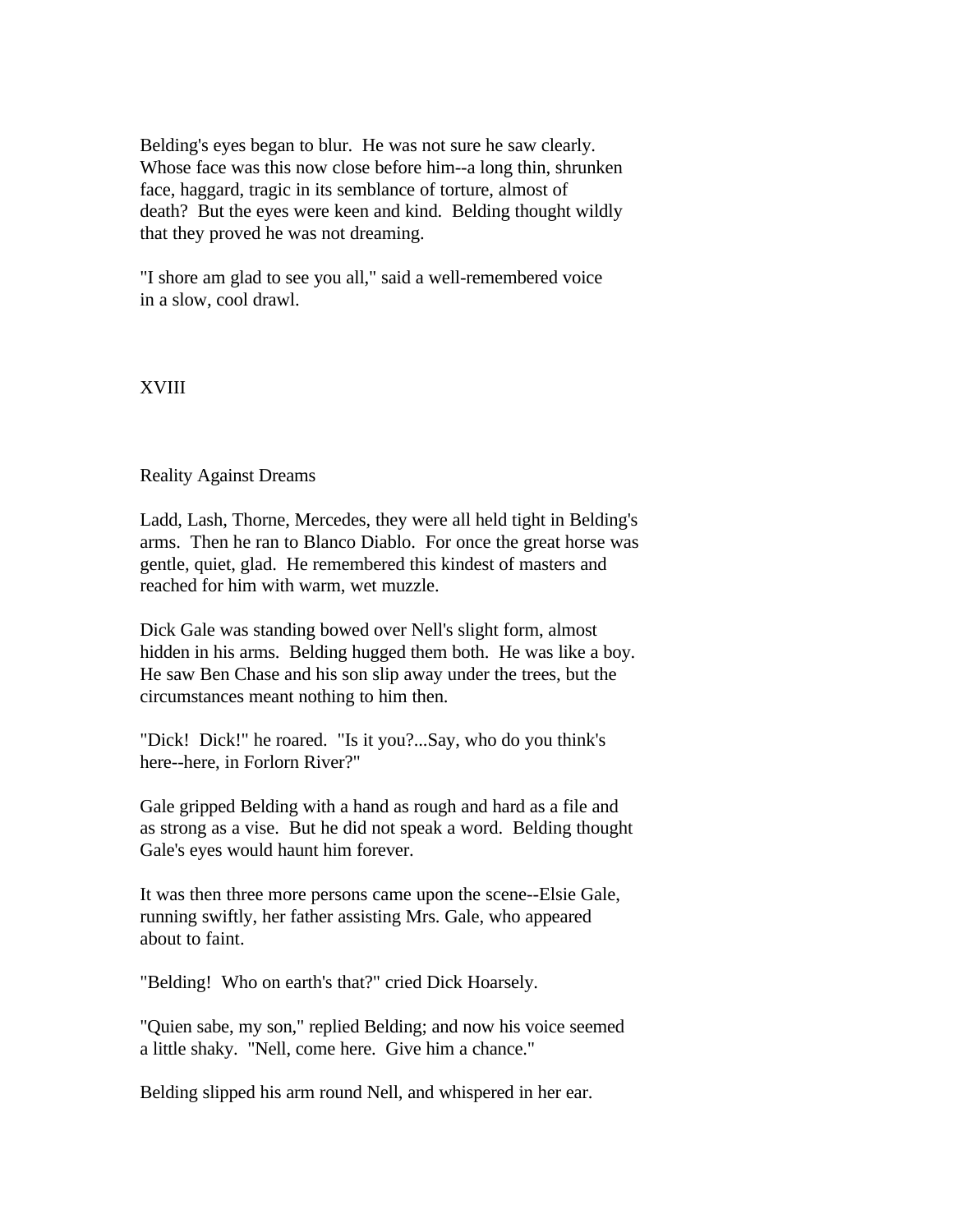Belding's eyes began to blur. He was not sure he saw clearly. Whose face was this now close before him--a long thin, shrunken face, haggard, tragic in its semblance of torture, almost of death? But the eyes were keen and kind. Belding thought wildly that they proved he was not dreaming.

"I shore am glad to see you all," said a well-remembered voice in a slow, cool drawl.

## XVIII

### Reality Against Dreams

Ladd, Lash, Thorne, Mercedes, they were all held tight in Belding's arms. Then he ran to Blanco Diablo. For once the great horse was gentle, quiet, glad. He remembered this kindest of masters and reached for him with warm, wet muzzle.

Dick Gale was standing bowed over Nell's slight form, almost hidden in his arms. Belding hugged them both. He was like a boy. He saw Ben Chase and his son slip away under the trees, but the circumstances meant nothing to him then.

"Dick! Dick!" he roared. "Is it you?...Say, who do you think's here--here, in Forlorn River?"

Gale gripped Belding with a hand as rough and hard as a file and as strong as a vise. But he did not speak a word. Belding thought Gale's eyes would haunt him forever.

It was then three more persons came upon the scene--Elsie Gale, running swiftly, her father assisting Mrs. Gale, who appeared about to faint.

"Belding! Who on earth's that?" cried Dick Hoarsely.

"Quien sabe, my son," replied Belding; and now his voice seemed a little shaky. "Nell, come here. Give him a chance."

Belding slipped his arm round Nell, and whispered in her ear.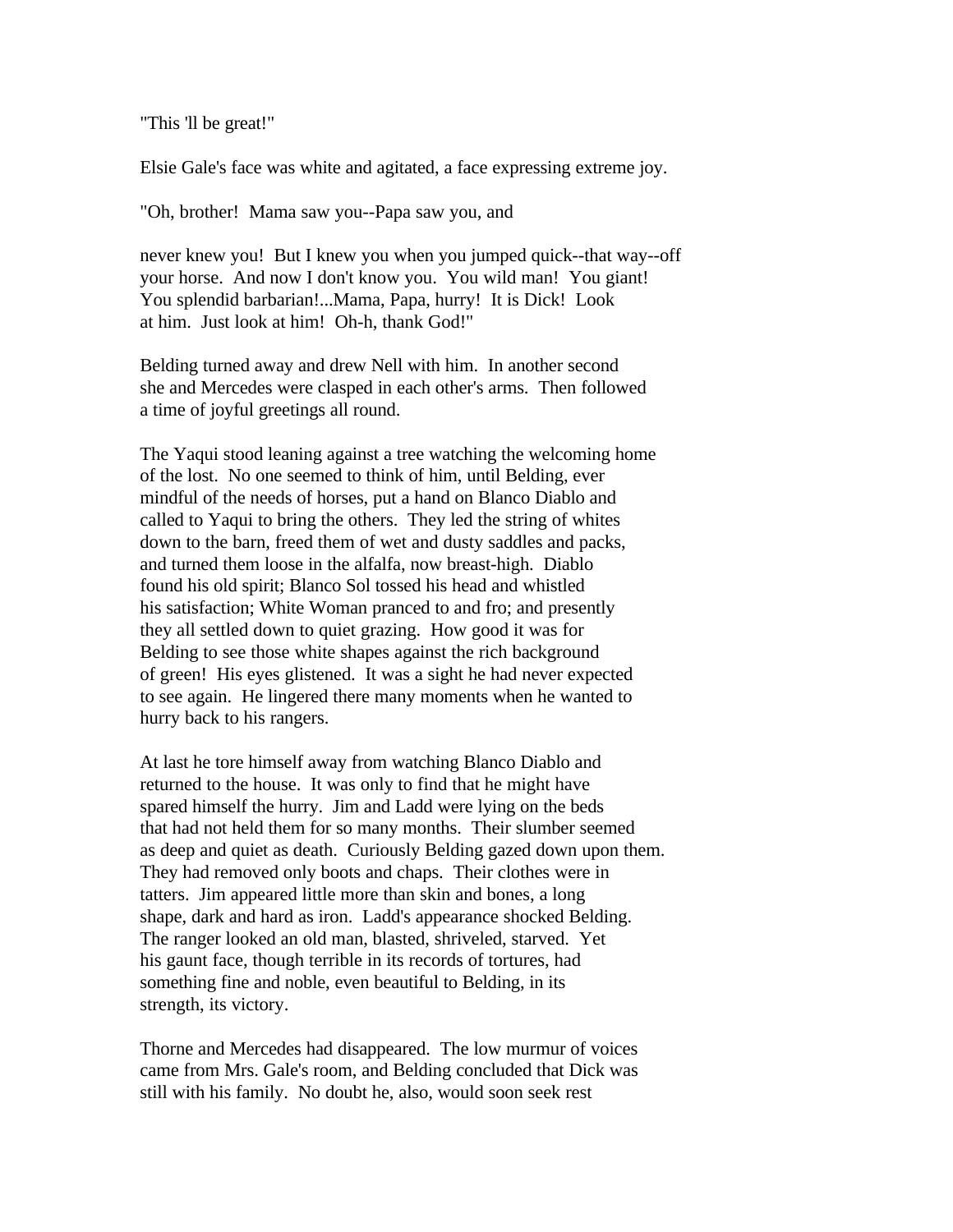"This 'll be great!"

Elsie Gale's face was white and agitated, a face expressing extreme joy.

"Oh, brother! Mama saw you--Papa saw you, and

never knew you! But I knew you when you jumped quick--that way--off your horse. And now I don't know you. You wild man! You giant! You splendid barbarian!...Mama, Papa, hurry! It is Dick! Look at him. Just look at him! Oh-h, thank God!"

Belding turned away and drew Nell with him. In another second she and Mercedes were clasped in each other's arms. Then followed a time of joyful greetings all round.

The Yaqui stood leaning against a tree watching the welcoming home of the lost. No one seemed to think of him, until Belding, ever mindful of the needs of horses, put a hand on Blanco Diablo and called to Yaqui to bring the others. They led the string of whites down to the barn, freed them of wet and dusty saddles and packs, and turned them loose in the alfalfa, now breast-high. Diablo found his old spirit; Blanco Sol tossed his head and whistled his satisfaction; White Woman pranced to and fro; and presently they all settled down to quiet grazing. How good it was for Belding to see those white shapes against the rich background of green! His eyes glistened. It was a sight he had never expected to see again. He lingered there many moments when he wanted to hurry back to his rangers.

At last he tore himself away from watching Blanco Diablo and returned to the house. It was only to find that he might have spared himself the hurry. Jim and Ladd were lying on the beds that had not held them for so many months. Their slumber seemed as deep and quiet as death. Curiously Belding gazed down upon them. They had removed only boots and chaps. Their clothes were in tatters. Jim appeared little more than skin and bones, a long shape, dark and hard as iron. Ladd's appearance shocked Belding. The ranger looked an old man, blasted, shriveled, starved. Yet his gaunt face, though terrible in its records of tortures, had something fine and noble, even beautiful to Belding, in its strength, its victory.

Thorne and Mercedes had disappeared. The low murmur of voices came from Mrs. Gale's room, and Belding concluded that Dick was still with his family. No doubt he, also, would soon seek rest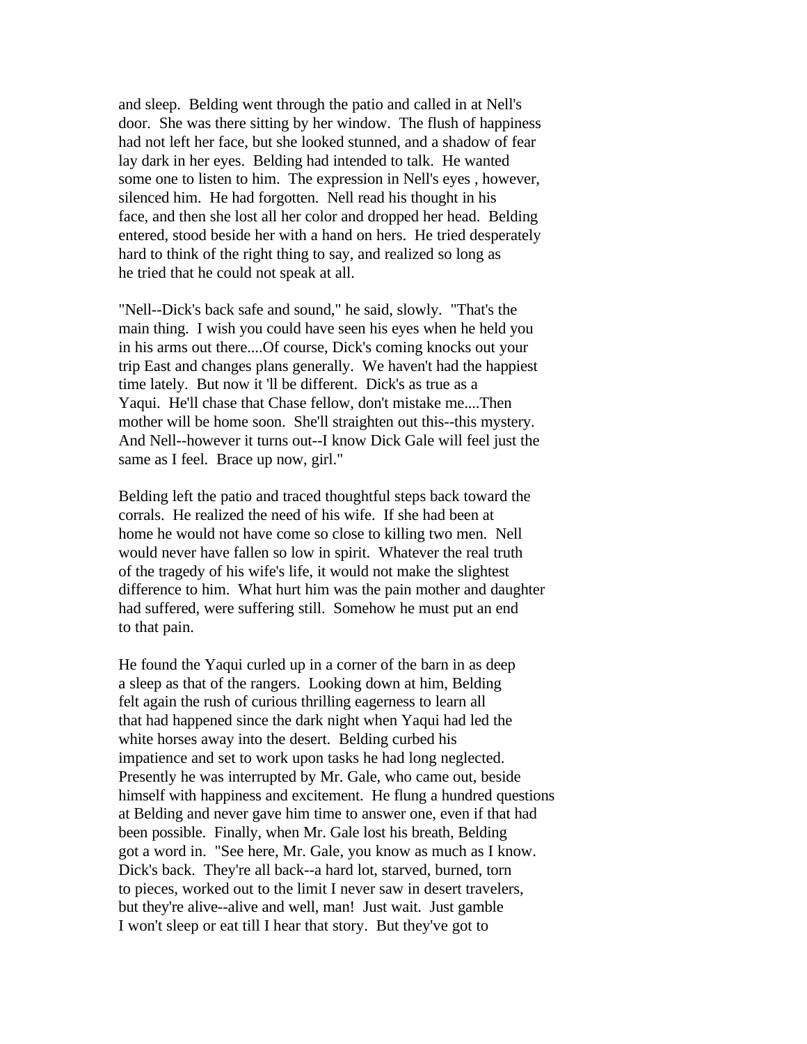and sleep. Belding went through the patio and called in at Nell's door. She was there sitting by her window. The flush of happiness had not left her face, but she looked stunned, and a shadow of fear lay dark in her eyes. Belding had intended to talk. He wanted some one to listen to him. The expression in Nell's eyes , however, silenced him. He had forgotten. Nell read his thought in his face, and then she lost all her color and dropped her head. Belding entered, stood beside her with a hand on hers. He tried desperately hard to think of the right thing to say, and realized so long as he tried that he could not speak at all.

"Nell--Dick's back safe and sound," he said, slowly. "That's the main thing. I wish you could have seen his eyes when he held you in his arms out there....Of course, Dick's coming knocks out your trip East and changes plans generally. We haven't had the happiest time lately. But now it 'll be different. Dick's as true as a Yaqui. He'll chase that Chase fellow, don't mistake me....Then mother will be home soon. She'll straighten out this--this mystery. And Nell--however it turns out--I know Dick Gale will feel just the same as I feel. Brace up now, girl."

Belding left the patio and traced thoughtful steps back toward the corrals. He realized the need of his wife. If she had been at home he would not have come so close to killing two men. Nell would never have fallen so low in spirit. Whatever the real truth of the tragedy of his wife's life, it would not make the slightest difference to him. What hurt him was the pain mother and daughter had suffered, were suffering still. Somehow he must put an end to that pain.

He found the Yaqui curled up in a corner of the barn in as deep a sleep as that of the rangers. Looking down at him, Belding felt again the rush of curious thrilling eagerness to learn all that had happened since the dark night when Yaqui had led the white horses away into the desert. Belding curbed his impatience and set to work upon tasks he had long neglected. Presently he was interrupted by Mr. Gale, who came out, beside himself with happiness and excitement. He flung a hundred questions at Belding and never gave him time to answer one, even if that had been possible. Finally, when Mr. Gale lost his breath, Belding got a word in. "See here, Mr. Gale, you know as much as I know. Dick's back. They're all back--a hard lot, starved, burned, torn to pieces, worked out to the limit I never saw in desert travelers, but they're alive--alive and well, man! Just wait. Just gamble I won't sleep or eat till I hear that story. But they've got to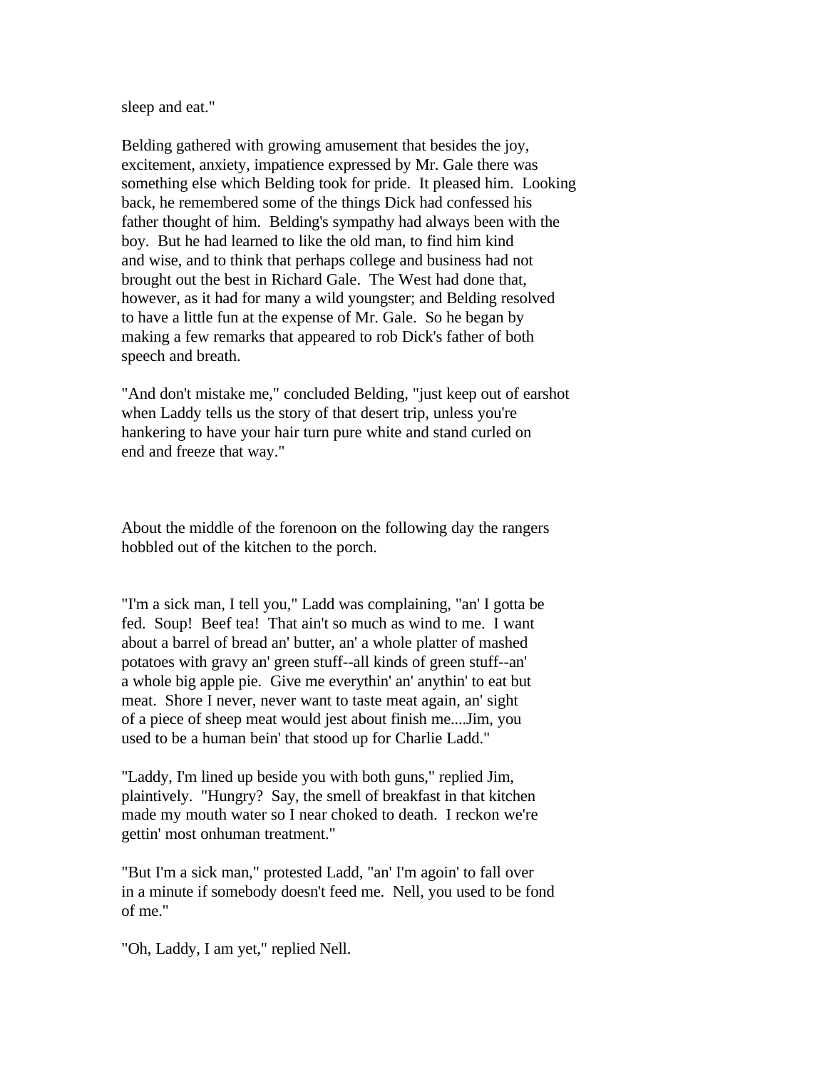sleep and eat."

Belding gathered with growing amusement that besides the joy, excitement, anxiety, impatience expressed by Mr. Gale there was something else which Belding took for pride. It pleased him. Looking back, he remembered some of the things Dick had confessed his father thought of him. Belding's sympathy had always been with the boy. But he had learned to like the old man, to find him kind and wise, and to think that perhaps college and business had not brought out the best in Richard Gale. The West had done that, however, as it had for many a wild youngster; and Belding resolved to have a little fun at the expense of Mr. Gale. So he began by making a few remarks that appeared to rob Dick's father of both speech and breath.

"And don't mistake me," concluded Belding, "just keep out of earshot when Laddy tells us the story of that desert trip, unless you're hankering to have your hair turn pure white and stand curled on end and freeze that way."

About the middle of the forenoon on the following day the rangers hobbled out of the kitchen to the porch.

"I'm a sick man, I tell you," Ladd was complaining, "an' I gotta be fed. Soup! Beef tea! That ain't so much as wind to me. I want about a barrel of bread an' butter, an' a whole platter of mashed potatoes with gravy an' green stuff--all kinds of green stuff--an' a whole big apple pie. Give me everythin' an' anythin' to eat but meat. Shore I never, never want to taste meat again, an' sight of a piece of sheep meat would jest about finish me....Jim, you used to be a human bein' that stood up for Charlie Ladd."

"Laddy, I'm lined up beside you with both guns," replied Jim, plaintively. "Hungry? Say, the smell of breakfast in that kitchen made my mouth water so I near choked to death. I reckon we're gettin' most onhuman treatment."

"But I'm a sick man," protested Ladd, "an' I'm agoin' to fall over in a minute if somebody doesn't feed me. Nell, you used to be fond of me."

"Oh, Laddy, I am yet," replied Nell.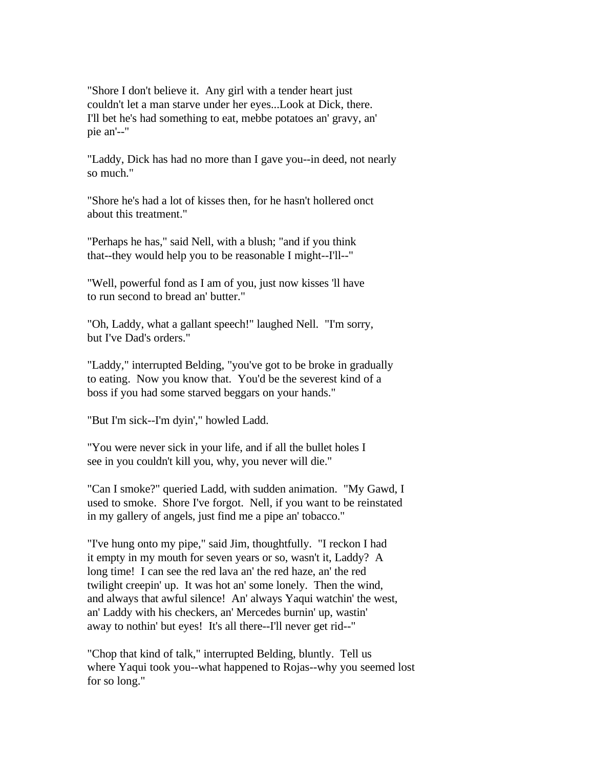"Shore I don't believe it. Any girl with a tender heart just couldn't let a man starve under her eyes...Look at Dick, there. I'll bet he's had something to eat, mebbe potatoes an' gravy, an' pie an'--"

"Laddy, Dick has had no more than I gave you--in deed, not nearly so much."

"Shore he's had a lot of kisses then, for he hasn't hollered onct about this treatment."

"Perhaps he has," said Nell, with a blush; "and if you think that--they would help you to be reasonable I might--I'll--"

"Well, powerful fond as I am of you, just now kisses 'll have to run second to bread an' butter."

"Oh, Laddy, what a gallant speech!" laughed Nell. "I'm sorry, but I've Dad's orders."

"Laddy," interrupted Belding, "you've got to be broke in gradually to eating. Now you know that. You'd be the severest kind of a boss if you had some starved beggars on your hands."

"But I'm sick--I'm dyin'," howled Ladd.

"You were never sick in your life, and if all the bullet holes I see in you couldn't kill you, why, you never will die."

"Can I smoke?" queried Ladd, with sudden animation. "My Gawd, I used to smoke. Shore I've forgot. Nell, if you want to be reinstated in my gallery of angels, just find me a pipe an' tobacco."

"I've hung onto my pipe," said Jim, thoughtfully. "I reckon I had it empty in my mouth for seven years or so, wasn't it, Laddy? A long time! I can see the red lava an' the red haze, an' the red twilight creepin' up. It was hot an' some lonely. Then the wind, and always that awful silence! An' always Yaqui watchin' the west, an' Laddy with his checkers, an' Mercedes burnin' up, wastin' away to nothin' but eyes! It's all there--I'll never get rid--"

"Chop that kind of talk," interrupted Belding, bluntly. Tell us where Yaqui took you--what happened to Rojas--why you seemed lost for so long."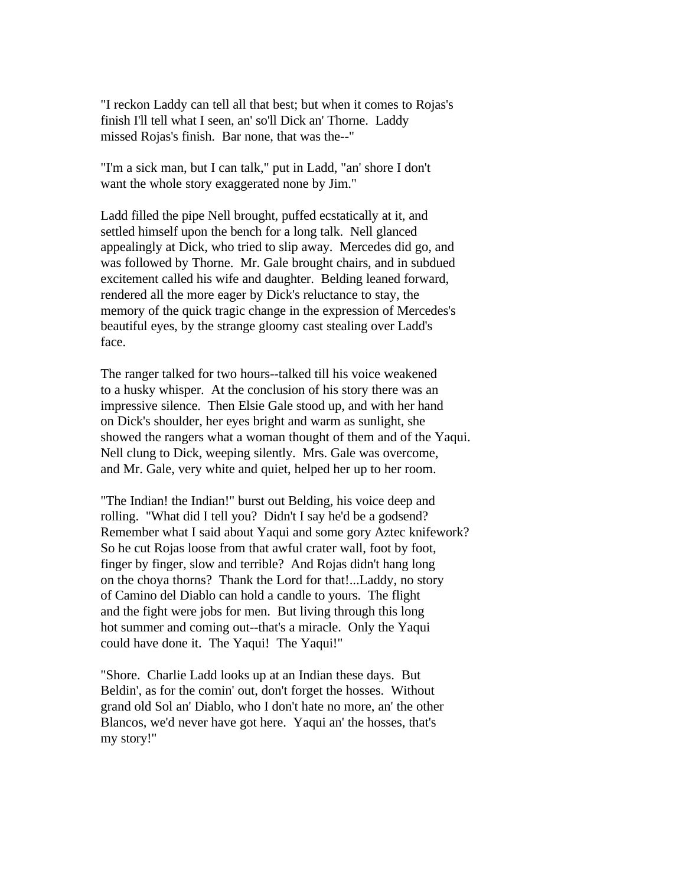"I reckon Laddy can tell all that best; but when it comes to Rojas's finish I'll tell what I seen, an' so'll Dick an' Thorne. Laddy missed Rojas's finish. Bar none, that was the--"

"I'm a sick man, but I can talk," put in Ladd, "an' shore I don't want the whole story exaggerated none by Jim."

Ladd filled the pipe Nell brought, puffed ecstatically at it, and settled himself upon the bench for a long talk. Nell glanced appealingly at Dick, who tried to slip away. Mercedes did go, and was followed by Thorne. Mr. Gale brought chairs, and in subdued excitement called his wife and daughter. Belding leaned forward, rendered all the more eager by Dick's reluctance to stay, the memory of the quick tragic change in the expression of Mercedes's beautiful eyes, by the strange gloomy cast stealing over Ladd's face.

The ranger talked for two hours--talked till his voice weakened to a husky whisper. At the conclusion of his story there was an impressive silence. Then Elsie Gale stood up, and with her hand on Dick's shoulder, her eyes bright and warm as sunlight, she showed the rangers what a woman thought of them and of the Yaqui. Nell clung to Dick, weeping silently. Mrs. Gale was overcome, and Mr. Gale, very white and quiet, helped her up to her room.

"The Indian! the Indian!" burst out Belding, his voice deep and rolling. "What did I tell you? Didn't I say he'd be a godsend? Remember what I said about Yaqui and some gory Aztec knifework? So he cut Rojas loose from that awful crater wall, foot by foot, finger by finger, slow and terrible? And Rojas didn't hang long on the choya thorns? Thank the Lord for that!...Laddy, no story of Camino del Diablo can hold a candle to yours. The flight and the fight were jobs for men. But living through this long hot summer and coming out--that's a miracle. Only the Yaqui could have done it. The Yaqui! The Yaqui!"

"Shore. Charlie Ladd looks up at an Indian these days. But Beldin', as for the comin' out, don't forget the hosses. Without grand old Sol an' Diablo, who I don't hate no more, an' the other Blancos, we'd never have got here. Yaqui an' the hosses, that's my story!"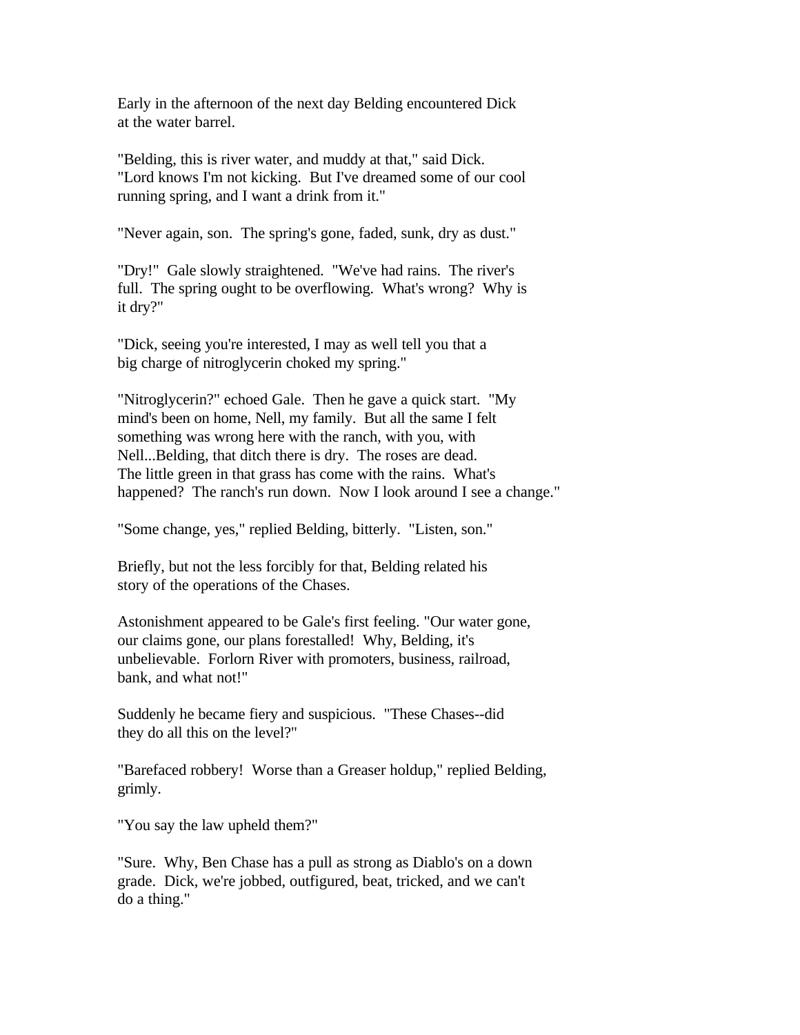Early in the afternoon of the next day Belding encountered Dick at the water barrel.

"Belding, this is river water, and muddy at that," said Dick. "Lord knows I'm not kicking. But I've dreamed some of our cool running spring, and I want a drink from it."

"Never again, son. The spring's gone, faded, sunk, dry as dust."

"Dry!" Gale slowly straightened. "We've had rains. The river's full. The spring ought to be overflowing. What's wrong? Why is it dry?"

"Dick, seeing you're interested, I may as well tell you that a big charge of nitroglycerin choked my spring."

"Nitroglycerin?" echoed Gale. Then he gave a quick start. "My mind's been on home, Nell, my family. But all the same I felt something was wrong here with the ranch, with you, with Nell...Belding, that ditch there is dry. The roses are dead. The little green in that grass has come with the rains. What's happened? The ranch's run down. Now I look around I see a change."

"Some change, yes," replied Belding, bitterly. "Listen, son."

Briefly, but not the less forcibly for that, Belding related his story of the operations of the Chases.

Astonishment appeared to be Gale's first feeling. "Our water gone, our claims gone, our plans forestalled! Why, Belding, it's unbelievable. Forlorn River with promoters, business, railroad, bank, and what not!"

Suddenly he became fiery and suspicious. "These Chases--did they do all this on the level?"

"Barefaced robbery! Worse than a Greaser holdup," replied Belding, grimly.

"You say the law upheld them?"

"Sure. Why, Ben Chase has a pull as strong as Diablo's on a down grade. Dick, we're jobbed, outfigured, beat, tricked, and we can't do a thing."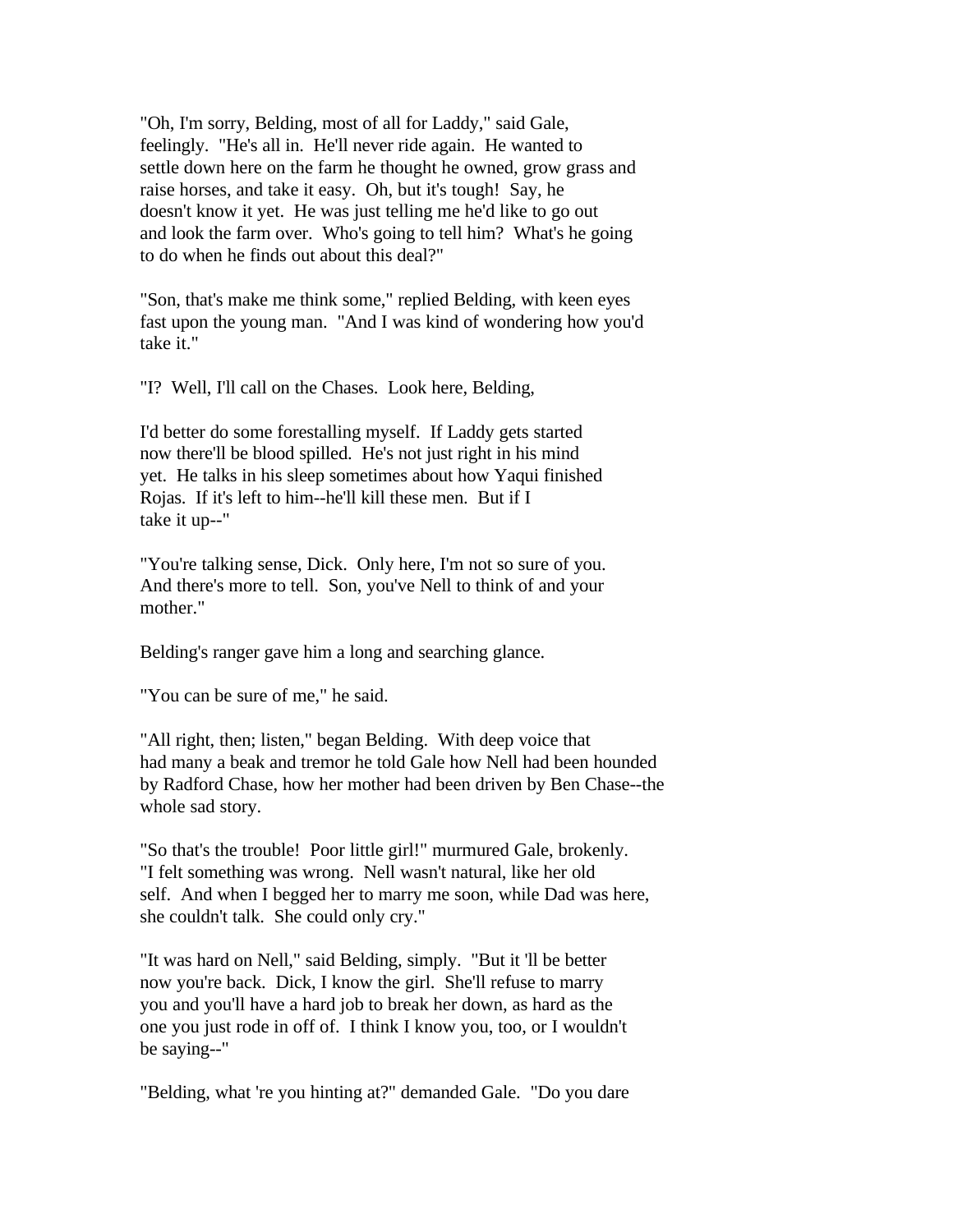"Oh, I'm sorry, Belding, most of all for Laddy," said Gale, feelingly. "He's all in. He'll never ride again. He wanted to settle down here on the farm he thought he owned, grow grass and raise horses, and take it easy. Oh, but it's tough! Say, he doesn't know it yet. He was just telling me he'd like to go out and look the farm over. Who's going to tell him? What's he going to do when he finds out about this deal?"

"Son, that's make me think some," replied Belding, with keen eyes fast upon the young man. "And I was kind of wondering how you'd take it."

"I? Well, I'll call on the Chases. Look here, Belding,

I'd better do some forestalling myself. If Laddy gets started now there'll be blood spilled. He's not just right in his mind yet. He talks in his sleep sometimes about how Yaqui finished Rojas. If it's left to him--he'll kill these men. But if I take it up--"

"You're talking sense, Dick. Only here, I'm not so sure of you. And there's more to tell. Son, you've Nell to think of and your mother."

Belding's ranger gave him a long and searching glance.

"You can be sure of me," he said.

"All right, then; listen," began Belding. With deep voice that had many a beak and tremor he told Gale how Nell had been hounded by Radford Chase, how her mother had been driven by Ben Chase--the whole sad story.

"So that's the trouble! Poor little girl!" murmured Gale, brokenly. "I felt something was wrong. Nell wasn't natural, like her old self. And when I begged her to marry me soon, while Dad was here, she couldn't talk. She could only cry."

"It was hard on Nell," said Belding, simply. "But it 'll be better now you're back. Dick, I know the girl. She'll refuse to marry you and you'll have a hard job to break her down, as hard as the one you just rode in off of. I think I know you, too, or I wouldn't be saying--"

"Belding, what 're you hinting at?" demanded Gale. "Do you dare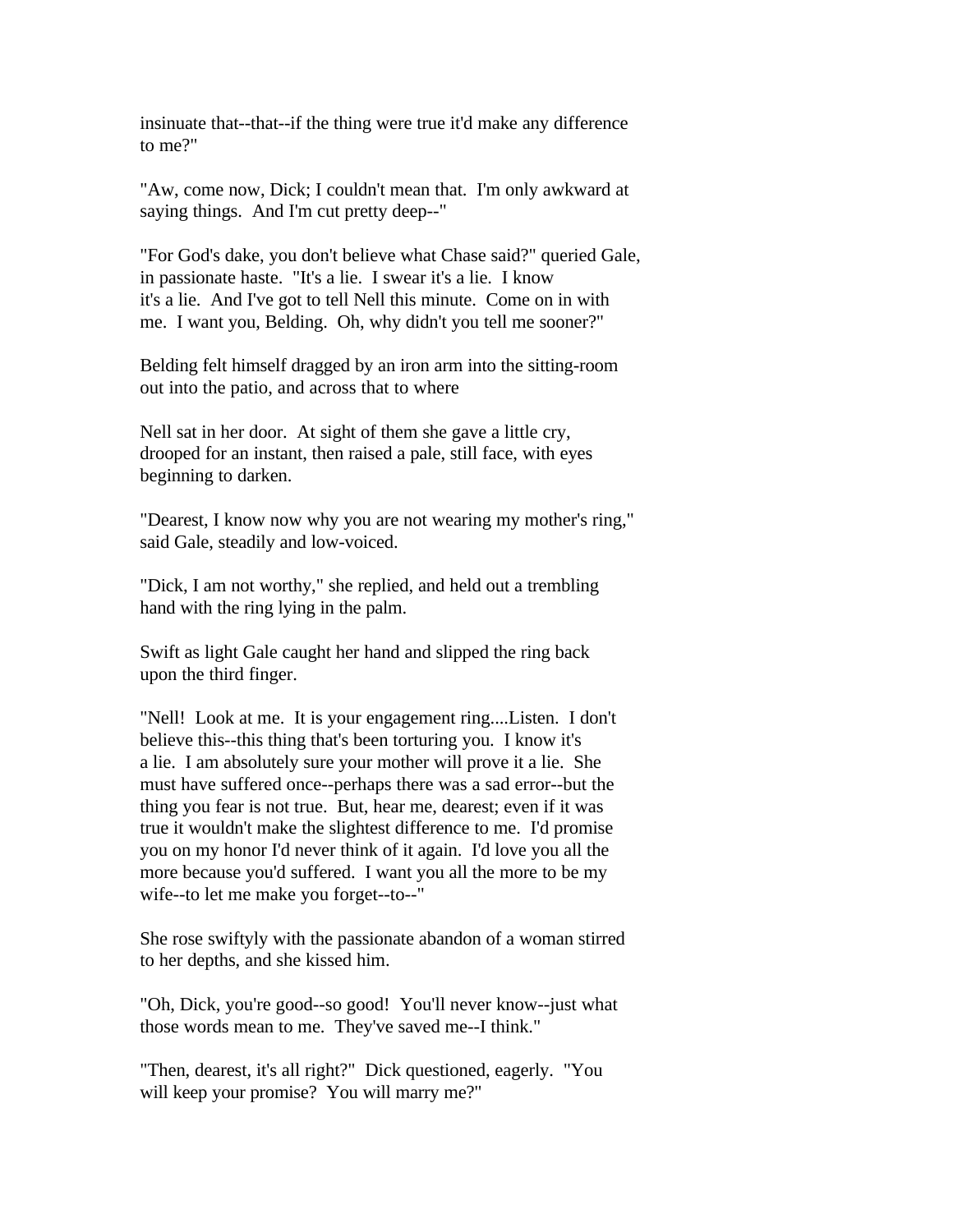insinuate that--that--if the thing were true it'd make any difference to me?"

"Aw, come now, Dick; I couldn't mean that. I'm only awkward at saying things. And I'm cut pretty deep--"

"For God's dake, you don't believe what Chase said?" queried Gale, in passionate haste. "It's a lie. I swear it's a lie. I know it's a lie. And I've got to tell Nell this minute. Come on in with me. I want you, Belding. Oh, why didn't you tell me sooner?"

Belding felt himself dragged by an iron arm into the sitting-room out into the patio, and across that to where

Nell sat in her door. At sight of them she gave a little cry, drooped for an instant, then raised a pale, still face, with eyes beginning to darken.

"Dearest, I know now why you are not wearing my mother's ring," said Gale, steadily and low-voiced.

"Dick, I am not worthy," she replied, and held out a trembling hand with the ring lying in the palm.

Swift as light Gale caught her hand and slipped the ring back upon the third finger.

"Nell! Look at me. It is your engagement ring....Listen. I don't believe this--this thing that's been torturing you. I know it's a lie. I am absolutely sure your mother will prove it a lie. She must have suffered once--perhaps there was a sad error--but the thing you fear is not true. But, hear me, dearest; even if it was true it wouldn't make the slightest difference to me. I'd promise you on my honor I'd never think of it again. I'd love you all the more because you'd suffered. I want you all the more to be my wife--to let me make you forget--to--"

She rose swiftyly with the passionate abandon of a woman stirred to her depths, and she kissed him.

"Oh, Dick, you're good--so good! You'll never know--just what those words mean to me. They've saved me--I think."

"Then, dearest, it's all right?" Dick questioned, eagerly. "You will keep your promise? You will marry me?"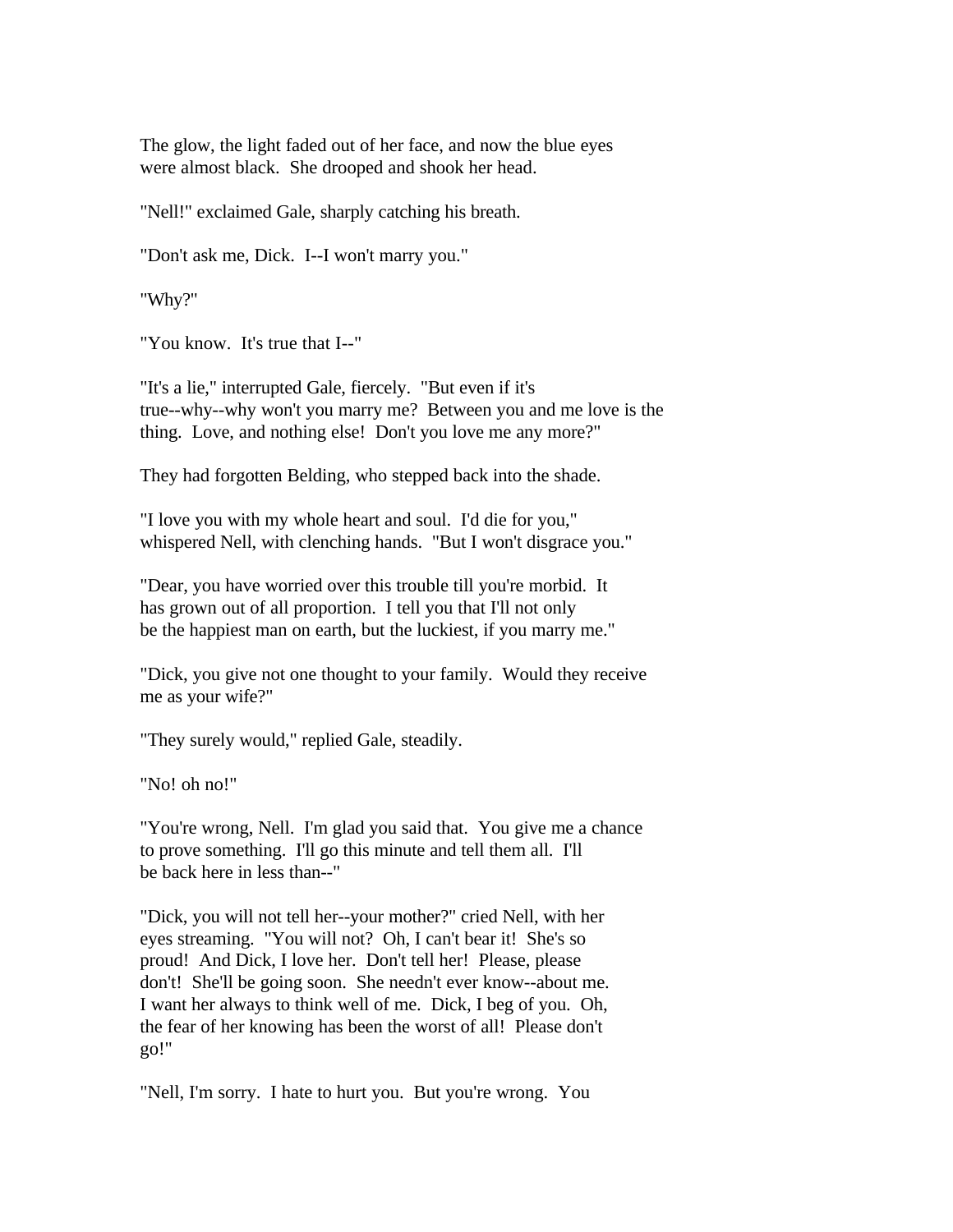The glow, the light faded out of her face, and now the blue eyes were almost black. She drooped and shook her head.

"Nell!" exclaimed Gale, sharply catching his breath.

"Don't ask me, Dick. I--I won't marry you."

"Why?"

"You know. It's true that I--"

"It's a lie," interrupted Gale, fiercely. "But even if it's true--why--why won't you marry me? Between you and me love is the thing. Love, and nothing else! Don't you love me any more?"

They had forgotten Belding, who stepped back into the shade.

"I love you with my whole heart and soul. I'd die for you," whispered Nell, with clenching hands. "But I won't disgrace you."

"Dear, you have worried over this trouble till you're morbid. It has grown out of all proportion. I tell you that I'll not only be the happiest man on earth, but the luckiest, if you marry me."

"Dick, you give not one thought to your family. Would they receive me as your wife?"

"They surely would," replied Gale, steadily.

"No! oh no!"

"You're wrong, Nell. I'm glad you said that. You give me a chance to prove something. I'll go this minute and tell them all. I'll be back here in less than--"

"Dick, you will not tell her--your mother?" cried Nell, with her eyes streaming. "You will not? Oh, I can't bear it! She's so proud! And Dick, I love her. Don't tell her! Please, please don't! She'll be going soon. She needn't ever know--about me. I want her always to think well of me. Dick, I beg of you. Oh, the fear of her knowing has been the worst of all! Please don't go!"

"Nell, I'm sorry. I hate to hurt you. But you're wrong. You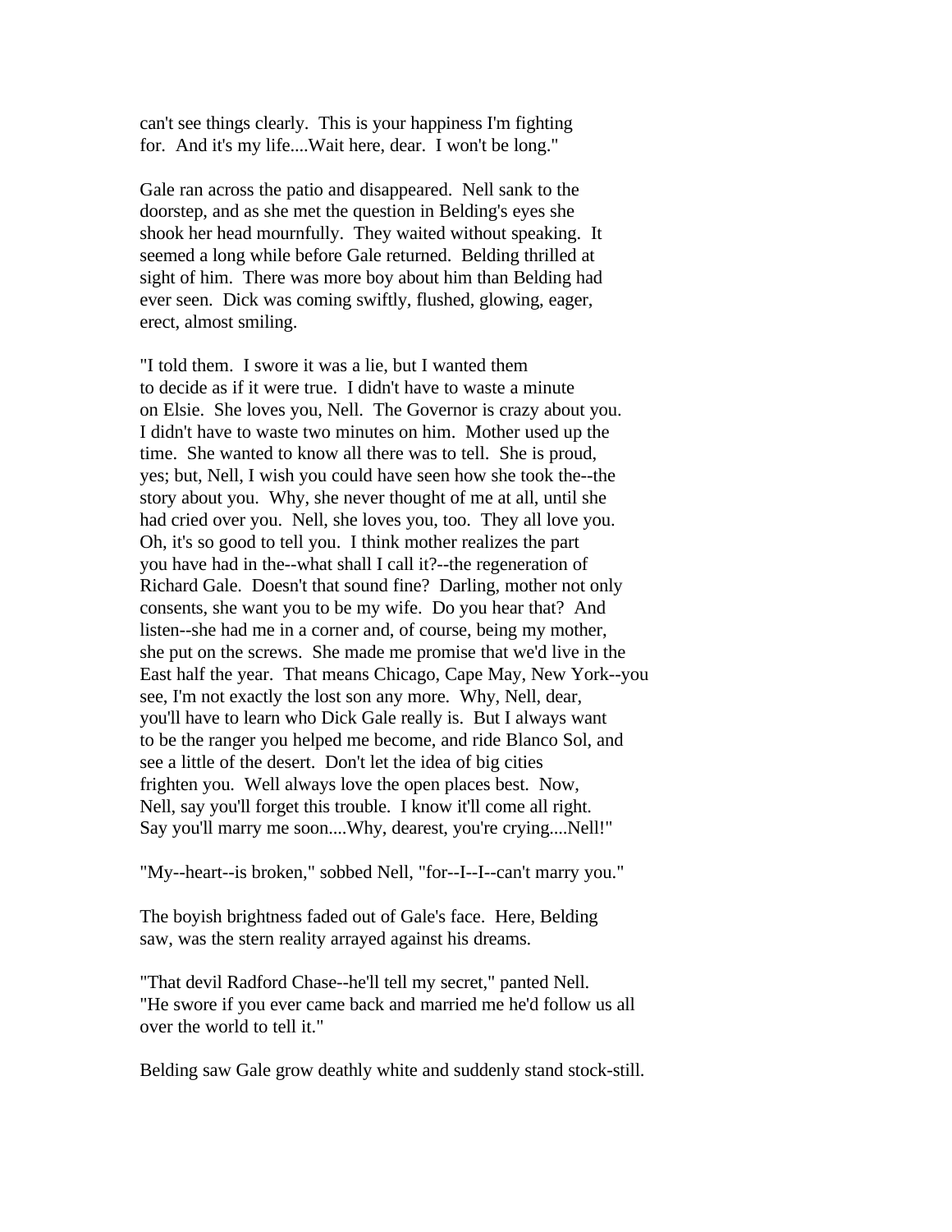can't see things clearly. This is your happiness I'm fighting for. And it's my life....Wait here, dear. I won't be long."

Gale ran across the patio and disappeared. Nell sank to the doorstep, and as she met the question in Belding's eyes she shook her head mournfully. They waited without speaking. It seemed a long while before Gale returned. Belding thrilled at sight of him. There was more boy about him than Belding had ever seen. Dick was coming swiftly, flushed, glowing, eager, erect, almost smiling.

"I told them. I swore it was a lie, but I wanted them to decide as if it were true. I didn't have to waste a minute on Elsie. She loves you, Nell. The Governor is crazy about you. I didn't have to waste two minutes on him. Mother used up the time. She wanted to know all there was to tell. She is proud, yes; but, Nell, I wish you could have seen how she took the--the story about you. Why, she never thought of me at all, until she had cried over you. Nell, she loves you, too. They all love you. Oh, it's so good to tell you. I think mother realizes the part you have had in the--what shall I call it?--the regeneration of Richard Gale. Doesn't that sound fine? Darling, mother not only consents, she want you to be my wife. Do you hear that? And listen--she had me in a corner and, of course, being my mother, she put on the screws. She made me promise that we'd live in the East half the year. That means Chicago, Cape May, New York--you see, I'm not exactly the lost son any more. Why, Nell, dear, you'll have to learn who Dick Gale really is. But I always want to be the ranger you helped me become, and ride Blanco Sol, and see a little of the desert. Don't let the idea of big cities frighten you. Well always love the open places best. Now, Nell, say you'll forget this trouble. I know it'll come all right. Say you'll marry me soon....Why, dearest, you're crying....Nell!"

"My--heart--is broken," sobbed Nell, "for--I--I--can't marry you."

The boyish brightness faded out of Gale's face. Here, Belding saw, was the stern reality arrayed against his dreams.

"That devil Radford Chase--he'll tell my secret," panted Nell. "He swore if you ever came back and married me he'd follow us all over the world to tell it."

Belding saw Gale grow deathly white and suddenly stand stock-still.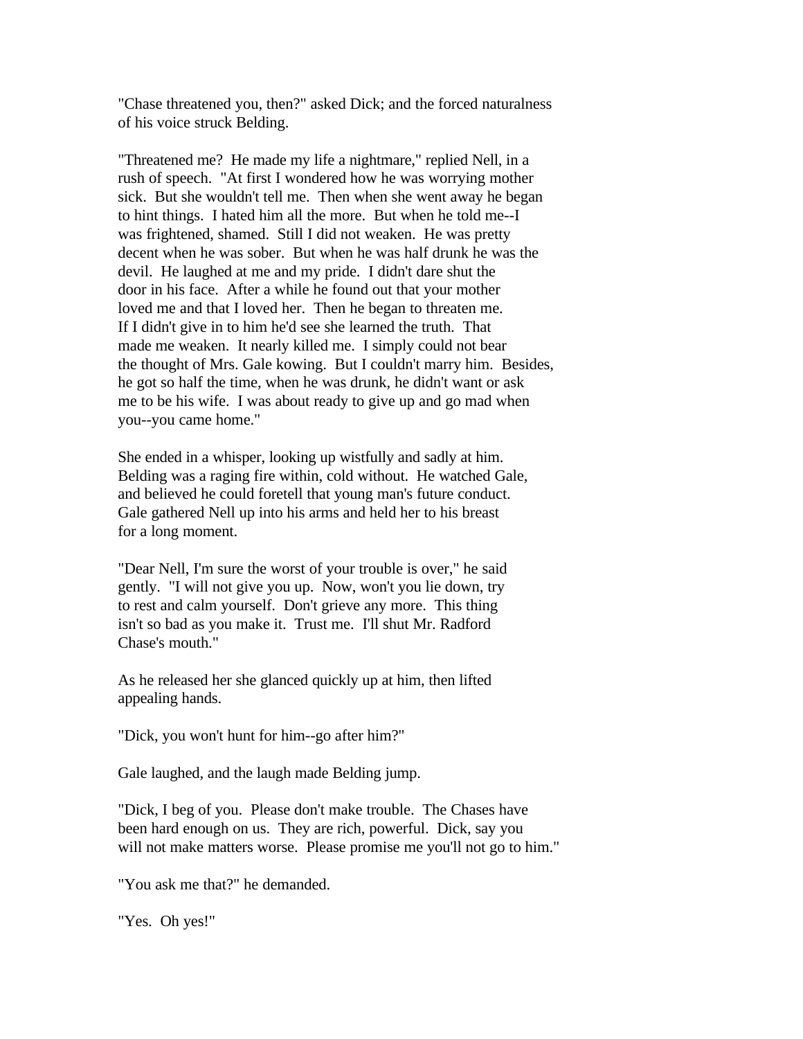"Chase threatened you, then?" asked Dick; and the forced naturalness of his voice struck Belding.

"Threatened me? He made my life a nightmare," replied Nell, in a rush of speech. "At first I wondered how he was worrying mother sick. But she wouldn't tell me. Then when she went away he began to hint things. I hated him all the more. But when he told me--I was frightened, shamed. Still I did not weaken. He was pretty decent when he was sober. But when he was half drunk he was the devil. He laughed at me and my pride. I didn't dare shut the door in his face. After a while he found out that your mother loved me and that I loved her. Then he began to threaten me. If I didn't give in to him he'd see she learned the truth. That made me weaken. It nearly killed me. I simply could not bear the thought of Mrs. Gale kowing. But I couldn't marry him. Besides, he got so half the time, when he was drunk, he didn't want or ask me to be his wife. I was about ready to give up and go mad when you--you came home."

She ended in a whisper, looking up wistfully and sadly at him. Belding was a raging fire within, cold without. He watched Gale, and believed he could foretell that young man's future conduct. Gale gathered Nell up into his arms and held her to his breast for a long moment.

"Dear Nell, I'm sure the worst of your trouble is over," he said gently. "I will not give you up. Now, won't you lie down, try to rest and calm yourself. Don't grieve any more. This thing isn't so bad as you make it. Trust me. I'll shut Mr. Radford Chase's mouth."

As he released her she glanced quickly up at him, then lifted appealing hands.

"Dick, you won't hunt for him--go after him?"

Gale laughed, and the laugh made Belding jump.

"Dick, I beg of you. Please don't make trouble. The Chases have been hard enough on us. They are rich, powerful. Dick, say you will not make matters worse. Please promise me you'll not go to him."

"You ask me that?" he demanded.

"Yes. Oh yes!"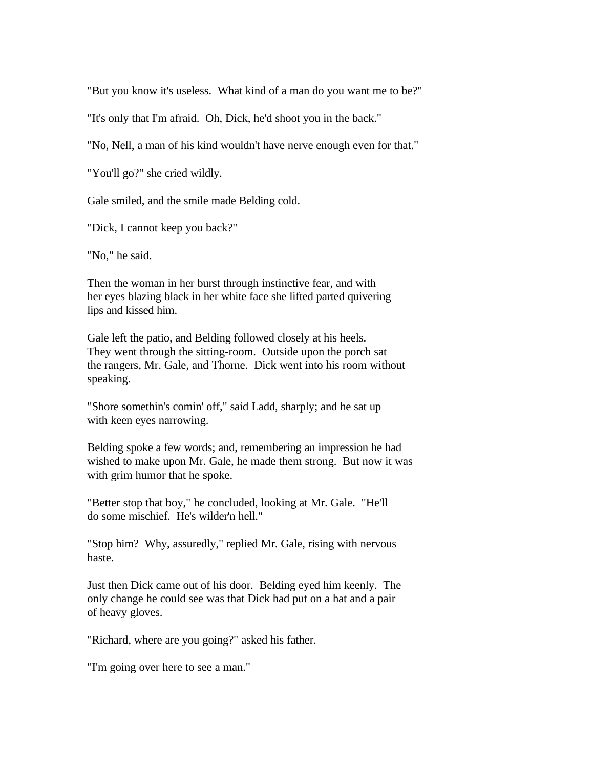"But you know it's useless.  What kind of a man do you want me to be?"

"It's only that I'm afraid.  Oh, Dick, he'd shoot you in the back."

"No, Nell, a man of his kind wouldn't have nerve enough even for that."

"You'll go?" she cried wildly.

Gale smiled, and the smile made Belding cold.

"Dick, I cannot keep you back?"

"No," he said.

Then the woman in her burst through instinctive fear, and with her eyes blazing black in her white face she lifted parted quivering lips and kissed him.

Gale left the patio, and Belding followed closely at his heels. They went through the sitting-room.  Outside upon the porch sat the rangers, Mr. Gale, and Thorne.  Dick went into his room without speaking.

"Shore somethin's comin' off," said Ladd, sharply; and he sat up with keen eyes narrowing.

Belding spoke a few words; and, remembering an impression he had wished to make upon Mr. Gale, he made them strong.  But now it was with grim humor that he spoke.

"Better stop that boy," he concluded, looking at Mr. Gale.  "He'll do some mischief.  He's wilder'n hell."

"Stop him?  Why, assuredly," replied Mr. Gale, rising with nervous haste.

Just then Dick came out of his door.  Belding eyed him keenly.  The only change he could see was that Dick had put on a hat and a pair of heavy gloves.

"Richard, where are you going?" asked his father.

"I'm going over here to see a man."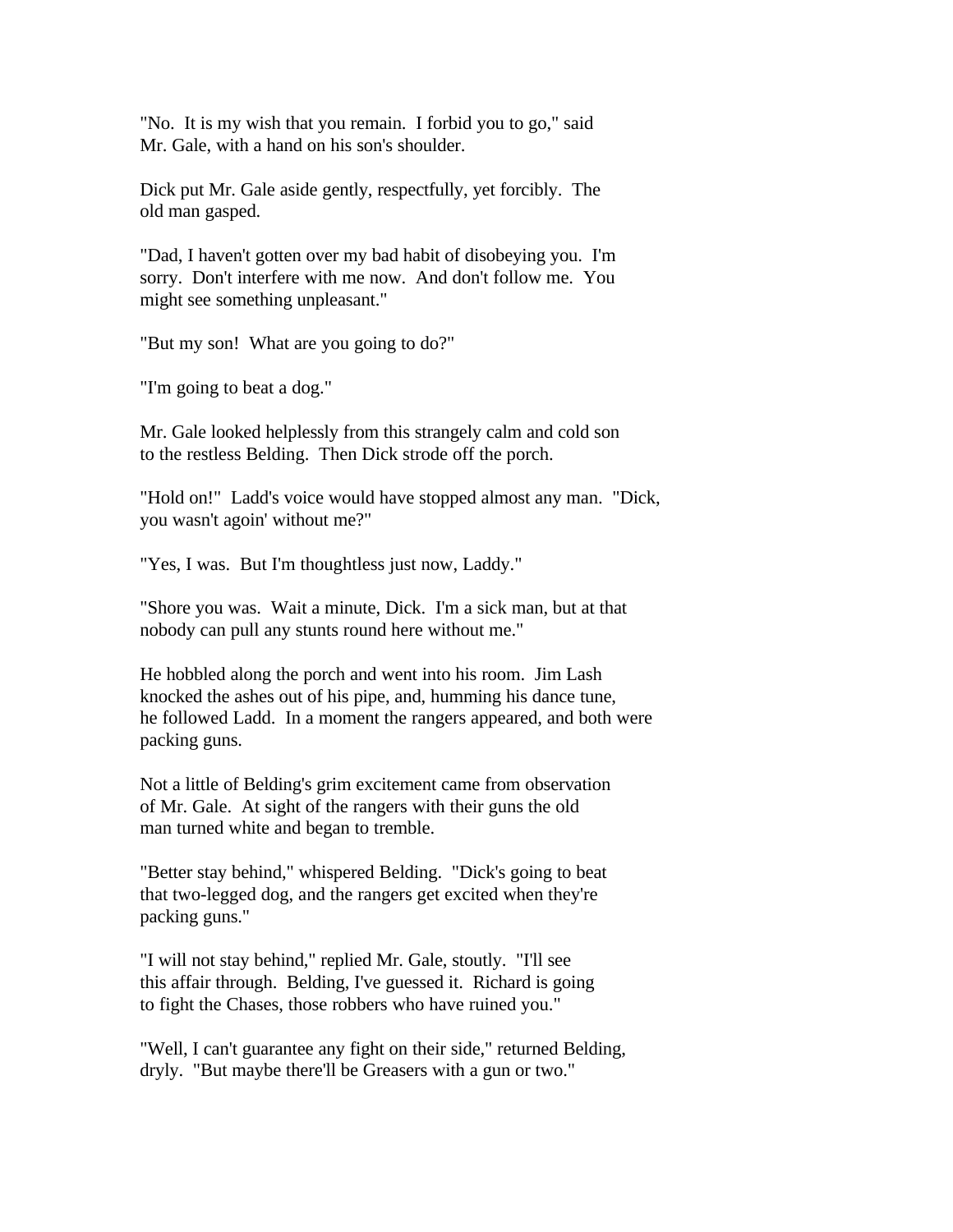"No.  It is my wish that you remain.  I forbid you to go," said Mr. Gale, with a hand on his son's shoulder.

Dick put Mr. Gale aside gently, respectfully, yet forcibly.  The old man gasped.

"Dad, I haven't gotten over my bad habit of disobeying you.  I'm sorry.  Don't interfere with me now.  And don't follow me.  You might see something unpleasant."

"But my son!  What are you going to do?"

"I'm going to beat a dog."

Mr. Gale looked helplessly from this strangely calm and cold son to the restless Belding.  Then Dick strode off the porch.

"Hold on!"  Ladd's voice would have stopped almost any man.  "Dick, you wasn't agoin' without me?"

"Yes, I was.  But I'm thoughtless just now, Laddy."

"Shore you was.  Wait a minute, Dick.  I'm a sick man, but at that nobody can pull any stunts round here without me."

He hobbled along the porch and went into his room.  Jim Lash knocked the ashes out of his pipe, and, humming his dance tune, he followed Ladd.  In a moment the rangers appeared, and both were packing guns.

Not a little of Belding's grim excitement came from observation of Mr. Gale.  At sight of the rangers with their guns the old man turned white and began to tremble.

"Better stay behind," whispered Belding.  "Dick's going to beat that two-legged dog, and the rangers get excited when they're packing guns."

"I will not stay behind," replied Mr. Gale, stoutly.  "I'll see this affair through.  Belding, I've guessed it.  Richard is going to fight the Chases, those robbers who have ruined you."

"Well, I can't guarantee any fight on their side," returned Belding, dryly.  "But maybe there'll be Greasers with a gun or two."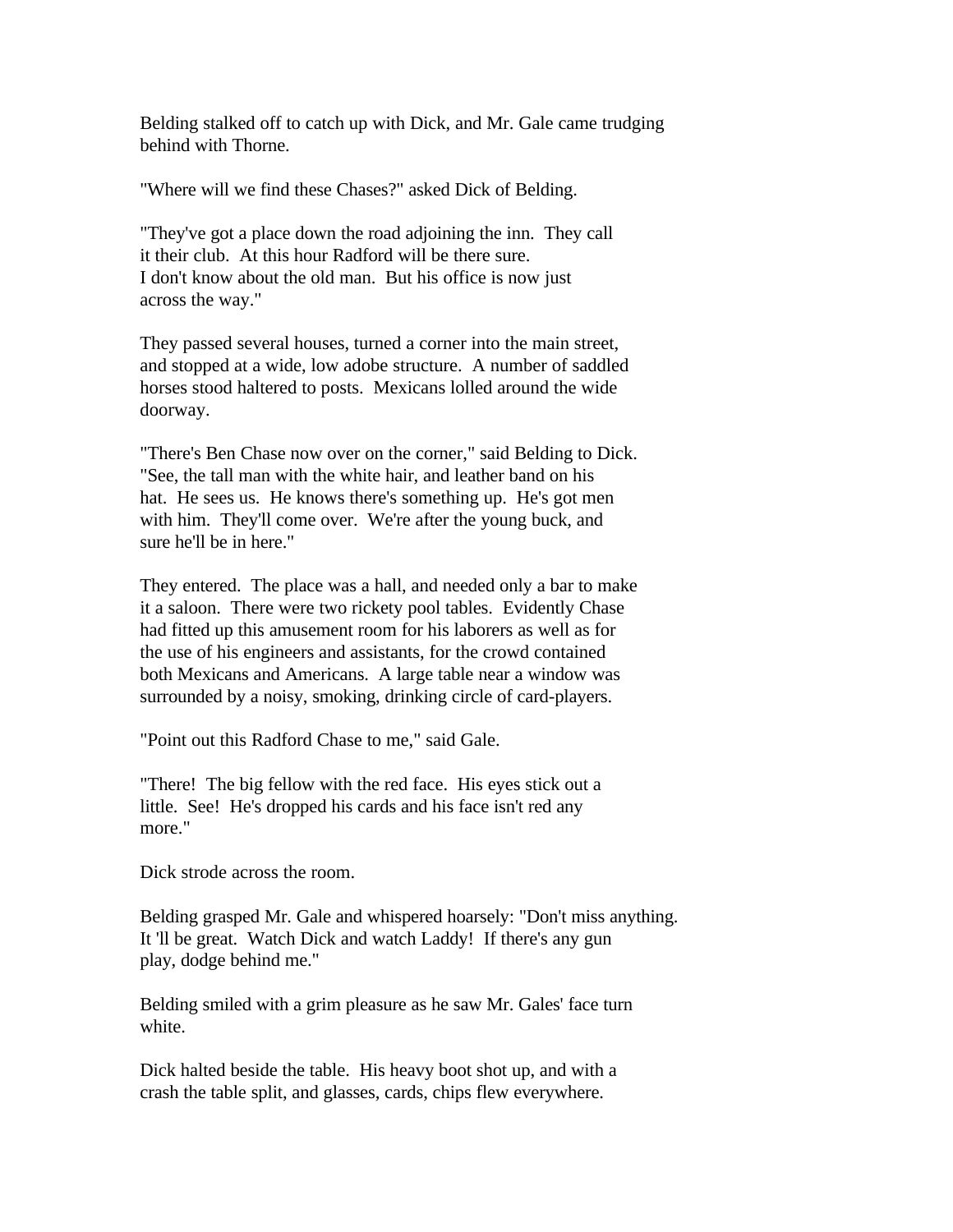Belding stalked off to catch up with Dick, and Mr. Gale came trudging behind with Thorne.

"Where will we find these Chases?" asked Dick of Belding.

"They've got a place down the road adjoining the inn. They call it their club. At this hour Radford will be there sure. I don't know about the old man. But his office is now just across the way."

They passed several houses, turned a corner into the main street, and stopped at a wide, low adobe structure. A number of saddled horses stood haltered to posts. Mexicans lolled around the wide doorway.

"There's Ben Chase now over on the corner," said Belding to Dick. "See, the tall man with the white hair, and leather band on his hat. He sees us. He knows there's something up. He's got men with him. They'll come over. We're after the young buck, and sure he'll be in here."

They entered. The place was a hall, and needed only a bar to make it a saloon. There were two rickety pool tables. Evidently Chase had fitted up this amusement room for his laborers as well as for the use of his engineers and assistants, for the crowd contained both Mexicans and Americans. A large table near a window was surrounded by a noisy, smoking, drinking circle of card-players.

"Point out this Radford Chase to me," said Gale.

"There! The big fellow with the red face. His eyes stick out a little. See! He's dropped his cards and his face isn't red any more."

Dick strode across the room.

Belding grasped Mr. Gale and whispered hoarsely: "Don't miss anything. It 'll be great. Watch Dick and watch Laddy! If there's any gun play, dodge behind me."

Belding smiled with a grim pleasure as he saw Mr. Gales' face turn white.

Dick halted beside the table. His heavy boot shot up, and with a crash the table split, and glasses, cards, chips flew everywhere.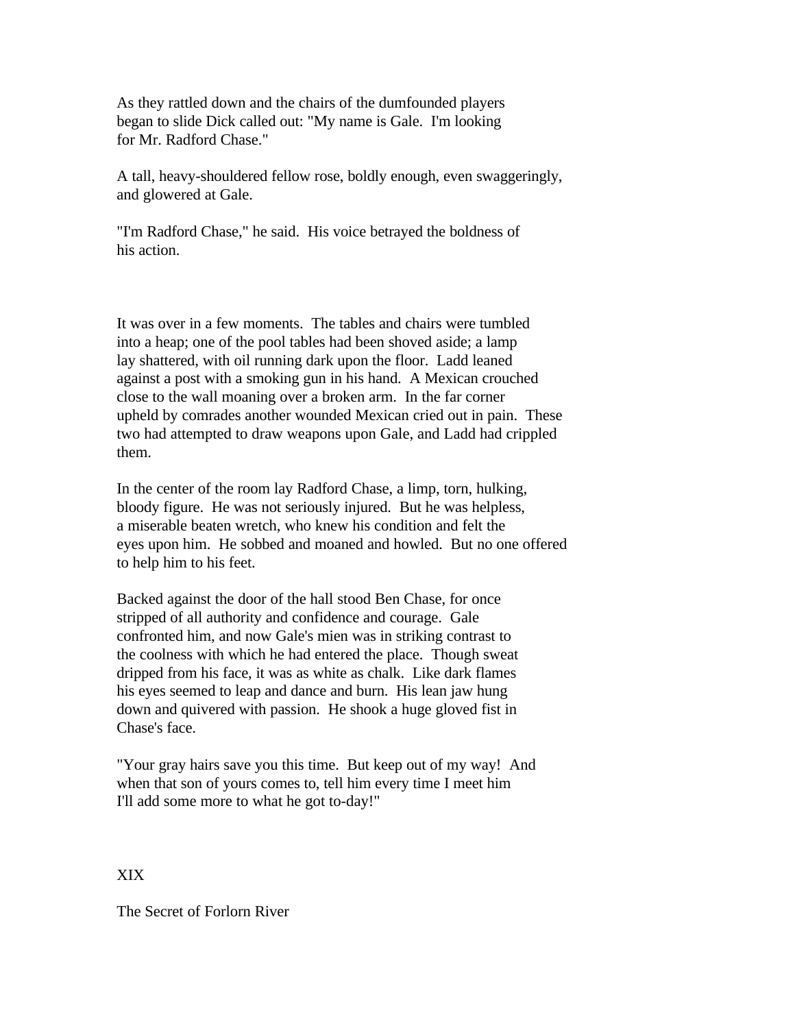As they rattled down and the chairs of the dumfounded players began to slide Dick called out: "My name is Gale. I'm looking for Mr. Radford Chase."

A tall, heavy-shouldered fellow rose, boldly enough, even swaggeringly, and glowered at Gale.

"I'm Radford Chase," he said. His voice betrayed the boldness of his action.

It was over in a few moments. The tables and chairs were tumbled into a heap; one of the pool tables had been shoved aside; a lamp lay shattered, with oil running dark upon the floor. Ladd leaned against a post with a smoking gun in his hand. A Mexican crouched close to the wall moaning over a broken arm. In the far corner upheld by comrades another wounded Mexican cried out in pain. These two had attempted to draw weapons upon Gale, and Ladd had crippled them.

In the center of the room lay Radford Chase, a limp, torn, hulking, bloody figure. He was not seriously injured. But he was helpless, a miserable beaten wretch, who knew his condition and felt the eyes upon him. He sobbed and moaned and howled. But no one offered to help him to his feet.

Backed against the door of the hall stood Ben Chase, for once stripped of all authority and confidence and courage. Gale confronted him, and now Gale's mien was in striking contrast to the coolness with which he had entered the place. Though sweat dripped from his face, it was as white as chalk. Like dark flames his eyes seemed to leap and dance and burn. His lean jaw hung down and quivered with passion. He shook a huge gloved fist in Chase's face.

"Your gray hairs save you this time. But keep out of my way! And when that son of yours comes to, tell him every time I meet him I'll add some more to what he got to-day!"

## XIX

## The Secret of Forlorn River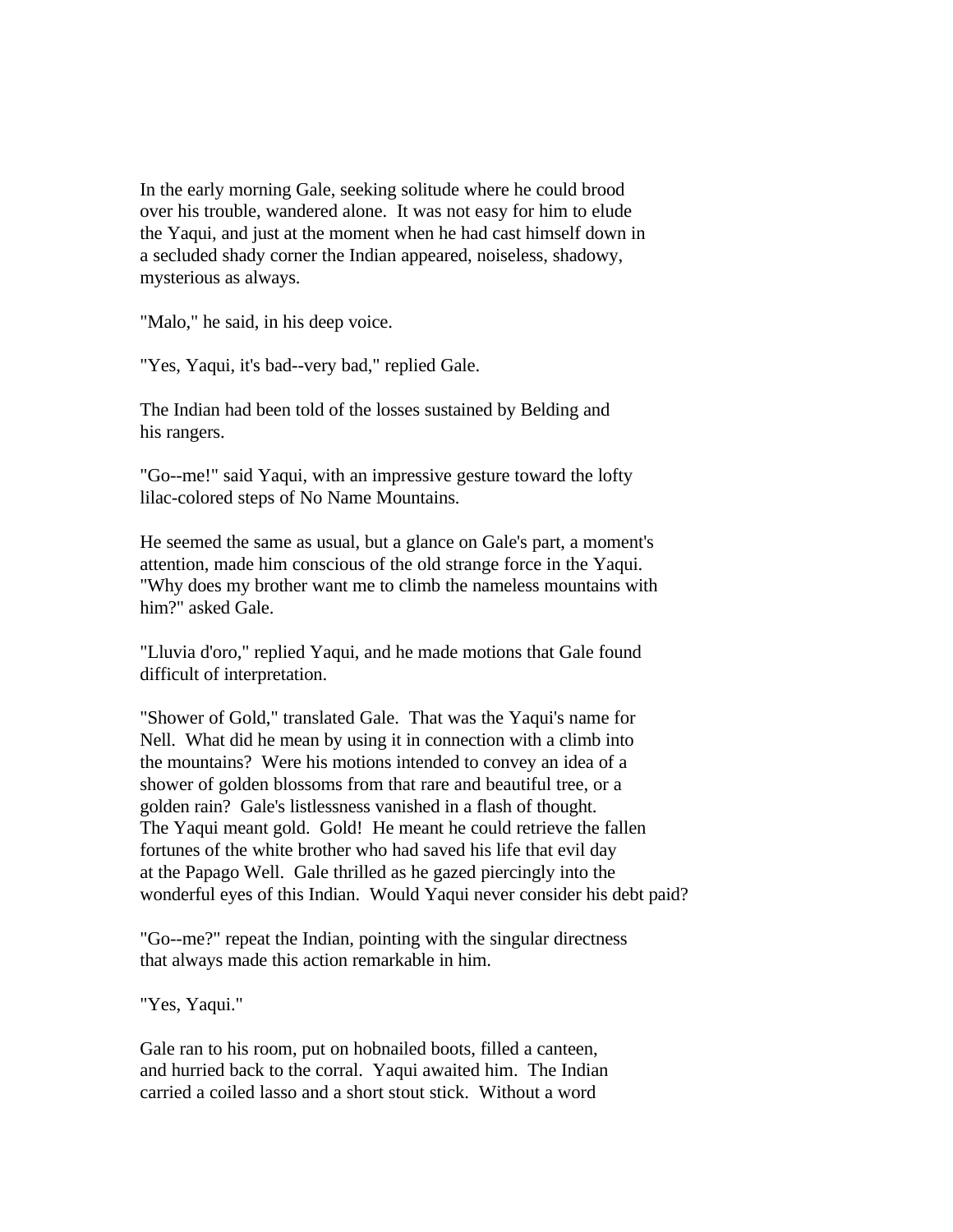In the early morning Gale, seeking solitude where he could brood over his trouble, wandered alone. It was not easy for him to elude the Yaqui, and just at the moment when he had cast himself down in a secluded shady corner the Indian appeared, noiseless, shadowy, mysterious as always.

"Malo," he said, in his deep voice.

"Yes, Yaqui, it's bad--very bad," replied Gale.

The Indian had been told of the losses sustained by Belding and his rangers.

"Go--me!" said Yaqui, with an impressive gesture toward the lofty lilac-colored steps of No Name Mountains.

He seemed the same as usual, but a glance on Gale's part, a moment's attention, made him conscious of the old strange force in the Yaqui. "Why does my brother want me to climb the nameless mountains with him?" asked Gale.

"Lluvia d'oro," replied Yaqui, and he made motions that Gale found difficult of interpretation.

"Shower of Gold," translated Gale. That was the Yaqui's name for Nell. What did he mean by using it in connection with a climb into the mountains? Were his motions intended to convey an idea of a shower of golden blossoms from that rare and beautiful tree, or a golden rain? Gale's listlessness vanished in a flash of thought. The Yaqui meant gold. Gold! He meant he could retrieve the fallen fortunes of the white brother who had saved his life that evil day at the Papago Well. Gale thrilled as he gazed piercingly into the wonderful eyes of this Indian. Would Yaqui never consider his debt paid?

"Go--me?" repeat the Indian, pointing with the singular directness that always made this action remarkable in him.

"Yes, Yaqui."

Gale ran to his room, put on hobnailed boots, filled a canteen, and hurried back to the corral. Yaqui awaited him. The Indian carried a coiled lasso and a short stout stick. Without a word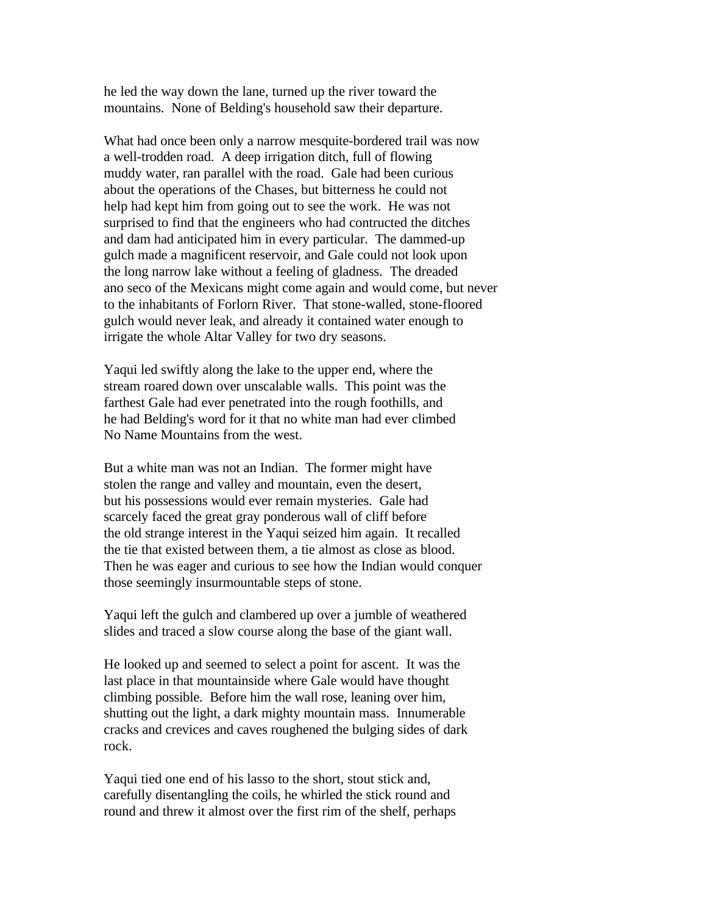he led the way down the lane, turned up the river toward the mountains. None of Belding's household saw their departure.

What had once been only a narrow mesquite-bordered trail was now a well-trodden road. A deep irrigation ditch, full of flowing muddy water, ran parallel with the road. Gale had been curious about the operations of the Chases, but bitterness he could not help had kept him from going out to see the work. He was not surprised to find that the engineers who had contructed the ditches and dam had anticipated him in every particular. The dammed-up gulch made a magnificent reservoir, and Gale could not look upon the long narrow lake without a feeling of gladness. The dreaded ano seco of the Mexicans might come again and would come, but never to the inhabitants of Forlorn River. That stone-walled, stone-floored gulch would never leak, and already it contained water enough to irrigate the whole Altar Valley for two dry seasons.

Yaqui led swiftly along the lake to the upper end, where the stream roared down over unscalable walls. This point was the farthest Gale had ever penetrated into the rough foothills, and he had Belding's word for it that no white man had ever climbed No Name Mountains from the west.

But a white man was not an Indian. The former might have stolen the range and valley and mountain, even the desert, but his possessions would ever remain mysteries. Gale had scarcely faced the great gray ponderous wall of cliff before the old strange interest in the Yaqui seized him again. It recalled the tie that existed between them, a tie almost as close as blood. Then he was eager and curious to see how the Indian would conquer those seemingly insurmountable steps of stone.

Yaqui left the gulch and clambered up over a jumble of weathered slides and traced a slow course along the base of the giant wall.

He looked up and seemed to select a point for ascent. It was the last place in that mountainside where Gale would have thought climbing possible. Before him the wall rose, leaning over him, shutting out the light, a dark mighty mountain mass. Innumerable cracks and crevices and caves roughened the bulging sides of dark rock.

Yaqui tied one end of his lasso to the short, stout stick and, carefully disentangling the coils, he whirled the stick round and round and threw it almost over the first rim of the shelf, perhaps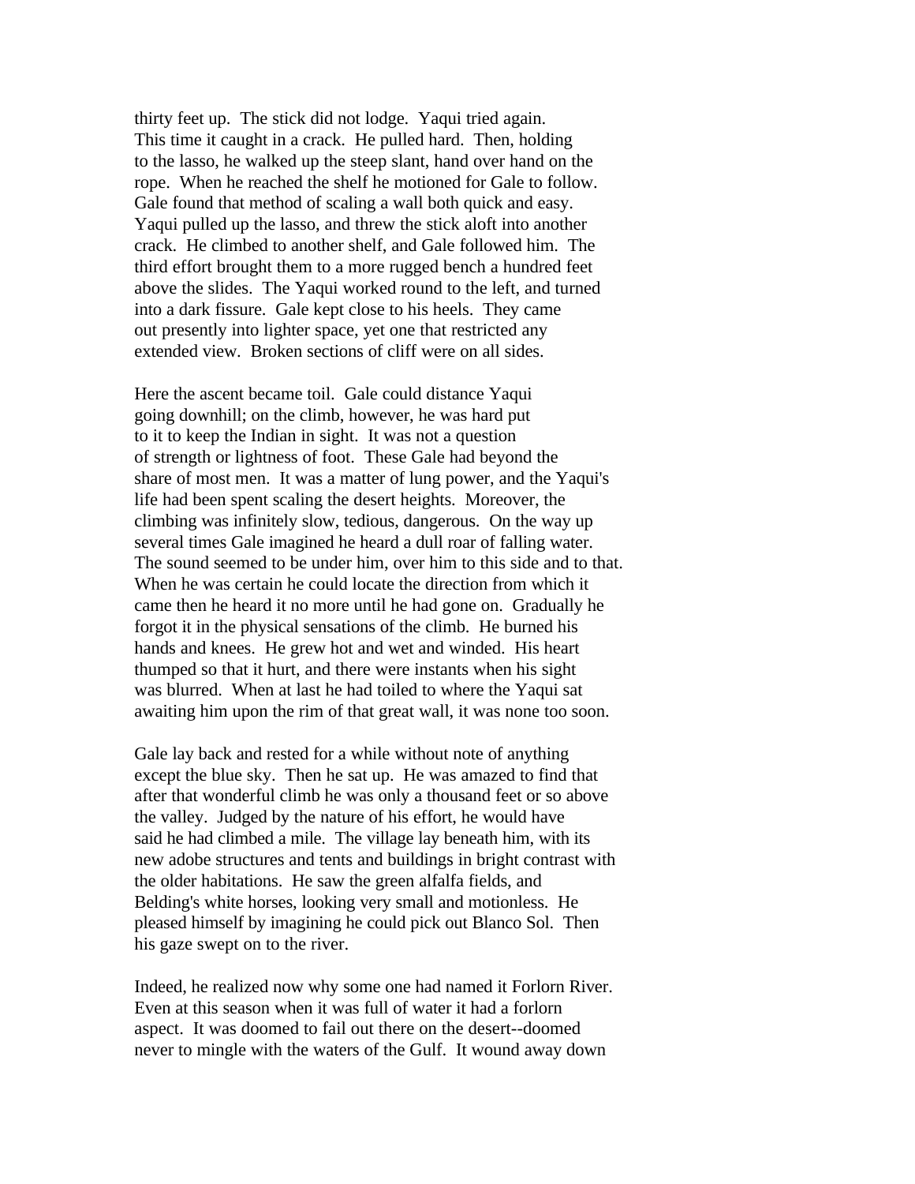thirty feet up. The stick did not lodge. Yaqui tried again. This time it caught in a crack. He pulled hard. Then, holding to the lasso, he walked up the steep slant, hand over hand on the rope. When he reached the shelf he motioned for Gale to follow. Gale found that method of scaling a wall both quick and easy. Yaqui pulled up the lasso, and threw the stick aloft into another crack. He climbed to another shelf, and Gale followed him. The third effort brought them to a more rugged bench a hundred feet above the slides. The Yaqui worked round to the left, and turned into a dark fissure. Gale kept close to his heels. They came out presently into lighter space, yet one that restricted any extended view. Broken sections of cliff were on all sides.

Here the ascent became toil. Gale could distance Yaqui going downhill; on the climb, however, he was hard put to it to keep the Indian in sight. It was not a question of strength or lightness of foot. These Gale had beyond the share of most men. It was a matter of lung power, and the Yaqui's life had been spent scaling the desert heights. Moreover, the climbing was infinitely slow, tedious, dangerous. On the way up several times Gale imagined he heard a dull roar of falling water. The sound seemed to be under him, over him to this side and to that. When he was certain he could locate the direction from which it came then he heard it no more until he had gone on. Gradually he forgot it in the physical sensations of the climb. He burned his hands and knees. He grew hot and wet and winded. His heart thumped so that it hurt, and there were instants when his sight was blurred. When at last he had toiled to where the Yaqui sat awaiting him upon the rim of that great wall, it was none too soon.

Gale lay back and rested for a while without note of anything except the blue sky. Then he sat up. He was amazed to find that after that wonderful climb he was only a thousand feet or so above the valley. Judged by the nature of his effort, he would have said he had climbed a mile. The village lay beneath him, with its new adobe structures and tents and buildings in bright contrast with the older habitations. He saw the green alfalfa fields, and Belding's white horses, looking very small and motionless. He pleased himself by imagining he could pick out Blanco Sol. Then his gaze swept on to the river.

Indeed, he realized now why some one had named it Forlorn River. Even at this season when it was full of water it had a forlorn aspect. It was doomed to fail out there on the desert--doomed never to mingle with the waters of the Gulf. It wound away down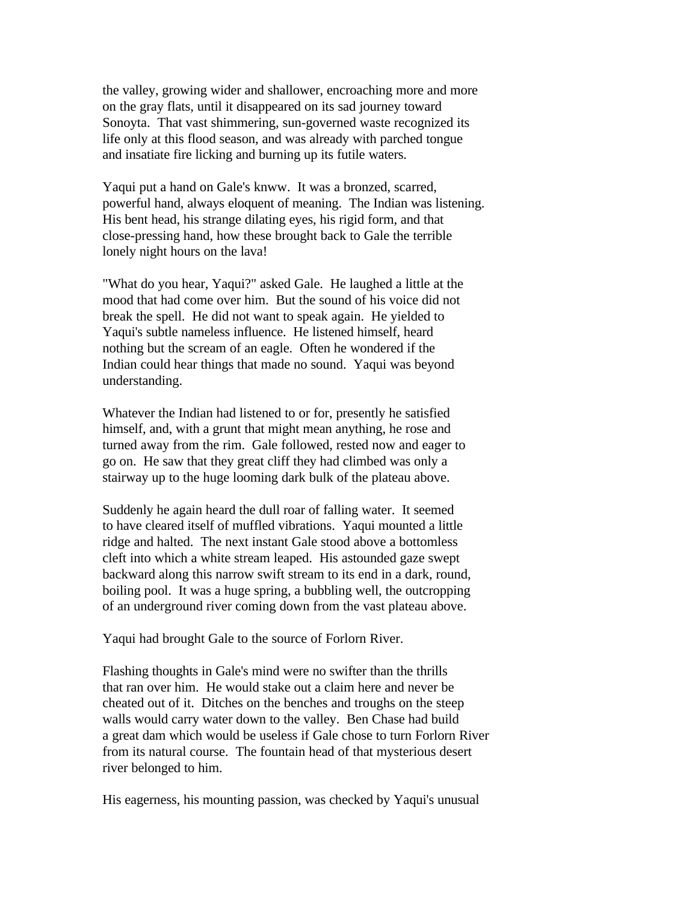the valley, growing wider and shallower, encroaching more and more on the gray flats, until it disappeared on its sad journey toward Sonoyta. That vast shimmering, sun-governed waste recognized its life only at this flood season, and was already with parched tongue and insatiate fire licking and burning up its futile waters.

Yaqui put a hand on Gale's knww. It was a bronzed, scarred, powerful hand, always eloquent of meaning. The Indian was listening. His bent head, his strange dilating eyes, his rigid form, and that close-pressing hand, how these brought back to Gale the terrible lonely night hours on the lava!

"What do you hear, Yaqui?" asked Gale. He laughed a little at the mood that had come over him. But the sound of his voice did not break the spell. He did not want to speak again. He yielded to Yaqui's subtle nameless influence. He listened himself, heard nothing but the scream of an eagle. Often he wondered if the Indian could hear things that made no sound. Yaqui was beyond understanding.

Whatever the Indian had listened to or for, presently he satisfied himself, and, with a grunt that might mean anything, he rose and turned away from the rim. Gale followed, rested now and eager to go on. He saw that they great cliff they had climbed was only a stairway up to the huge looming dark bulk of the plateau above.

Suddenly he again heard the dull roar of falling water. It seemed to have cleared itself of muffled vibrations. Yaqui mounted a little ridge and halted. The next instant Gale stood above a bottomless cleft into which a white stream leaped. His astounded gaze swept backward along this narrow swift stream to its end in a dark, round, boiling pool. It was a huge spring, a bubbling well, the outcropping of an underground river coming down from the vast plateau above.

Yaqui had brought Gale to the source of Forlorn River.

Flashing thoughts in Gale's mind were no swifter than the thrills that ran over him. He would stake out a claim here and never be cheated out of it. Ditches on the benches and troughs on the steep walls would carry water down to the valley. Ben Chase had build a great dam which would be useless if Gale chose to turn Forlorn River from its natural course. The fountain head of that mysterious desert river belonged to him.

His eagerness, his mounting passion, was checked by Yaqui's unusual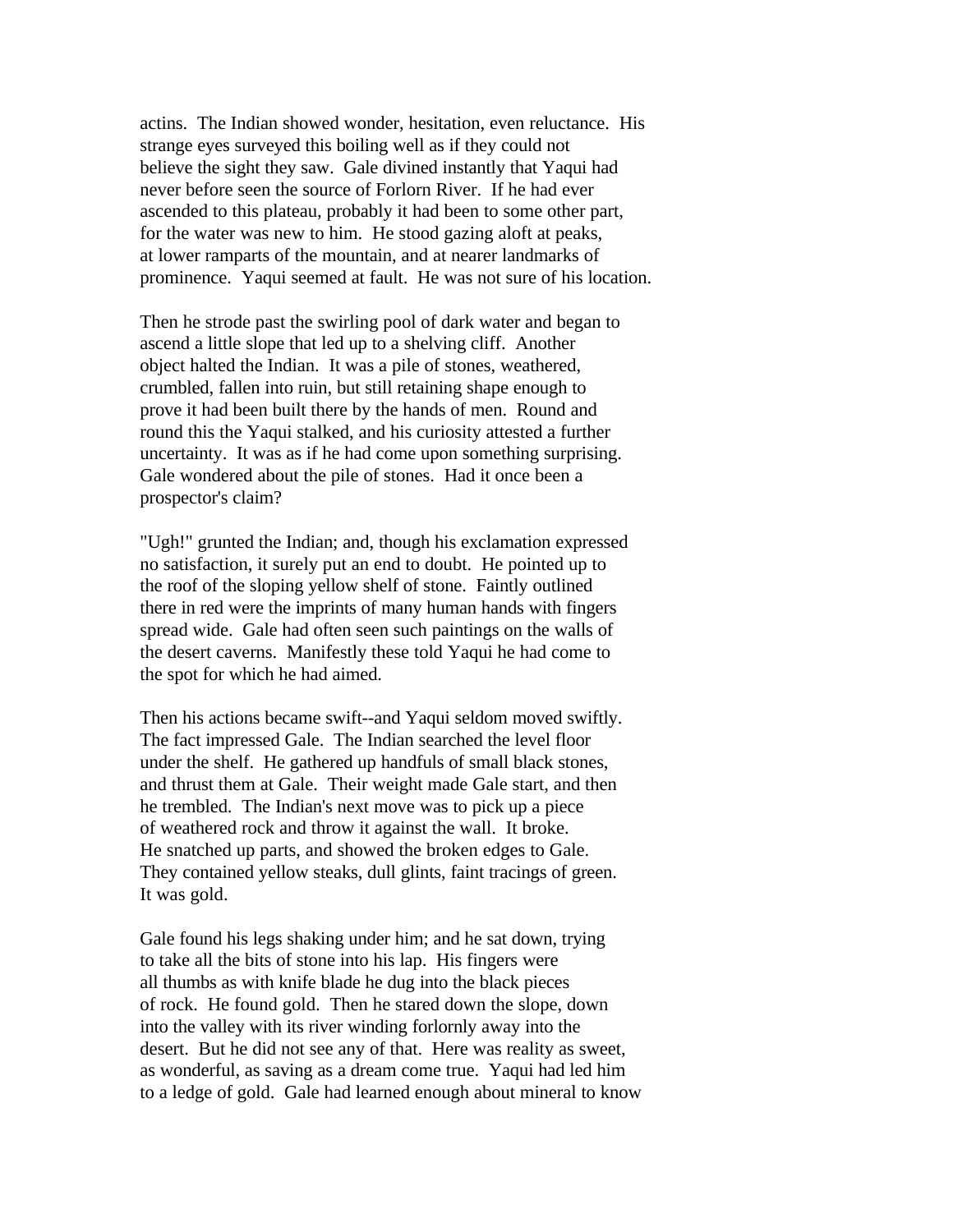actins. The Indian showed wonder, hesitation, even reluctance. His strange eyes surveyed this boiling well as if they could not believe the sight they saw. Gale divined instantly that Yaqui had never before seen the source of Forlorn River. If he had ever ascended to this plateau, probably it had been to some other part, for the water was new to him. He stood gazing aloft at peaks, at lower ramparts of the mountain, and at nearer landmarks of prominence. Yaqui seemed at fault. He was not sure of his location.

Then he strode past the swirling pool of dark water and began to ascend a little slope that led up to a shelving cliff. Another object halted the Indian. It was a pile of stones, weathered, crumbled, fallen into ruin, but still retaining shape enough to prove it had been built there by the hands of men. Round and round this the Yaqui stalked, and his curiosity attested a further uncertainty. It was as if he had come upon something surprising. Gale wondered about the pile of stones. Had it once been a prospector's claim?

"Ugh!" grunted the Indian; and, though his exclamation expressed no satisfaction, it surely put an end to doubt. He pointed up to the roof of the sloping yellow shelf of stone. Faintly outlined there in red were the imprints of many human hands with fingers spread wide. Gale had often seen such paintings on the walls of the desert caverns. Manifestly these told Yaqui he had come to the spot for which he had aimed.

Then his actions became swift--and Yaqui seldom moved swiftly. The fact impressed Gale. The Indian searched the level floor under the shelf. He gathered up handfuls of small black stones, and thrust them at Gale. Their weight made Gale start, and then he trembled. The Indian's next move was to pick up a piece of weathered rock and throw it against the wall. It broke. He snatched up parts, and showed the broken edges to Gale. They contained yellow steaks, dull glints, faint tracings of green. It was gold.

Gale found his legs shaking under him; and he sat down, trying to take all the bits of stone into his lap. His fingers were all thumbs as with knife blade he dug into the black pieces of rock. He found gold. Then he stared down the slope, down into the valley with its river winding forlornly away into the desert. But he did not see any of that. Here was reality as sweet, as wonderful, as saving as a dream come true. Yaqui had led him to a ledge of gold. Gale had learned enough about mineral to know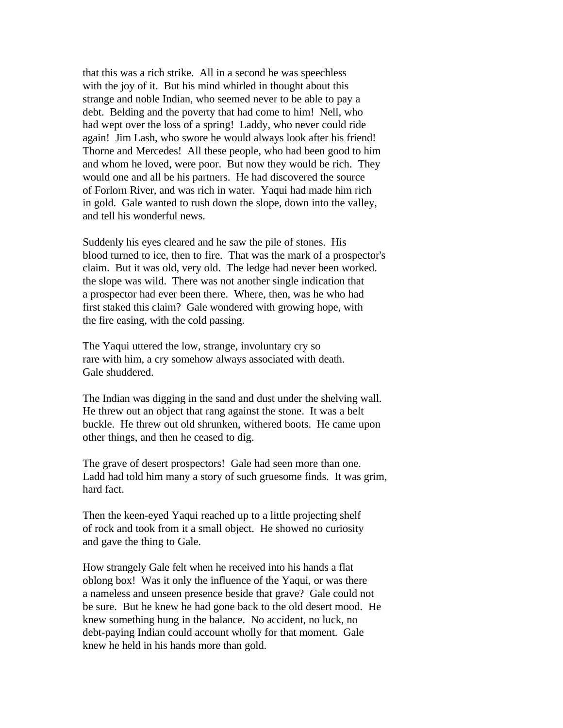that this was a rich strike. All in a second he was speechless with the joy of it. But his mind whirled in thought about this strange and noble Indian, who seemed never to be able to pay a debt. Belding and the poverty that had come to him! Nell, who had wept over the loss of a spring! Laddy, who never could ride again! Jim Lash, who swore he would always look after his friend! Thorne and Mercedes! All these people, who had been good to him and whom he loved, were poor. But now they would be rich. They would one and all be his partners. He had discovered the source of Forlorn River, and was rich in water. Yaqui had made him rich in gold. Gale wanted to rush down the slope, down into the valley, and tell his wonderful news.

Suddenly his eyes cleared and he saw the pile of stones. His blood turned to ice, then to fire. That was the mark of a prospector's claim. But it was old, very old. The ledge had never been worked. the slope was wild. There was not another single indication that a prospector had ever been there. Where, then, was he who had first staked this claim? Gale wondered with growing hope, with the fire easing, with the cold passing.

The Yaqui uttered the low, strange, involuntary cry so rare with him, a cry somehow always associated with death. Gale shuddered.

The Indian was digging in the sand and dust under the shelving wall. He threw out an object that rang against the stone. It was a belt buckle. He threw out old shrunken, withered boots. He came upon other things, and then he ceased to dig.

The grave of desert prospectors! Gale had seen more than one. Ladd had told him many a story of such gruesome finds. It was grim, hard fact.

Then the keen-eyed Yaqui reached up to a little projecting shelf of rock and took from it a small object. He showed no curiosity and gave the thing to Gale.

How strangely Gale felt when he received into his hands a flat oblong box! Was it only the influence of the Yaqui, or was there a nameless and unseen presence beside that grave? Gale could not be sure. But he knew he had gone back to the old desert mood. He knew something hung in the balance. No accident, no luck, no debt-paying Indian could account wholly for that moment. Gale knew he held in his hands more than gold.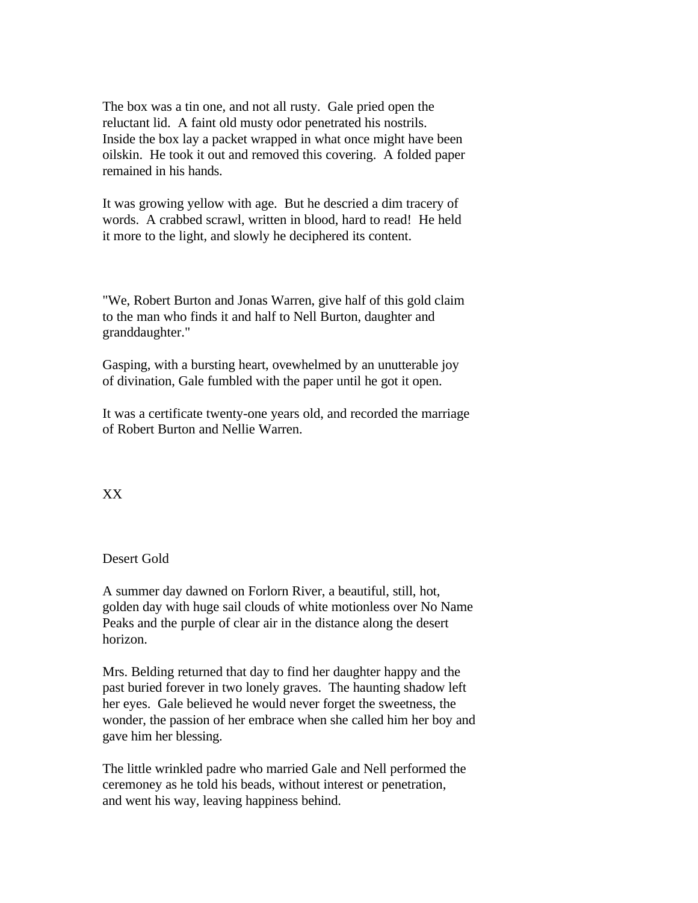The box was a tin one, and not all rusty. Gale pried open the reluctant lid. A faint old musty odor penetrated his nostrils. Inside the box lay a packet wrapped in what once might have been oilskin. He took it out and removed this covering. A folded paper remained in his hands.

It was growing yellow with age. But he descried a dim tracery of words. A crabbed scrawl, written in blood, hard to read! He held it more to the light, and slowly he deciphered its content.

"We, Robert Burton and Jonas Warren, give half of this gold claim to the man who finds it and half to Nell Burton, daughter and granddaughter."

Gasping, with a bursting heart, ovewhelmed by an unutterable joy of divination, Gale fumbled with the paper until he got it open.

It was a certificate twenty-one years old, and recorded the marriage of Robert Burton and Nellie Warren.

## XX

### Desert Gold

A summer day dawned on Forlorn River, a beautiful, still, hot, golden day with huge sail clouds of white motionless over No Name Peaks and the purple of clear air in the distance along the desert horizon.

Mrs. Belding returned that day to find her daughter happy and the past buried forever in two lonely graves. The haunting shadow left her eyes. Gale believed he would never forget the sweetness, the wonder, the passion of her embrace when she called him her boy and gave him her blessing.

The little wrinkled padre who married Gale and Nell performed the ceremoney as he told his beads, without interest or penetration, and went his way, leaving happiness behind.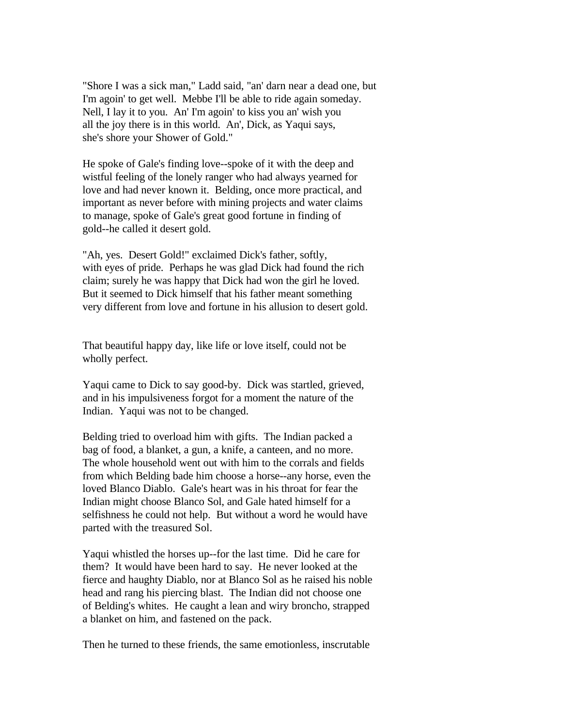"Shore I was a sick man," Ladd said, "an' darn near a dead one, but I'm agoin' to get well. Mebbe I'll be able to ride again someday. Nell, I lay it to you. An' I'm agoin' to kiss you an' wish you all the joy there is in this world. An', Dick, as Yaqui says, she's shore your Shower of Gold."

He spoke of Gale's finding love--spoke of it with the deep and wistful feeling of the lonely ranger who had always yearned for love and had never known it. Belding, once more practical, and important as never before with mining projects and water claims to manage, spoke of Gale's great good fortune in finding of gold--he called it desert gold.

"Ah, yes. Desert Gold!" exclaimed Dick's father, softly, with eyes of pride. Perhaps he was glad Dick had found the rich claim; surely he was happy that Dick had won the girl he loved. But it seemed to Dick himself that his father meant something very different from love and fortune in his allusion to desert gold.

That beautiful happy day, like life or love itself, could not be wholly perfect.

Yaqui came to Dick to say good-by. Dick was startled, grieved, and in his impulsiveness forgot for a moment the nature of the Indian. Yaqui was not to be changed.

Belding tried to overload him with gifts. The Indian packed a bag of food, a blanket, a gun, a knife, a canteen, and no more. The whole household went out with him to the corrals and fields from which Belding bade him choose a horse--any horse, even the loved Blanco Diablo. Gale's heart was in his throat for fear the Indian might choose Blanco Sol, and Gale hated himself for a selfishness he could not help. But without a word he would have parted with the treasured Sol.

Yaqui whistled the horses up--for the last time. Did he care for them? It would have been hard to say. He never looked at the fierce and haughty Diablo, nor at Blanco Sol as he raised his noble head and rang his piercing blast. The Indian did not choose one of Belding's whites. He caught a lean and wiry broncho, strapped a blanket on him, and fastened on the pack.

Then he turned to these friends, the same emotionless, inscrutable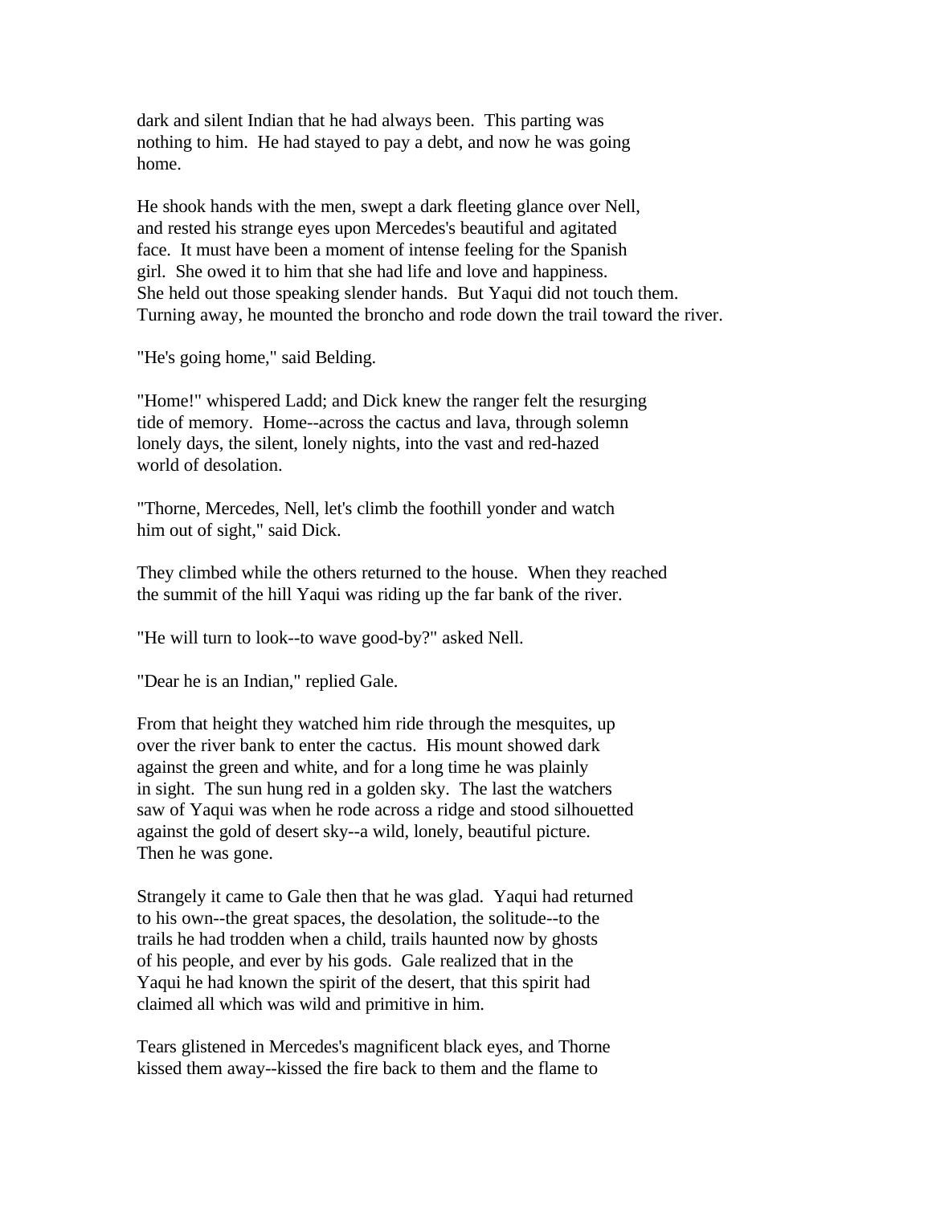dark and silent Indian that he had always been. This parting was nothing to him. He had stayed to pay a debt, and now he was going home.

He shook hands with the men, swept a dark fleeting glance over Nell, and rested his strange eyes upon Mercedes's beautiful and agitated face. It must have been a moment of intense feeling for the Spanish girl. She owed it to him that she had life and love and happiness. She held out those speaking slender hands. But Yaqui did not touch them. Turning away, he mounted the broncho and rode down the trail toward the river.

"He's going home," said Belding.

"Home!" whispered Ladd; and Dick knew the ranger felt the resurging tide of memory. Home--across the cactus and lava, through solemn lonely days, the silent, lonely nights, into the vast and red-hazed world of desolation.

"Thorne, Mercedes, Nell, let's climb the foothill yonder and watch him out of sight," said Dick.

They climbed while the others returned to the house. When they reached the summit of the hill Yaqui was riding up the far bank of the river.

"He will turn to look--to wave good-by?" asked Nell.

"Dear he is an Indian," replied Gale.

From that height they watched him ride through the mesquites, up over the river bank to enter the cactus. His mount showed dark against the green and white, and for a long time he was plainly in sight. The sun hung red in a golden sky. The last the watchers saw of Yaqui was when he rode across a ridge and stood silhouetted against the gold of desert sky--a wild, lonely, beautiful picture. Then he was gone.

Strangely it came to Gale then that he was glad. Yaqui had returned to his own--the great spaces, the desolation, the solitude--to the trails he had trodden when a child, trails haunted now by ghosts of his people, and ever by his gods. Gale realized that in the Yaqui he had known the spirit of the desert, that this spirit had claimed all which was wild and primitive in him.

Tears glistened in Mercedes's magnificent black eyes, and Thorne kissed them away--kissed the fire back to them and the flame to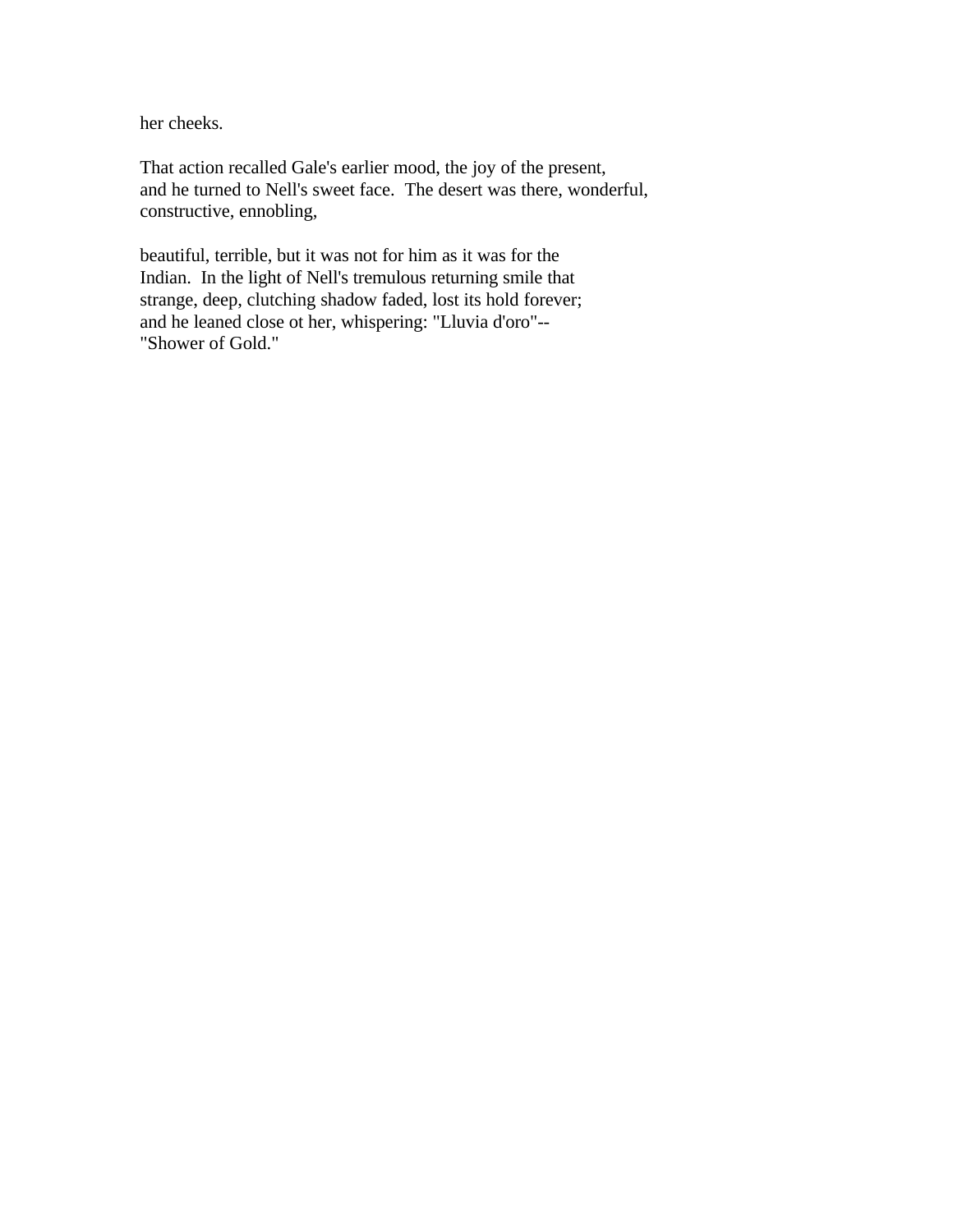her cheeks.

That action recalled Gale's earlier mood, the joy of the present, and he turned to Nell's sweet face. The desert was there, wonderful, constructive, ennobling,

beautiful, terrible, but it was not for him as it was for the Indian. In the light of Nell's tremulous returning smile that strange, deep, clutching shadow faded, lost its hold forever; and he leaned close ot her, whispering: "Lluvia d'oro"-- "Shower of Gold."